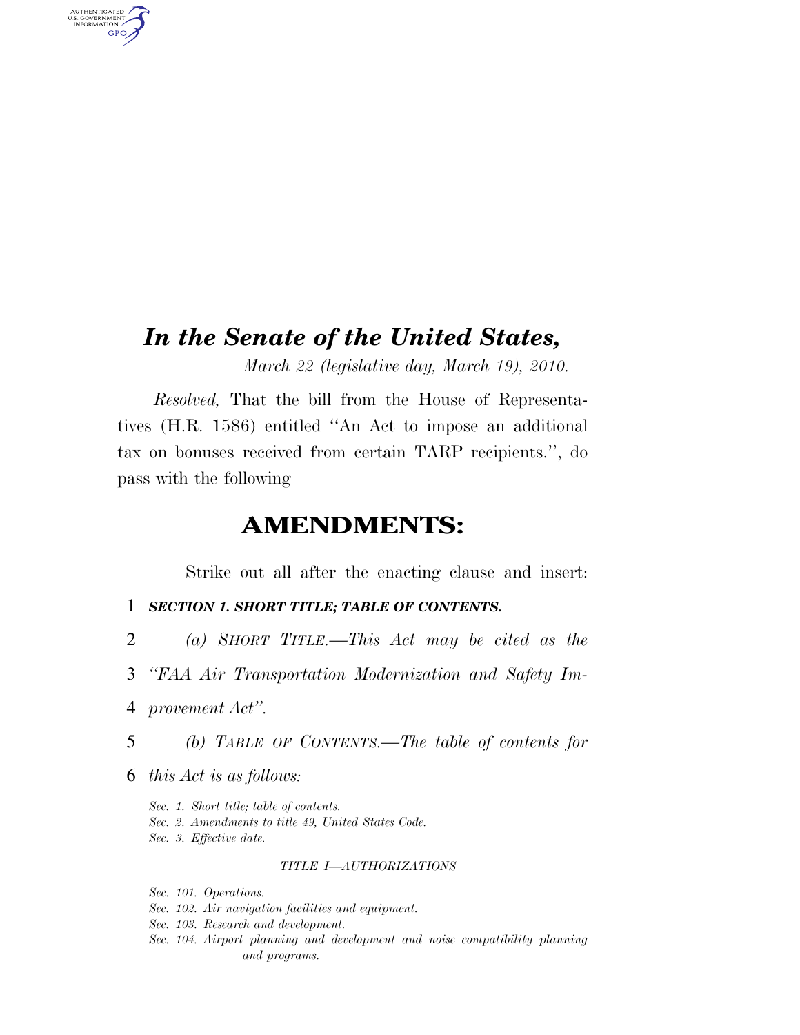# *In the Senate of the United States,*

*March 22 (legislative day, March 19), 2010.*

*Resolved,* That the bill from the House of Representatives (H.R. 1586) entitled "An Act to impose an additional tax on bonuses received from certain TARP recipients.", do pass with the following

## AMENDMENTS:

Strike out all after the enacting clause and insert:

1 ***SECTION 1. SHORT TITLE; TABLE OF CONTENTS.***

2 *(a) SHORT TITLE.—This Act may be cited as the*
3 *"FAA Air Transportation Modernization and Safety Im-*
4 *provement Act".*

5 *(b) TABLE OF CONTENTS.—The table of contents for*
6 *this Act is as follows:*

*Sec. 1. Short title; table of contents.*
*Sec. 2. Amendments to title 49, United States Code.*
*Sec. 3. Effective date.*

*TITLE I—AUTHORIZATIONS*

*Sec. 101. Operations.*
*Sec. 102. Air navigation facilities and equipment.*
*Sec. 103. Research and development.*
*Sec. 104. Airport planning and development and noise compatibility planning and programs.*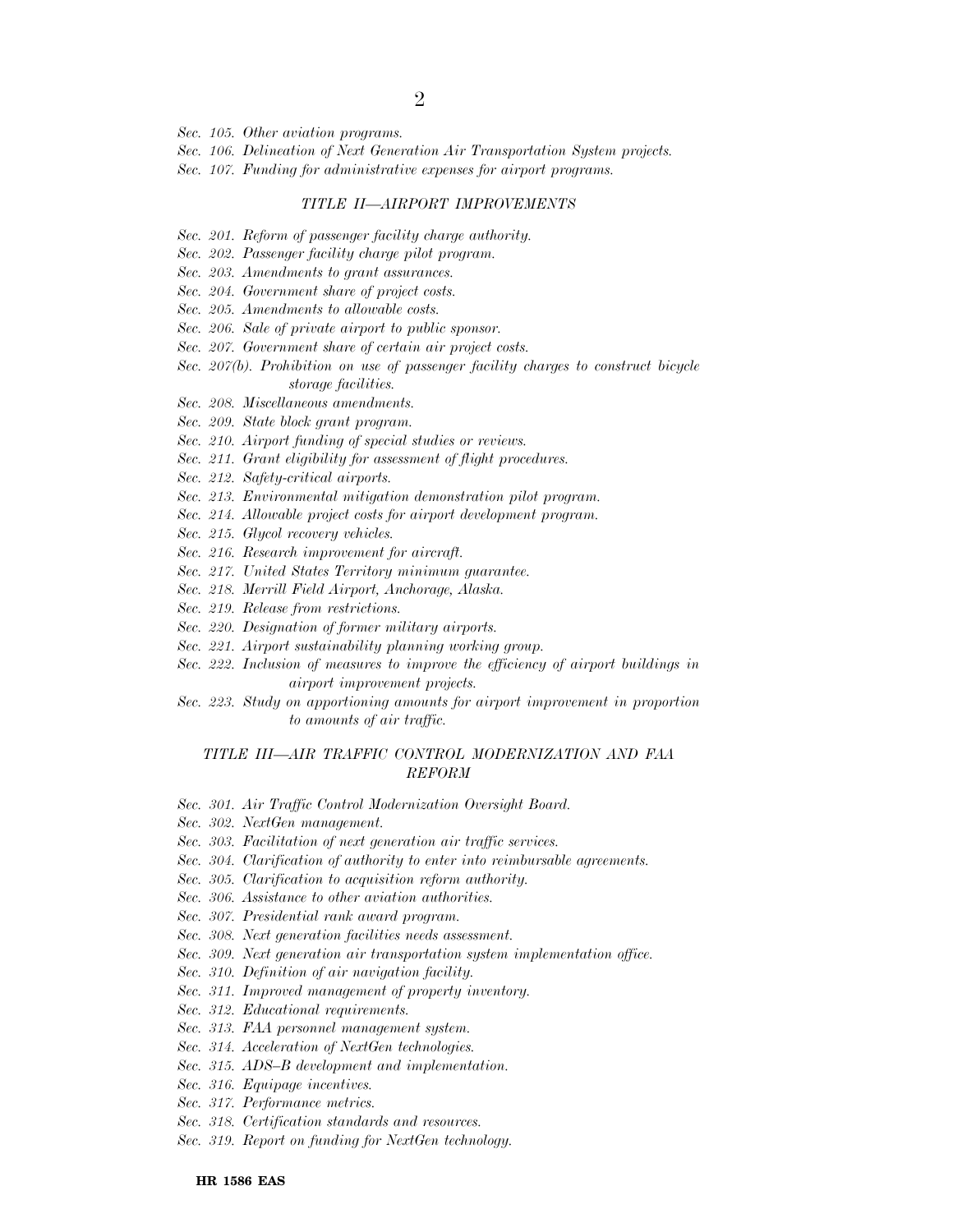*Sec. 105. Other aviation programs.*

*Sec. 106. Delineation of Next Generation Air Transportation System projects.*

*Sec. 107. Funding for administrative expenses for airport programs.*

### *TITLE II—AIRPORT IMPROVEMENTS*

*Sec. 201. Reform of passenger facility charge authority.*

*Sec. 202. Passenger facility charge pilot program.*

*Sec. 203. Amendments to grant assurances.*

*Sec. 204. Government share of project costs.*

*Sec. 205. Amendments to allowable costs.*

*Sec. 206. Sale of private airport to public sponsor.*

*Sec. 207. Government share of certain air project costs.*

*Sec. 207(b). Prohibition on use of passenger facility charges to construct bicycle storage facilities.*

*Sec. 208. Miscellaneous amendments.*

*Sec. 209. State block grant program.*

*Sec. 210. Airport funding of special studies or reviews.*

*Sec. 211. Grant eligibility for assessment of flight procedures.*

*Sec. 212. Safety-critical airports.*

*Sec. 213. Environmental mitigation demonstration pilot program.*

*Sec. 214. Allowable project costs for airport development program.*

*Sec. 215. Glycol recovery vehicles.*

*Sec. 216. Research improvement for aircraft.*

*Sec. 217. United States Territory minimum guarantee.*

*Sec. 218. Merrill Field Airport, Anchorage, Alaska.*

*Sec. 219. Release from restrictions.*

*Sec. 220. Designation of former military airports.*

*Sec. 221. Airport sustainability planning working group.*

*Sec. 222. Inclusion of measures to improve the efficiency of airport buildings in airport improvement projects.*

*Sec. 223. Study on apportioning amounts for airport improvement in proportion to amounts of air traffic.*

### *TITLE III—AIR TRAFFIC CONTROL MODERNIZATION AND FAA REFORM*

*Sec. 301. Air Traffic Control Modernization Oversight Board.*

*Sec. 302. NextGen management.*

*Sec. 303. Facilitation of next generation air traffic services.*

*Sec. 304. Clarification of authority to enter into reimbursable agreements.*

*Sec. 305. Clarification to acquisition reform authority.*

*Sec. 306. Assistance to other aviation authorities.*

*Sec. 307. Presidential rank award program.*

*Sec. 308. Next generation facilities needs assessment.*

*Sec. 309. Next generation air transportation system implementation office.*

*Sec. 310. Definition of air navigation facility.*

*Sec. 311. Improved management of property inventory.*

*Sec. 312. Educational requirements.*

*Sec. 313. FAA personnel management system.*

*Sec. 314. Acceleration of NextGen technologies.*

*Sec. 315. ADS–B development and implementation.*

*Sec. 316. Equipage incentives.*

*Sec. 317. Performance metrics.*

*Sec. 318. Certification standards and resources.*

*Sec. 319. Report on funding for NextGen technology.*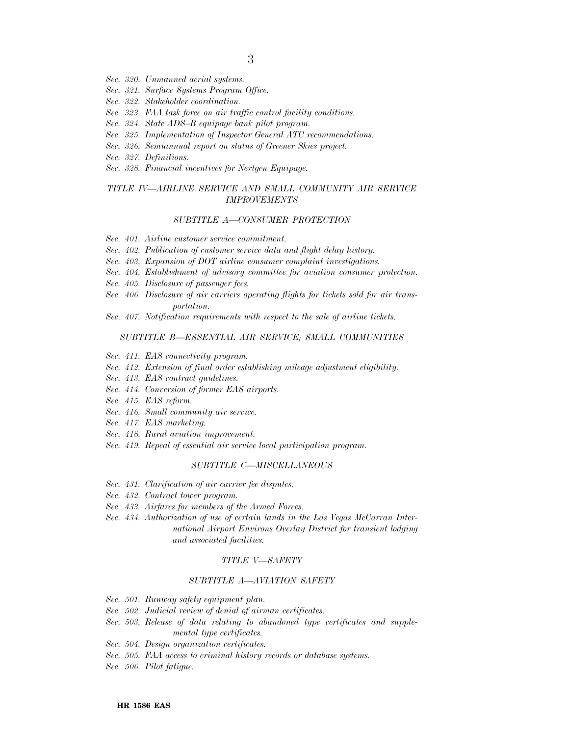*Sec. 320. Unmanned aerial systems.*

*Sec. 321. Surface Systems Program Office.*

*Sec. 322. Stakeholder coordination.*

*Sec. 323. FAA task force on air traffic control facility conditions.*

*Sec. 324. State ADS–B equipage bank pilot program.*

*Sec. 325. Implementation of Inspector General ATC recommendations.*

*Sec. 326. Semiannual report on status of Greener Skies project.*

*Sec. 327. Definitions.*

*Sec. 328. Financial incentives for Nextgen Equipage.*

## *TITLE IV—AIRLINE SERVICE AND SMALL COMMUNITY AIR SERVICE IMPROVEMENTS*

### *SUBTITLE A—CONSUMER PROTECTION*

*Sec. 401. Airline customer service commitment.*

*Sec. 402. Publication of customer service data and flight delay history.*

*Sec. 403. Expansion of DOT airline consumer complaint investigations.*

*Sec. 404. Establishment of advisory committee for aviation consumer protection.*

*Sec. 405. Disclosure of passenger fees.*

*Sec. 406. Disclosure of air carriers operating flights for tickets sold for air transportation.*

*Sec. 407. Notification requirements with respect to the sale of airline tickets.*

### *SUBTITLE B—ESSENTIAL AIR SERVICE; SMALL COMMUNITIES*

*Sec. 411. EAS connectivity program.*

*Sec. 412. Extension of final order establishing mileage adjustment eligibility.*

*Sec. 413. EAS contract guidelines.*

*Sec. 414. Conversion of former EAS airports.*

*Sec. 415. EAS reform.*

*Sec. 416. Small community air service.*

*Sec. 417. EAS marketing.*

*Sec. 418. Rural aviation improvement.*

*Sec. 419. Repeal of essential air service local participation program.*

### *SUBTITLE C—MISCELLANEOUS*

*Sec. 431. Clarification of air carrier fee disputes.*

*Sec. 432. Contract tower program.*

*Sec. 433. Airfares for members of the Armed Forces.*

*Sec. 434. Authorization of use of certain lands in the Las Vegas McCarran International Airport Environs Overlay District for transient lodging and associated facilities.*

## *TITLE V—SAFETY*

### *SUBTITLE A—AVIATION SAFETY*

*Sec. 501. Runway safety equipment plan.*

*Sec. 502. Judicial review of denial of airman certificates.*

*Sec. 503. Release of data relating to abandoned type certificates and supplemental type certificates.*

*Sec. 504. Design organization certificates.*

*Sec. 505. FAA access to criminal history records or database systems.*

*Sec. 506. Pilot fatigue.*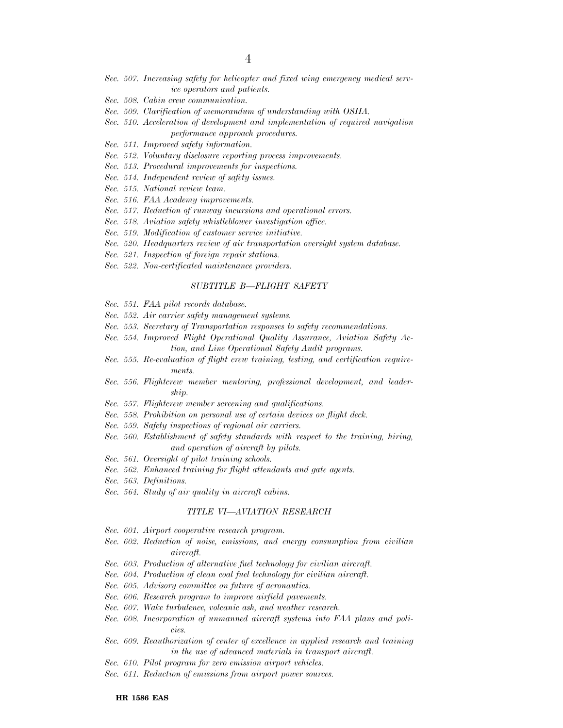*Sec. 507. Increasing safety for helicopter and fixed wing emergency medical service operators and patients.*
*Sec. 508. Cabin crew communication.*
*Sec. 509. Clarification of memorandum of understanding with OSHA.*
*Sec. 510. Acceleration of development and implementation of required navigation performance approach procedures.*
*Sec. 511. Improved safety information.*
*Sec. 512. Voluntary disclosure reporting process improvements.*
*Sec. 513. Procedural improvements for inspections.*
*Sec. 514. Independent review of safety issues.*
*Sec. 515. National review team.*
*Sec. 516. FAA Academy improvements.*
*Sec. 517. Reduction of runway incursions and operational errors.*
*Sec. 518. Aviation safety whistleblower investigation office.*
*Sec. 519. Modification of customer service initiative.*
*Sec. 520. Headquarters review of air transportation oversight system database.*
*Sec. 521. Inspection of foreign repair stations.*
*Sec. 522. Non-certificated maintenance providers.*

*SUBTITLE B—FLIGHT SAFETY*

*Sec. 551. FAA pilot records database.*
*Sec. 552. Air carrier safety management systems.*
*Sec. 553. Secretary of Transportation responses to safety recommendations.*
*Sec. 554. Improved Flight Operational Quality Assurance, Aviation Safety Action, and Line Operational Safety Audit programs.*
*Sec. 555. Re-evaluation of flight crew training, testing, and certification requirements.*
*Sec. 556. Flightcrew member mentoring, professional development, and leadership.*
*Sec. 557. Flightcrew member screening and qualifications.*
*Sec. 558. Prohibition on personal use of certain devices on flight deck.*
*Sec. 559. Safety inspections of regional air carriers.*
*Sec. 560. Establishment of safety standards with respect to the training, hiring, and operation of aircraft by pilots.*
*Sec. 561. Oversight of pilot training schools.*
*Sec. 562. Enhanced training for flight attendants and gate agents.*
*Sec. 563. Definitions.*
*Sec. 564. Study of air quality in aircraft cabins.*

*TITLE VI—AVIATION RESEARCH*

*Sec. 601. Airport cooperative research program.*
*Sec. 602. Reduction of noise, emissions, and energy consumption from civilian aircraft.*
*Sec. 603. Production of alternative fuel technology for civilian aircraft.*
*Sec. 604. Production of clean coal fuel technology for civilian aircraft.*
*Sec. 605. Advisory committee on future of aeronautics.*
*Sec. 606. Research program to improve airfield pavements.*
*Sec. 607. Wake turbulence, volcanic ash, and weather research.*
*Sec. 608. Incorporation of unmanned aircraft systems into FAA plans and policies.*
*Sec. 609. Reauthorization of center of excellence in applied research and training in the use of advanced materials in transport aircraft.*
*Sec. 610. Pilot program for zero emission airport vehicles.*
*Sec. 611. Reduction of emissions from airport power sources.*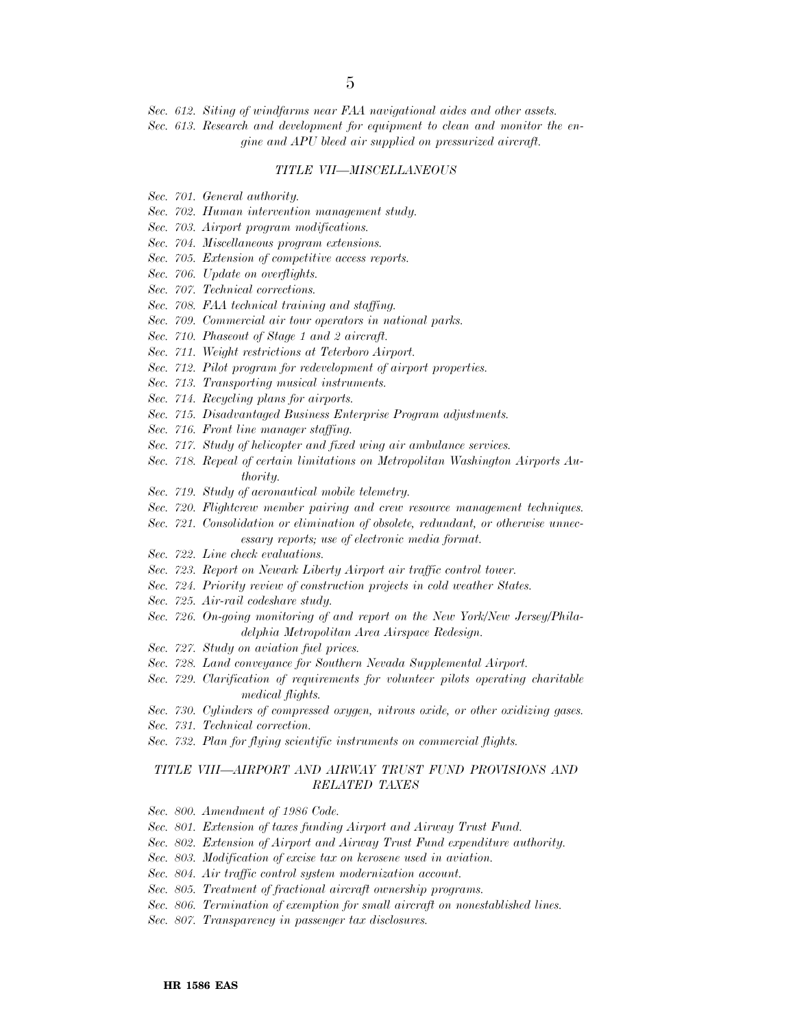*Sec. 612. Siting of windfarms near FAA navigational aides and other assets.*
*Sec. 613. Research and development for equipment to clean and monitor the engine and APU bleed air supplied on pressurized aircraft.*

### *TITLE VII—MISCELLANEOUS*

*Sec. 701. General authority.*
*Sec. 702. Human intervention management study.*
*Sec. 703. Airport program modifications.*
*Sec. 704. Miscellaneous program extensions.*
*Sec. 705. Extension of competitive access reports.*
*Sec. 706. Update on overflights.*
*Sec. 707. Technical corrections.*
*Sec. 708. FAA technical training and staffing.*
*Sec. 709. Commercial air tour operators in national parks.*
*Sec. 710. Phaseout of Stage 1 and 2 aircraft.*
*Sec. 711. Weight restrictions at Teterboro Airport.*
*Sec. 712. Pilot program for redevelopment of airport properties.*
*Sec. 713. Transporting musical instruments.*
*Sec. 714. Recycling plans for airports.*
*Sec. 715. Disadvantaged Business Enterprise Program adjustments.*
*Sec. 716. Front line manager staffing.*
*Sec. 717. Study of helicopter and fixed wing air ambulance services.*
*Sec. 718. Repeal of certain limitations on Metropolitan Washington Airports Authority.*
*Sec. 719. Study of aeronautical mobile telemetry.*
*Sec. 720. Flightcrew member pairing and crew resource management techniques.*
*Sec. 721. Consolidation or elimination of obsolete, redundant, or otherwise unnecessary reports; use of electronic media format.*
*Sec. 722. Line check evaluations.*
*Sec. 723. Report on Newark Liberty Airport air traffic control tower.*
*Sec. 724. Priority review of construction projects in cold weather States.*
*Sec. 725. Air-rail codeshare study.*
*Sec. 726. On-going monitoring of and report on the New York/New Jersey/Philadelphia Metropolitan Area Airspace Redesign.*
*Sec. 727. Study on aviation fuel prices.*
*Sec. 728. Land conveyance for Southern Nevada Supplemental Airport.*
*Sec. 729. Clarification of requirements for volunteer pilots operating charitable medical flights.*
*Sec. 730. Cylinders of compressed oxygen, nitrous oxide, or other oxidizing gases.*
*Sec. 731. Technical correction.*
*Sec. 732. Plan for flying scientific instruments on commercial flights.*

### *TITLE VIII—AIRPORT AND AIRWAY TRUST FUND PROVISIONS AND RELATED TAXES*

*Sec. 800. Amendment of 1986 Code.*
*Sec. 801. Extension of taxes funding Airport and Airway Trust Fund.*
*Sec. 802. Extension of Airport and Airway Trust Fund expenditure authority.*
*Sec. 803. Modification of excise tax on kerosene used in aviation.*
*Sec. 804. Air traffic control system modernization account.*
*Sec. 805. Treatment of fractional aircraft ownership programs.*
*Sec. 806. Termination of exemption for small aircraft on nonestablished lines.*
*Sec. 807. Transparency in passenger tax disclosures.*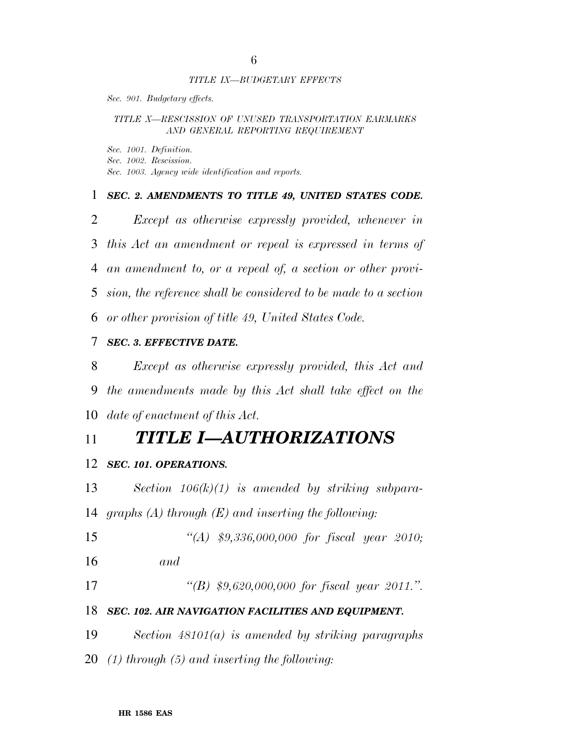*TITLE IX—BUDGETARY EFFECTS*

*Sec. 901. Budgetary effects.*

*TITLE X—RESCISSION OF UNUSED TRANSPORTATION EARMARKS AND GENERAL REPORTING REQUIREMENT*

*Sec. 1001. Definition.*
*Sec. 1002. Rescission.*
*Sec. 1003. Agency wide identification and reports.*

***SEC. 2. AMENDMENTS TO TITLE 49, UNITED STATES CODE.***

*Except as otherwise expressly provided, whenever in this Act an amendment or repeal is expressed in terms of an amendment to, or a repeal of, a section or other provision, the reference shall be considered to be made to a section or other provision of title 49, United States Code.*

***SEC. 3. EFFECTIVE DATE.***

*Except as otherwise expressly provided, this Act and the amendments made by this Act shall take effect on the date of enactment of this Act.*

# *TITLE I—AUTHORIZATIONS*

***SEC. 101. OPERATIONS.***

*Section 106(k)(1) is amended by striking subparagraphs (A) through (E) and inserting the following:*

*"(A) $9,336,000,000 for fiscal year 2010; and*

*"(B) $9,620,000,000 for fiscal year 2011.".*

***SEC. 102. AIR NAVIGATION FACILITIES AND EQUIPMENT.***

*Section 48101(a) is amended by striking paragraphs (1) through (5) and inserting the following:*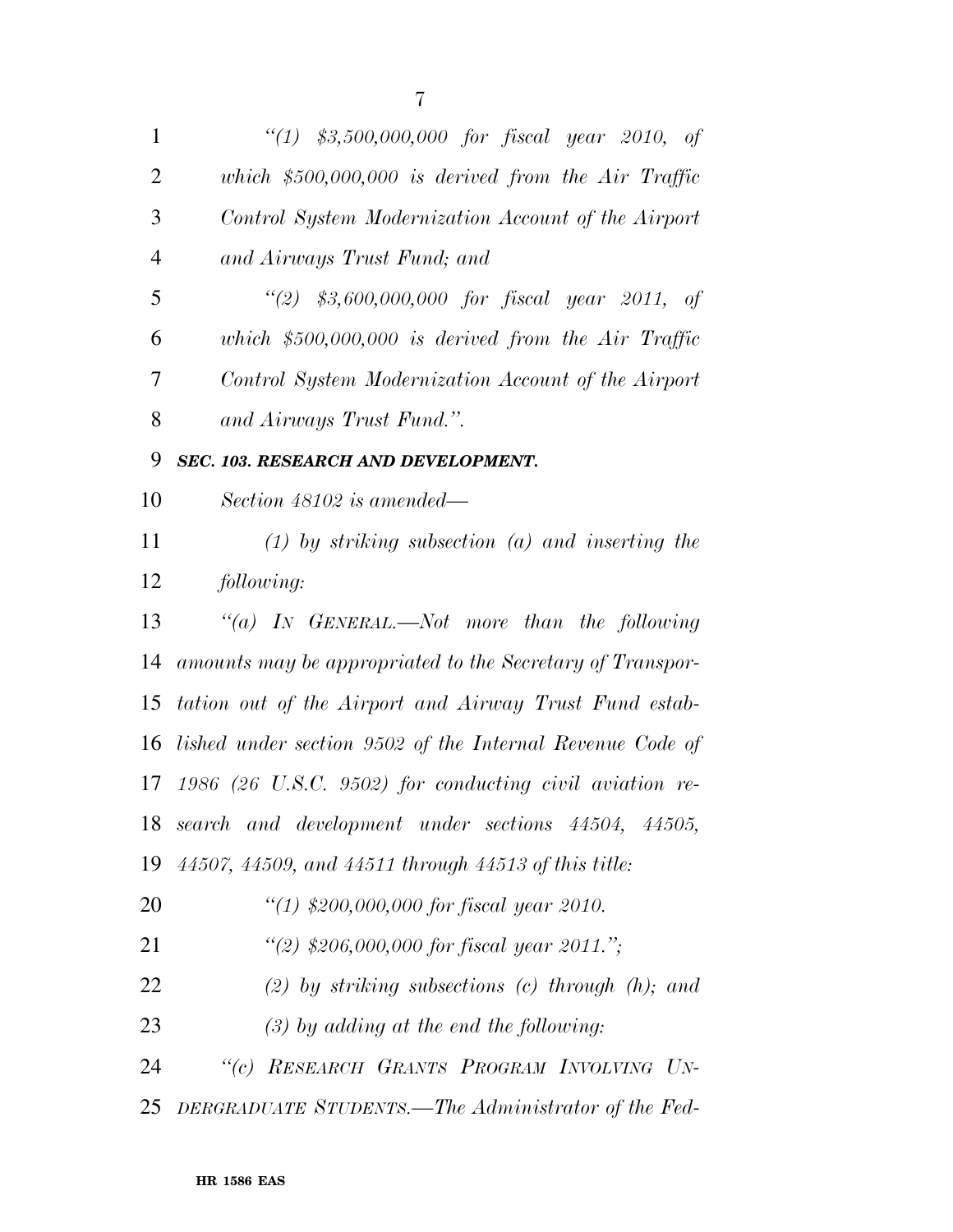*"(1) $3,500,000,000 for fiscal year 2010, of which $500,000,000 is derived from the Air Traffic Control System Modernization Account of the Airport and Airways Trust Fund; and*

*"(2) $3,600,000,000 for fiscal year 2011, of which $500,000,000 is derived from the Air Traffic Control System Modernization Account of the Airport and Airways Trust Fund.".*

***SEC. 103. RESEARCH AND DEVELOPMENT.***

*Section 48102 is amended—*

*(1) by striking subsection (a) and inserting the following:*

*"(a) IN GENERAL.—Not more than the following amounts may be appropriated to the Secretary of Transportation out of the Airport and Airway Trust Fund established under section 9502 of the Internal Revenue Code of 1986 (26 U.S.C. 9502) for conducting civil aviation research and development under sections 44504, 44505, 44507, 44509, and 44511 through 44513 of this title:*

*"(1) $200,000,000 for fiscal year 2010.*

*"(2) $206,000,000 for fiscal year 2011.";*

*(2) by striking subsections (c) through (h); and*

*(3) by adding at the end the following:*

*"(c) RESEARCH GRANTS PROGRAM INVOLVING UNDERGRADUATE STUDENTS.—The Administrator of the Fed-*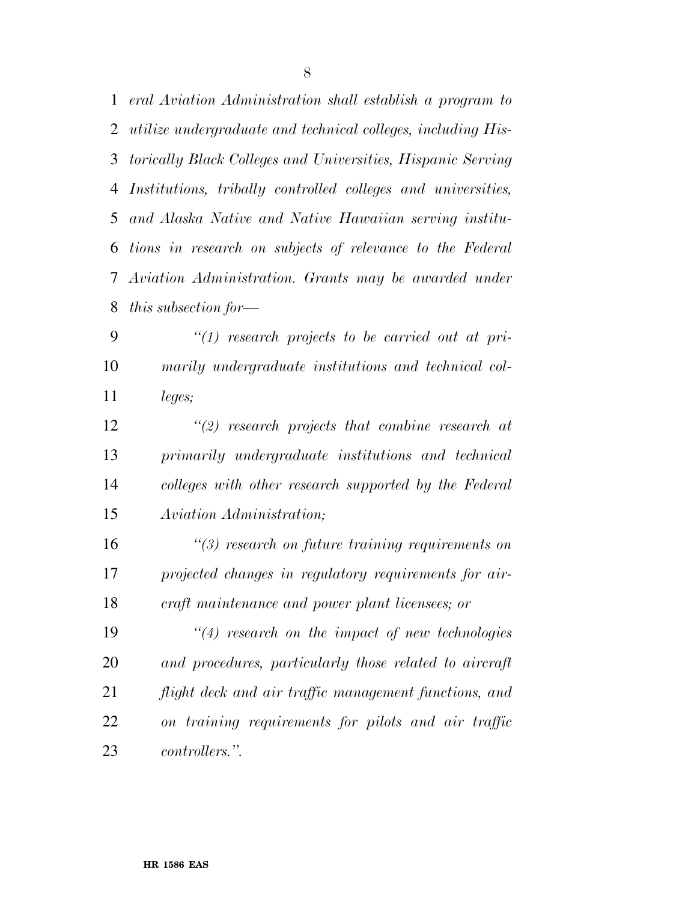*eral Aviation Administration shall establish a program to utilize undergraduate and technical colleges, including Historically Black Colleges and Universities, Hispanic Serving Institutions, tribally controlled colleges and universities, and Alaska Native and Native Hawaiian serving institutions in research on subjects of relevance to the Federal Aviation Administration. Grants may be awarded under this subsection for—*

*''(1) research projects to be carried out at primarily undergraduate institutions and technical colleges;*

*''(2) research projects that combine research at primarily undergraduate institutions and technical colleges with other research supported by the Federal Aviation Administration;*

*''(3) research on future training requirements on projected changes in regulatory requirements for aircraft maintenance and power plant licensees; or*

*''(4) research on the impact of new technologies and procedures, particularly those related to aircraft flight deck and air traffic management functions, and on training requirements for pilots and air traffic controllers.''.*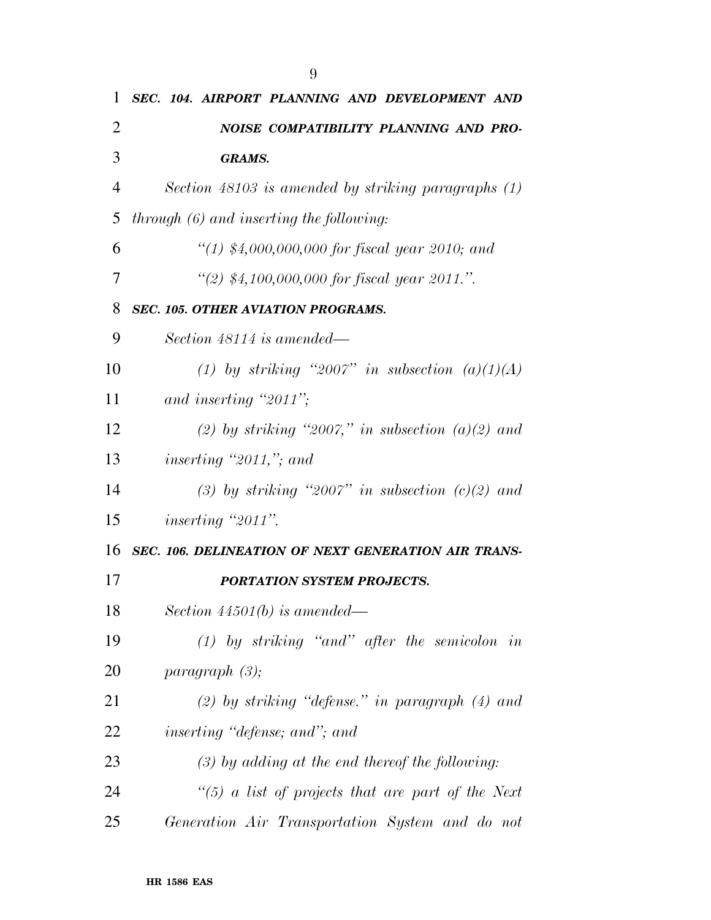***SEC. 104. AIRPORT PLANNING AND DEVELOPMENT AND NOISE COMPATIBILITY PLANNING AND PROGRAMS.***

*Section 48103 is amended by striking paragraphs (1) through (6) and inserting the following:*

*"(1) $4,000,000,000 for fiscal year 2010; and*

*"(2) $4,100,000,000 for fiscal year 2011.".*

***SEC. 105. OTHER AVIATION PROGRAMS.***

*Section 48114 is amended—*

*(1) by striking "2007" in subsection (a)(1)(A) and inserting "2011";*

*(2) by striking "2007," in subsection (a)(2) and inserting "2011,"; and*

*(3) by striking "2007" in subsection (c)(2) and inserting "2011".*

***SEC. 106. DELINEATION OF NEXT GENERATION AIR TRANSPORTATION SYSTEM PROJECTS.***

*Section 44501(b) is amended—*

*(1) by striking "and" after the semicolon in paragraph (3);*

*(2) by striking "defense." in paragraph (4) and inserting "defense; and"; and*

*(3) by adding at the end thereof the following:*

*"(5) a list of projects that are part of the Next Generation Air Transportation System and do not*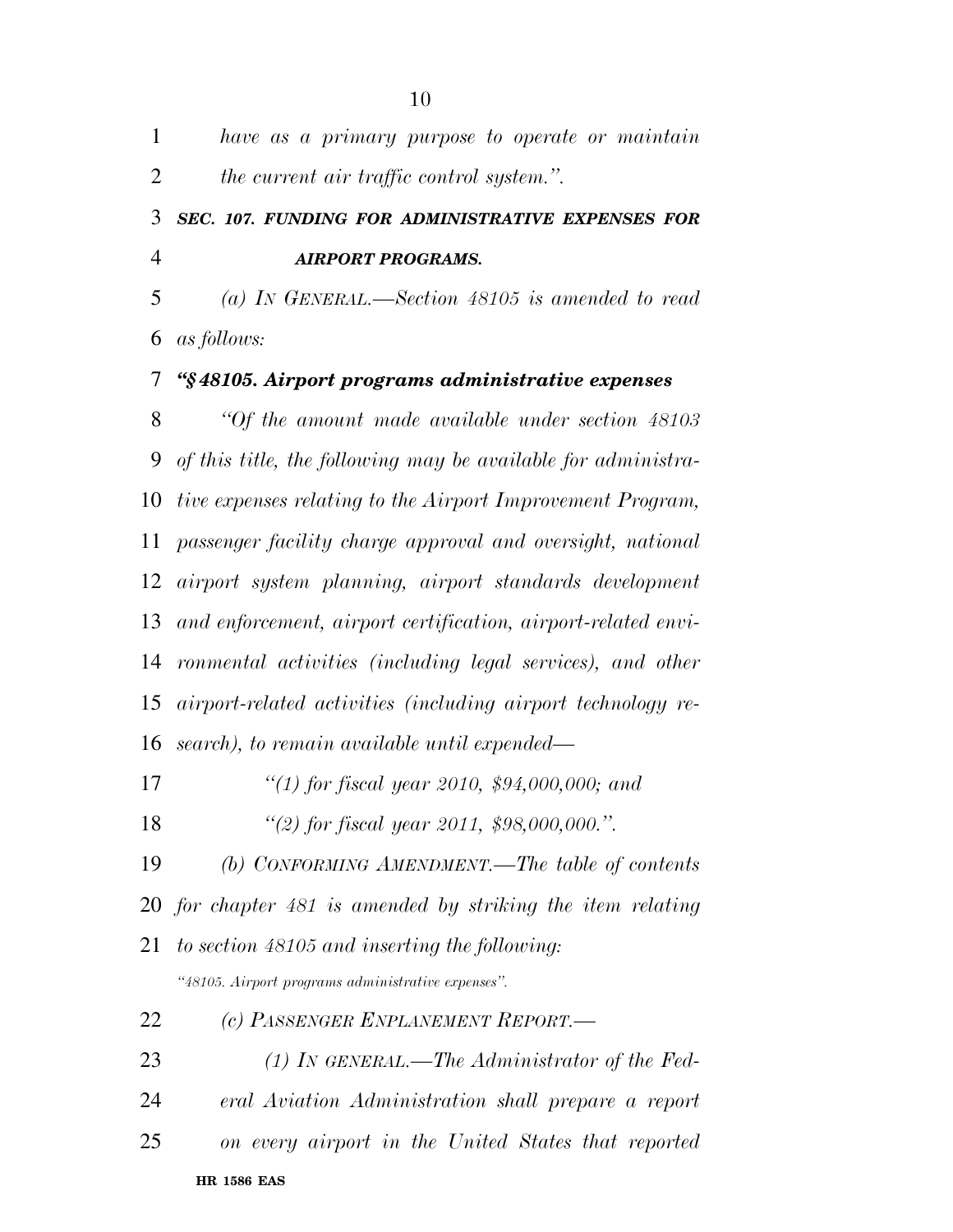*have as a primary purpose to operate or maintain the current air traffic control system.".*

***SEC. 107. FUNDING FOR ADMINISTRATIVE EXPENSES FOR AIRPORT PROGRAMS.***

*(a) IN GENERAL.—Section 48105 is amended to read as follows:*

***"§ 48105. Airport programs administrative expenses***

*"Of the amount made available under section 48103 of this title, the following may be available for administrative expenses relating to the Airport Improvement Program, passenger facility charge approval and oversight, national airport system planning, airport standards development and enforcement, airport certification, airport-related environmental activities (including legal services), and other airport-related activities (including airport technology research), to remain available until expended—*

*"(1) for fiscal year 2010, $94,000,000; and*

*"(2) for fiscal year 2011, $98,000,000.".*

*(b) CONFORMING AMENDMENT.—The table of contents for chapter 481 is amended by striking the item relating to section 48105 and inserting the following:*

*"48105. Airport programs administrative expenses".*

*(c) PASSENGER ENPLANEMENT REPORT.—*

*(1) IN GENERAL.—The Administrator of the Federal Aviation Administration shall prepare a report on every airport in the United States that reported*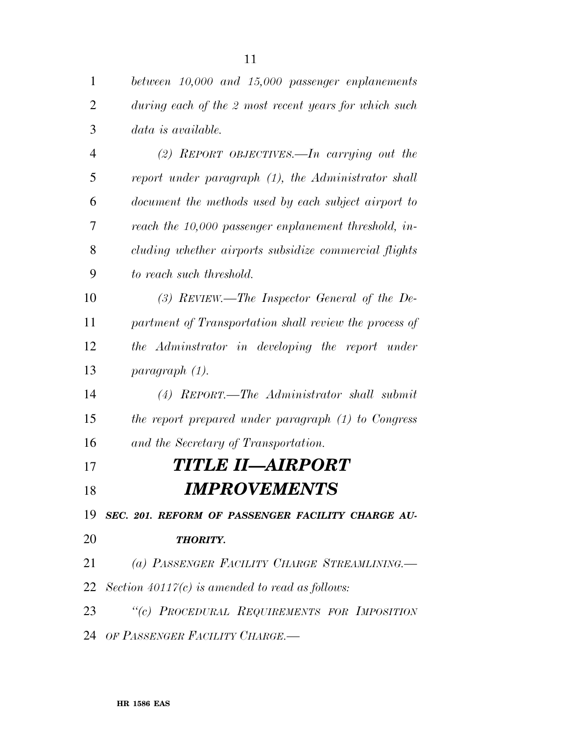*between 10,000 and 15,000 passenger enplanements during each of the 2 most recent years for which such data is available.*

*(2) REPORT OBJECTIVES.—In carrying out the report under paragraph (1), the Administrator shall document the methods used by each subject airport to reach the 10,000 passenger enplanement threshold, including whether airports subsidize commercial flights to reach such threshold.*

*(3) REVIEW.—The Inspector General of the Department of Transportation shall review the process of the Adminstrator in developing the report under paragraph (1).*

*(4) REPORT.—The Administrator shall submit the report prepared under paragraph (1) to Congress and the Secretary of Transportation.*

# *TITLE II—AIRPORT IMPROVEMENTS*

## *SEC. 201. REFORM OF PASSENGER FACILITY CHARGE AUTHORITY.*

*(a) PASSENGER FACILITY CHARGE STREAMLINING.—Section 40117(c) is amended to read as follows:*

*"(c) PROCEDURAL REQUIREMENTS FOR IMPOSITION OF PASSENGER FACILITY CHARGE.—*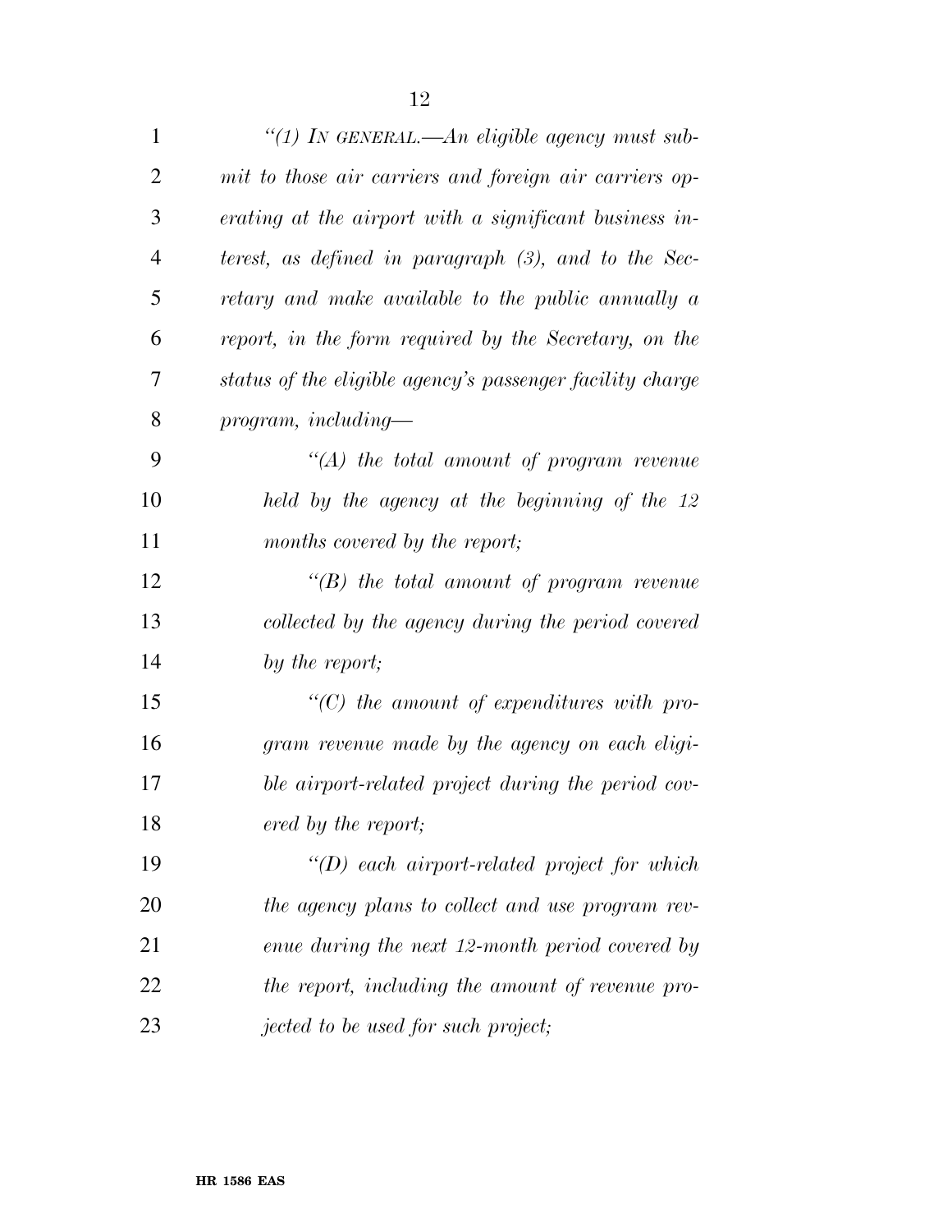*"(1) IN GENERAL.—An eligible agency must submit to those air carriers and foreign air carriers operating at the airport with a significant business interest, as defined in paragraph (3), and to the Secretary and make available to the public annually a report, in the form required by the Secretary, on the status of the eligible agency's passenger facility charge program, including—*

*"(A) the total amount of program revenue held by the agency at the beginning of the 12 months covered by the report;*

*"(B) the total amount of program revenue collected by the agency during the period covered by the report;*

*"(C) the amount of expenditures with program revenue made by the agency on each eligible airport-related project during the period covered by the report;*

*"(D) each airport-related project for which the agency plans to collect and use program revenue during the next 12-month period covered by the report, including the amount of revenue projected to be used for such project;*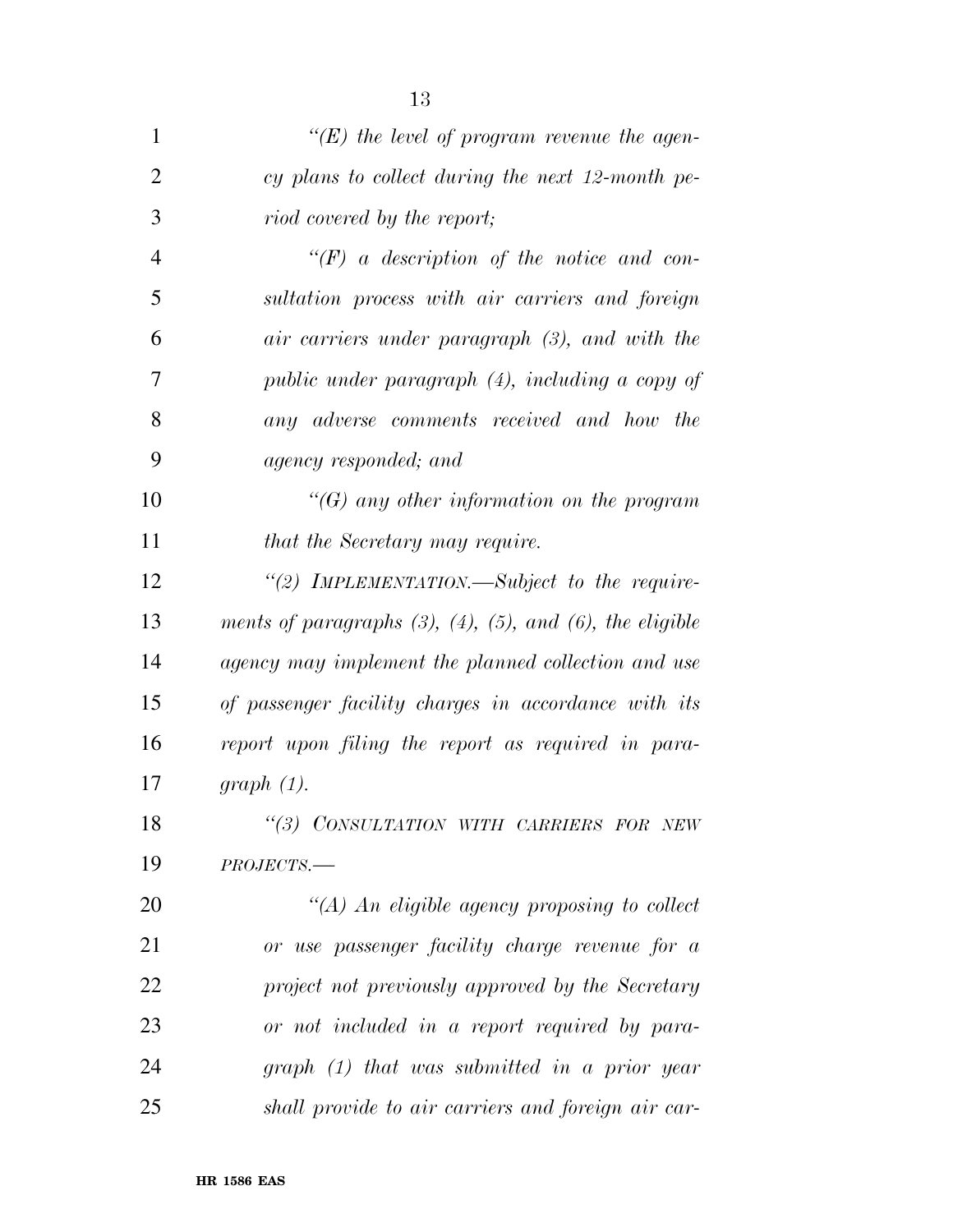*"(E) the level of program revenue the agency plans to collect during the next 12-month period covered by the report;*

*"(F) a description of the notice and consultation process with air carriers and foreign air carriers under paragraph (3), and with the public under paragraph (4), including a copy of any adverse comments received and how the agency responded; and*

*"(G) any other information on the program that the Secretary may require.*

*"(2) IMPLEMENTATION.—Subject to the requirements of paragraphs (3), (4), (5), and (6), the eligible agency may implement the planned collection and use of passenger facility charges in accordance with its report upon filing the report as required in paragraph (1).*

*"(3) CONSULTATION WITH CARRIERS FOR NEW PROJECTS.—*

*"(A) An eligible agency proposing to collect or use passenger facility charge revenue for a project not previously approved by the Secretary or not included in a report required by paragraph (1) that was submitted in a prior year shall provide to air carriers and foreign air car-*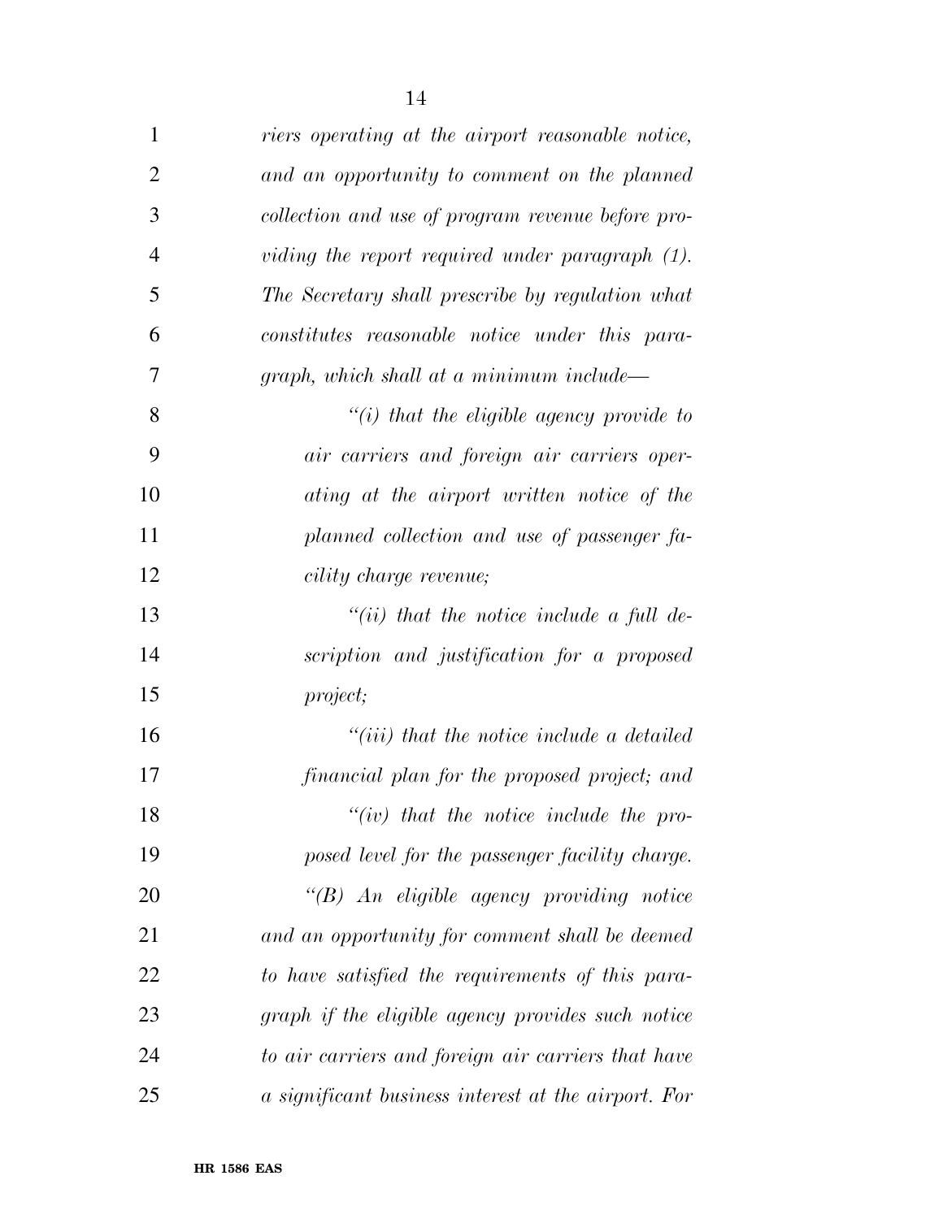*riers operating at the airport reasonable notice, and an opportunity to comment on the planned collection and use of program revenue before providing the report required under paragraph (1). The Secretary shall prescribe by regulation what constitutes reasonable notice under this paragraph, which shall at a minimum include—*

*"(i) that the eligible agency provide to air carriers and foreign air carriers operating at the airport written notice of the planned collection and use of passenger facility charge revenue;*

*"(ii) that the notice include a full description and justification for a proposed project;*

*"(iii) that the notice include a detailed financial plan for the proposed project; and*

*"(iv) that the notice include the proposed level for the passenger facility charge.*

*"(B) An eligible agency providing notice and an opportunity for comment shall be deemed to have satisfied the requirements of this paragraph if the eligible agency provides such notice to air carriers and foreign air carriers that have a significant business interest at the airport. For*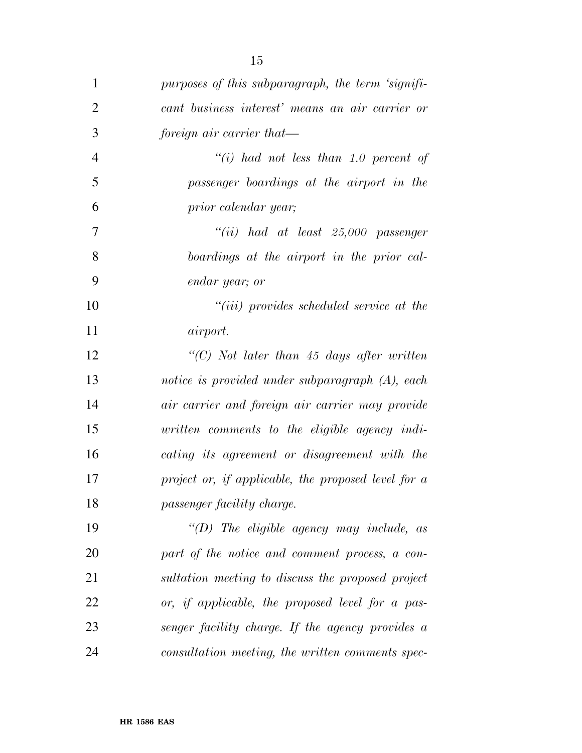*purposes of this subparagraph, the term 'significant business interest' means an air carrier or foreign air carrier that—*

*"(i) had not less than 1.0 percent of passenger boardings at the airport in the prior calendar year;*

*"(ii) had at least 25,000 passenger boardings at the airport in the prior calendar year; or*

*"(iii) provides scheduled service at the airport.*

*"(C) Not later than 45 days after written notice is provided under subparagraph (A), each air carrier and foreign air carrier may provide written comments to the eligible agency indicating its agreement or disagreement with the project or, if applicable, the proposed level for a passenger facility charge.*

*"(D) The eligible agency may include, as part of the notice and comment process, a consultation meeting to discuss the proposed project or, if applicable, the proposed level for a passenger facility charge. If the agency provides a consultation meeting, the written comments spec-*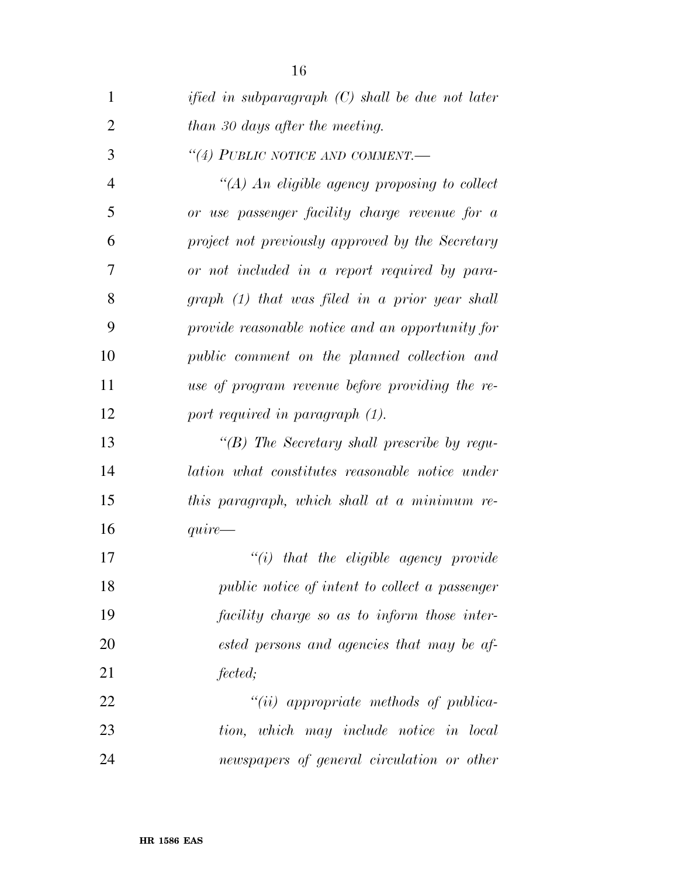*ified in subparagraph (C) shall be due not later than 30 days after the meeting.*

*"(4) PUBLIC NOTICE AND COMMENT.—*

*"(A) An eligible agency proposing to collect or use passenger facility charge revenue for a project not previously approved by the Secretary or not included in a report required by paragraph (1) that was filed in a prior year shall provide reasonable notice and an opportunity for public comment on the planned collection and use of program revenue before providing the report required in paragraph (1).*

*"(B) The Secretary shall prescribe by regulation what constitutes reasonable notice under this paragraph, which shall at a minimum require—*

*"(i) that the eligible agency provide public notice of intent to collect a passenger facility charge so as to inform those interested persons and agencies that may be affected;*

*"(ii) appropriate methods of publication, which may include notice in local newspapers of general circulation or other*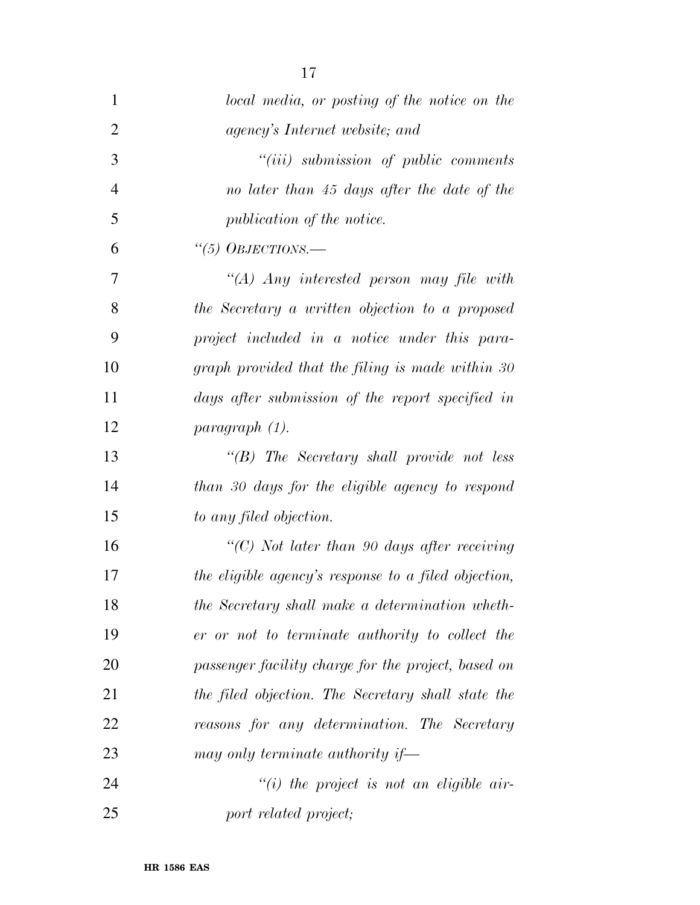*local media, or posting of the notice on the agency's Internet website; and*

*"(iii) submission of public comments no later than 45 days after the date of the publication of the notice.*

*"(5) OBJECTIONS.—*

*"(A) Any interested person may file with the Secretary a written objection to a proposed project included in a notice under this paragraph provided that the filing is made within 30 days after submission of the report specified in paragraph (1).*

*"(B) The Secretary shall provide not less than 30 days for the eligible agency to respond to any filed objection.*

*"(C) Not later than 90 days after receiving the eligible agency's response to a filed objection, the Secretary shall make a determination whether or not to terminate authority to collect the passenger facility charge for the project, based on the filed objection. The Secretary shall state the reasons for any determination. The Secretary may only terminate authority if—*

*"(i) the project is not an eligible airport related project;*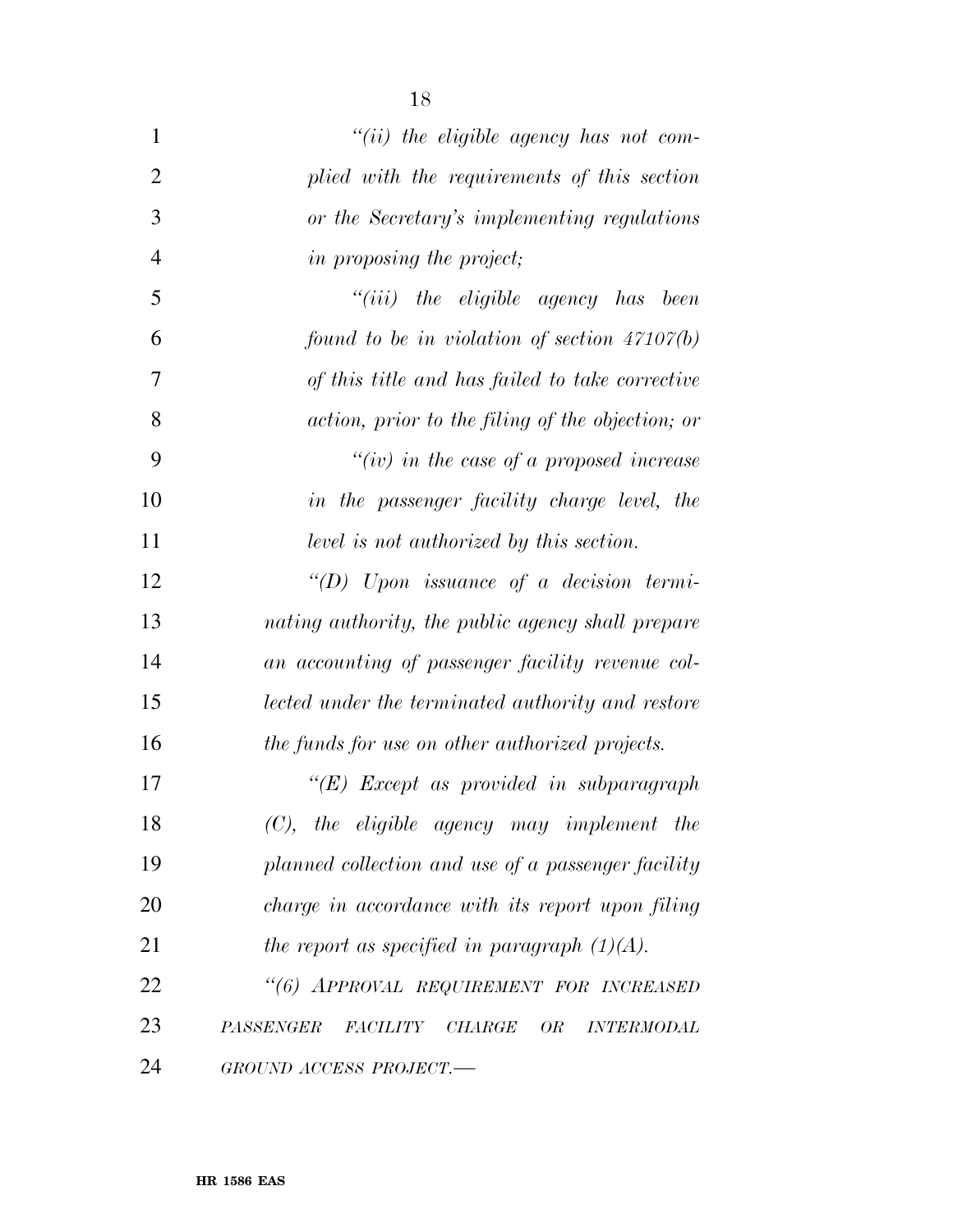*"(ii) the eligible agency has not complied with the requirements of this section or the Secretary's implementing regulations in proposing the project;*

*"(iii) the eligible agency has been found to be in violation of section 47107(b) of this title and has failed to take corrective action, prior to the filing of the objection; or*

*"(iv) in the case of a proposed increase in the passenger facility charge level, the level is not authorized by this section.*

*"(D) Upon issuance of a decision terminating authority, the public agency shall prepare an accounting of passenger facility revenue collected under the terminated authority and restore the funds for use on other authorized projects.*

*"(E) Except as provided in subparagraph (C), the eligible agency may implement the planned collection and use of a passenger facility charge in accordance with its report upon filing the report as specified in paragraph (1)(A).*

*"(6) APPROVAL REQUIREMENT FOR INCREASED PASSENGER FACILITY CHARGE OR INTERMODAL GROUND ACCESS PROJECT.—*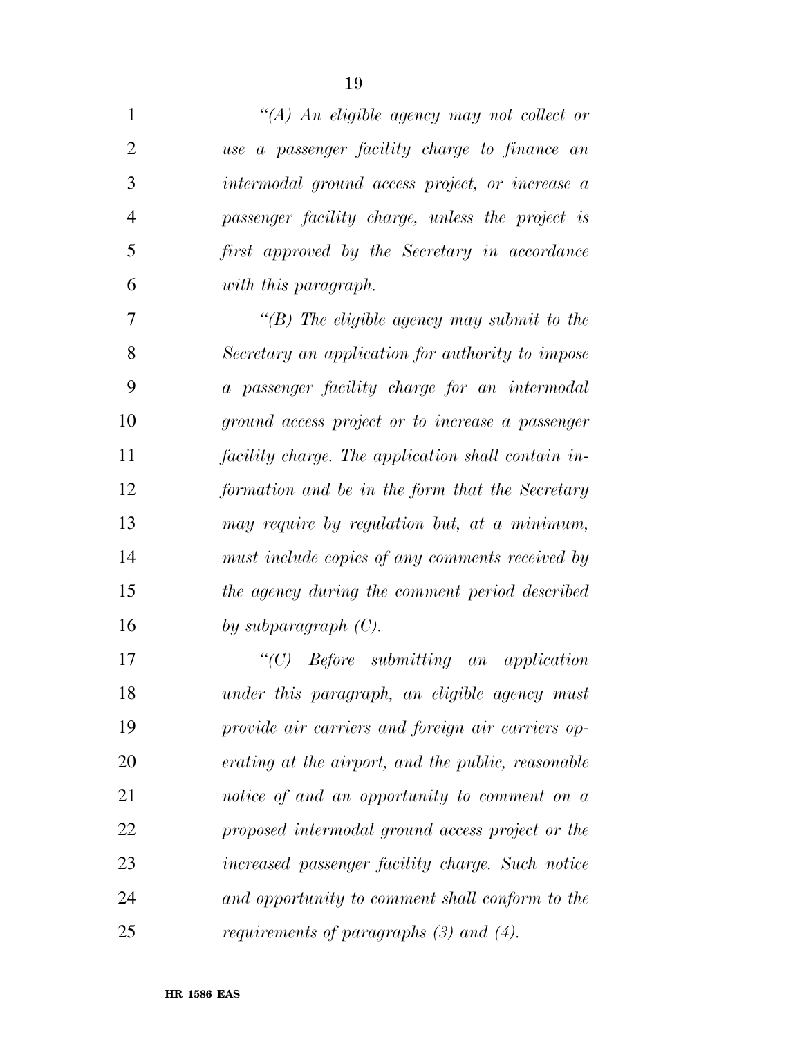*"(A) An eligible agency may not collect or use a passenger facility charge to finance an intermodal ground access project, or increase a passenger facility charge, unless the project is first approved by the Secretary in accordance with this paragraph.*

*"(B) The eligible agency may submit to the Secretary an application for authority to impose a passenger facility charge for an intermodal ground access project or to increase a passenger facility charge. The application shall contain information and be in the form that the Secretary may require by regulation but, at a minimum, must include copies of any comments received by the agency during the comment period described by subparagraph (C).*

*"(C) Before submitting an application under this paragraph, an eligible agency must provide air carriers and foreign air carriers operating at the airport, and the public, reasonable notice of and an opportunity to comment on a proposed intermodal ground access project or the increased passenger facility charge. Such notice and opportunity to comment shall conform to the requirements of paragraphs (3) and (4).*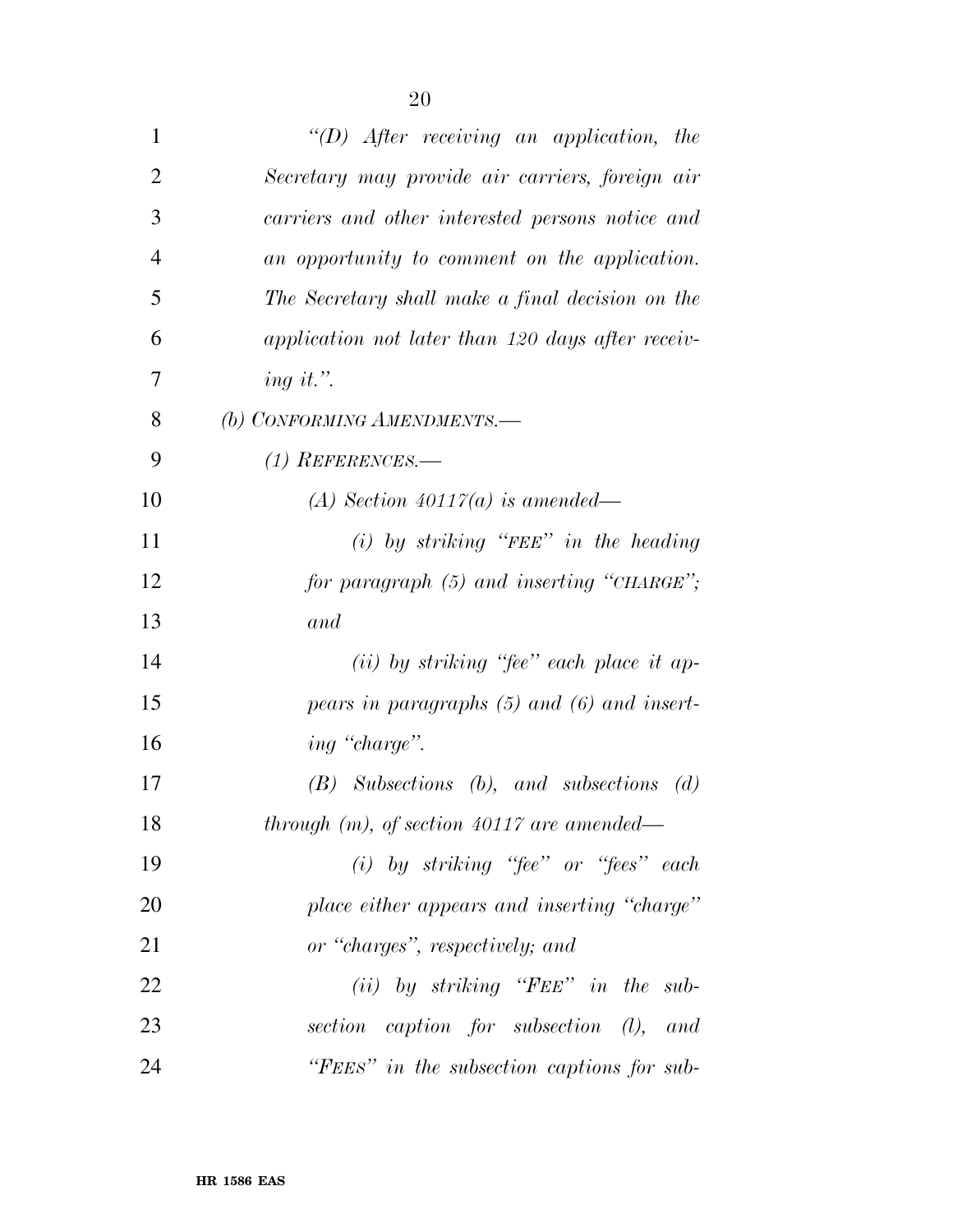*"(D) After receiving an application, the Secretary may provide air carriers, foreign air carriers and other interested persons notice and an opportunity to comment on the application. The Secretary shall make a final decision on the application not later than 120 days after receiving it.".*

*(b) CONFORMING AMENDMENTS.—*

*(1) REFERENCES.—*

*(A) Section 40117(a) is amended—*

*(i) by striking "FEE" in the heading for paragraph (5) and inserting "CHARGE"; and*

*(ii) by striking "fee" each place it appears in paragraphs (5) and (6) and inserting "charge".*

*(B) Subsections (b), and subsections (d) through (m), of section 40117 are amended—*

*(i) by striking "fee" or "fees" each place either appears and inserting "charge" or "charges", respectively; and*

*(ii) by striking "FEE" in the subsection caption for subsection (l), and "FEES" in the subsection captions for sub-*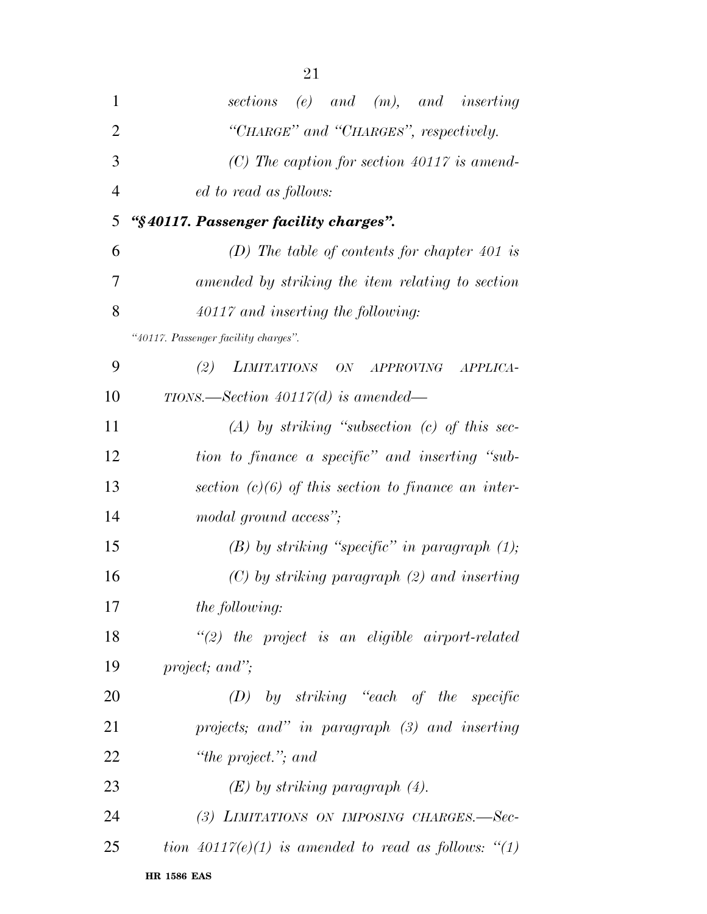*sections (e) and (m), and inserting "CHARGE" and "CHARGES", respectively.*

*(C) The caption for section 40117 is amended to read as follows:*

***"§40117. Passenger facility charges".***

*(D) The table of contents for chapter 401 is amended by striking the item relating to section 40117 and inserting the following:*

*"40117. Passenger facility charges".*

*(2) LIMITATIONS ON APPROVING APPLICATIONS.—Section 40117(d) is amended—*

*(A) by striking "subsection (c) of this section to finance a specific" and inserting "subsection (c)(6) of this section to finance an intermodal ground access";*

*(B) by striking "specific" in paragraph (1);*

*(C) by striking paragraph (2) and inserting the following:*

*"(2) the project is an eligible airport-related project; and";*

*(D) by striking "each of the specific projects; and" in paragraph (3) and inserting "the project."; and*

*(E) by striking paragraph (4).*

*(3) LIMITATIONS ON IMPOSING CHARGES.—Section 40117(e)(1) is amended to read as follows: "(1)*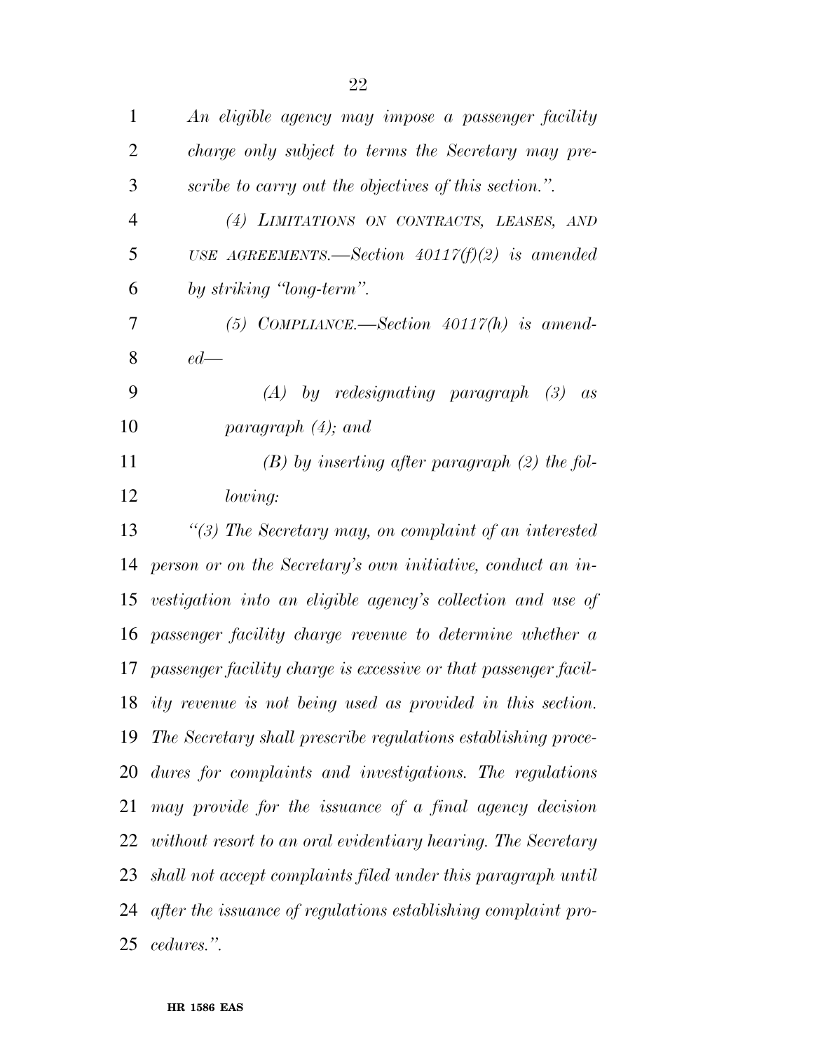*An eligible agency may impose a passenger facility charge only subject to terms the Secretary may prescribe to carry out the objectives of this section.".*

*(4) LIMITATIONS ON CONTRACTS, LEASES, AND USE AGREEMENTS.—Section 40117(f)(2) is amended by striking "long-term".*

*(5) COMPLIANCE.—Section 40117(h) is amended—*

*(A) by redesignating paragraph (3) as paragraph (4); and*

*(B) by inserting after paragraph (2) the following:*

*"(3) The Secretary may, on complaint of an interested person or on the Secretary's own initiative, conduct an investigation into an eligible agency's collection and use of passenger facility charge revenue to determine whether a passenger facility charge is excessive or that passenger facility revenue is not being used as provided in this section. The Secretary shall prescribe regulations establishing procedures for complaints and investigations. The regulations may provide for the issuance of a final agency decision without resort to an oral evidentiary hearing. The Secretary shall not accept complaints filed under this paragraph until after the issuance of regulations establishing complaint procedures.".*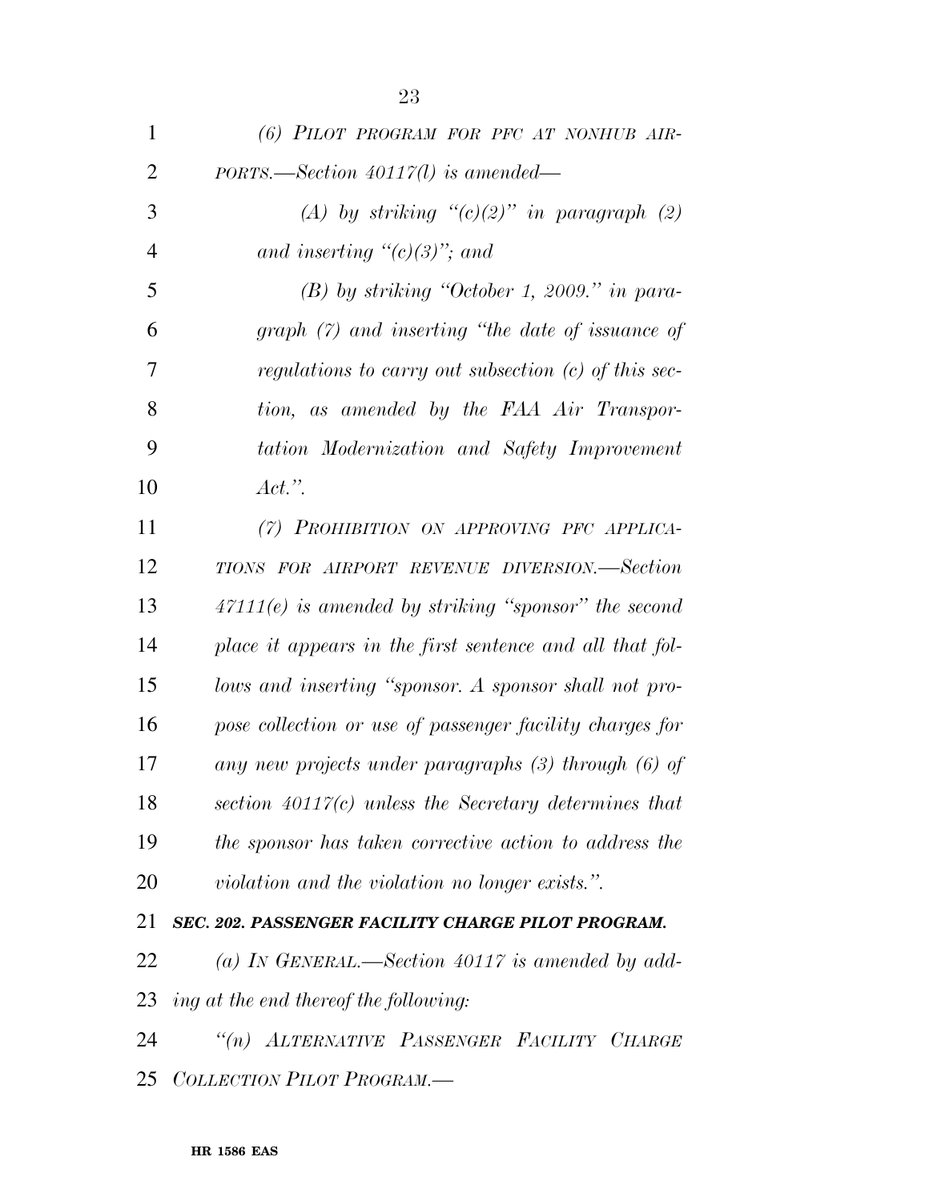*(6) PILOT PROGRAM FOR PFC AT NONHUB AIRPORTS.—Section 40117(l) is amended—*

*(A) by striking "(c)(2)" in paragraph (2) and inserting "(c)(3)"; and*

*(B) by striking "October 1, 2009." in paragraph (7) and inserting "the date of issuance of regulations to carry out subsection (c) of this section, as amended by the FAA Air Transportation Modernization and Safety Improvement Act.".*

*(7) PROHIBITION ON APPROVING PFC APPLICATIONS FOR AIRPORT REVENUE DIVERSION.—Section 47111(e) is amended by striking "sponsor" the second place it appears in the first sentence and all that follows and inserting "sponsor. A sponsor shall not propose collection or use of passenger facility charges for any new projects under paragraphs (3) through (6) of section 40117(c) unless the Secretary determines that the sponsor has taken corrective action to address the violation and the violation no longer exists.".*

***SEC. 202. PASSENGER FACILITY CHARGE PILOT PROGRAM.***

*(a) IN GENERAL.—Section 40117 is amended by adding at the end thereof the following:*

*"(n) ALTERNATIVE PASSENGER FACILITY CHARGE COLLECTION PILOT PROGRAM.—*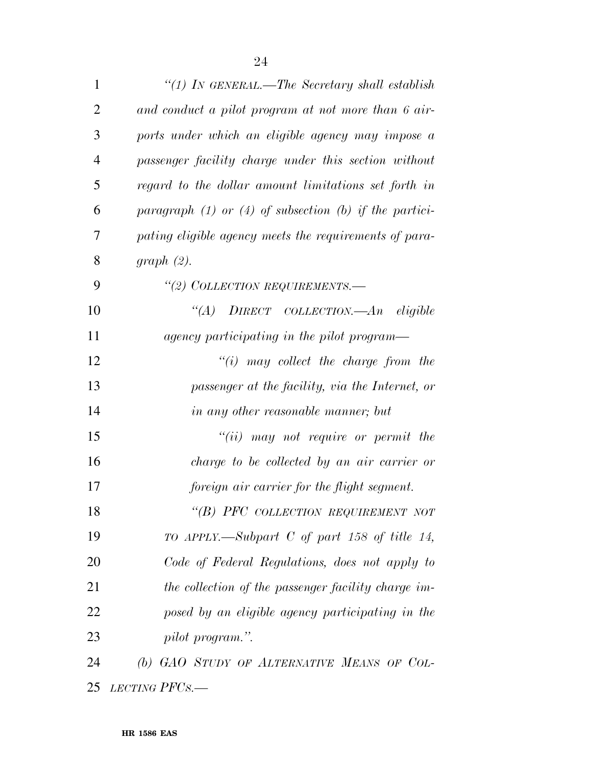*"(1) IN GENERAL.—The Secretary shall establish and conduct a pilot program at not more than 6 airports under which an eligible agency may impose a passenger facility charge under this section without regard to the dollar amount limitations set forth in paragraph (1) or (4) of subsection (b) if the participating eligible agency meets the requirements of paragraph (2).*

*"(2) COLLECTION REQUIREMENTS.—*

*"(A) DIRECT COLLECTION.—An eligible agency participating in the pilot program—*

*"(i) may collect the charge from the passenger at the facility, via the Internet, or in any other reasonable manner; but*

*"(ii) may not require or permit the charge to be collected by an air carrier or foreign air carrier for the flight segment.*

*"(B) PFC COLLECTION REQUIREMENT NOT TO APPLY.—Subpart C of part 158 of title 14, Code of Federal Regulations, does not apply to the collection of the passenger facility charge imposed by an eligible agency participating in the pilot program.".*

*(b) GAO STUDY OF ALTERNATIVE MEANS OF COLLECTING PFCS.—*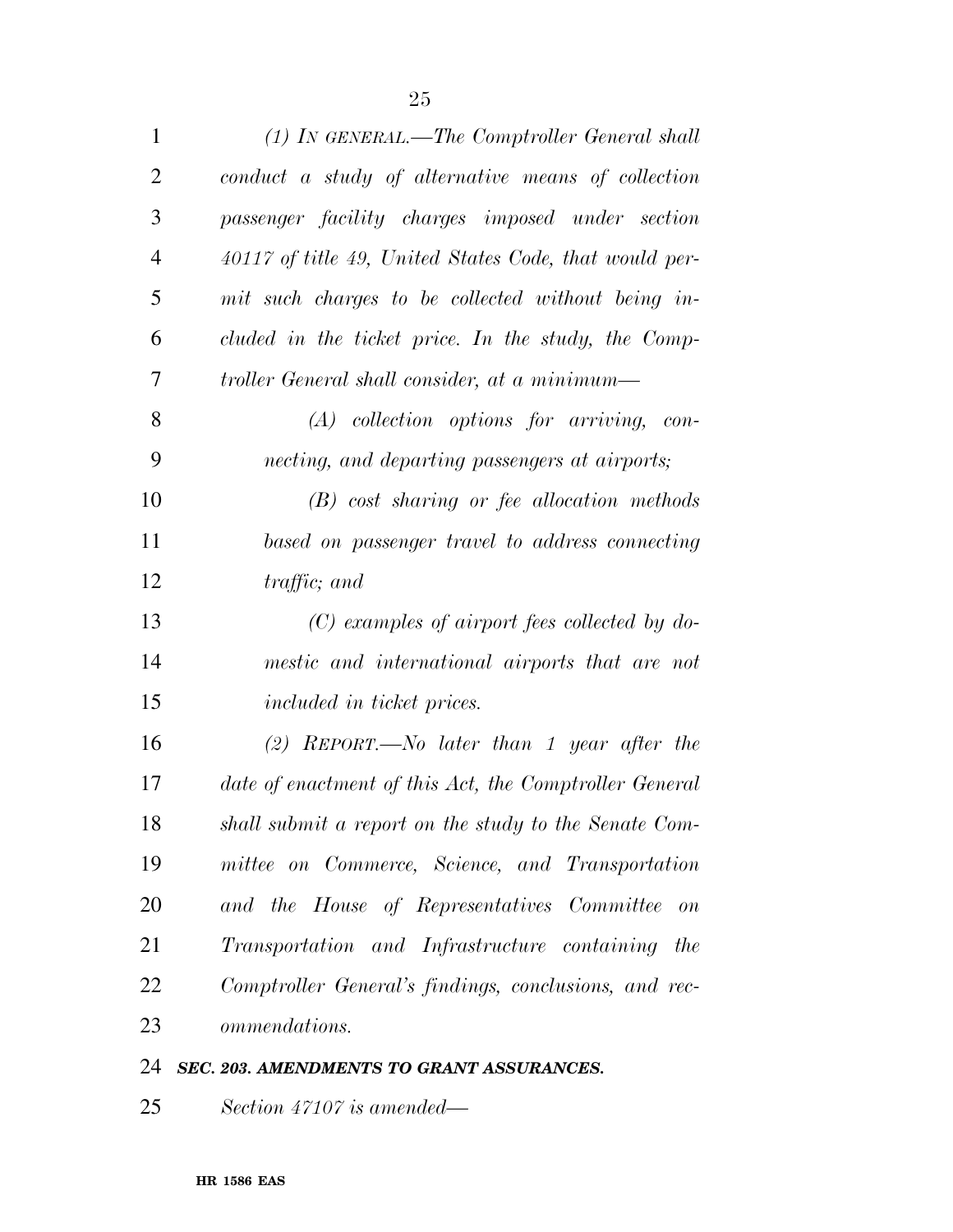*(1) IN GENERAL.—The Comptroller General shall conduct a study of alternative means of collection passenger facility charges imposed under section 40117 of title 49, United States Code, that would permit such charges to be collected without being included in the ticket price. In the study, the Comptroller General shall consider, at a minimum—*

*(A) collection options for arriving, connecting, and departing passengers at airports;*

*(B) cost sharing or fee allocation methods based on passenger travel to address connecting traffic; and*

*(C) examples of airport fees collected by domestic and international airports that are not included in ticket prices.*

*(2) REPORT.—No later than 1 year after the date of enactment of this Act, the Comptroller General shall submit a report on the study to the Senate Committee on Commerce, Science, and Transportation and the House of Representatives Committee on Transportation and Infrastructure containing the Comptroller General's findings, conclusions, and recommendations.*

***SEC. 203. AMENDMENTS TO GRANT ASSURANCES.***

*Section 47107 is amended—*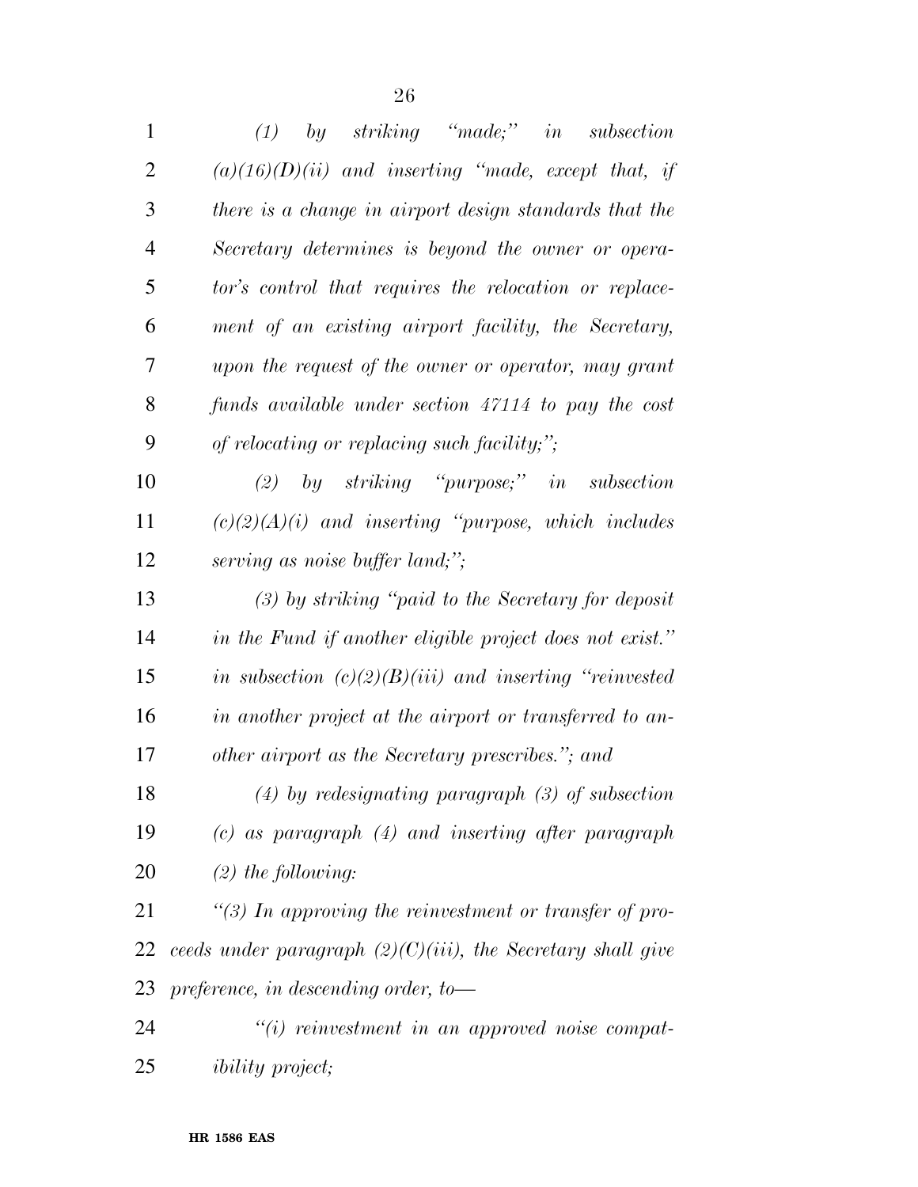*(1) by striking "made;" in subsection (a)(16)(D)(ii) and inserting "made, except that, if there is a change in airport design standards that the Secretary determines is beyond the owner or operator's control that requires the relocation or replacement of an existing airport facility, the Secretary, upon the request of the owner or operator, may grant funds available under section 47114 to pay the cost of relocating or replacing such facility;";*

*(2) by striking "purpose;" in subsection (c)(2)(A)(i) and inserting "purpose, which includes serving as noise buffer land;";*

*(3) by striking "paid to the Secretary for deposit in the Fund if another eligible project does not exist." in subsection (c)(2)(B)(iii) and inserting "reinvested in another project at the airport or transferred to another airport as the Secretary prescribes."; and*

*(4) by redesignating paragraph (3) of subsection (c) as paragraph (4) and inserting after paragraph (2) the following:*

*"(3) In approving the reinvestment or transfer of proceeds under paragraph (2)(C)(iii), the Secretary shall give preference, in descending order, to—*

*"(i) reinvestment in an approved noise compatibility project;*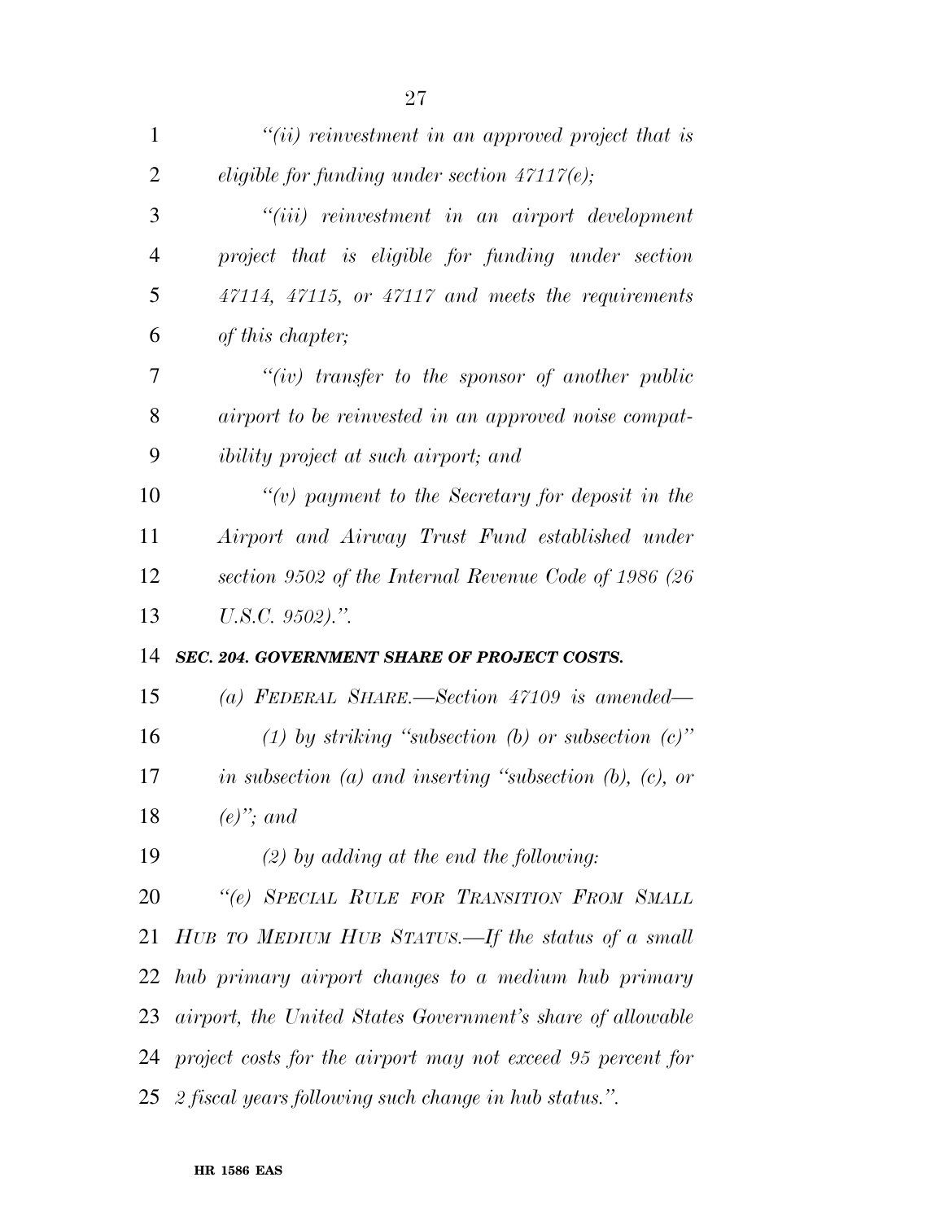*"(ii) reinvestment in an approved project that is eligible for funding under section 47117(e);*

*"(iii) reinvestment in an airport development project that is eligible for funding under section 47114, 47115, or 47117 and meets the requirements of this chapter;*

*"(iv) transfer to the sponsor of another public airport to be reinvested in an approved noise compatibility project at such airport; and*

*"(v) payment to the Secretary for deposit in the Airport and Airway Trust Fund established under section 9502 of the Internal Revenue Code of 1986 (26 U.S.C. 9502).".*

***SEC. 204. GOVERNMENT SHARE OF PROJECT COSTS.***

*(a) FEDERAL SHARE.—Section 47109 is amended—*

*(1) by striking "subsection (b) or subsection (c)" in subsection (a) and inserting "subsection (b), (c), or (e)"; and*

*(2) by adding at the end the following:*

*"(e) SPECIAL RULE FOR TRANSITION FROM SMALL HUB TO MEDIUM HUB STATUS.—If the status of a small hub primary airport changes to a medium hub primary airport, the United States Government's share of allowable project costs for the airport may not exceed 95 percent for 2 fiscal years following such change in hub status.".*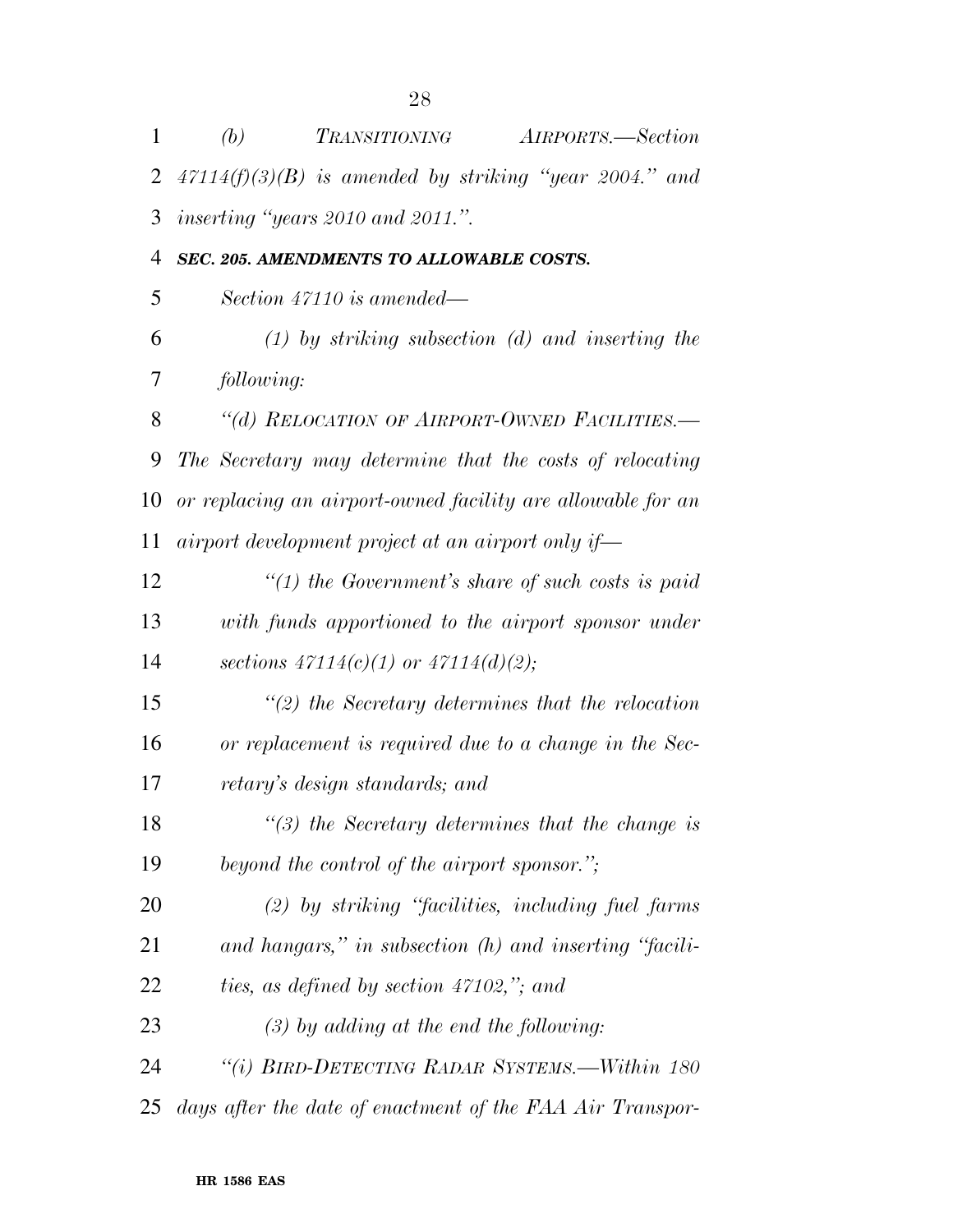*(b) TRANSITIONING AIRPORTS.—Section 47114(f)(3)(B) is amended by striking "year 2004." and inserting "years 2010 and 2011.".*

***SEC. 205. AMENDMENTS TO ALLOWABLE COSTS.***

*Section 47110 is amended—*

*(1) by striking subsection (d) and inserting the following:*

*"(d) RELOCATION OF AIRPORT-OWNED FACILITIES.— The Secretary may determine that the costs of relocating or replacing an airport-owned facility are allowable for an airport development project at an airport only if—*

*"(1) the Government's share of such costs is paid with funds apportioned to the airport sponsor under sections 47114(c)(1) or 47114(d)(2);*

*"(2) the Secretary determines that the relocation or replacement is required due to a change in the Secretary's design standards; and*

*"(3) the Secretary determines that the change is beyond the control of the airport sponsor.";*

*(2) by striking "facilities, including fuel farms and hangars," in subsection (h) and inserting "facilities, as defined by section 47102,"; and*

*(3) by adding at the end the following:*

*"(i) BIRD-DETECTING RADAR SYSTEMS.—Within 180 days after the date of enactment of the FAA Air Transpor-*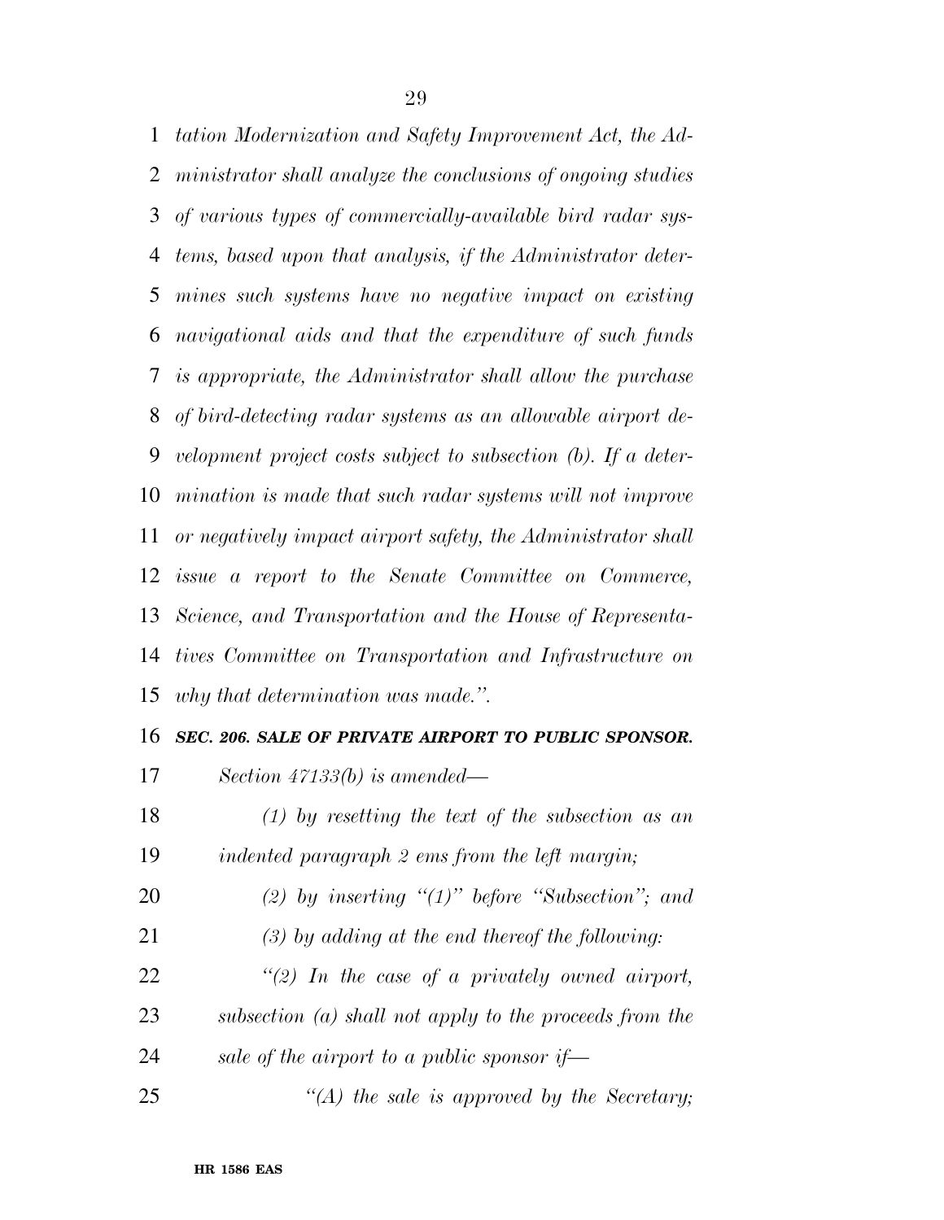*tation Modernization and Safety Improvement Act, the Administrator shall analyze the conclusions of ongoing studies of various types of commercially-available bird radar systems, based upon that analysis, if the Administrator determines such systems have no negative impact on existing navigational aids and that the expenditure of such funds is appropriate, the Administrator shall allow the purchase of bird-detecting radar systems as an allowable airport development project costs subject to subsection (b). If a determination is made that such radar systems will not improve or negatively impact airport safety, the Administrator shall issue a report to the Senate Committee on Commerce, Science, and Transportation and the House of Representatives Committee on Transportation and Infrastructure on why that determination was made.".*

***SEC. 206. SALE OF PRIVATE AIRPORT TO PUBLIC SPONSOR.***

*Section 47133(b) is amended—*

*(1) by resetting the text of the subsection as an indented paragraph 2 ems from the left margin;*

*(2) by inserting "(1)" before "Subsection"; and*

*(3) by adding at the end thereof the following:*

*"(2) In the case of a privately owned airport, subsection (a) shall not apply to the proceeds from the sale of the airport to a public sponsor if—*

*"(A) the sale is approved by the Secretary;*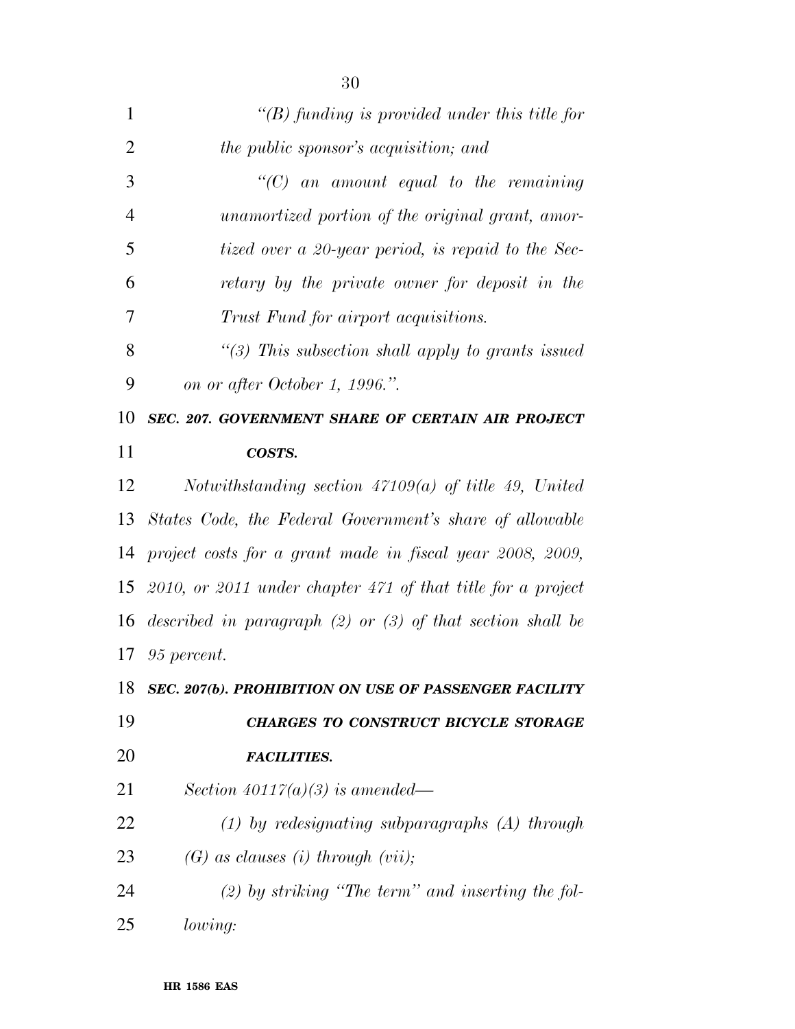*"(B) funding is provided under this title for the public sponsor's acquisition; and*

*"(C) an amount equal to the remaining unamortized portion of the original grant, amortized over a 20-year period, is repaid to the Secretary by the private owner for deposit in the Trust Fund for airport acquisitions.*

*"(3) This subsection shall apply to grants issued on or after October 1, 1996.".*

***SEC. 207. GOVERNMENT SHARE OF CERTAIN AIR PROJECT COSTS.***

*Notwithstanding section 47109(a) of title 49, United States Code, the Federal Government's share of allowable project costs for a grant made in fiscal year 2008, 2009, 2010, or 2011 under chapter 471 of that title for a project described in paragraph (2) or (3) of that section shall be 95 percent.*

***SEC. 207(b). PROHIBITION ON USE OF PASSENGER FACILITY CHARGES TO CONSTRUCT BICYCLE STORAGE FACILITIES.***

*Section 40117(a)(3) is amended—*

*(1) by redesignating subparagraphs (A) through (G) as clauses (i) through (vii);*

*(2) by striking "The term" and inserting the following:*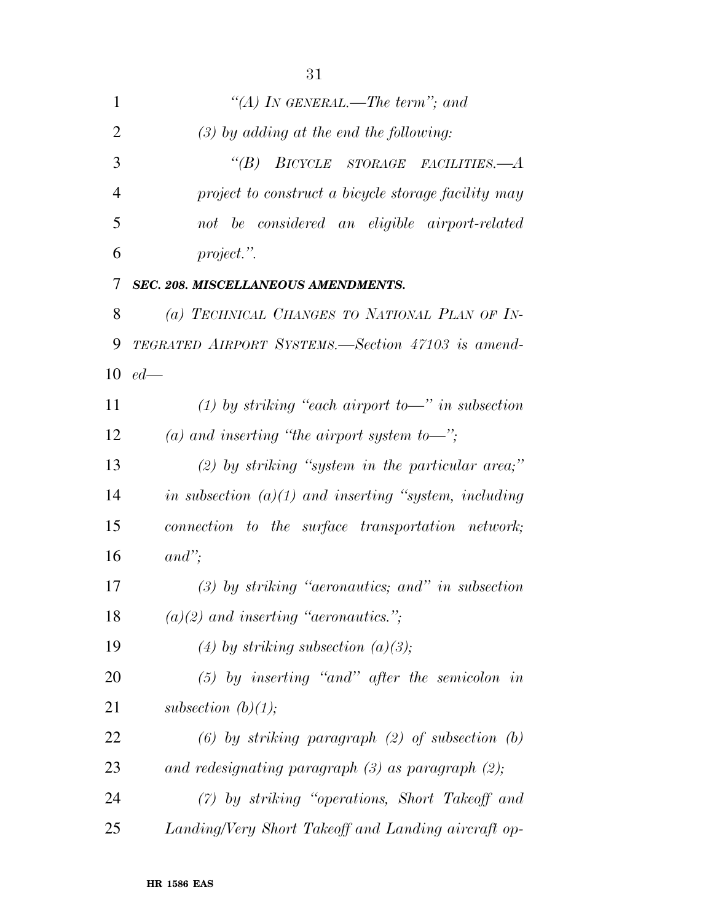*"(A) IN GENERAL.—The term"; and*

*(3) by adding at the end the following:*

*"(B) BICYCLE STORAGE FACILITIES.—A project to construct a bicycle storage facility may not be considered an eligible airport-related project.".*

***SEC. 208. MISCELLANEOUS AMENDMENTS.***

*(a) TECHNICAL CHANGES TO NATIONAL PLAN OF INTEGRATED AIRPORT SYSTEMS.—Section 47103 is amended—*

*(1) by striking "each airport to—" in subsection (a) and inserting "the airport system to—";*

*(2) by striking "system in the particular area;" in subsection (a)(1) and inserting "system, including connection to the surface transportation network; and";*

*(3) by striking "aeronautics; and" in subsection (a)(2) and inserting "aeronautics.";*

*(4) by striking subsection (a)(3);*

*(5) by inserting "and" after the semicolon in subsection (b)(1);*

*(6) by striking paragraph (2) of subsection (b) and redesignating paragraph (3) as paragraph (2);*

*(7) by striking "operations, Short Takeoff and Landing/Very Short Takeoff and Landing aircraft op-*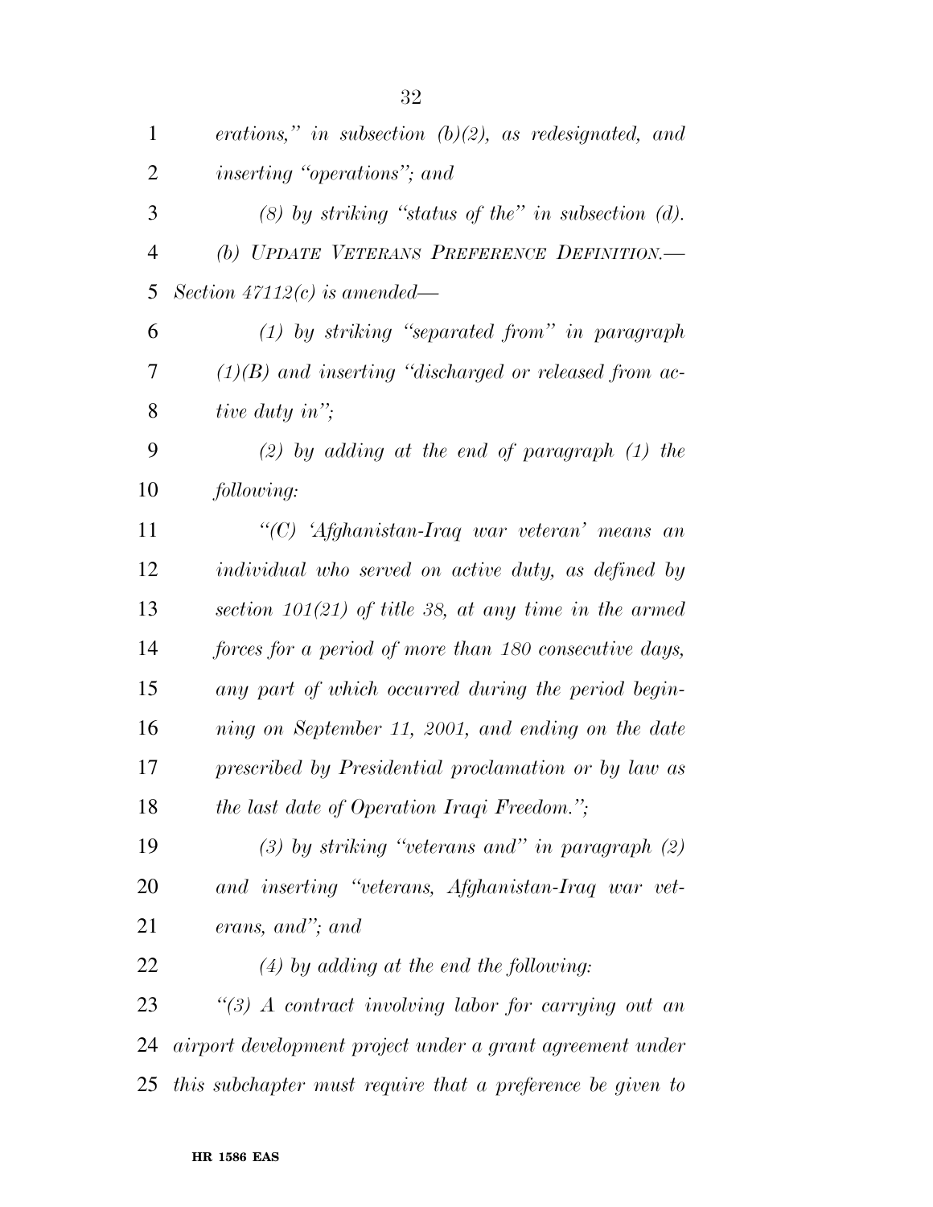*erations," in subsection (b)(2), as redesignated, and inserting "operations"; and*

*(8) by striking "status of the" in subsection (d).*

*(b) UPDATE VETERANS PREFERENCE DEFINITION.—Section 47112(c) is amended—*

*(1) by striking "separated from" in paragraph (1)(B) and inserting "discharged or released from active duty in";*

*(2) by adding at the end of paragraph (1) the following:*

*"(C) 'Afghanistan-Iraq war veteran' means an individual who served on active duty, as defined by section 101(21) of title 38, at any time in the armed forces for a period of more than 180 consecutive days, any part of which occurred during the period beginning on September 11, 2001, and ending on the date prescribed by Presidential proclamation or by law as the last date of Operation Iraqi Freedom.";*

*(3) by striking "veterans and" in paragraph (2) and inserting "veterans, Afghanistan-Iraq war veterans, and"; and*

*(4) by adding at the end the following:*

*"(3) A contract involving labor for carrying out an airport development project under a grant agreement under this subchapter must require that a preference be given to*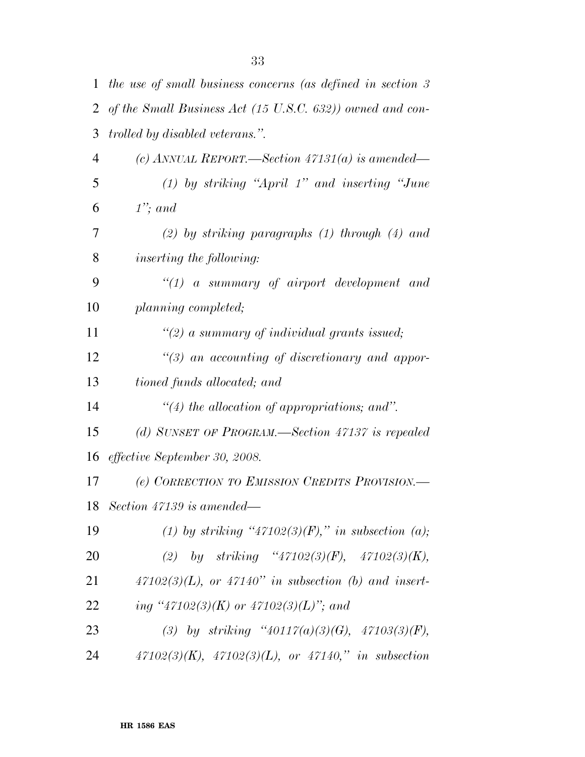*the use of small business concerns (as defined in section 3 of the Small Business Act (15 U.S.C. 632)) owned and controlled by disabled veterans.".*

*(c) ANNUAL REPORT.—Section 47131(a) is amended—*

*(1) by striking "April 1" and inserting "June 1"; and*

*(2) by striking paragraphs (1) through (4) and inserting the following:*

*"(1) a summary of airport development and planning completed;*

*"(2) a summary of individual grants issued;*

*"(3) an accounting of discretionary and apportioned funds allocated; and*

*"(4) the allocation of appropriations; and".*

*(d) SUNSET OF PROGRAM.—Section 47137 is repealed effective September 30, 2008.*

*(e) CORRECTION TO EMISSION CREDITS PROVISION.—Section 47139 is amended—*

*(1) by striking "47102(3)(F)," in subsection (a);*

*(2) by striking "47102(3)(F), 47102(3)(K), 47102(3)(L), or 47140" in subsection (b) and inserting "47102(3)(K) or 47102(3)(L)"; and*

*(3) by striking "40117(a)(3)(G), 47103(3)(F), 47102(3)(K), 47102(3)(L), or 47140," in subsection*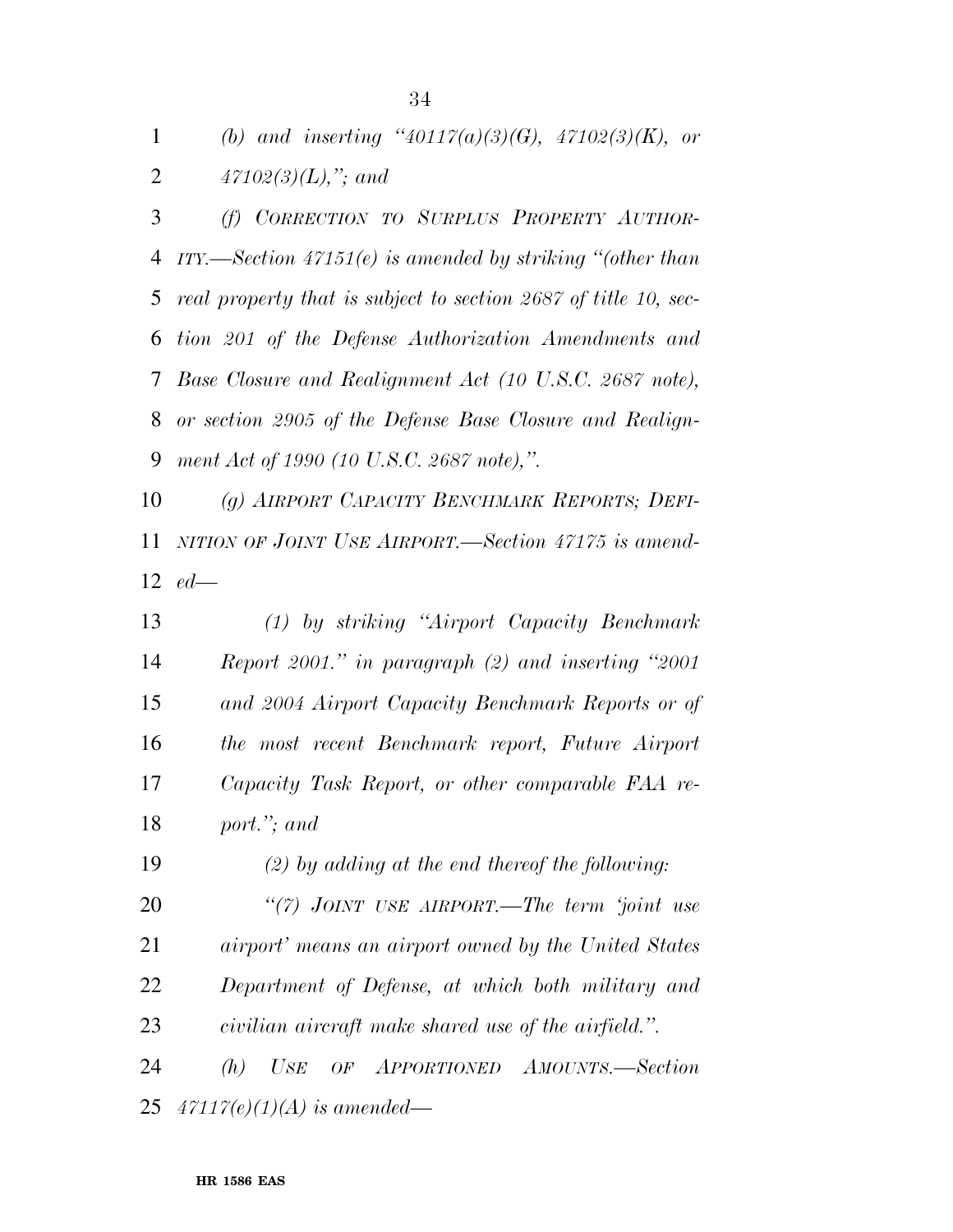*(b) and inserting "40117(a)(3)(G), 47102(3)(K), or 47102(3)(L),"; and*

*(f) CORRECTION TO SURPLUS PROPERTY AUTHORITY.—Section 47151(e) is amended by striking "(other than real property that is subject to section 2687 of title 10, section 201 of the Defense Authorization Amendments and Base Closure and Realignment Act (10 U.S.C. 2687 note), or section 2905 of the Defense Base Closure and Realignment Act of 1990 (10 U.S.C. 2687 note),".*

*(g) AIRPORT CAPACITY BENCHMARK REPORTS; DEFINITION OF JOINT USE AIRPORT.—Section 47175 is amended—*

*(1) by striking "Airport Capacity Benchmark Report 2001." in paragraph (2) and inserting "2001 and 2004 Airport Capacity Benchmark Reports or of the most recent Benchmark report, Future Airport Capacity Task Report, or other comparable FAA report."; and*

*(2) by adding at the end thereof the following:*

*"(7) JOINT USE AIRPORT.—The term 'joint use airport' means an airport owned by the United States Department of Defense, at which both military and civilian aircraft make shared use of the airfield.".*

*(h) USE OF APPORTIONED AMOUNTS.—Section 47117(e)(1)(A) is amended—*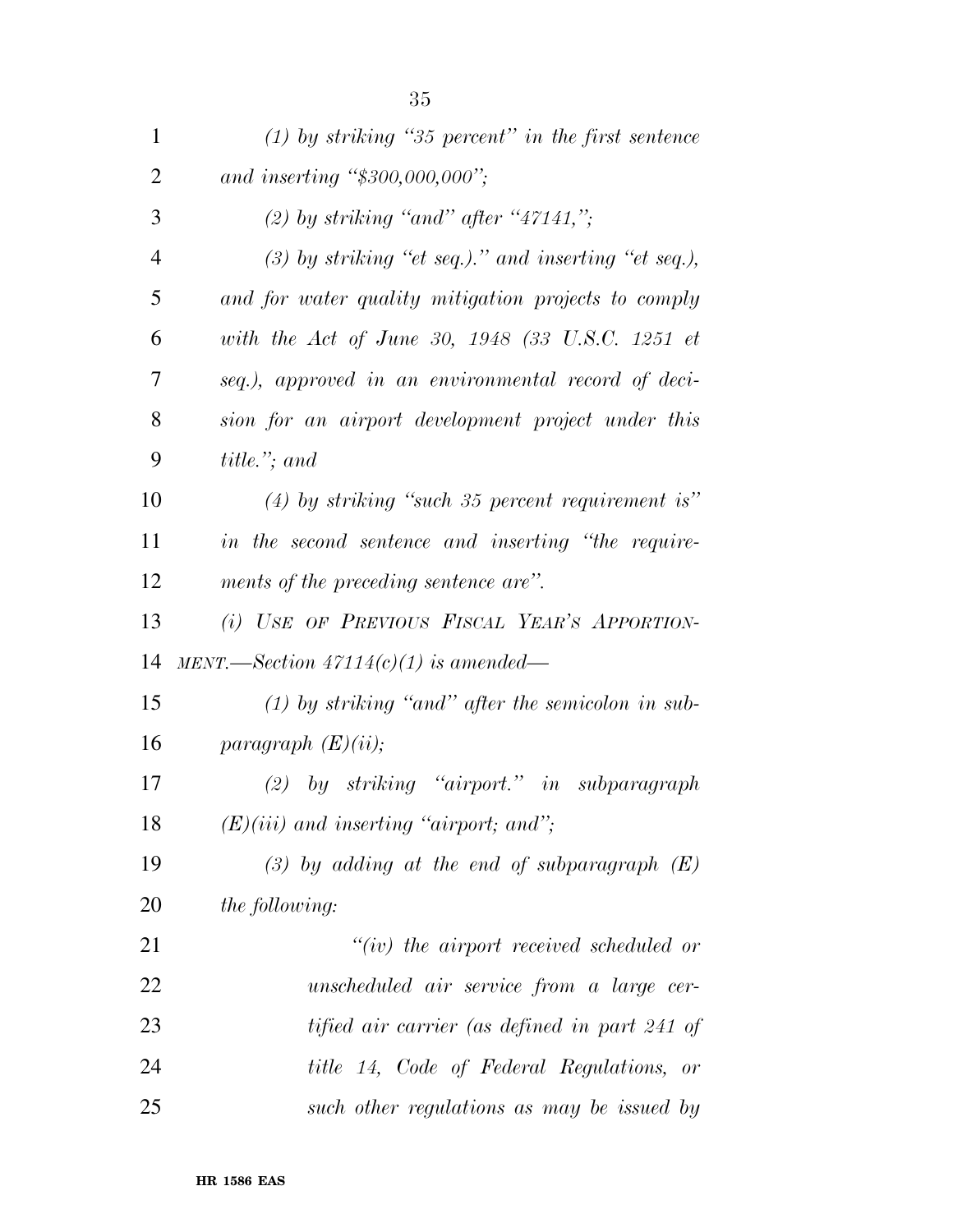*(1) by striking "35 percent" in the first sentence and inserting "$300,000,000";*

*(2) by striking "and" after "47141,";*

*(3) by striking "et seq.)." and inserting "et seq.), and for water quality mitigation projects to comply with the Act of June 30, 1948 (33 U.S.C. 1251 et seq.), approved in an environmental record of decision for an airport development project under this title."; and*

*(4) by striking "such 35 percent requirement is" in the second sentence and inserting "the requirements of the preceding sentence are".*

*(i) USE OF PREVIOUS FISCAL YEAR'S APPORTIONMENT.—Section 47114(c)(1) is amended—*

*(1) by striking "and" after the semicolon in subparagraph (E)(ii);*

*(2) by striking "airport." in subparagraph (E)(iii) and inserting "airport; and";*

*(3) by adding at the end of subparagraph (E) the following:*

*"(iv) the airport received scheduled or unscheduled air service from a large certified air carrier (as defined in part 241 of title 14, Code of Federal Regulations, or such other regulations as may be issued by*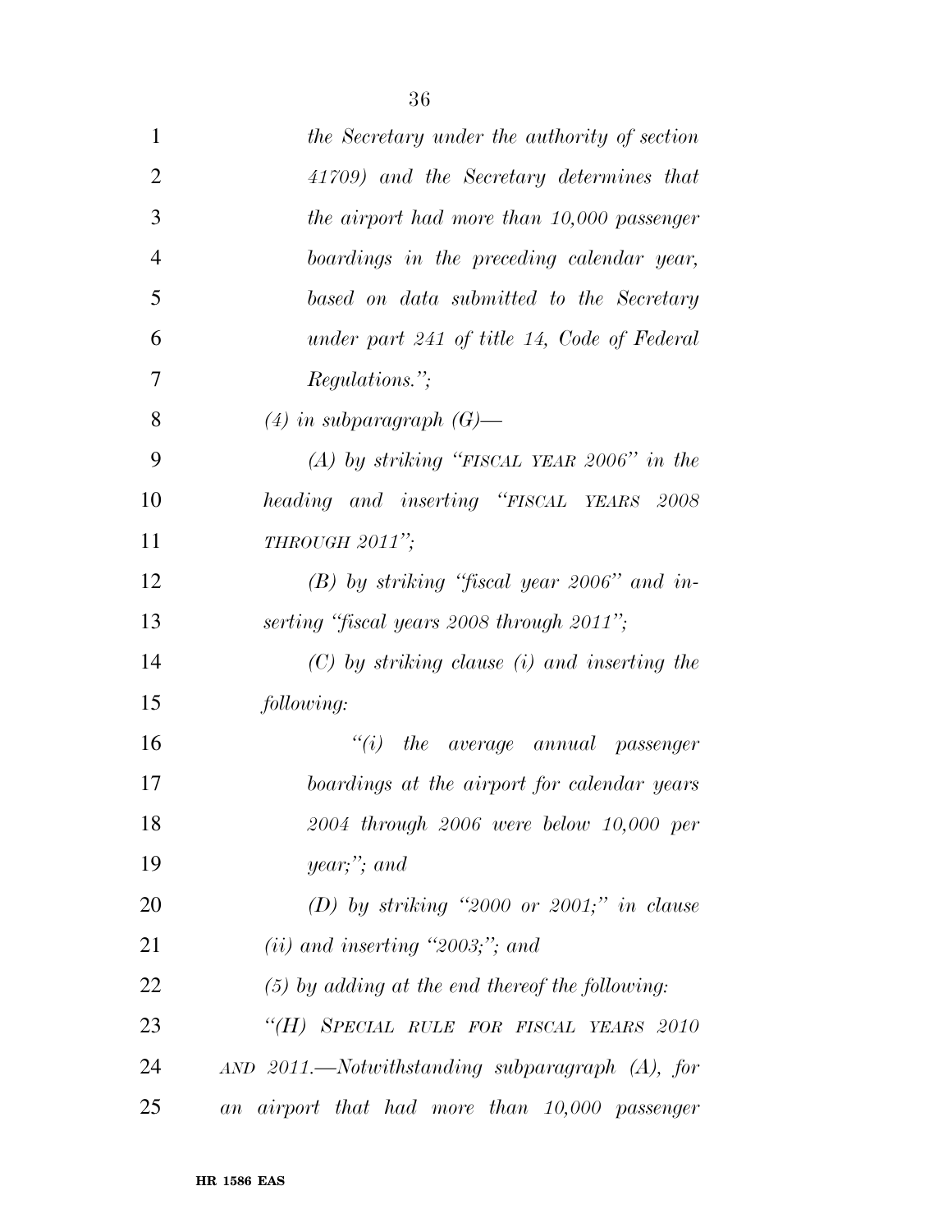*the Secretary under the authority of section 41709) and the Secretary determines that the airport had more than 10,000 passenger boardings in the preceding calendar year, based on data submitted to the Secretary under part 241 of title 14, Code of Federal Regulations.'';*

*(4) in subparagraph (G)—*

*(A) by striking ''FISCAL YEAR 2006'' in the heading and inserting ''FISCAL YEARS 2008 THROUGH 2011'';*

*(B) by striking ''fiscal year 2006'' and inserting ''fiscal years 2008 through 2011'';*

*(C) by striking clause (i) and inserting the following:*

*''(i) the average annual passenger boardings at the airport for calendar years 2004 through 2006 were below 10,000 per year;''; and*

*(D) by striking ''2000 or 2001;'' in clause (ii) and inserting ''2003;''; and*

*(5) by adding at the end thereof the following:*

*''(H) SPECIAL RULE FOR FISCAL YEARS 2010 AND 2011.—Notwithstanding subparagraph (A), for an airport that had more than 10,000 passenger*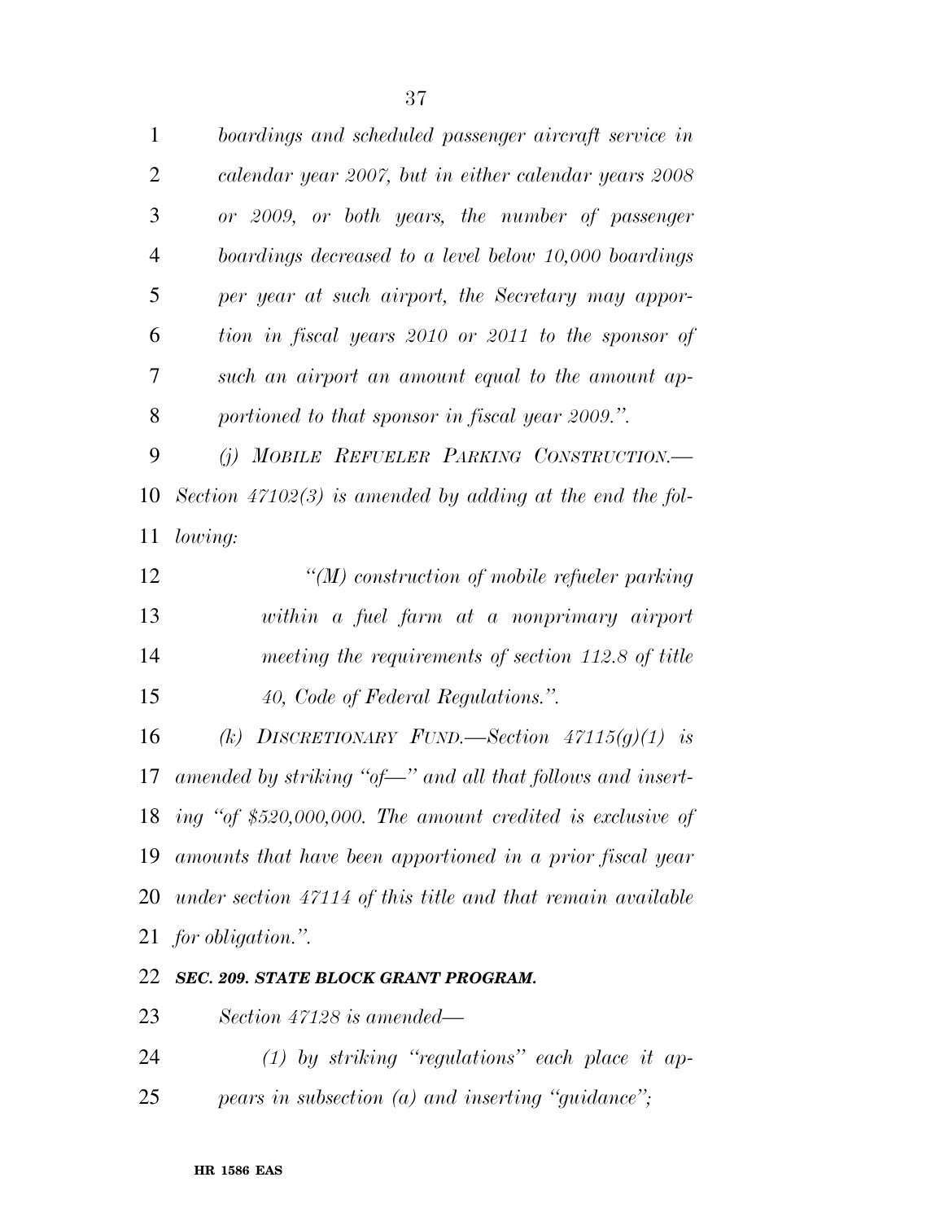*boardings and scheduled passenger aircraft service in calendar year 2007, but in either calendar years 2008 or 2009, or both years, the number of passenger boardings decreased to a level below 10,000 boardings per year at such airport, the Secretary may apportion in fiscal years 2010 or 2011 to the sponsor of such an airport an amount equal to the amount apportioned to that sponsor in fiscal year 2009.".*

*(j) MOBILE REFUELER PARKING CONSTRUCTION.—Section 47102(3) is amended by adding at the end the following:*

*"(M) construction of mobile refueler parking within a fuel farm at a nonprimary airport meeting the requirements of section 112.8 of title 40, Code of Federal Regulations.".*

*(k) DISCRETIONARY FUND.—Section 47115(g)(1) is amended by striking "of—" and all that follows and inserting "of $520,000,000. The amount credited is exclusive of amounts that have been apportioned in a prior fiscal year under section 47114 of this title and that remain available for obligation.".*

***SEC. 209. STATE BLOCK GRANT PROGRAM.***

*Section 47128 is amended—*

*(1) by striking "regulations" each place it appears in subsection (a) and inserting "guidance";*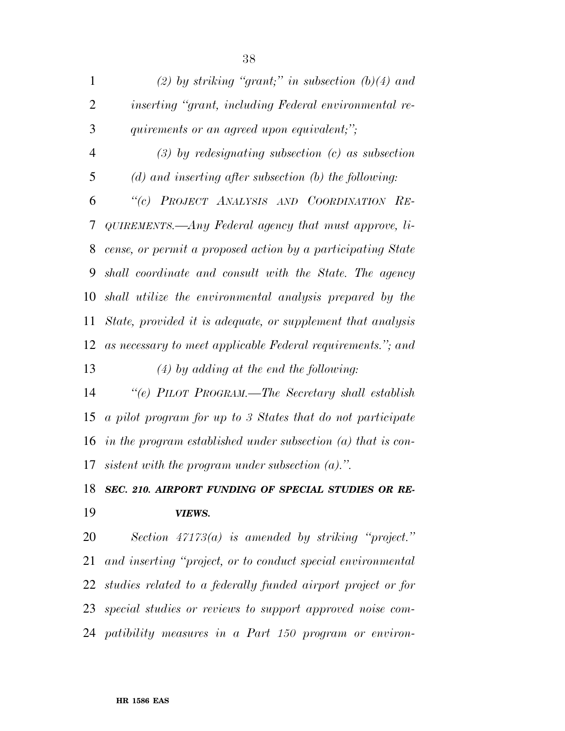*(2) by striking "grant;" in subsection (b)(4) and inserting "grant, including Federal environmental requirements or an agreed upon equivalent;";*

*(3) by redesignating subsection (c) as subsection (d) and inserting after subsection (b) the following:*

*"(c) PROJECT ANALYSIS AND COORDINATION REQUIREMENTS.—Any Federal agency that must approve, license, or permit a proposed action by a participating State shall coordinate and consult with the State. The agency shall utilize the environmental analysis prepared by the State, provided it is adequate, or supplement that analysis as necessary to meet applicable Federal requirements."; and*

*(4) by adding at the end the following:*

*"(e) PILOT PROGRAM.—The Secretary shall establish a pilot program for up to 3 States that do not participate in the program established under subsection (a) that is consistent with the program under subsection (a).".*

***SEC. 210. AIRPORT FUNDING OF SPECIAL STUDIES OR REVIEWS.***

*Section 47173(a) is amended by striking "project." and inserting "project, or to conduct special environmental studies related to a federally funded airport project or for special studies or reviews to support approved noise compatibility measures in a Part 150 program or environ-*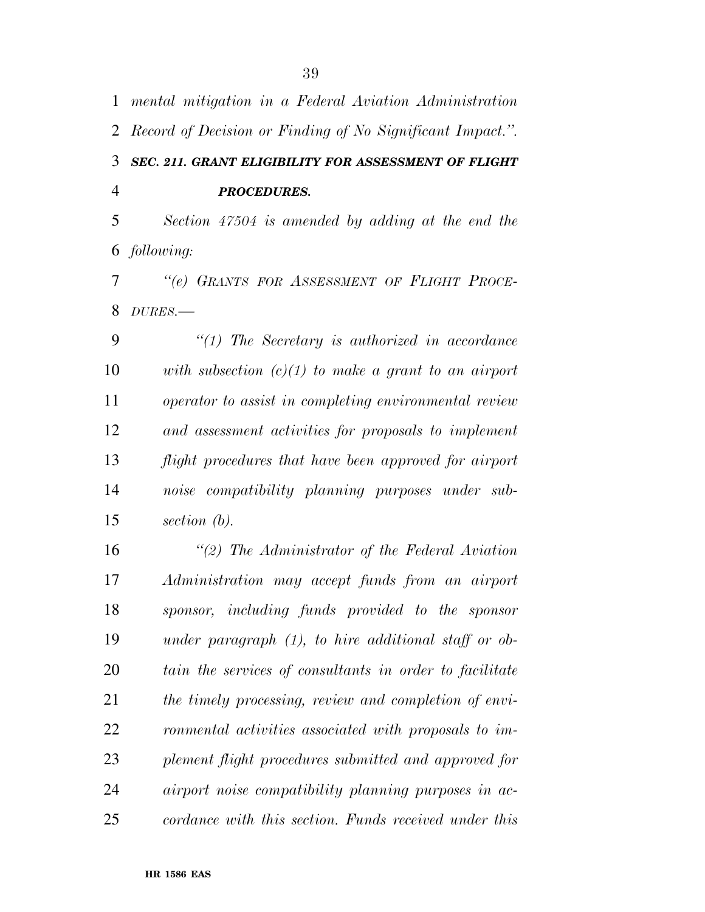*mental mitigation in a Federal Aviation Administration Record of Decision or Finding of No Significant Impact.''.*

***SEC. 211. GRANT ELIGIBILITY FOR ASSESSMENT OF FLIGHT PROCEDURES.***

*Section 47504 is amended by adding at the end the following:*

*''(e) GRANTS FOR ASSESSMENT OF FLIGHT PROCEDURES.—*

*''(1) The Secretary is authorized in accordance with subsection (c)(1) to make a grant to an airport operator to assist in completing environmental review and assessment activities for proposals to implement flight procedures that have been approved for airport noise compatibility planning purposes under subsection (b).*

*''(2) The Administrator of the Federal Aviation Administration may accept funds from an airport sponsor, including funds provided to the sponsor under paragraph (1), to hire additional staff or obtain the services of consultants in order to facilitate the timely processing, review and completion of environmental activities associated with proposals to implement flight procedures submitted and approved for airport noise compatibility planning purposes in accordance with this section. Funds received under this*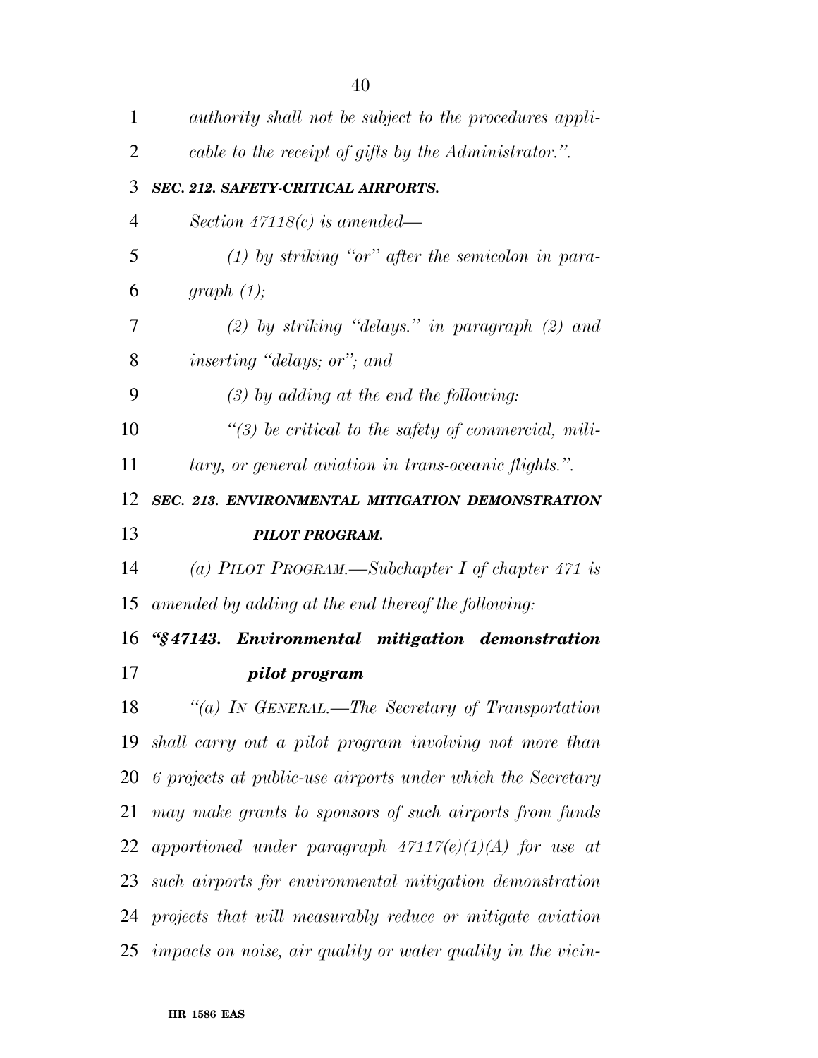*authority shall not be subject to the procedures applicable to the receipt of gifts by the Administrator.".*

***SEC. 212. SAFETY-CRITICAL AIRPORTS.***

*Section 47118(c) is amended—*

*(1) by striking "or" after the semicolon in paragraph (1);*

*(2) by striking "delays." in paragraph (2) and inserting "delays; or"; and*

*(3) by adding at the end the following:*

*"(3) be critical to the safety of commercial, military, or general aviation in trans-oceanic flights.".*

***SEC. 213. ENVIRONMENTAL MITIGATION DEMONSTRATION PILOT PROGRAM.***

*(a) PILOT PROGRAM.—Subchapter I of chapter 471 is amended by adding at the end thereof the following:*

***"§47143. Environmental mitigation demonstration pilot program***

*"(a) IN GENERAL.—The Secretary of Transportation shall carry out a pilot program involving not more than 6 projects at public-use airports under which the Secretary may make grants to sponsors of such airports from funds apportioned under paragraph 47117(e)(1)(A) for use at such airports for environmental mitigation demonstration projects that will measurably reduce or mitigate aviation impacts on noise, air quality or water quality in the vicin-*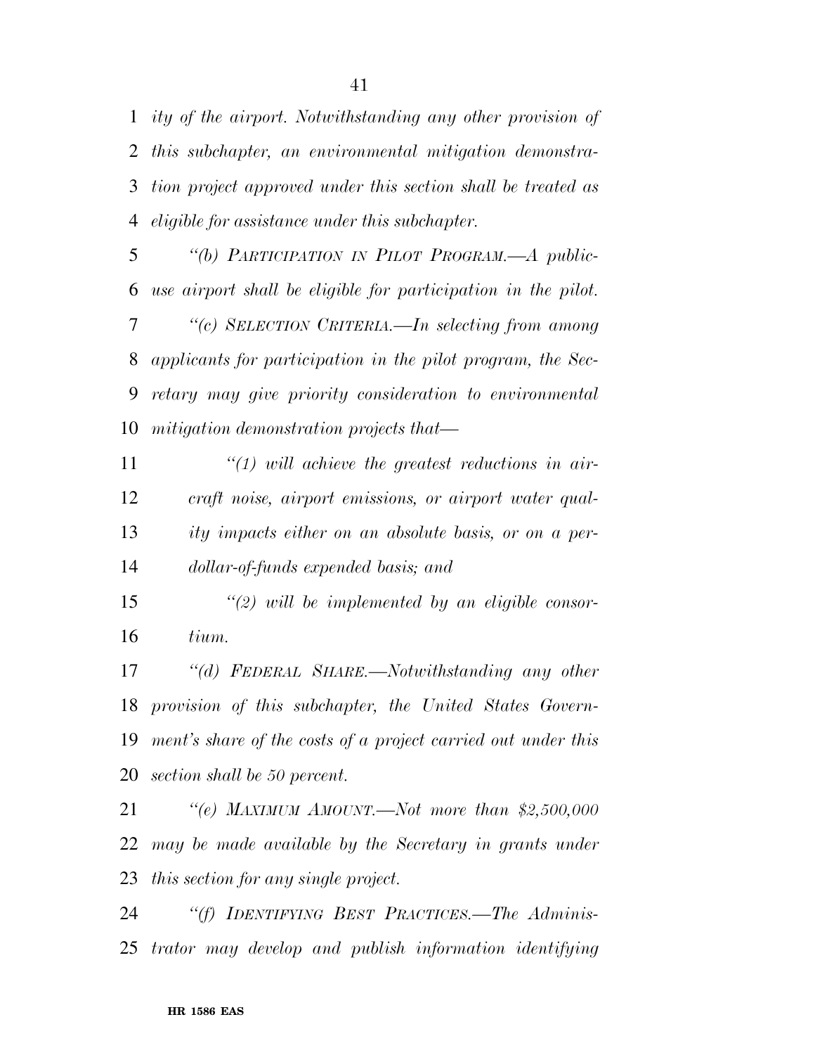*ity of the airport. Notwithstanding any other provision of this subchapter, an environmental mitigation demonstration project approved under this section shall be treated as eligible for assistance under this subchapter.*

*"(b) PARTICIPATION IN PILOT PROGRAM.—A public-use airport shall be eligible for participation in the pilot.*

*"(c) SELECTION CRITERIA.—In selecting from among applicants for participation in the pilot program, the Secretary may give priority consideration to environmental mitigation demonstration projects that—*

*"(1) will achieve the greatest reductions in aircraft noise, airport emissions, or airport water quality impacts either on an absolute basis, or on a per-dollar-of-funds expended basis; and*

*"(2) will be implemented by an eligible consortium.*

*"(d) FEDERAL SHARE.—Notwithstanding any other provision of this subchapter, the United States Government's share of the costs of a project carried out under this section shall be 50 percent.*

*"(e) MAXIMUM AMOUNT.—Not more than $2,500,000 may be made available by the Secretary in grants under this section for any single project.*

*"(f) IDENTIFYING BEST PRACTICES.—The Administrator may develop and publish information identifying*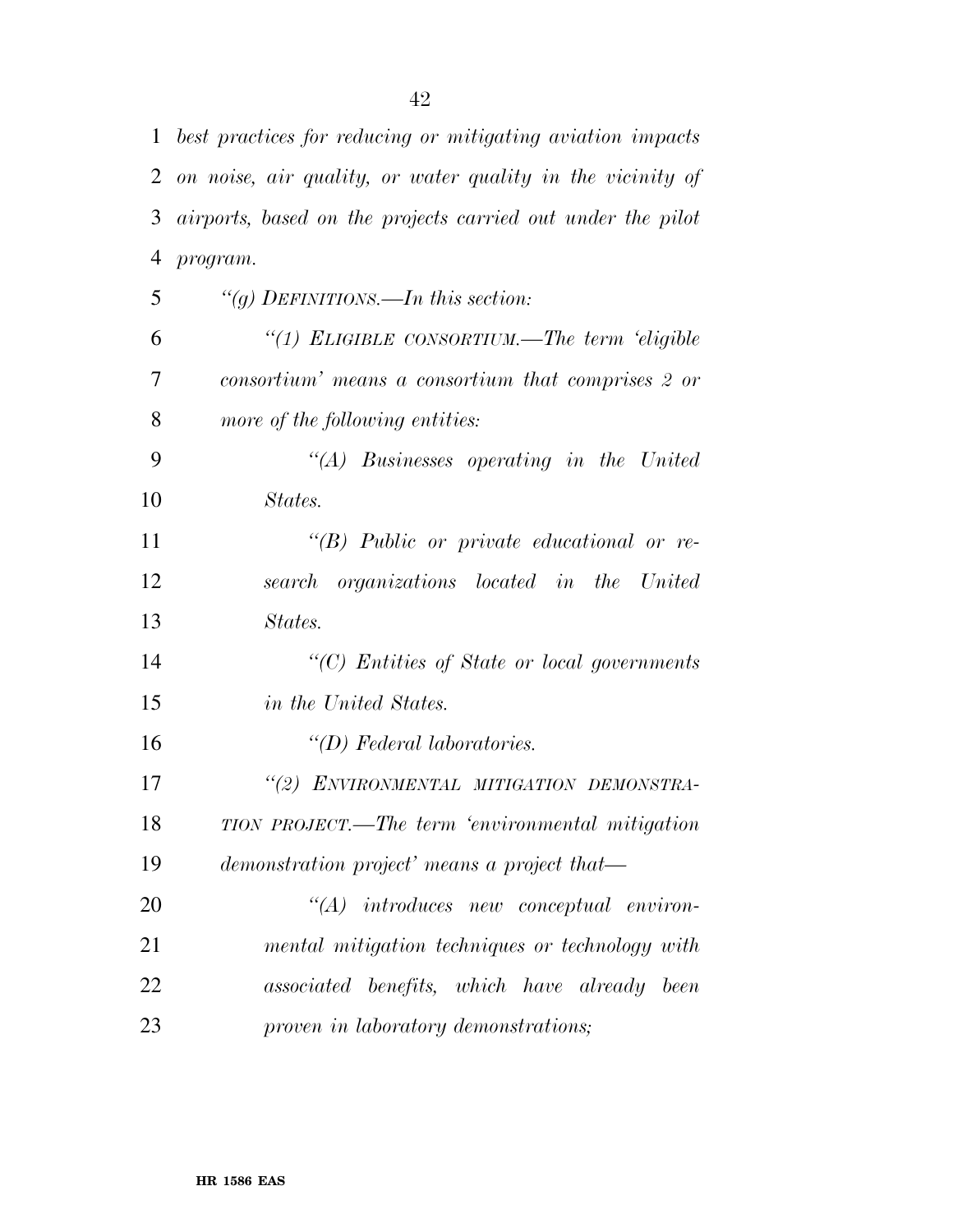*best practices for reducing or mitigating aviation impacts on noise, air quality, or water quality in the vicinity of airports, based on the projects carried out under the pilot program.*

*"(g) DEFINITIONS.—In this section:*

*"(1) ELIGIBLE CONSORTIUM.—The term 'eligible consortium' means a consortium that comprises 2 or more of the following entities:*

*"(A) Businesses operating in the United States.*

*"(B) Public or private educational or research organizations located in the United States.*

*"(C) Entities of State or local governments in the United States.*

*"(D) Federal laboratories.*

*"(2) ENVIRONMENTAL MITIGATION DEMONSTRATION PROJECT.—The term 'environmental mitigation demonstration project' means a project that—*

*"(A) introduces new conceptual environmental mitigation techniques or technology with associated benefits, which have already been proven in laboratory demonstrations;*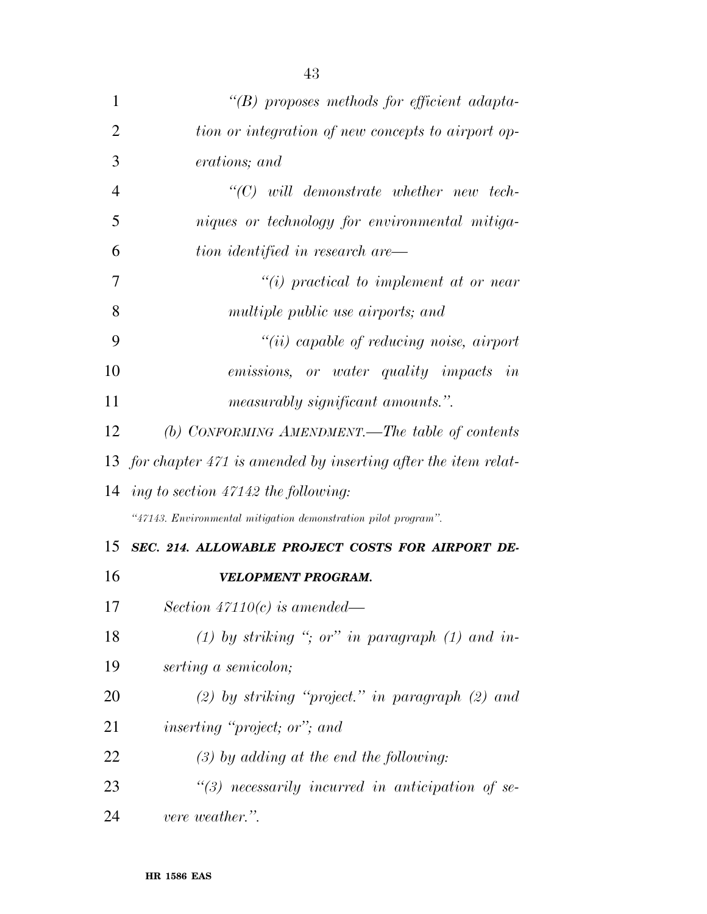*"(B) proposes methods for efficient adaptation or integration of new concepts to airport operations; and*

*"(C) will demonstrate whether new techniques or technology for environmental mitigation identified in research are—*

*"(i) practical to implement at or near multiple public use airports; and*

*"(ii) capable of reducing noise, airport emissions, or water quality impacts in measurably significant amounts.".*

*(b) CONFORMING AMENDMENT.—The table of contents for chapter 471 is amended by inserting after the item relating to section 47142 the following:*

*"47143. Environmental mitigation demonstration pilot program".*

***SEC. 214. ALLOWABLE PROJECT COSTS FOR AIRPORT DEVELOPMENT PROGRAM.***

*Section 47110(c) is amended—*

*(1) by striking "; or" in paragraph (1) and inserting a semicolon;*

*(2) by striking "project." in paragraph (2) and inserting "project; or"; and*

*(3) by adding at the end the following:*

*"(3) necessarily incurred in anticipation of severe weather.".*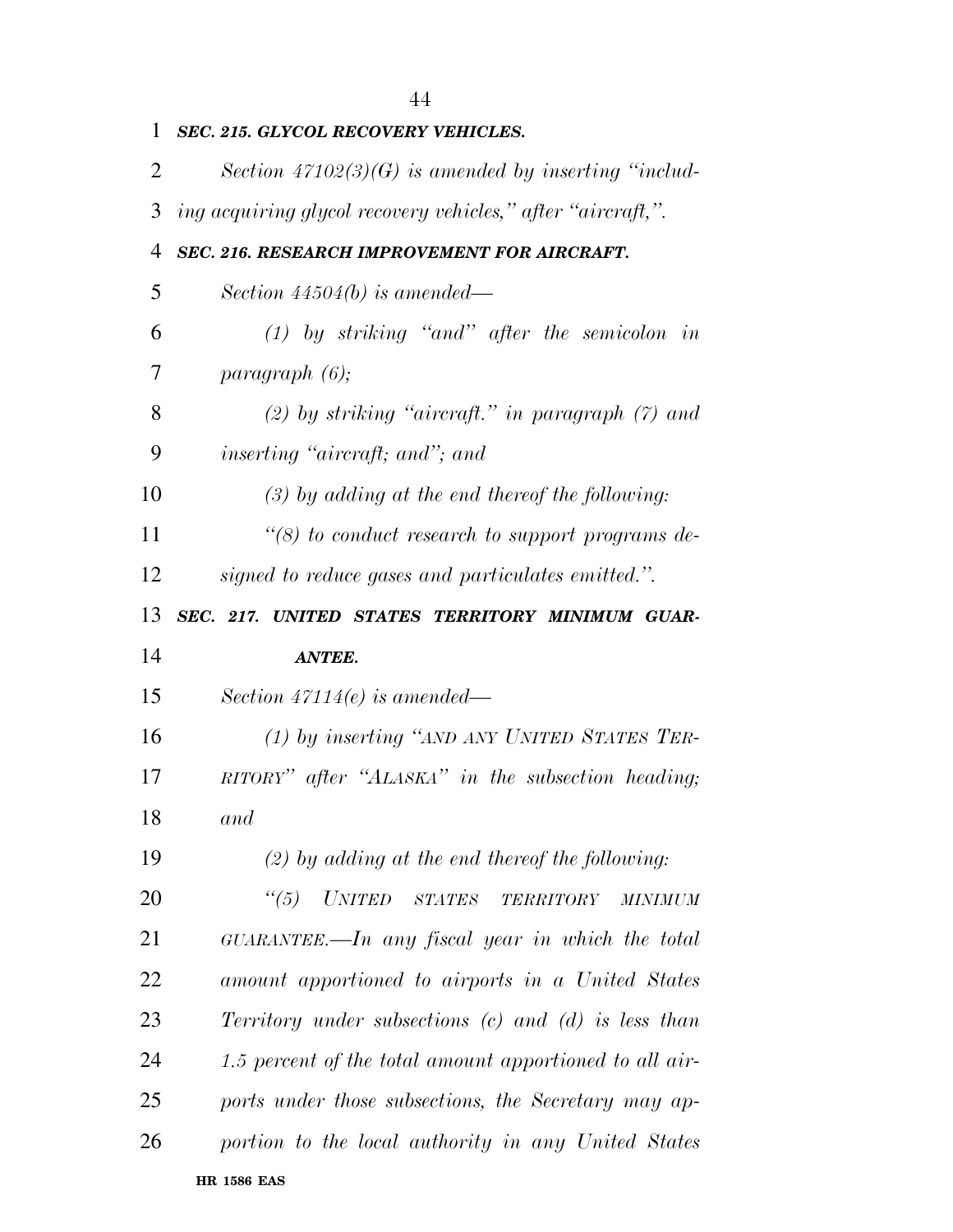***SEC. 215. GLYCOL RECOVERY VEHICLES.***

*Section 47102(3)(G) is amended by inserting "including acquiring glycol recovery vehicles," after "aircraft,".*

***SEC. 216. RESEARCH IMPROVEMENT FOR AIRCRAFT.***

*Section 44504(b) is amended—*

*(1) by striking "and" after the semicolon in paragraph (6);*

*(2) by striking "aircraft." in paragraph (7) and inserting "aircraft; and"; and*

*(3) by adding at the end thereof the following:*

*"(8) to conduct research to support programs designed to reduce gases and particulates emitted.".*

***SEC. 217. UNITED STATES TERRITORY MINIMUM GUARANTEE.***

*Section 47114(e) is amended—*

*(1) by inserting "AND ANY UNITED STATES TERRITORY" after "ALASKA" in the subsection heading; and*

*(2) by adding at the end thereof the following:*

*"(5) UNITED STATES TERRITORY MINIMUM GUARANTEE.—In any fiscal year in which the total amount apportioned to airports in a United States Territory under subsections (c) and (d) is less than 1.5 percent of the total amount apportioned to all airports under those subsections, the Secretary may apportion to the local authority in any United States*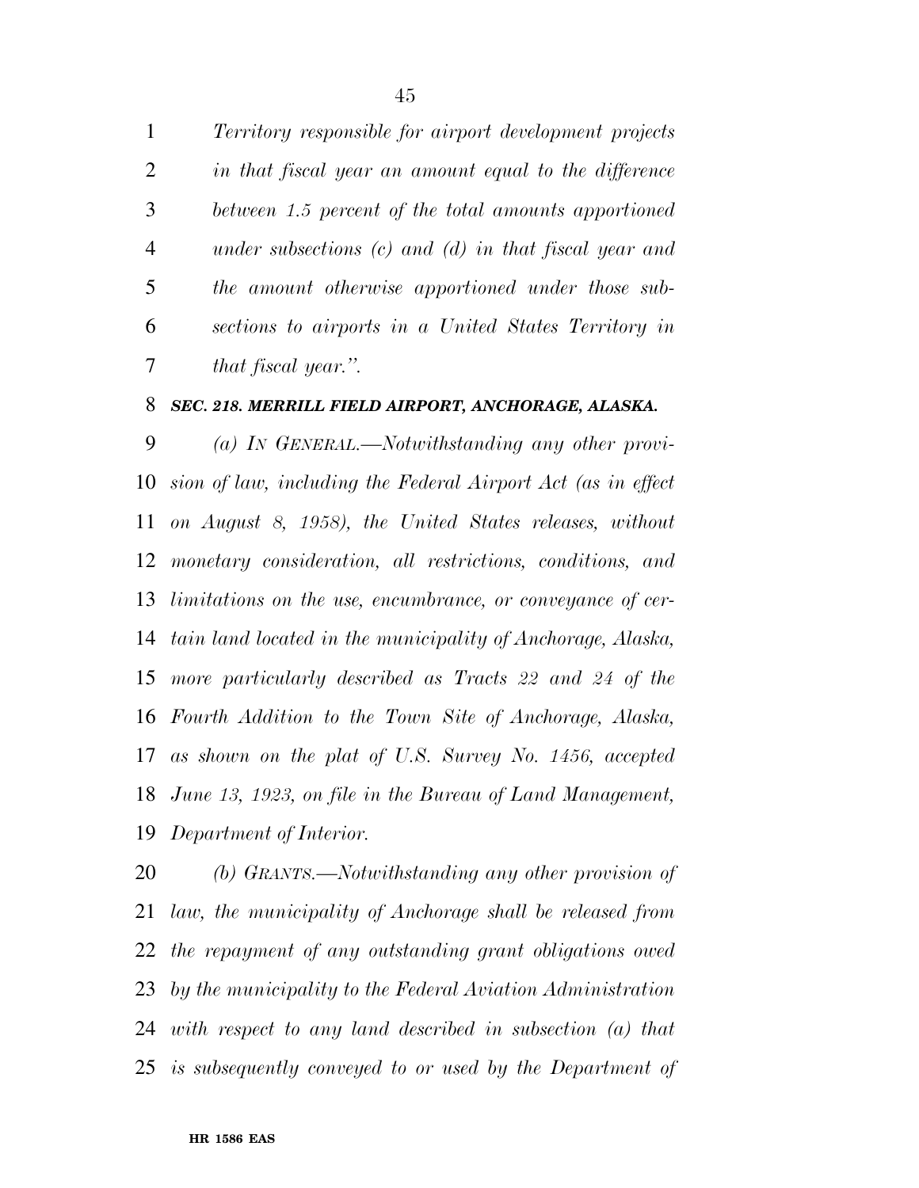*Territory responsible for airport development projects in that fiscal year an amount equal to the difference between 1.5 percent of the total amounts apportioned under subsections (c) and (d) in that fiscal year and the amount otherwise apportioned under those subsections to airports in a United States Territory in that fiscal year.".*

***SEC. 218. MERRILL FIELD AIRPORT, ANCHORAGE, ALASKA.***

*(a) IN GENERAL.—Notwithstanding any other provision of law, including the Federal Airport Act (as in effect on August 8, 1958), the United States releases, without monetary consideration, all restrictions, conditions, and limitations on the use, encumbrance, or conveyance of certain land located in the municipality of Anchorage, Alaska, more particularly described as Tracts 22 and 24 of the Fourth Addition to the Town Site of Anchorage, Alaska, as shown on the plat of U.S. Survey No. 1456, accepted June 13, 1923, on file in the Bureau of Land Management, Department of Interior.*

*(b) GRANTS.—Notwithstanding any other provision of law, the municipality of Anchorage shall be released from the repayment of any outstanding grant obligations owed by the municipality to the Federal Aviation Administration with respect to any land described in subsection (a) that is subsequently conveyed to or used by the Department of*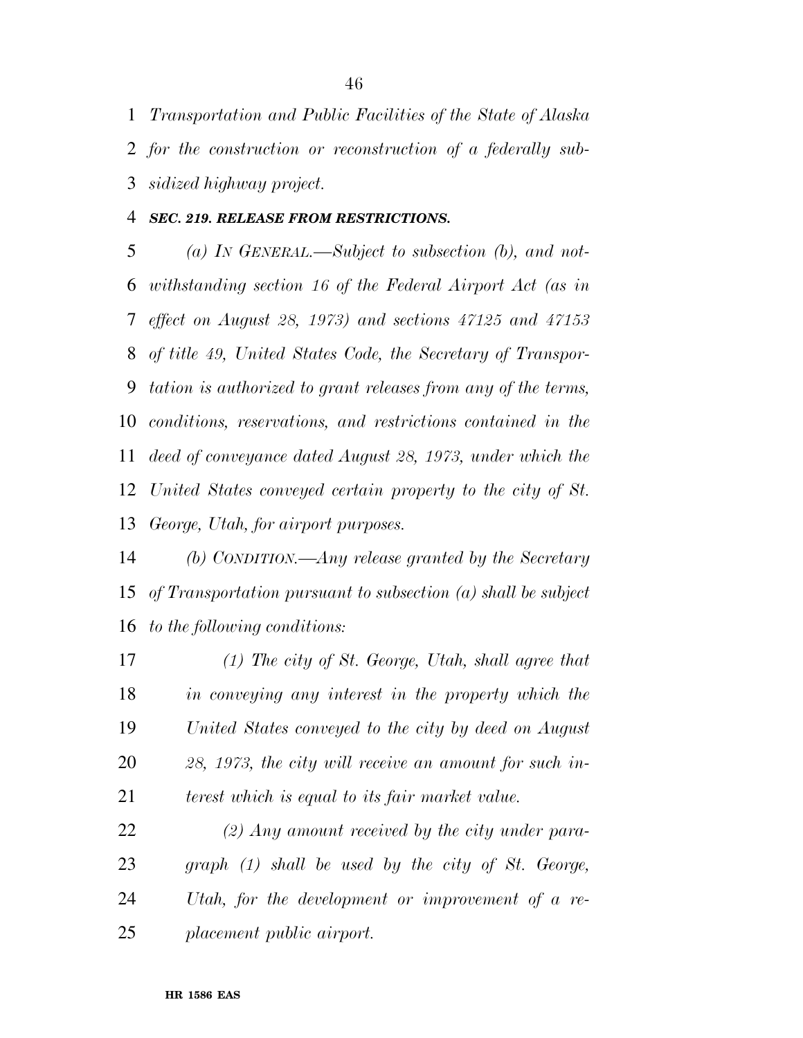*Transportation and Public Facilities of the State of Alaska for the construction or reconstruction of a federally subsidized highway project.*

***SEC. 219. RELEASE FROM RESTRICTIONS.***

*(a) IN GENERAL.—Subject to subsection (b), and notwithstanding section 16 of the Federal Airport Act (as in effect on August 28, 1973) and sections 47125 and 47153 of title 49, United States Code, the Secretary of Transportation is authorized to grant releases from any of the terms, conditions, reservations, and restrictions contained in the deed of conveyance dated August 28, 1973, under which the United States conveyed certain property to the city of St. George, Utah, for airport purposes.*

*(b) CONDITION.—Any release granted by the Secretary of Transportation pursuant to subsection (a) shall be subject to the following conditions:*

*(1) The city of St. George, Utah, shall agree that in conveying any interest in the property which the United States conveyed to the city by deed on August 28, 1973, the city will receive an amount for such interest which is equal to its fair market value.*

*(2) Any amount received by the city under paragraph (1) shall be used by the city of St. George, Utah, for the development or improvement of a replacement public airport.*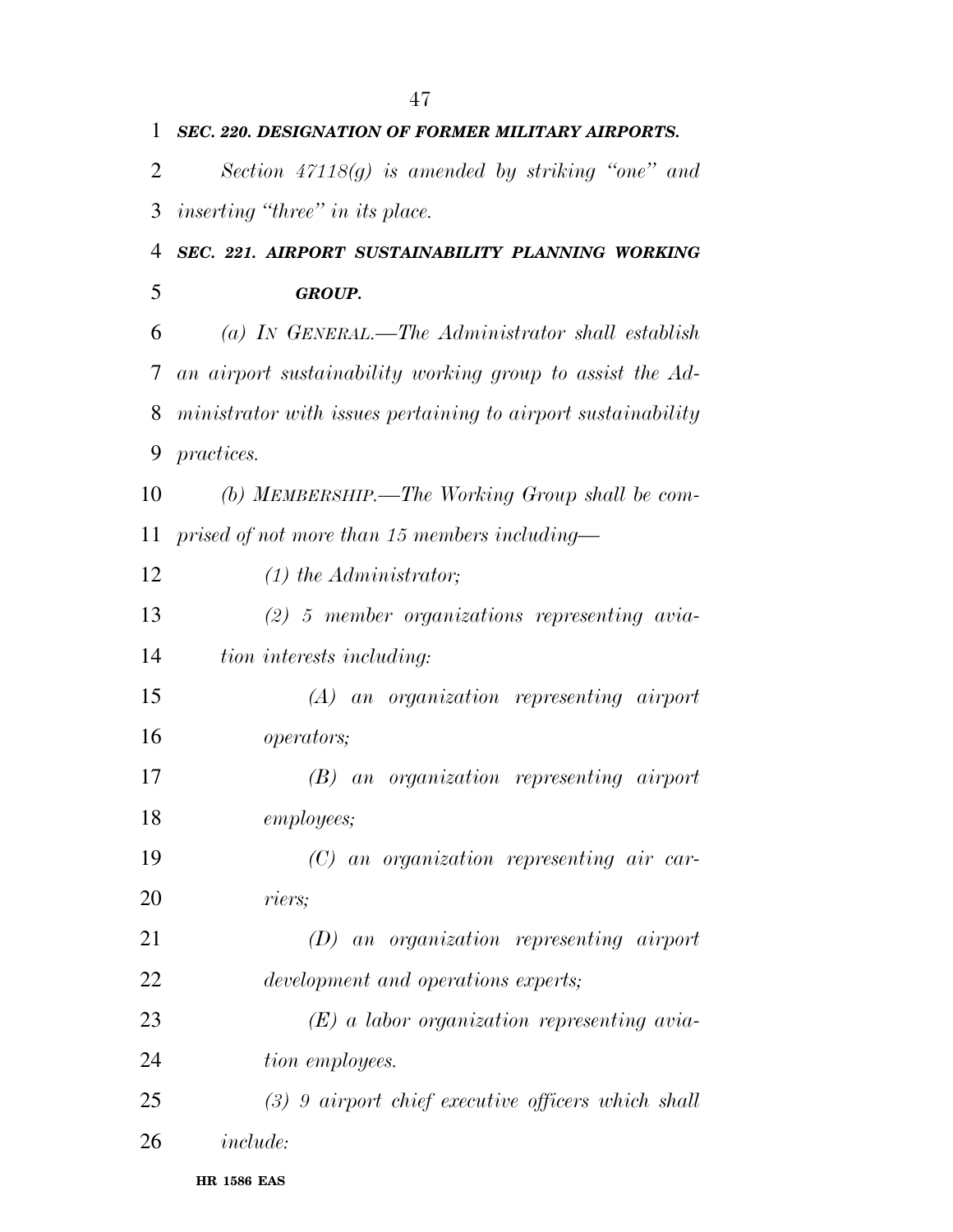***SEC. 220. DESIGNATION OF FORMER MILITARY AIRPORTS.***

*Section 47118(g) is amended by striking "one" and inserting "three" in its place.*

***SEC. 221. AIRPORT SUSTAINABILITY PLANNING WORKING GROUP.***

*(a) IN GENERAL.—The Administrator shall establish an airport sustainability working group to assist the Administrator with issues pertaining to airport sustainability practices.*

*(b) MEMBERSHIP.—The Working Group shall be comprised of not more than 15 members including—*

*(1) the Administrator;*

*(2) 5 member organizations representing aviation interests including:*

*(A) an organization representing airport operators;*

*(B) an organization representing airport employees;*

*(C) an organization representing air carriers;*

*(D) an organization representing airport development and operations experts;*

*(E) a labor organization representing aviation employees.*

*(3) 9 airport chief executive officers which shall include:*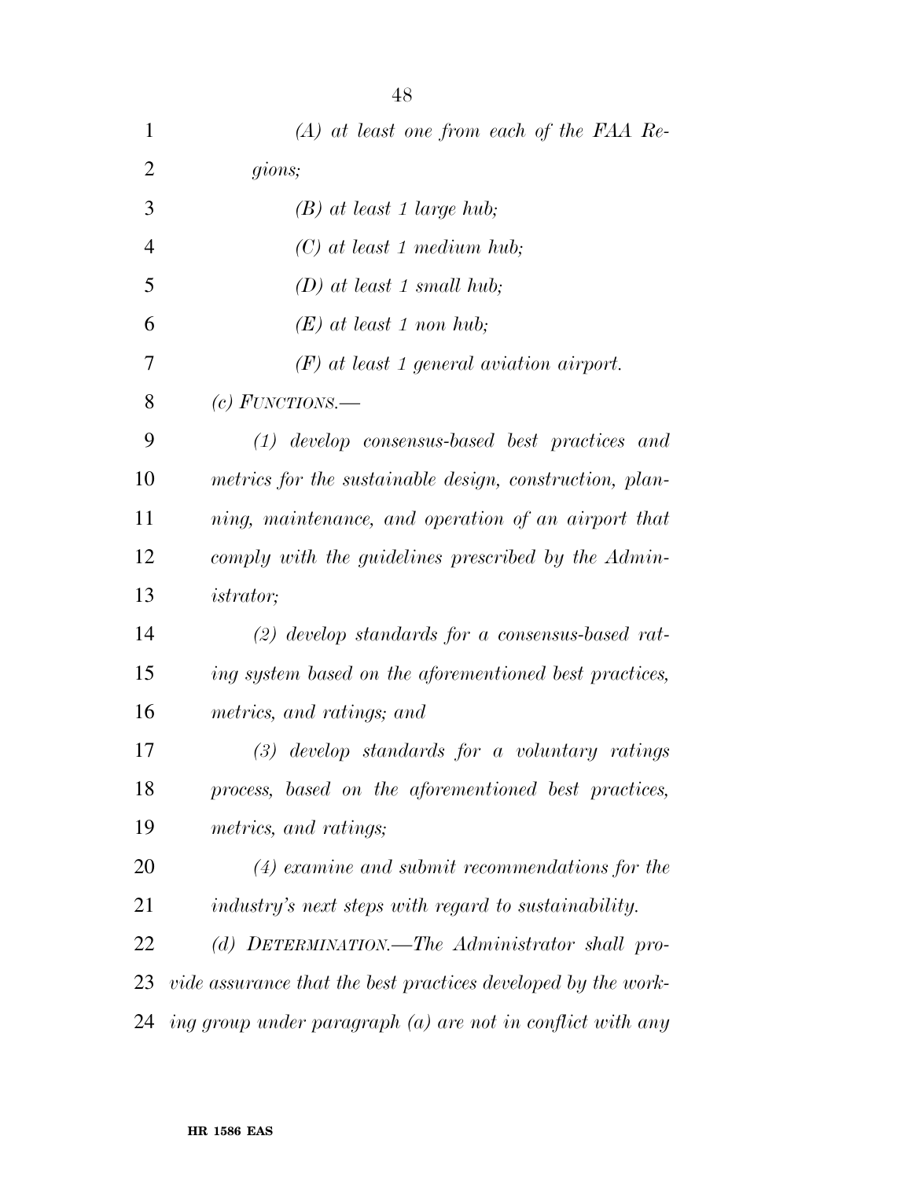*(A) at least one from each of the FAA Regions;*

*(B) at least 1 large hub;*

*(C) at least 1 medium hub;*

*(D) at least 1 small hub;*

*(E) at least 1 non hub;*

*(F) at least 1 general aviation airport.*

*(c) FUNCTIONS.—*

*(1) develop consensus-based best practices and metrics for the sustainable design, construction, planning, maintenance, and operation of an airport that comply with the guidelines prescribed by the Administrator;*

*(2) develop standards for a consensus-based rating system based on the aforementioned best practices, metrics, and ratings; and*

*(3) develop standards for a voluntary ratings process, based on the aforementioned best practices, metrics, and ratings;*

*(4) examine and submit recommendations for the industry's next steps with regard to sustainability.*

*(d) DETERMINATION.—The Administrator shall provide assurance that the best practices developed by the working group under paragraph (a) are not in conflict with any*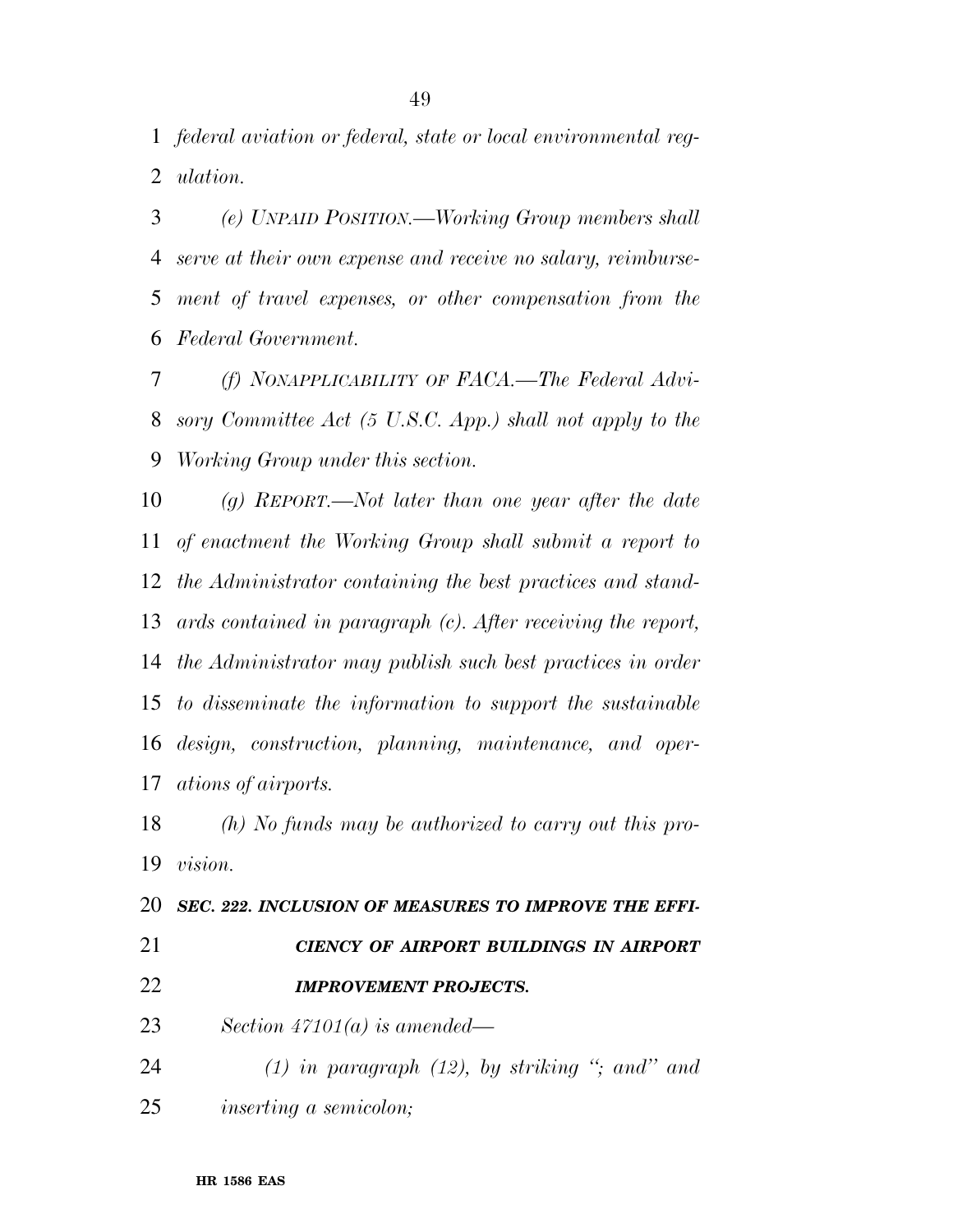*federal aviation or federal, state or local environmental regulation.*

*(e) UNPAID POSITION.—Working Group members shall serve at their own expense and receive no salary, reimbursement of travel expenses, or other compensation from the Federal Government.*

*(f) NONAPPLICABILITY OF FACA.—The Federal Advisory Committee Act (5 U.S.C. App.) shall not apply to the Working Group under this section.*

*(g) REPORT.—Not later than one year after the date of enactment the Working Group shall submit a report to the Administrator containing the best practices and standards contained in paragraph (c). After receiving the report, the Administrator may publish such best practices in order to disseminate the information to support the sustainable design, construction, planning, maintenance, and operations of airports.*

*(h) No funds may be authorized to carry out this provision.*

***SEC. 222. INCLUSION OF MEASURES TO IMPROVE THE EFFICIENCY OF AIRPORT BUILDINGS IN AIRPORT IMPROVEMENT PROJECTS.***

*Section 47101(a) is amended—*

*(1) in paragraph (12), by striking "; and" and inserting a semicolon;*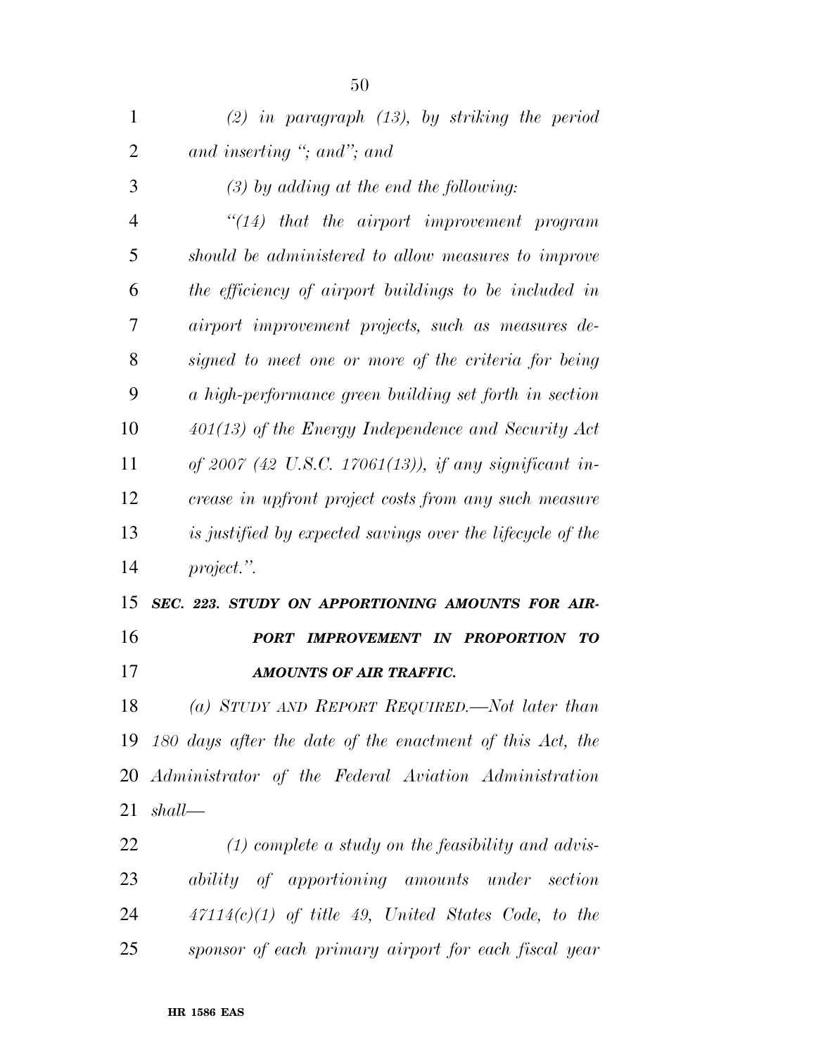*(2) in paragraph (13), by striking the period and inserting "; and"; and*

*(3) by adding at the end the following:*

*"(14) that the airport improvement program should be administered to allow measures to improve the efficiency of airport buildings to be included in airport improvement projects, such as measures designed to meet one or more of the criteria for being a high-performance green building set forth in section 401(13) of the Energy Independence and Security Act of 2007 (42 U.S.C. 17061(13)), if any significant increase in upfront project costs from any such measure is justified by expected savings over the lifecycle of the project.".*

***SEC. 223. STUDY ON APPORTIONING AMOUNTS FOR AIRPORT IMPROVEMENT IN PROPORTION TO AMOUNTS OF AIR TRAFFIC.***

*(a) STUDY AND REPORT REQUIRED.—Not later than 180 days after the date of the enactment of this Act, the Administrator of the Federal Aviation Administration shall—*

*(1) complete a study on the feasibility and advisability of apportioning amounts under section 47114(c)(1) of title 49, United States Code, to the sponsor of each primary airport for each fiscal year*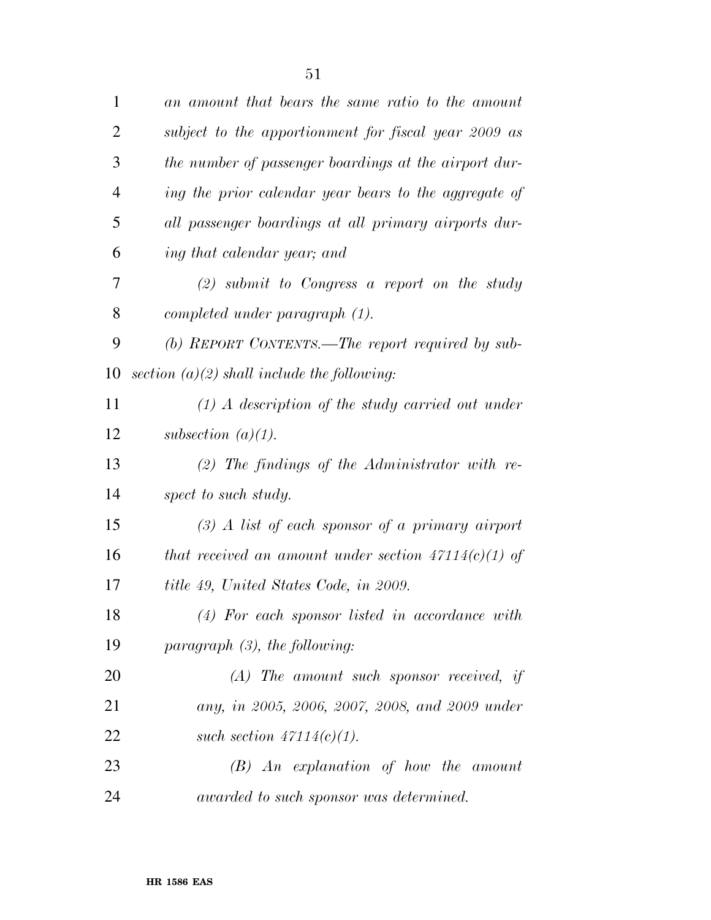*an amount that bears the same ratio to the amount subject to the apportionment for fiscal year 2009 as the number of passenger boardings at the airport during the prior calendar year bears to the aggregate of all passenger boardings at all primary airports during that calendar year; and*

*(2) submit to Congress a report on the study completed under paragraph (1).*

*(b) REPORT CONTENTS.—The report required by subsection (a)(2) shall include the following:*

*(1) A description of the study carried out under subsection (a)(1).*

*(2) The findings of the Administrator with respect to such study.*

*(3) A list of each sponsor of a primary airport that received an amount under section 47114(c)(1) of title 49, United States Code, in 2009.*

*(4) For each sponsor listed in accordance with paragraph (3), the following:*

*(A) The amount such sponsor received, if any, in 2005, 2006, 2007, 2008, and 2009 under such section 47114(c)(1).*

*(B) An explanation of how the amount awarded to such sponsor was determined.*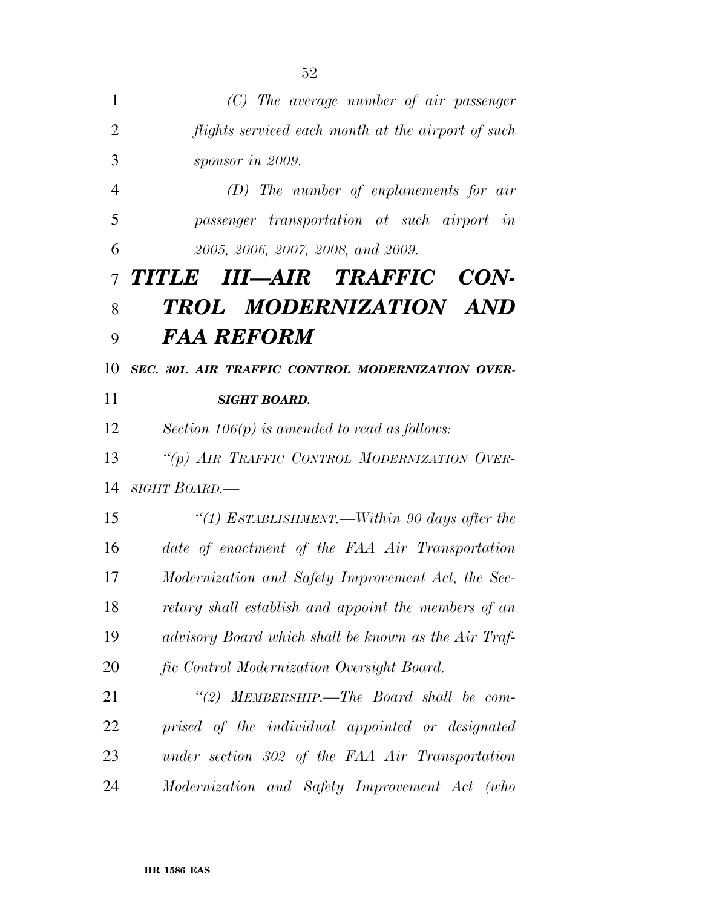*(C) The average number of air passenger flights serviced each month at the airport of such sponsor in 2009.*

*(D) The number of enplanements for air passenger transportation at such airport in 2005, 2006, 2007, 2008, and 2009.*

# *TITLE III—AIR TRAFFIC CONTROL MODERNIZATION AND FAA REFORM*

***SEC. 301. AIR TRAFFIC CONTROL MODERNIZATION OVERSIGHT BOARD.***

*Section 106(p) is amended to read as follows:*

*"(p) AIR TRAFFIC CONTROL MODERNIZATION OVERSIGHT BOARD.—*

*"(1) ESTABLISHMENT.—Within 90 days after the date of enactment of the FAA Air Transportation Modernization and Safety Improvement Act, the Secretary shall establish and appoint the members of an advisory Board which shall be known as the Air Traffic Control Modernization Oversight Board.*

*"(2) MEMBERSHIP.—The Board shall be comprised of the individual appointed or designated under section 302 of the FAA Air Transportation Modernization and Safety Improvement Act (who*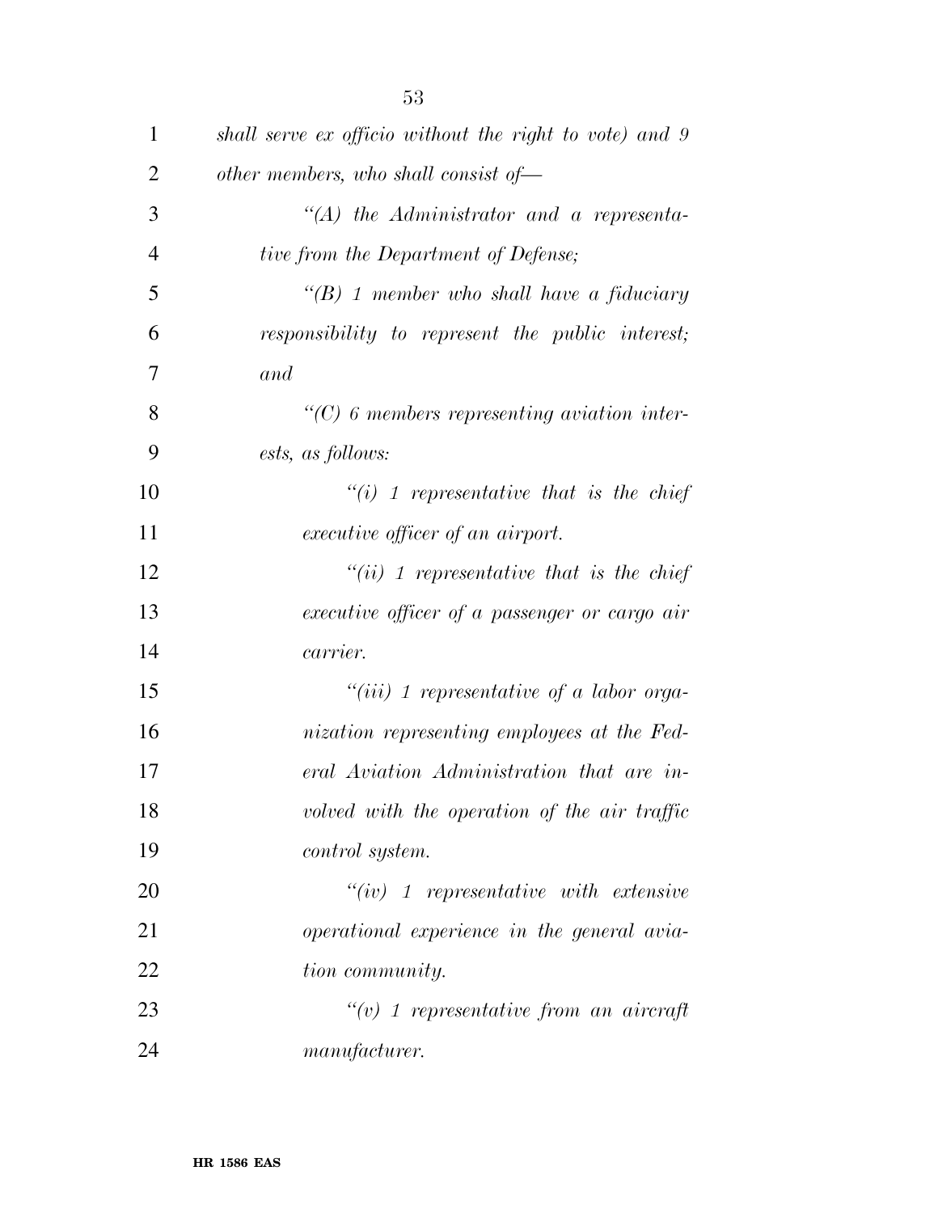*shall serve ex officio without the right to vote) and 9 other members, who shall consist of—*

*"(A) the Administrator and a representative from the Department of Defense;*

*"(B) 1 member who shall have a fiduciary responsibility to represent the public interest; and*

*"(C) 6 members representing aviation interests, as follows:*

*"(i) 1 representative that is the chief executive officer of an airport.*

*"(ii) 1 representative that is the chief executive officer of a passenger or cargo air carrier.*

*"(iii) 1 representative of a labor organization representing employees at the Federal Aviation Administration that are involved with the operation of the air traffic control system.*

*"(iv) 1 representative with extensive operational experience in the general aviation community.*

*"(v) 1 representative from an aircraft manufacturer.*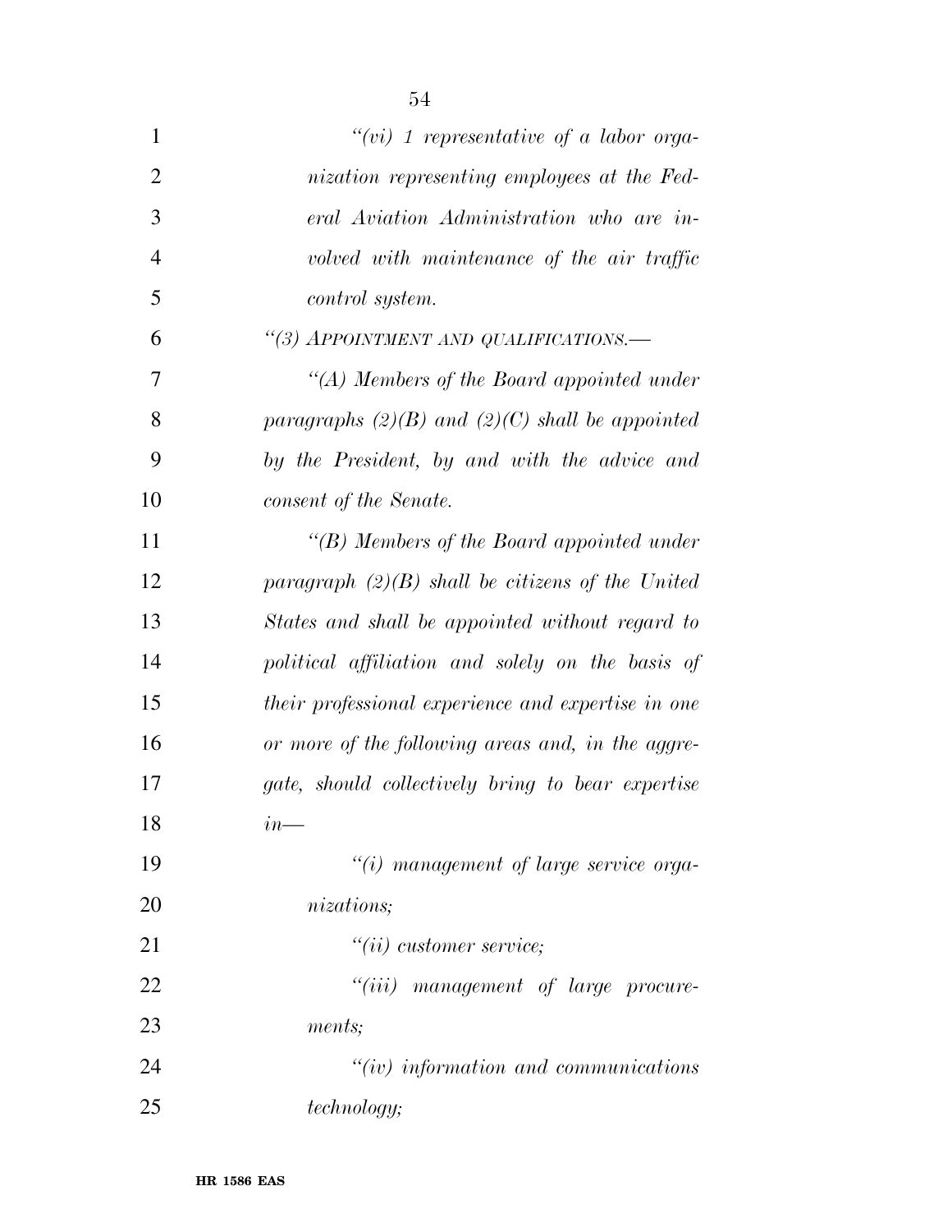*"(vi) 1 representative of a labor organization representing employees at the Federal Aviation Administration who are involved with maintenance of the air traffic control system.*

*"(3) APPOINTMENT AND QUALIFICATIONS.—*

*"(A) Members of the Board appointed under paragraphs (2)(B) and (2)(C) shall be appointed by the President, by and with the advice and consent of the Senate.*

*"(B) Members of the Board appointed under paragraph (2)(B) shall be citizens of the United States and shall be appointed without regard to political affiliation and solely on the basis of their professional experience and expertise in one or more of the following areas and, in the aggregate, should collectively bring to bear expertise in—*

*"(i) management of large service organizations;*

*"(ii) customer service;*

*"(iii) management of large procurements;*

*"(iv) information and communications technology;*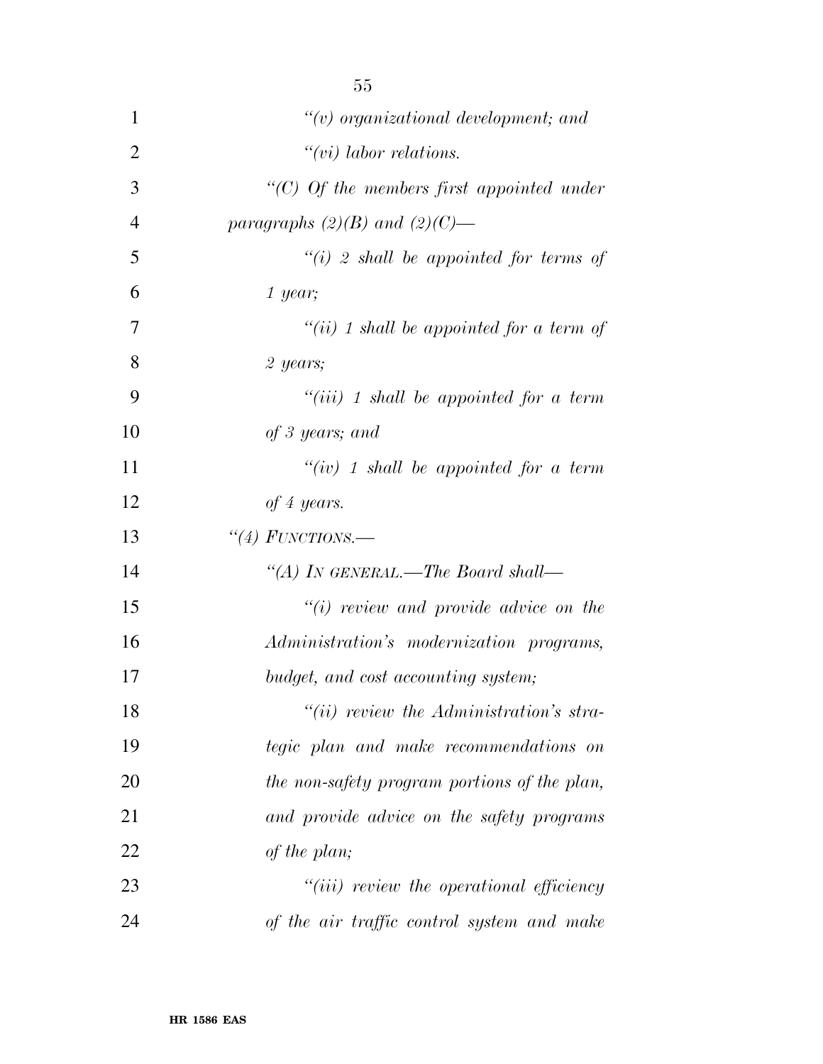*"(v) organizational development; and*

*"(vi) labor relations.*

*"(C) Of the members first appointed under paragraphs (2)(B) and (2)(C)—*

*"(i) 2 shall be appointed for terms of 1 year;*

*"(ii) 1 shall be appointed for a term of 2 years;*

*"(iii) 1 shall be appointed for a term of 3 years; and*

*"(iv) 1 shall be appointed for a term of 4 years.*

*"(4) FUNCTIONS.—*

*"(A) IN GENERAL.—The Board shall—*

*"(i) review and provide advice on the Administration's modernization programs, budget, and cost accounting system;*

*"(ii) review the Administration's strategic plan and make recommendations on the non-safety program portions of the plan, and provide advice on the safety programs of the plan;*

*"(iii) review the operational efficiency of the air traffic control system and make*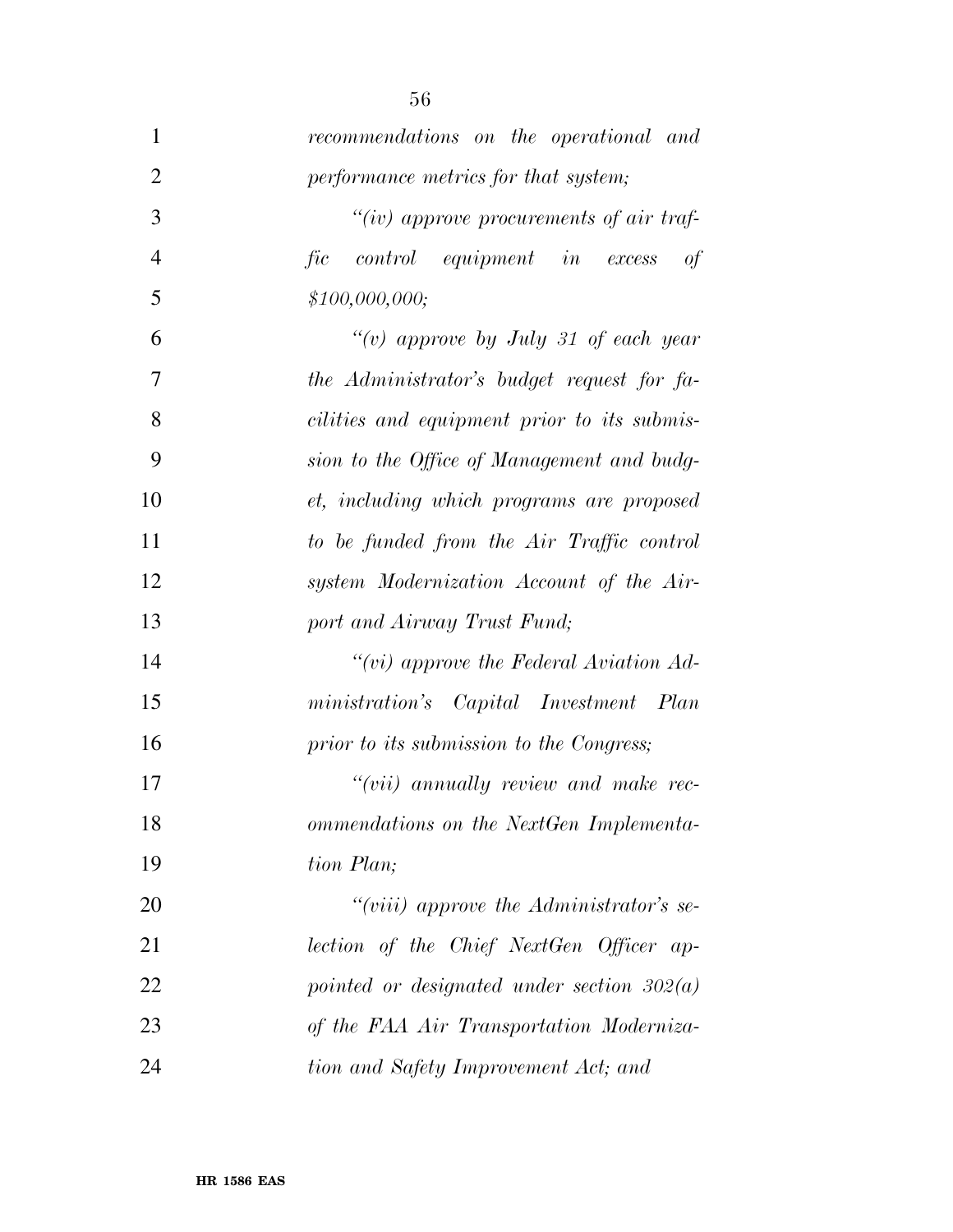*recommendations on the operational and performance metrics for that system;*

*"(iv) approve procurements of air traffic control equipment in excess of $100,000,000;*

*"(v) approve by July 31 of each year the Administrator's budget request for facilities and equipment prior to its submission to the Office of Management and budget, including which programs are proposed to be funded from the Air Traffic control system Modernization Account of the Airport and Airway Trust Fund;*

*"(vi) approve the Federal Aviation Administration's Capital Investment Plan prior to its submission to the Congress;*

*"(vii) annually review and make recommendations on the NextGen Implementation Plan;*

*"(viii) approve the Administrator's selection of the Chief NextGen Officer appointed or designated under section 302(a) of the FAA Air Transportation Modernization and Safety Improvement Act; and*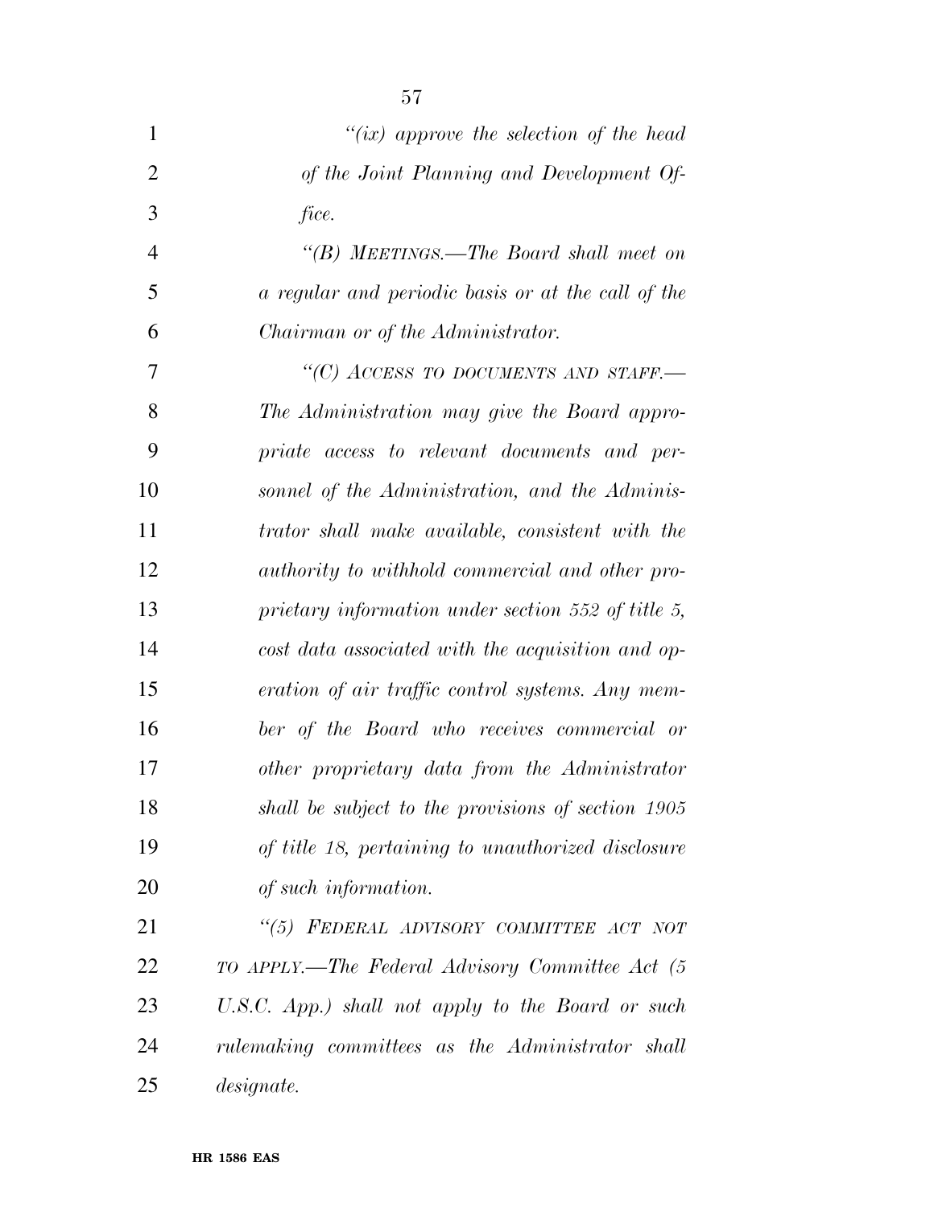*"(ix) approve the selection of the head of the Joint Planning and Development Office.*

*"(B) MEETINGS.—The Board shall meet on a regular and periodic basis or at the call of the Chairman or of the Administrator.*

*"(C) ACCESS TO DOCUMENTS AND STAFF.—The Administration may give the Board appropriate access to relevant documents and personnel of the Administration, and the Administrator shall make available, consistent with the authority to withhold commercial and other proprietary information under section 552 of title 5, cost data associated with the acquisition and operation of air traffic control systems. Any member of the Board who receives commercial or other proprietary data from the Administrator shall be subject to the provisions of section 1905 of title 18, pertaining to unauthorized disclosure of such information.*

*"(5) FEDERAL ADVISORY COMMITTEE ACT NOT TO APPLY.—The Federal Advisory Committee Act (5 U.S.C. App.) shall not apply to the Board or such rulemaking committees as the Administrator shall designate.*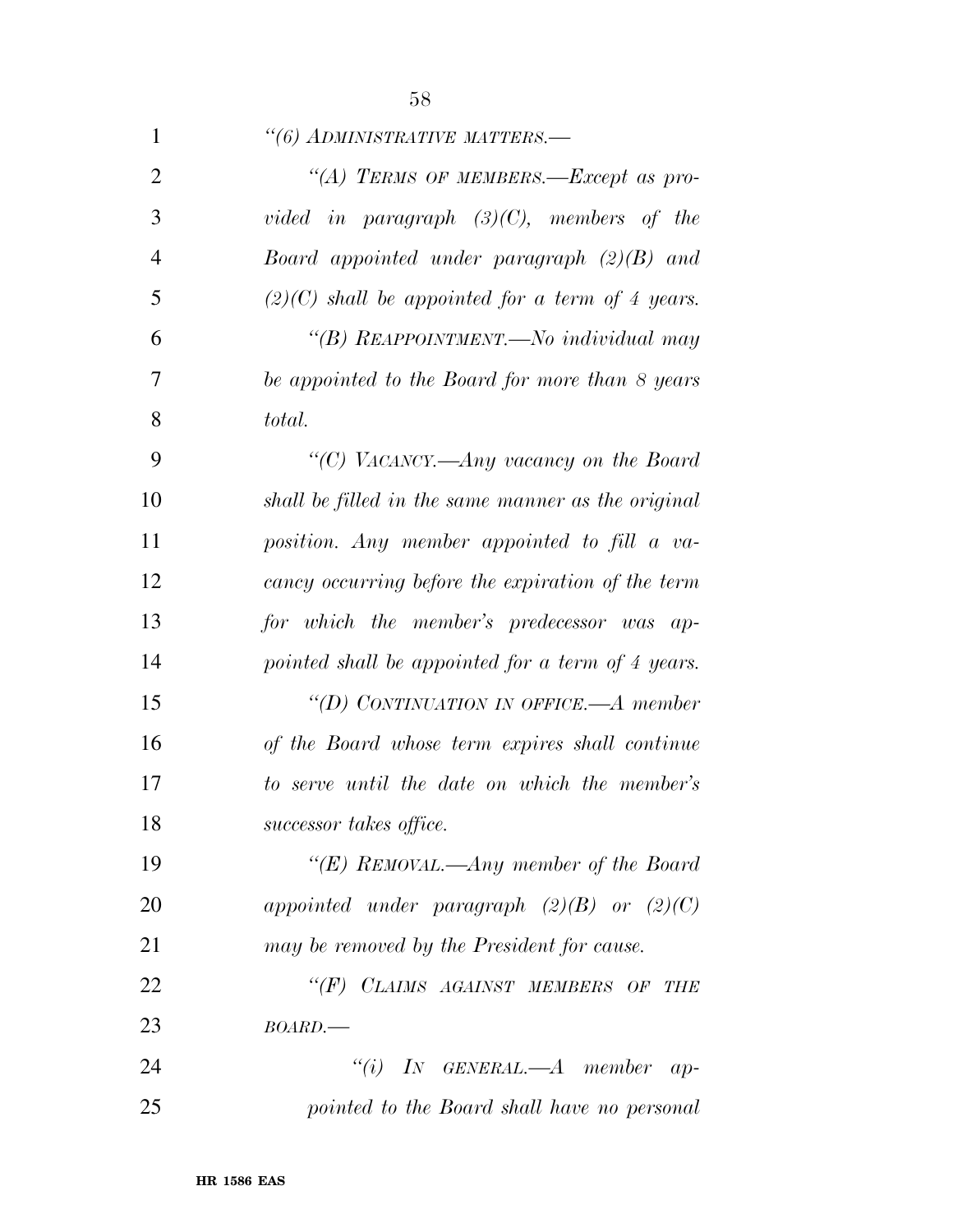*"(6) ADMINISTRATIVE MATTERS.—*

*"(A) TERMS OF MEMBERS.—Except as provided in paragraph (3)(C), members of the Board appointed under paragraph (2)(B) and (2)(C) shall be appointed for a term of 4 years.*

*"(B) REAPPOINTMENT.—No individual may be appointed to the Board for more than 8 years total.*

*"(C) VACANCY.—Any vacancy on the Board shall be filled in the same manner as the original position. Any member appointed to fill a vacancy occurring before the expiration of the term for which the member's predecessor was appointed shall be appointed for a term of 4 years.*

*"(D) CONTINUATION IN OFFICE.—A member of the Board whose term expires shall continue to serve until the date on which the member's successor takes office.*

*"(E) REMOVAL.—Any member of the Board appointed under paragraph (2)(B) or (2)(C) may be removed by the President for cause.*

*"(F) CLAIMS AGAINST MEMBERS OF THE BOARD.—*

*"(i) IN GENERAL.—A member appointed to the Board shall have no personal*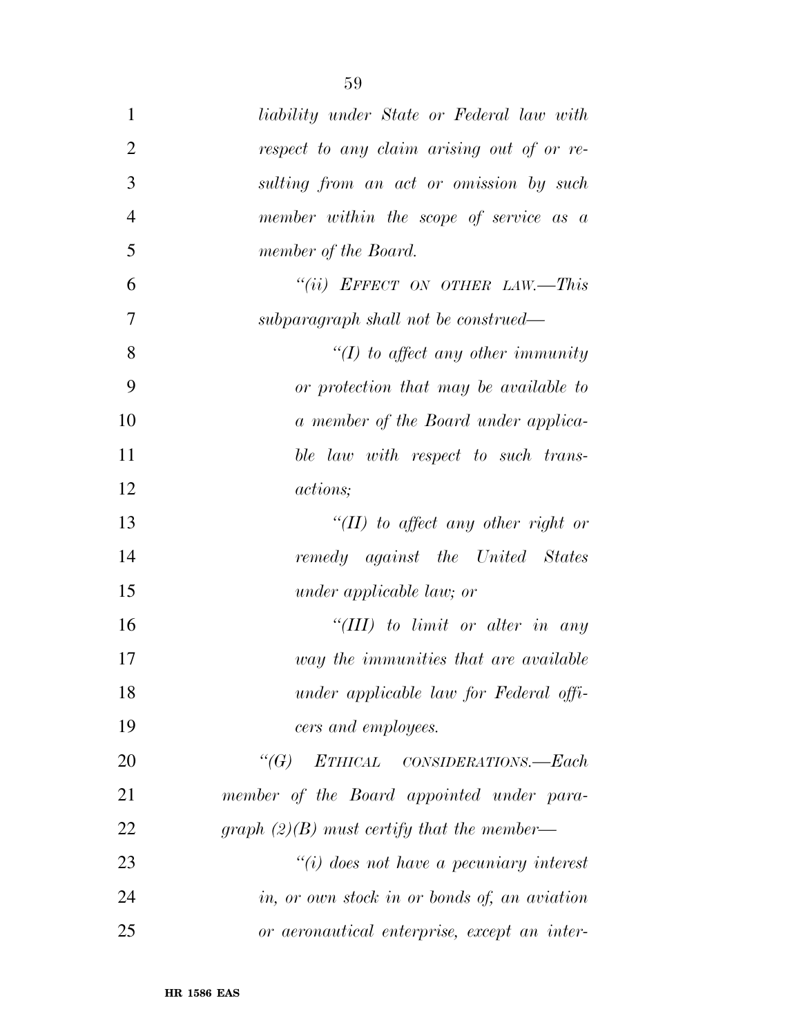*liability under State or Federal law with respect to any claim arising out of or resulting from an act or omission by such member within the scope of service as a member of the Board.*

*"(ii) EFFECT ON OTHER LAW.—This subparagraph shall not be construed—*

*"(I) to affect any other immunity or protection that may be available to a member of the Board under applicable law with respect to such transactions;*

*"(II) to affect any other right or remedy against the United States under applicable law; or*

*"(III) to limit or alter in any way the immunities that are available under applicable law for Federal officers and employees.*

*"(G) ETHICAL CONSIDERATIONS.—Each member of the Board appointed under paragraph (2)(B) must certify that the member—*

*"(i) does not have a pecuniary interest in, or own stock in or bonds of, an aviation or aeronautical enterprise, except an inter-*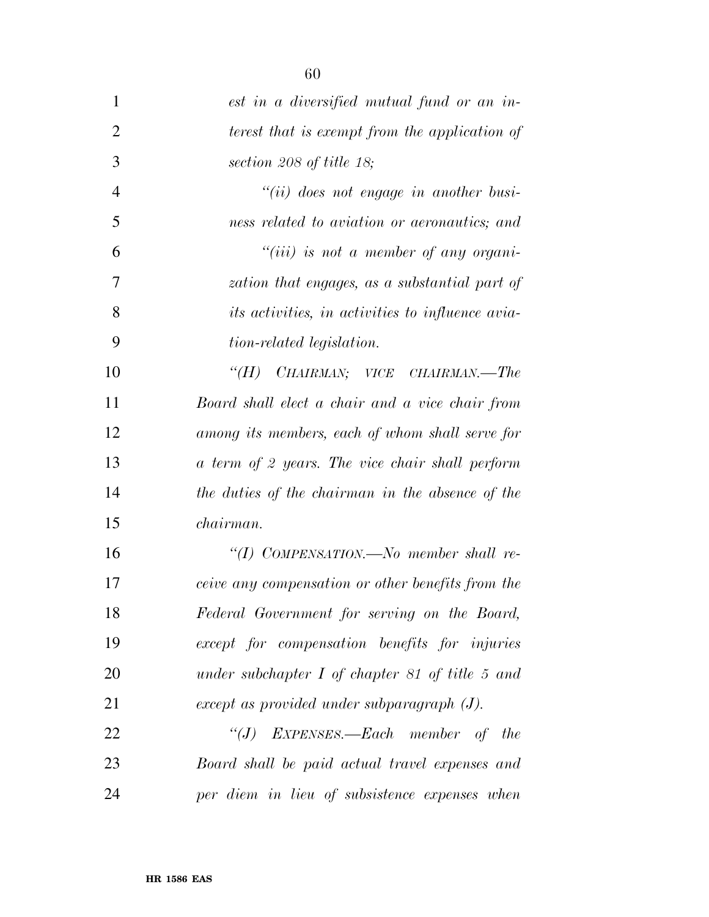*est in a diversified mutual fund or an interest that is exempt from the application of section 208 of title 18;*

*''(ii) does not engage in another business related to aviation or aeronautics; and*

*''(iii) is not a member of any organization that engages, as a substantial part of its activities, in activities to influence aviation-related legislation.*

*''(H) CHAIRMAN; VICE CHAIRMAN.—The Board shall elect a chair and a vice chair from among its members, each of whom shall serve for a term of 2 years. The vice chair shall perform the duties of the chairman in the absence of the chairman.*

*''(I) COMPENSATION.—No member shall receive any compensation or other benefits from the Federal Government for serving on the Board, except for compensation benefits for injuries under subchapter I of chapter 81 of title 5 and except as provided under subparagraph (J).*

*''(J) EXPENSES.—Each member of the Board shall be paid actual travel expenses and per diem in lieu of subsistence expenses when*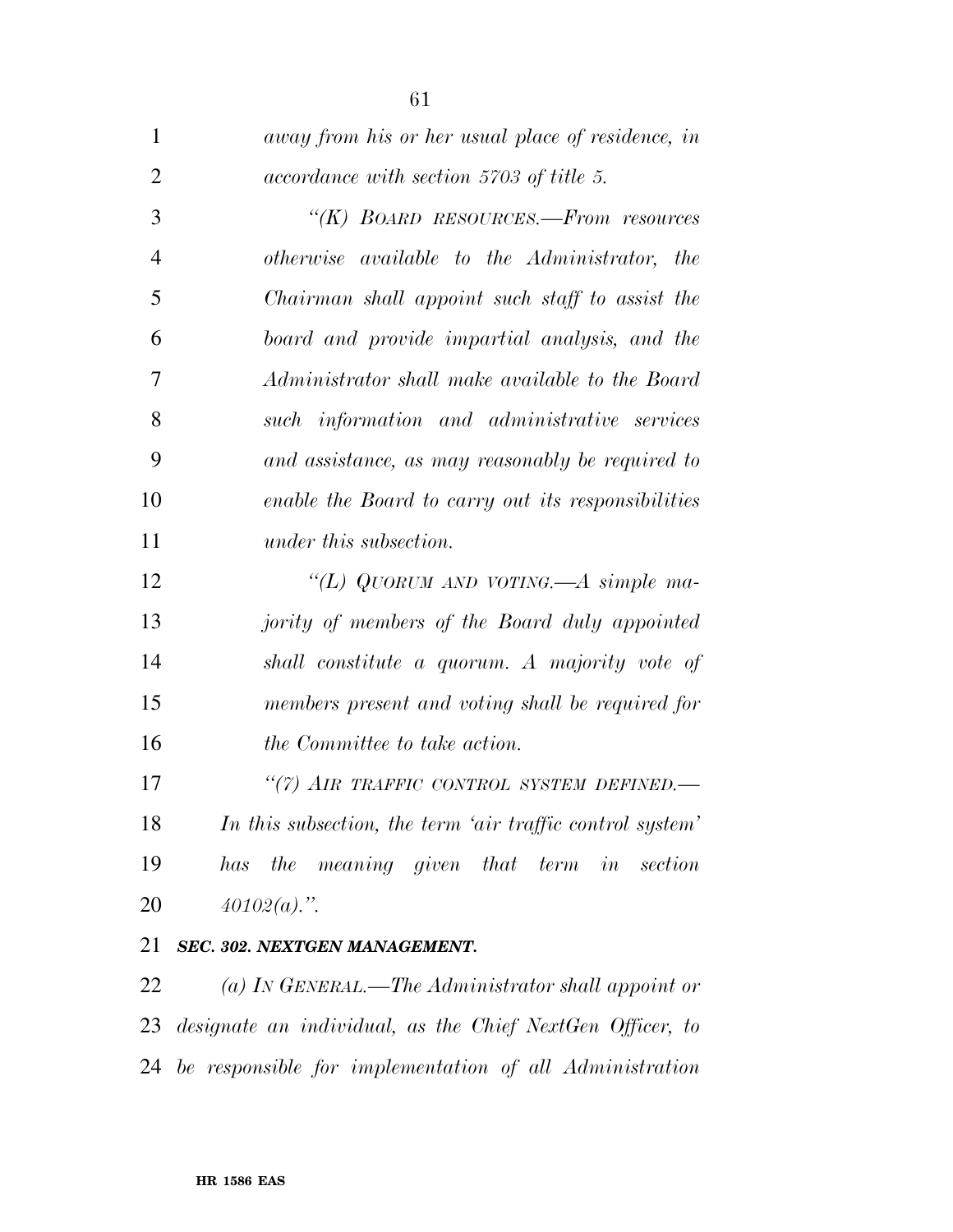*away from his or her usual place of residence, in accordance with section 5703 of title 5.*

*“(K) BOARD RESOURCES.—From resources otherwise available to the Administrator, the Chairman shall appoint such staff to assist the board and provide impartial analysis, and the Administrator shall make available to the Board such information and administrative services and assistance, as may reasonably be required to enable the Board to carry out its responsibilities under this subsection.*

*“(L) QUORUM AND VOTING.—A simple majority of members of the Board duly appointed shall constitute a quorum. A majority vote of members present and voting shall be required for the Committee to take action.*

*“(7) AIR TRAFFIC CONTROL SYSTEM DEFINED.—In this subsection, the term ‘air traffic control system’ has the meaning given that term in section 40102(a).”.*

***SEC. 302. NEXTGEN MANAGEMENT.***

*(a) IN GENERAL.—The Administrator shall appoint or designate an individual, as the Chief NextGen Officer, to be responsible for implementation of all Administration*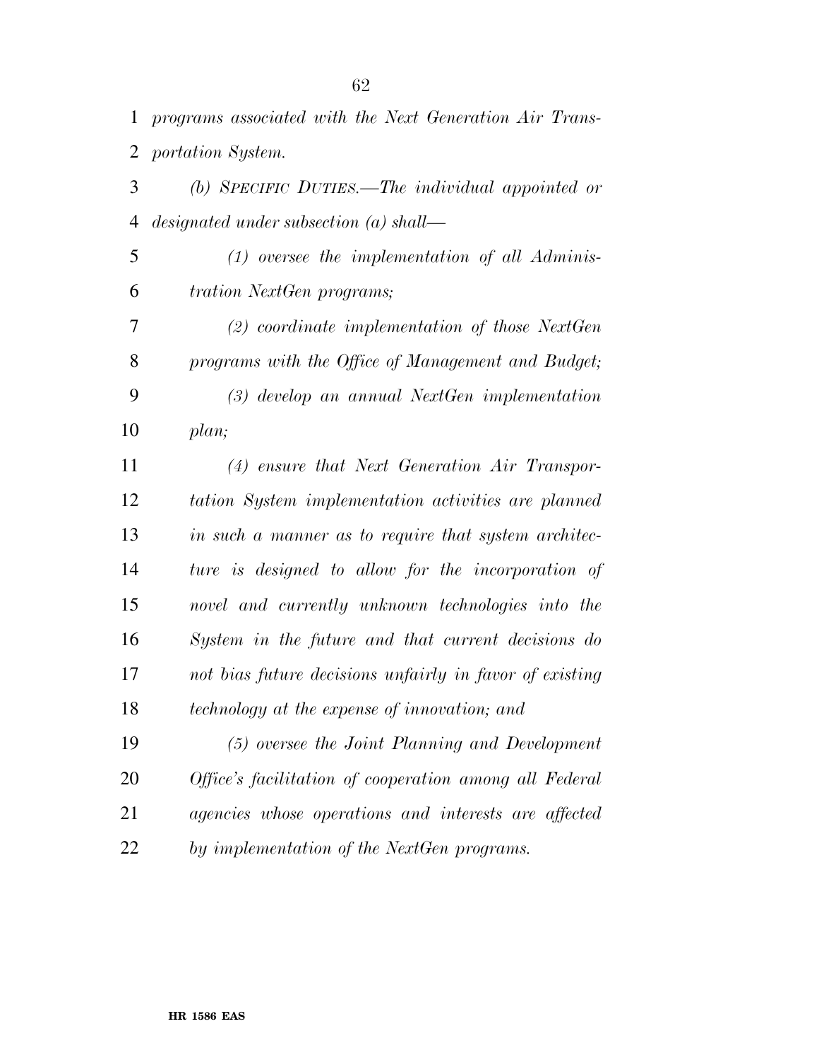*programs associated with the Next Generation Air Transportation System.*

*(b) SPECIFIC DUTIES.—The individual appointed or designated under subsection (a) shall—*

*(1) oversee the implementation of all Administration NextGen programs;*

*(2) coordinate implementation of those NextGen programs with the Office of Management and Budget;*

*(3) develop an annual NextGen implementation plan;*

*(4) ensure that Next Generation Air Transportation System implementation activities are planned in such a manner as to require that system architecture is designed to allow for the incorporation of novel and currently unknown technologies into the System in the future and that current decisions do not bias future decisions unfairly in favor of existing technology at the expense of innovation; and*

*(5) oversee the Joint Planning and Development Office's facilitation of cooperation among all Federal agencies whose operations and interests are affected by implementation of the NextGen programs.*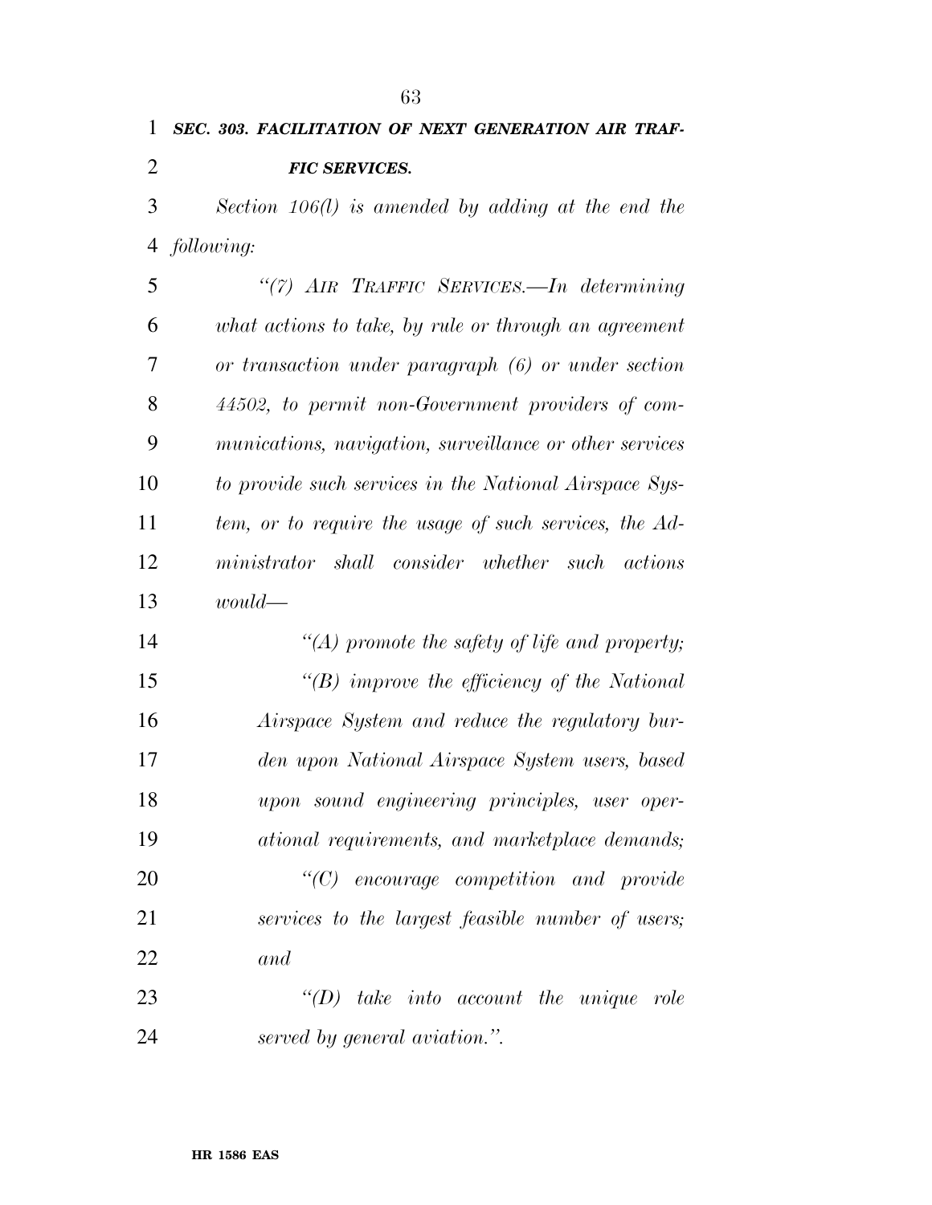***SEC. 303. FACILITATION OF NEXT GENERATION AIR TRAFFIC SERVICES.***

*Section 106(l) is amended by adding at the end the following:*

*"(7) AIR TRAFFIC SERVICES.—In determining what actions to take, by rule or through an agreement or transaction under paragraph (6) or under section 44502, to permit non-Government providers of communications, navigation, surveillance or other services to provide such services in the National Airspace System, or to require the usage of such services, the Administrator shall consider whether such actions would—*

*"(A) promote the safety of life and property;*

*"(B) improve the efficiency of the National Airspace System and reduce the regulatory burden upon National Airspace System users, based upon sound engineering principles, user operational requirements, and marketplace demands;*

*"(C) encourage competition and provide services to the largest feasible number of users; and*

*"(D) take into account the unique role served by general aviation.".*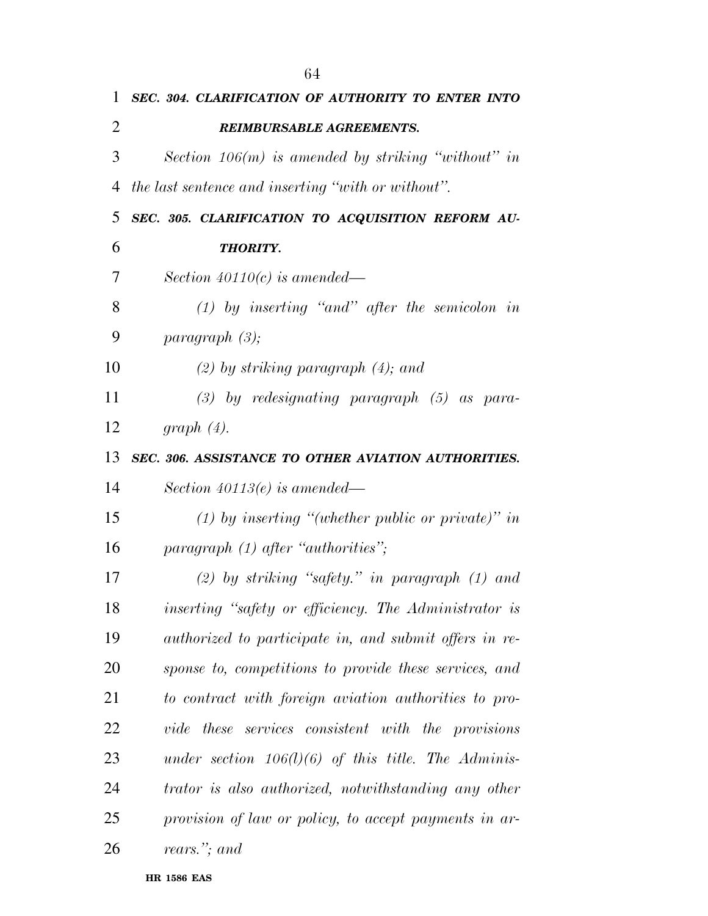***SEC. 304. CLARIFICATION OF AUTHORITY TO ENTER INTO REIMBURSABLE AGREEMENTS.***

*Section 106(m) is amended by striking "without" in the last sentence and inserting "with or without".*

***SEC. 305. CLARIFICATION TO ACQUISITION REFORM AUTHORITY.***

*Section 40110(c) is amended—*

*(1) by inserting "and" after the semicolon in paragraph (3);*

*(2) by striking paragraph (4); and*

*(3) by redesignating paragraph (5) as paragraph (4).*

***SEC. 306. ASSISTANCE TO OTHER AVIATION AUTHORITIES.***

*Section 40113(e) is amended—*

*(1) by inserting "(whether public or private)" in paragraph (1) after "authorities";*

*(2) by striking "safety." in paragraph (1) and inserting "safety or efficiency. The Administrator is authorized to participate in, and submit offers in response to, competitions to provide these services, and to contract with foreign aviation authorities to provide these services consistent with the provisions under section 106(l)(6) of this title. The Administrator is also authorized, notwithstanding any other provision of law or policy, to accept payments in arrears."; and*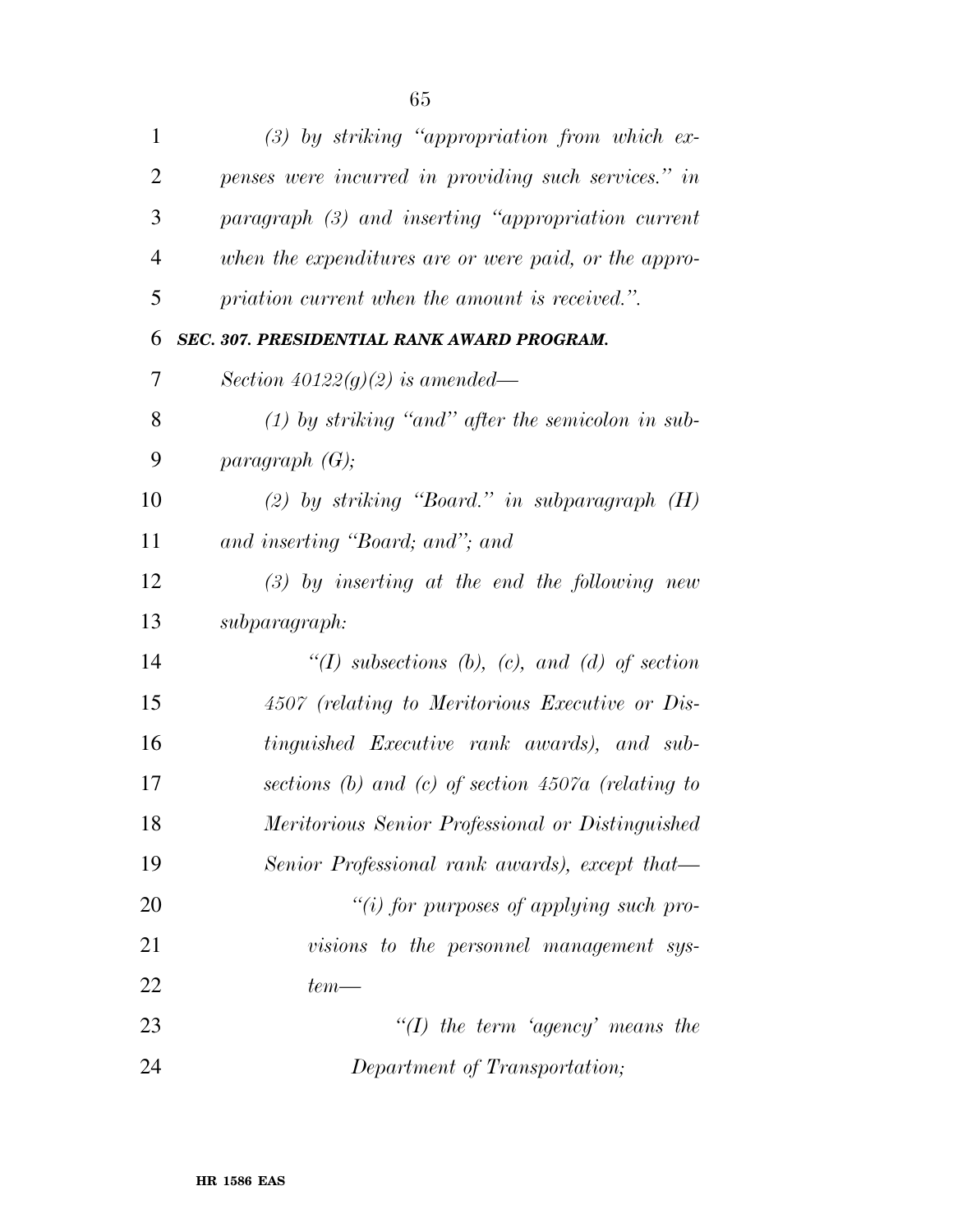*(3) by striking "appropriation from which expenses were incurred in providing such services." in paragraph (3) and inserting "appropriation current when the expenditures are or were paid, or the appropriation current when the amount is received.".*

***SEC. 307. PRESIDENTIAL RANK AWARD PROGRAM.***

*Section 40122(g)(2) is amended—*

*(1) by striking "and" after the semicolon in subparagraph (G);*

*(2) by striking "Board." in subparagraph (H) and inserting "Board; and"; and*

*(3) by inserting at the end the following new subparagraph:*

*"(I) subsections (b), (c), and (d) of section 4507 (relating to Meritorious Executive or Distinguished Executive rank awards), and subsections (b) and (c) of section 4507a (relating to Meritorious Senior Professional or Distinguished Senior Professional rank awards), except that—*

*"(i) for purposes of applying such provisions to the personnel management system—*

*"(I) the term 'agency' means the Department of Transportation;*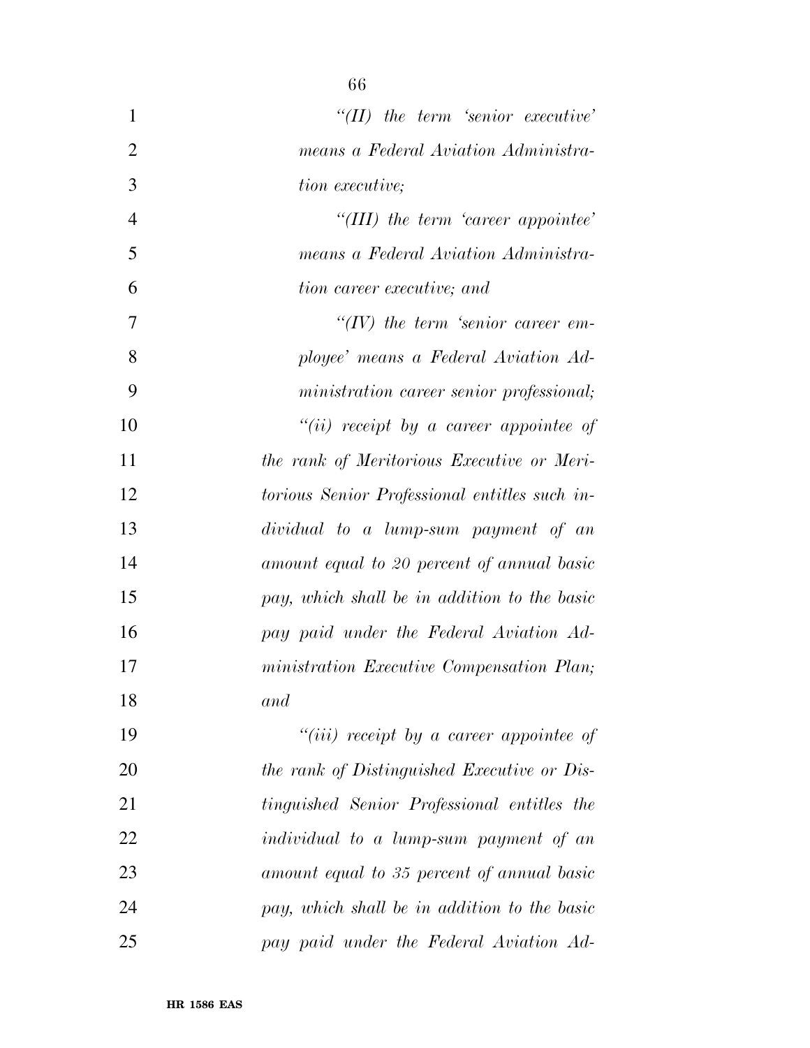*"(II) the term 'senior executive' means a Federal Aviation Administration executive;*

*"(III) the term 'career appointee' means a Federal Aviation Administration career executive; and*

*"(IV) the term 'senior career employee' means a Federal Aviation Administration career senior professional;*

*"(ii) receipt by a career appointee of the rank of Meritorious Executive or Meritorious Senior Professional entitles such individual to a lump-sum payment of an amount equal to 20 percent of annual basic pay, which shall be in addition to the basic pay paid under the Federal Aviation Administration Executive Compensation Plan; and*

*"(iii) receipt by a career appointee of the rank of Distinguished Executive or Distinguished Senior Professional entitles the individual to a lump-sum payment of an amount equal to 35 percent of annual basic pay, which shall be in addition to the basic pay paid under the Federal Aviation Ad-*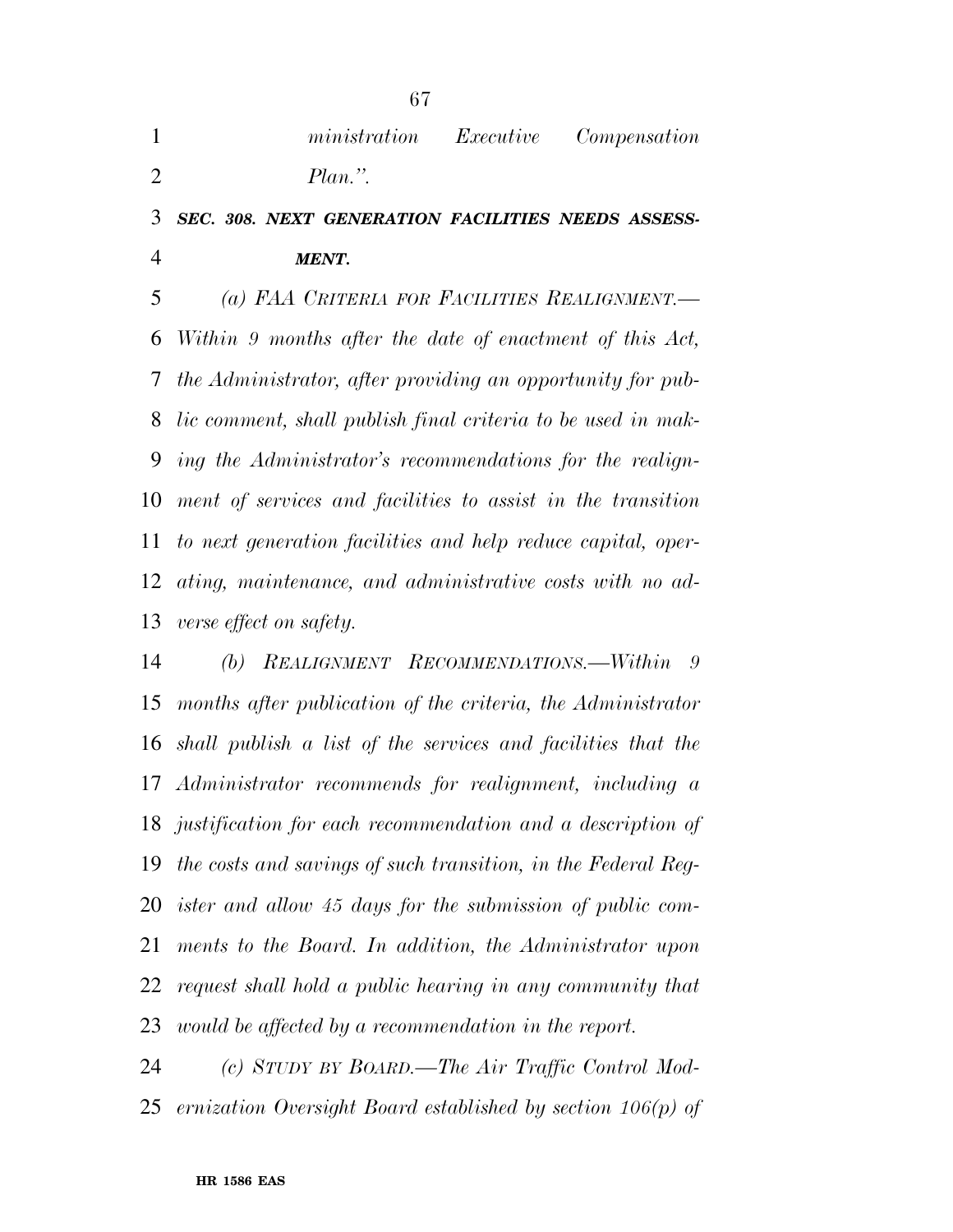*ministration Executive Compensation Plan.''.*

***SEC. 308. NEXT GENERATION FACILITIES NEEDS ASSESSMENT.***

*(a) FAA CRITERIA FOR FACILITIES REALIGNMENT.—Within 9 months after the date of enactment of this Act, the Administrator, after providing an opportunity for public comment, shall publish final criteria to be used in making the Administrator's recommendations for the realignment of services and facilities to assist in the transition to next generation facilities and help reduce capital, operating, maintenance, and administrative costs with no adverse effect on safety.*

*(b) REALIGNMENT RECOMMENDATIONS.—Within 9 months after publication of the criteria, the Administrator shall publish a list of the services and facilities that the Administrator recommends for realignment, including a justification for each recommendation and a description of the costs and savings of such transition, in the Federal Register and allow 45 days for the submission of public comments to the Board. In addition, the Administrator upon request shall hold a public hearing in any community that would be affected by a recommendation in the report.*

*(c) STUDY BY BOARD.—The Air Traffic Control Modernization Oversight Board established by section 106(p) of*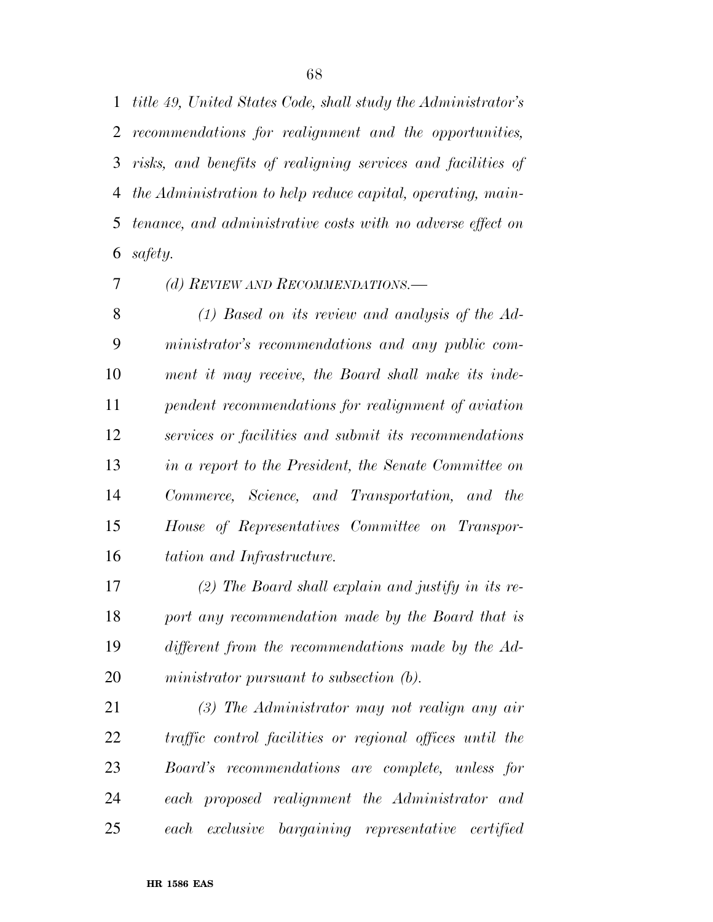*title 49, United States Code, shall study the Administrator's recommendations for realignment and the opportunities, risks, and benefits of realigning services and facilities of the Administration to help reduce capital, operating, maintenance, and administrative costs with no adverse effect on safety.*

*(d) REVIEW AND RECOMMENDATIONS.—*

*(1) Based on its review and analysis of the Administrator's recommendations and any public comment it may receive, the Board shall make its independent recommendations for realignment of aviation services or facilities and submit its recommendations in a report to the President, the Senate Committee on Commerce, Science, and Transportation, and the House of Representatives Committee on Transportation and Infrastructure.*

*(2) The Board shall explain and justify in its report any recommendation made by the Board that is different from the recommendations made by the Administrator pursuant to subsection (b).*

*(3) The Administrator may not realign any air traffic control facilities or regional offices until the Board's recommendations are complete, unless for each proposed realignment the Administrator and each exclusive bargaining representative certified*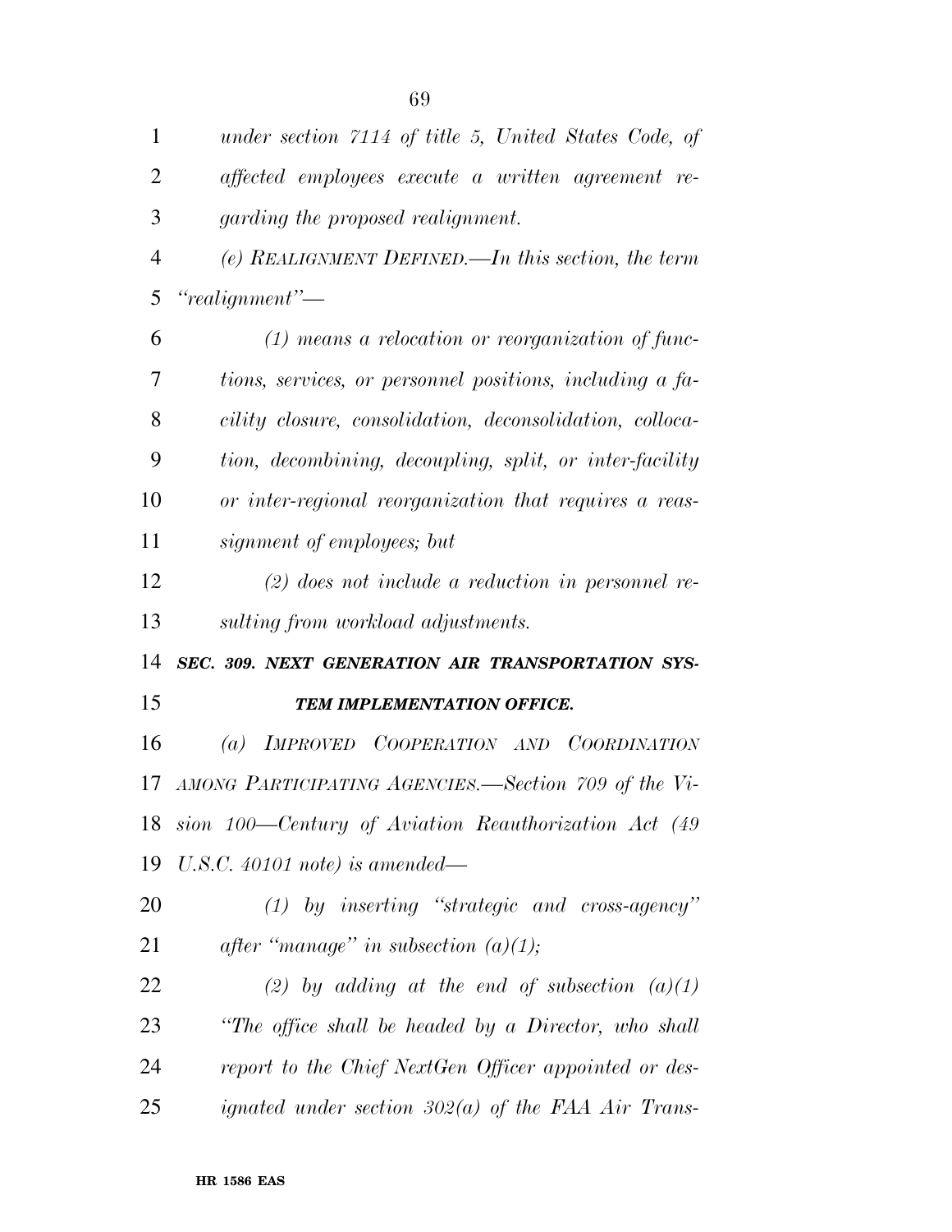*under section 7114 of title 5, United States Code, of affected employees execute a written agreement regarding the proposed realignment.*

*(e) REALIGNMENT DEFINED.—In this section, the term "realignment"—*

*(1) means a relocation or reorganization of functions, services, or personnel positions, including a facility closure, consolidation, deconsolidation, collocation, decombining, decoupling, split, or inter-facility or inter-regional reorganization that requires a reassignment of employees; but*

*(2) does not include a reduction in personnel resulting from workload adjustments.*

***SEC. 309. NEXT GENERATION AIR TRANSPORTATION SYSTEM IMPLEMENTATION OFFICE.***

*(a) IMPROVED COOPERATION AND COORDINATION AMONG PARTICIPATING AGENCIES.—Section 709 of the Vision 100—Century of Aviation Reauthorization Act (49 U.S.C. 40101 note) is amended—*

*(1) by inserting "strategic and cross-agency" after "manage" in subsection (a)(1);*

*(2) by adding at the end of subsection (a)(1) "The office shall be headed by a Director, who shall report to the Chief NextGen Officer appointed or designated under section 302(a) of the FAA Air Trans-*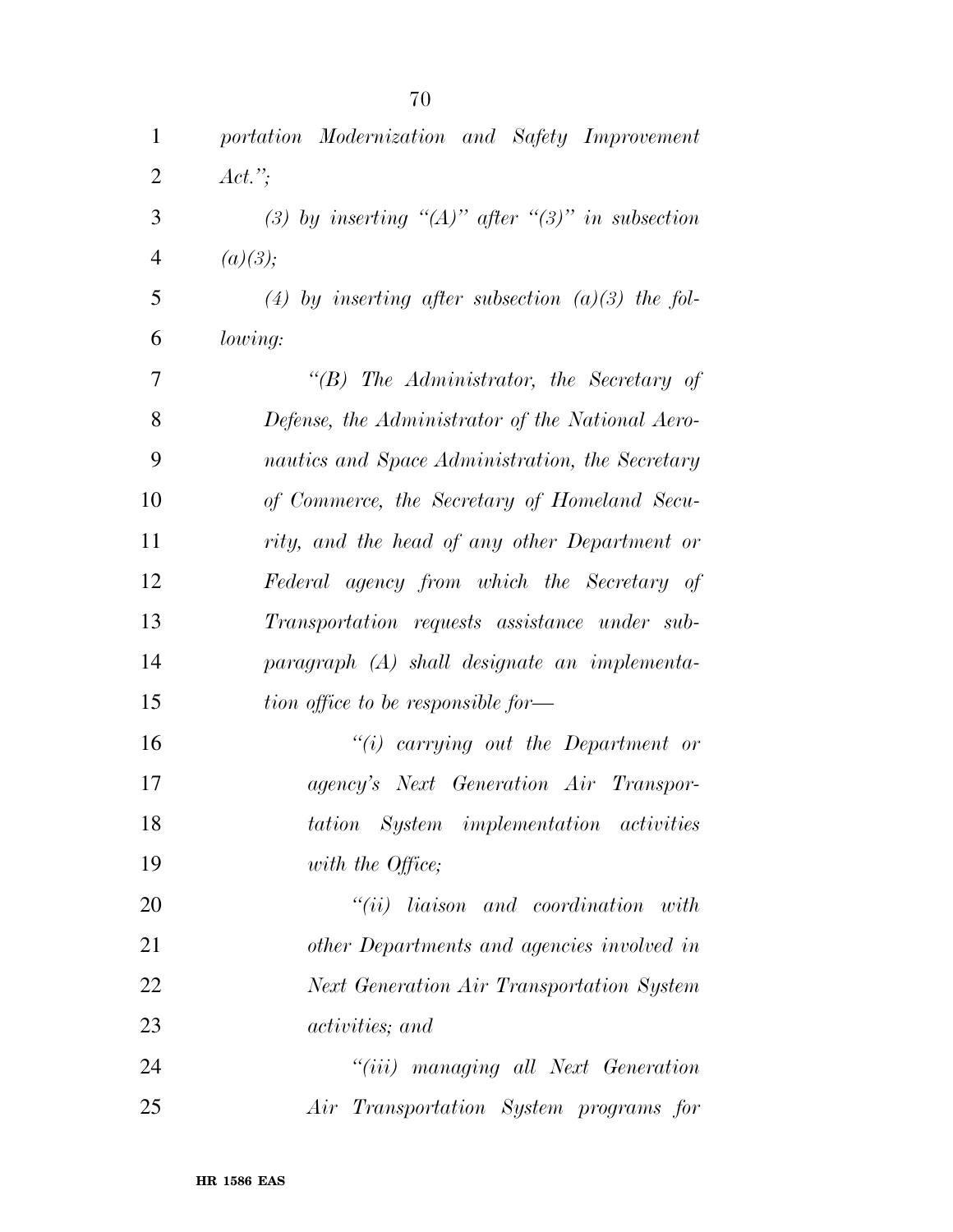*portation Modernization and Safety Improvement Act.";*

*(3) by inserting "(A)" after "(3)" in subsection (a)(3);*

*(4) by inserting after subsection (a)(3) the following:*

*"(B) The Administrator, the Secretary of Defense, the Administrator of the National Aeronautics and Space Administration, the Secretary of Commerce, the Secretary of Homeland Security, and the head of any other Department or Federal agency from which the Secretary of Transportation requests assistance under subparagraph (A) shall designate an implementation office to be responsible for—*

*"(i) carrying out the Department or agency's Next Generation Air Transportation System implementation activities with the Office;*

*"(ii) liaison and coordination with other Departments and agencies involved in Next Generation Air Transportation System activities; and*

*"(iii) managing all Next Generation Air Transportation System programs for*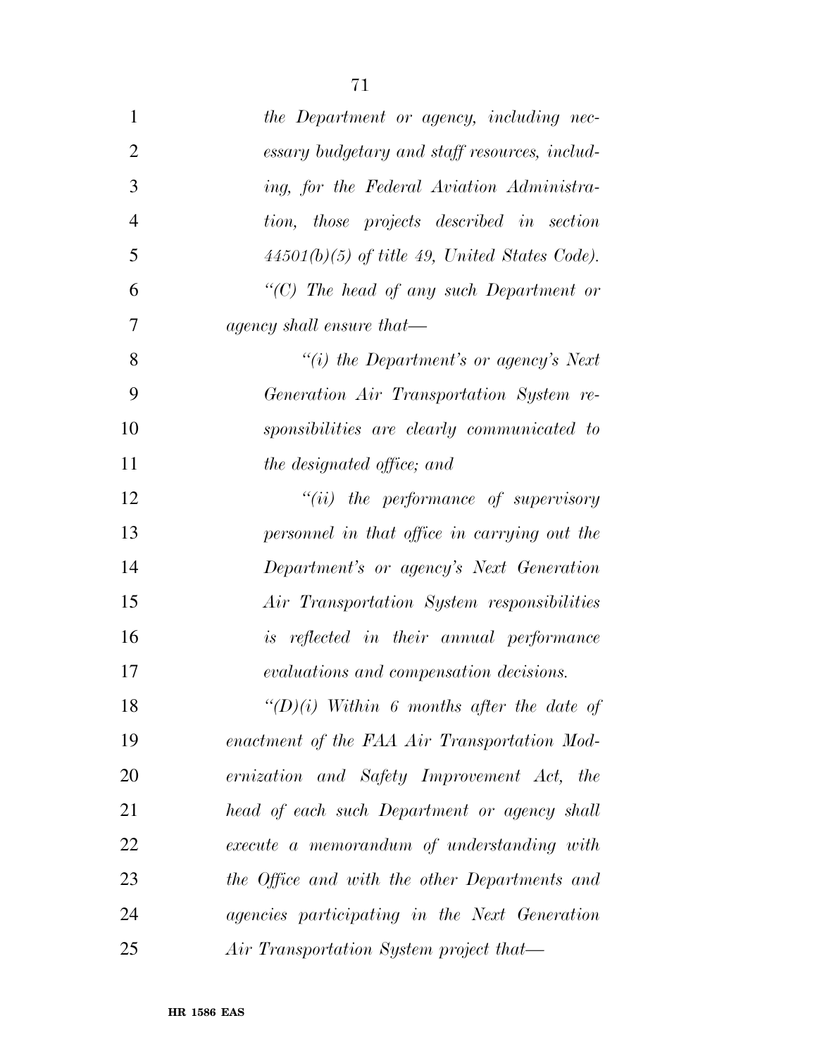*the Department or agency, including necessary budgetary and staff resources, including, for the Federal Aviation Administration, those projects described in section 44501(b)(5) of title 49, United States Code).*

*"(C) The head of any such Department or agency shall ensure that—*

*"(i) the Department's or agency's Next Generation Air Transportation System responsibilities are clearly communicated to the designated office; and*

*"(ii) the performance of supervisory personnel in that office in carrying out the Department's or agency's Next Generation Air Transportation System responsibilities is reflected in their annual performance evaluations and compensation decisions.*

*"(D)(i) Within 6 months after the date of enactment of the FAA Air Transportation Modernization and Safety Improvement Act, the head of each such Department or agency shall execute a memorandum of understanding with the Office and with the other Departments and agencies participating in the Next Generation Air Transportation System project that—*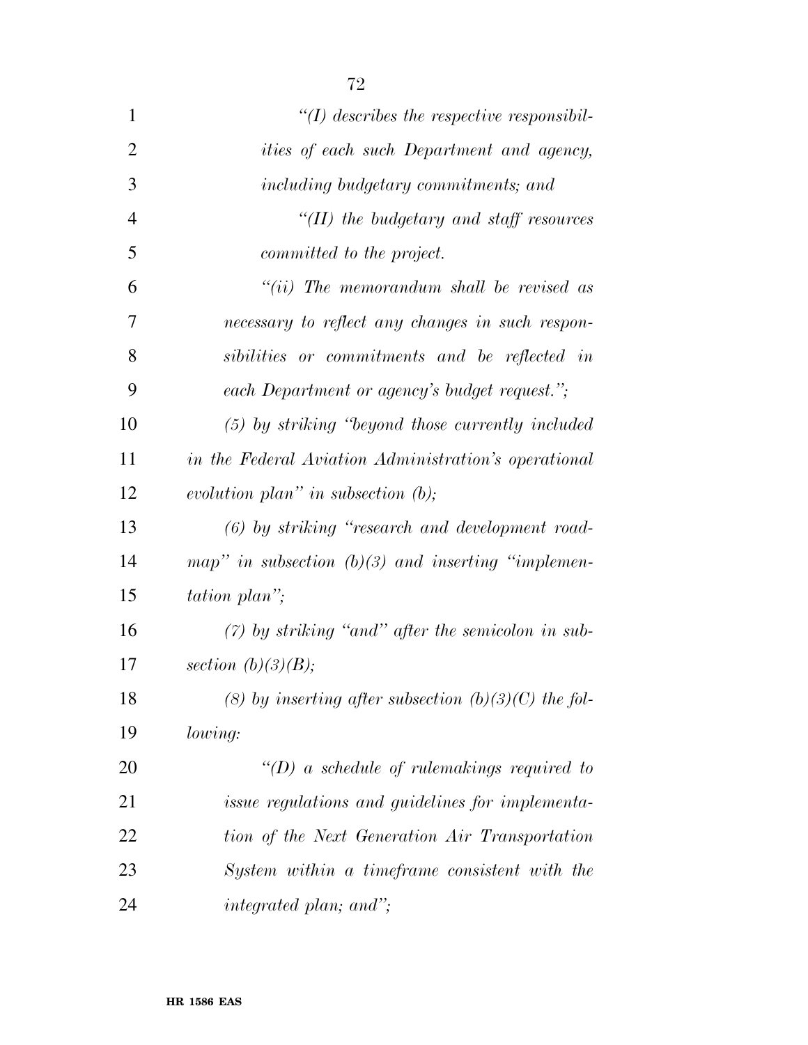*"(I) describes the respective responsibilities of each such Department and agency, including budgetary commitments; and*

*"(II) the budgetary and staff resources committed to the project.*

*"(ii) The memorandum shall be revised as necessary to reflect any changes in such responsibilities or commitments and be reflected in each Department or agency's budget request.";*

*(5) by striking "beyond those currently included in the Federal Aviation Administration's operational evolution plan" in subsection (b);*

*(6) by striking "research and development roadmap" in subsection (b)(3) and inserting "implementation plan";*

*(7) by striking "and" after the semicolon in subsection (b)(3)(B);*

*(8) by inserting after subsection (b)(3)(C) the following:*

*"(D) a schedule of rulemakings required to issue regulations and guidelines for implementation of the Next Generation Air Transportation System within a timeframe consistent with the integrated plan; and";*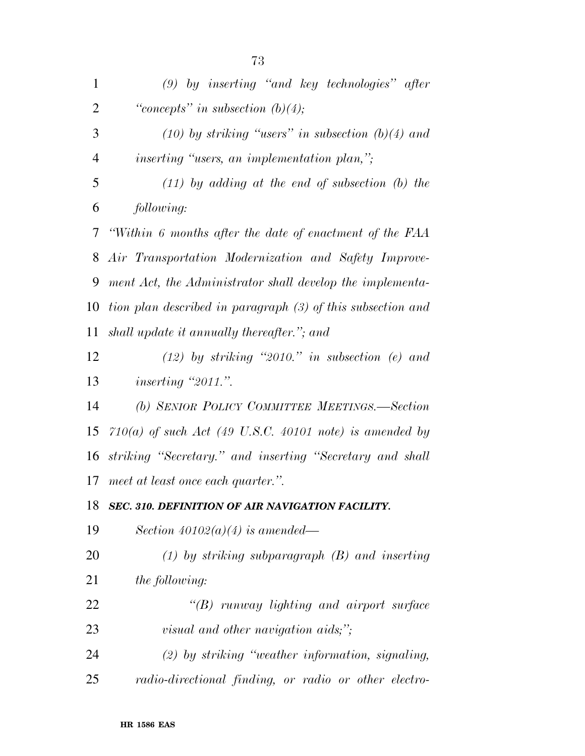*(9) by inserting "and key technologies" after "concepts" in subsection (b)(4);*

*(10) by striking "users" in subsection (b)(4) and inserting "users, an implementation plan,";*

*(11) by adding at the end of subsection (b) the following:*

*"Within 6 months after the date of enactment of the FAA Air Transportation Modernization and Safety Improvement Act, the Administrator shall develop the implementation plan described in paragraph (3) of this subsection and shall update it annually thereafter."; and*

*(12) by striking "2010." in subsection (e) and inserting "2011.".*

*(b) SENIOR POLICY COMMITTEE MEETINGS.—Section 710(a) of such Act (49 U.S.C. 40101 note) is amended by striking "Secretary." and inserting "Secretary and shall meet at least once each quarter.".*

***SEC. 310. DEFINITION OF AIR NAVIGATION FACILITY.***

*Section 40102(a)(4) is amended—*

*(1) by striking subparagraph (B) and inserting the following:*

*"(B) runway lighting and airport surface visual and other navigation aids;";*

*(2) by striking "weather information, signaling, radio-directional finding, or radio or other electro-*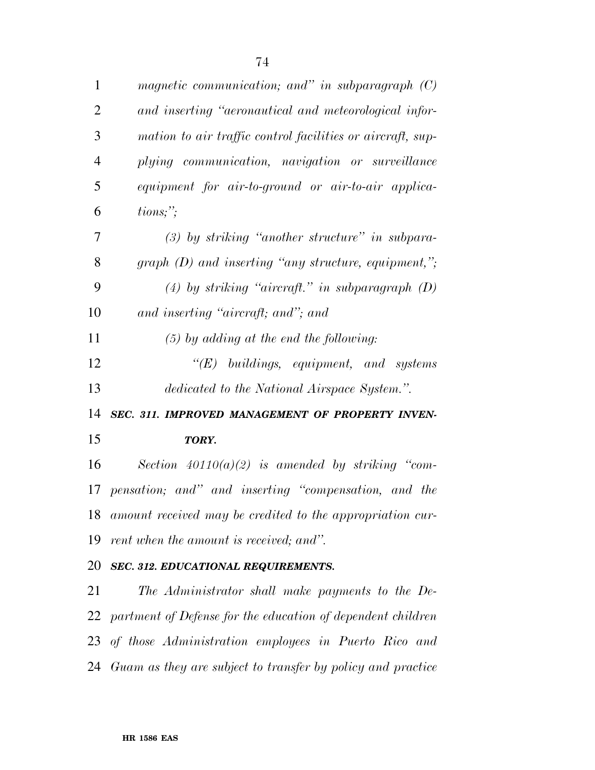*magnetic communication; and" in subparagraph (C) and inserting "aeronautical and meteorological information to air traffic control facilities or aircraft, supplying communication, navigation or surveillance equipment for air-to-ground or air-to-air applications;";*

*(3) by striking "another structure" in subparagraph (D) and inserting "any structure, equipment,";*

*(4) by striking "aircraft." in subparagraph (D) and inserting "aircraft; and"; and*

*(5) by adding at the end the following:*

*"(E) buildings, equipment, and systems dedicated to the National Airspace System.".*

***SEC. 311. IMPROVED MANAGEMENT OF PROPERTY INVENTORY.***

*Section 40110(a)(2) is amended by striking "compensation; and" and inserting "compensation, and the amount received may be credited to the appropriation current when the amount is received; and".*

***SEC. 312. EDUCATIONAL REQUIREMENTS.***

*The Administrator shall make payments to the Department of Defense for the education of dependent children of those Administration employees in Puerto Rico and Guam as they are subject to transfer by policy and practice*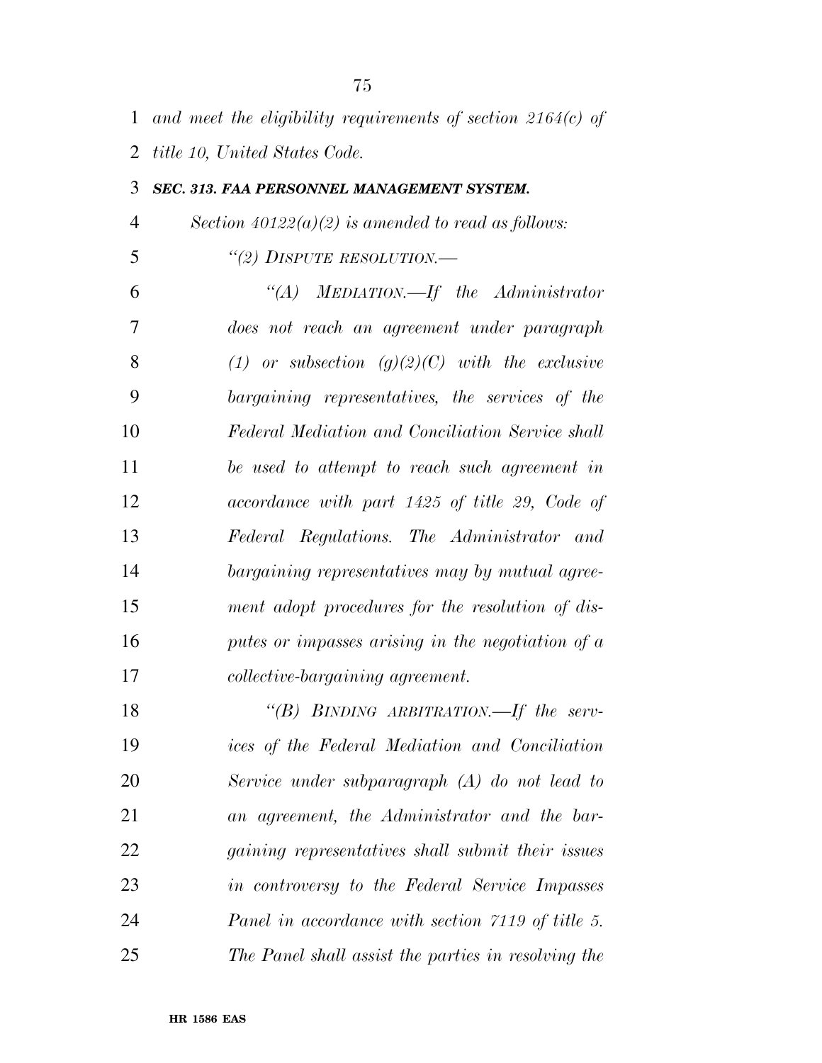*and meet the eligibility requirements of section 2164(c) of title 10, United States Code.*

***SEC. 313. FAA PERSONNEL MANAGEMENT SYSTEM.***

*Section 40122(a)(2) is amended to read as follows:*

*"(2) DISPUTE RESOLUTION.—*

*"(A) MEDIATION.—If the Administrator does not reach an agreement under paragraph (1) or subsection (g)(2)(C) with the exclusive bargaining representatives, the services of the Federal Mediation and Conciliation Service shall be used to attempt to reach such agreement in accordance with part 1425 of title 29, Code of Federal Regulations. The Administrator and bargaining representatives may by mutual agreement adopt procedures for the resolution of disputes or impasses arising in the negotiation of a collective-bargaining agreement.*

*"(B) BINDING ARBITRATION.—If the services of the Federal Mediation and Conciliation Service under subparagraph (A) do not lead to an agreement, the Administrator and the bargaining representatives shall submit their issues in controversy to the Federal Service Impasses Panel in accordance with section 7119 of title 5. The Panel shall assist the parties in resolving the*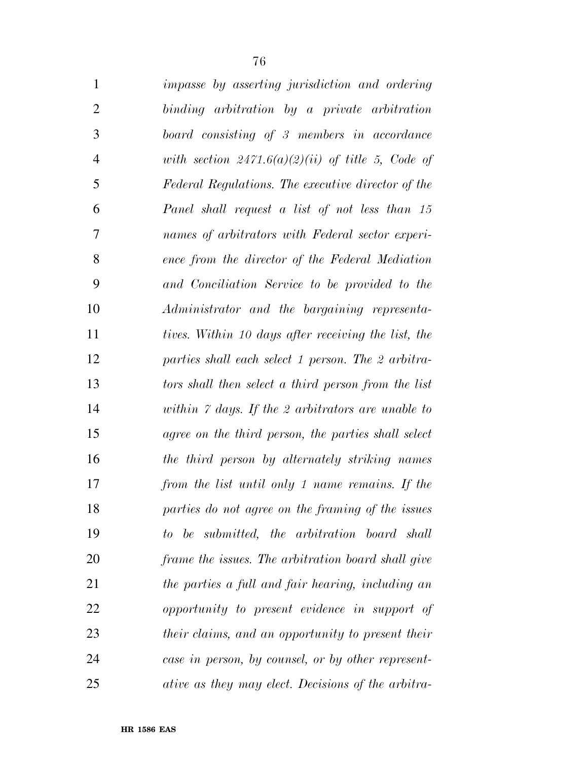*impasse by asserting jurisdiction and ordering binding arbitration by a private arbitration board consisting of 3 members in accordance with section 2471.6(a)(2)(ii) of title 5, Code of Federal Regulations. The executive director of the Panel shall request a list of not less than 15 names of arbitrators with Federal sector experience from the director of the Federal Mediation and Conciliation Service to be provided to the Administrator and the bargaining representatives. Within 10 days after receiving the list, the parties shall each select 1 person. The 2 arbitrators shall then select a third person from the list within 7 days. If the 2 arbitrators are unable to agree on the third person, the parties shall select the third person by alternately striking names from the list until only 1 name remains. If the parties do not agree on the framing of the issues to be submitted, the arbitration board shall frame the issues. The arbitration board shall give the parties a full and fair hearing, including an opportunity to present evidence in support of their claims, and an opportunity to present their case in person, by counsel, or by other representative as they may elect. Decisions of the arbitra-*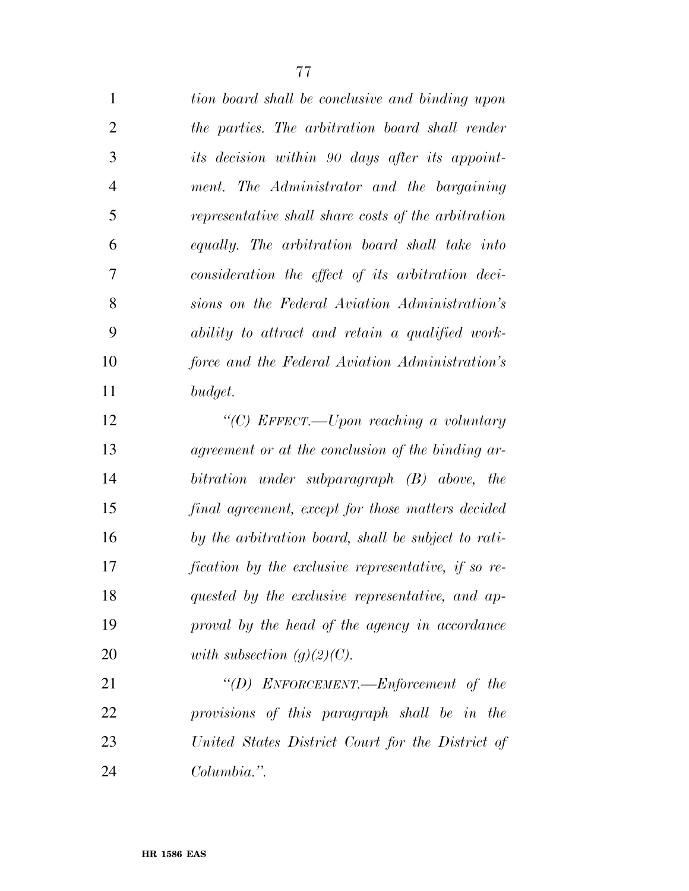*tion board shall be conclusive and binding upon the parties. The arbitration board shall render its decision within 90 days after its appointment. The Administrator and the bargaining representative shall share costs of the arbitration equally. The arbitration board shall take into consideration the effect of its arbitration decisions on the Federal Aviation Administration's ability to attract and retain a qualified workforce and the Federal Aviation Administration's budget.*

*"(C) EFFECT.—Upon reaching a voluntary agreement or at the conclusion of the binding arbitration under subparagraph (B) above, the final agreement, except for those matters decided by the arbitration board, shall be subject to ratification by the exclusive representative, if so requested by the exclusive representative, and approval by the head of the agency in accordance with subsection (g)(2)(C).*

*"(D) ENFORCEMENT.—Enforcement of the provisions of this paragraph shall be in the United States District Court for the District of Columbia.".*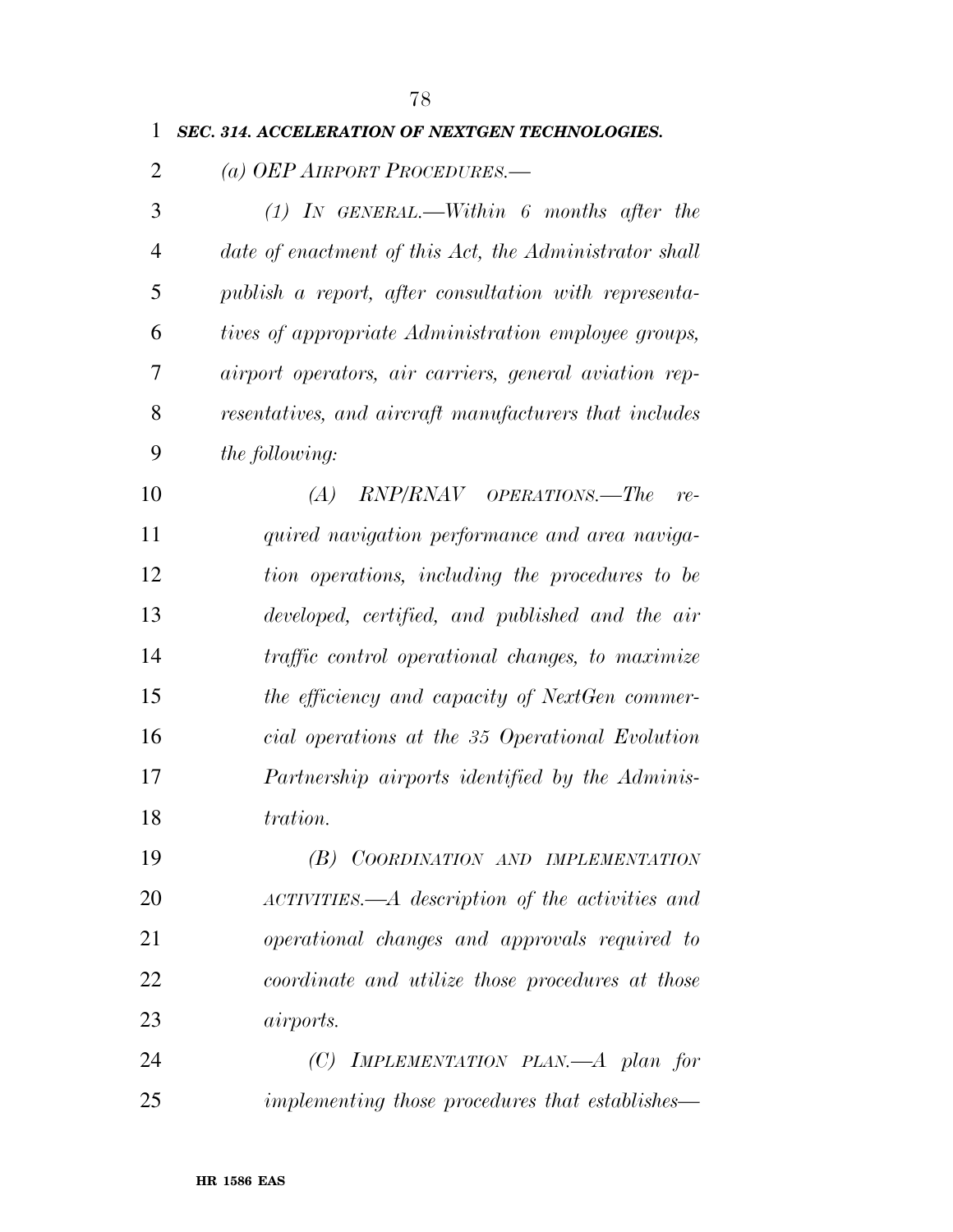***SEC. 314. ACCELERATION OF NEXTGEN TECHNOLOGIES.***

*(a) OEP AIRPORT PROCEDURES.—*

*(1) IN GENERAL.—Within 6 months after the date of enactment of this Act, the Administrator shall publish a report, after consultation with representatives of appropriate Administration employee groups, airport operators, air carriers, general aviation representatives, and aircraft manufacturers that includes the following:*

*(A) RNP/RNAV OPERATIONS.—The required navigation performance and area navigation operations, including the procedures to be developed, certified, and published and the air traffic control operational changes, to maximize the efficiency and capacity of NextGen commercial operations at the 35 Operational Evolution Partnership airports identified by the Administration.*

*(B) COORDINATION AND IMPLEMENTATION ACTIVITIES.—A description of the activities and operational changes and approvals required to coordinate and utilize those procedures at those airports.*

*(C) IMPLEMENTATION PLAN.—A plan for implementing those procedures that establishes—*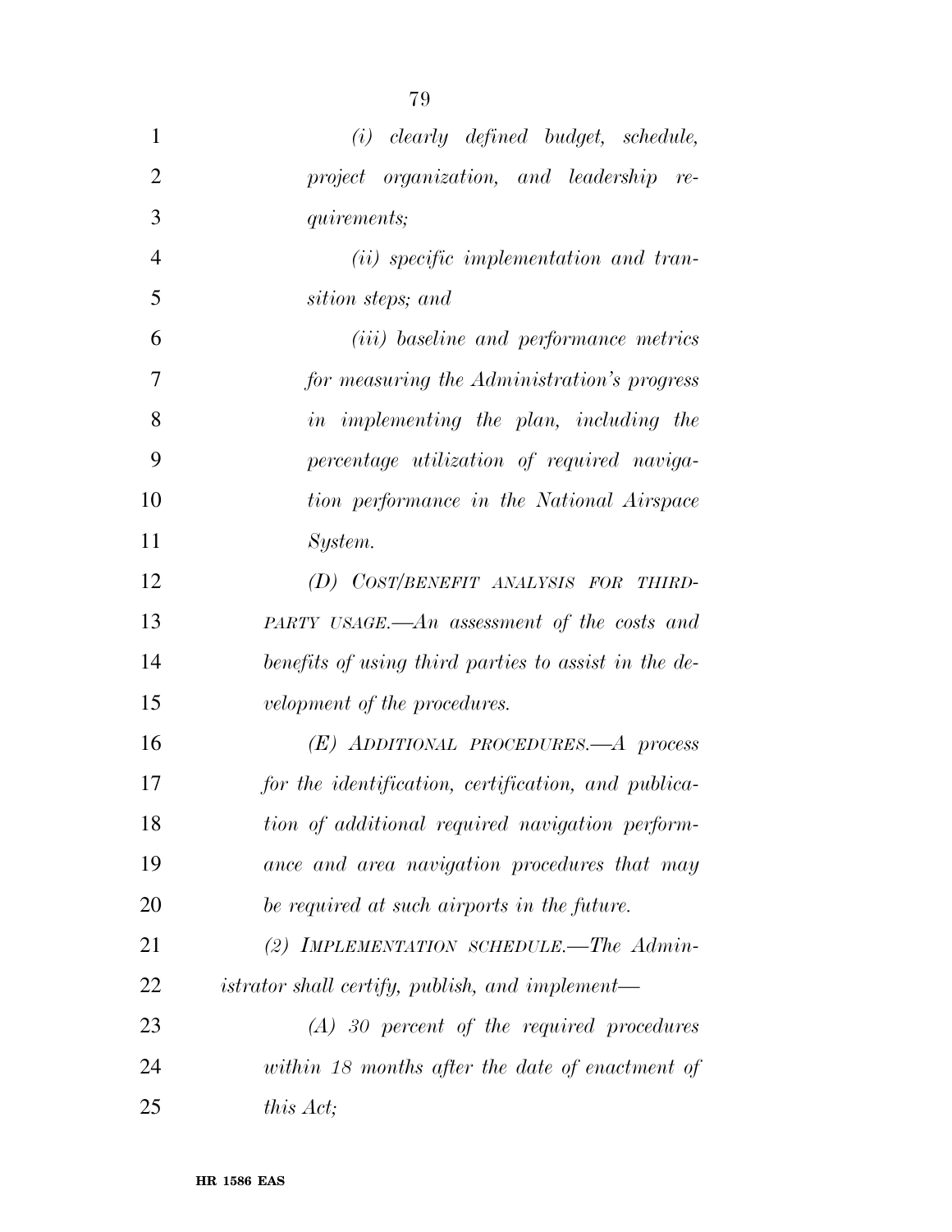*(i) clearly defined budget, schedule, project organization, and leadership requirements;*

*(ii) specific implementation and transition steps; and*

*(iii) baseline and performance metrics for measuring the Administration's progress in implementing the plan, including the percentage utilization of required navigation performance in the National Airspace System.*

*(D) COST/BENEFIT ANALYSIS FOR THIRD-PARTY USAGE.—An assessment of the costs and benefits of using third parties to assist in the development of the procedures.*

*(E) ADDITIONAL PROCEDURES.—A process for the identification, certification, and publication of additional required navigation performance and area navigation procedures that may be required at such airports in the future.*

*(2) IMPLEMENTATION SCHEDULE.—The Administrator shall certify, publish, and implement—*

*(A) 30 percent of the required procedures within 18 months after the date of enactment of this Act;*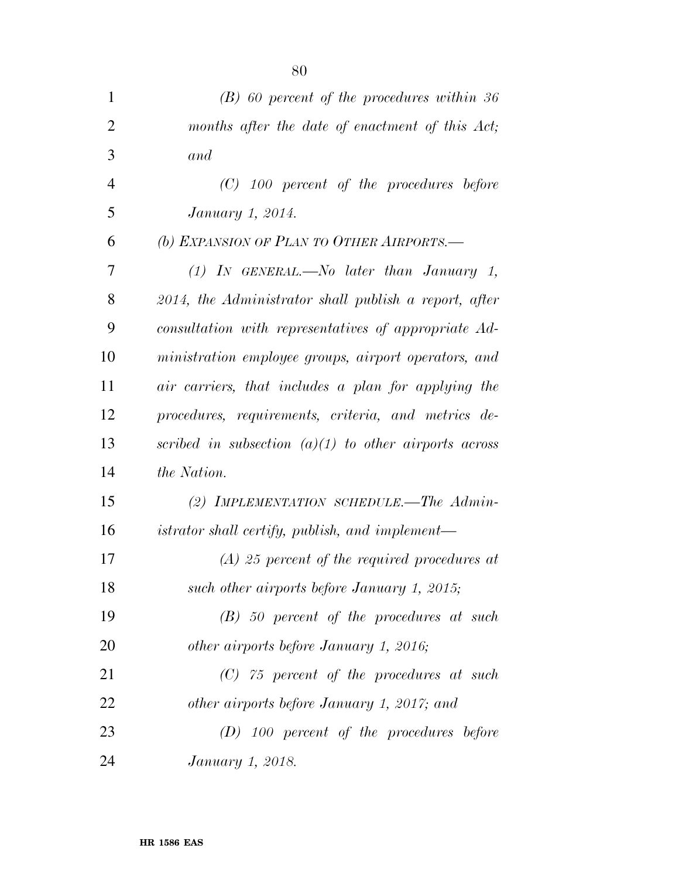*(B) 60 percent of the procedures within 36 months after the date of enactment of this Act; and*

*(C) 100 percent of the procedures before January 1, 2014.*

*(b) EXPANSION OF PLAN TO OTHER AIRPORTS.—*

*(1) IN GENERAL.—No later than January 1, 2014, the Administrator shall publish a report, after consultation with representatives of appropriate Administration employee groups, airport operators, and air carriers, that includes a plan for applying the procedures, requirements, criteria, and metrics described in subsection (a)(1) to other airports across the Nation.*

*(2) IMPLEMENTATION SCHEDULE.—The Administrator shall certify, publish, and implement—*

*(A) 25 percent of the required procedures at such other airports before January 1, 2015;*

*(B) 50 percent of the procedures at such other airports before January 1, 2016;*

*(C) 75 percent of the procedures at such other airports before January 1, 2017; and*

*(D) 100 percent of the procedures before January 1, 2018.*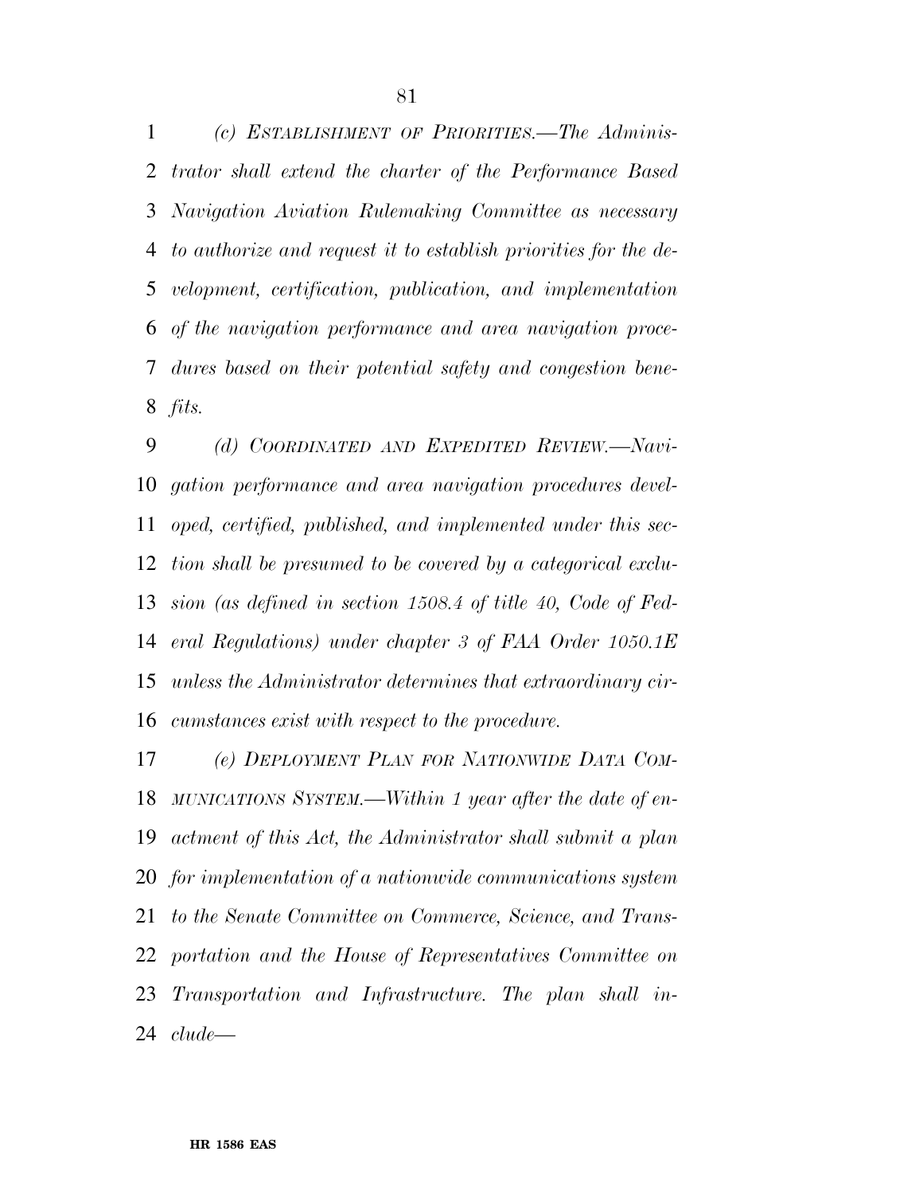*(c) ESTABLISHMENT OF PRIORITIES.—The Administrator shall extend the charter of the Performance Based Navigation Aviation Rulemaking Committee as necessary to authorize and request it to establish priorities for the development, certification, publication, and implementation of the navigation performance and area navigation procedures based on their potential safety and congestion benefits.*

*(d) COORDINATED AND EXPEDITED REVIEW.—Navigation performance and area navigation procedures developed, certified, published, and implemented under this section shall be presumed to be covered by a categorical exclusion (as defined in section 1508.4 of title 40, Code of Federal Regulations) under chapter 3 of FAA Order 1050.1E unless the Administrator determines that extraordinary circumstances exist with respect to the procedure.*

*(e) DEPLOYMENT PLAN FOR NATIONWIDE DATA COMMUNICATIONS SYSTEM.—Within 1 year after the date of enactment of this Act, the Administrator shall submit a plan for implementation of a nationwide communications system to the Senate Committee on Commerce, Science, and Transportation and the House of Representatives Committee on Transportation and Infrastructure. The plan shall include—*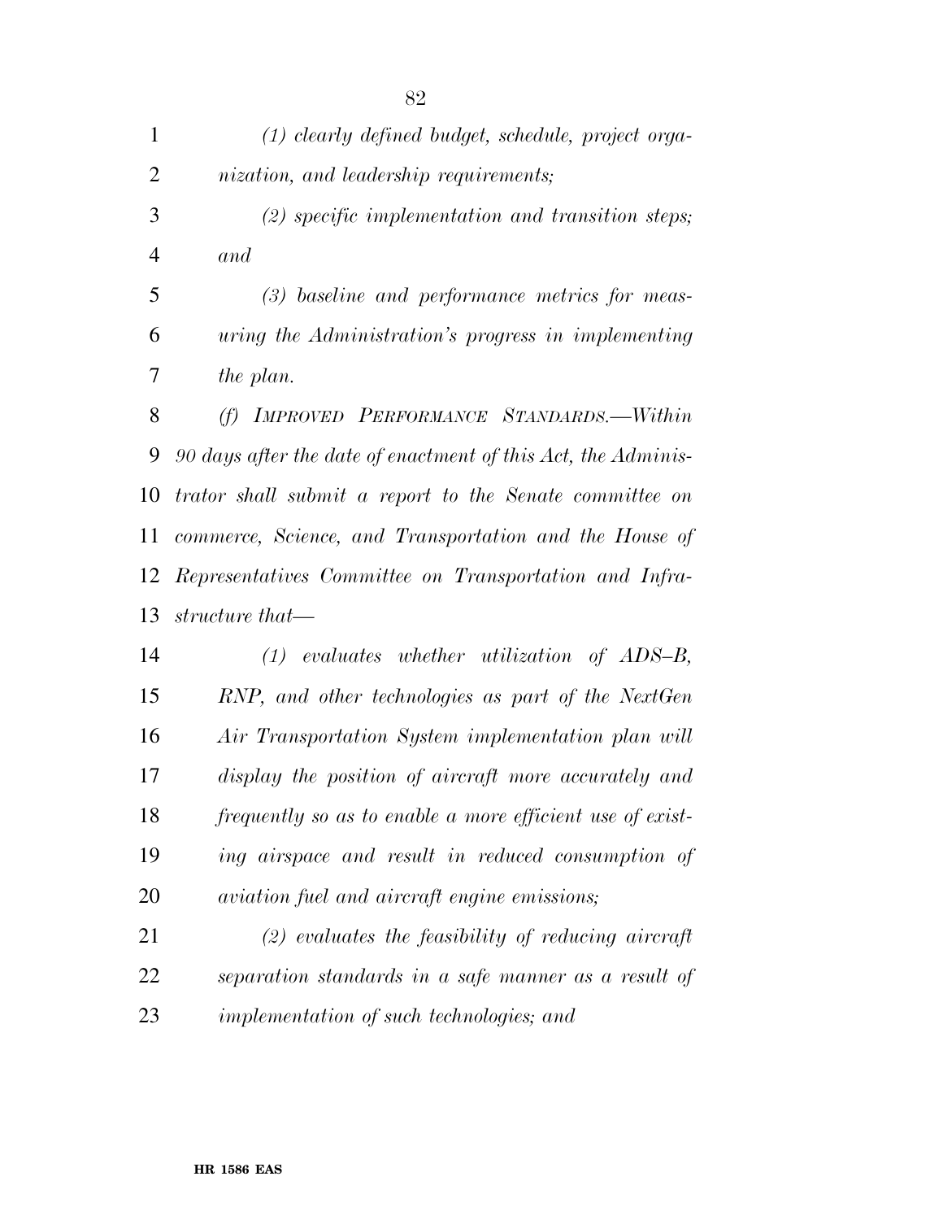*(1) clearly defined budget, schedule, project organization, and leadership requirements;*

*(2) specific implementation and transition steps; and*

*(3) baseline and performance metrics for measuring the Administration's progress in implementing the plan.*

*(f) IMPROVED PERFORMANCE STANDARDS.—Within 90 days after the date of enactment of this Act, the Administrator shall submit a report to the Senate committee on commerce, Science, and Transportation and the House of Representatives Committee on Transportation and Infrastructure that—*

*(1) evaluates whether utilization of ADS–B, RNP, and other technologies as part of the NextGen Air Transportation System implementation plan will display the position of aircraft more accurately and frequently so as to enable a more efficient use of existing airspace and result in reduced consumption of aviation fuel and aircraft engine emissions;*

*(2) evaluates the feasibility of reducing aircraft separation standards in a safe manner as a result of implementation of such technologies; and*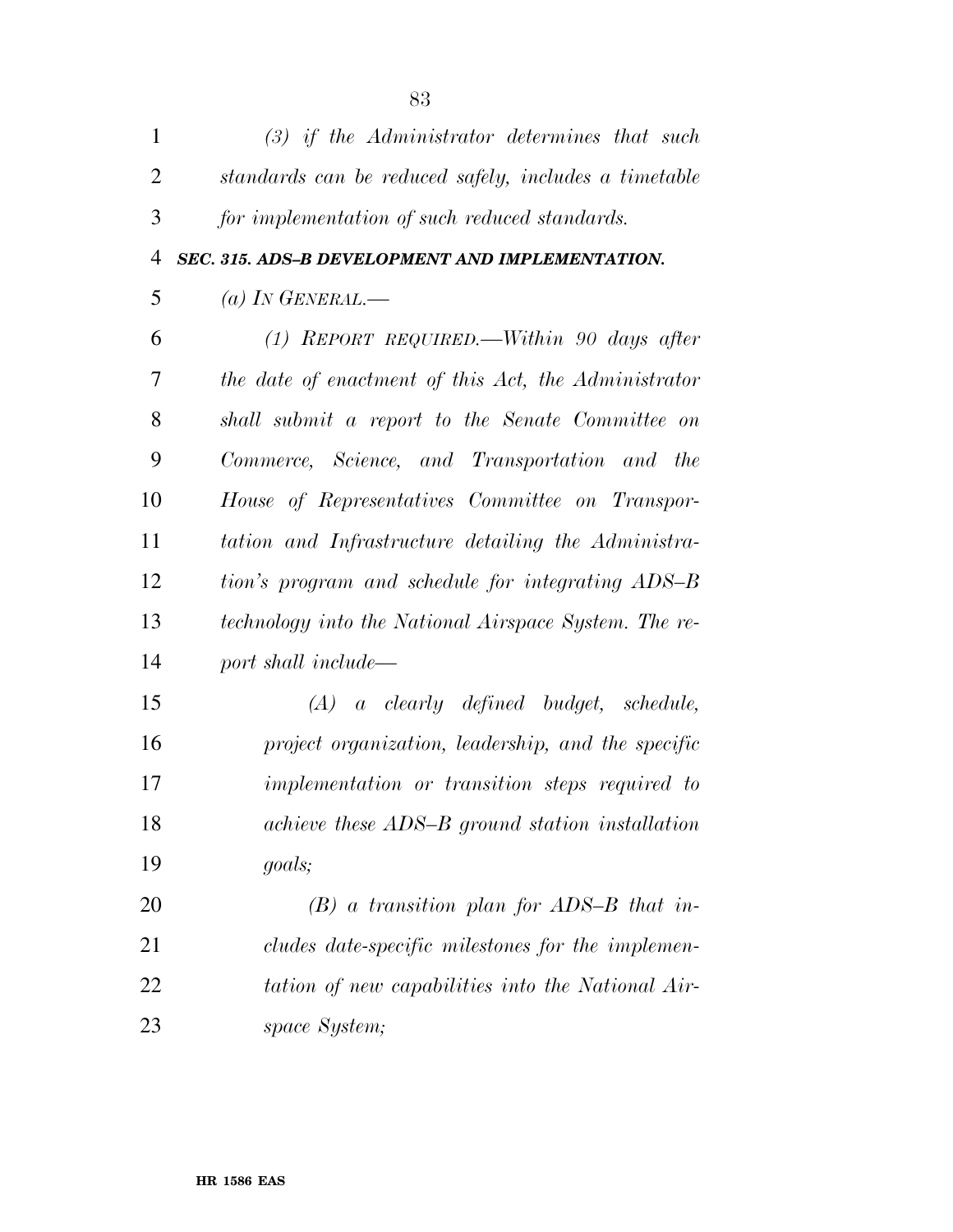*(3) if the Administrator determines that such standards can be reduced safely, includes a timetable for implementation of such reduced standards.*

***SEC. 315. ADS–B DEVELOPMENT AND IMPLEMENTATION.***

*(a) IN GENERAL.—*

*(1) REPORT REQUIRED.—Within 90 days after the date of enactment of this Act, the Administrator shall submit a report to the Senate Committee on Commerce, Science, and Transportation and the House of Representatives Committee on Transportation and Infrastructure detailing the Administration's program and schedule for integrating ADS–B technology into the National Airspace System. The report shall include—*

*(A) a clearly defined budget, schedule, project organization, leadership, and the specific implementation or transition steps required to achieve these ADS–B ground station installation goals;*

*(B) a transition plan for ADS–B that includes date-specific milestones for the implementation of new capabilities into the National Airspace System;*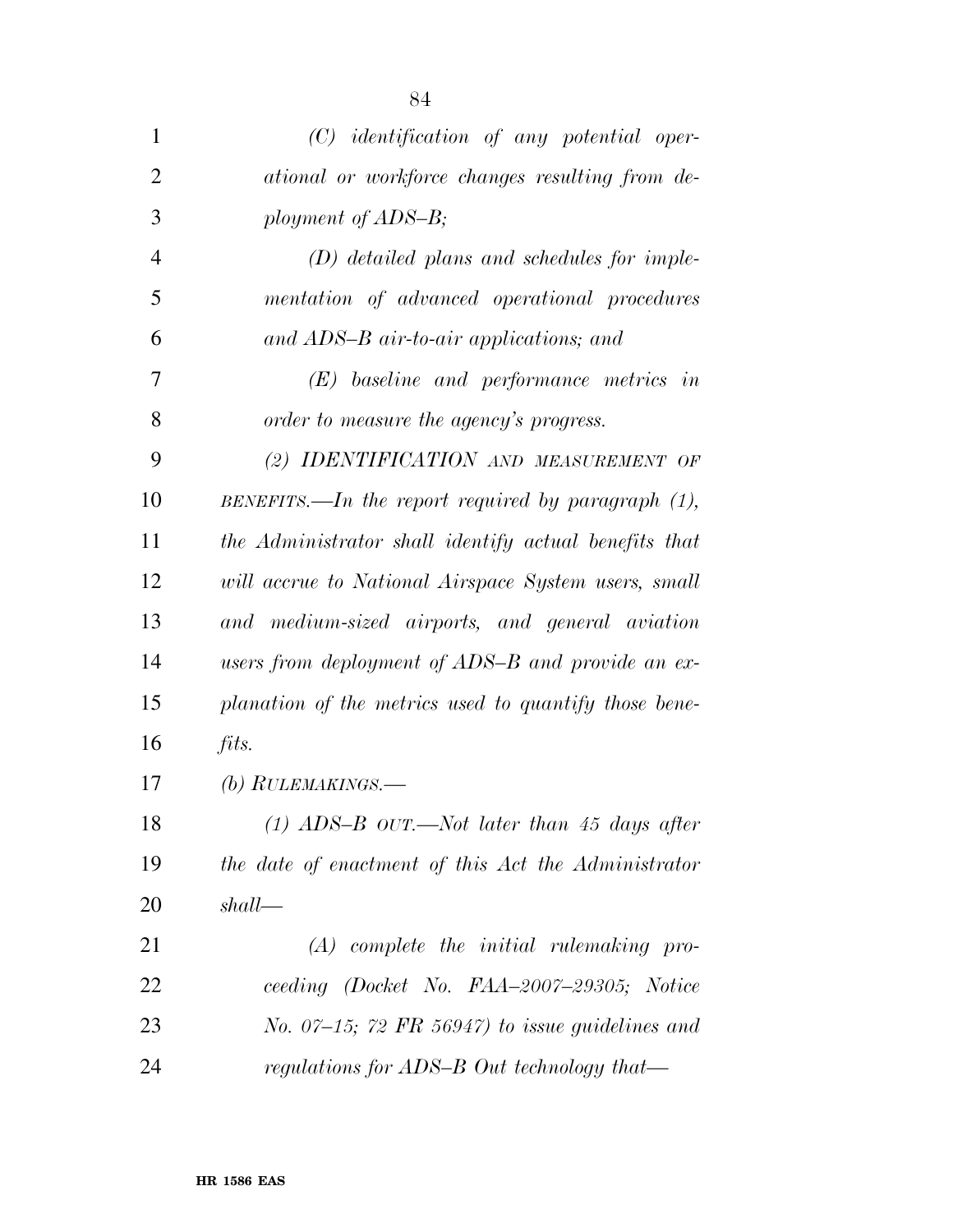*(C) identification of any potential operational or workforce changes resulting from deployment of ADS–B;*

*(D) detailed plans and schedules for implementation of advanced operational procedures and ADS–B air-to-air applications; and*

*(E) baseline and performance metrics in order to measure the agency's progress.*

*(2) IDENTIFICATION AND MEASUREMENT OF BENEFITS.—In the report required by paragraph (1), the Administrator shall identify actual benefits that will accrue to National Airspace System users, small and medium-sized airports, and general aviation users from deployment of ADS–B and provide an explanation of the metrics used to quantify those benefits.*

*(b) RULEMAKINGS.—*

*(1) ADS–B OUT.—Not later than 45 days after the date of enactment of this Act the Administrator shall—*

*(A) complete the initial rulemaking proceeding (Docket No. FAA–2007–29305; Notice No. 07–15; 72 FR 56947) to issue guidelines and regulations for ADS–B Out technology that—*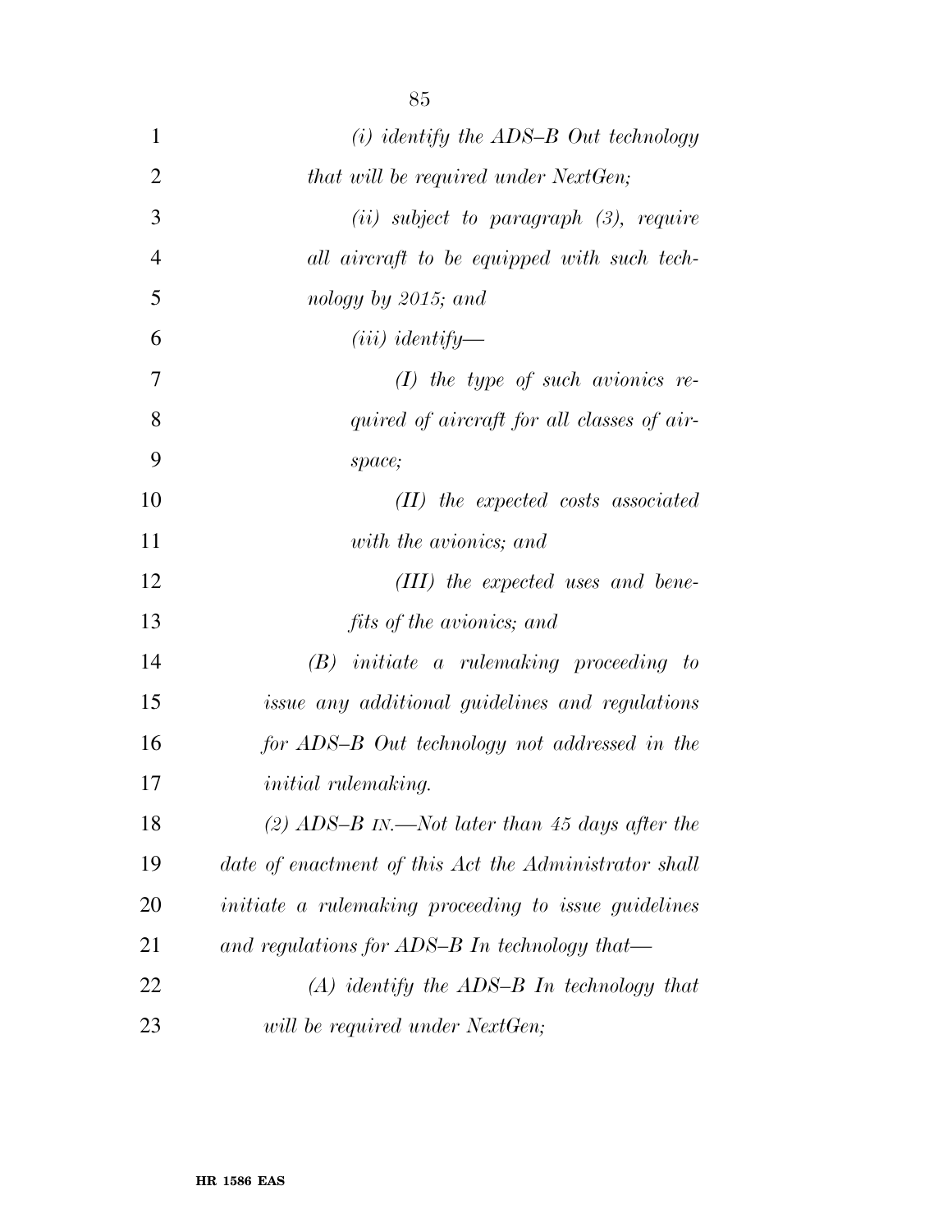*(i) identify the ADS–B Out technology that will be required under NextGen;*

*(ii) subject to paragraph (3), require all aircraft to be equipped with such technology by 2015; and*

*(iii) identify—*

*(I) the type of such avionics required of aircraft for all classes of airspace;*

*(II) the expected costs associated with the avionics; and*

*(III) the expected uses and benefits of the avionics; and*

*(B) initiate a rulemaking proceeding to issue any additional guidelines and regulations for ADS–B Out technology not addressed in the initial rulemaking.*

*(2) ADS–B IN.—Not later than 45 days after the date of enactment of this Act the Administrator shall initiate a rulemaking proceeding to issue guidelines and regulations for ADS–B In technology that—*

*(A) identify the ADS–B In technology that will be required under NextGen;*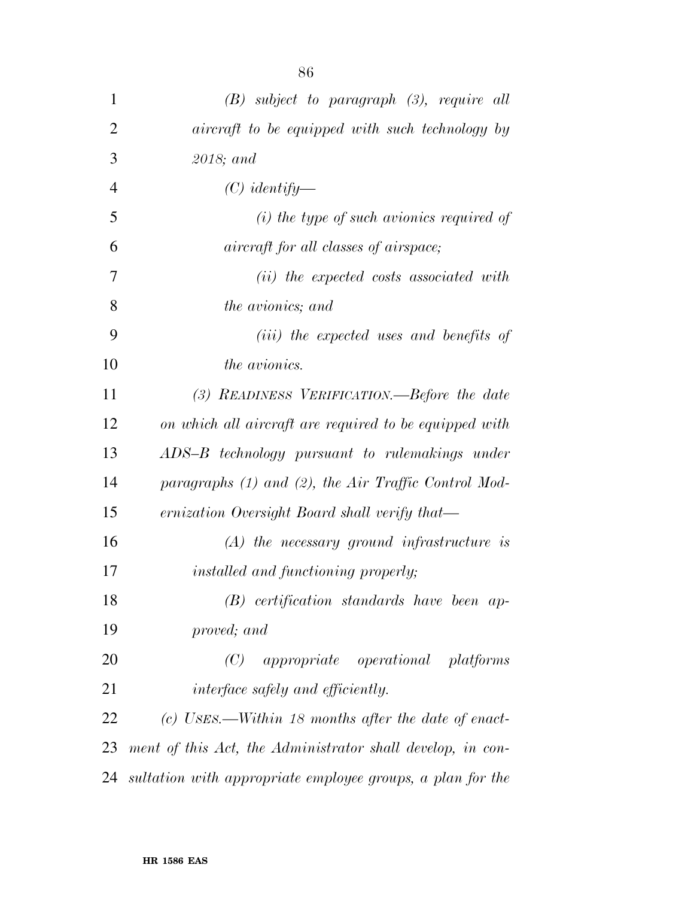*(B) subject to paragraph (3), require all aircraft to be equipped with such technology by 2018; and*

*(C) identify—*

*(i) the type of such avionics required of aircraft for all classes of airspace;*

*(ii) the expected costs associated with the avionics; and*

*(iii) the expected uses and benefits of the avionics.*

*(3) READINESS VERIFICATION.—Before the date on which all aircraft are required to be equipped with ADS–B technology pursuant to rulemakings under paragraphs (1) and (2), the Air Traffic Control Modernization Oversight Board shall verify that—*

*(A) the necessary ground infrastructure is installed and functioning properly;*

*(B) certification standards have been approved; and*

*(C) appropriate operational platforms interface safely and efficiently.*

*(c) USES.—Within 18 months after the date of enactment of this Act, the Administrator shall develop, in consultation with appropriate employee groups, a plan for the*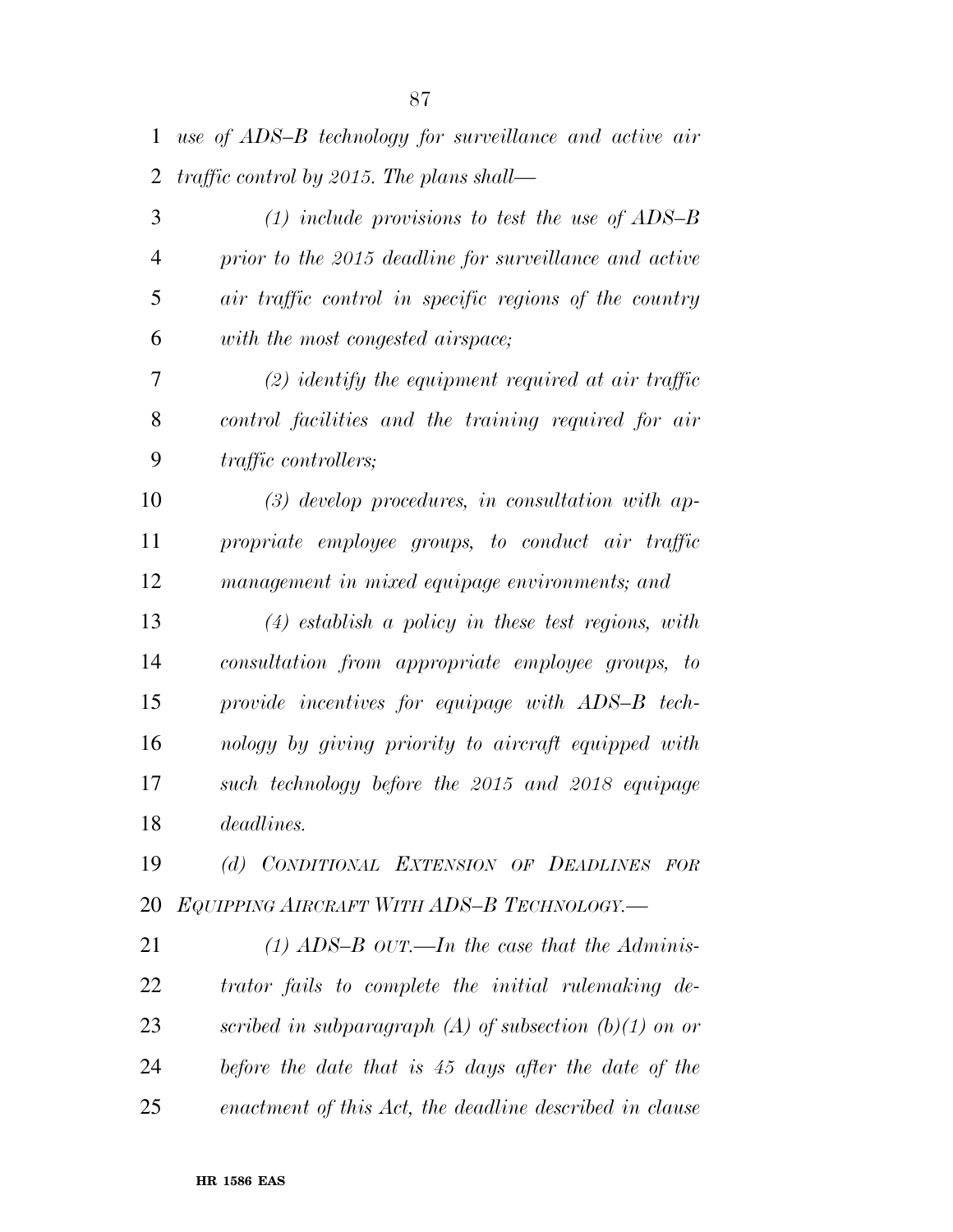*use of ADS–B technology for surveillance and active air traffic control by 2015. The plans shall—*

*(1) include provisions to test the use of ADS–B prior to the 2015 deadline for surveillance and active air traffic control in specific regions of the country with the most congested airspace;*

*(2) identify the equipment required at air traffic control facilities and the training required for air traffic controllers;*

*(3) develop procedures, in consultation with appropriate employee groups, to conduct air traffic management in mixed equipage environments; and*

*(4) establish a policy in these test regions, with consultation from appropriate employee groups, to provide incentives for equipage with ADS–B technology by giving priority to aircraft equipped with such technology before the 2015 and 2018 equipage deadlines.*

*(d) CONDITIONAL EXTENSION OF DEADLINES FOR EQUIPPING AIRCRAFT WITH ADS–B TECHNOLOGY.—*

*(1) ADS–B OUT.—In the case that the Administrator fails to complete the initial rulemaking described in subparagraph (A) of subsection (b)(1) on or before the date that is 45 days after the date of the enactment of this Act, the deadline described in clause*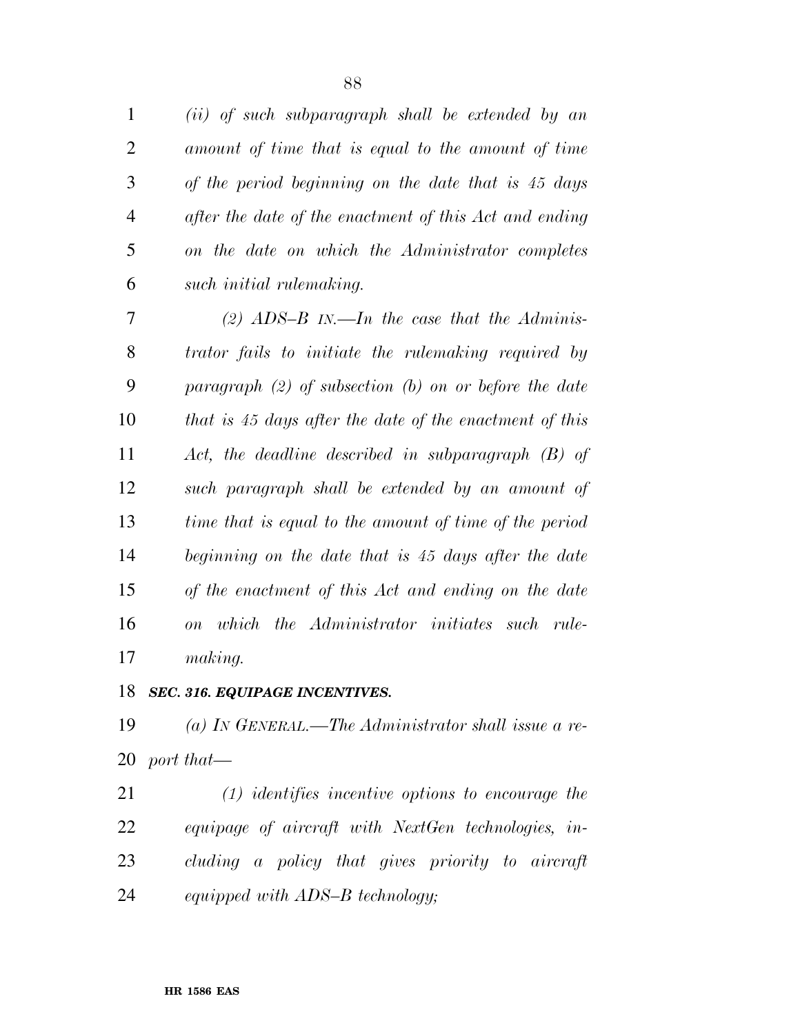*(ii) of such subparagraph shall be extended by an amount of time that is equal to the amount of time of the period beginning on the date that is 45 days after the date of the enactment of this Act and ending on the date on which the Administrator completes such initial rulemaking.*

*(2) ADS–B IN.—In the case that the Administrator fails to initiate the rulemaking required by paragraph (2) of subsection (b) on or before the date that is 45 days after the date of the enactment of this Act, the deadline described in subparagraph (B) of such paragraph shall be extended by an amount of time that is equal to the amount of time of the period beginning on the date that is 45 days after the date of the enactment of this Act and ending on the date on which the Administrator initiates such rulemaking.*

***SEC. 316. EQUIPAGE INCENTIVES.***

*(a) IN GENERAL.—The Administrator shall issue a report that—*

*(1) identifies incentive options to encourage the equipage of aircraft with NextGen technologies, including a policy that gives priority to aircraft equipped with ADS–B technology;*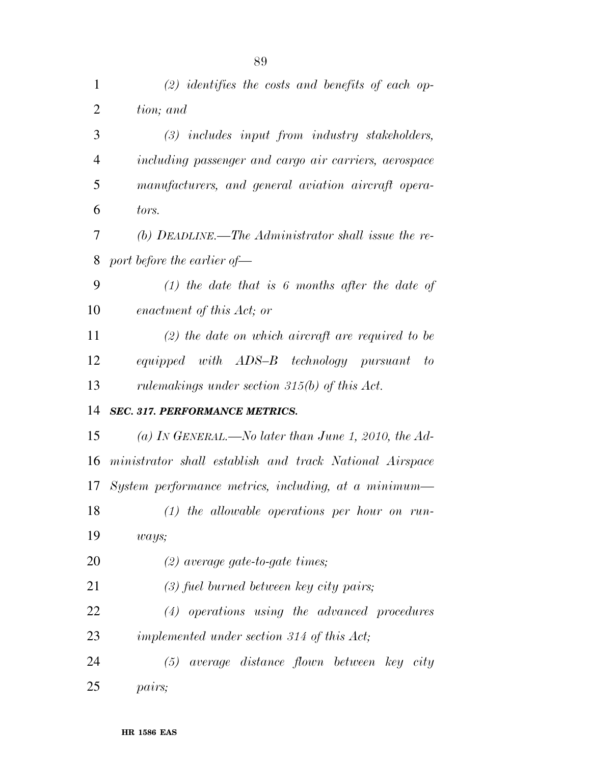*(2) identifies the costs and benefits of each option; and*

*(3) includes input from industry stakeholders, including passenger and cargo air carriers, aerospace manufacturers, and general aviation aircraft operators.*

*(b) DEADLINE.—The Administrator shall issue the report before the earlier of—*

*(1) the date that is 6 months after the date of enactment of this Act; or*

*(2) the date on which aircraft are required to be equipped with ADS–B technology pursuant to rulemakings under section 315(b) of this Act.*

***SEC. 317. PERFORMANCE METRICS.***

*(a) IN GENERAL.—No later than June 1, 2010, the Administrator shall establish and track National Airspace System performance metrics, including, at a minimum—*

*(1) the allowable operations per hour on runways;*

*(2) average gate-to-gate times;*

*(3) fuel burned between key city pairs;*

*(4) operations using the advanced procedures implemented under section 314 of this Act;*

*(5) average distance flown between key city pairs;*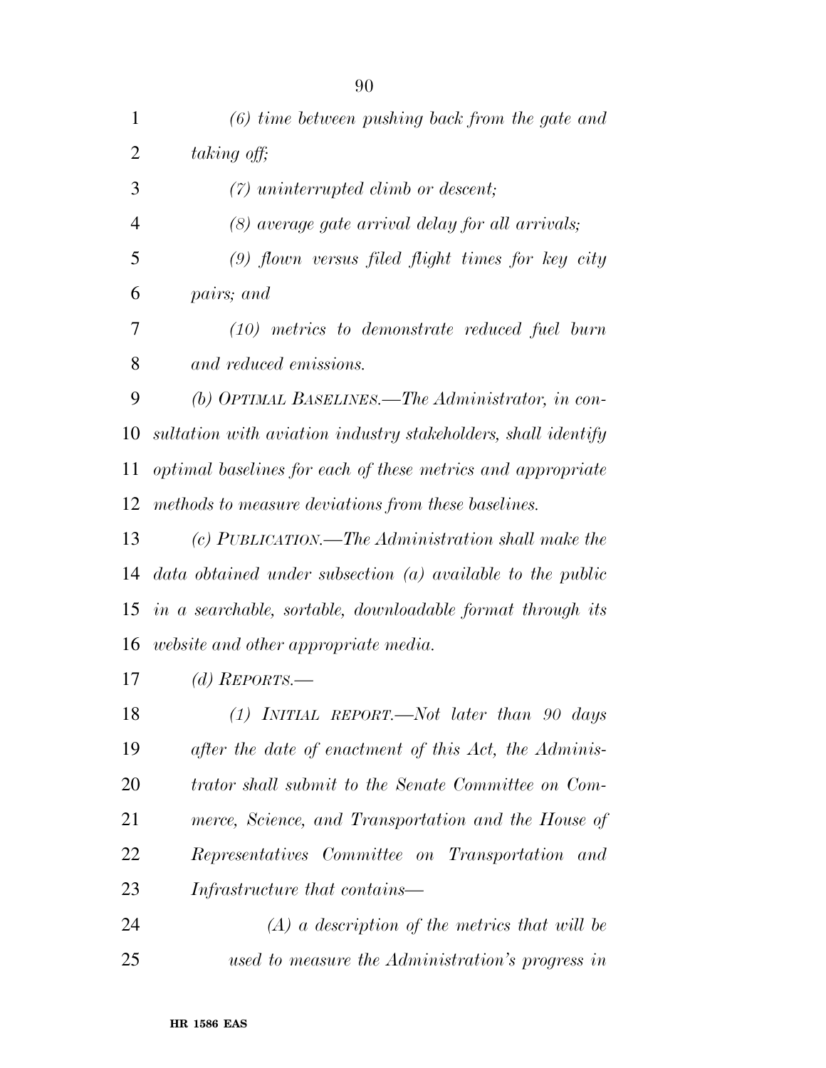*(6) time between pushing back from the gate and taking off;*

*(7) uninterrupted climb or descent;*

*(8) average gate arrival delay for all arrivals;*

*(9) flown versus filed flight times for key city pairs; and*

*(10) metrics to demonstrate reduced fuel burn and reduced emissions.*

*(b) OPTIMAL BASELINES.—The Administrator, in consultation with aviation industry stakeholders, shall identify optimal baselines for each of these metrics and appropriate methods to measure deviations from these baselines.*

*(c) PUBLICATION.—The Administration shall make the data obtained under subsection (a) available to the public in a searchable, sortable, downloadable format through its website and other appropriate media.*

*(d) REPORTS.—*

*(1) INITIAL REPORT.—Not later than 90 days after the date of enactment of this Act, the Administrator shall submit to the Senate Committee on Commerce, Science, and Transportation and the House of Representatives Committee on Transportation and Infrastructure that contains—*

*(A) a description of the metrics that will be used to measure the Administration's progress in*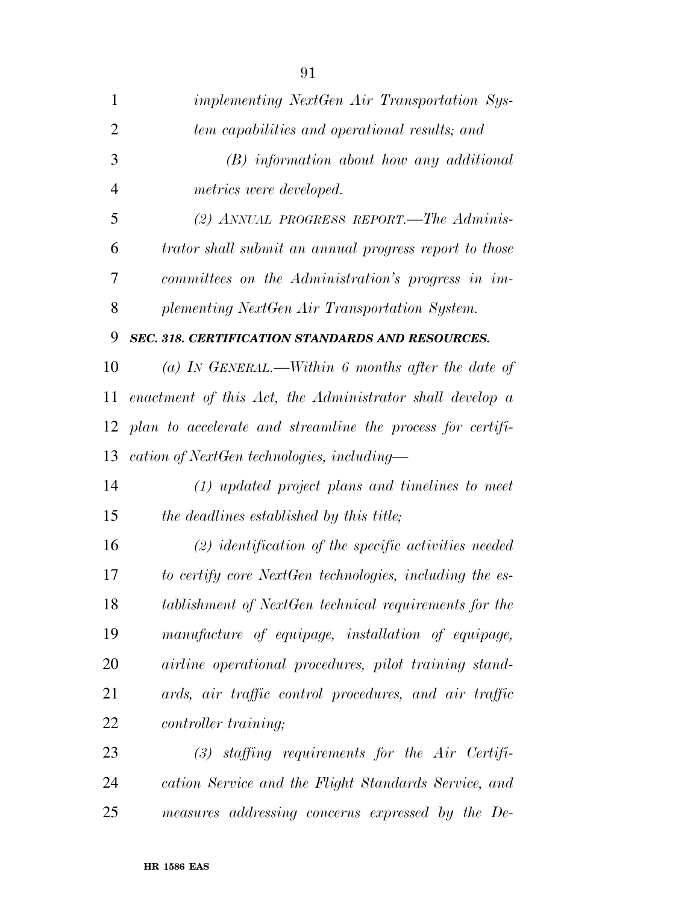*implementing NextGen Air Transportation System capabilities and operational results; and*

*(B) information about how any additional metrics were developed.*

*(2) ANNUAL PROGRESS REPORT.—The Administrator shall submit an annual progress report to those committees on the Administration's progress in implementing NextGen Air Transportation System.*

***SEC. 318. CERTIFICATION STANDARDS AND RESOURCES.***

*(a) IN GENERAL.—Within 6 months after the date of enactment of this Act, the Administrator shall develop a plan to accelerate and streamline the process for certification of NextGen technologies, including—*

*(1) updated project plans and timelines to meet the deadlines established by this title;*

*(2) identification of the specific activities needed to certify core NextGen technologies, including the establishment of NextGen technical requirements for the manufacture of equipage, installation of equipage, airline operational procedures, pilot training standards, air traffic control procedures, and air traffic controller training;*

*(3) staffing requirements for the Air Certification Service and the Flight Standards Service, and measures addressing concerns expressed by the De-*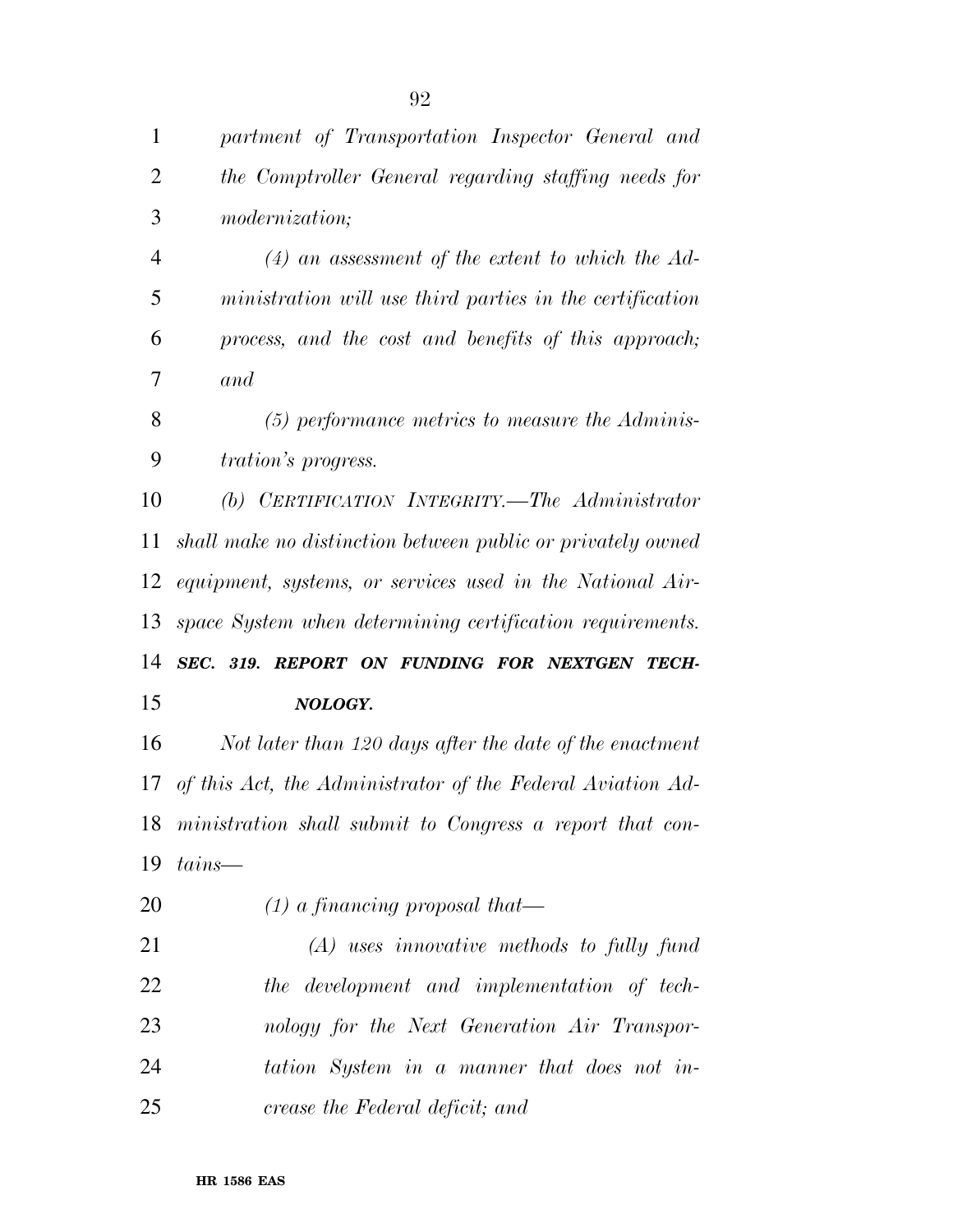*partment of Transportation Inspector General and the Comptroller General regarding staffing needs for modernization;*

*(4) an assessment of the extent to which the Administration will use third parties in the certification process, and the cost and benefits of this approach; and*

*(5) performance metrics to measure the Administration's progress.*

*(b) CERTIFICATION INTEGRITY.—The Administrator shall make no distinction between public or privately owned equipment, systems, or services used in the National Airspace System when determining certification requirements.*

***SEC. 319. REPORT ON FUNDING FOR NEXTGEN TECHNOLOGY.***

*Not later than 120 days after the date of the enactment of this Act, the Administrator of the Federal Aviation Administration shall submit to Congress a report that contains—*

*(1) a financing proposal that—*

*(A) uses innovative methods to fully fund the development and implementation of technology for the Next Generation Air Transportation System in a manner that does not increase the Federal deficit; and*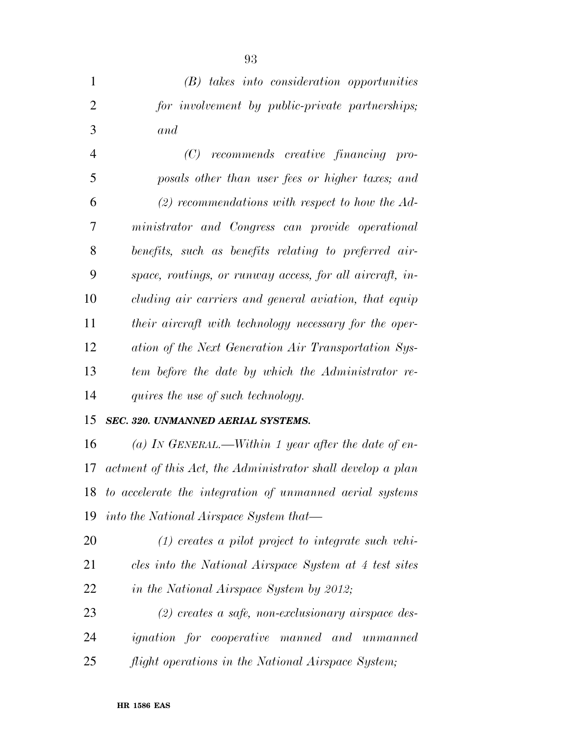*(B) takes into consideration opportunities for involvement by public-private partnerships; and*

*(C) recommends creative financing proposals other than user fees or higher taxes; and*

*(2) recommendations with respect to how the Administrator and Congress can provide operational benefits, such as benefits relating to preferred airspace, routings, or runway access, for all aircraft, including air carriers and general aviation, that equip their aircraft with technology necessary for the operation of the Next Generation Air Transportation System before the date by which the Administrator requires the use of such technology.*

***SEC. 320. UNMANNED AERIAL SYSTEMS.***

*(a) IN GENERAL.—Within 1 year after the date of enactment of this Act, the Administrator shall develop a plan to accelerate the integration of unmanned aerial systems into the National Airspace System that—*

*(1) creates a pilot project to integrate such vehicles into the National Airspace System at 4 test sites in the National Airspace System by 2012;*

*(2) creates a safe, non-exclusionary airspace designation for cooperative manned and unmanned flight operations in the National Airspace System;*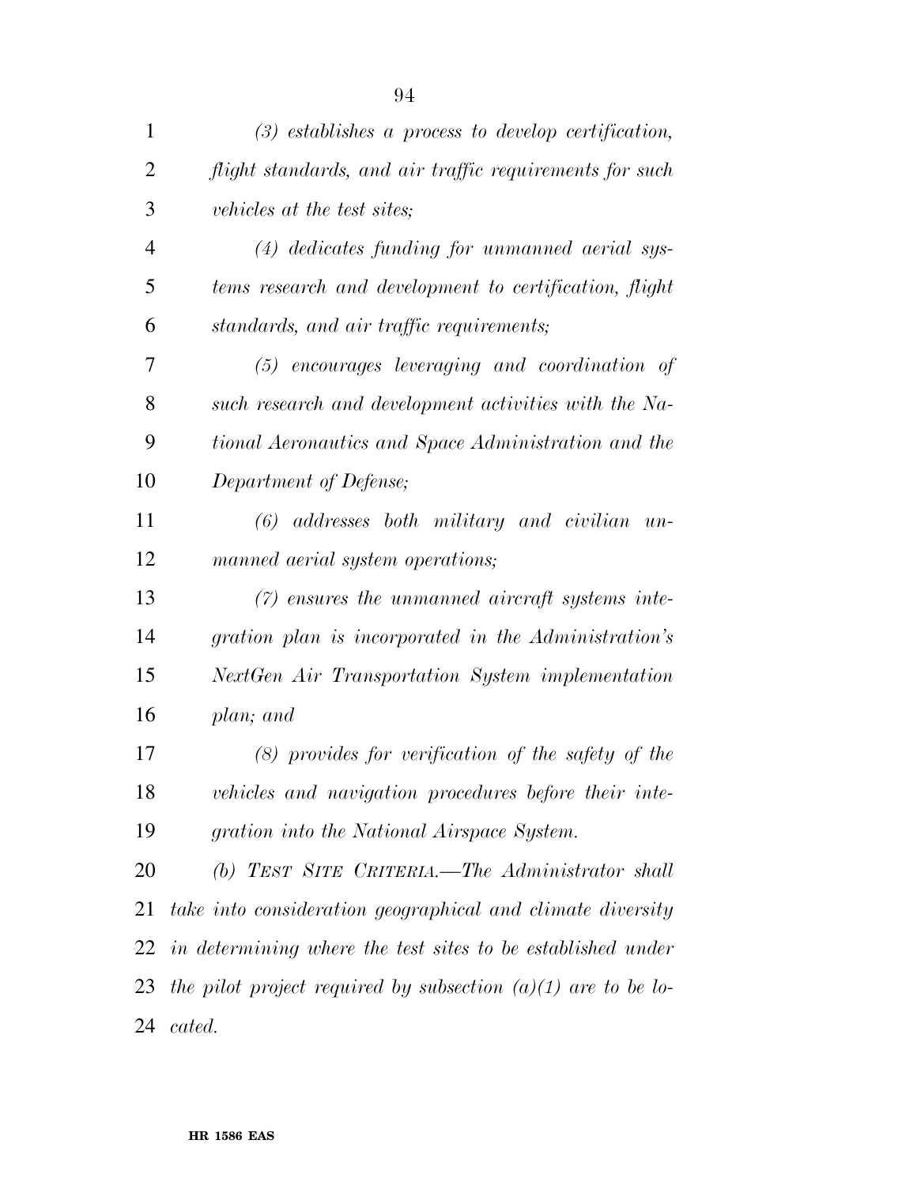*(3) establishes a process to develop certification, flight standards, and air traffic requirements for such vehicles at the test sites;*

*(4) dedicates funding for unmanned aerial systems research and development to certification, flight standards, and air traffic requirements;*

*(5) encourages leveraging and coordination of such research and development activities with the National Aeronautics and Space Administration and the Department of Defense;*

*(6) addresses both military and civilian unmanned aerial system operations;*

*(7) ensures the unmanned aircraft systems integration plan is incorporated in the Administration's NextGen Air Transportation System implementation plan; and*

*(8) provides for verification of the safety of the vehicles and navigation procedures before their integration into the National Airspace System.*

*(b) TEST SITE CRITERIA.—The Administrator shall take into consideration geographical and climate diversity in determining where the test sites to be established under the pilot project required by subsection (a)(1) are to be located.*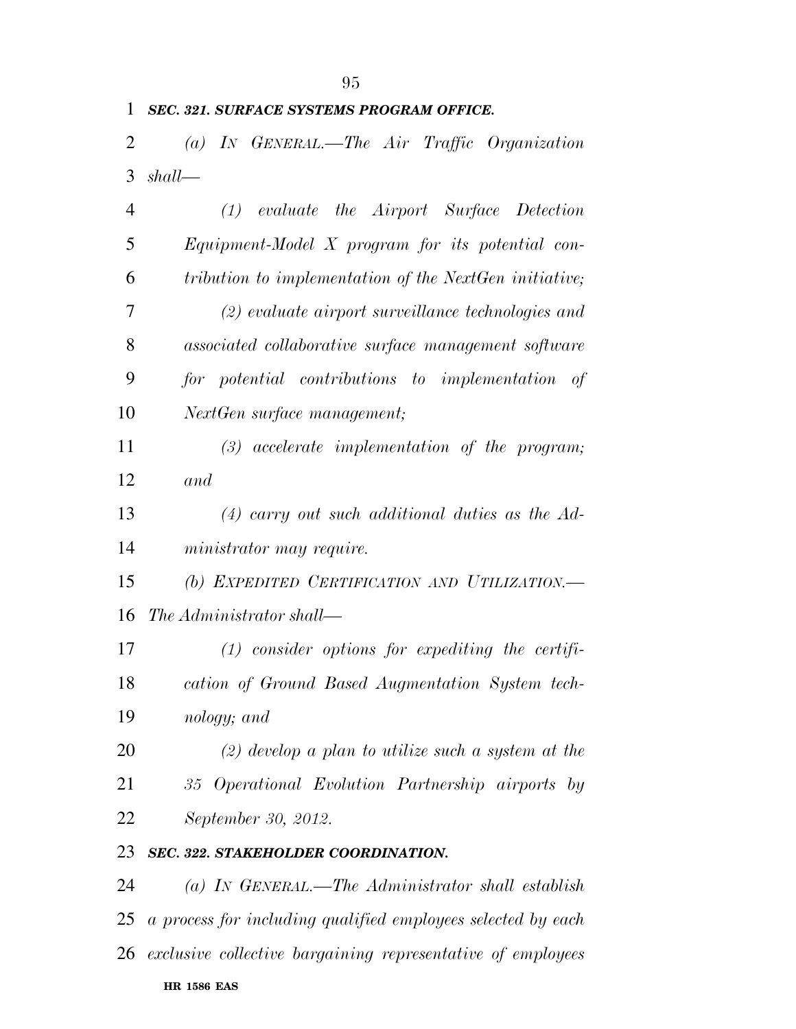***SEC. 321. SURFACE SYSTEMS PROGRAM OFFICE.***

*(a) IN GENERAL.—The Air Traffic Organization shall—*

*(1) evaluate the Airport Surface Detection Equipment-Model X program for its potential contribution to implementation of the NextGen initiative;*

*(2) evaluate airport surveillance technologies and associated collaborative surface management software for potential contributions to implementation of NextGen surface management;*

*(3) accelerate implementation of the program; and*

*(4) carry out such additional duties as the Administrator may require.*

*(b) EXPEDITED CERTIFICATION AND UTILIZATION.—The Administrator shall—*

*(1) consider options for expediting the certification of Ground Based Augmentation System technology; and*

*(2) develop a plan to utilize such a system at the 35 Operational Evolution Partnership airports by September 30, 2012.*

***SEC. 322. STAKEHOLDER COORDINATION.***

*(a) IN GENERAL.—The Administrator shall establish a process for including qualified employees selected by each exclusive collective bargaining representative of employees*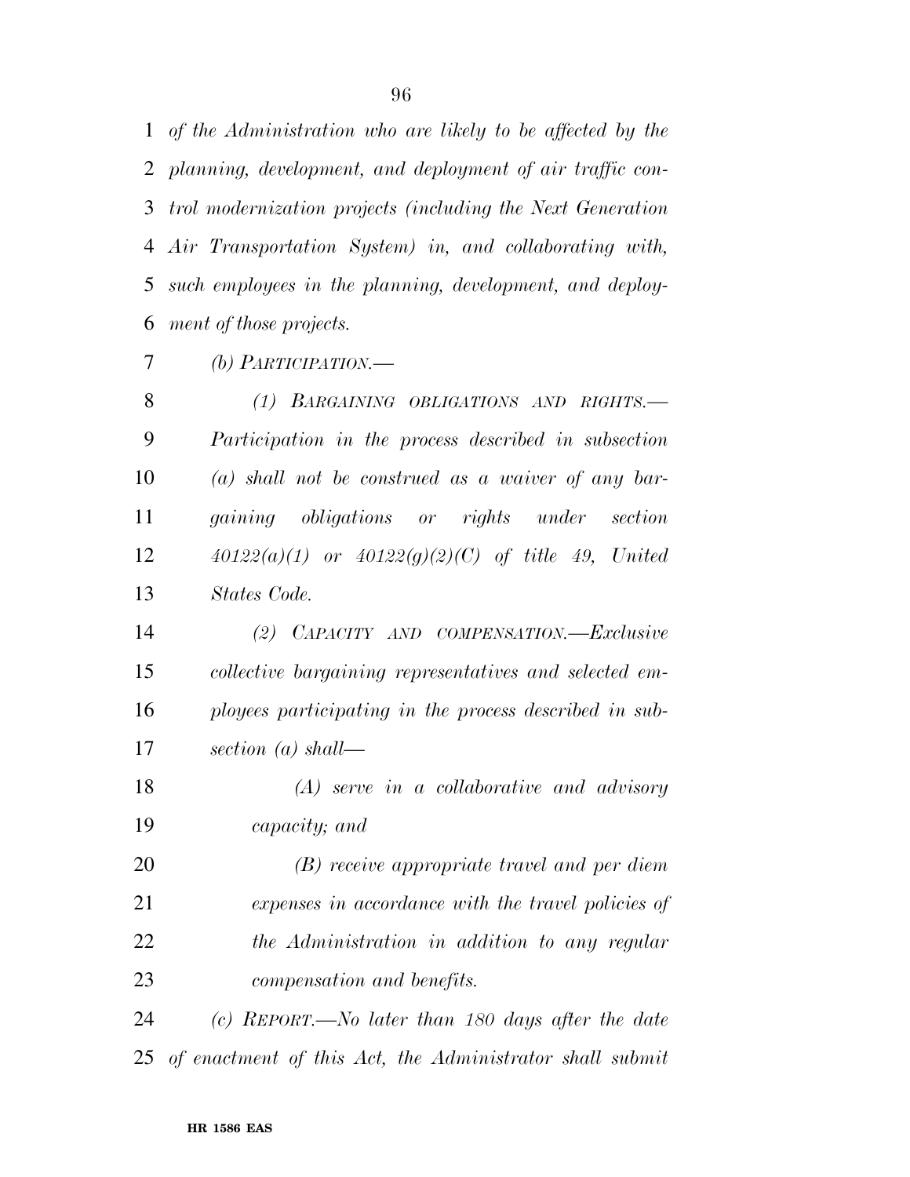*of the Administration who are likely to be affected by the planning, development, and deployment of air traffic control modernization projects (including the Next Generation Air Transportation System) in, and collaborating with, such employees in the planning, development, and deployment of those projects.*

*(b) PARTICIPATION.—*

*(1) BARGAINING OBLIGATIONS AND RIGHTS.—Participation in the process described in subsection (a) shall not be construed as a waiver of any bargaining obligations or rights under section 40122(a)(1) or 40122(g)(2)(C) of title 49, United States Code.*

*(2) CAPACITY AND COMPENSATION.—Exclusive collective bargaining representatives and selected employees participating in the process described in subsection (a) shall—*

*(A) serve in a collaborative and advisory capacity; and*

*(B) receive appropriate travel and per diem expenses in accordance with the travel policies of the Administration in addition to any regular compensation and benefits.*

*(c) REPORT.—No later than 180 days after the date of enactment of this Act, the Administrator shall submit*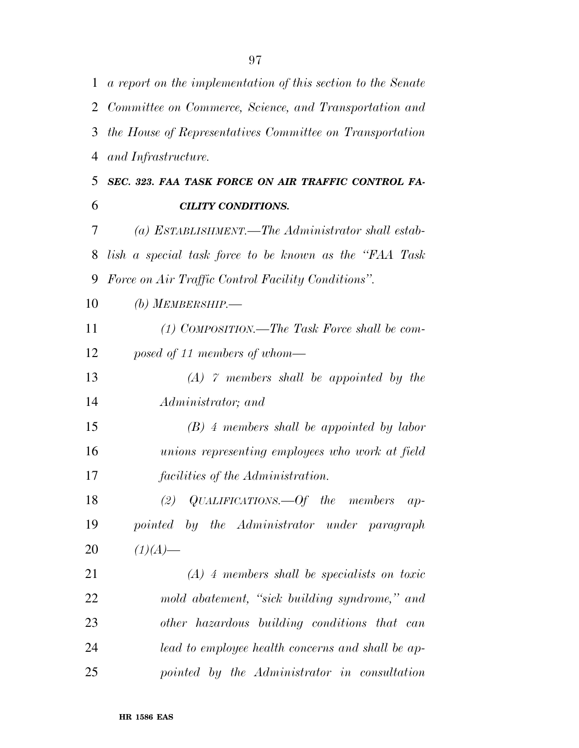*a report on the implementation of this section to the Senate Committee on Commerce, Science, and Transportation and the House of Representatives Committee on Transportation and Infrastructure.*

***SEC. 323. FAA TASK FORCE ON AIR TRAFFIC CONTROL FACILITY CONDITIONS.***

*(a) ESTABLISHMENT.—The Administrator shall establish a special task force to be known as the "FAA Task Force on Air Traffic Control Facility Conditions".*

*(b) MEMBERSHIP.—*

*(1) COMPOSITION.—The Task Force shall be composed of 11 members of whom—*

*(A) 7 members shall be appointed by the Administrator; and*

*(B) 4 members shall be appointed by labor unions representing employees who work at field facilities of the Administration.*

*(2) QUALIFICATIONS.—Of the members appointed by the Administrator under paragraph (1)(A)—*

*(A) 4 members shall be specialists on toxic mold abatement, "sick building syndrome," and other hazardous building conditions that can lead to employee health concerns and shall be appointed by the Administrator in consultation*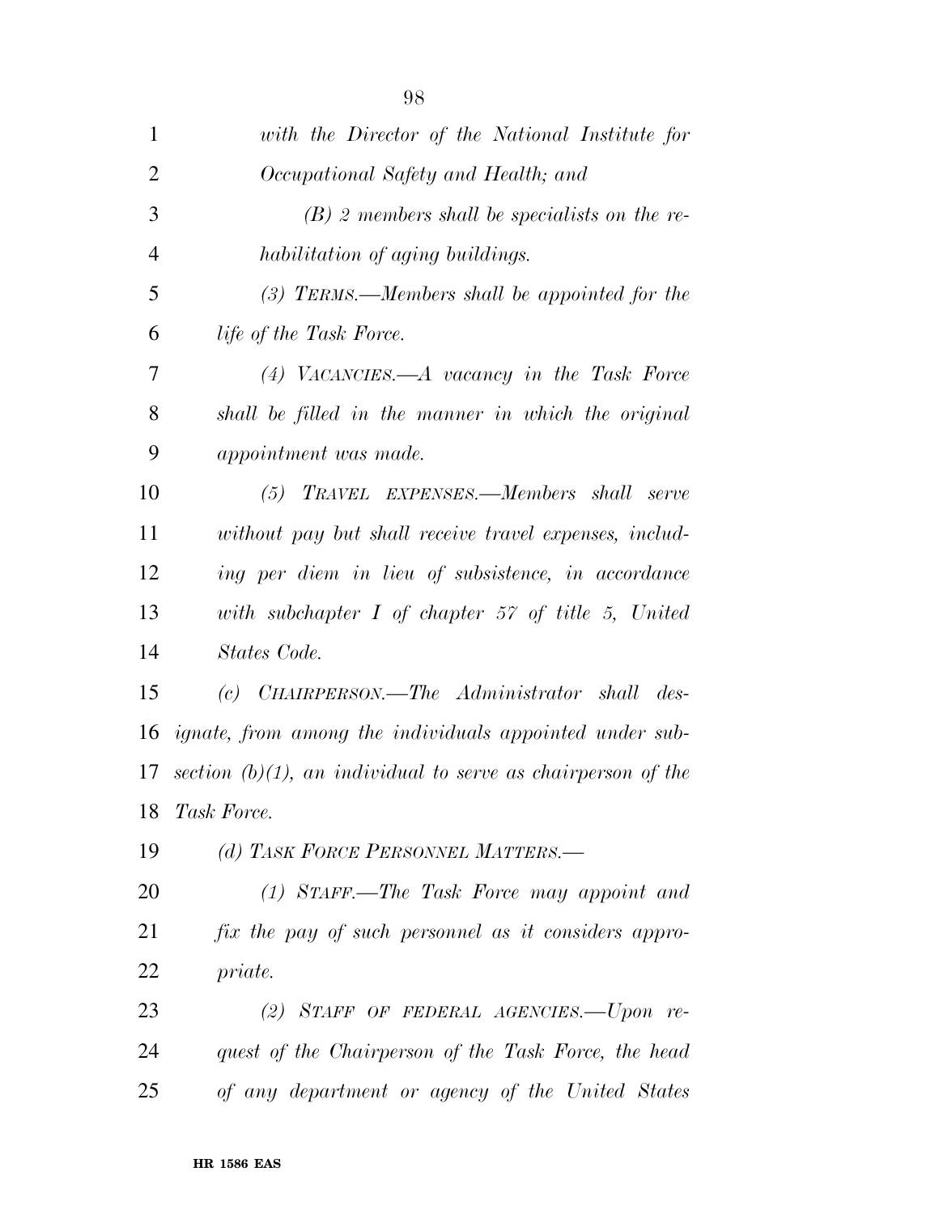*with the Director of the National Institute for Occupational Safety and Health; and*

*(B) 2 members shall be specialists on the rehabilitation of aging buildings.*

*(3) TERMS.—Members shall be appointed for the life of the Task Force.*

*(4) VACANCIES.—A vacancy in the Task Force shall be filled in the manner in which the original appointment was made.*

*(5) TRAVEL EXPENSES.—Members shall serve without pay but shall receive travel expenses, including per diem in lieu of subsistence, in accordance with subchapter I of chapter 57 of title 5, United States Code.*

*(c) CHAIRPERSON.—The Administrator shall designate, from among the individuals appointed under subsection (b)(1), an individual to serve as chairperson of the Task Force.*

*(d) TASK FORCE PERSONNEL MATTERS.—*

*(1) STAFF.—The Task Force may appoint and fix the pay of such personnel as it considers appropriate.*

*(2) STAFF OF FEDERAL AGENCIES.—Upon request of the Chairperson of the Task Force, the head of any department or agency of the United States*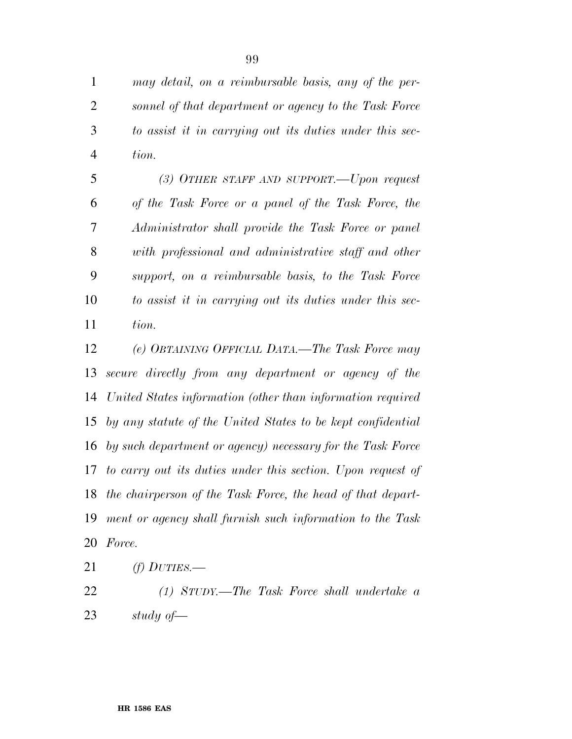*may detail, on a reimbursable basis, any of the personnel of that department or agency to the Task Force to assist it in carrying out its duties under this section.*

*(3) OTHER STAFF AND SUPPORT.—Upon request of the Task Force or a panel of the Task Force, the Administrator shall provide the Task Force or panel with professional and administrative staff and other support, on a reimbursable basis, to the Task Force to assist it in carrying out its duties under this section.*

*(e) OBTAINING OFFICIAL DATA.—The Task Force may secure directly from any department or agency of the United States information (other than information required by any statute of the United States to be kept confidential by such department or agency) necessary for the Task Force to carry out its duties under this section. Upon request of the chairperson of the Task Force, the head of that department or agency shall furnish such information to the Task Force.*

*(f) DUTIES.—*

*(1) STUDY.—The Task Force shall undertake a study of—*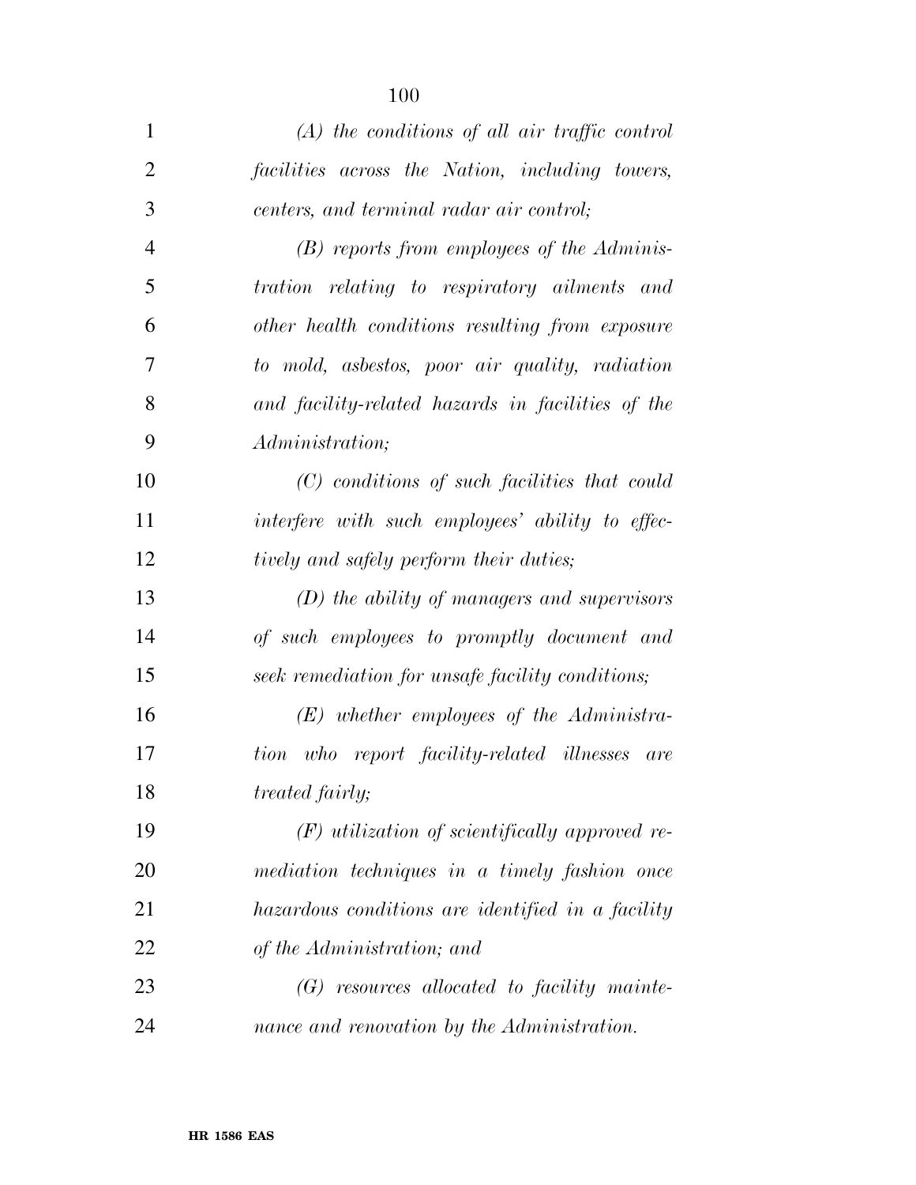*(A) the conditions of all air traffic control facilities across the Nation, including towers, centers, and terminal radar air control;*

*(B) reports from employees of the Administration relating to respiratory ailments and other health conditions resulting from exposure to mold, asbestos, poor air quality, radiation and facility-related hazards in facilities of the Administration;*

*(C) conditions of such facilities that could interfere with such employees' ability to effectively and safely perform their duties;*

*(D) the ability of managers and supervisors of such employees to promptly document and seek remediation for unsafe facility conditions;*

*(E) whether employees of the Administration who report facility-related illnesses are treated fairly;*

*(F) utilization of scientifically approved remediation techniques in a timely fashion once hazardous conditions are identified in a facility of the Administration; and*

*(G) resources allocated to facility maintenance and renovation by the Administration.*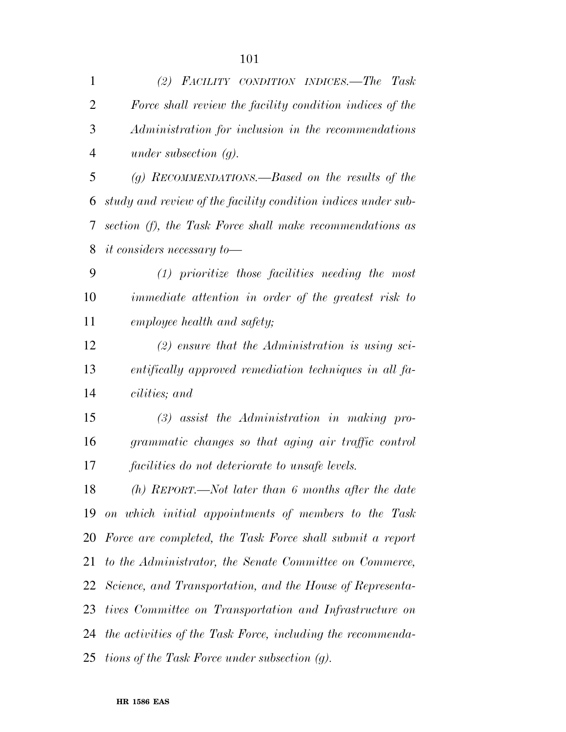*(2) FACILITY CONDITION INDICES.—The Task Force shall review the facility condition indices of the Administration for inclusion in the recommendations under subsection (g).*

*(g) RECOMMENDATIONS.—Based on the results of the study and review of the facility condition indices under subsection (f), the Task Force shall make recommendations as it considers necessary to—*

*(1) prioritize those facilities needing the most immediate attention in order of the greatest risk to employee health and safety;*

*(2) ensure that the Administration is using scientifically approved remediation techniques in all facilities; and*

*(3) assist the Administration in making programmatic changes so that aging air traffic control facilities do not deteriorate to unsafe levels.*

*(h) REPORT.—Not later than 6 months after the date on which initial appointments of members to the Task Force are completed, the Task Force shall submit a report to the Administrator, the Senate Committee on Commerce, Science, and Transportation, and the House of Representatives Committee on Transportation and Infrastructure on the activities of the Task Force, including the recommendations of the Task Force under subsection (g).*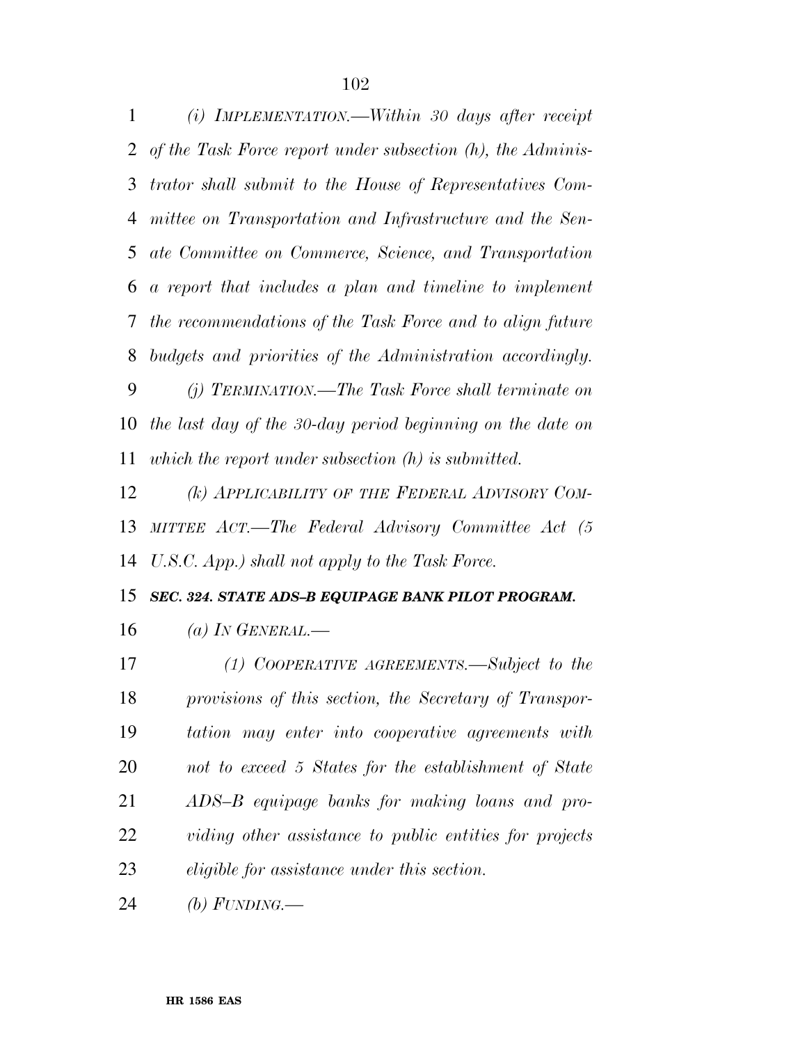*(i) IMPLEMENTATION.—Within 30 days after receipt of the Task Force report under subsection (h), the Administrator shall submit to the House of Representatives Committee on Transportation and Infrastructure and the Senate Committee on Commerce, Science, and Transportation a report that includes a plan and timeline to implement the recommendations of the Task Force and to align future budgets and priorities of the Administration accordingly.*

*(j) TERMINATION.—The Task Force shall terminate on the last day of the 30-day period beginning on the date on which the report under subsection (h) is submitted.*

*(k) APPLICABILITY OF THE FEDERAL ADVISORY COMMITTEE ACT.—The Federal Advisory Committee Act (5 U.S.C. App.) shall not apply to the Task Force.*

***SEC. 324. STATE ADS–B EQUIPAGE BANK PILOT PROGRAM.***

*(a) IN GENERAL.—*

*(1) COOPERATIVE AGREEMENTS.—Subject to the provisions of this section, the Secretary of Transportation may enter into cooperative agreements with not to exceed 5 States for the establishment of State ADS–B equipage banks for making loans and providing other assistance to public entities for projects eligible for assistance under this section.*

*(b) FUNDING.—*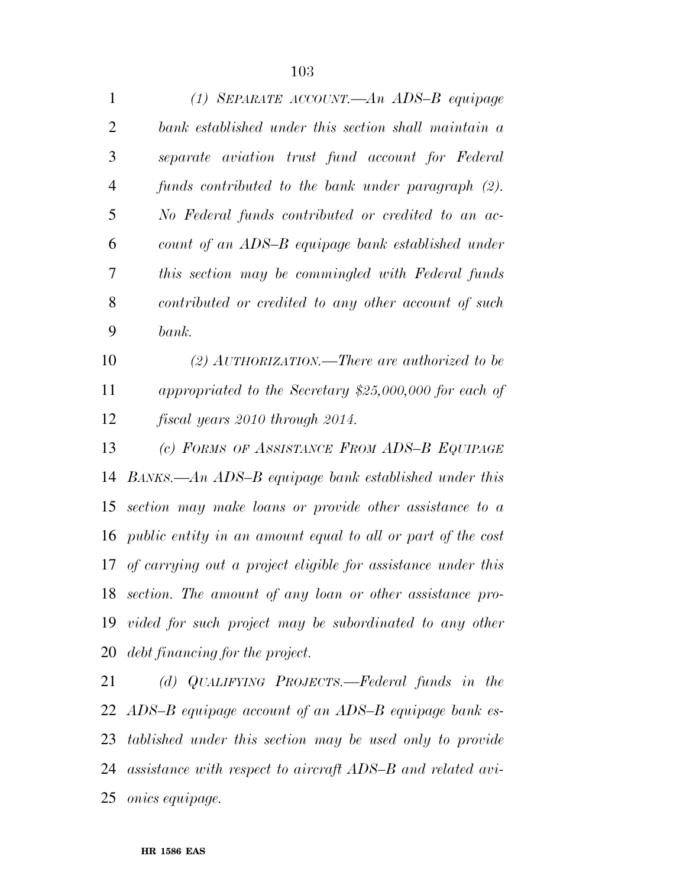*(1) SEPARATE ACCOUNT.—An ADS–B equipage bank established under this section shall maintain a separate aviation trust fund account for Federal funds contributed to the bank under paragraph (2). No Federal funds contributed or credited to an account of an ADS–B equipage bank established under this section may be commingled with Federal funds contributed or credited to any other account of such bank.*

*(2) AUTHORIZATION.—There are authorized to be appropriated to the Secretary $25,000,000 for each of fiscal years 2010 through 2014.*

*(c) FORMS OF ASSISTANCE FROM ADS–B EQUIPAGE BANKS.—An ADS–B equipage bank established under this section may make loans or provide other assistance to a public entity in an amount equal to all or part of the cost of carrying out a project eligible for assistance under this section. The amount of any loan or other assistance provided for such project may be subordinated to any other debt financing for the project.*

*(d) QUALIFYING PROJECTS.—Federal funds in the ADS–B equipage account of an ADS–B equipage bank established under this section may be used only to provide assistance with respect to aircraft ADS–B and related avionics equipage.*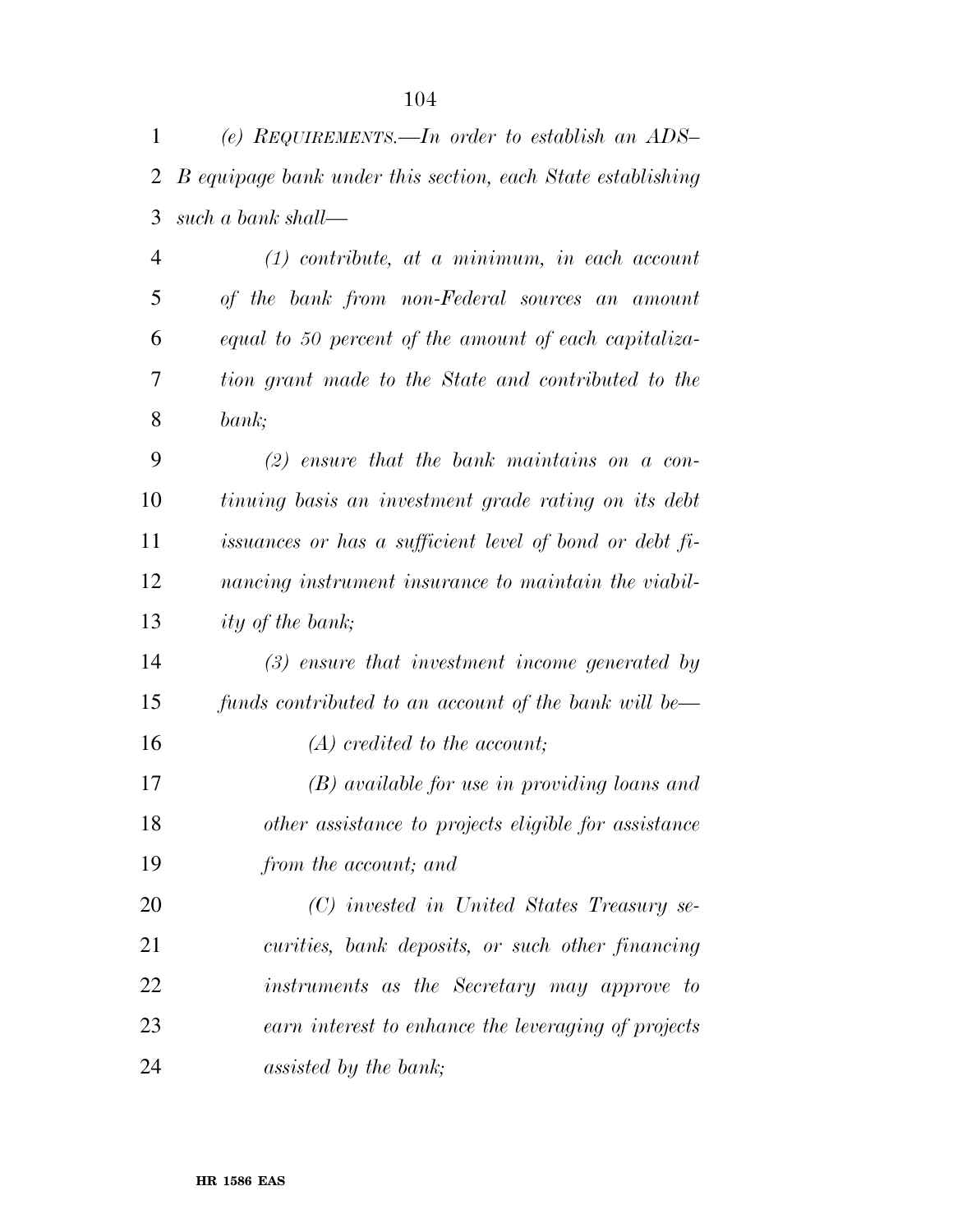*(e) REQUIREMENTS.—In order to establish an ADS–B equipage bank under this section, each State establishing such a bank shall—*

*(1) contribute, at a minimum, in each account of the bank from non-Federal sources an amount equal to 50 percent of the amount of each capitalization grant made to the State and contributed to the bank;*

*(2) ensure that the bank maintains on a continuing basis an investment grade rating on its debt issuances or has a sufficient level of bond or debt financing instrument insurance to maintain the viability of the bank;*

*(3) ensure that investment income generated by funds contributed to an account of the bank will be—*

*(A) credited to the account;*

*(B) available for use in providing loans and other assistance to projects eligible for assistance from the account; and*

*(C) invested in United States Treasury securities, bank deposits, or such other financing instruments as the Secretary may approve to earn interest to enhance the leveraging of projects assisted by the bank;*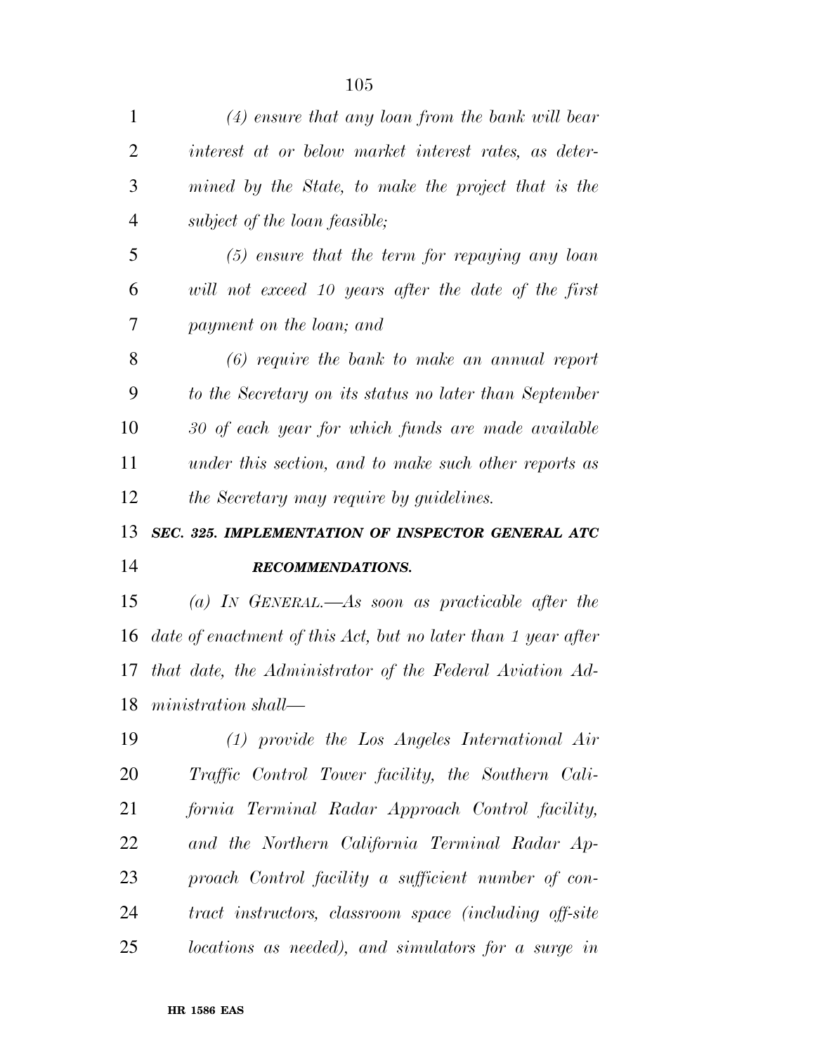*(4) ensure that any loan from the bank will bear interest at or below market interest rates, as determined by the State, to make the project that is the subject of the loan feasible;*

*(5) ensure that the term for repaying any loan will not exceed 10 years after the date of the first payment on the loan; and*

*(6) require the bank to make an annual report to the Secretary on its status no later than September 30 of each year for which funds are made available under this section, and to make such other reports as the Secretary may require by guidelines.*

***SEC. 325. IMPLEMENTATION OF INSPECTOR GENERAL ATC RECOMMENDATIONS.***

*(a) IN GENERAL.—As soon as practicable after the date of enactment of this Act, but no later than 1 year after that date, the Administrator of the Federal Aviation Administration shall—*

*(1) provide the Los Angeles International Air Traffic Control Tower facility, the Southern California Terminal Radar Approach Control facility, and the Northern California Terminal Radar Approach Control facility a sufficient number of contract instructors, classroom space (including off-site locations as needed), and simulators for a surge in*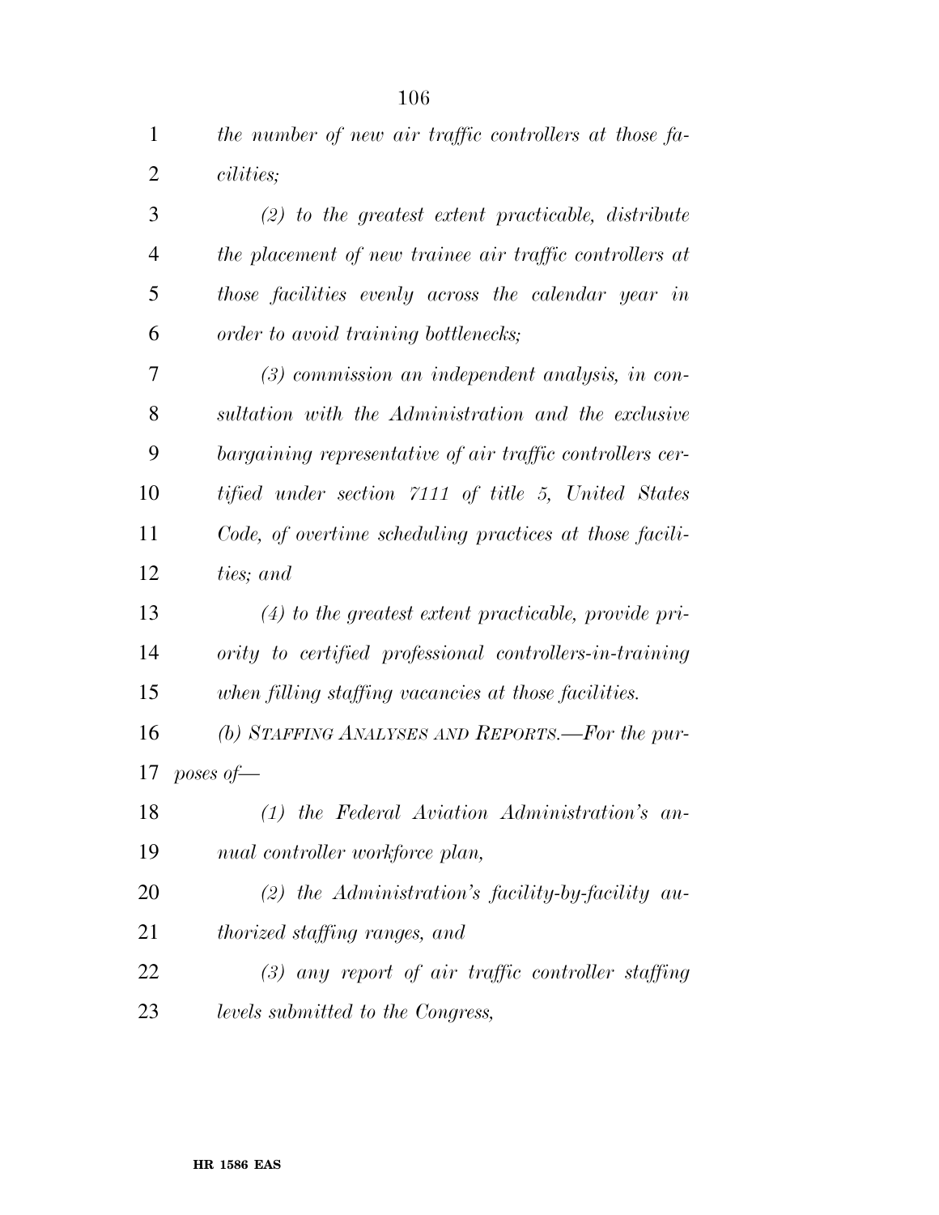*the number of new air traffic controllers at those facilities;*

*(2) to the greatest extent practicable, distribute the placement of new trainee air traffic controllers at those facilities evenly across the calendar year in order to avoid training bottlenecks;*

*(3) commission an independent analysis, in consultation with the Administration and the exclusive bargaining representative of air traffic controllers certified under section 7111 of title 5, United States Code, of overtime scheduling practices at those facilities; and*

*(4) to the greatest extent practicable, provide priority to certified professional controllers-in-training when filling staffing vacancies at those facilities.*

*(b) STAFFING ANALYSES AND REPORTS.—For the purposes of—*

*(1) the Federal Aviation Administration's annual controller workforce plan,*

*(2) the Administration's facility-by-facility authorized staffing ranges, and*

*(3) any report of air traffic controller staffing levels submitted to the Congress,*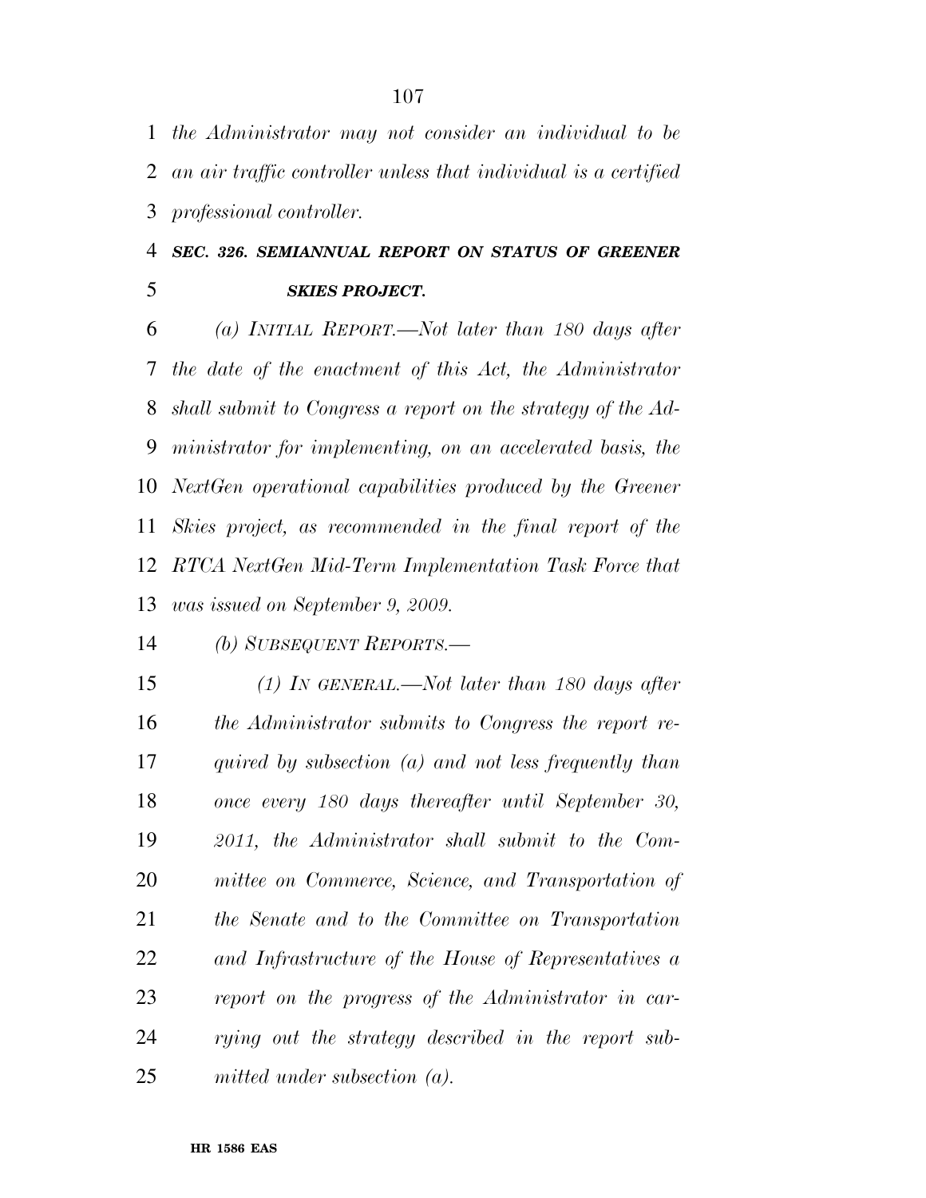*the Administrator may not consider an individual to be an air traffic controller unless that individual is a certified professional controller.*

***SEC. 326. SEMIANNUAL REPORT ON STATUS OF GREENER SKIES PROJECT.***

*(a) INITIAL REPORT.—Not later than 180 days after the date of the enactment of this Act, the Administrator shall submit to Congress a report on the strategy of the Administrator for implementing, on an accelerated basis, the NextGen operational capabilities produced by the Greener Skies project, as recommended in the final report of the RTCA NextGen Mid-Term Implementation Task Force that was issued on September 9, 2009.*

*(b) SUBSEQUENT REPORTS.—*

*(1) IN GENERAL.—Not later than 180 days after the Administrator submits to Congress the report required by subsection (a) and not less frequently than once every 180 days thereafter until September 30, 2011, the Administrator shall submit to the Committee on Commerce, Science, and Transportation of the Senate and to the Committee on Transportation and Infrastructure of the House of Representatives a report on the progress of the Administrator in carrying out the strategy described in the report submitted under subsection (a).*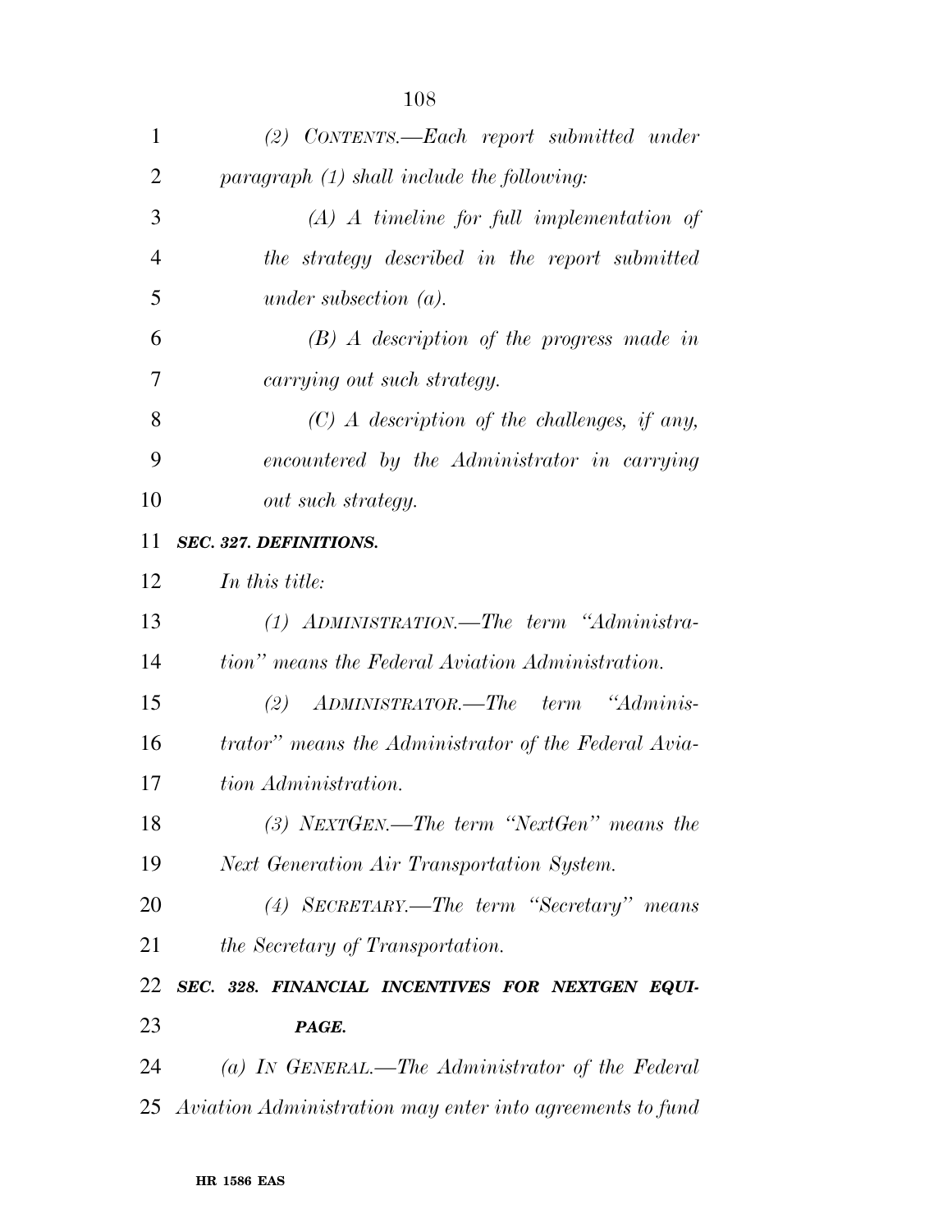*(2) CONTENTS.—Each report submitted under paragraph (1) shall include the following:*

*(A) A timeline for full implementation of the strategy described in the report submitted under subsection (a).*

*(B) A description of the progress made in carrying out such strategy.*

*(C) A description of the challenges, if any, encountered by the Administrator in carrying out such strategy.*

***SEC. 327. DEFINITIONS.***

*In this title:*

*(1) ADMINISTRATION.—The term "Administration" means the Federal Aviation Administration.*

*(2) ADMINISTRATOR.—The term "Administrator" means the Administrator of the Federal Aviation Administration.*

*(3) NEXTGEN.—The term "NextGen" means the Next Generation Air Transportation System.*

*(4) SECRETARY.—The term "Secretary" means the Secretary of Transportation.*

***SEC. 328. FINANCIAL INCENTIVES FOR NEXTGEN EQUIPAGE.***

*(a) IN GENERAL.—The Administrator of the Federal Aviation Administration may enter into agreements to fund*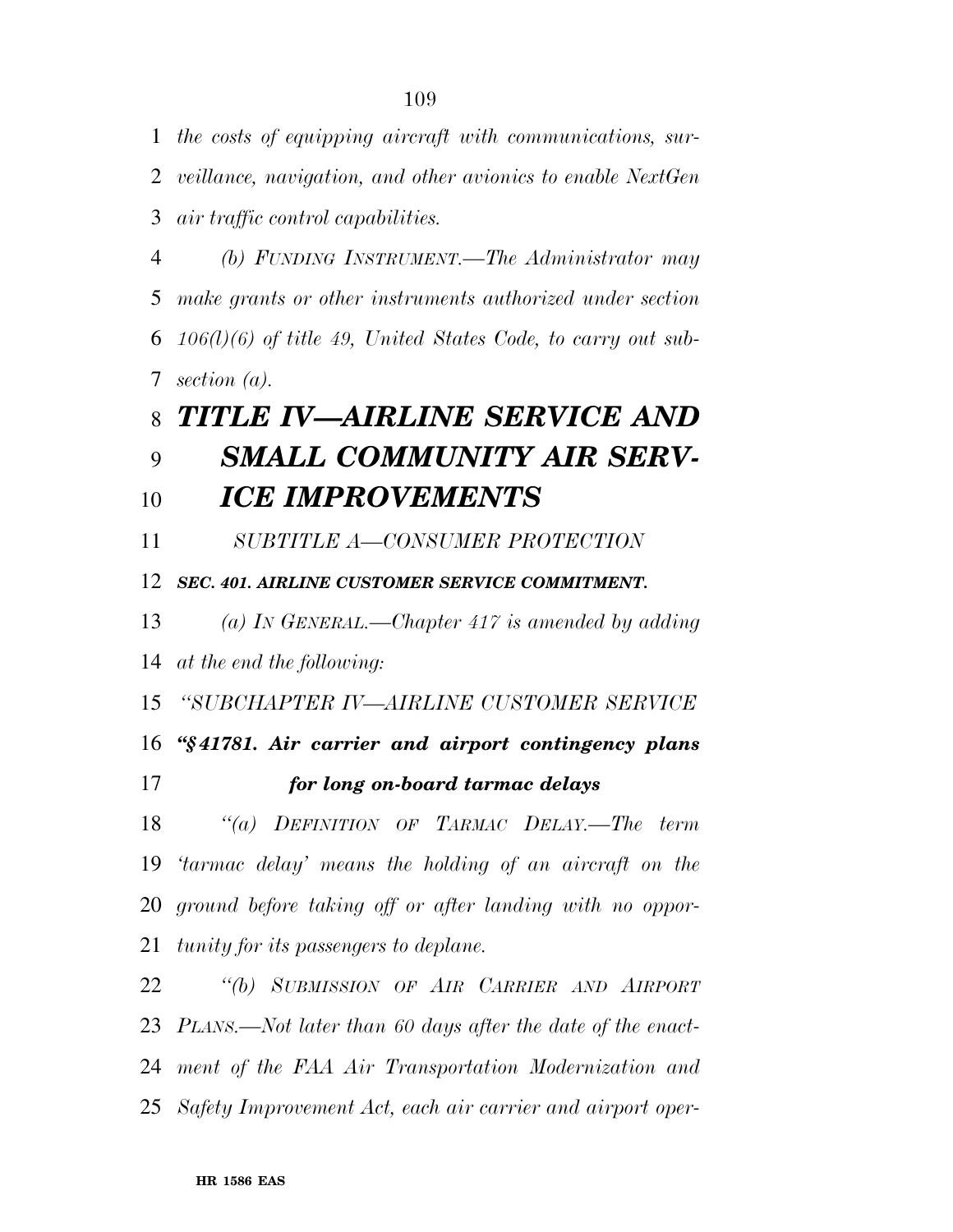*the costs of equipping aircraft with communications, surveillance, navigation, and other avionics to enable NextGen air traffic control capabilities.*

*(b) FUNDING INSTRUMENT.—The Administrator may make grants or other instruments authorized under section 106(l)(6) of title 49, United States Code, to carry out subsection (a).*

# *TITLE IV—AIRLINE SERVICE AND SMALL COMMUNITY AIR SERVICE IMPROVEMENTS*

## *SUBTITLE A—CONSUMER PROTECTION*

### ***SEC. 401. AIRLINE CUSTOMER SERVICE COMMITMENT.***

*(a) IN GENERAL.—Chapter 417 is amended by adding at the end the following:*

*"SUBCHAPTER IV—AIRLINE CUSTOMER SERVICE*

***"§41781. Air carrier and airport contingency plans for long on-board tarmac delays***

*"(a) DEFINITION OF TARMAC DELAY.—The term 'tarmac delay' means the holding of an aircraft on the ground before taking off or after landing with no opportunity for its passengers to deplane.*

*"(b) SUBMISSION OF AIR CARRIER AND AIRPORT PLANS.—Not later than 60 days after the date of the enactment of the FAA Air Transportation Modernization and Safety Improvement Act, each air carrier and airport oper-*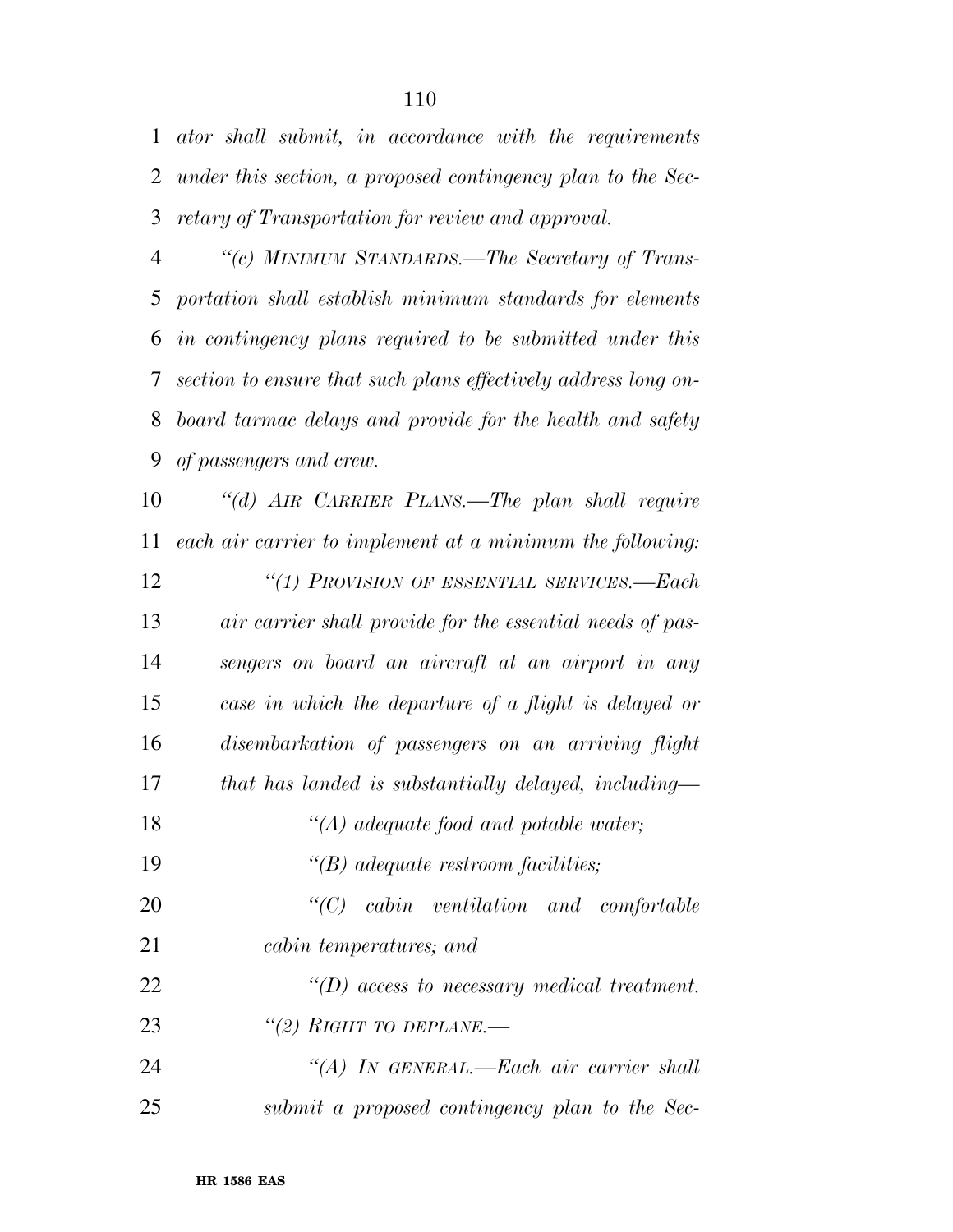*ator shall submit, in accordance with the requirements under this section, a proposed contingency plan to the Secretary of Transportation for review and approval.*

*"(c) MINIMUM STANDARDS.—The Secretary of Transportation shall establish minimum standards for elements in contingency plans required to be submitted under this section to ensure that such plans effectively address long on-board tarmac delays and provide for the health and safety of passengers and crew.*

*"(d) AIR CARRIER PLANS.—The plan shall require each air carrier to implement at a minimum the following:*

*"(1) PROVISION OF ESSENTIAL SERVICES.—Each air carrier shall provide for the essential needs of passengers on board an aircraft at an airport in any case in which the departure of a flight is delayed or disembarkation of passengers on an arriving flight that has landed is substantially delayed, including—*

*"(A) adequate food and potable water;*

*"(B) adequate restroom facilities;*

*"(C) cabin ventilation and comfortable cabin temperatures; and*

*"(D) access to necessary medical treatment.*

*"(2) RIGHT TO DEPLANE.—*

*"(A) IN GENERAL.—Each air carrier shall submit a proposed contingency plan to the Sec-*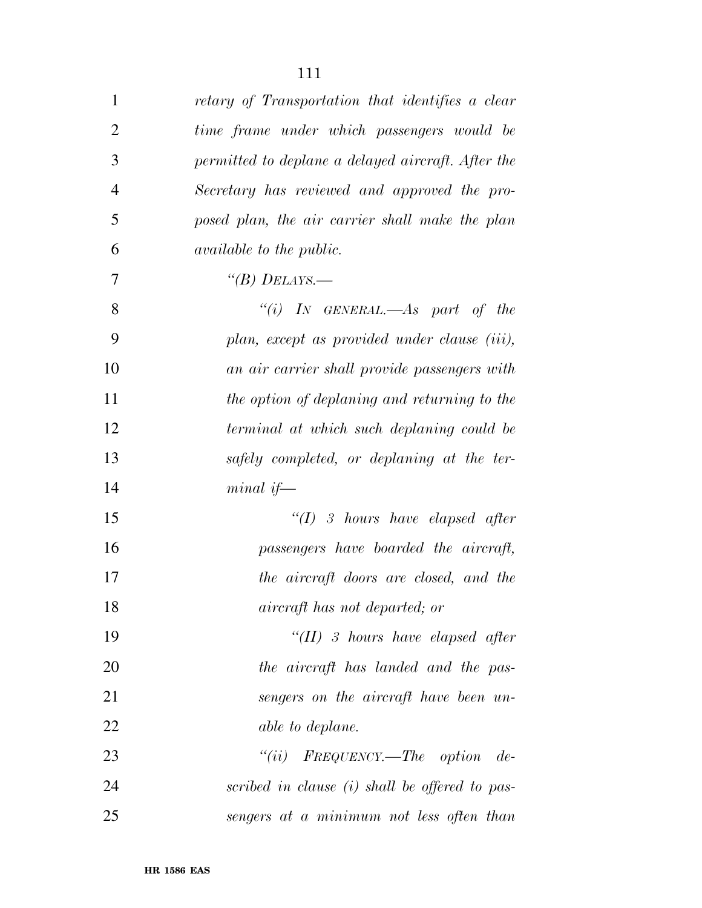*retary of Transportation that identifies a clear time frame under which passengers would be permitted to deplane a delayed aircraft. After the Secretary has reviewed and approved the proposed plan, the air carrier shall make the plan available to the public.*

*"(B) DELAYS.—*

*"(i) IN GENERAL.—As part of the plan, except as provided under clause (iii), an air carrier shall provide passengers with the option of deplaning and returning to the terminal at which such deplaning could be safely completed, or deplaning at the terminal if—*

*"(I) 3 hours have elapsed after passengers have boarded the aircraft, the aircraft doors are closed, and the aircraft has not departed; or*

*"(II) 3 hours have elapsed after the aircraft has landed and the passengers on the aircraft have been unable to deplane.*

*"(ii) FREQUENCY.—The option described in clause (i) shall be offered to passengers at a minimum not less often than*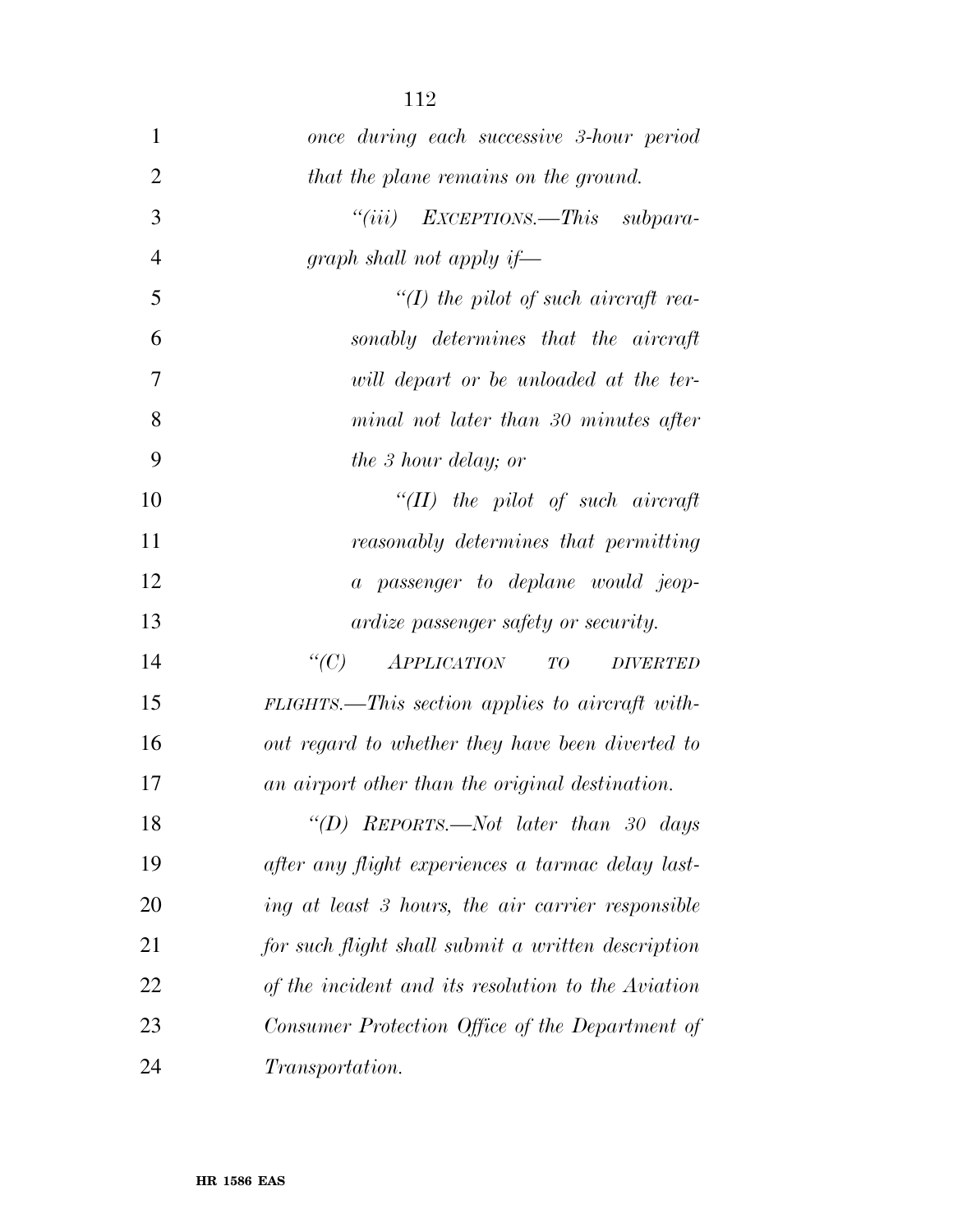*once during each successive 3-hour period that the plane remains on the ground.*

*"(iii) EXCEPTIONS.—This subparagraph shall not apply if—*

*"(I) the pilot of such aircraft reasonably determines that the aircraft will depart or be unloaded at the terminal not later than 30 minutes after the 3 hour delay; or*

*"(II) the pilot of such aircraft reasonably determines that permitting a passenger to deplane would jeopardize passenger safety or security.*

*"(C) APPLICATION TO DIVERTED FLIGHTS.—This section applies to aircraft without regard to whether they have been diverted to an airport other than the original destination.*

*"(D) REPORTS.—Not later than 30 days after any flight experiences a tarmac delay lasting at least 3 hours, the air carrier responsible for such flight shall submit a written description of the incident and its resolution to the Aviation Consumer Protection Office of the Department of Transportation.*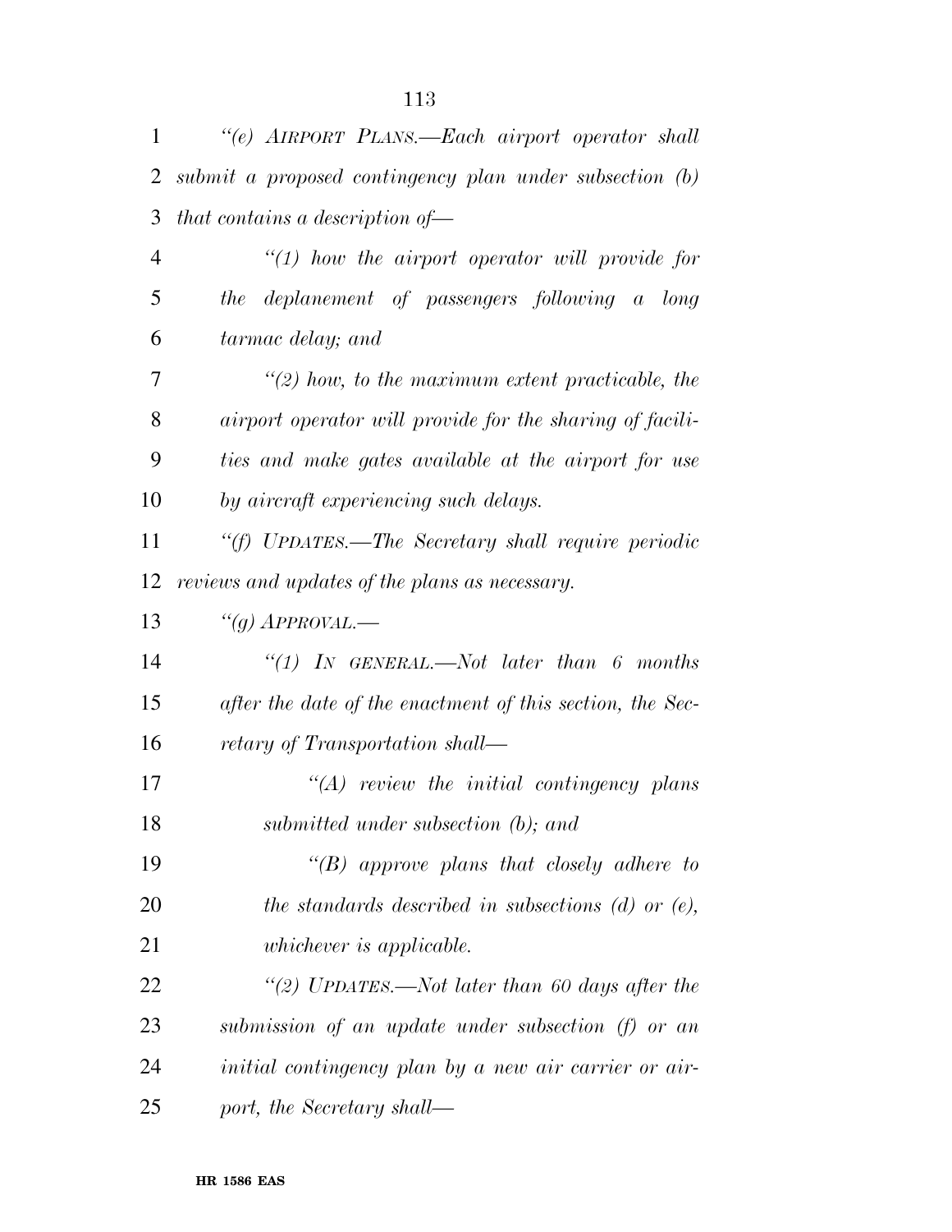*"(e) AIRPORT PLANS.—Each airport operator shall submit a proposed contingency plan under subsection (b) that contains a description of—*

*"(1) how the airport operator will provide for the deplanement of passengers following a long tarmac delay; and*

*"(2) how, to the maximum extent practicable, the airport operator will provide for the sharing of facilities and make gates available at the airport for use by aircraft experiencing such delays.*

*"(f) UPDATES.—The Secretary shall require periodic reviews and updates of the plans as necessary.*

*"(g) APPROVAL.—*

*"(1) IN GENERAL.—Not later than 6 months after the date of the enactment of this section, the Secretary of Transportation shall—*

*"(A) review the initial contingency plans submitted under subsection (b); and*

*"(B) approve plans that closely adhere to the standards described in subsections (d) or (e), whichever is applicable.*

*"(2) UPDATES.—Not later than 60 days after the submission of an update under subsection (f) or an initial contingency plan by a new air carrier or airport, the Secretary shall—*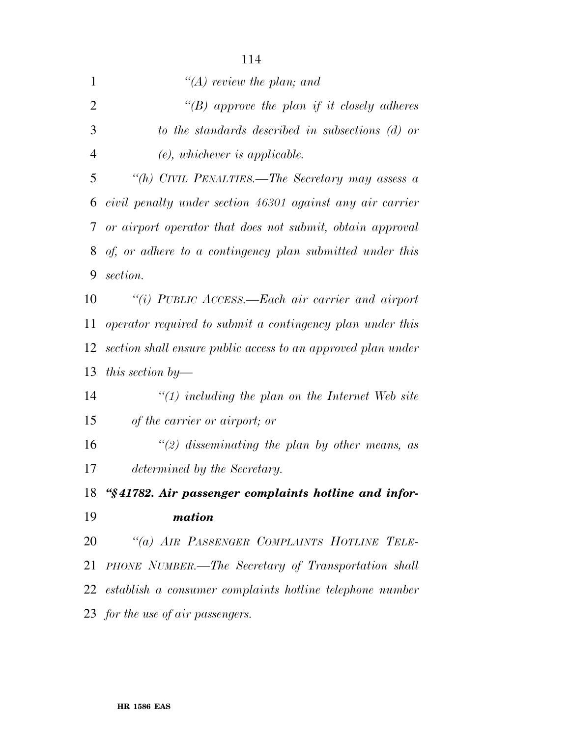*"(A) review the plan; and*

*"(B) approve the plan if it closely adheres to the standards described in subsections (d) or (e), whichever is applicable.*

*"(h) CIVIL PENALTIES.—The Secretary may assess a civil penalty under section 46301 against any air carrier or airport operator that does not submit, obtain approval of, or adhere to a contingency plan submitted under this section.*

*"(i) PUBLIC ACCESS.—Each air carrier and airport operator required to submit a contingency plan under this section shall ensure public access to an approved plan under this section by—*

*"(1) including the plan on the Internet Web site of the carrier or airport; or*

*"(2) disseminating the plan by other means, as determined by the Secretary.*

***"§41782. Air passenger complaints hotline and information***

*"(a) AIR PASSENGER COMPLAINTS HOTLINE TELEPHONE NUMBER.—The Secretary of Transportation shall establish a consumer complaints hotline telephone number for the use of air passengers.*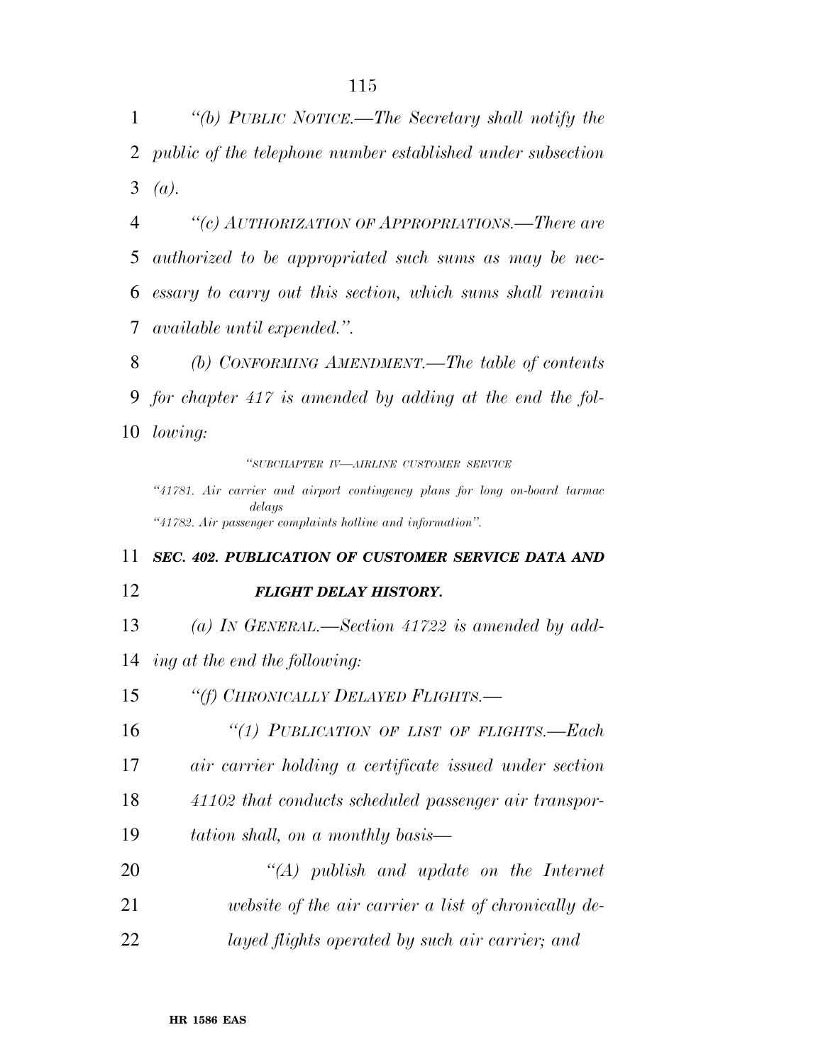*"(b) PUBLIC NOTICE.—The Secretary shall notify the public of the telephone number established under subsection (a).*

*"(c) AUTHORIZATION OF APPROPRIATIONS.—There are authorized to be appropriated such sums as may be necessary to carry out this section, which sums shall remain available until expended.".*

*(b) CONFORMING AMENDMENT.—The table of contents for chapter 417 is amended by adding at the end the following:*

*"SUBCHAPTER IV—AIRLINE CUSTOMER SERVICE*

*"41781. Air carrier and airport contingency plans for long on-board tarmac delays*

*"41782. Air passenger complaints hotline and information".*

***SEC. 402. PUBLICATION OF CUSTOMER SERVICE DATA AND FLIGHT DELAY HISTORY.***

*(a) IN GENERAL.—Section 41722 is amended by adding at the end the following:*

*"(f) CHRONICALLY DELAYED FLIGHTS.—*

*"(1) PUBLICATION OF LIST OF FLIGHTS.—Each air carrier holding a certificate issued under section 41102 that conducts scheduled passenger air transportation shall, on a monthly basis—*

*"(A) publish and update on the Internet website of the air carrier a list of chronically delayed flights operated by such air carrier; and*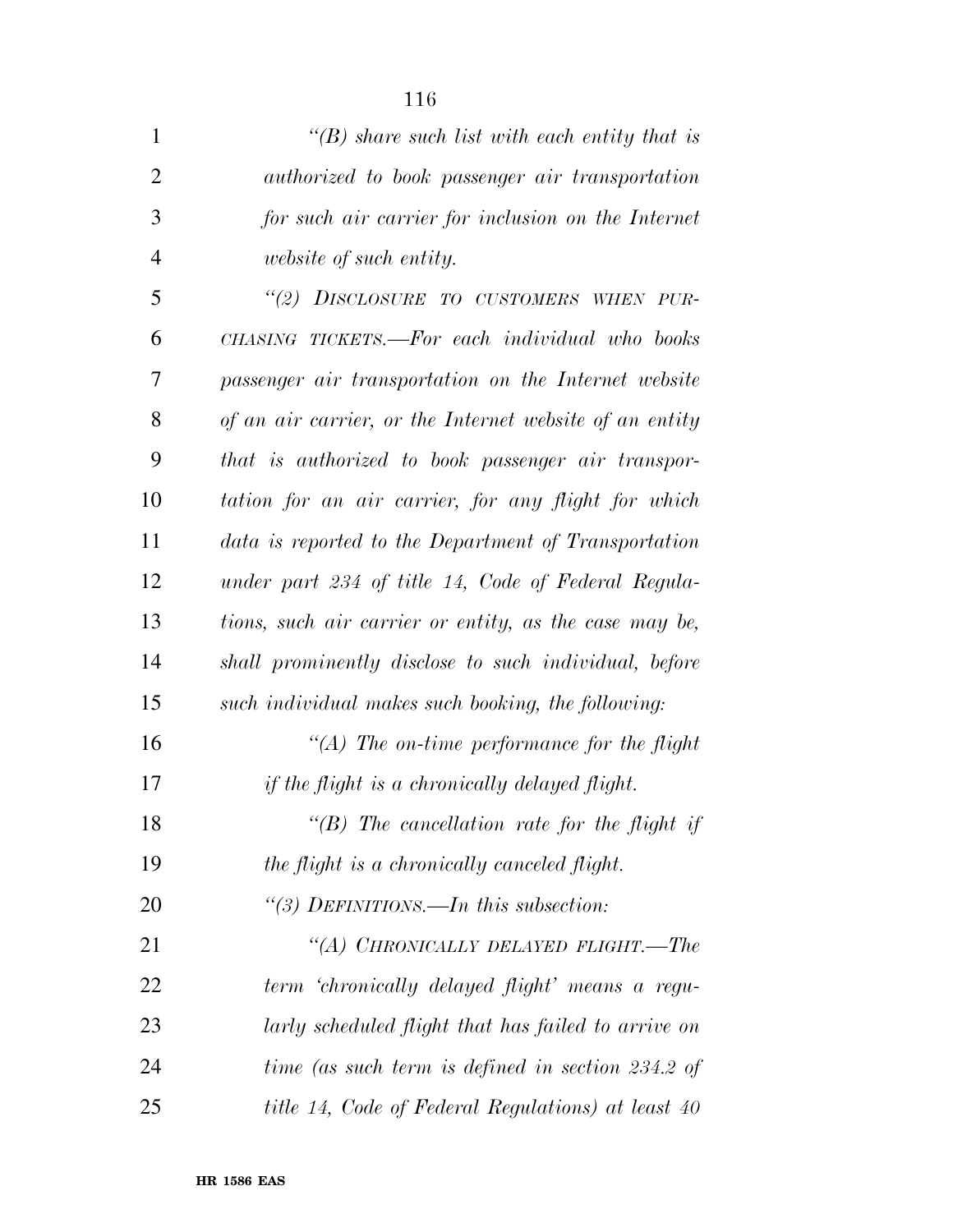*"(B) share such list with each entity that is authorized to book passenger air transportation for such air carrier for inclusion on the Internet website of such entity.*

*"(2) DISCLOSURE TO CUSTOMERS WHEN PURCHASING TICKETS.—For each individual who books passenger air transportation on the Internet website of an air carrier, or the Internet website of an entity that is authorized to book passenger air transportation for an air carrier, for any flight for which data is reported to the Department of Transportation under part 234 of title 14, Code of Federal Regulations, such air carrier or entity, as the case may be, shall prominently disclose to such individual, before such individual makes such booking, the following:*

*"(A) The on-time performance for the flight if the flight is a chronically delayed flight.*

*"(B) The cancellation rate for the flight if the flight is a chronically canceled flight.*

*"(3) DEFINITIONS.—In this subsection:*

*"(A) CHRONICALLY DELAYED FLIGHT.—The term 'chronically delayed flight' means a regularly scheduled flight that has failed to arrive on time (as such term is defined in section 234.2 of title 14, Code of Federal Regulations) at least 40*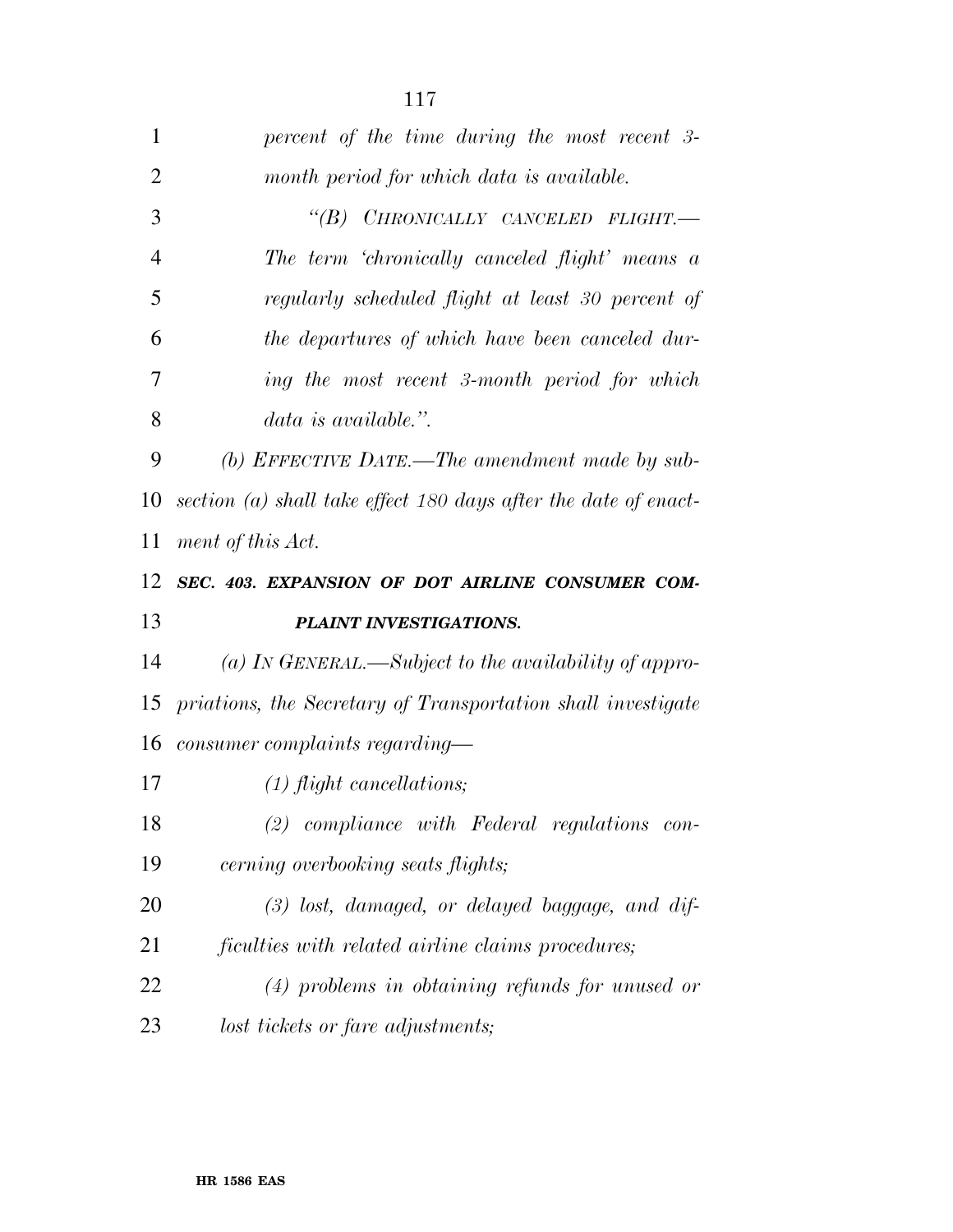*percent of the time during the most recent 3-month period for which data is available.*

*"(B) CHRONICALLY CANCELED FLIGHT.—The term 'chronically canceled flight' means a regularly scheduled flight at least 30 percent of the departures of which have been canceled during the most recent 3-month period for which data is available.".*

*(b) EFFECTIVE DATE.—The amendment made by subsection (a) shall take effect 180 days after the date of enactment of this Act.*

***SEC. 403. EXPANSION OF DOT AIRLINE CONSUMER COMPLAINT INVESTIGATIONS.***

*(a) IN GENERAL.—Subject to the availability of appropriations, the Secretary of Transportation shall investigate consumer complaints regarding—*

*(1) flight cancellations;*

*(2) compliance with Federal regulations concerning overbooking seats flights;*

*(3) lost, damaged, or delayed baggage, and difficulties with related airline claims procedures;*

*(4) problems in obtaining refunds for unused or lost tickets or fare adjustments;*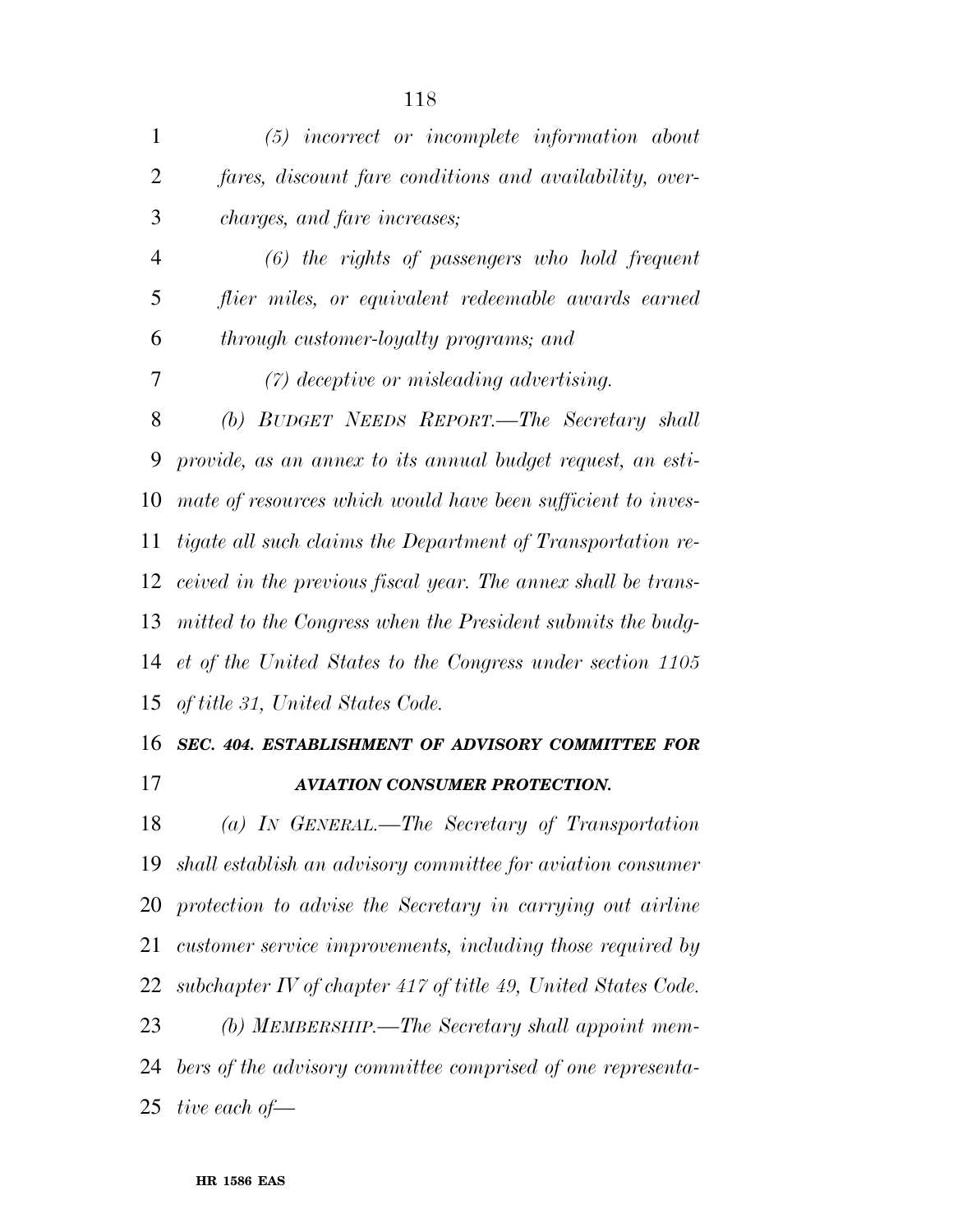*(5) incorrect or incomplete information about fares, discount fare conditions and availability, overcharges, and fare increases;*

*(6) the rights of passengers who hold frequent flier miles, or equivalent redeemable awards earned through customer-loyalty programs; and*

*(7) deceptive or misleading advertising.*

*(b) BUDGET NEEDS REPORT.—The Secretary shall provide, as an annex to its annual budget request, an estimate of resources which would have been sufficient to investigate all such claims the Department of Transportation received in the previous fiscal year. The annex shall be transmitted to the Congress when the President submits the budget of the United States to the Congress under section 1105 of title 31, United States Code.*

***SEC. 404. ESTABLISHMENT OF ADVISORY COMMITTEE FOR AVIATION CONSUMER PROTECTION.***

*(a) IN GENERAL.—The Secretary of Transportation shall establish an advisory committee for aviation consumer protection to advise the Secretary in carrying out airline customer service improvements, including those required by subchapter IV of chapter 417 of title 49, United States Code.*

*(b) MEMBERSHIP.—The Secretary shall appoint members of the advisory committee comprised of one representative each of—*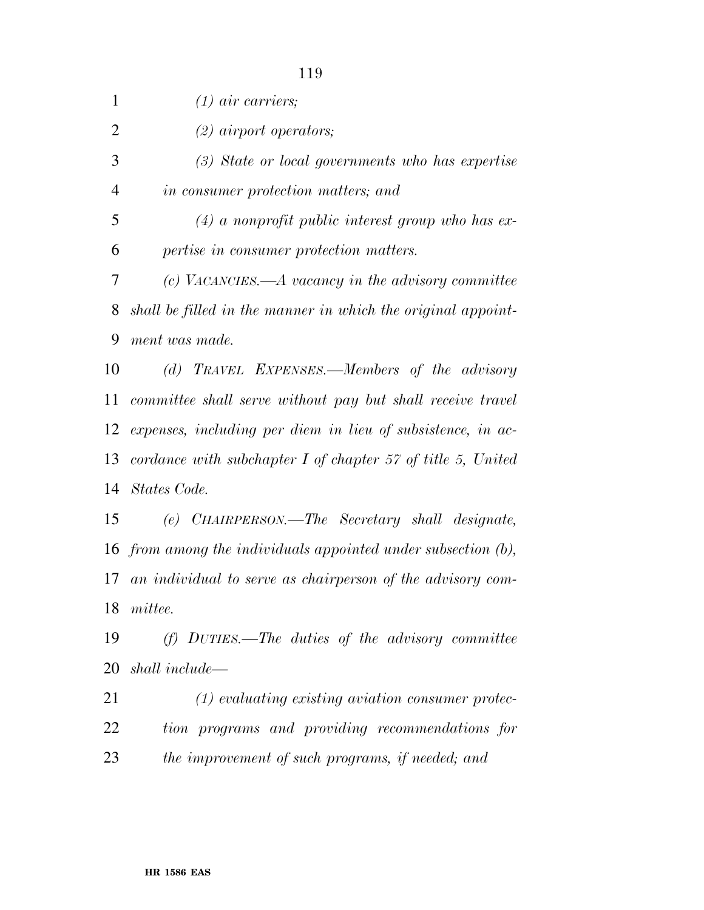*(1) air carriers;*

*(2) airport operators;*

*(3) State or local governments who has expertise in consumer protection matters; and*

*(4) a nonprofit public interest group who has expertise in consumer protection matters.*

*(c) VACANCIES.—A vacancy in the advisory committee shall be filled in the manner in which the original appointment was made.*

*(d) TRAVEL EXPENSES.—Members of the advisory committee shall serve without pay but shall receive travel expenses, including per diem in lieu of subsistence, in accordance with subchapter I of chapter 57 of title 5, United States Code.*

*(e) CHAIRPERSON.—The Secretary shall designate, from among the individuals appointed under subsection (b), an individual to serve as chairperson of the advisory committee.*

*(f) DUTIES.—The duties of the advisory committee shall include—*

*(1) evaluating existing aviation consumer protection programs and providing recommendations for the improvement of such programs, if needed; and*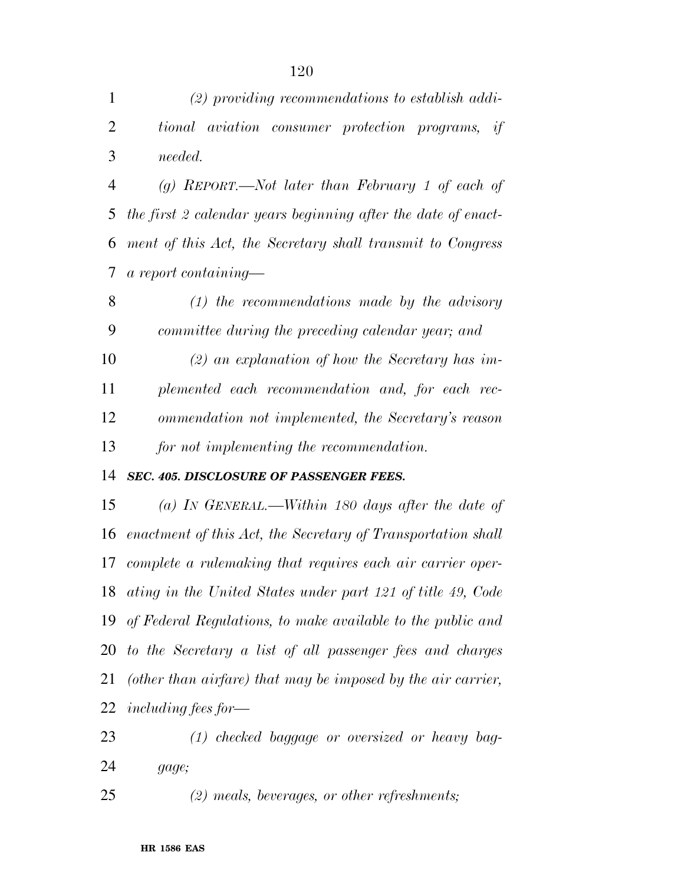*(2) providing recommendations to establish additional aviation consumer protection programs, if needed.*

*(g) REPORT.—Not later than February 1 of each of the first 2 calendar years beginning after the date of enactment of this Act, the Secretary shall transmit to Congress a report containing—*

*(1) the recommendations made by the advisory committee during the preceding calendar year; and*

*(2) an explanation of how the Secretary has implemented each recommendation and, for each recommendation not implemented, the Secretary's reason for not implementing the recommendation.*

***SEC. 405. DISCLOSURE OF PASSENGER FEES.***

*(a) IN GENERAL.—Within 180 days after the date of enactment of this Act, the Secretary of Transportation shall complete a rulemaking that requires each air carrier operating in the United States under part 121 of title 49, Code of Federal Regulations, to make available to the public and to the Secretary a list of all passenger fees and charges (other than airfare) that may be imposed by the air carrier, including fees for—*

*(1) checked baggage or oversized or heavy baggage;*

*(2) meals, beverages, or other refreshments;*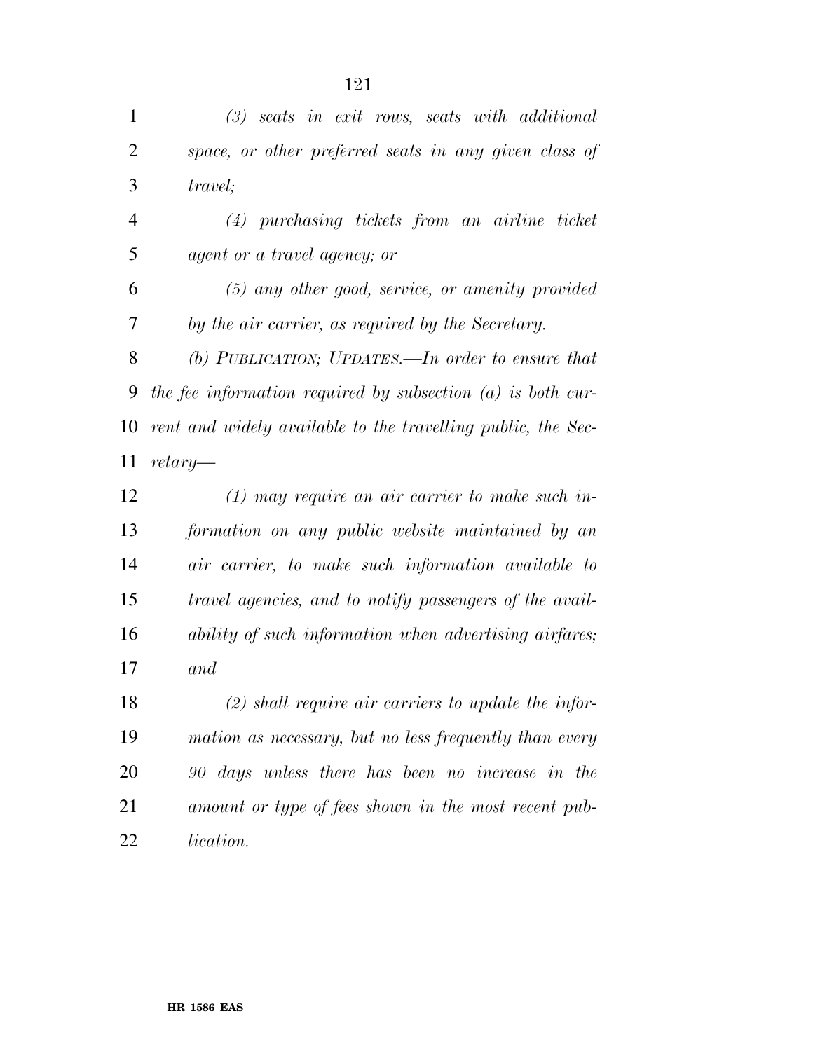*(3) seats in exit rows, seats with additional space, or other preferred seats in any given class of travel;*

*(4) purchasing tickets from an airline ticket agent or a travel agency; or*

*(5) any other good, service, or amenity provided by the air carrier, as required by the Secretary.*

*(b) PUBLICATION; UPDATES.—In order to ensure that the fee information required by subsection (a) is both current and widely available to the travelling public, the Secretary—*

*(1) may require an air carrier to make such information on any public website maintained by an air carrier, to make such information available to travel agencies, and to notify passengers of the availability of such information when advertising airfares; and*

*(2) shall require air carriers to update the information as necessary, but no less frequently than every 90 days unless there has been no increase in the amount or type of fees shown in the most recent publication.*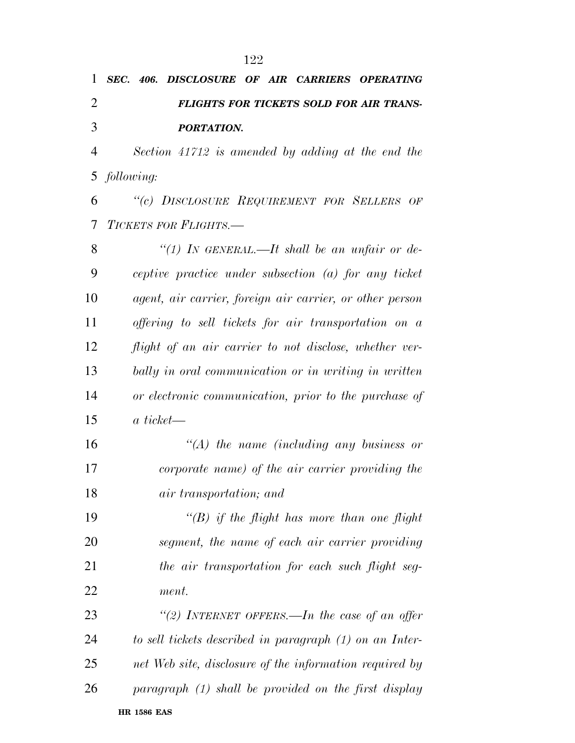***SEC. 406. DISCLOSURE OF AIR CARRIERS OPERATING FLIGHTS FOR TICKETS SOLD FOR AIR TRANSPORTATION.***

*Section 41712 is amended by adding at the end the following:*

*"(c) DISCLOSURE REQUIREMENT FOR SELLERS OF TICKETS FOR FLIGHTS.—*

*"(1) IN GENERAL.—It shall be an unfair or deceptive practice under subsection (a) for any ticket agent, air carrier, foreign air carrier, or other person offering to sell tickets for air transportation on a flight of an air carrier to not disclose, whether verbally in oral communication or in writing in written or electronic communication, prior to the purchase of a ticket—*

*"(A) the name (including any business or corporate name) of the air carrier providing the air transportation; and*

*"(B) if the flight has more than one flight segment, the name of each air carrier providing the air transportation for each such flight segment.*

*"(2) INTERNET OFFERS.—In the case of an offer to sell tickets described in paragraph (1) on an Internet Web site, disclosure of the information required by paragraph (1) shall be provided on the first display*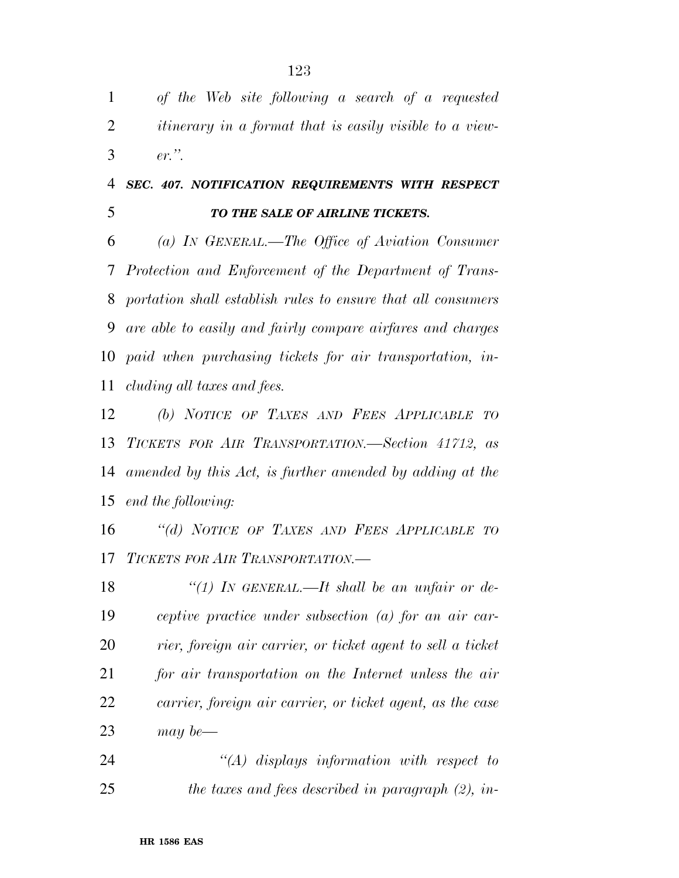*of the Web site following a search of a requested itinerary in a format that is easily visible to a viewer.''.*

***SEC. 407. NOTIFICATION REQUIREMENTS WITH RESPECT TO THE SALE OF AIRLINE TICKETS.***

*(a) IN GENERAL.—The Office of Aviation Consumer Protection and Enforcement of the Department of Transportation shall establish rules to ensure that all consumers are able to easily and fairly compare airfares and charges paid when purchasing tickets for air transportation, including all taxes and fees.*

*(b) NOTICE OF TAXES AND FEES APPLICABLE TO TICKETS FOR AIR TRANSPORTATION.—Section 41712, as amended by this Act, is further amended by adding at the end the following:*

*''(d) NOTICE OF TAXES AND FEES APPLICABLE TO TICKETS FOR AIR TRANSPORTATION.—*

*''(1) IN GENERAL.—It shall be an unfair or deceptive practice under subsection (a) for an air carrier, foreign air carrier, or ticket agent to sell a ticket for air transportation on the Internet unless the air carrier, foreign air carrier, or ticket agent, as the case may be—*

*''(A) displays information with respect to the taxes and fees described in paragraph (2), in-*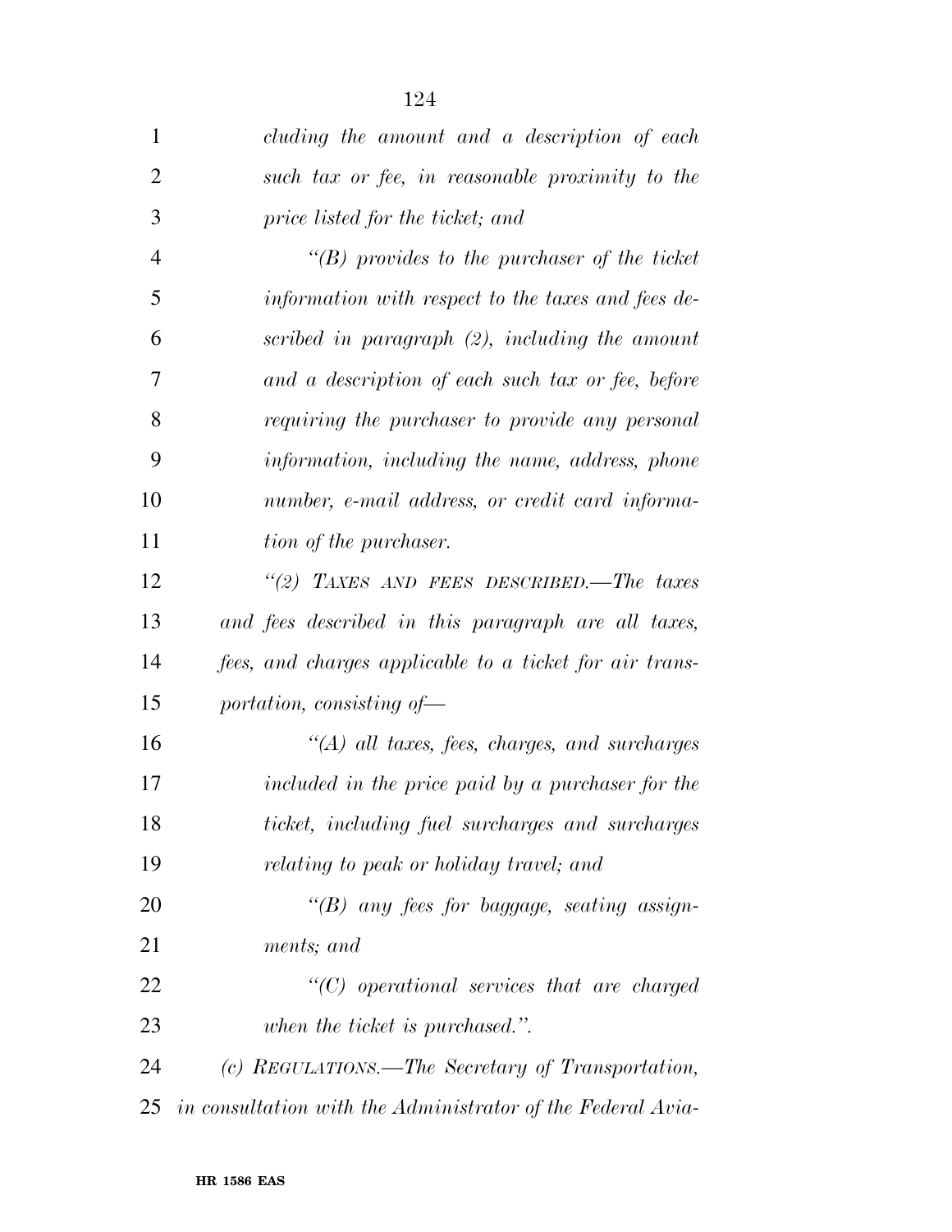*cluding the amount and a description of each such tax or fee, in reasonable proximity to the price listed for the ticket; and*

*"(B) provides to the purchaser of the ticket information with respect to the taxes and fees described in paragraph (2), including the amount and a description of each such tax or fee, before requiring the purchaser to provide any personal information, including the name, address, phone number, e-mail address, or credit card information of the purchaser.*

*"(2) TAXES AND FEES DESCRIBED.—The taxes and fees described in this paragraph are all taxes, fees, and charges applicable to a ticket for air transportation, consisting of—*

*"(A) all taxes, fees, charges, and surcharges included in the price paid by a purchaser for the ticket, including fuel surcharges and surcharges relating to peak or holiday travel; and*

*"(B) any fees for baggage, seating assignments; and*

*"(C) operational services that are charged when the ticket is purchased.".*

*(c) REGULATIONS.—The Secretary of Transportation, in consultation with the Administrator of the Federal Avia-*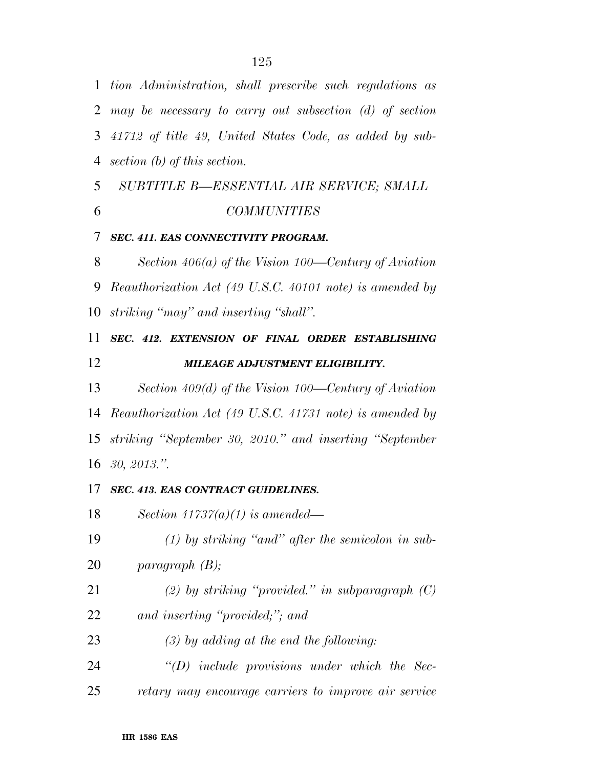*tion Administration, shall prescribe such regulations as may be necessary to carry out subsection (d) of section 41712 of title 49, United States Code, as added by subsection (b) of this section.*

## *SUBTITLE B—ESSENTIAL AIR SERVICE; SMALL COMMUNITIES*

### ***SEC. 411. EAS CONNECTIVITY PROGRAM.***

*Section 406(a) of the Vision 100—Century of Aviation Reauthorization Act (49 U.S.C. 40101 note) is amended by striking "may" and inserting "shall".*

### ***SEC. 412. EXTENSION OF FINAL ORDER ESTABLISHING MILEAGE ADJUSTMENT ELIGIBILITY.***

*Section 409(d) of the Vision 100—Century of Aviation Reauthorization Act (49 U.S.C. 41731 note) is amended by striking "September 30, 2010." and inserting "September 30, 2013.".*

### ***SEC. 413. EAS CONTRACT GUIDELINES.***

*Section 41737(a)(1) is amended—*

*(1) by striking "and" after the semicolon in subparagraph (B);*

*(2) by striking "provided." in subparagraph (C) and inserting "provided;"; and*

*(3) by adding at the end the following:*

*"(D) include provisions under which the Secretary may encourage carriers to improve air service*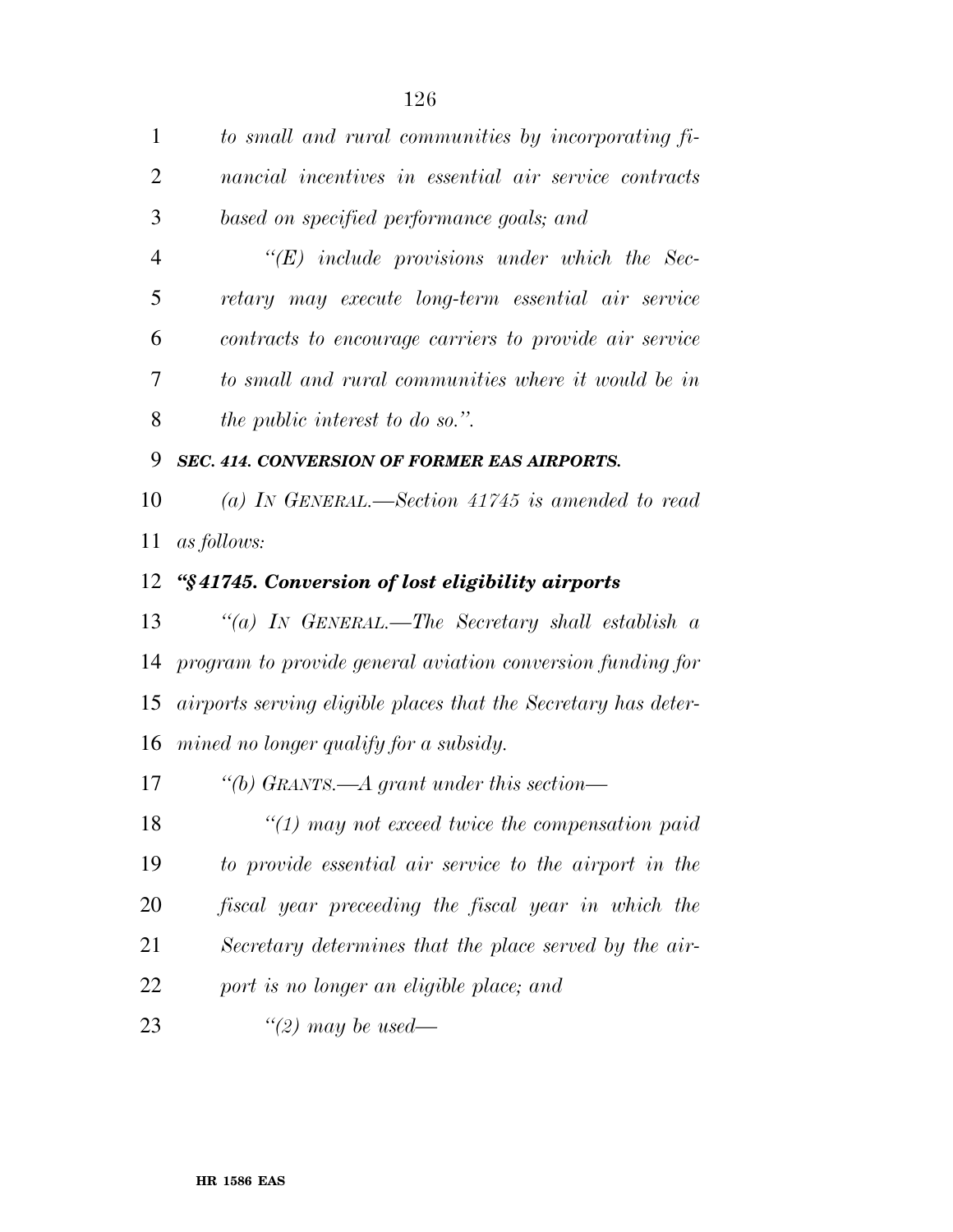*to small and rural communities by incorporating financial incentives in essential air service contracts based on specified performance goals; and*

*''(E) include provisions under which the Secretary may execute long-term essential air service contracts to encourage carriers to provide air service to small and rural communities where it would be in the public interest to do so.''.*

***SEC. 414. CONVERSION OF FORMER EAS AIRPORTS.***

*(a) IN GENERAL.—Section 41745 is amended to read as follows:*

***''§ 41745. Conversion of lost eligibility airports***

*''(a) IN GENERAL.—The Secretary shall establish a program to provide general aviation conversion funding for airports serving eligible places that the Secretary has determined no longer qualify for a subsidy.*

*''(b) GRANTS.—A grant under this section—*

*''(1) may not exceed twice the compensation paid to provide essential air service to the airport in the fiscal year preceeding the fiscal year in which the Secretary determines that the place served by the airport is no longer an eligible place; and*

*''(2) may be used—*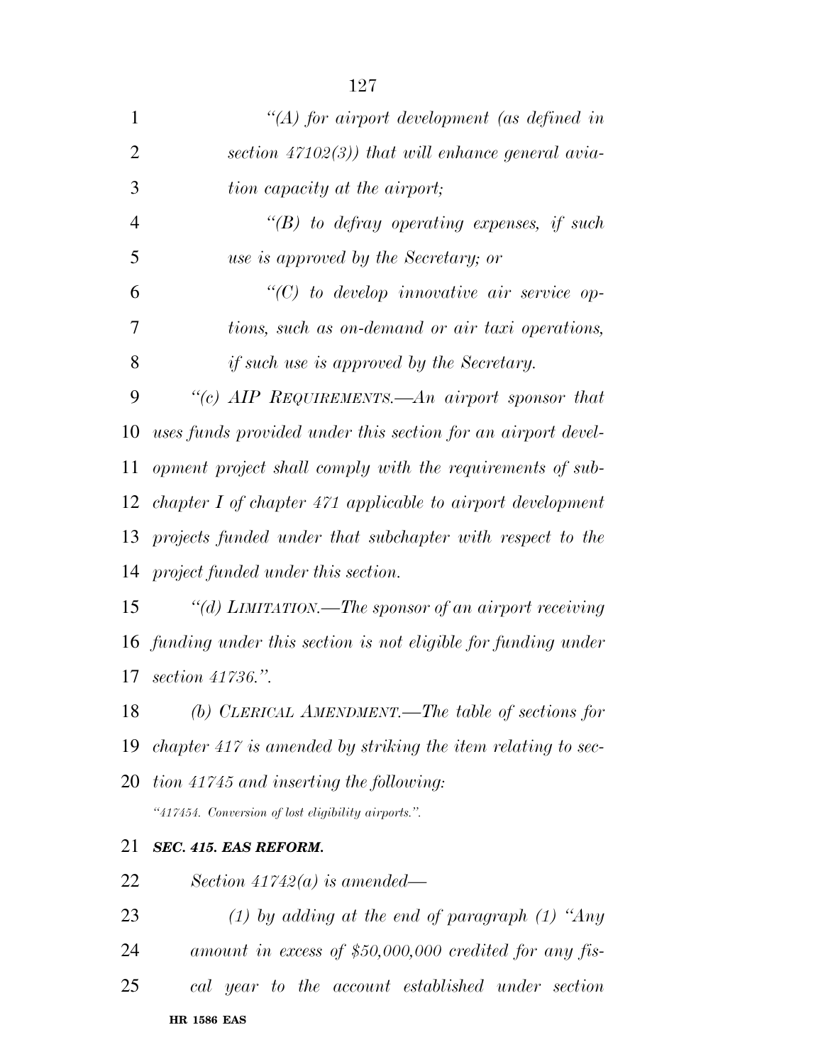*"(A) for airport development (as defined in section 47102(3)) that will enhance general aviation capacity at the airport;*

*"(B) to defray operating expenses, if such use is approved by the Secretary; or*

*"(C) to develop innovative air service options, such as on-demand or air taxi operations, if such use is approved by the Secretary.*

*"(c) AIP REQUIREMENTS.—An airport sponsor that uses funds provided under this section for an airport development project shall comply with the requirements of subchapter I of chapter 471 applicable to airport development projects funded under that subchapter with respect to the project funded under this section.*

*"(d) LIMITATION.—The sponsor of an airport receiving funding under this section is not eligible for funding under section 41736.".*

*(b) CLERICAL AMENDMENT.—The table of sections for chapter 417 is amended by striking the item relating to section 41745 and inserting the following:*

*"417454. Conversion of lost eligibility airports.".*

***SEC. 415. EAS REFORM.***

*Section 41742(a) is amended—*

*(1) by adding at the end of paragraph (1) "Any amount in excess of $50,000,000 credited for any fiscal year to the account established under section*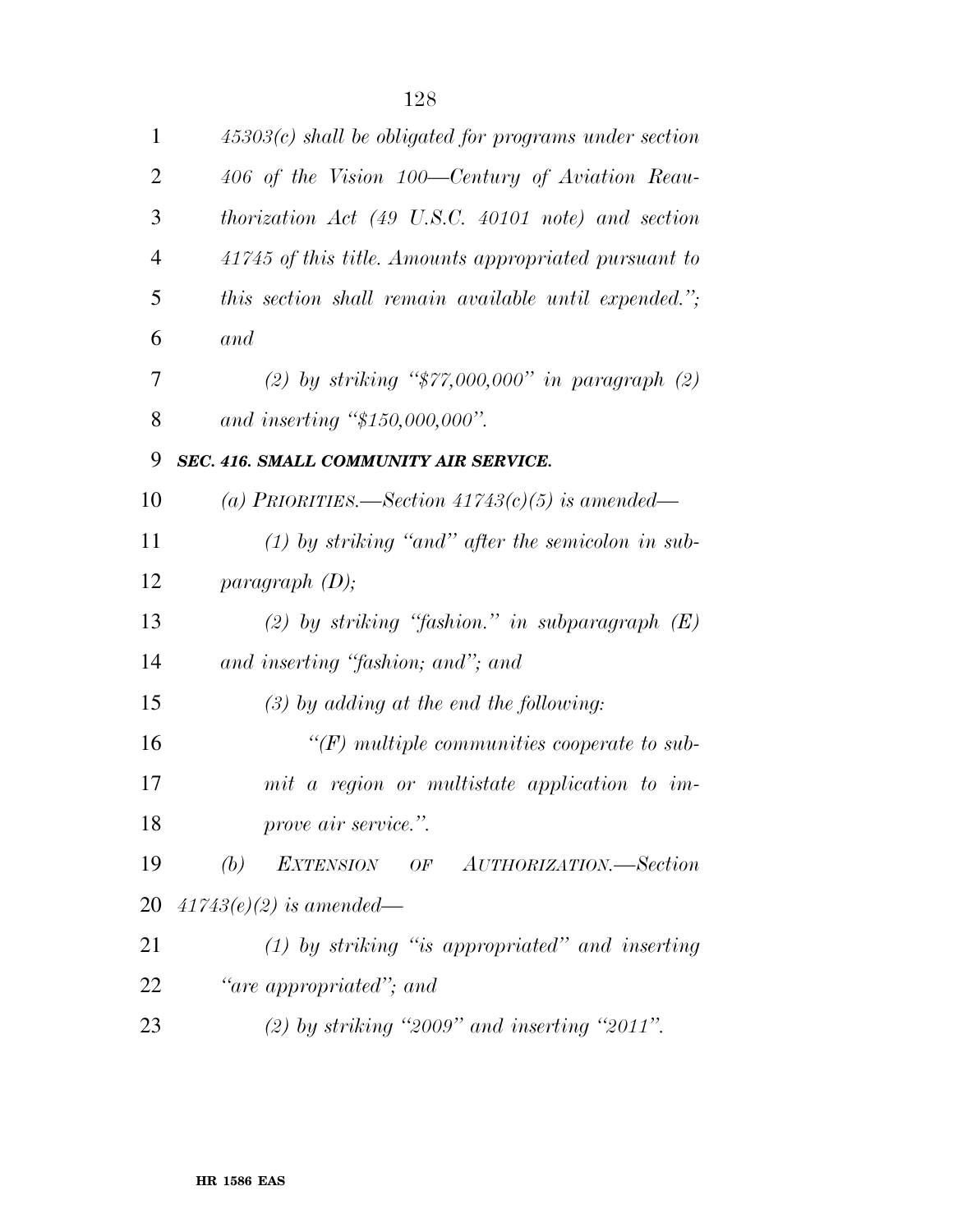*45303(c) shall be obligated for programs under section 406 of the Vision 100—Century of Aviation Reauthorization Act (49 U.S.C. 40101 note) and section 41745 of this title. Amounts appropriated pursuant to this section shall remain available until expended.''; and*

*(2) by striking ''$77,000,000'' in paragraph (2) and inserting ''$150,000,000''.*

***SEC. 416. SMALL COMMUNITY AIR SERVICE.***

*(a) PRIORITIES.—Section 41743(c)(5) is amended—*

*(1) by striking ''and'' after the semicolon in subparagraph (D);*

*(2) by striking ''fashion.'' in subparagraph (E) and inserting ''fashion; and''; and*

*(3) by adding at the end the following:*

*''(F) multiple communities cooperate to submit a region or multistate application to improve air service.''.*

*(b) EXTENSION OF AUTHORIZATION.—Section 41743(e)(2) is amended—*

*(1) by striking ''is appropriated'' and inserting ''are appropriated''; and*

*(2) by striking ''2009'' and inserting ''2011''.*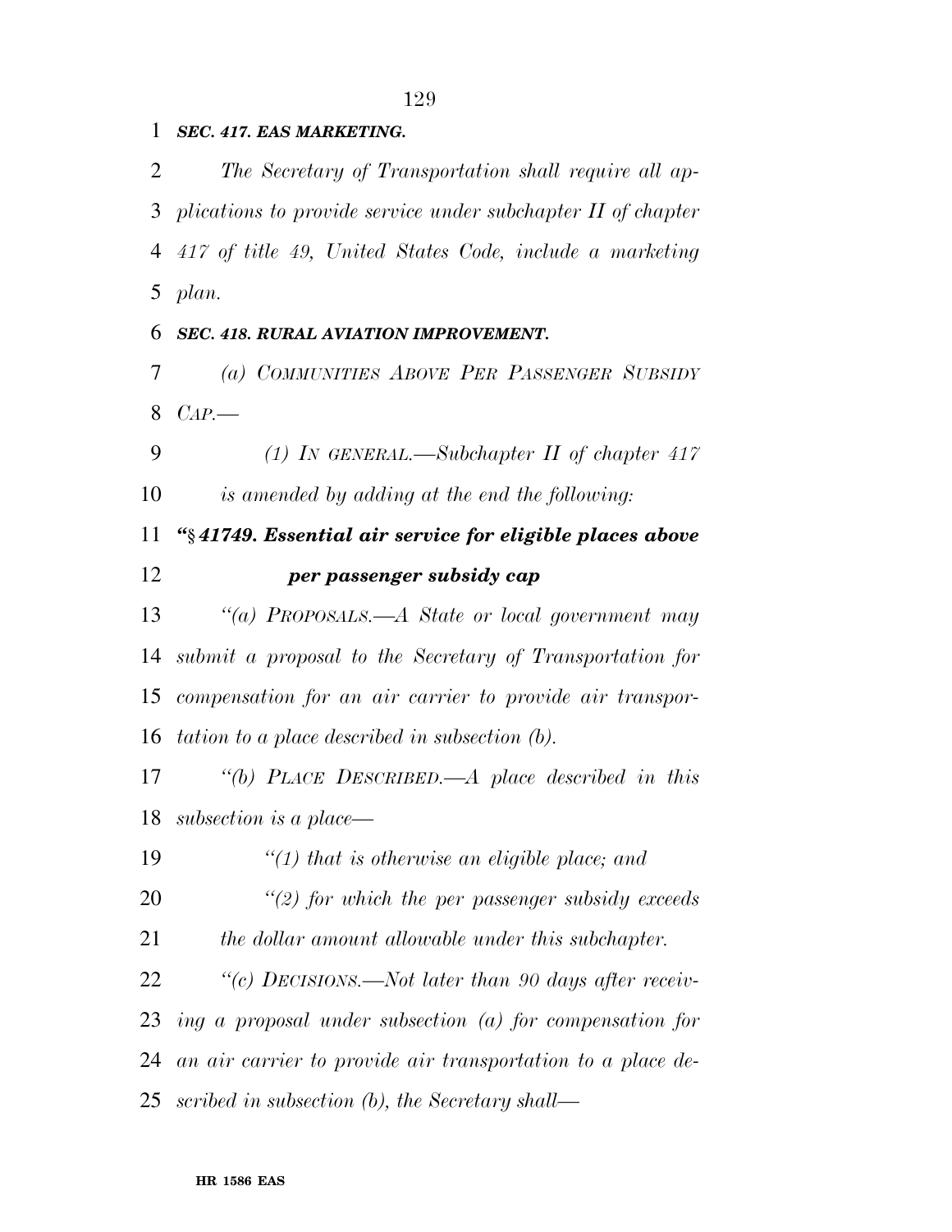***SEC. 417. EAS MARKETING.***

*The Secretary of Transportation shall require all applications to provide service under subchapter II of chapter 417 of title 49, United States Code, include a marketing plan.*

***SEC. 418. RURAL AVIATION IMPROVEMENT.***

*(a) COMMUNITIES ABOVE PER PASSENGER SUBSIDY CAP.—*

*(1) IN GENERAL.—Subchapter II of chapter 417 is amended by adding at the end the following:*

***"§ 41749. Essential air service for eligible places above per passenger subsidy cap***

*"(a) PROPOSALS.—A State or local government may submit a proposal to the Secretary of Transportation for compensation for an air carrier to provide air transportation to a place described in subsection (b).*

*"(b) PLACE DESCRIBED.—A place described in this subsection is a place—*

*"(1) that is otherwise an eligible place; and*

*"(2) for which the per passenger subsidy exceeds the dollar amount allowable under this subchapter.*

*"(c) DECISIONS.—Not later than 90 days after receiving a proposal under subsection (a) for compensation for an air carrier to provide air transportation to a place described in subsection (b), the Secretary shall—*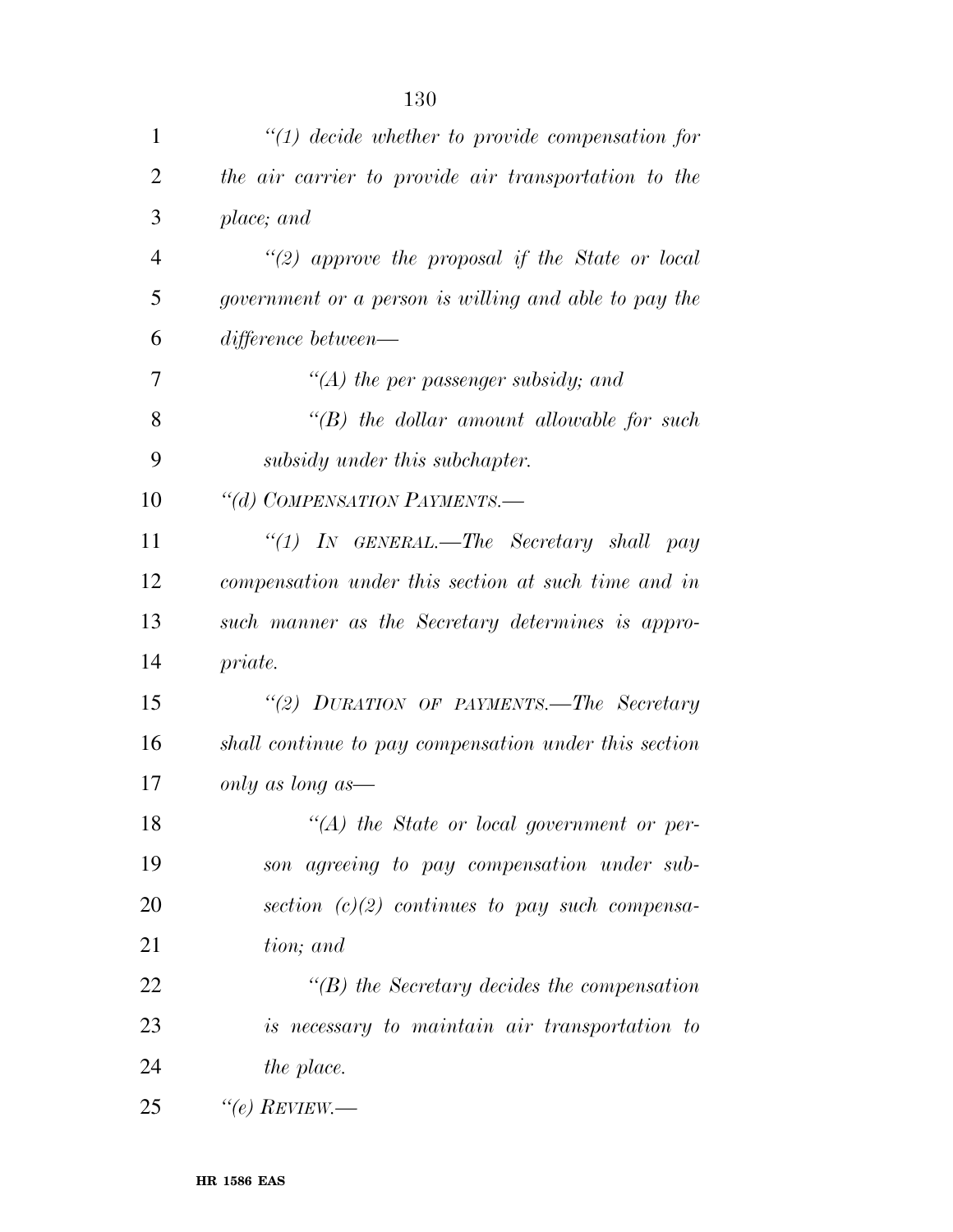*"(1) decide whether to provide compensation for the air carrier to provide air transportation to the place; and*

*"(2) approve the proposal if the State or local government or a person is willing and able to pay the difference between—*

*"(A) the per passenger subsidy; and*

*"(B) the dollar amount allowable for such subsidy under this subchapter.*

*"(d) COMPENSATION PAYMENTS.—*

*"(1) IN GENERAL.—The Secretary shall pay compensation under this section at such time and in such manner as the Secretary determines is appropriate.*

*"(2) DURATION OF PAYMENTS.—The Secretary shall continue to pay compensation under this section only as long as—*

*"(A) the State or local government or person agreeing to pay compensation under subsection (c)(2) continues to pay such compensation; and*

*"(B) the Secretary decides the compensation is necessary to maintain air transportation to the place.*

*"(e) REVIEW.—*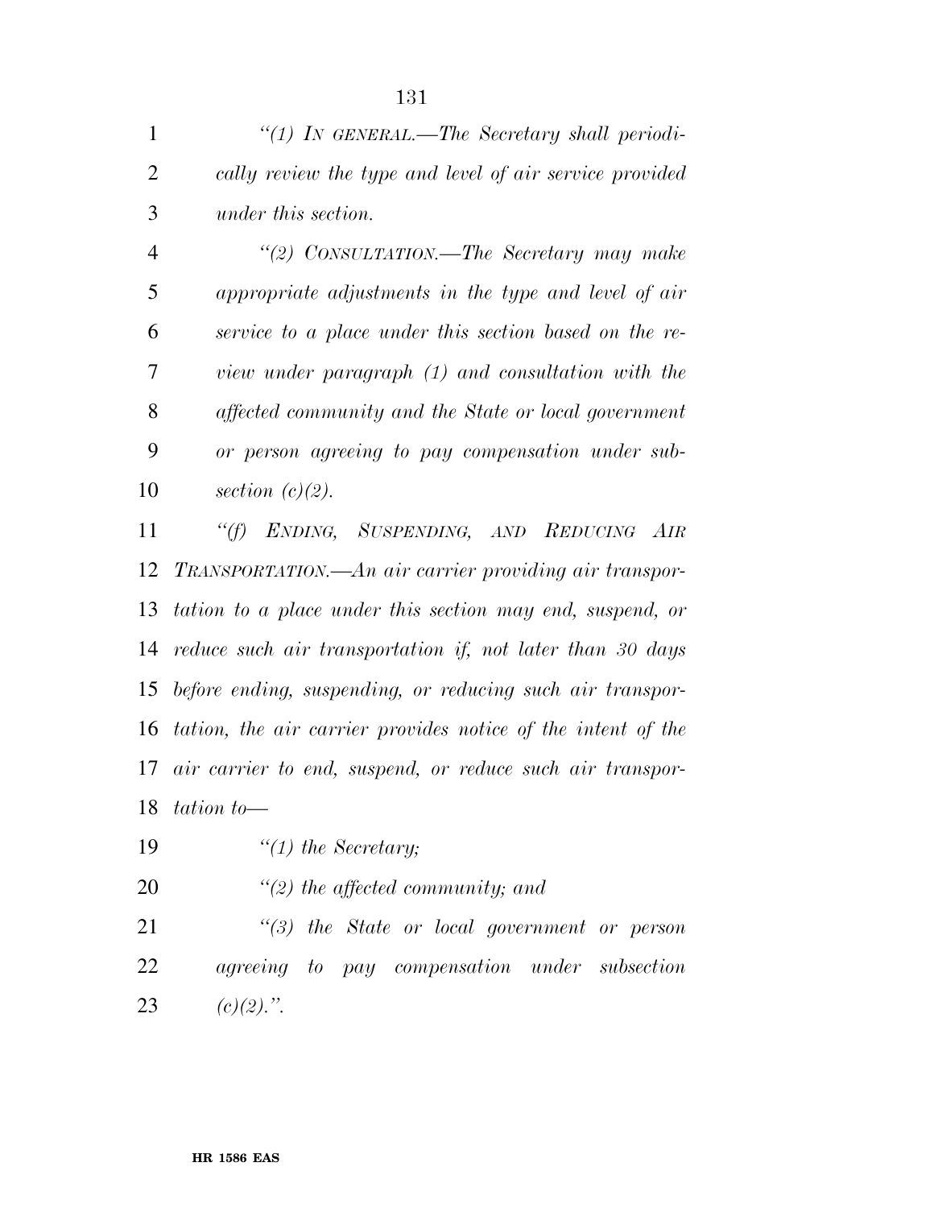*"(1) IN GENERAL.—The Secretary shall periodically review the type and level of air service provided under this section.*

*"(2) CONSULTATION.—The Secretary may make appropriate adjustments in the type and level of air service to a place under this section based on the review under paragraph (1) and consultation with the affected community and the State or local government or person agreeing to pay compensation under subsection (c)(2).*

*"(f) ENDING, SUSPENDING, AND REDUCING AIR TRANSPORTATION.—An air carrier providing air transportation to a place under this section may end, suspend, or reduce such air transportation if, not later than 30 days before ending, suspending, or reducing such air transportation, the air carrier provides notice of the intent of the air carrier to end, suspend, or reduce such air transportation to—*

*"(1) the Secretary;*

*"(2) the affected community; and*

*"(3) the State or local government or person agreeing to pay compensation under subsection (c)(2).".*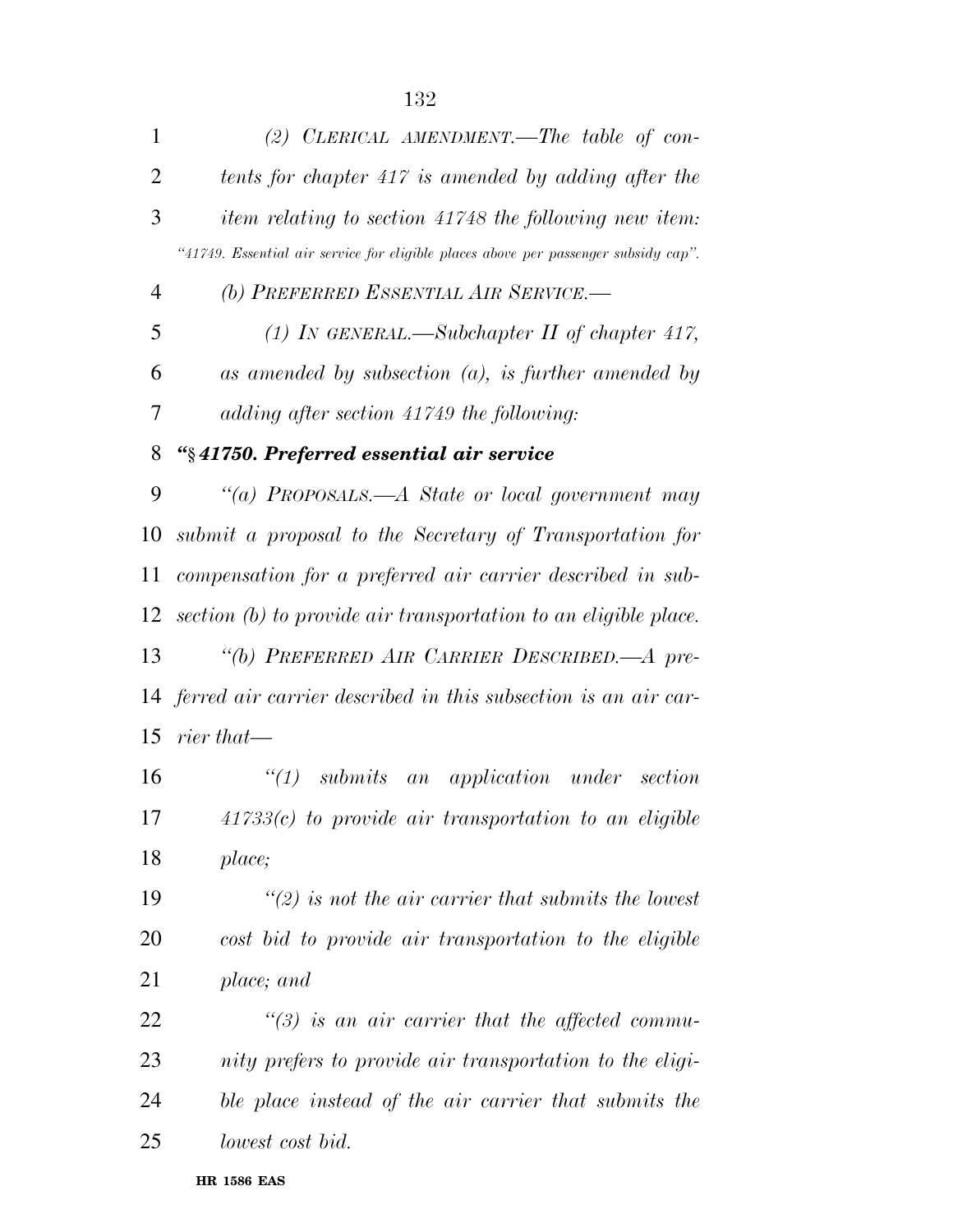*(2) CLERICAL AMENDMENT.—The table of contents for chapter 417 is amended by adding after the item relating to section 41748 the following new item:*

*"41749. Essential air service for eligible places above per passenger subsidy cap".*

*(b) PREFERRED ESSENTIAL AIR SERVICE.—*

*(1) IN GENERAL.—Subchapter II of chapter 417, as amended by subsection (a), is further amended by adding after section 41749 the following:*

***"§ 41750. Preferred essential air service***

*"(a) PROPOSALS.—A State or local government may submit a proposal to the Secretary of Transportation for compensation for a preferred air carrier described in subsection (b) to provide air transportation to an eligible place.*

*"(b) PREFERRED AIR CARRIER DESCRIBED.—A preferred air carrier described in this subsection is an air carrier that—*

*"(1) submits an application under section 41733(c) to provide air transportation to an eligible place;*

*"(2) is not the air carrier that submits the lowest cost bid to provide air transportation to the eligible place; and*

*"(3) is an air carrier that the affected community prefers to provide air transportation to the eligible place instead of the air carrier that submits the lowest cost bid.*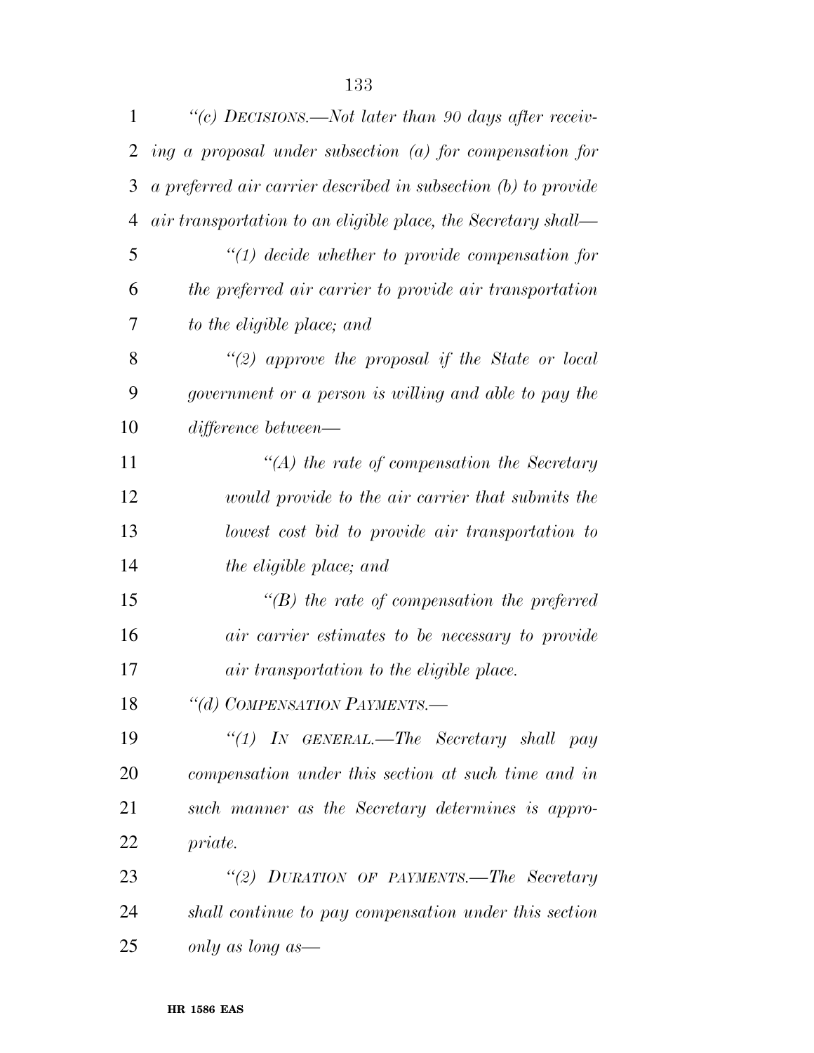*"(c) DECISIONS.—Not later than 90 days after receiving a proposal under subsection (a) for compensation for a preferred air carrier described in subsection (b) to provide air transportation to an eligible place, the Secretary shall—*

*"(1) decide whether to provide compensation for the preferred air carrier to provide air transportation to the eligible place; and*

*"(2) approve the proposal if the State or local government or a person is willing and able to pay the difference between—*

*"(A) the rate of compensation the Secretary would provide to the air carrier that submits the lowest cost bid to provide air transportation to the eligible place; and*

*"(B) the rate of compensation the preferred air carrier estimates to be necessary to provide air transportation to the eligible place.*

*"(d) COMPENSATION PAYMENTS.—*

*"(1) IN GENERAL.—The Secretary shall pay compensation under this section at such time and in such manner as the Secretary determines is appropriate.*

*"(2) DURATION OF PAYMENTS.—The Secretary shall continue to pay compensation under this section only as long as—*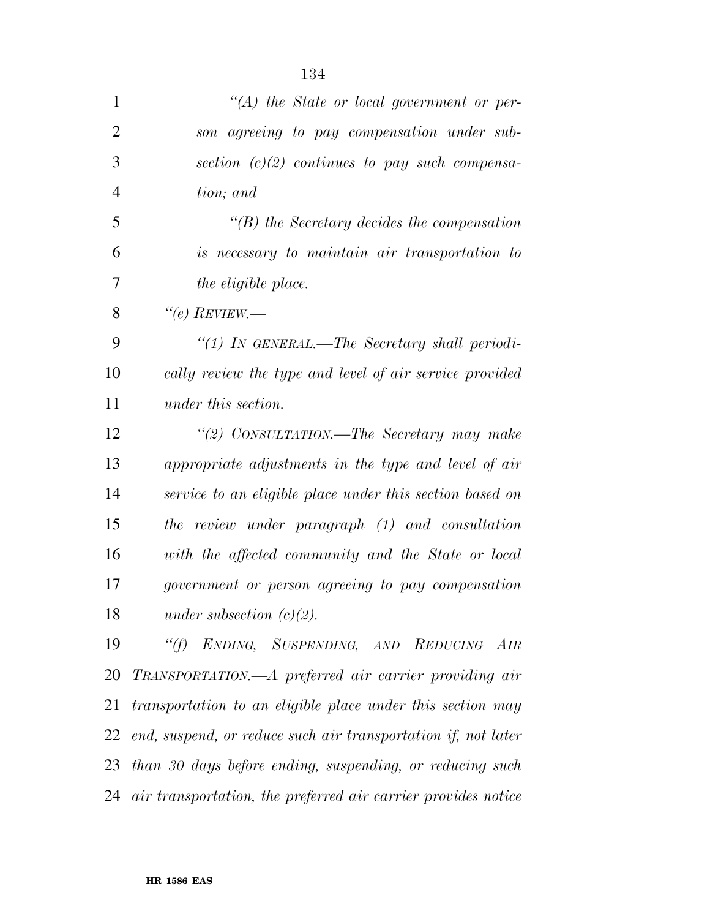*"(A) the State or local government or person agreeing to pay compensation under subsection (c)(2) continues to pay such compensation; and*

*"(B) the Secretary decides the compensation is necessary to maintain air transportation to the eligible place.*

*"(e) REVIEW.—*

*"(1) IN GENERAL.—The Secretary shall periodically review the type and level of air service provided under this section.*

*"(2) CONSULTATION.—The Secretary may make appropriate adjustments in the type and level of air service to an eligible place under this section based on the review under paragraph (1) and consultation with the affected community and the State or local government or person agreeing to pay compensation under subsection (c)(2).*

*"(f) ENDING, SUSPENDING, AND REDUCING AIR TRANSPORTATION.—A preferred air carrier providing air transportation to an eligible place under this section may end, suspend, or reduce such air transportation if, not later than 30 days before ending, suspending, or reducing such air transportation, the preferred air carrier provides notice*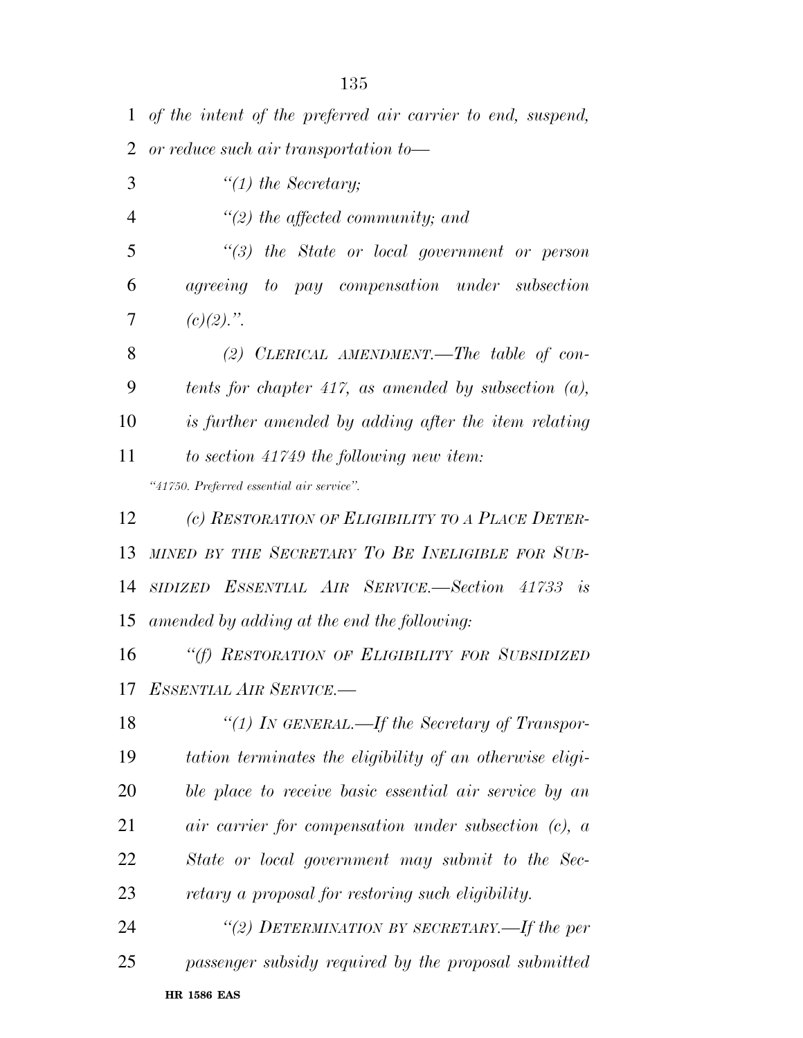*of the intent of the preferred air carrier to end, suspend, or reduce such air transportation to—*

*"(1) the Secretary;*

*"(2) the affected community; and*

*"(3) the State or local government or person agreeing to pay compensation under subsection (c)(2).".*

*(2) CLERICAL AMENDMENT.—The table of contents for chapter 417, as amended by subsection (a), is further amended by adding after the item relating to section 41749 the following new item:*

*"41750. Preferred essential air service".*

*(c) RESTORATION OF ELIGIBILITY TO A PLACE DETERMINED BY THE SECRETARY TO BE INELIGIBLE FOR SUBSIDIZED ESSENTIAL AIR SERVICE.—Section 41733 is amended by adding at the end the following:*

*"(f) RESTORATION OF ELIGIBILITY FOR SUBSIDIZED ESSENTIAL AIR SERVICE.—*

*"(1) IN GENERAL.—If the Secretary of Transportation terminates the eligibility of an otherwise eligible place to receive basic essential air service by an air carrier for compensation under subsection (c), a State or local government may submit to the Secretary a proposal for restoring such eligibility.*

*"(2) DETERMINATION BY SECRETARY.—If the per passenger subsidy required by the proposal submitted*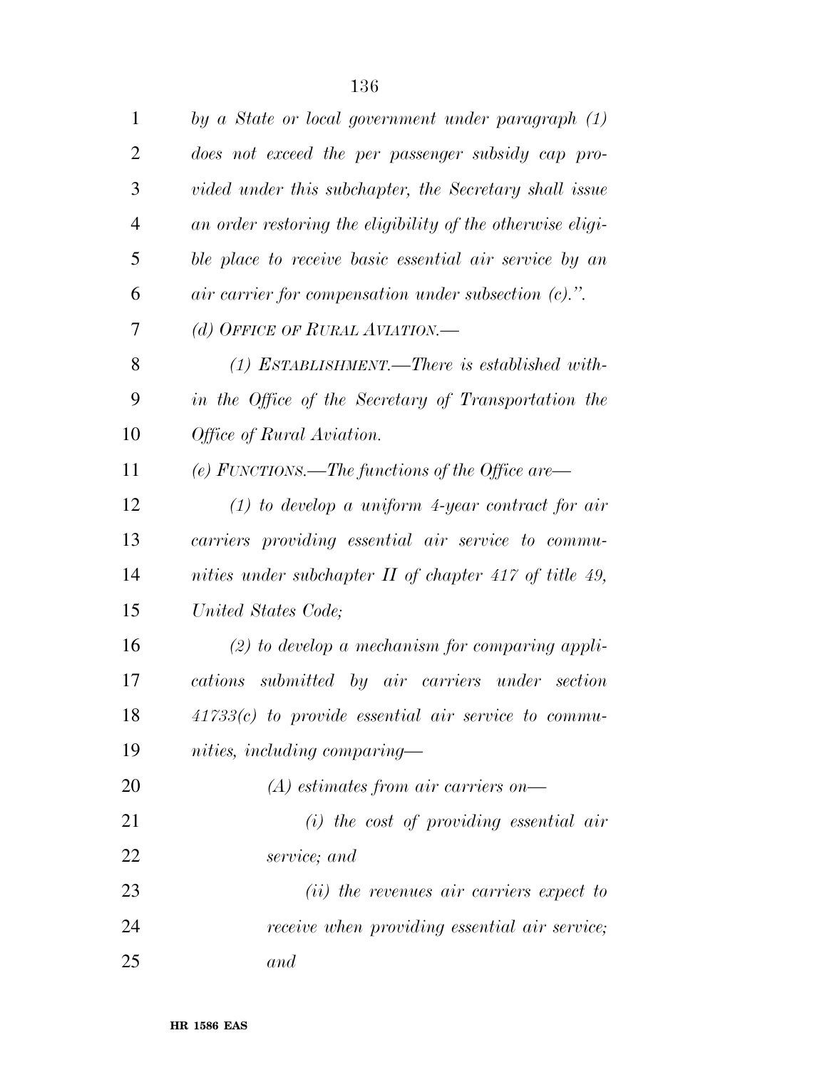*by a State or local government under paragraph (1) does not exceed the per passenger subsidy cap provided under this subchapter, the Secretary shall issue an order restoring the eligibility of the otherwise eligible place to receive basic essential air service by an air carrier for compensation under subsection (c).".*

*(d) OFFICE OF RURAL AVIATION.—*

*(1) ESTABLISHMENT.—There is established within the Office of the Secretary of Transportation the Office of Rural Aviation.*

*(e) FUNCTIONS.—The functions of the Office are—*

*(1) to develop a uniform 4-year contract for air carriers providing essential air service to communities under subchapter II of chapter 417 of title 49, United States Code;*

*(2) to develop a mechanism for comparing applications submitted by air carriers under section 41733(c) to provide essential air service to communities, including comparing—*

*(A) estimates from air carriers on—*

*(i) the cost of providing essential air service; and*

*(ii) the revenues air carriers expect to receive when providing essential air service; and*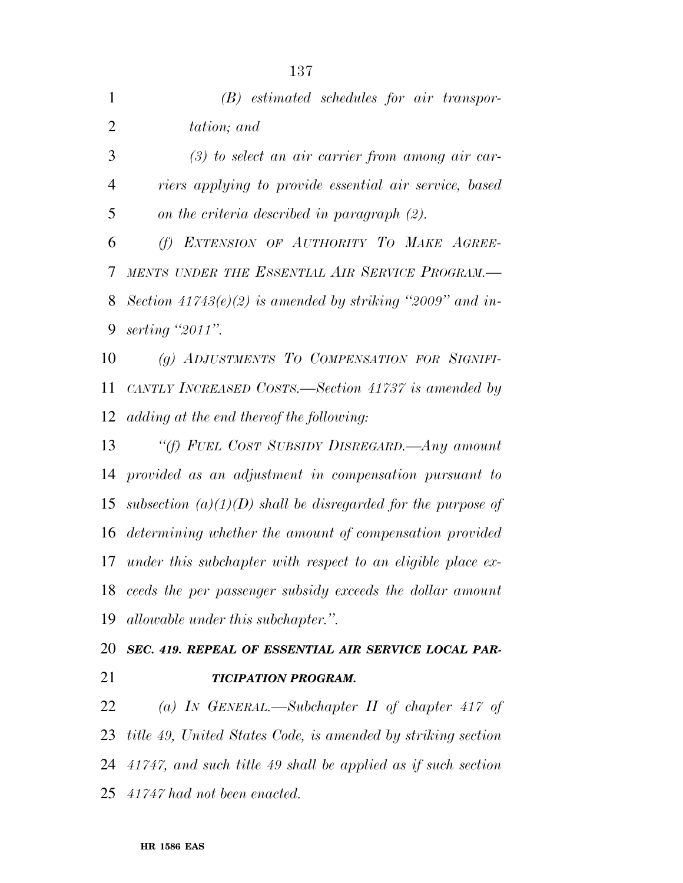*(B) estimated schedules for air transportation; and*

*(3) to select an air carrier from among air carriers applying to provide essential air service, based on the criteria described in paragraph (2).*

*(f) EXTENSION OF AUTHORITY TO MAKE AGREEMENTS UNDER THE ESSENTIAL AIR SERVICE PROGRAM.—Section 41743(e)(2) is amended by striking "2009" and inserting "2011".*

*(g) ADJUSTMENTS TO COMPENSATION FOR SIGNIFICANTLY INCREASED COSTS.—Section 41737 is amended by adding at the end thereof the following:*

*"(f) FUEL COST SUBSIDY DISREGARD.—Any amount provided as an adjustment in compensation pursuant to subsection (a)(1)(D) shall be disregarded for the purpose of determining whether the amount of compensation provided under this subchapter with respect to an eligible place exceeds the per passenger subsidy exceeds the dollar amount allowable under this subchapter.".*

***SEC. 419. REPEAL OF ESSENTIAL AIR SERVICE LOCAL PARTICIPATION PROGRAM.***

*(a) IN GENERAL.—Subchapter II of chapter 417 of title 49, United States Code, is amended by striking section 41747, and such title 49 shall be applied as if such section 41747 had not been enacted.*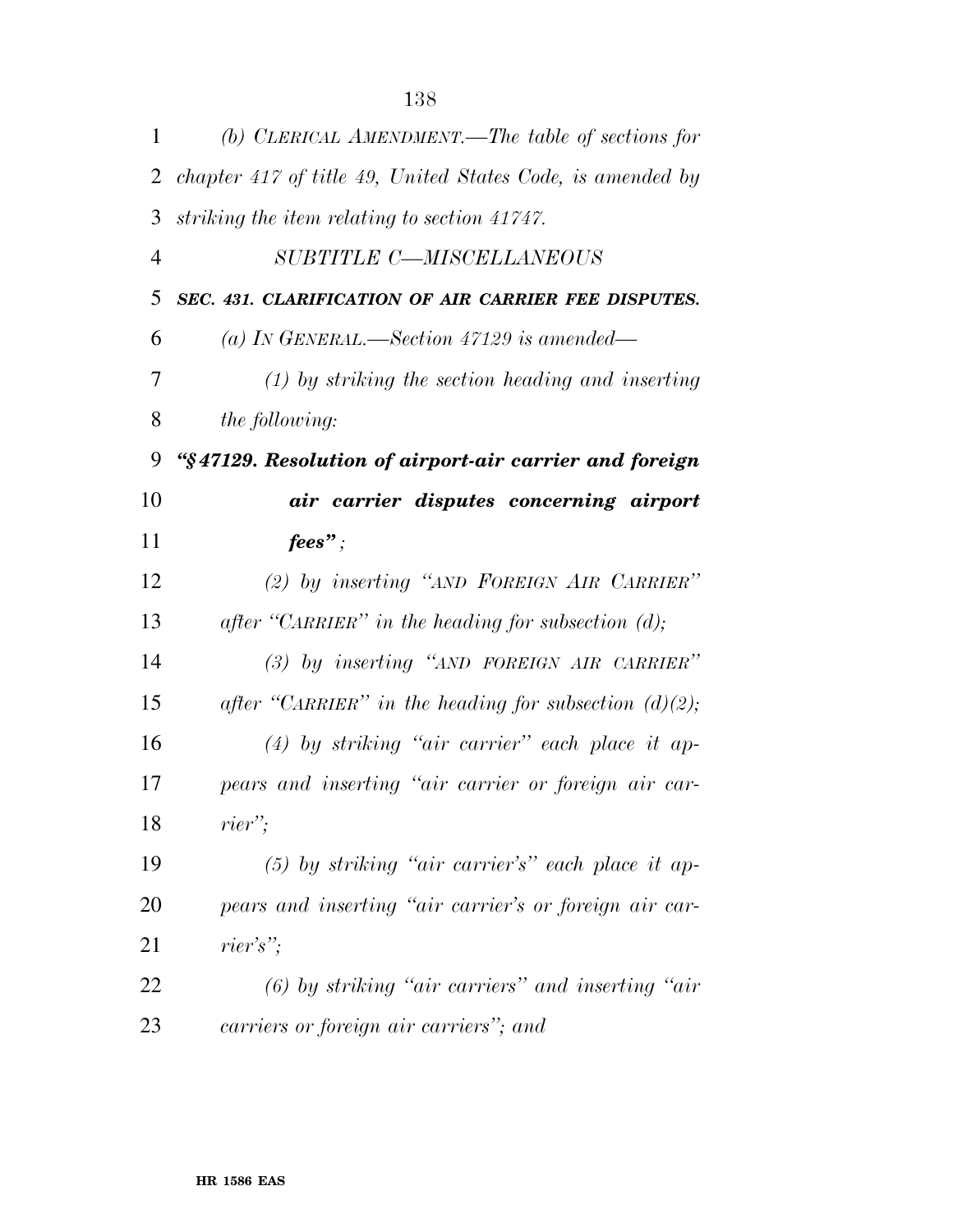*(b) CLERICAL AMENDMENT.—The table of sections for chapter 417 of title 49, United States Code, is amended by striking the item relating to section 41747.*

### *SUBTITLE C—MISCELLANEOUS*

***SEC. 431. CLARIFICATION OF AIR CARRIER FEE DISPUTES.***

*(a) IN GENERAL.—Section 47129 is amended—*

*(1) by striking the section heading and inserting the following:*

***"§ 47129. Resolution of airport-air carrier and foreign air carrier disputes concerning airport fees";***

*(2) by inserting "AND FOREIGN AIR CARRIER" after "CARRIER" in the heading for subsection (d);*

*(3) by inserting "AND FOREIGN AIR CARRIER" after "CARRIER" in the heading for subsection (d)(2);*

*(4) by striking "air carrier" each place it appears and inserting "air carrier or foreign air carrier";*

*(5) by striking "air carrier's" each place it appears and inserting "air carrier's or foreign air carrier's";*

*(6) by striking "air carriers" and inserting "air carriers or foreign air carriers"; and*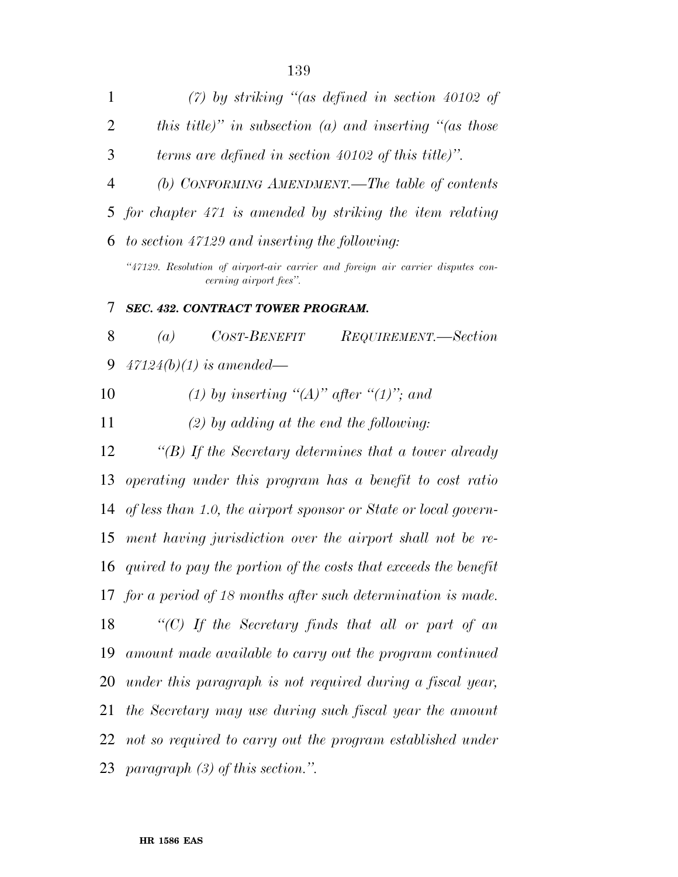*(7) by striking "(as defined in section 40102 of this title)" in subsection (a) and inserting "(as those terms are defined in section 40102 of this title)".*

*(b) CONFORMING AMENDMENT.—The table of contents for chapter 471 is amended by striking the item relating to section 47129 and inserting the following:*

*"47129. Resolution of airport-air carrier and foreign air carrier disputes concerning airport fees".*

***SEC. 432. CONTRACT TOWER PROGRAM.***

*(a) COST-BENEFIT REQUIREMENT.—Section 47124(b)(1) is amended—*

*(1) by inserting "(A)" after "(1)"; and*

*(2) by adding at the end the following:*

*"(B) If the Secretary determines that a tower already operating under this program has a benefit to cost ratio of less than 1.0, the airport sponsor or State or local government having jurisdiction over the airport shall not be required to pay the portion of the costs that exceeds the benefit for a period of 18 months after such determination is made.*

*"(C) If the Secretary finds that all or part of an amount made available to carry out the program continued under this paragraph is not required during a fiscal year, the Secretary may use during such fiscal year the amount not so required to carry out the program established under paragraph (3) of this section.".*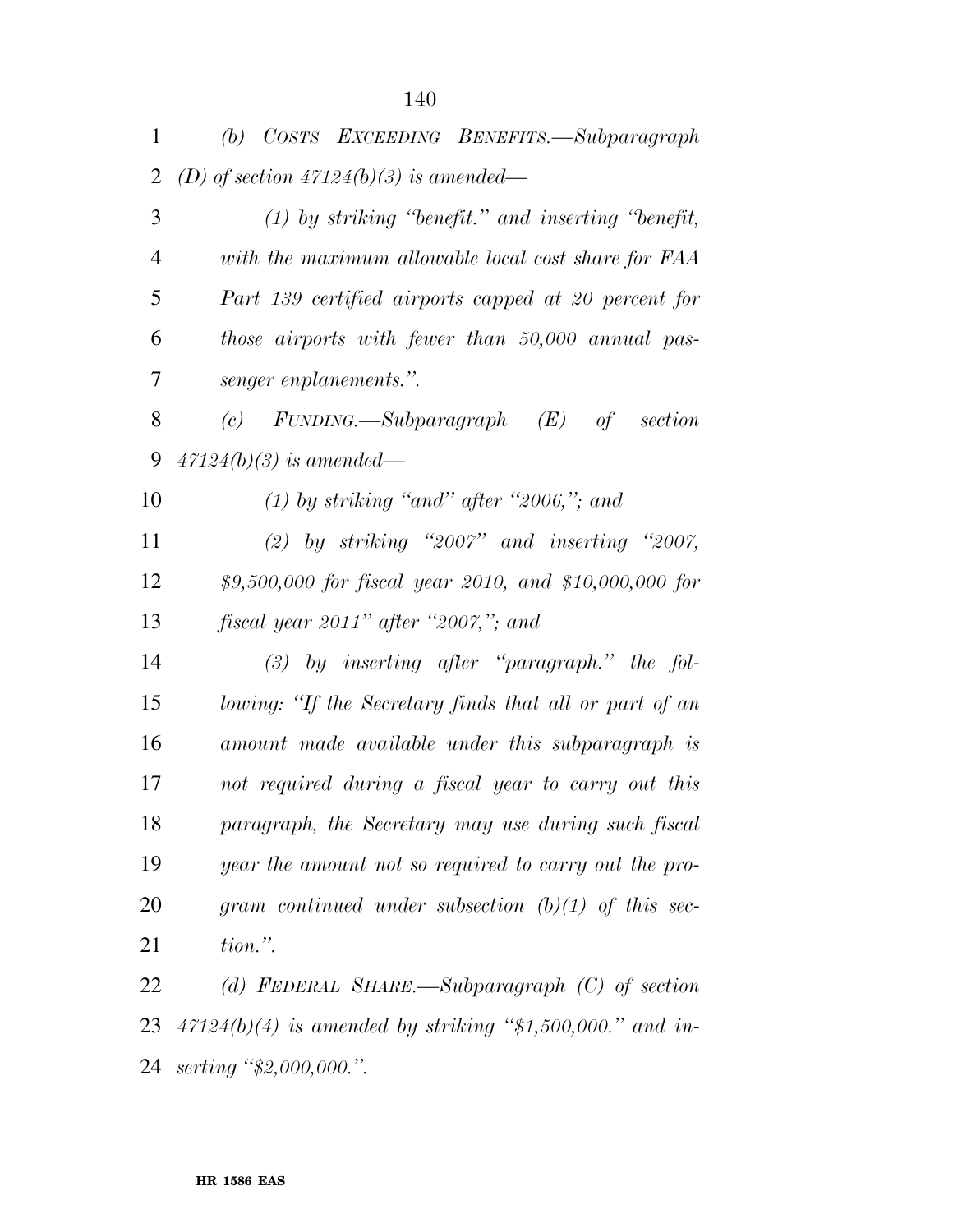*(b) COSTS EXCEEDING BENEFITS.—Subparagraph (D) of section 47124(b)(3) is amended—*

*(1) by striking "benefit." and inserting "benefit, with the maximum allowable local cost share for FAA Part 139 certified airports capped at 20 percent for those airports with fewer than 50,000 annual passenger enplanements.".*

*(c) FUNDING.—Subparagraph (E) of section 47124(b)(3) is amended—*

*(1) by striking "and" after "2006,"; and*

*(2) by striking "2007" and inserting "2007, $9,500,000 for fiscal year 2010, and $10,000,000 for fiscal year 2011" after "2007,"; and*

*(3) by inserting after "paragraph." the following: "If the Secretary finds that all or part of an amount made available under this subparagraph is not required during a fiscal year to carry out this paragraph, the Secretary may use during such fiscal year the amount not so required to carry out the program continued under subsection (b)(1) of this section.".*

*(d) FEDERAL SHARE.—Subparagraph (C) of section 47124(b)(4) is amended by striking "$1,500,000." and inserting "$2,000,000.".*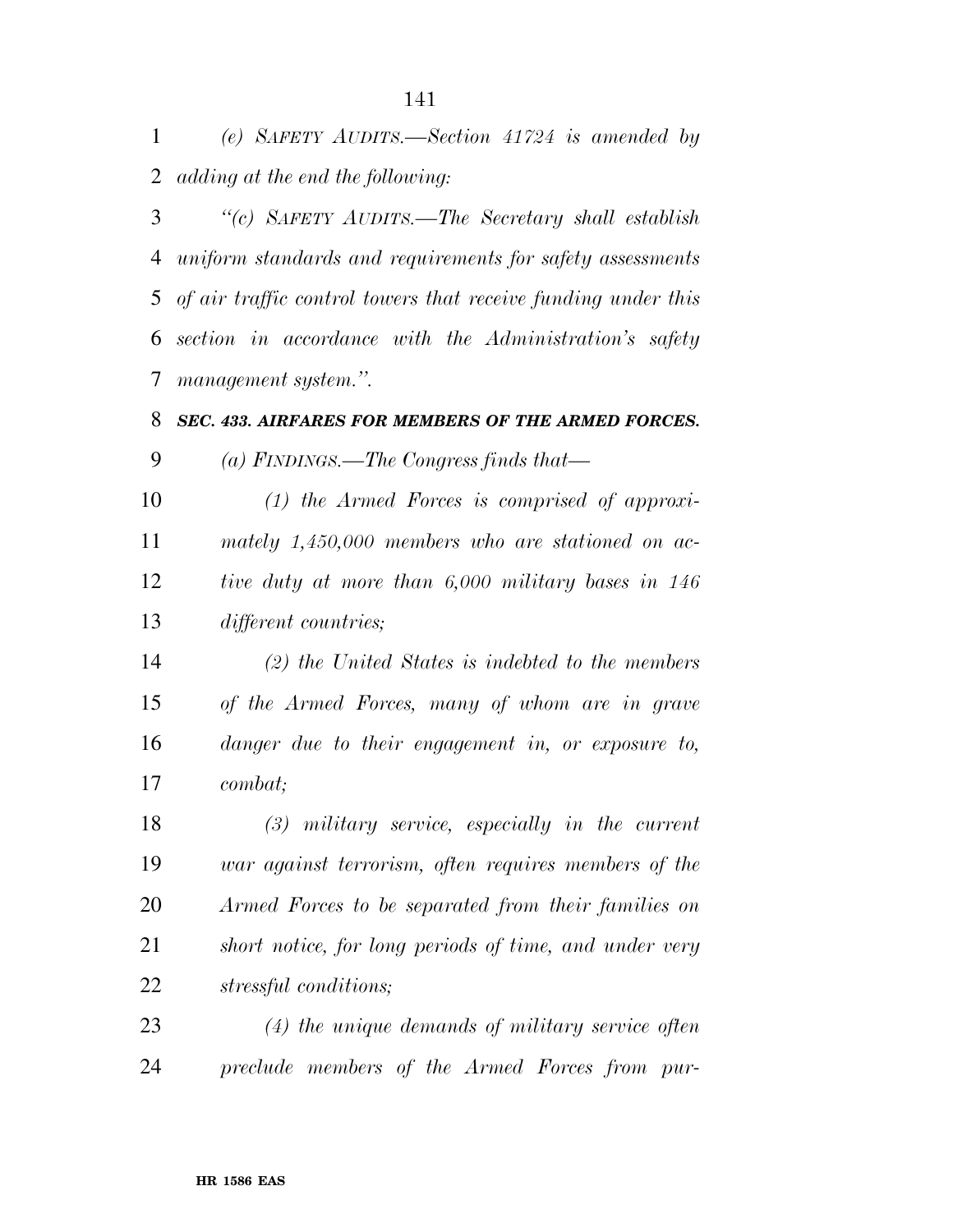*(e) SAFETY AUDITS.—Section 41724 is amended by adding at the end the following:*

*"(c) SAFETY AUDITS.—The Secretary shall establish uniform standards and requirements for safety assessments of air traffic control towers that receive funding under this section in accordance with the Administration's safety management system.".*

***SEC. 433. AIRFARES FOR MEMBERS OF THE ARMED FORCES.***

*(a) FINDINGS.—The Congress finds that—*

*(1) the Armed Forces is comprised of approximately 1,450,000 members who are stationed on active duty at more than 6,000 military bases in 146 different countries;*

*(2) the United States is indebted to the members of the Armed Forces, many of whom are in grave danger due to their engagement in, or exposure to, combat;*

*(3) military service, especially in the current war against terrorism, often requires members of the Armed Forces to be separated from their families on short notice, for long periods of time, and under very stressful conditions;*

*(4) the unique demands of military service often preclude members of the Armed Forces from pur-*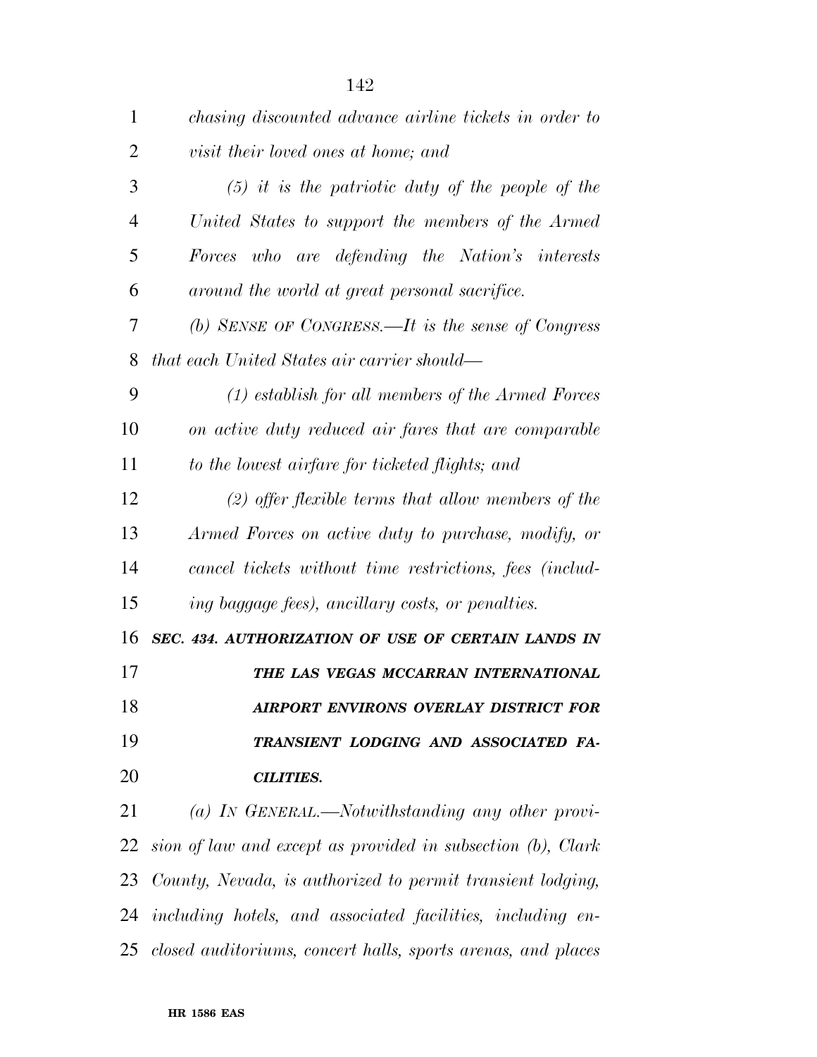*chasing discounted advance airline tickets in order to visit their loved ones at home; and*

*(5) it is the patriotic duty of the people of the United States to support the members of the Armed Forces who are defending the Nation's interests around the world at great personal sacrifice.*

*(b) SENSE OF CONGRESS.—It is the sense of Congress that each United States air carrier should—*

*(1) establish for all members of the Armed Forces on active duty reduced air fares that are comparable to the lowest airfare for ticketed flights; and*

*(2) offer flexible terms that allow members of the Armed Forces on active duty to purchase, modify, or cancel tickets without time restrictions, fees (including baggage fees), ancillary costs, or penalties.*

***SEC. 434. AUTHORIZATION OF USE OF CERTAIN LANDS IN THE LAS VEGAS MCCARRAN INTERNATIONAL AIRPORT ENVIRONS OVERLAY DISTRICT FOR TRANSIENT LODGING AND ASSOCIATED FACILITIES.***

*(a) IN GENERAL.—Notwithstanding any other provision of law and except as provided in subsection (b), Clark County, Nevada, is authorized to permit transient lodging, including hotels, and associated facilities, including enclosed auditoriums, concert halls, sports arenas, and places*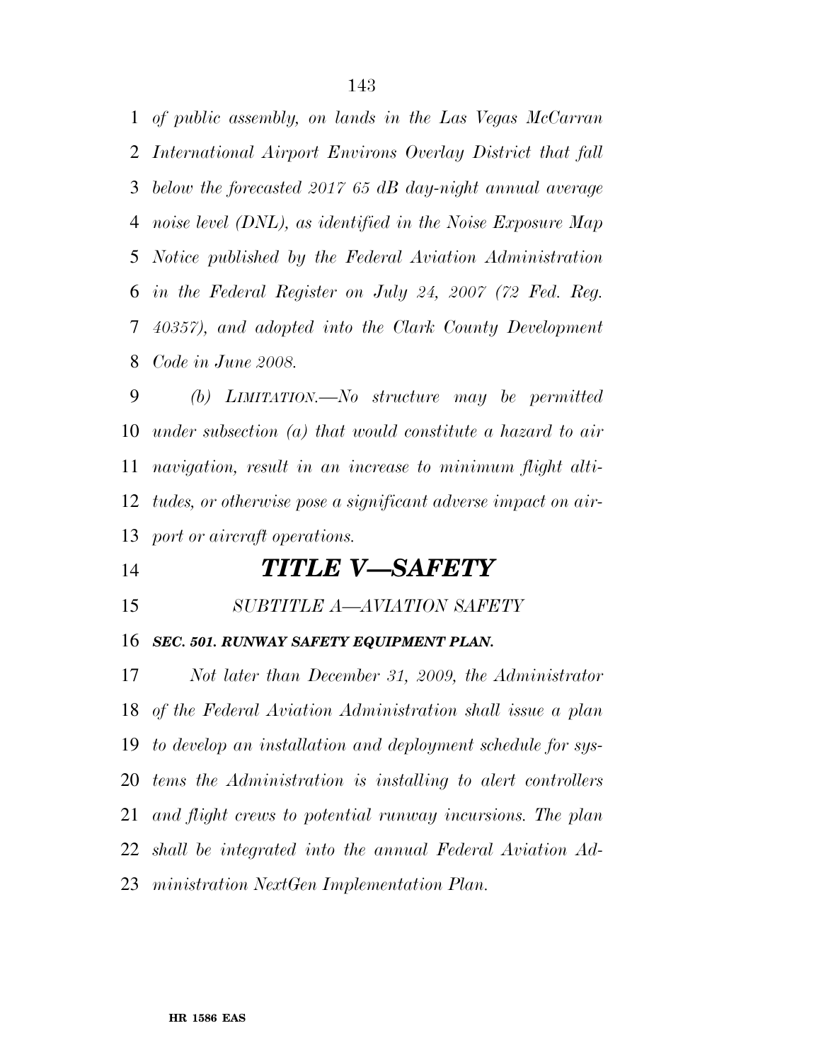*of public assembly, on lands in the Las Vegas McCarran International Airport Environs Overlay District that fall below the forecasted 2017 65 dB day-night annual average noise level (DNL), as identified in the Noise Exposure Map Notice published by the Federal Aviation Administration in the Federal Register on July 24, 2007 (72 Fed. Reg. 40357), and adopted into the Clark County Development Code in June 2008.*

*(b) LIMITATION.—No structure may be permitted under subsection (a) that would constitute a hazard to air navigation, result in an increase to minimum flight altitudes, or otherwise pose a significant adverse impact on airport or aircraft operations.*

# *TITLE V—SAFETY*

## *SUBTITLE A—AVIATION SAFETY*

### *SEC. 501. RUNWAY SAFETY EQUIPMENT PLAN.*

*Not later than December 31, 2009, the Administrator of the Federal Aviation Administration shall issue a plan to develop an installation and deployment schedule for systems the Administration is installing to alert controllers and flight crews to potential runway incursions. The plan shall be integrated into the annual Federal Aviation Administration NextGen Implementation Plan.*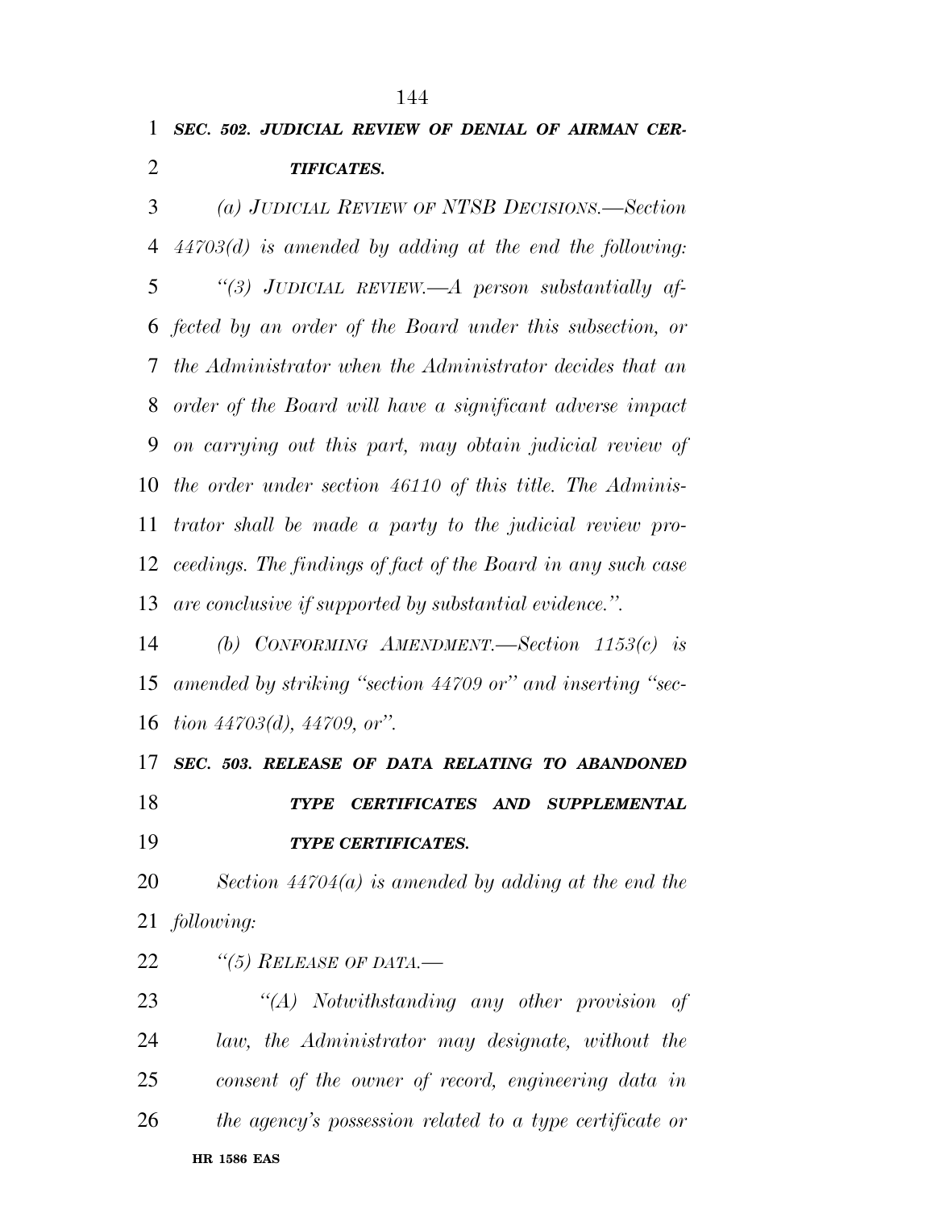***SEC. 502. JUDICIAL REVIEW OF DENIAL OF AIRMAN CERTIFICATES.***

*(a) JUDICIAL REVIEW OF NTSB DECISIONS.—Section 44703(d) is amended by adding at the end the following:*

*"(3) JUDICIAL REVIEW.—A person substantially affected by an order of the Board under this subsection, or the Administrator when the Administrator decides that an order of the Board will have a significant adverse impact on carrying out this part, may obtain judicial review of the order under section 46110 of this title. The Administrator shall be made a party to the judicial review proceedings. The findings of fact of the Board in any such case are conclusive if supported by substantial evidence.".*

*(b) CONFORMING AMENDMENT.—Section 1153(c) is amended by striking "section 44709 or" and inserting "section 44703(d), 44709, or".*

***SEC. 503. RELEASE OF DATA RELATING TO ABANDONED TYPE CERTIFICATES AND SUPPLEMENTAL TYPE CERTIFICATES.***

*Section 44704(a) is amended by adding at the end the following:*

*"(5) RELEASE OF DATA.—*

*"(A) Notwithstanding any other provision of law, the Administrator may designate, without the consent of the owner of record, engineering data in the agency's possession related to a type certificate or*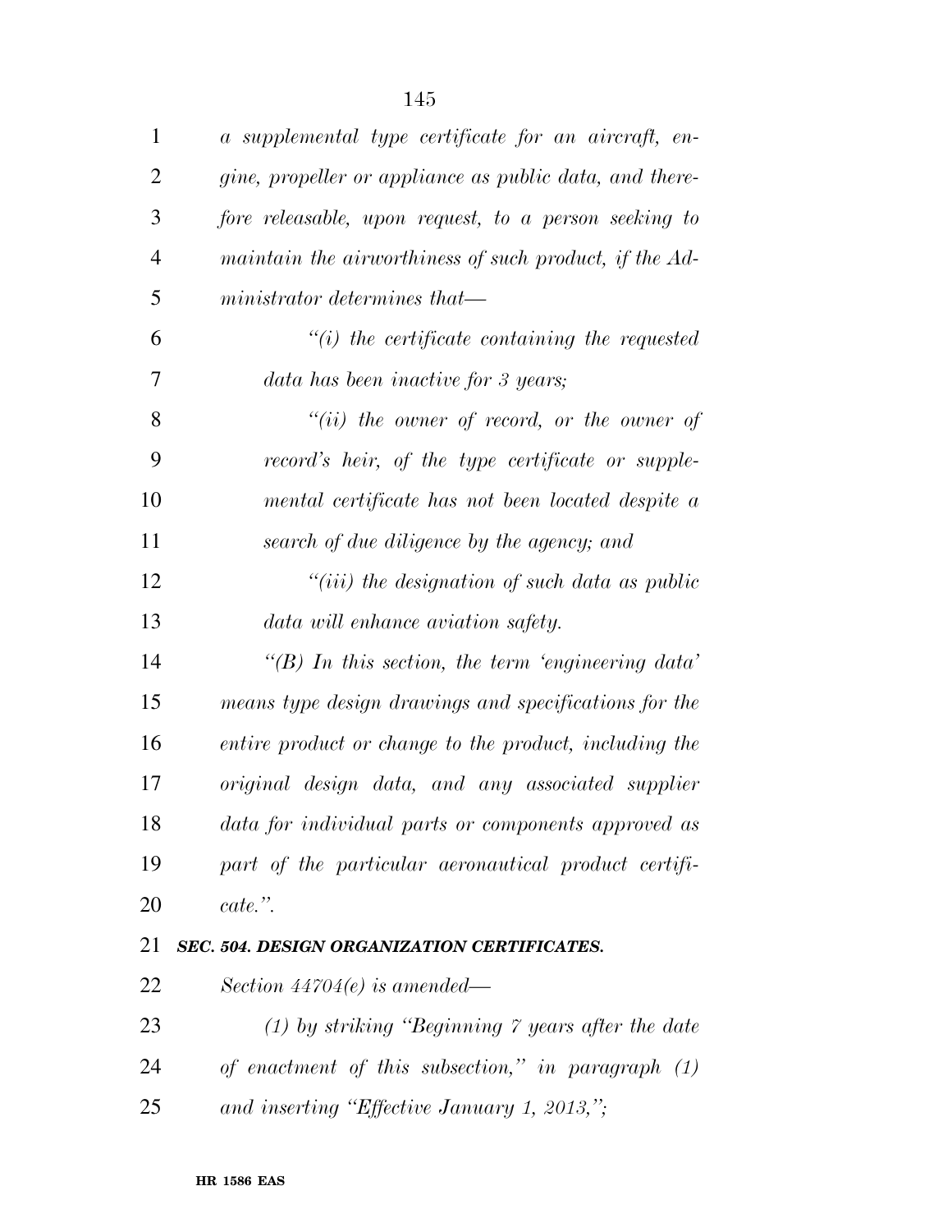*a supplemental type certificate for an aircraft, engine, propeller or appliance as public data, and therefore releasable, upon request, to a person seeking to maintain the airworthiness of such product, if the Administrator determines that—*

*"(i) the certificate containing the requested data has been inactive for 3 years;*

*"(ii) the owner of record, or the owner of record's heir, of the type certificate or supplemental certificate has not been located despite a search of due diligence by the agency; and*

*"(iii) the designation of such data as public data will enhance aviation safety.*

*"(B) In this section, the term 'engineering data' means type design drawings and specifications for the entire product or change to the product, including the original design data, and any associated supplier data for individual parts or components approved as part of the particular aeronautical product certificate.".*

***SEC. 504. DESIGN ORGANIZATION CERTIFICATES.***

*Section 44704(e) is amended—*

*(1) by striking "Beginning 7 years after the date of enactment of this subsection," in paragraph (1) and inserting "Effective January 1, 2013,";*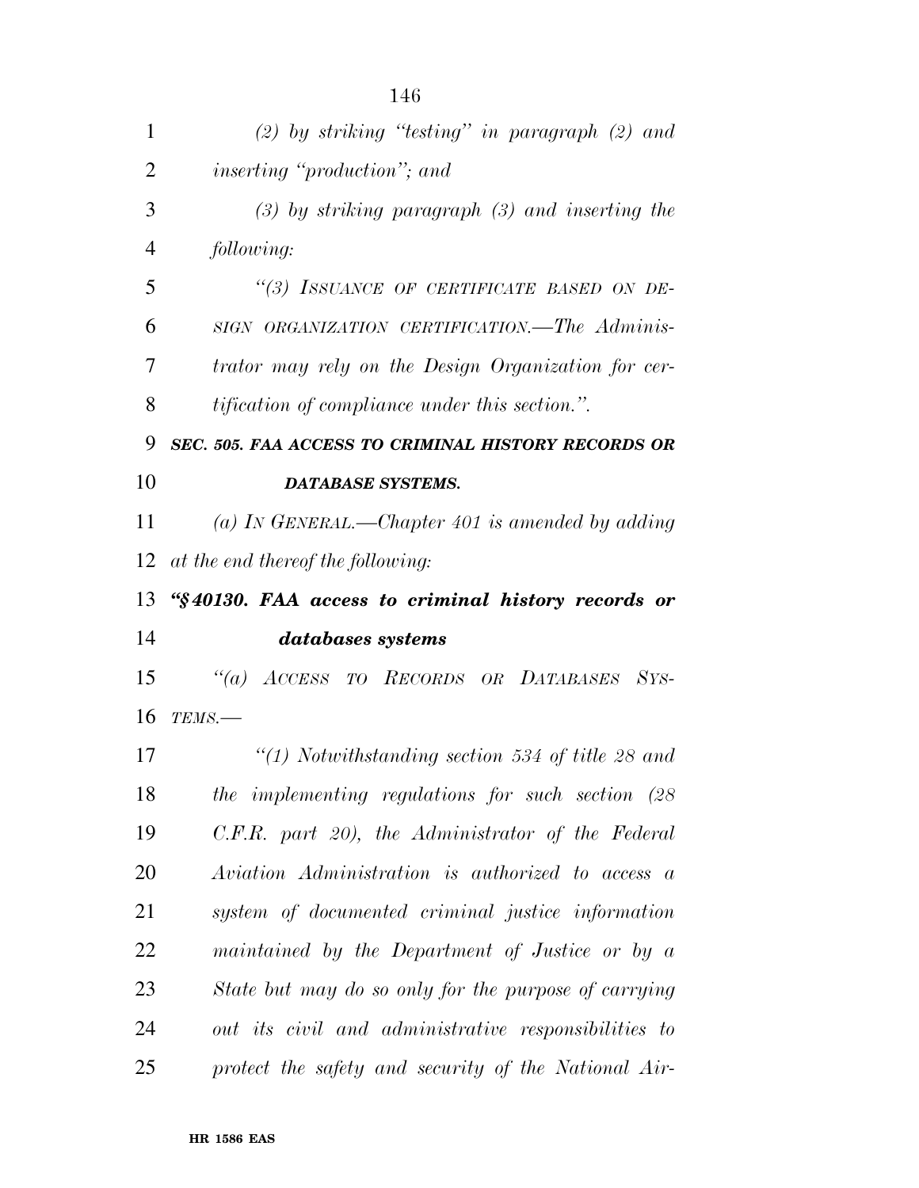*(2) by striking "testing" in paragraph (2) and inserting "production"; and*

*(3) by striking paragraph (3) and inserting the following:*

*"(3) ISSUANCE OF CERTIFICATE BASED ON DESIGN ORGANIZATION CERTIFICATION.—The Administrator may rely on the Design Organization for certification of compliance under this section.".*

***SEC. 505. FAA ACCESS TO CRIMINAL HISTORY RECORDS OR DATABASE SYSTEMS.***

*(a) IN GENERAL.—Chapter 401 is amended by adding at the end thereof the following:*

***"§ 40130. FAA access to criminal history records or databases systems***

*"(a) ACCESS TO RECORDS OR DATABASES SYSTEMS.—*

*"(1) Notwithstanding section 534 of title 28 and the implementing regulations for such section (28 C.F.R. part 20), the Administrator of the Federal Aviation Administration is authorized to access a system of documented criminal justice information maintained by the Department of Justice or by a State but may do so only for the purpose of carrying out its civil and administrative responsibilities to protect the safety and security of the National Air-*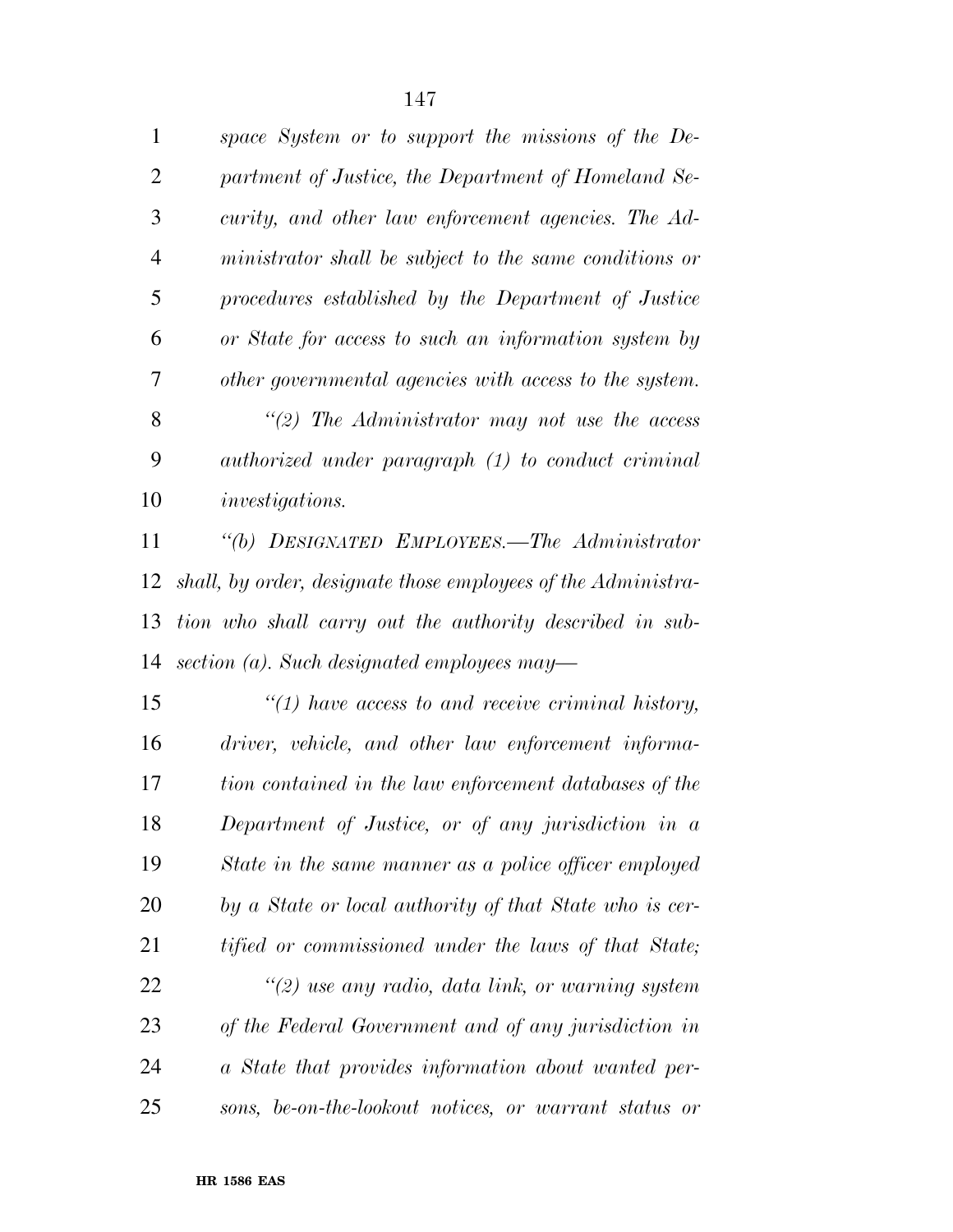*space System or to support the missions of the Department of Justice, the Department of Homeland Security, and other law enforcement agencies. The Administrator shall be subject to the same conditions or procedures established by the Department of Justice or State for access to such an information system by other governmental agencies with access to the system.*

*"(2) The Administrator may not use the access authorized under paragraph (1) to conduct criminal investigations.*

*"(b) DESIGNATED EMPLOYEES.—The Administrator shall, by order, designate those employees of the Administration who shall carry out the authority described in subsection (a). Such designated employees may—*

*"(1) have access to and receive criminal history, driver, vehicle, and other law enforcement information contained in the law enforcement databases of the Department of Justice, or of any jurisdiction in a State in the same manner as a police officer employed by a State or local authority of that State who is certified or commissioned under the laws of that State;*

*"(2) use any radio, data link, or warning system of the Federal Government and of any jurisdiction in a State that provides information about wanted persons, be-on-the-lookout notices, or warrant status or*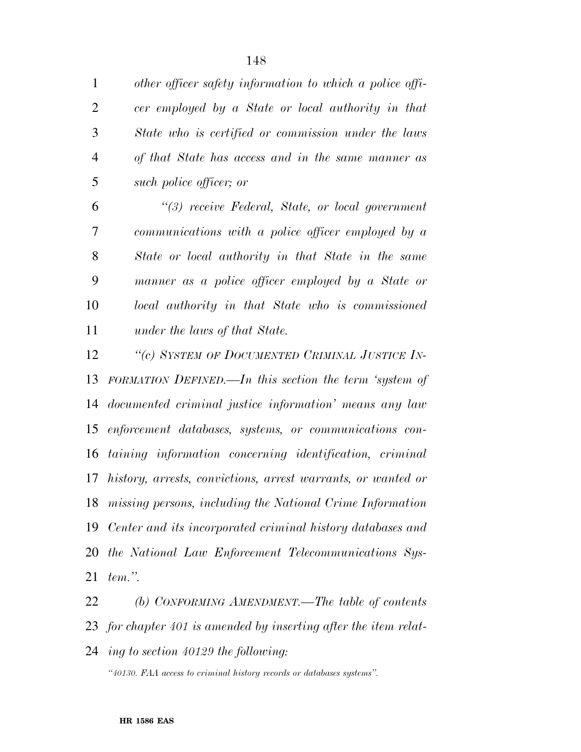*other officer safety information to which a police officer employed by a State or local authority in that State who is certified or commission under the laws of that State has access and in the same manner as such police officer; or*

*"(3) receive Federal, State, or local government communications with a police officer employed by a State or local authority in that State in the same manner as a police officer employed by a State or local authority in that State who is commissioned under the laws of that State.*

*"(c) SYSTEM OF DOCUMENTED CRIMINAL JUSTICE INFORMATION DEFINED.—In this section the term 'system of documented criminal justice information' means any law enforcement databases, systems, or communications containing information concerning identification, criminal history, arrests, convictions, arrest warrants, or wanted or missing persons, including the National Crime Information Center and its incorporated criminal history databases and the National Law Enforcement Telecommunications System.".*

*(b) CONFORMING AMENDMENT.—The table of contents for chapter 401 is amended by inserting after the item relating to section 40129 the following:*

*"40130. FAA access to criminal history records or databases systems".*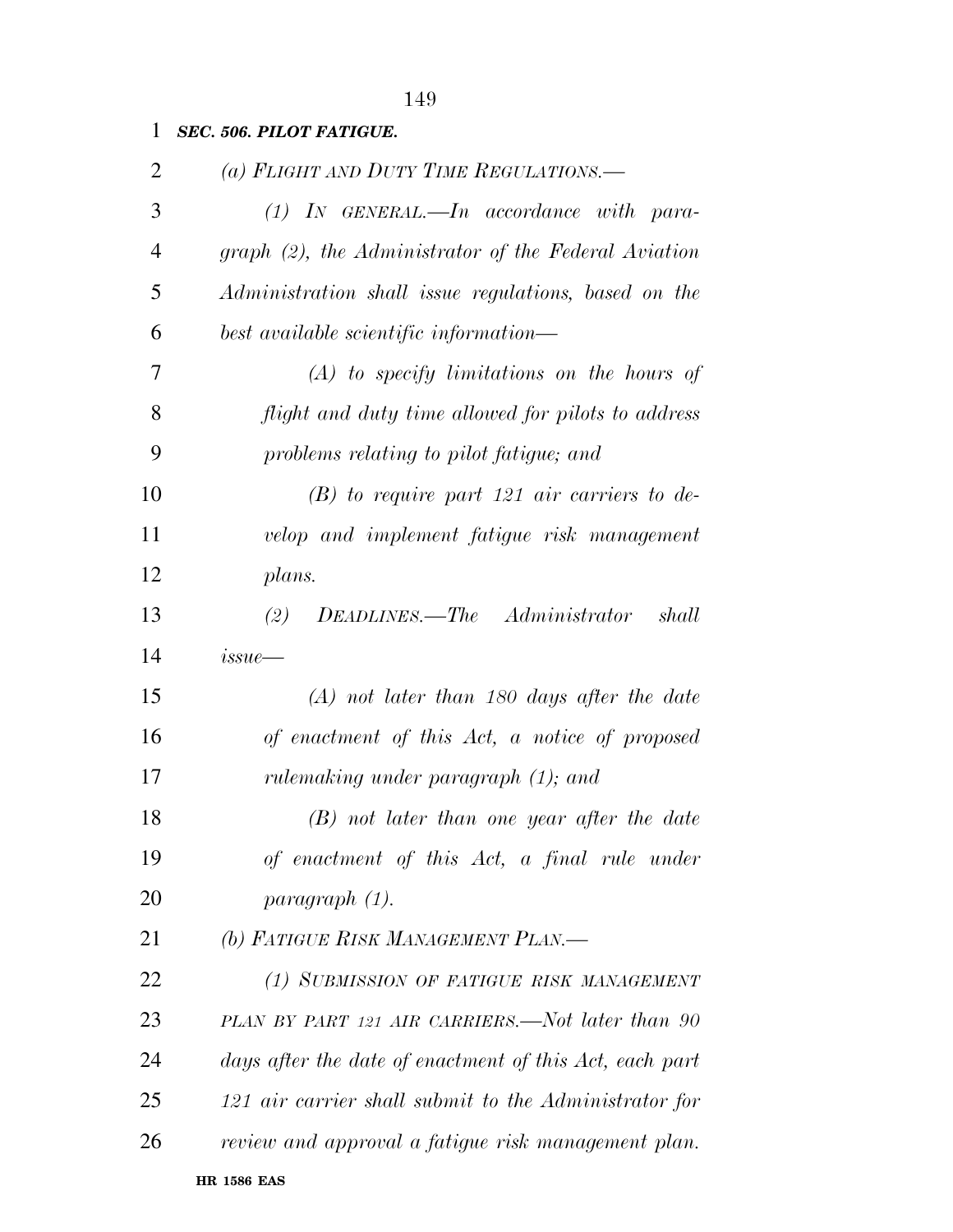***SEC. 506. PILOT FATIGUE.***

*(a) FLIGHT AND DUTY TIME REGULATIONS.—*

*(1) IN GENERAL.—In accordance with paragraph (2), the Administrator of the Federal Aviation Administration shall issue regulations, based on the best available scientific information—*

*(A) to specify limitations on the hours of flight and duty time allowed for pilots to address problems relating to pilot fatigue; and*

*(B) to require part 121 air carriers to develop and implement fatigue risk management plans.*

*(2) DEADLINES.—The Administrator shall issue—*

*(A) not later than 180 days after the date of enactment of this Act, a notice of proposed rulemaking under paragraph (1); and*

*(B) not later than one year after the date of enactment of this Act, a final rule under paragraph (1).*

*(b) FATIGUE RISK MANAGEMENT PLAN.—*

*(1) SUBMISSION OF FATIGUE RISK MANAGEMENT PLAN BY PART 121 AIR CARRIERS.—Not later than 90 days after the date of enactment of this Act, each part 121 air carrier shall submit to the Administrator for review and approval a fatigue risk management plan.*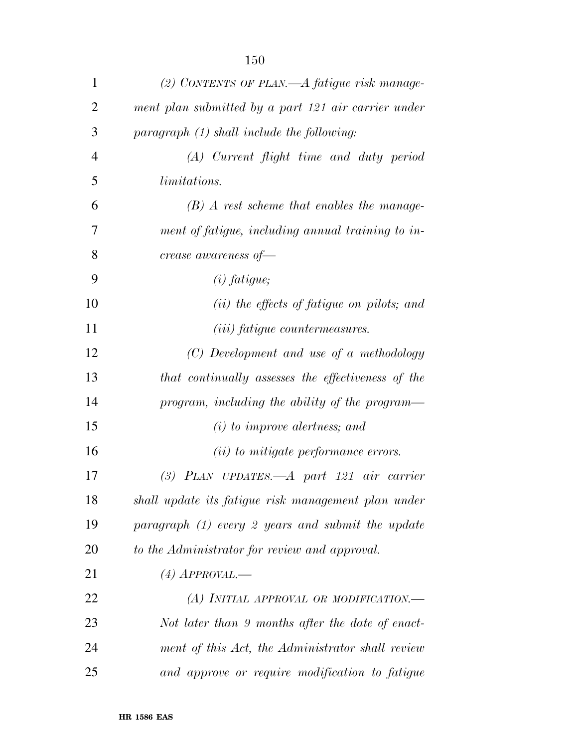*(2) CONTENTS OF PLAN.—A fatigue risk management plan submitted by a part 121 air carrier under paragraph (1) shall include the following:*

*(A) Current flight time and duty period limitations.*

*(B) A rest scheme that enables the management of fatigue, including annual training to increase awareness of—*

*(i) fatigue;*

*(ii) the effects of fatigue on pilots; and*

*(iii) fatigue countermeasures.*

*(C) Development and use of a methodology that continually assesses the effectiveness of the program, including the ability of the program—*

*(i) to improve alertness; and*

*(ii) to mitigate performance errors.*

*(3) PLAN UPDATES.—A part 121 air carrier shall update its fatigue risk management plan under paragraph (1) every 2 years and submit the update to the Administrator for review and approval.*

*(4) APPROVAL.—*

*(A) INITIAL APPROVAL OR MODIFICATION.—Not later than 9 months after the date of enactment of this Act, the Administrator shall review and approve or require modification to fatigue*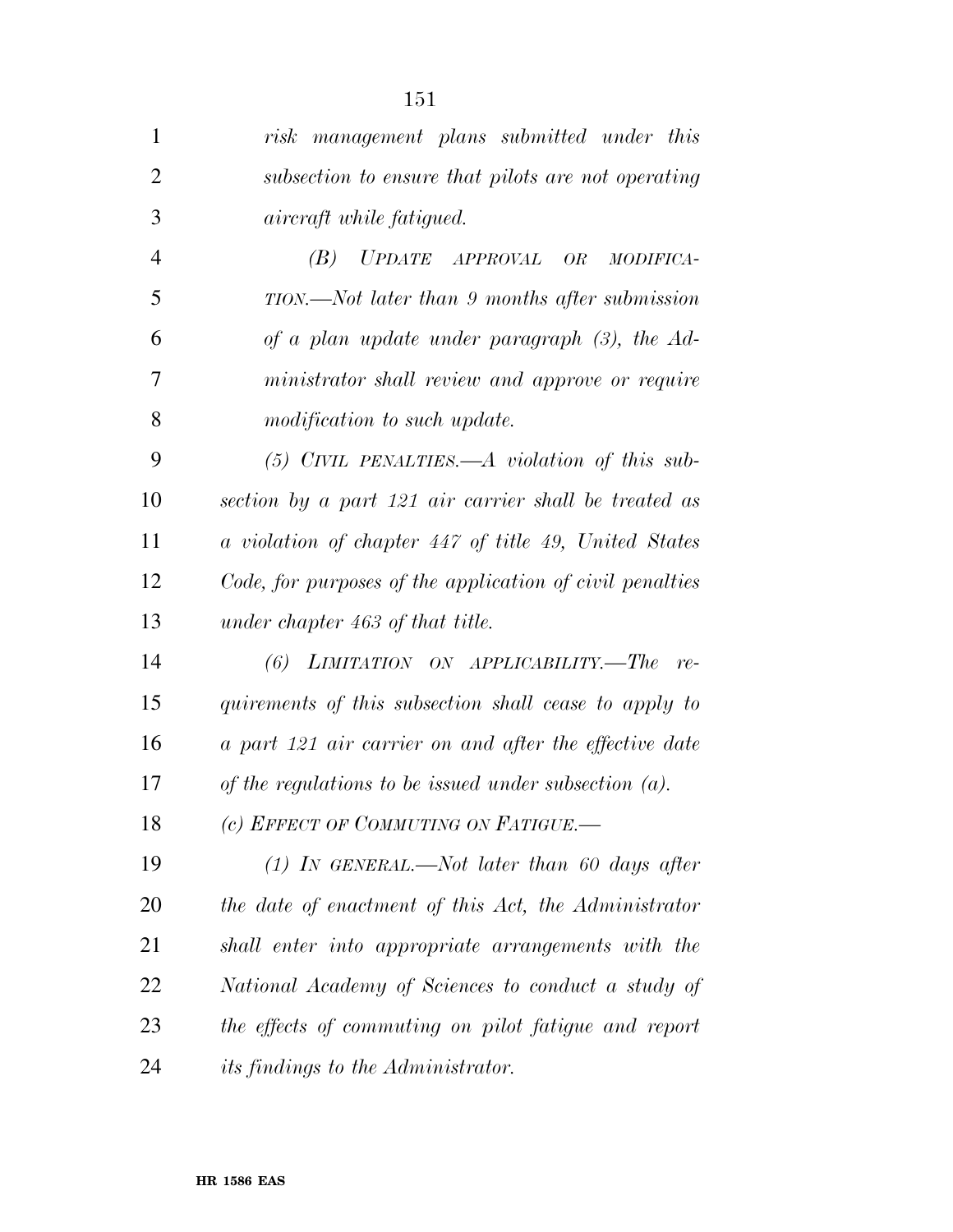*risk management plans submitted under this subsection to ensure that pilots are not operating aircraft while fatigued.*

*(B) UPDATE APPROVAL OR MODIFICATION.—Not later than 9 months after submission of a plan update under paragraph (3), the Administrator shall review and approve or require modification to such update.*

*(5) CIVIL PENALTIES.—A violation of this subsection by a part 121 air carrier shall be treated as a violation of chapter 447 of title 49, United States Code, for purposes of the application of civil penalties under chapter 463 of that title.*

*(6) LIMITATION ON APPLICABILITY.—The requirements of this subsection shall cease to apply to a part 121 air carrier on and after the effective date of the regulations to be issued under subsection (a).*

*(c) EFFECT OF COMMUTING ON FATIGUE.—*

*(1) IN GENERAL.—Not later than 60 days after the date of enactment of this Act, the Administrator shall enter into appropriate arrangements with the National Academy of Sciences to conduct a study of the effects of commuting on pilot fatigue and report its findings to the Administrator.*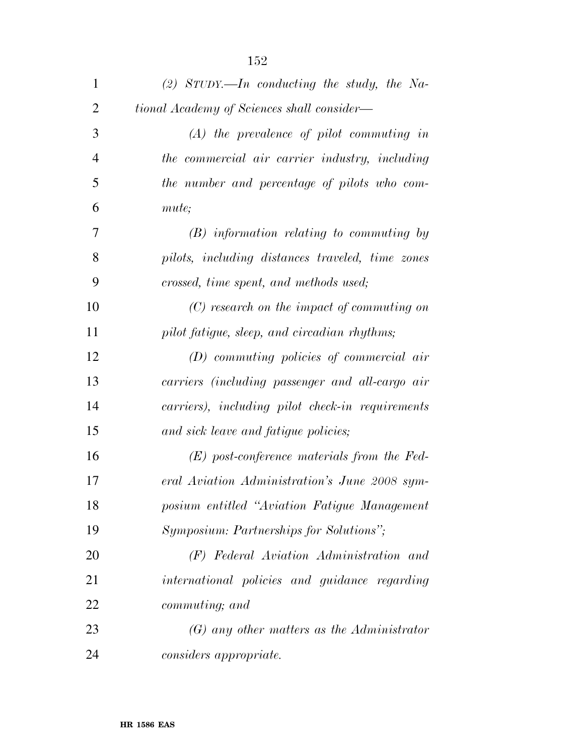*(2) STUDY.—In conducting the study, the National Academy of Sciences shall consider—*

*(A) the prevalence of pilot commuting in the commercial air carrier industry, including the number and percentage of pilots who commute;*

*(B) information relating to commuting by pilots, including distances traveled, time zones crossed, time spent, and methods used;*

*(C) research on the impact of commuting on pilot fatigue, sleep, and circadian rhythms;*

*(D) commuting policies of commercial air carriers (including passenger and all-cargo air carriers), including pilot check-in requirements and sick leave and fatigue policies;*

*(E) post-conference materials from the Federal Aviation Administration's June 2008 symposium entitled "Aviation Fatigue Management Symposium: Partnerships for Solutions";*

*(F) Federal Aviation Administration and international policies and guidance regarding commuting; and*

*(G) any other matters as the Administrator considers appropriate.*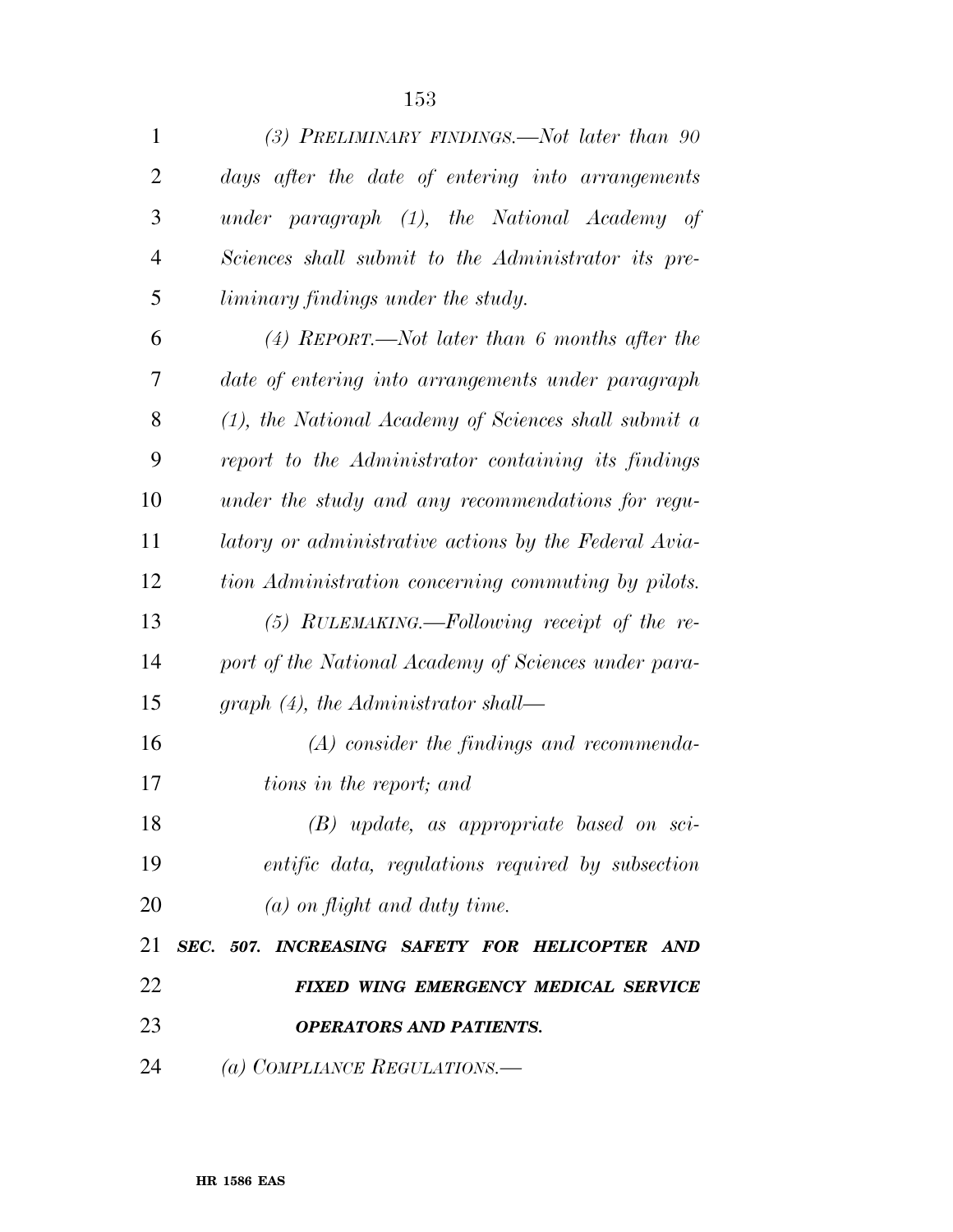*(3) PRELIMINARY FINDINGS.—Not later than 90 days after the date of entering into arrangements under paragraph (1), the National Academy of Sciences shall submit to the Administrator its preliminary findings under the study.*

*(4) REPORT.—Not later than 6 months after the date of entering into arrangements under paragraph (1), the National Academy of Sciences shall submit a report to the Administrator containing its findings under the study and any recommendations for regulatory or administrative actions by the Federal Aviation Administration concerning commuting by pilots.*

*(5) RULEMAKING.—Following receipt of the report of the National Academy of Sciences under paragraph (4), the Administrator shall—*

*(A) consider the findings and recommendations in the report; and*

*(B) update, as appropriate based on scientific data, regulations required by subsection (a) on flight and duty time.*

***SEC. 507. INCREASING SAFETY FOR HELICOPTER AND FIXED WING EMERGENCY MEDICAL SERVICE OPERATORS AND PATIENTS.***

*(a) COMPLIANCE REGULATIONS.—*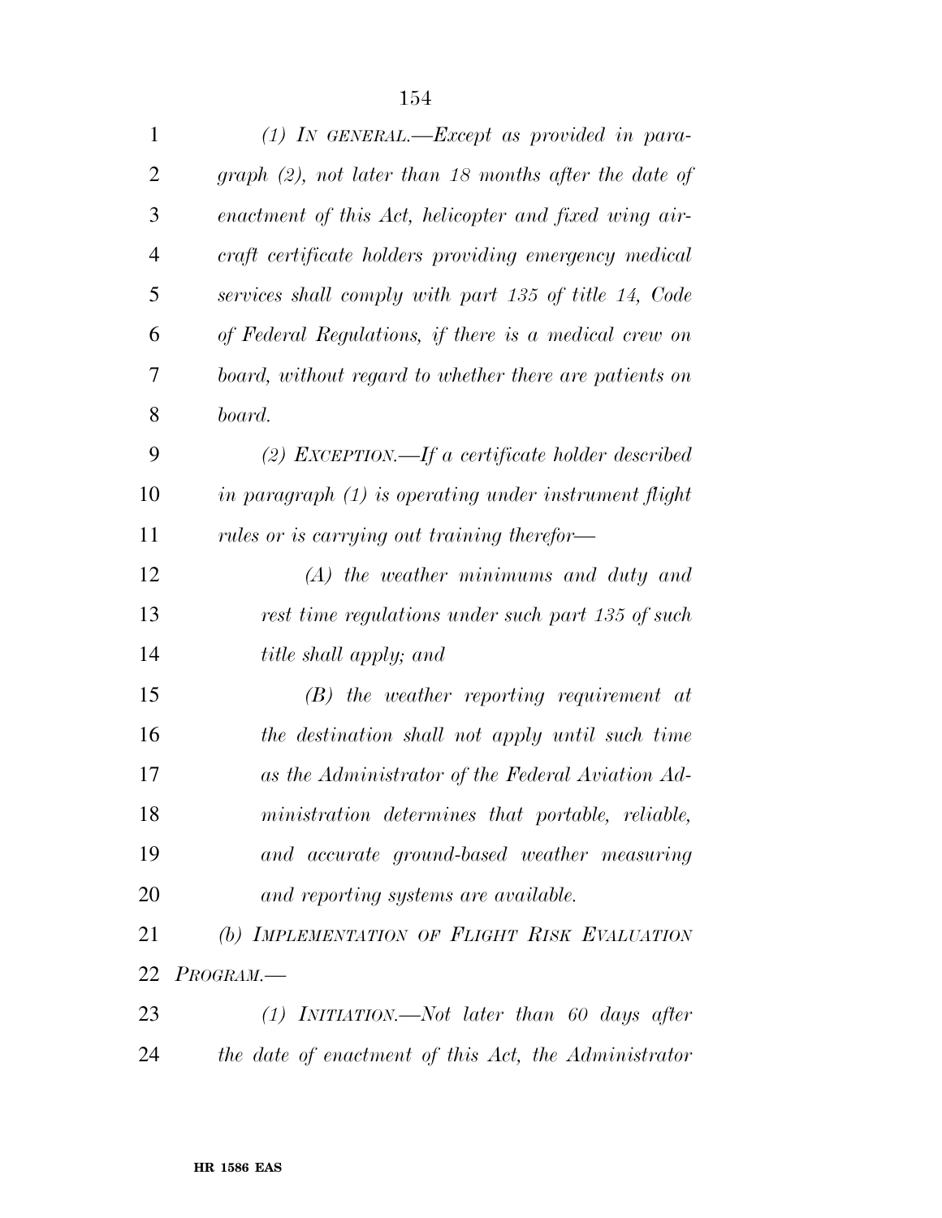*(1) IN GENERAL.—Except as provided in paragraph (2), not later than 18 months after the date of enactment of this Act, helicopter and fixed wing aircraft certificate holders providing emergency medical services shall comply with part 135 of title 14, Code of Federal Regulations, if there is a medical crew on board, without regard to whether there are patients on board.*

*(2) EXCEPTION.—If a certificate holder described in paragraph (1) is operating under instrument flight rules or is carrying out training therefor—*

*(A) the weather minimums and duty and rest time regulations under such part 135 of such title shall apply; and*

*(B) the weather reporting requirement at the destination shall not apply until such time as the Administrator of the Federal Aviation Administration determines that portable, reliable, and accurate ground-based weather measuring and reporting systems are available.*

*(b) IMPLEMENTATION OF FLIGHT RISK EVALUATION PROGRAM.—*

*(1) INITIATION.—Not later than 60 days after the date of enactment of this Act, the Administrator*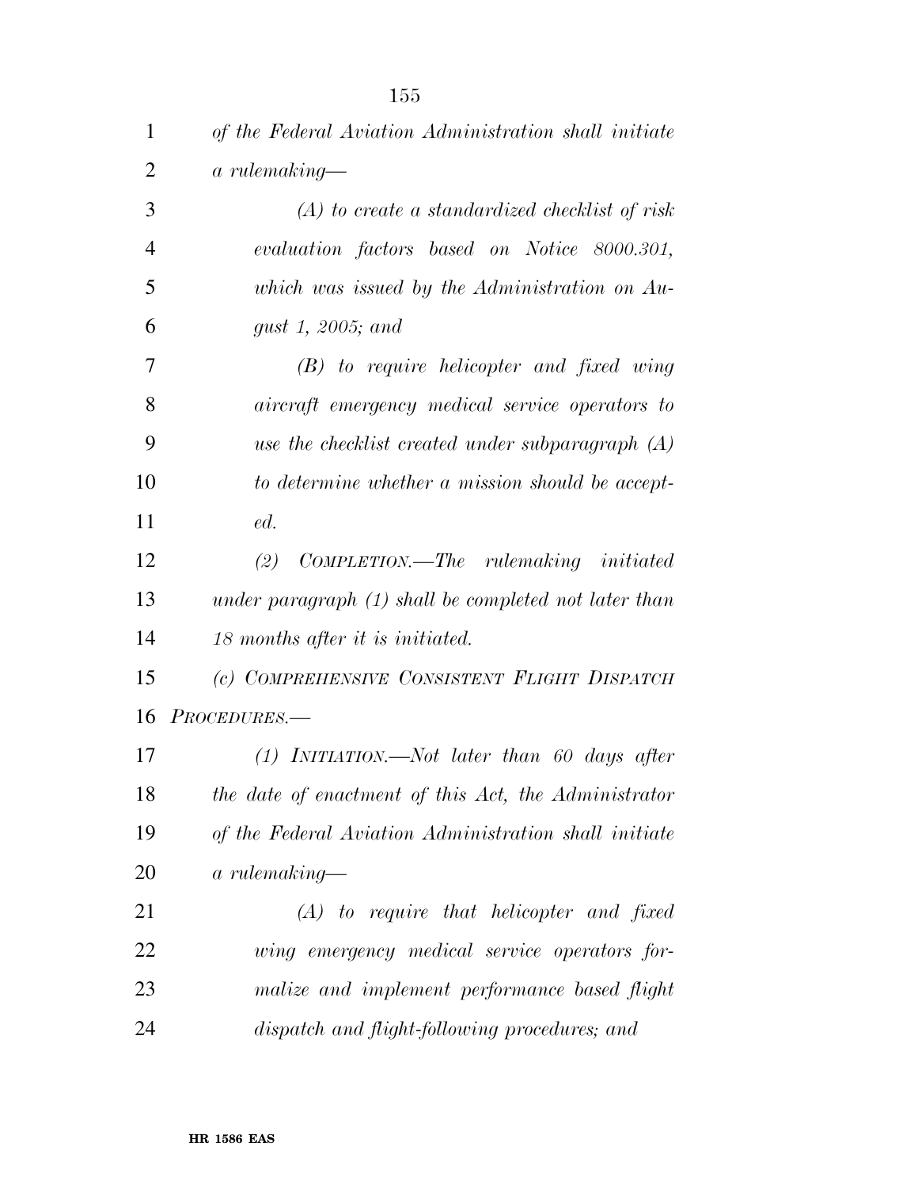*of the Federal Aviation Administration shall initiate a rulemaking—*

*(A) to create a standardized checklist of risk evaluation factors based on Notice 8000.301, which was issued by the Administration on August 1, 2005; and*

*(B) to require helicopter and fixed wing aircraft emergency medical service operators to use the checklist created under subparagraph (A) to determine whether a mission should be accepted.*

*(2) COMPLETION.—The rulemaking initiated under paragraph (1) shall be completed not later than 18 months after it is initiated.*

*(c) COMPREHENSIVE CONSISTENT FLIGHT DISPATCH PROCEDURES.—*

*(1) INITIATION.—Not later than 60 days after the date of enactment of this Act, the Administrator of the Federal Aviation Administration shall initiate a rulemaking—*

*(A) to require that helicopter and fixed wing emergency medical service operators formalize and implement performance based flight dispatch and flight-following procedures; and*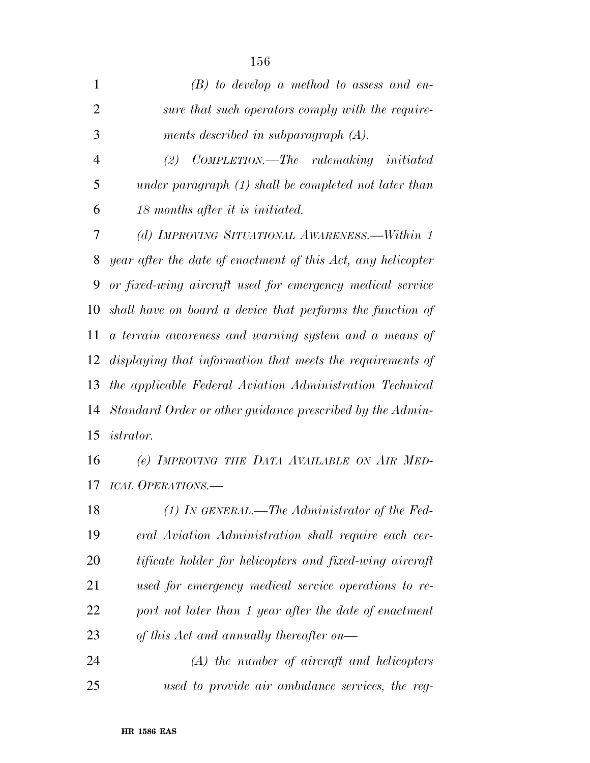*(B) to develop a method to assess and ensure that such operators comply with the requirements described in subparagraph (A).*

*(2) COMPLETION.—The rulemaking initiated under paragraph (1) shall be completed not later than 18 months after it is initiated.*

*(d) IMPROVING SITUATIONAL AWARENESS.—Within 1 year after the date of enactment of this Act, any helicopter or fixed-wing aircraft used for emergency medical service shall have on board a device that performs the function of a terrain awareness and warning system and a means of displaying that information that meets the requirements of the applicable Federal Aviation Administration Technical Standard Order or other guidance prescribed by the Administrator.*

*(e) IMPROVING THE DATA AVAILABLE ON AIR MEDICAL OPERATIONS.—*

*(1) IN GENERAL.—The Administrator of the Federal Aviation Administration shall require each certificate holder for helicopters and fixed-wing aircraft used for emergency medical service operations to report not later than 1 year after the date of enactment of this Act and annually thereafter on—*

*(A) the number of aircraft and helicopters used to provide air ambulance services, the reg-*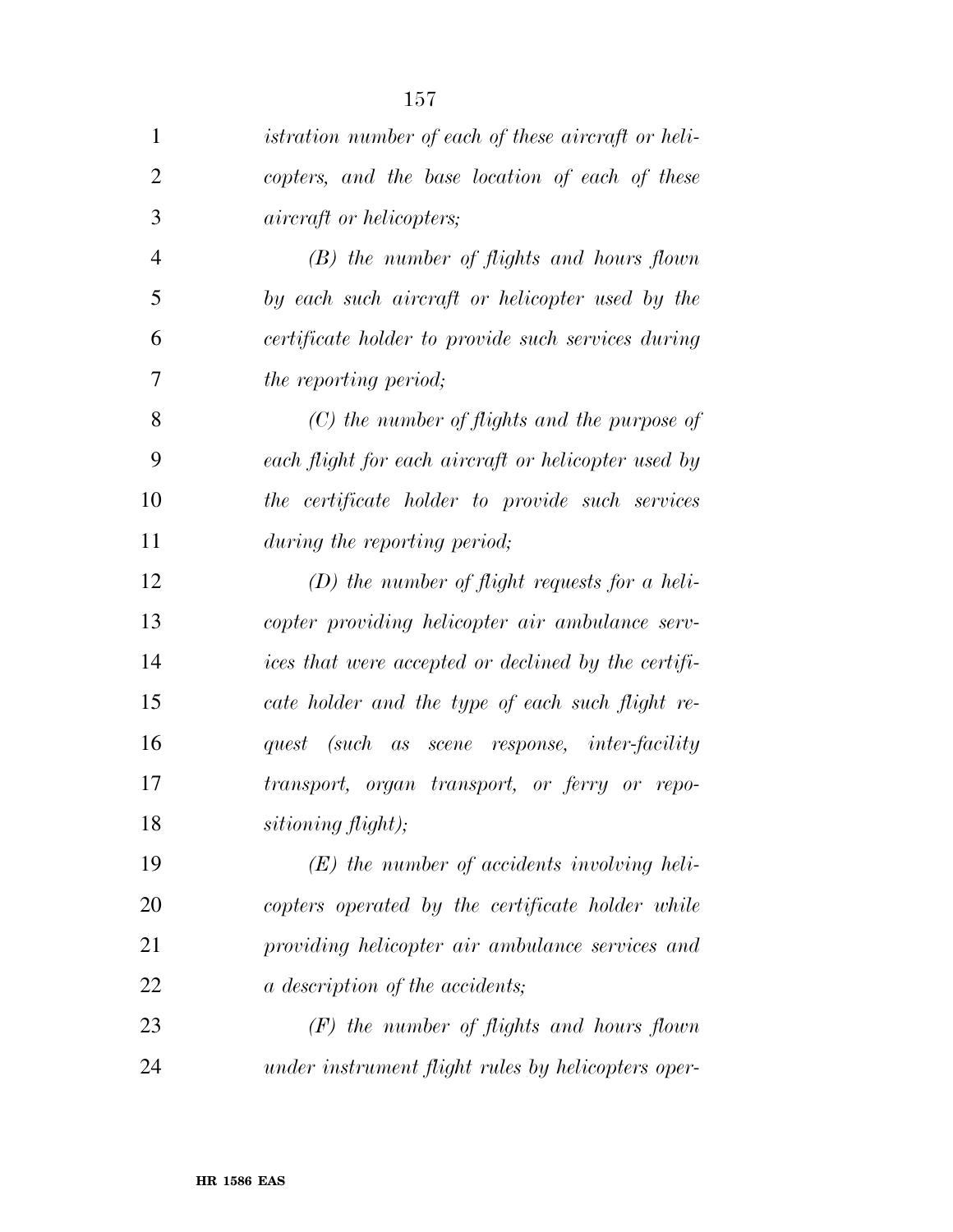*istration number of each of these aircraft or helicopters, and the base location of each of these aircraft or helicopters;*

*(B) the number of flights and hours flown by each such aircraft or helicopter used by the certificate holder to provide such services during the reporting period;*

*(C) the number of flights and the purpose of each flight for each aircraft or helicopter used by the certificate holder to provide such services during the reporting period;*

*(D) the number of flight requests for a helicopter providing helicopter air ambulance services that were accepted or declined by the certificate holder and the type of each such flight request (such as scene response, inter-facility transport, organ transport, or ferry or repositioning flight);*

*(E) the number of accidents involving helicopters operated by the certificate holder while providing helicopter air ambulance services and a description of the accidents;*

*(F) the number of flights and hours flown under instrument flight rules by helicopters oper-*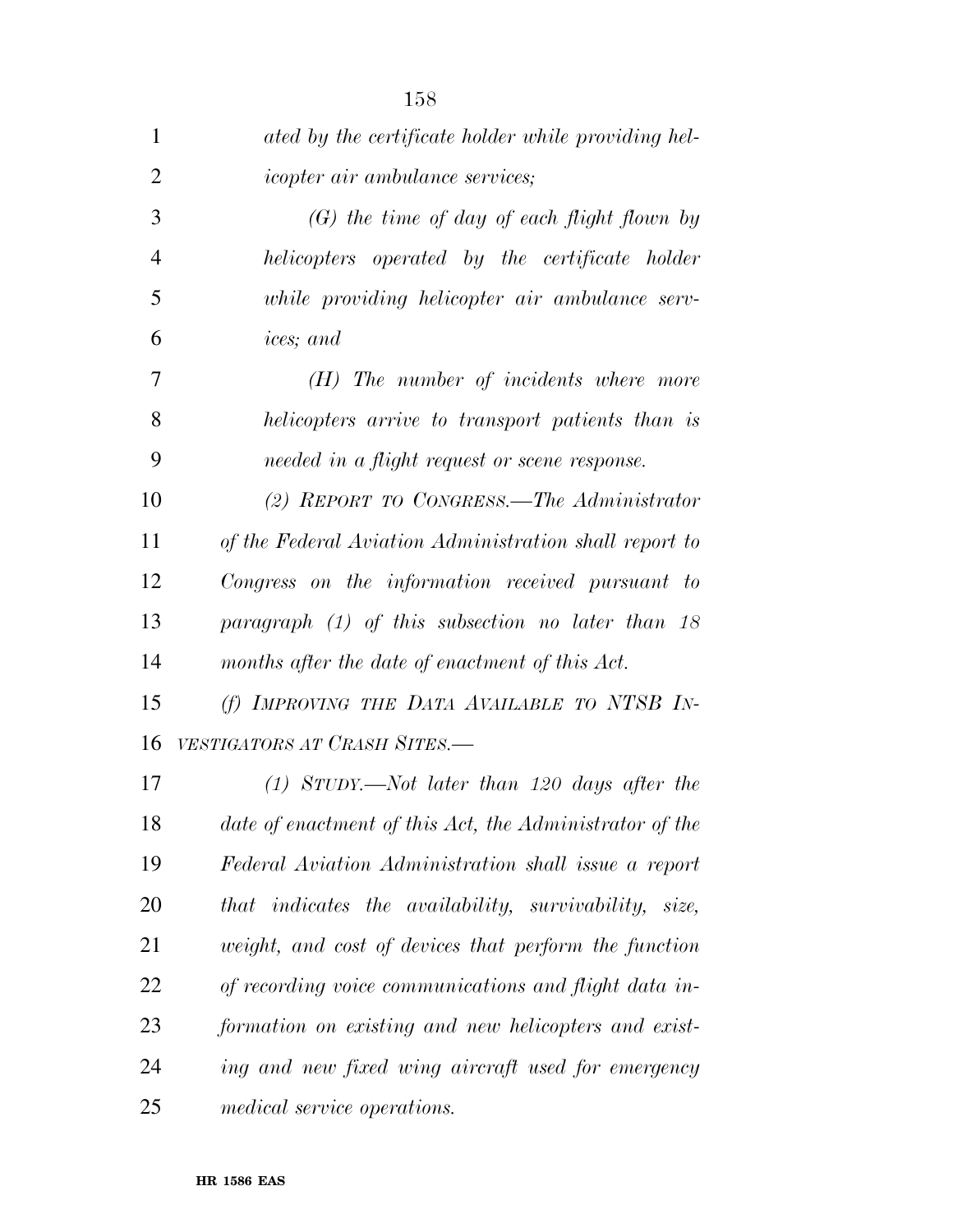*ated by the certificate holder while providing helicopter air ambulance services;*

*(G) the time of day of each flight flown by helicopters operated by the certificate holder while providing helicopter air ambulance services; and*

*(H) The number of incidents where more helicopters arrive to transport patients than is needed in a flight request or scene response.*

*(2) REPORT TO CONGRESS.—The Administrator of the Federal Aviation Administration shall report to Congress on the information received pursuant to paragraph (1) of this subsection no later than 18 months after the date of enactment of this Act.*

*(f) IMPROVING THE DATA AVAILABLE TO NTSB INVESTIGATORS AT CRASH SITES.—*

*(1) STUDY.—Not later than 120 days after the date of enactment of this Act, the Administrator of the Federal Aviation Administration shall issue a report that indicates the availability, survivability, size, weight, and cost of devices that perform the function of recording voice communications and flight data information on existing and new helicopters and existing and new fixed wing aircraft used for emergency medical service operations.*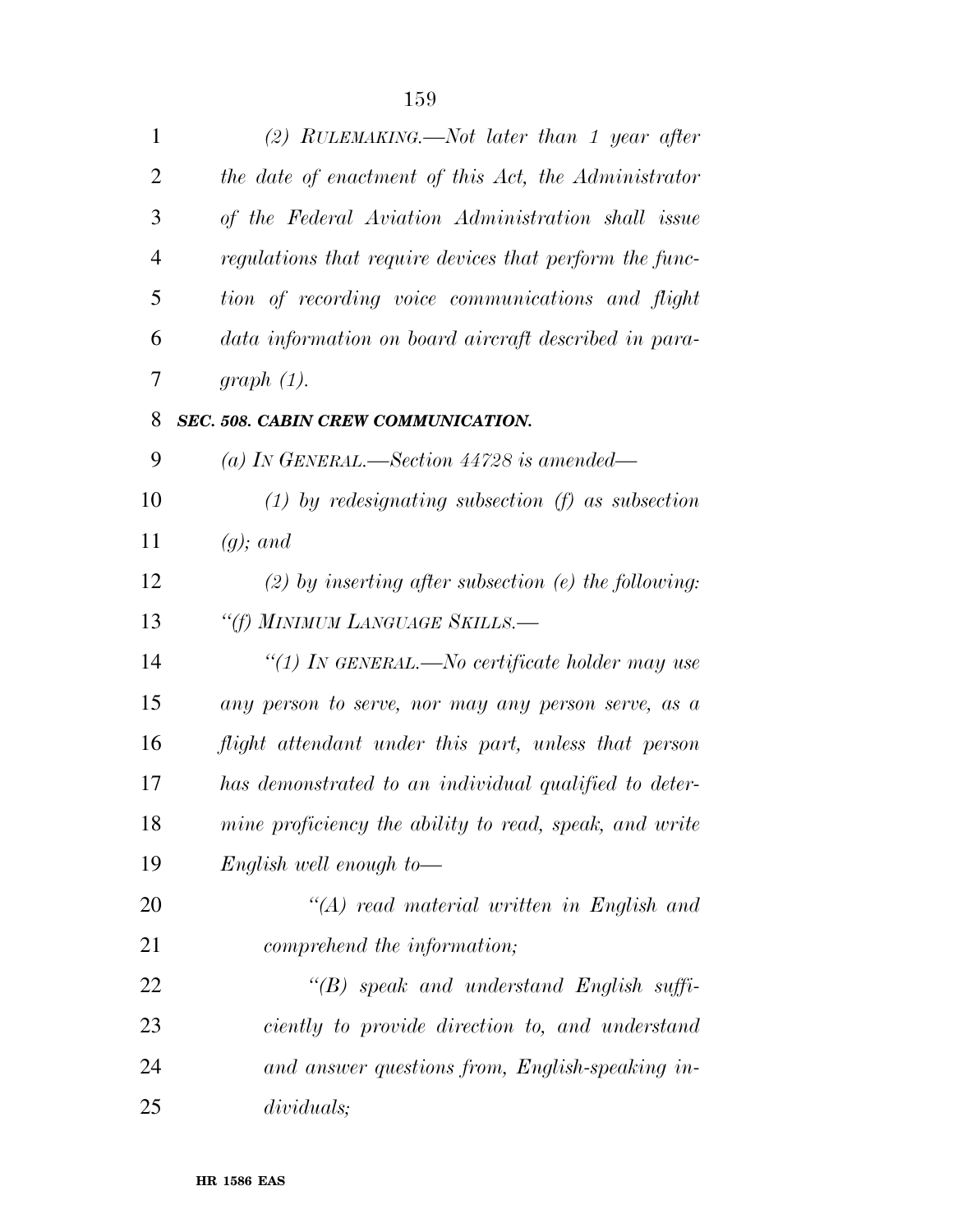*(2) RULEMAKING.—Not later than 1 year after the date of enactment of this Act, the Administrator of the Federal Aviation Administration shall issue regulations that require devices that perform the function of recording voice communications and flight data information on board aircraft described in paragraph (1).*

***SEC. 508. CABIN CREW COMMUNICATION.***

*(a) IN GENERAL.—Section 44728 is amended—*

*(1) by redesignating subsection (f) as subsection (g); and*

*(2) by inserting after subsection (e) the following:*

*"(f) MINIMUM LANGUAGE SKILLS.—*

*"(1) IN GENERAL.—No certificate holder may use any person to serve, nor may any person serve, as a flight attendant under this part, unless that person has demonstrated to an individual qualified to determine proficiency the ability to read, speak, and write English well enough to—*

*"(A) read material written in English and comprehend the information;*

*"(B) speak and understand English sufficiently to provide direction to, and understand and answer questions from, English-speaking individuals;*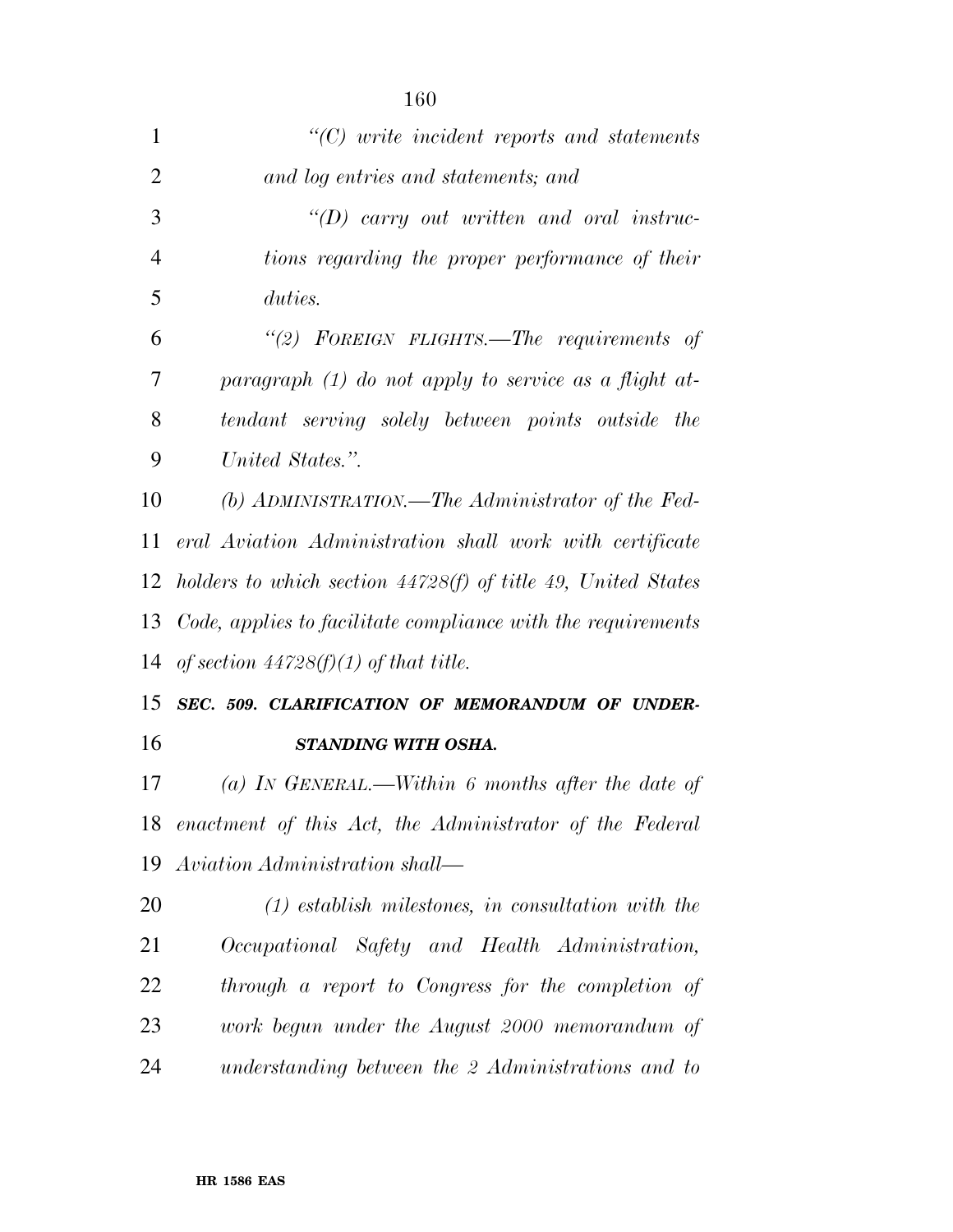*"(C) write incident reports and statements and log entries and statements; and*

*"(D) carry out written and oral instructions regarding the proper performance of their duties.*

*"(2) FOREIGN FLIGHTS.—The requirements of paragraph (1) do not apply to service as a flight attendant serving solely between points outside the United States.".*

*(b) ADMINISTRATION.—The Administrator of the Federal Aviation Administration shall work with certificate holders to which section 44728(f) of title 49, United States Code, applies to facilitate compliance with the requirements of section 44728(f)(1) of that title.*

***SEC. 509. CLARIFICATION OF MEMORANDUM OF UNDERSTANDING WITH OSHA.***

*(a) IN GENERAL.—Within 6 months after the date of enactment of this Act, the Administrator of the Federal Aviation Administration shall—*

*(1) establish milestones, in consultation with the Occupational Safety and Health Administration, through a report to Congress for the completion of work begun under the August 2000 memorandum of understanding between the 2 Administrations and to*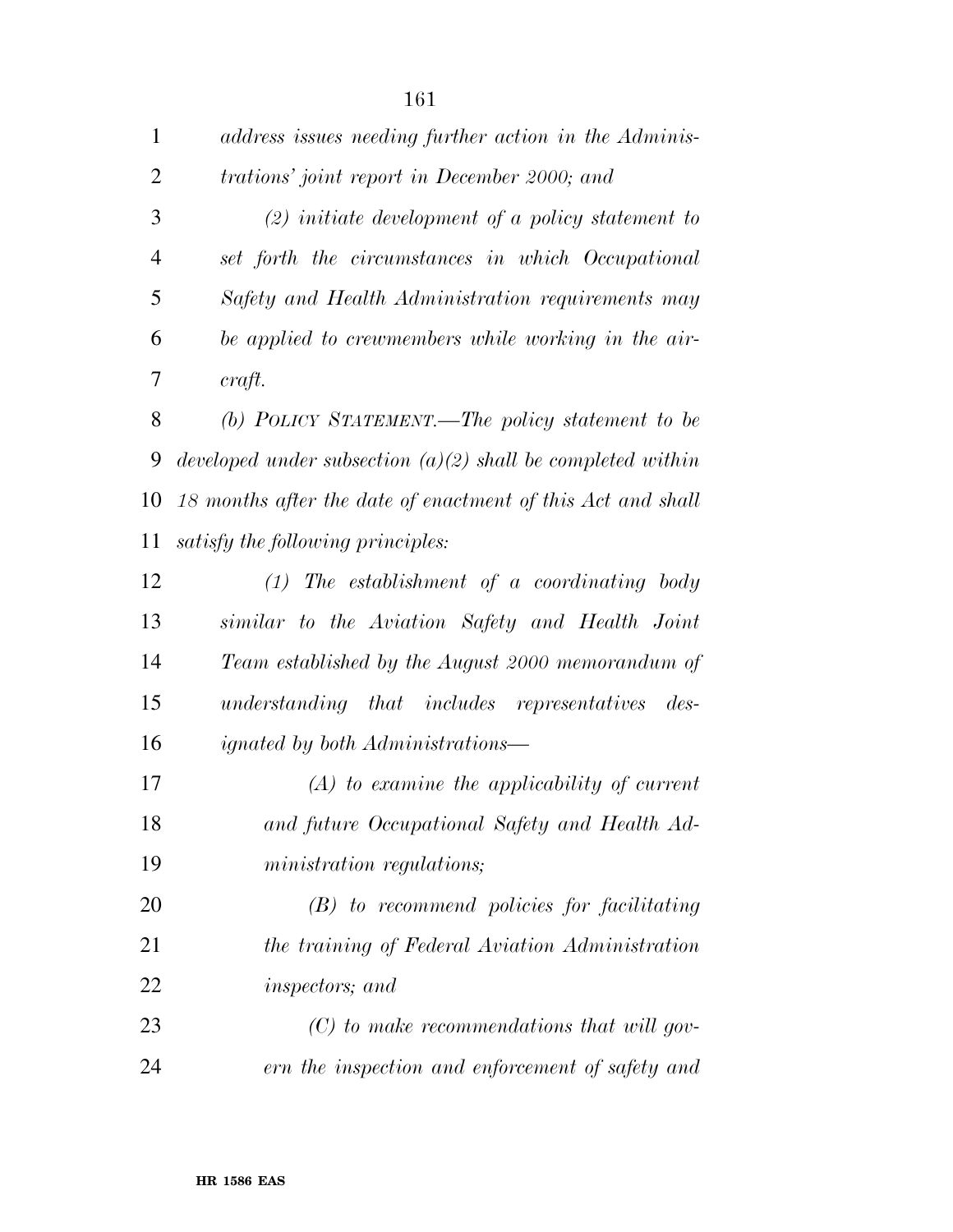*address issues needing further action in the Administrations' joint report in December 2000; and*

*(2) initiate development of a policy statement to set forth the circumstances in which Occupational Safety and Health Administration requirements may be applied to crewmembers while working in the aircraft.*

*(b) POLICY STATEMENT.—The policy statement to be developed under subsection (a)(2) shall be completed within 18 months after the date of enactment of this Act and shall satisfy the following principles:*

*(1) The establishment of a coordinating body similar to the Aviation Safety and Health Joint Team established by the August 2000 memorandum of understanding that includes representatives designated by both Administrations—*

*(A) to examine the applicability of current and future Occupational Safety and Health Administration regulations;*

*(B) to recommend policies for facilitating the training of Federal Aviation Administration inspectors; and*

*(C) to make recommendations that will govern the inspection and enforcement of safety and*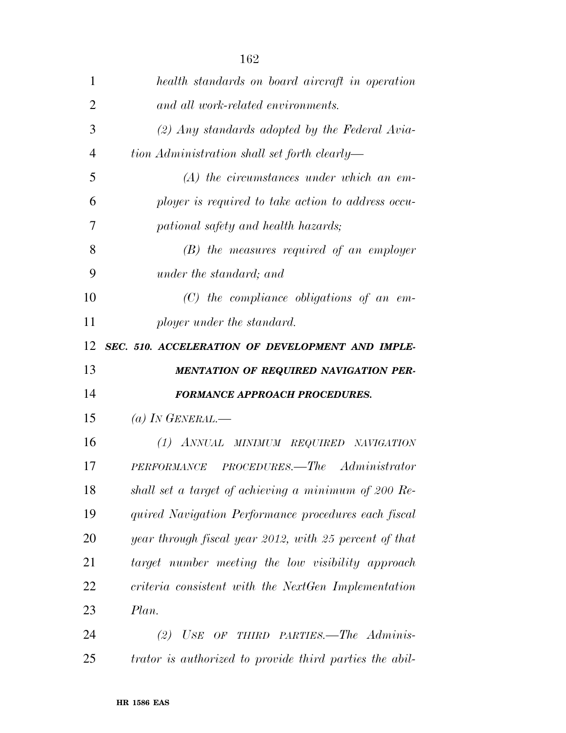*health standards on board aircraft in operation and all work-related environments.*

*(2) Any standards adopted by the Federal Aviation Administration shall set forth clearly—*

*(A) the circumstances under which an employer is required to take action to address occupational safety and health hazards;*

*(B) the measures required of an employer under the standard; and*

*(C) the compliance obligations of an employer under the standard.*

***SEC. 510. ACCELERATION OF DEVELOPMENT AND IMPLEMENTATION OF REQUIRED NAVIGATION PERFORMANCE APPROACH PROCEDURES.***

*(a) IN GENERAL.—*

*(1) ANNUAL MINIMUM REQUIRED NAVIGATION PERFORMANCE PROCEDURES.—The Administrator shall set a target of achieving a minimum of 200 Required Navigation Performance procedures each fiscal year through fiscal year 2012, with 25 percent of that target number meeting the low visibility approach criteria consistent with the NextGen Implementation Plan.*

*(2) USE OF THIRD PARTIES.—The Administrator is authorized to provide third parties the abil-*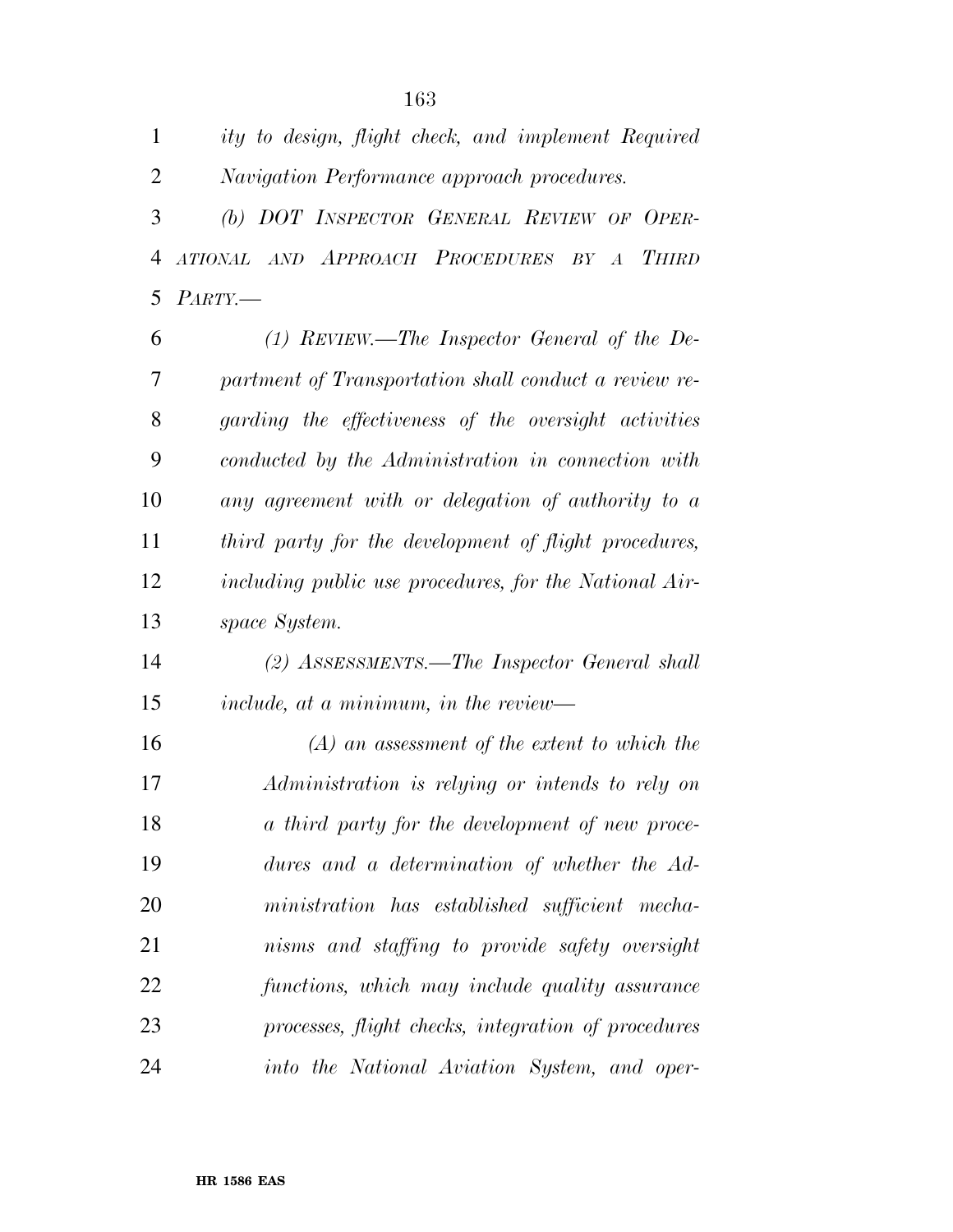*ity to design, flight check, and implement Required Navigation Performance approach procedures.*

*(b) DOT INSPECTOR GENERAL REVIEW OF OPERATIONAL AND APPROACH PROCEDURES BY A THIRD PARTY.—*

*(1) REVIEW.—The Inspector General of the Department of Transportation shall conduct a review regarding the effectiveness of the oversight activities conducted by the Administration in connection with any agreement with or delegation of authority to a third party for the development of flight procedures, including public use procedures, for the National Airspace System.*

*(2) ASSESSMENTS.—The Inspector General shall include, at a minimum, in the review—*

*(A) an assessment of the extent to which the Administration is relying or intends to rely on a third party for the development of new procedures and a determination of whether the Administration has established sufficient mechanisms and staffing to provide safety oversight functions, which may include quality assurance processes, flight checks, integration of procedures into the National Aviation System, and oper-*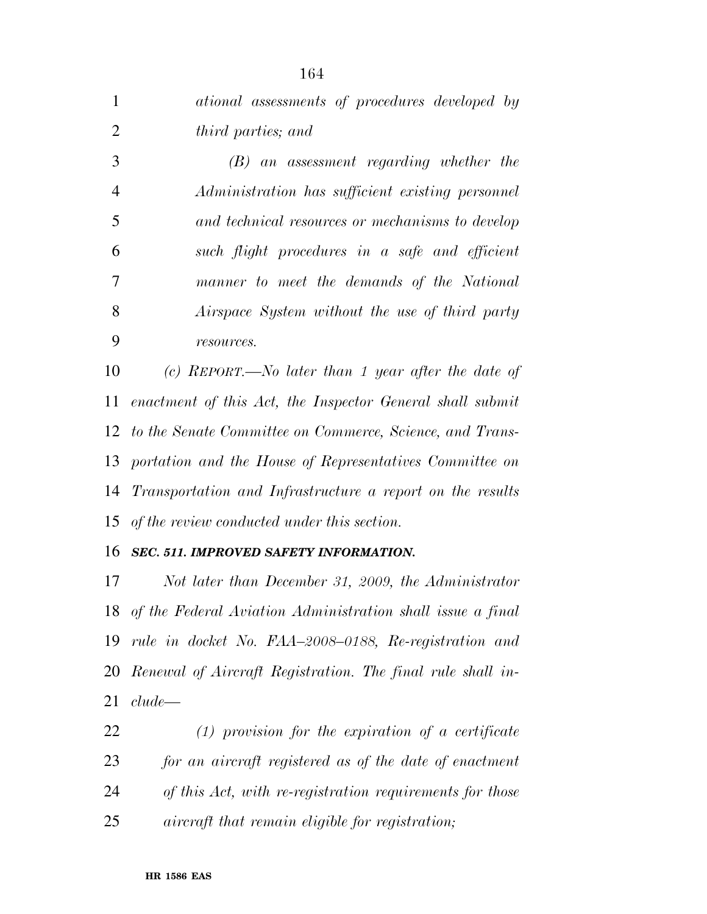*ational assessments of procedures developed by third parties; and*

*(B) an assessment regarding whether the Administration has sufficient existing personnel and technical resources or mechanisms to develop such flight procedures in a safe and efficient manner to meet the demands of the National Airspace System without the use of third party resources.*

*(c) REPORT.—No later than 1 year after the date of enactment of this Act, the Inspector General shall submit to the Senate Committee on Commerce, Science, and Transportation and the House of Representatives Committee on Transportation and Infrastructure a report on the results of the review conducted under this section.*

***SEC. 511. IMPROVED SAFETY INFORMATION.***

*Not later than December 31, 2009, the Administrator of the Federal Aviation Administration shall issue a final rule in docket No. FAA–2008–0188, Re-registration and Renewal of Aircraft Registration. The final rule shall include—*

*(1) provision for the expiration of a certificate for an aircraft registered as of the date of enactment of this Act, with re-registration requirements for those aircraft that remain eligible for registration;*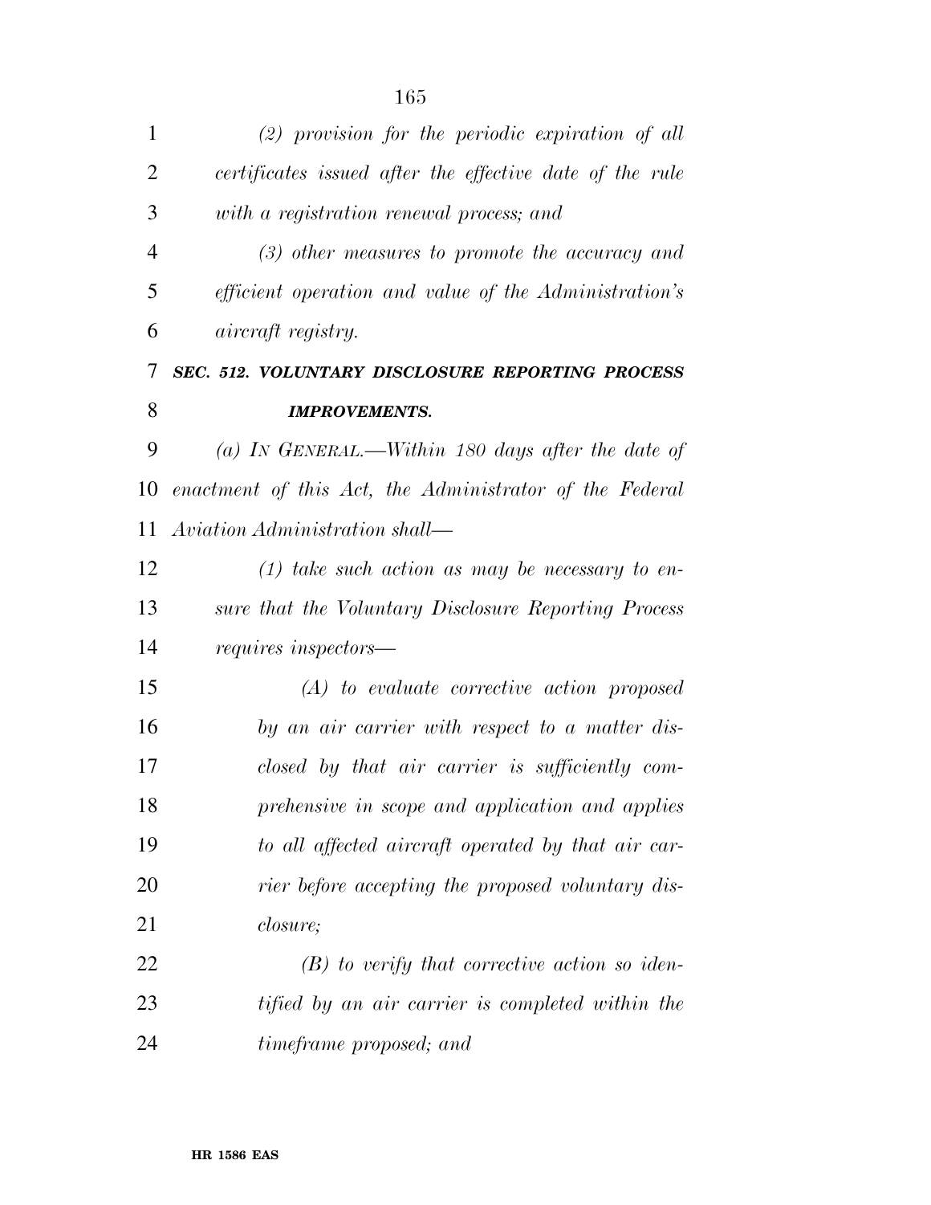*(2) provision for the periodic expiration of all certificates issued after the effective date of the rule with a registration renewal process; and*

*(3) other measures to promote the accuracy and efficient operation and value of the Administration's aircraft registry.*

***SEC. 512. VOLUNTARY DISCLOSURE REPORTING PROCESS IMPROVEMENTS.***

*(a) IN GENERAL.—Within 180 days after the date of enactment of this Act, the Administrator of the Federal Aviation Administration shall—*

*(1) take such action as may be necessary to ensure that the Voluntary Disclosure Reporting Process requires inspectors—*

*(A) to evaluate corrective action proposed by an air carrier with respect to a matter disclosed by that air carrier is sufficiently comprehensive in scope and application and applies to all affected aircraft operated by that air carrier before accepting the proposed voluntary disclosure;*

*(B) to verify that corrective action so identified by an air carrier is completed within the timeframe proposed; and*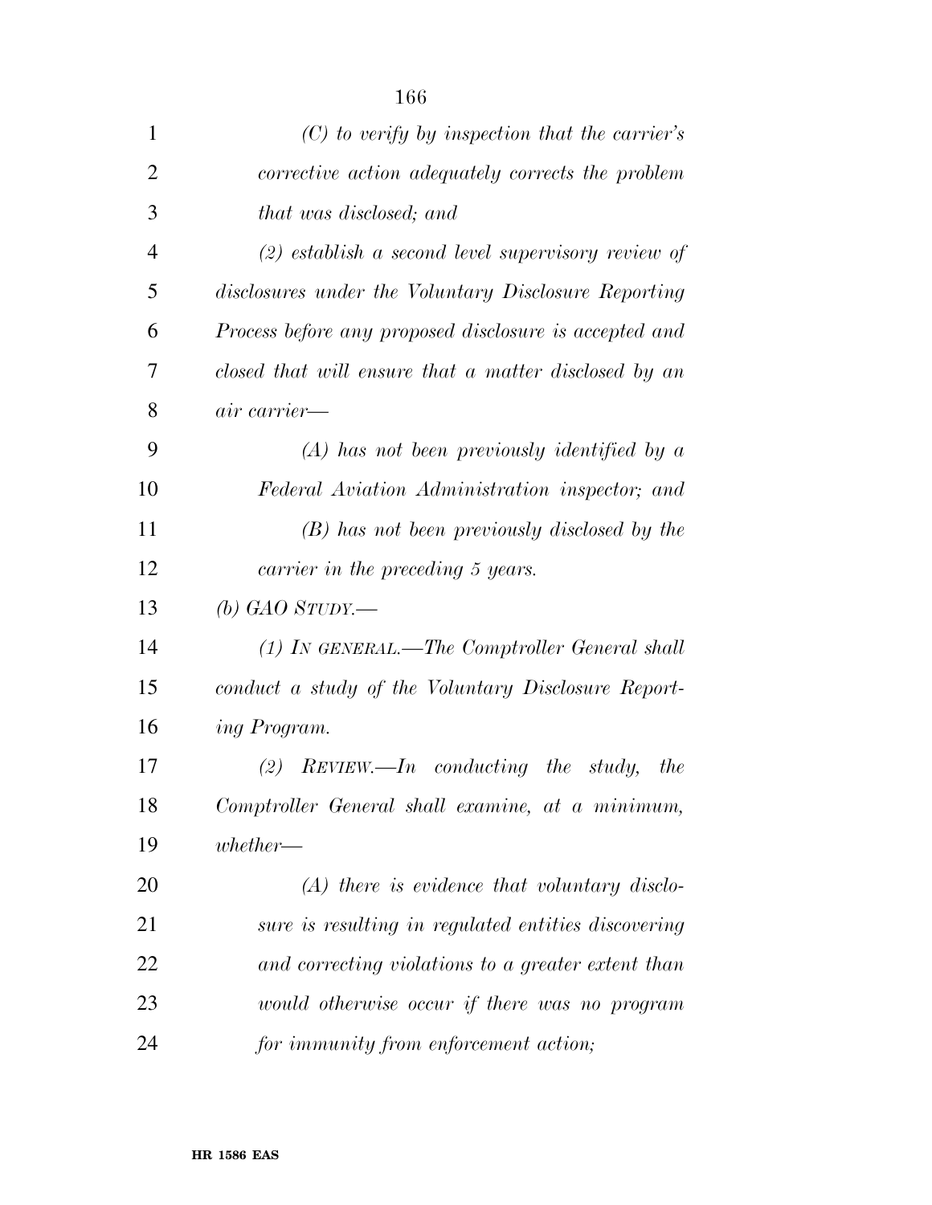*(C) to verify by inspection that the carrier's corrective action adequately corrects the problem that was disclosed; and*

*(2) establish a second level supervisory review of disclosures under the Voluntary Disclosure Reporting Process before any proposed disclosure is accepted and closed that will ensure that a matter disclosed by an air carrier—*

*(A) has not been previously identified by a Federal Aviation Administration inspector; and*

*(B) has not been previously disclosed by the carrier in the preceding 5 years.*

*(b) GAO STUDY.—*

*(1) IN GENERAL.—The Comptroller General shall conduct a study of the Voluntary Disclosure Reporting Program.*

*(2) REVIEW.—In conducting the study, the Comptroller General shall examine, at a minimum, whether—*

*(A) there is evidence that voluntary disclosure is resulting in regulated entities discovering and correcting violations to a greater extent than would otherwise occur if there was no program for immunity from enforcement action;*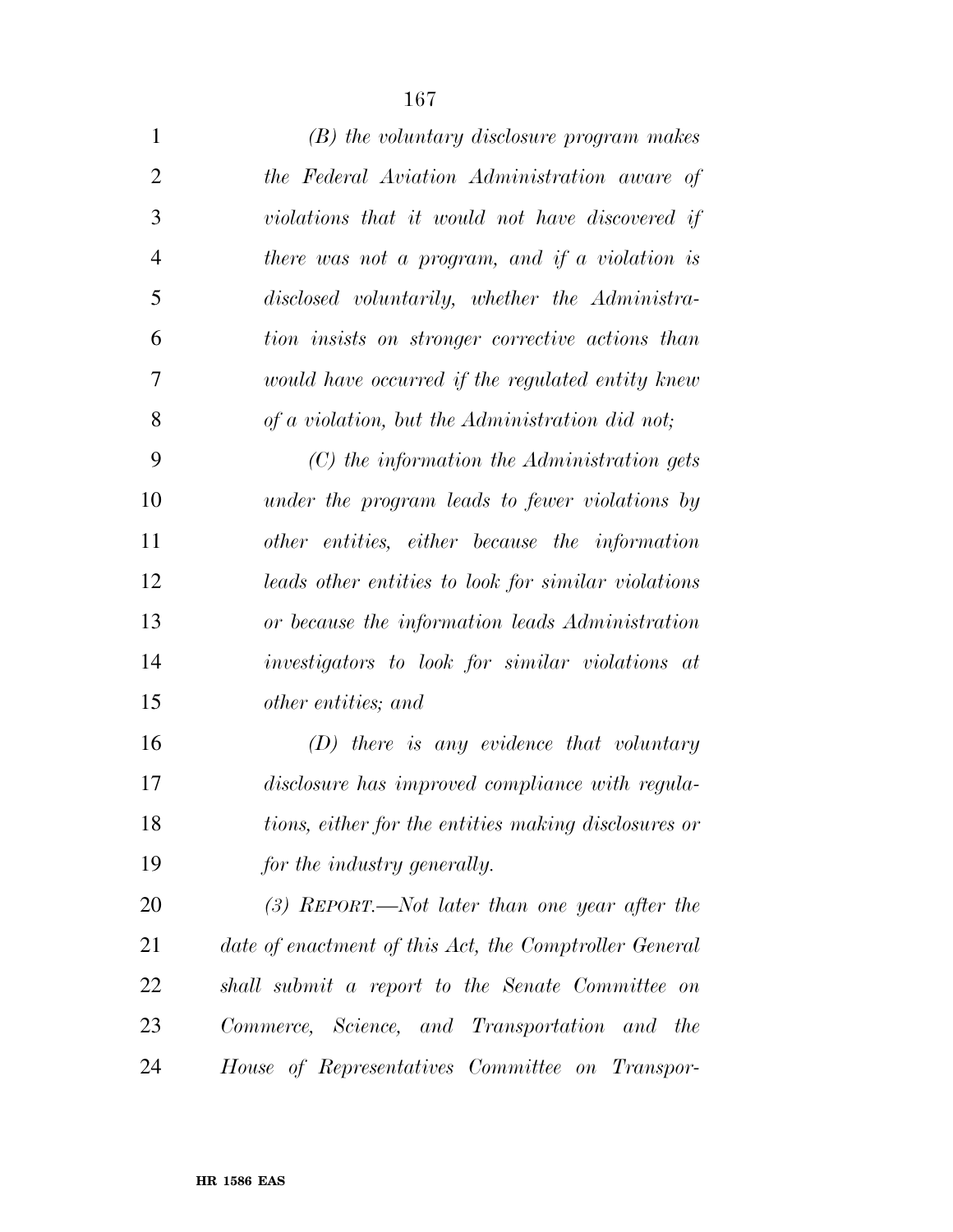*(B) the voluntary disclosure program makes the Federal Aviation Administration aware of violations that it would not have discovered if there was not a program, and if a violation is disclosed voluntarily, whether the Administration insists on stronger corrective actions than would have occurred if the regulated entity knew of a violation, but the Administration did not;*

*(C) the information the Administration gets under the program leads to fewer violations by other entities, either because the information leads other entities to look for similar violations or because the information leads Administration investigators to look for similar violations at other entities; and*

*(D) there is any evidence that voluntary disclosure has improved compliance with regulations, either for the entities making disclosures or for the industry generally.*

*(3) REPORT.—Not later than one year after the date of enactment of this Act, the Comptroller General shall submit a report to the Senate Committee on Commerce, Science, and Transportation and the House of Representatives Committee on Transpor-*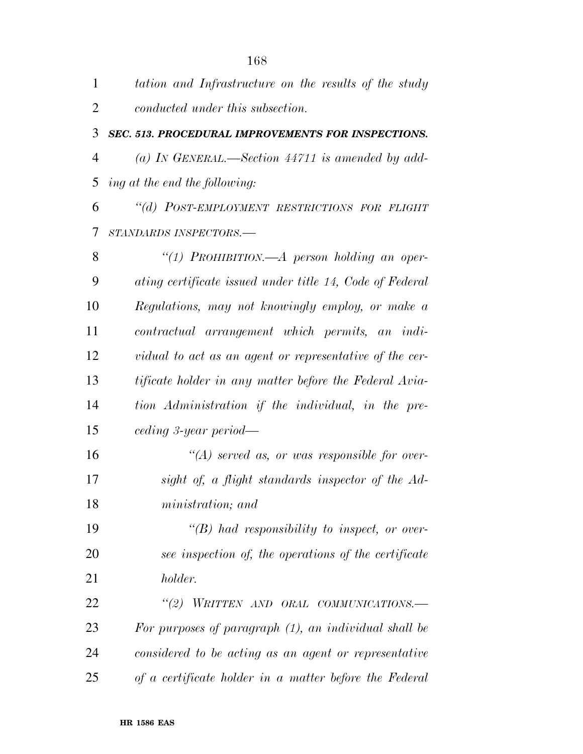*tation and Infrastructure on the results of the study conducted under this subsection.*

***SEC. 513. PROCEDURAL IMPROVEMENTS FOR INSPECTIONS.***

*(a) IN GENERAL.—Section 44711 is amended by adding at the end the following:*

*"(d) POST-EMPLOYMENT RESTRICTIONS FOR FLIGHT STANDARDS INSPECTORS.—*

*"(1) PROHIBITION.—A person holding an operating certificate issued under title 14, Code of Federal Regulations, may not knowingly employ, or make a contractual arrangement which permits, an individual to act as an agent or representative of the certificate holder in any matter before the Federal Aviation Administration if the individual, in the preceding 3-year period—*

*"(A) served as, or was responsible for oversight of, a flight standards inspector of the Administration; and*

*"(B) had responsibility to inspect, or oversee inspection of, the operations of the certificate holder.*

*"(2) WRITTEN AND ORAL COMMUNICATIONS.— For purposes of paragraph (1), an individual shall be considered to be acting as an agent or representative of a certificate holder in a matter before the Federal*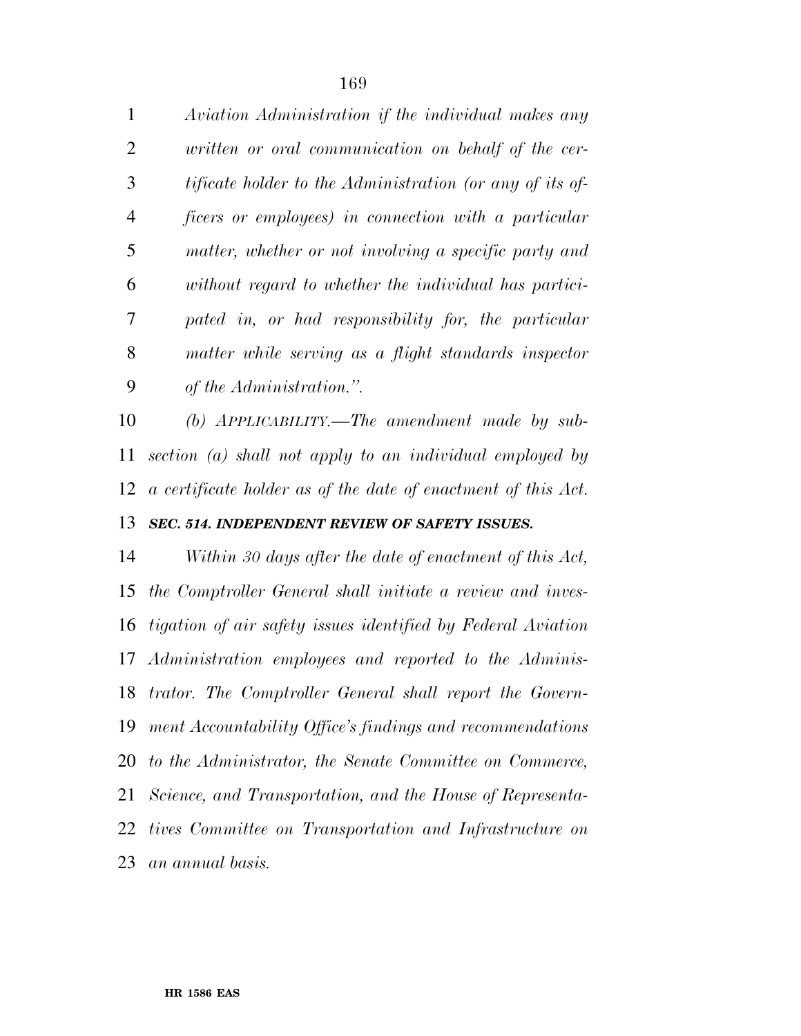*Aviation Administration if the individual makes any written or oral communication on behalf of the certificate holder to the Administration (or any of its officers or employees) in connection with a particular matter, whether or not involving a specific party and without regard to whether the individual has participated in, or had responsibility for, the particular matter while serving as a flight standards inspector of the Administration.".*

*(b) APPLICABILITY.—The amendment made by subsection (a) shall not apply to an individual employed by a certificate holder as of the date of enactment of this Act.*

***SEC. 514. INDEPENDENT REVIEW OF SAFETY ISSUES.***

*Within 30 days after the date of enactment of this Act, the Comptroller General shall initiate a review and investigation of air safety issues identified by Federal Aviation Administration employees and reported to the Administrator. The Comptroller General shall report the Government Accountability Office's findings and recommendations to the Administrator, the Senate Committee on Commerce, Science, and Transportation, and the House of Representatives Committee on Transportation and Infrastructure on an annual basis.*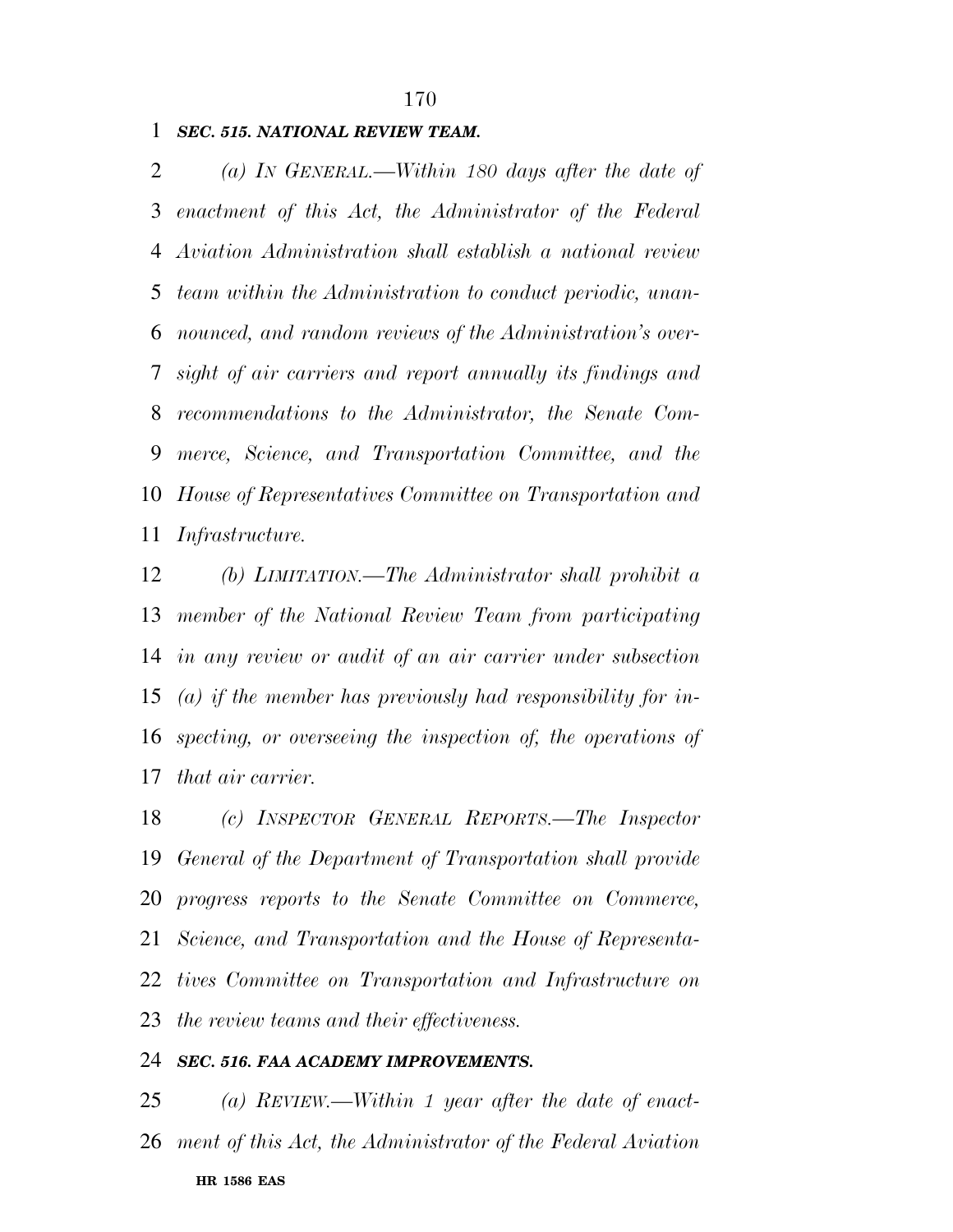***SEC. 515. NATIONAL REVIEW TEAM.***

*(a) IN GENERAL.—Within 180 days after the date of enactment of this Act, the Administrator of the Federal Aviation Administration shall establish a national review team within the Administration to conduct periodic, unannounced, and random reviews of the Administration's oversight of air carriers and report annually its findings and recommendations to the Administrator, the Senate Commerce, Science, and Transportation Committee, and the House of Representatives Committee on Transportation and Infrastructure.*

*(b) LIMITATION.—The Administrator shall prohibit a member of the National Review Team from participating in any review or audit of an air carrier under subsection (a) if the member has previously had responsibility for inspecting, or overseeing the inspection of, the operations of that air carrier.*

*(c) INSPECTOR GENERAL REPORTS.—The Inspector General of the Department of Transportation shall provide progress reports to the Senate Committee on Commerce, Science, and Transportation and the House of Representatives Committee on Transportation and Infrastructure on the review teams and their effectiveness.*

***SEC. 516. FAA ACADEMY IMPROVEMENTS.***

*(a) REVIEW.—Within 1 year after the date of enactment of this Act, the Administrator of the Federal Aviation*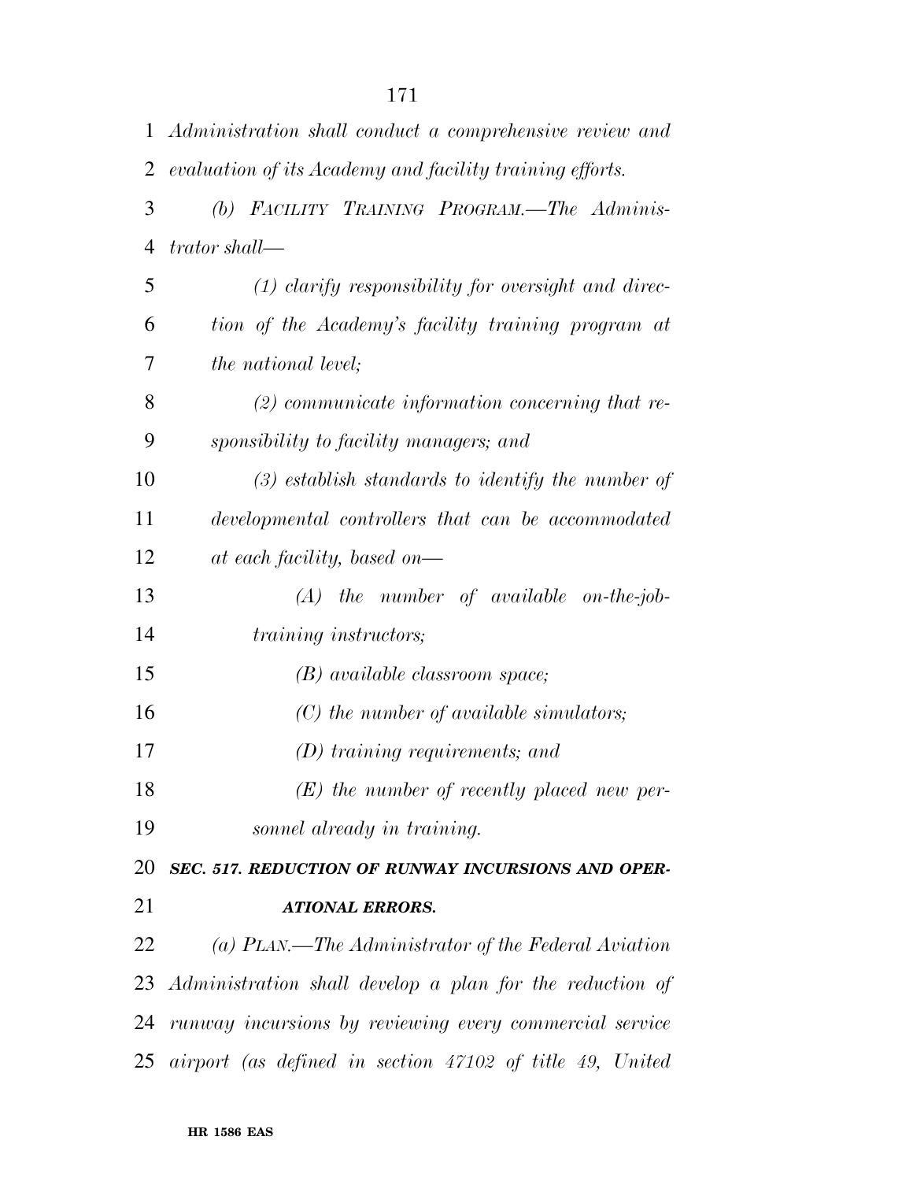*Administration shall conduct a comprehensive review and evaluation of its Academy and facility training efforts.*

*(b) FACILITY TRAINING PROGRAM.—The Administrator shall—*

*(1) clarify responsibility for oversight and direction of the Academy's facility training program at the national level;*

*(2) communicate information concerning that responsibility to facility managers; and*

*(3) establish standards to identify the number of developmental controllers that can be accommodated at each facility, based on—*

*(A) the number of available on-the-job-training instructors;*

*(B) available classroom space;*

*(C) the number of available simulators;*

*(D) training requirements; and*

*(E) the number of recently placed new personnel already in training.*

***SEC. 517. REDUCTION OF RUNWAY INCURSIONS AND OPERATIONAL ERRORS.***

*(a) PLAN.—The Administrator of the Federal Aviation Administration shall develop a plan for the reduction of runway incursions by reviewing every commercial service airport (as defined in section 47102 of title 49, United*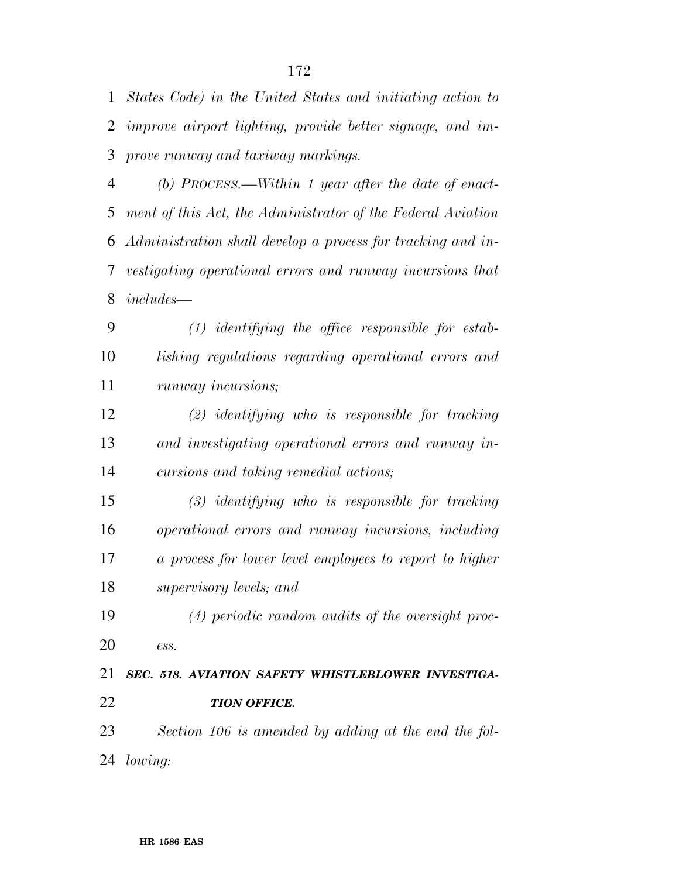*States Code) in the United States and initiating action to improve airport lighting, provide better signage, and improve runway and taxiway markings.*

*(b) PROCESS.—Within 1 year after the date of enactment of this Act, the Administrator of the Federal Aviation Administration shall develop a process for tracking and investigating operational errors and runway incursions that includes—*

*(1) identifying the office responsible for establishing regulations regarding operational errors and runway incursions;*

*(2) identifying who is responsible for tracking and investigating operational errors and runway incursions and taking remedial actions;*

*(3) identifying who is responsible for tracking operational errors and runway incursions, including a process for lower level employees to report to higher supervisory levels; and*

*(4) periodic random audits of the oversight process.*

***SEC. 518. AVIATION SAFETY WHISTLEBLOWER INVESTIGATION OFFICE.***

*Section 106 is amended by adding at the end the following:*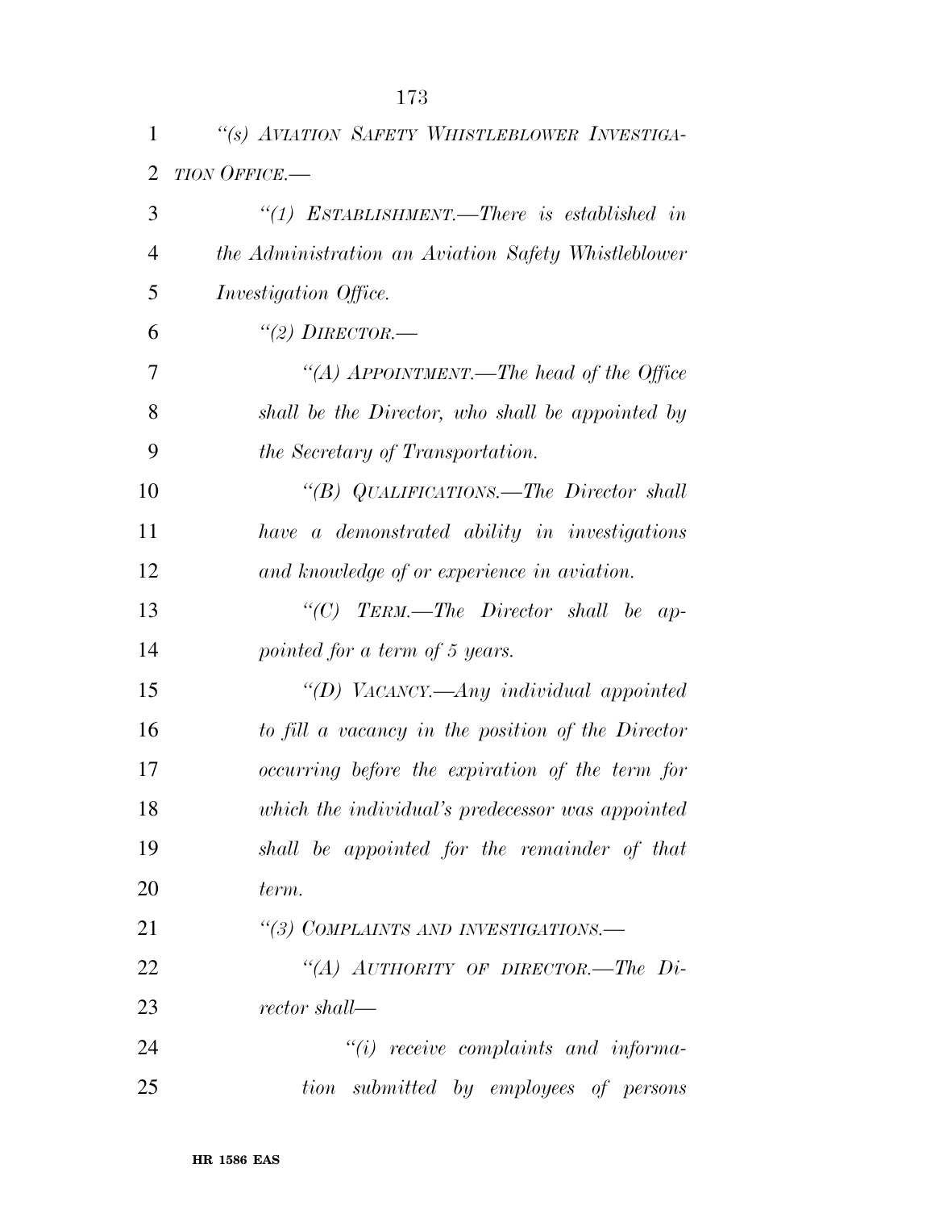*"(s) AVIATION SAFETY WHISTLEBLOWER INVESTIGATION OFFICE.—*

*"(1) ESTABLISHMENT.—There is established in the Administration an Aviation Safety Whistleblower Investigation Office.*

*"(2) DIRECTOR.—*

*"(A) APPOINTMENT.—The head of the Office shall be the Director, who shall be appointed by the Secretary of Transportation.*

*"(B) QUALIFICATIONS.—The Director shall have a demonstrated ability in investigations and knowledge of or experience in aviation.*

*"(C) TERM.—The Director shall be appointed for a term of 5 years.*

*"(D) VACANCY.—Any individual appointed to fill a vacancy in the position of the Director occurring before the expiration of the term for which the individual's predecessor was appointed shall be appointed for the remainder of that term.*

*"(3) COMPLAINTS AND INVESTIGATIONS.—*

*"(A) AUTHORITY OF DIRECTOR.—The Director shall—*

*"(i) receive complaints and information submitted by employees of persons*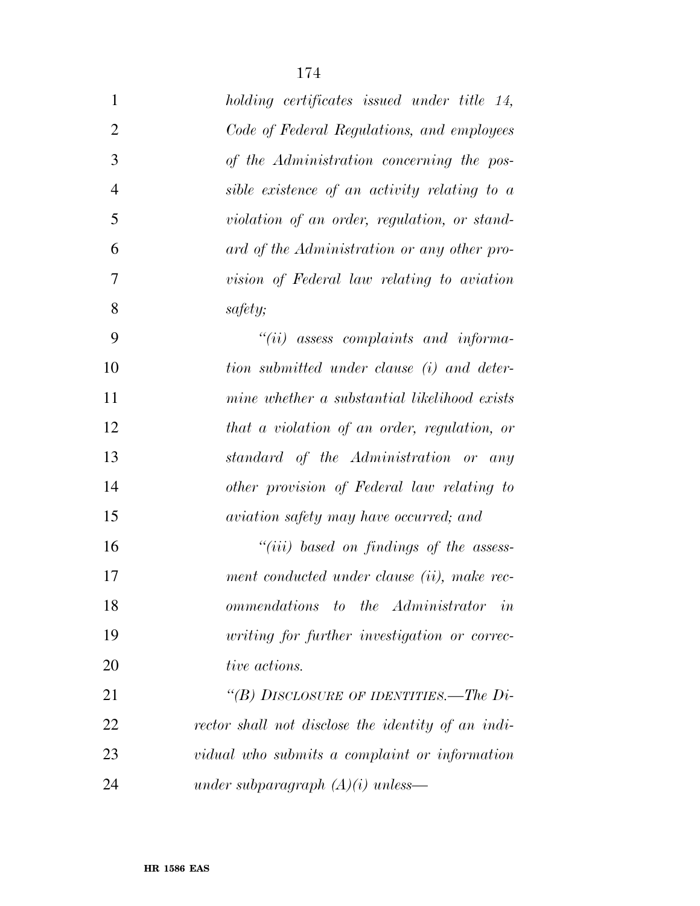*holding certificates issued under title 14, Code of Federal Regulations, and employees of the Administration concerning the possible existence of an activity relating to a violation of an order, regulation, or standard of the Administration or any other provision of Federal law relating to aviation safety;*

*"(ii) assess complaints and information submitted under clause (i) and determine whether a substantial likelihood exists that a violation of an order, regulation, or standard of the Administration or any other provision of Federal law relating to aviation safety may have occurred; and*

*"(iii) based on findings of the assessment conducted under clause (ii), make recommendations to the Administrator in writing for further investigation or corrective actions.*

*"(B) DISCLOSURE OF IDENTITIES.—The Director shall not disclose the identity of an individual who submits a complaint or information under subparagraph (A)(i) unless—*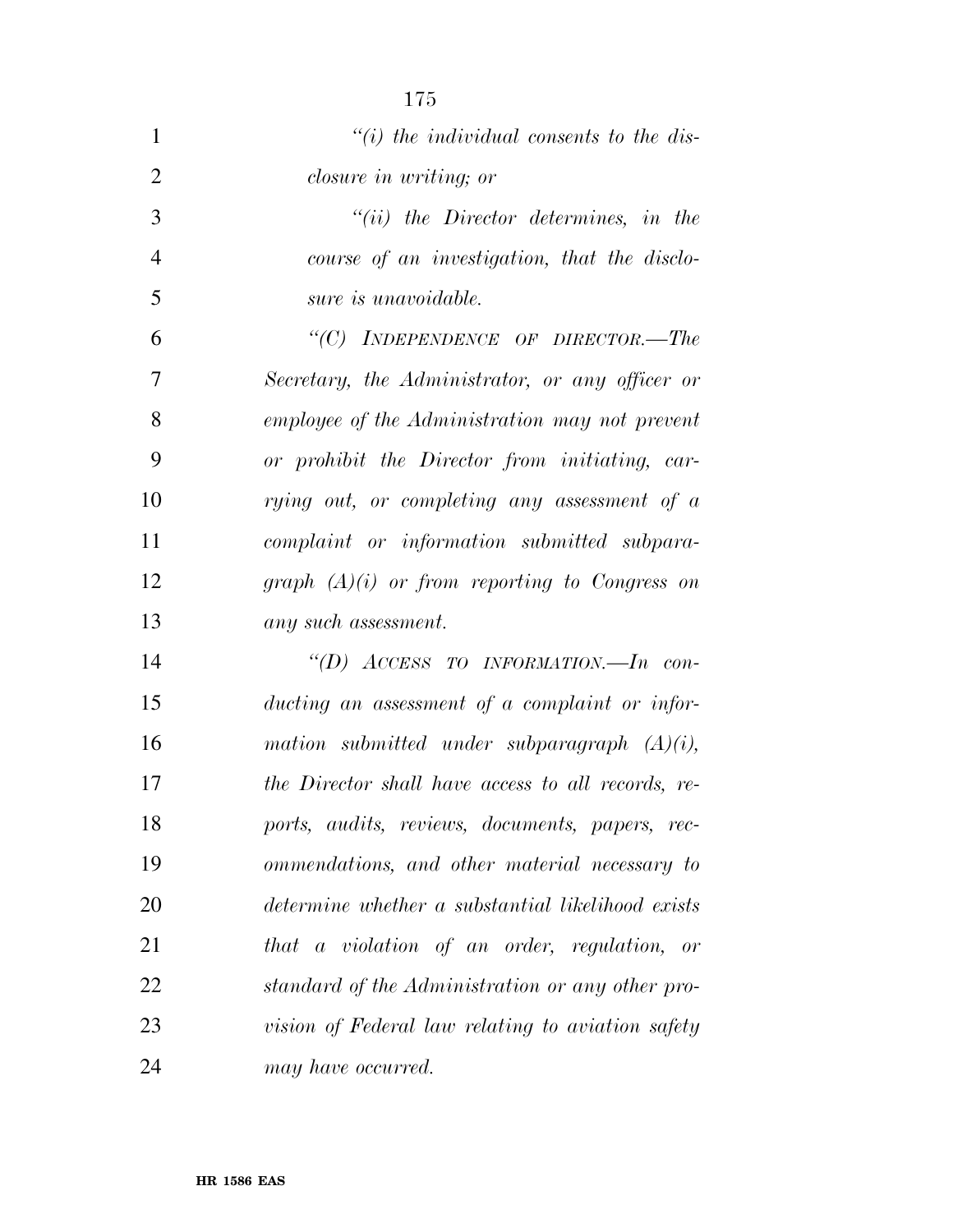*"(i) the individual consents to the disclosure in writing; or*

*"(ii) the Director determines, in the course of an investigation, that the disclosure is unavoidable.*

*"(C) INDEPENDENCE OF DIRECTOR.—The Secretary, the Administrator, or any officer or employee of the Administration may not prevent or prohibit the Director from initiating, carrying out, or completing any assessment of a complaint or information submitted subparagraph (A)(i) or from reporting to Congress on any such assessment.*

*"(D) ACCESS TO INFORMATION.—In conducting an assessment of a complaint or information submitted under subparagraph (A)(i), the Director shall have access to all records, reports, audits, reviews, documents, papers, recommendations, and other material necessary to determine whether a substantial likelihood exists that a violation of an order, regulation, or standard of the Administration or any other provision of Federal law relating to aviation safety may have occurred.*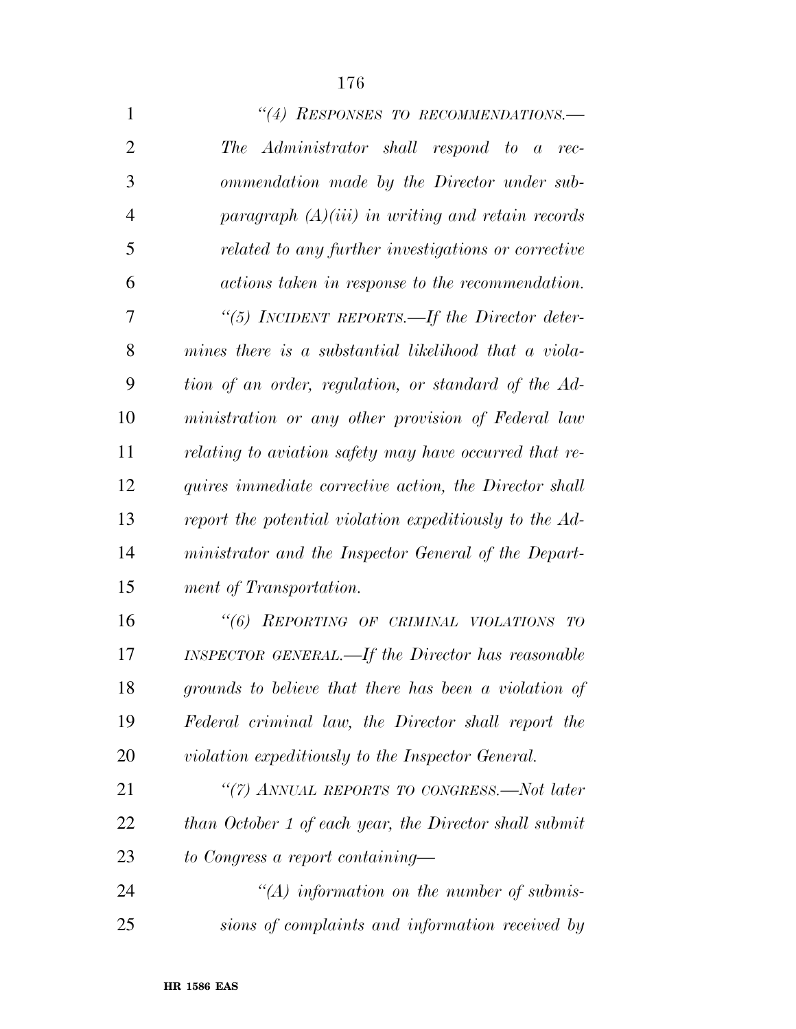*"(4) RESPONSES TO RECOMMENDATIONS.— The Administrator shall respond to a recommendation made by the Director under subparagraph (A)(iii) in writing and retain records related to any further investigations or corrective actions taken in response to the recommendation.*

*"(5) INCIDENT REPORTS.—If the Director determines there is a substantial likelihood that a violation of an order, regulation, or standard of the Administration or any other provision of Federal law relating to aviation safety may have occurred that requires immediate corrective action, the Director shall report the potential violation expeditiously to the Administrator and the Inspector General of the Department of Transportation.*

*"(6) REPORTING OF CRIMINAL VIOLATIONS TO INSPECTOR GENERAL.—If the Director has reasonable grounds to believe that there has been a violation of Federal criminal law, the Director shall report the violation expeditiously to the Inspector General.*

*"(7) ANNUAL REPORTS TO CONGRESS.—Not later than October 1 of each year, the Director shall submit to Congress a report containing—*

*"(A) information on the number of submissions of complaints and information received by*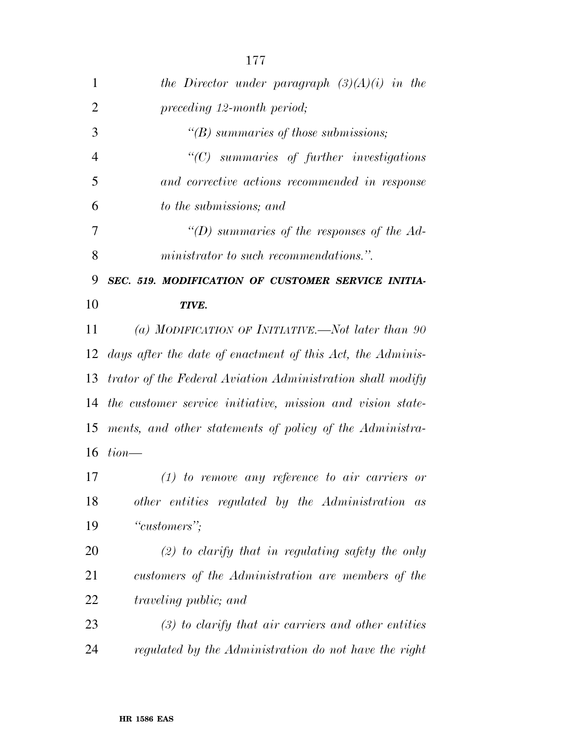*the Director under paragraph (3)(A)(i) in the preceding 12-month period;*

*"(B) summaries of those submissions;*

*"(C) summaries of further investigations and corrective actions recommended in response to the submissions; and*

*"(D) summaries of the responses of the Administrator to such recommendations.".*

***SEC. 519. MODIFICATION OF CUSTOMER SERVICE INITIATIVE.***

*(a) MODIFICATION OF INITIATIVE.—Not later than 90 days after the date of enactment of this Act, the Administrator of the Federal Aviation Administration shall modify the customer service initiative, mission and vision statements, and other statements of policy of the Administration—*

*(1) to remove any reference to air carriers or other entities regulated by the Administration as "customers";*

*(2) to clarify that in regulating safety the only customers of the Administration are members of the traveling public; and*

*(3) to clarify that air carriers and other entities regulated by the Administration do not have the right*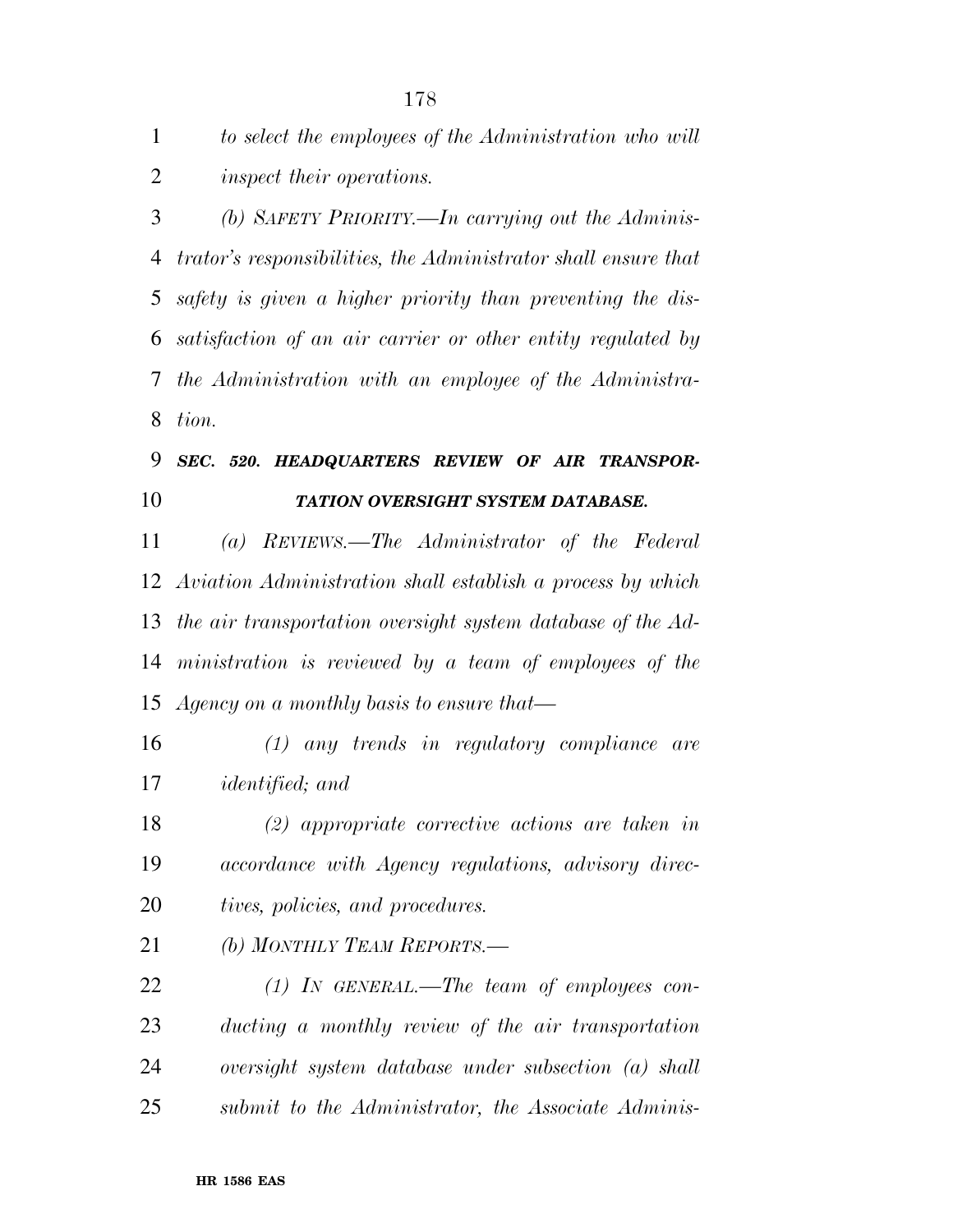*to select the employees of the Administration who will inspect their operations.*

*(b) SAFETY PRIORITY.—In carrying out the Administrator's responsibilities, the Administrator shall ensure that safety is given a higher priority than preventing the dissatisfaction of an air carrier or other entity regulated by the Administration with an employee of the Administration.*

***SEC. 520. HEADQUARTERS REVIEW OF AIR TRANSPORTATION OVERSIGHT SYSTEM DATABASE.***

*(a) REVIEWS.—The Administrator of the Federal Aviation Administration shall establish a process by which the air transportation oversight system database of the Administration is reviewed by a team of employees of the Agency on a monthly basis to ensure that—*

*(1) any trends in regulatory compliance are identified; and*

*(2) appropriate corrective actions are taken in accordance with Agency regulations, advisory directives, policies, and procedures.*

*(b) MONTHLY TEAM REPORTS.—*

*(1) IN GENERAL.—The team of employees conducting a monthly review of the air transportation oversight system database under subsection (a) shall submit to the Administrator, the Associate Adminis-*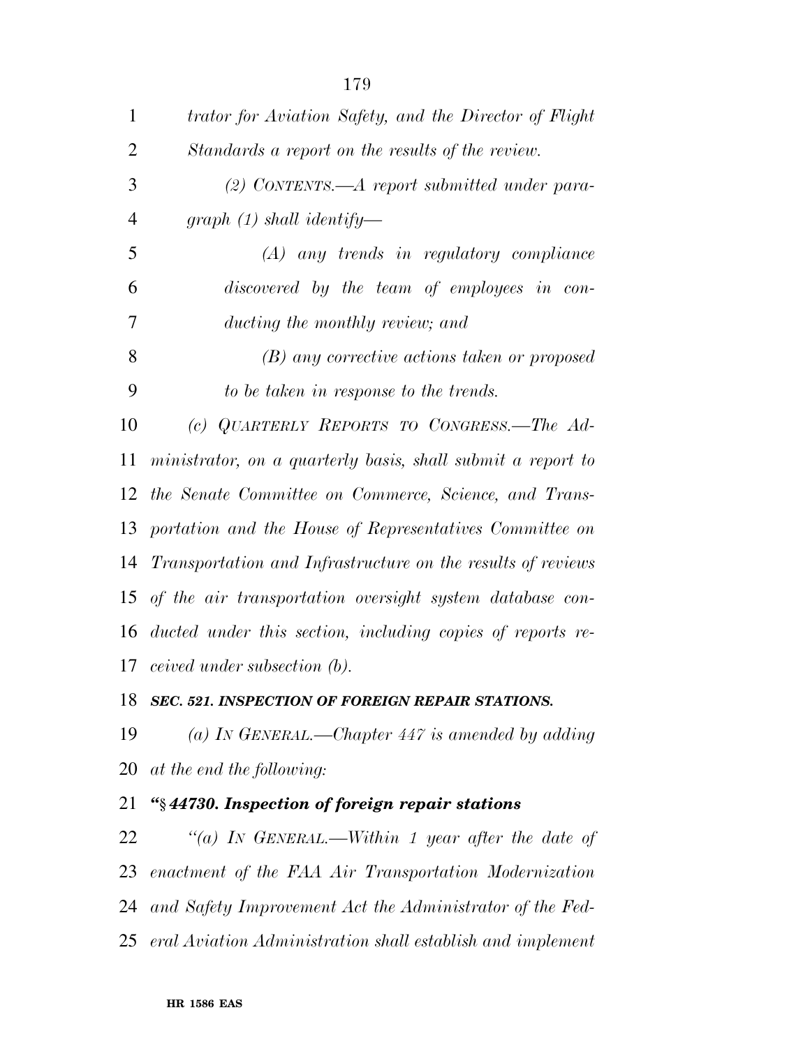*trator for Aviation Safety, and the Director of Flight Standards a report on the results of the review.*

*(2) CONTENTS.—A report submitted under paragraph (1) shall identify—*

*(A) any trends in regulatory compliance discovered by the team of employees in conducting the monthly review; and*

*(B) any corrective actions taken or proposed to be taken in response to the trends.*

*(c) QUARTERLY REPORTS TO CONGRESS.—The Administrator, on a quarterly basis, shall submit a report to the Senate Committee on Commerce, Science, and Transportation and the House of Representatives Committee on Transportation and Infrastructure on the results of reviews of the air transportation oversight system database conducted under this section, including copies of reports received under subsection (b).*

***SEC. 521. INSPECTION OF FOREIGN REPAIR STATIONS.***

*(a) IN GENERAL.—Chapter 447 is amended by adding at the end the following:*

***"§ 44730. Inspection of foreign repair stations***

*"(a) IN GENERAL.—Within 1 year after the date of enactment of the FAA Air Transportation Modernization and Safety Improvement Act the Administrator of the Federal Aviation Administration shall establish and implement*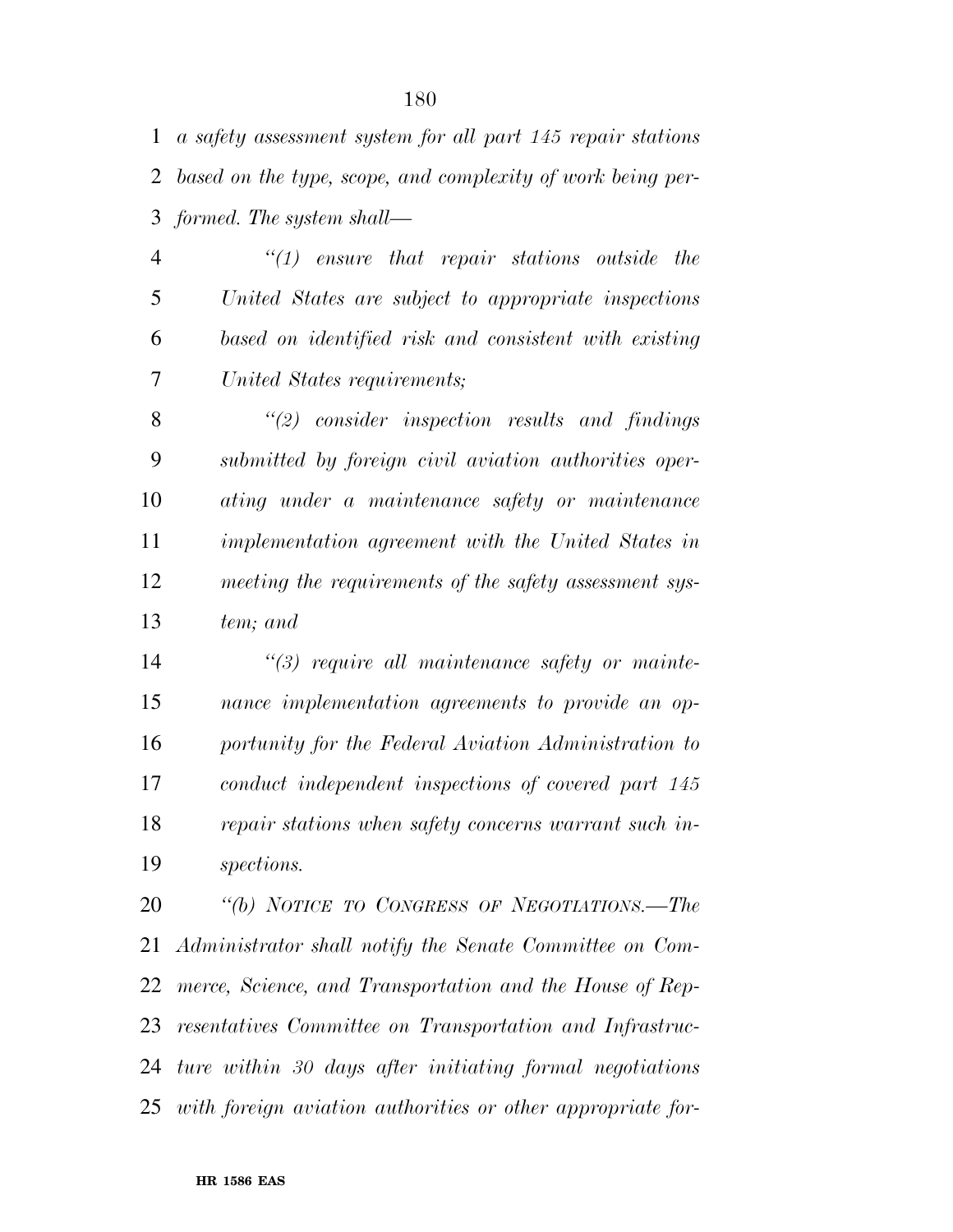*a safety assessment system for all part 145 repair stations based on the type, scope, and complexity of work being performed. The system shall—*

*"(1) ensure that repair stations outside the United States are subject to appropriate inspections based on identified risk and consistent with existing United States requirements;*

*"(2) consider inspection results and findings submitted by foreign civil aviation authorities operating under a maintenance safety or maintenance implementation agreement with the United States in meeting the requirements of the safety assessment system; and*

*"(3) require all maintenance safety or maintenance implementation agreements to provide an opportunity for the Federal Aviation Administration to conduct independent inspections of covered part 145 repair stations when safety concerns warrant such inspections.*

*"(b) NOTICE TO CONGRESS OF NEGOTIATIONS.—The Administrator shall notify the Senate Committee on Commerce, Science, and Transportation and the House of Representatives Committee on Transportation and Infrastructure within 30 days after initiating formal negotiations with foreign aviation authorities or other appropriate for-*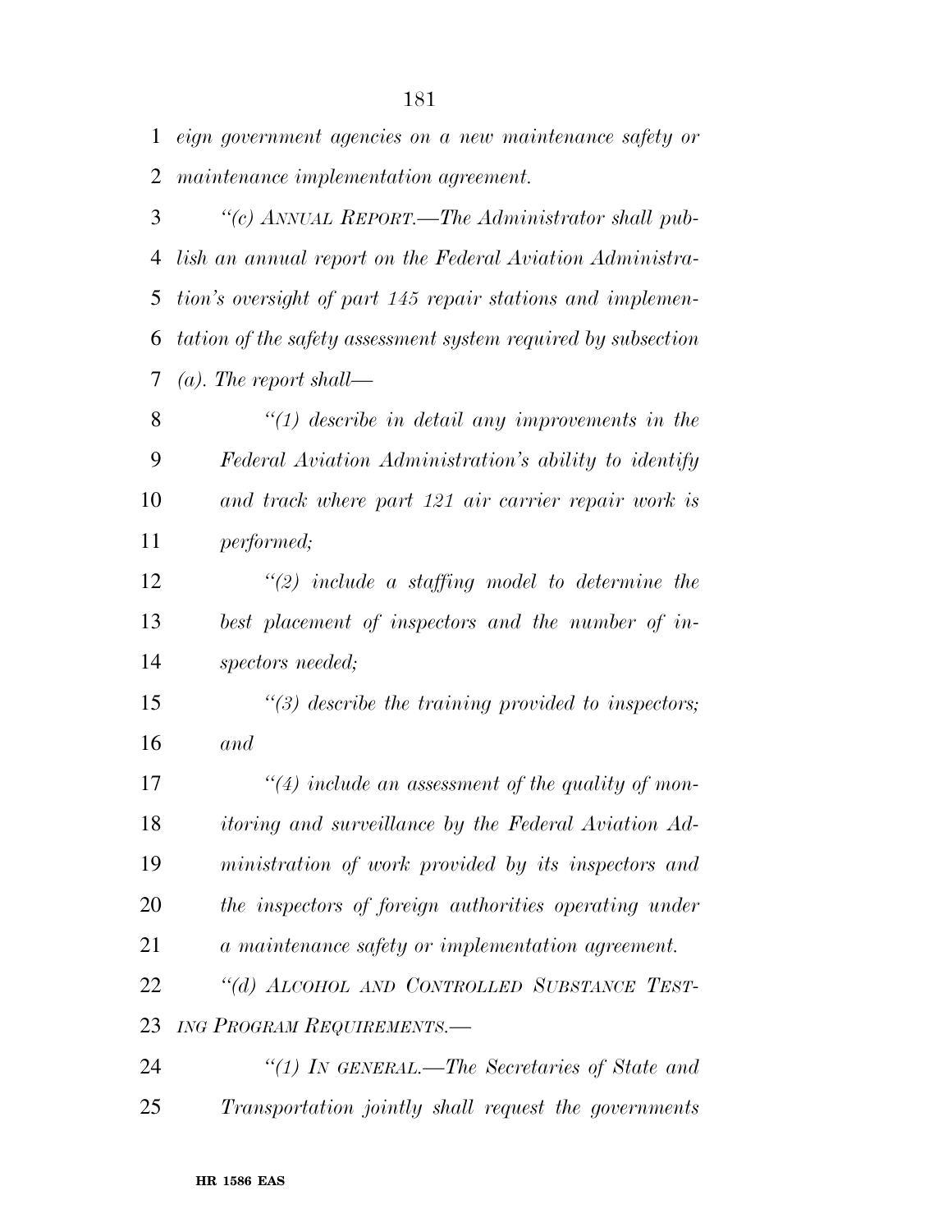*eign government agencies on a new maintenance safety or maintenance implementation agreement.*

*"(c) ANNUAL REPORT.—The Administrator shall publish an annual report on the Federal Aviation Administration's oversight of part 145 repair stations and implementation of the safety assessment system required by subsection (a). The report shall—*

*"(1) describe in detail any improvements in the Federal Aviation Administration's ability to identify and track where part 121 air carrier repair work is performed;*

*"(2) include a staffing model to determine the best placement of inspectors and the number of inspectors needed;*

*"(3) describe the training provided to inspectors; and*

*"(4) include an assessment of the quality of monitoring and surveillance by the Federal Aviation Administration of work provided by its inspectors and the inspectors of foreign authorities operating under a maintenance safety or implementation agreement.*

*"(d) ALCOHOL AND CONTROLLED SUBSTANCE TESTING PROGRAM REQUIREMENTS.—*

*"(1) IN GENERAL.—The Secretaries of State and Transportation jointly shall request the governments*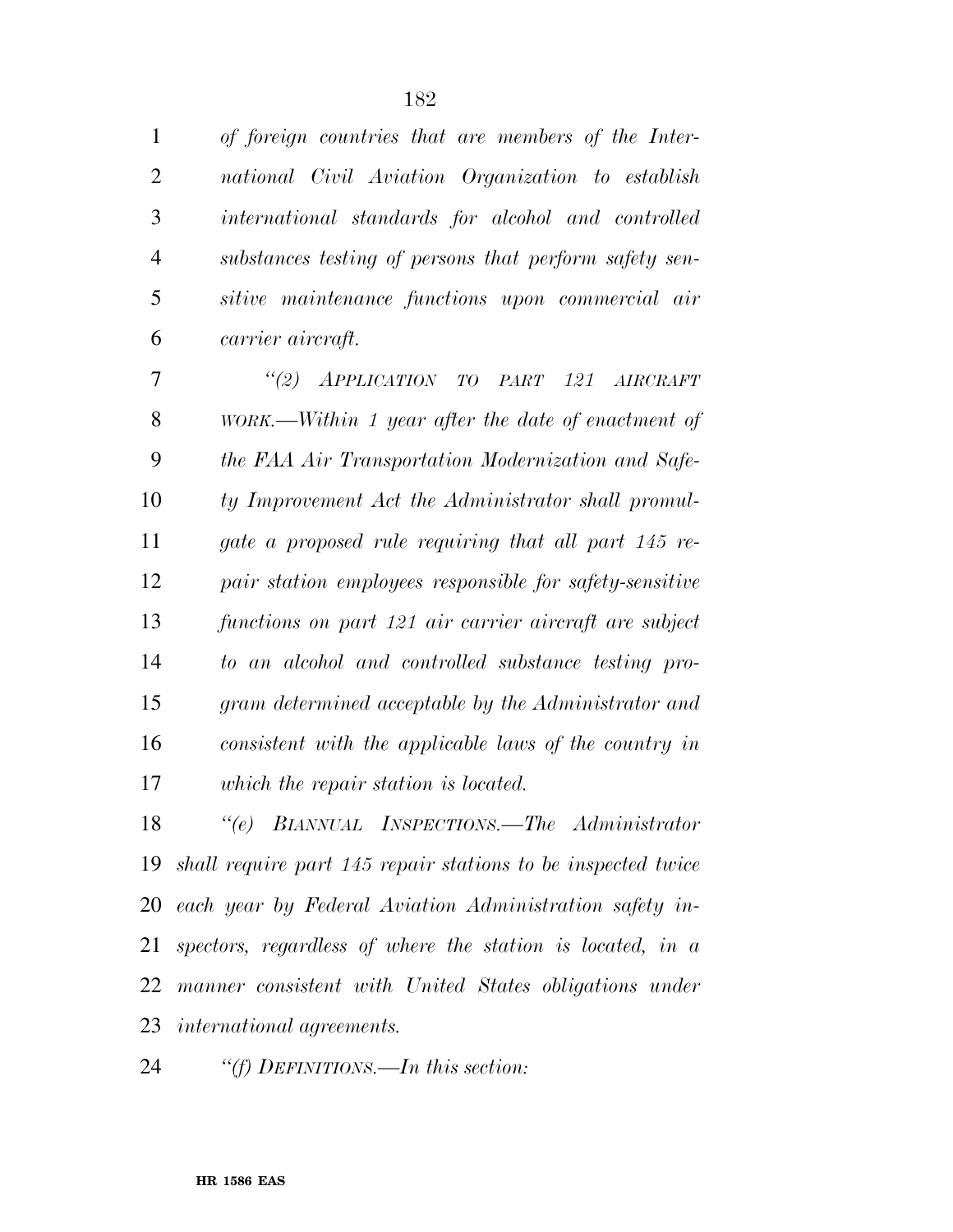*of foreign countries that are members of the International Civil Aviation Organization to establish international standards for alcohol and controlled substances testing of persons that perform safety sensitive maintenance functions upon commercial air carrier aircraft.*

*“(2) APPLICATION TO PART 121 AIRCRAFT WORK.—Within 1 year after the date of enactment of the FAA Air Transportation Modernization and Safety Improvement Act the Administrator shall promulgate a proposed rule requiring that all part 145 repair station employees responsible for safety-sensitive functions on part 121 air carrier aircraft are subject to an alcohol and controlled substance testing program determined acceptable by the Administrator and consistent with the applicable laws of the country in which the repair station is located.*

*“(e) BIANNUAL INSPECTIONS.—The Administrator shall require part 145 repair stations to be inspected twice each year by Federal Aviation Administration safety inspectors, regardless of where the station is located, in a manner consistent with United States obligations under international agreements.*

*“(f) DEFINITIONS.—In this section:*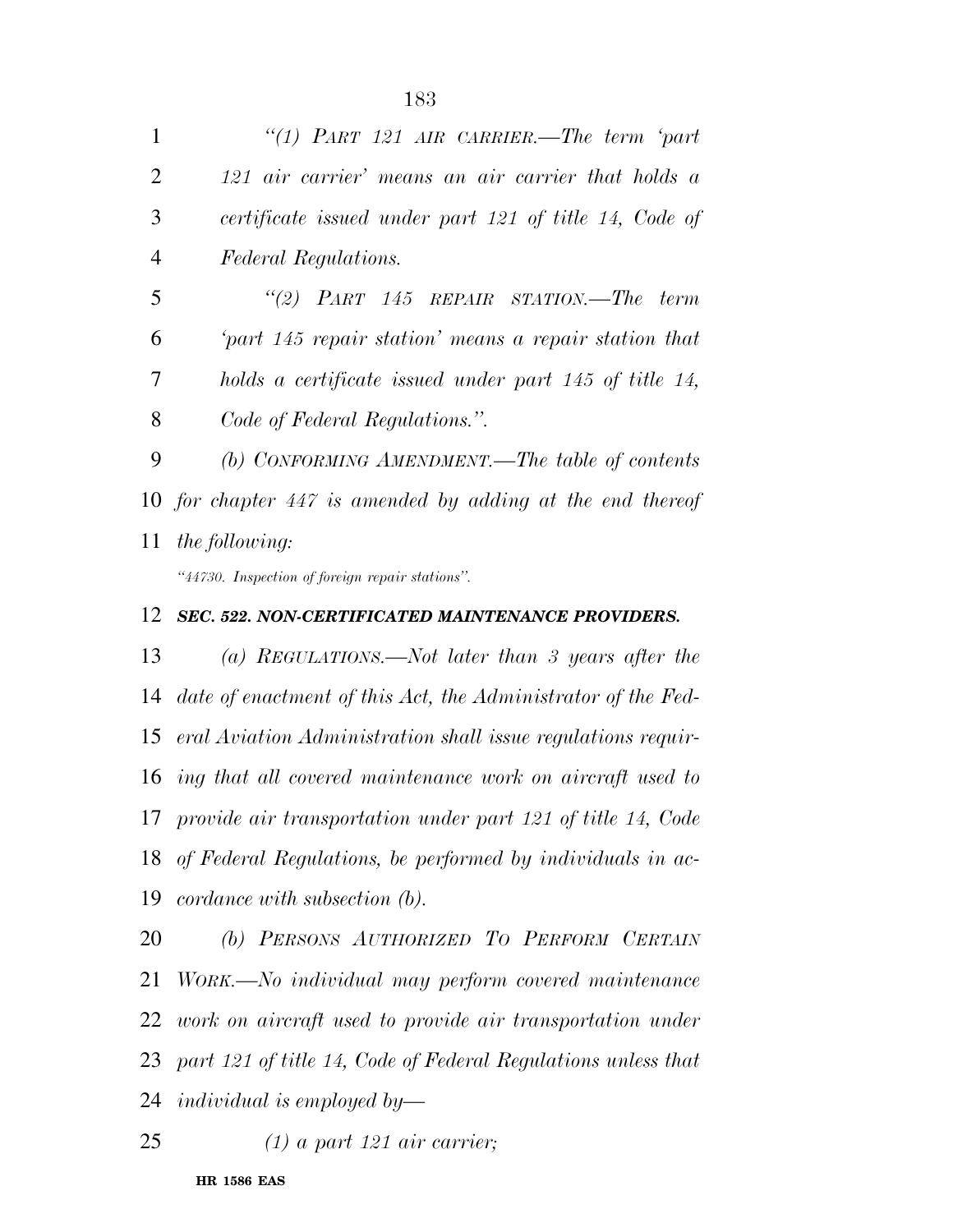*"(1) PART 121 AIR CARRIER.—The term 'part 121 air carrier' means an air carrier that holds a certificate issued under part 121 of title 14, Code of Federal Regulations.*

*"(2) PART 145 REPAIR STATION.—The term 'part 145 repair station' means a repair station that holds a certificate issued under part 145 of title 14, Code of Federal Regulations.".*

*(b) CONFORMING AMENDMENT.—The table of contents for chapter 447 is amended by adding at the end thereof the following:*

*"44730. Inspection of foreign repair stations".*

***SEC. 522. NON-CERTIFICATED MAINTENANCE PROVIDERS.***

*(a) REGULATIONS.—Not later than 3 years after the date of enactment of this Act, the Administrator of the Federal Aviation Administration shall issue regulations requiring that all covered maintenance work on aircraft used to provide air transportation under part 121 of title 14, Code of Federal Regulations, be performed by individuals in accordance with subsection (b).*

*(b) PERSONS AUTHORIZED TO PERFORM CERTAIN WORK.—No individual may perform covered maintenance work on aircraft used to provide air transportation under part 121 of title 14, Code of Federal Regulations unless that individual is employed by—*

*(1) a part 121 air carrier;*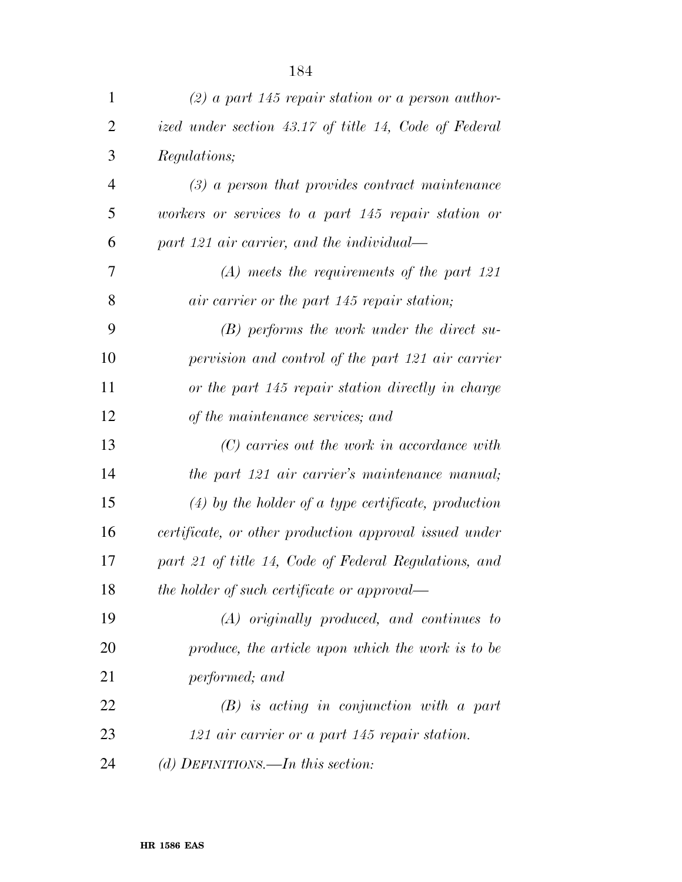*(2) a part 145 repair station or a person authorized under section 43.17 of title 14, Code of Federal Regulations;*

*(3) a person that provides contract maintenance workers or services to a part 145 repair station or part 121 air carrier, and the individual—*

*(A) meets the requirements of the part 121 air carrier or the part 145 repair station;*

*(B) performs the work under the direct supervision and control of the part 121 air carrier or the part 145 repair station directly in charge of the maintenance services; and*

*(C) carries out the work in accordance with the part 121 air carrier's maintenance manual;*

*(4) by the holder of a type certificate, production certificate, or other production approval issued under part 21 of title 14, Code of Federal Regulations, and the holder of such certificate or approval—*

*(A) originally produced, and continues to produce, the article upon which the work is to be performed; and*

*(B) is acting in conjunction with a part 121 air carrier or a part 145 repair station.*

*(d) DEFINITIONS.—In this section:*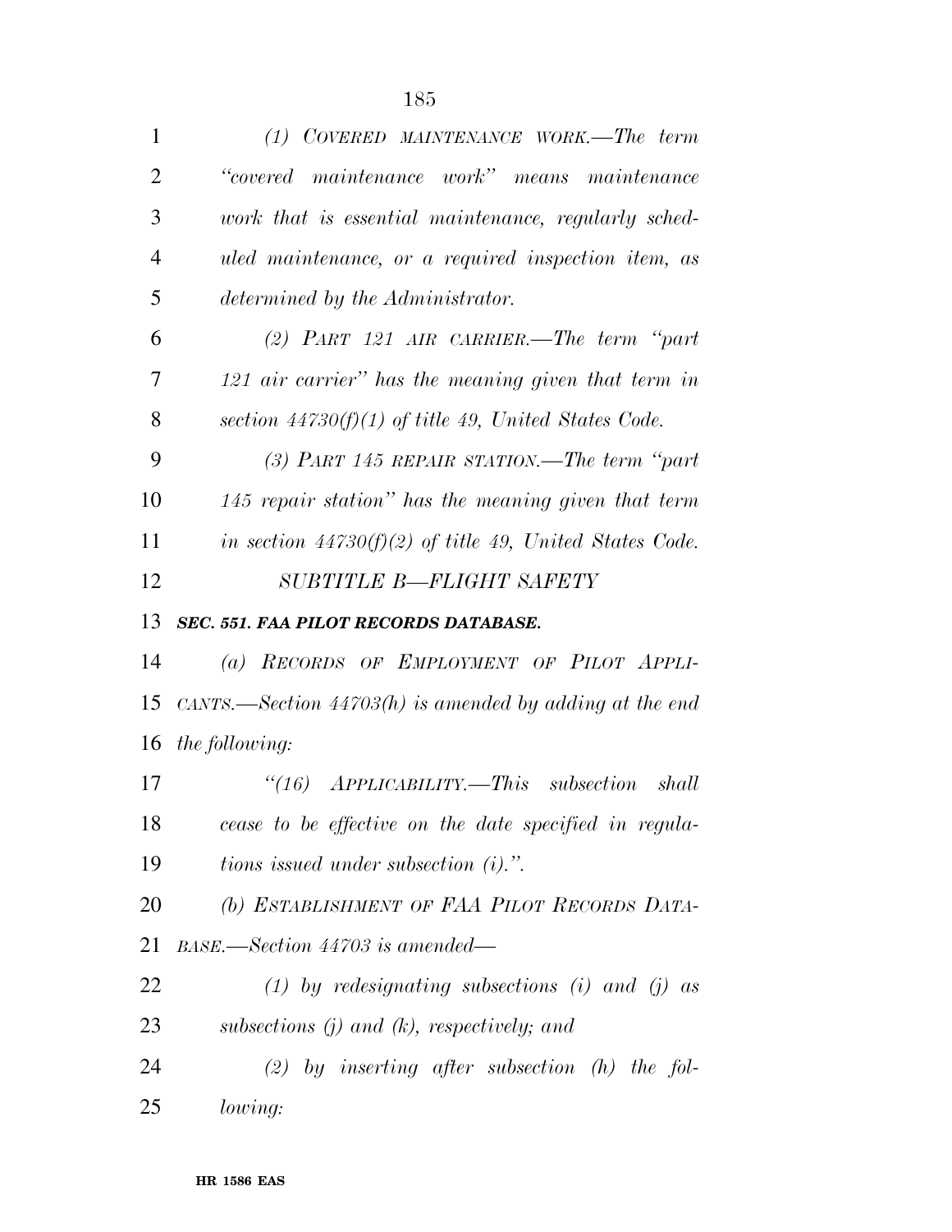*(1) COVERED MAINTENANCE WORK.—The term "covered maintenance work" means maintenance work that is essential maintenance, regularly scheduled maintenance, or a required inspection item, as determined by the Administrator.*

*(2) PART 121 AIR CARRIER.—The term "part 121 air carrier" has the meaning given that term in section 44730(f)(1) of title 49, United States Code.*

*(3) PART 145 REPAIR STATION.—The term "part 145 repair station" has the meaning given that term in section 44730(f)(2) of title 49, United States Code.*

## *SUBTITLE B—FLIGHT SAFETY*

### ***SEC. 551. FAA PILOT RECORDS DATABASE.***

*(a) RECORDS OF EMPLOYMENT OF PILOT APPLICANTS.—Section 44703(h) is amended by adding at the end the following:*

*"(16) APPLICABILITY.—This subsection shall cease to be effective on the date specified in regulations issued under subsection (i).".*

*(b) ESTABLISHMENT OF FAA PILOT RECORDS DATABASE.—Section 44703 is amended—*

*(1) by redesignating subsections (i) and (j) as subsections (j) and (k), respectively; and*

*(2) by inserting after subsection (h) the following:*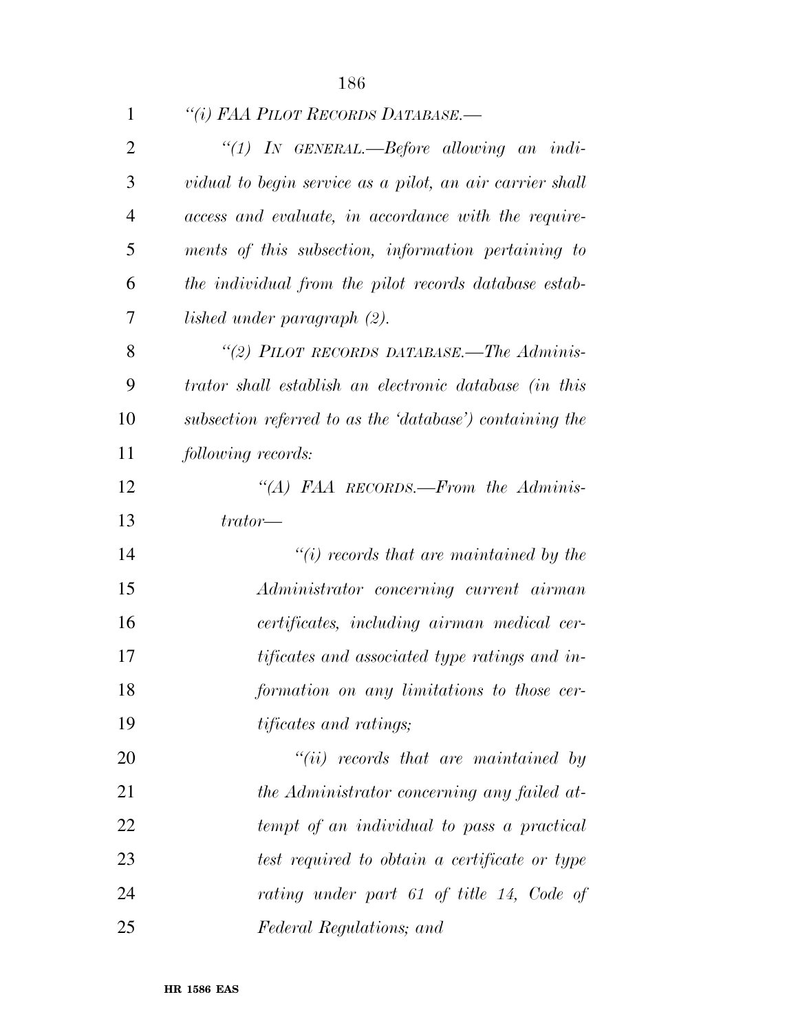*"(i) FAA PILOT RECORDS DATABASE.—*

*"(1) IN GENERAL.—Before allowing an individual to begin service as a pilot, an air carrier shall access and evaluate, in accordance with the requirements of this subsection, information pertaining to the individual from the pilot records database established under paragraph (2).*

*"(2) PILOT RECORDS DATABASE.—The Administrator shall establish an electronic database (in this subsection referred to as the 'database') containing the following records:*

*"(A) FAA RECORDS.—From the Administrator—*

*"(i) records that are maintained by the Administrator concerning current airman certificates, including airman medical certificates and associated type ratings and information on any limitations to those certificates and ratings;*

*"(ii) records that are maintained by the Administrator concerning any failed attempt of an individual to pass a practical test required to obtain a certificate or type rating under part 61 of title 14, Code of Federal Regulations; and*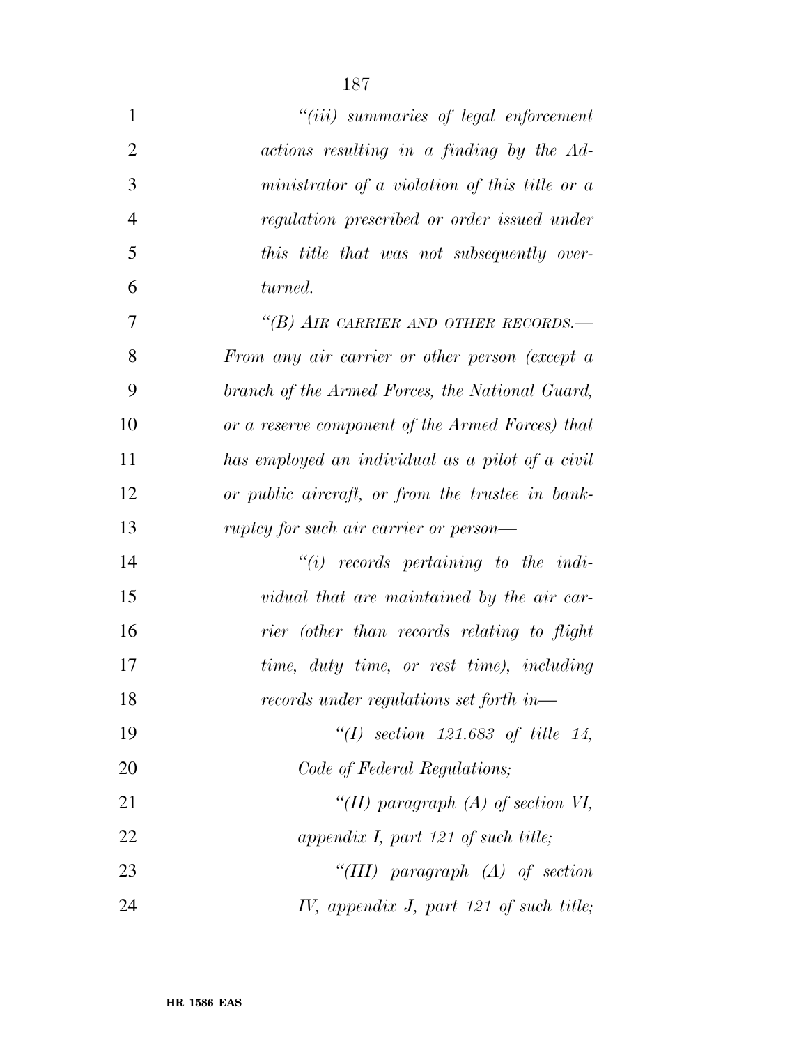*"(iii) summaries of legal enforcement actions resulting in a finding by the Administrator of a violation of this title or a regulation prescribed or order issued under this title that was not subsequently overturned.*

*"(B) AIR CARRIER AND OTHER RECORDS.— From any air carrier or other person (except a branch of the Armed Forces, the National Guard, or a reserve component of the Armed Forces) that has employed an individual as a pilot of a civil or public aircraft, or from the trustee in bankruptcy for such air carrier or person—*

*"(i) records pertaining to the individual that are maintained by the air carrier (other than records relating to flight time, duty time, or rest time), including records under regulations set forth in—*

*"(I) section 121.683 of title 14, Code of Federal Regulations;*

*"(II) paragraph (A) of section VI, appendix I, part 121 of such title;*

*"(III) paragraph (A) of section IV, appendix J, part 121 of such title;*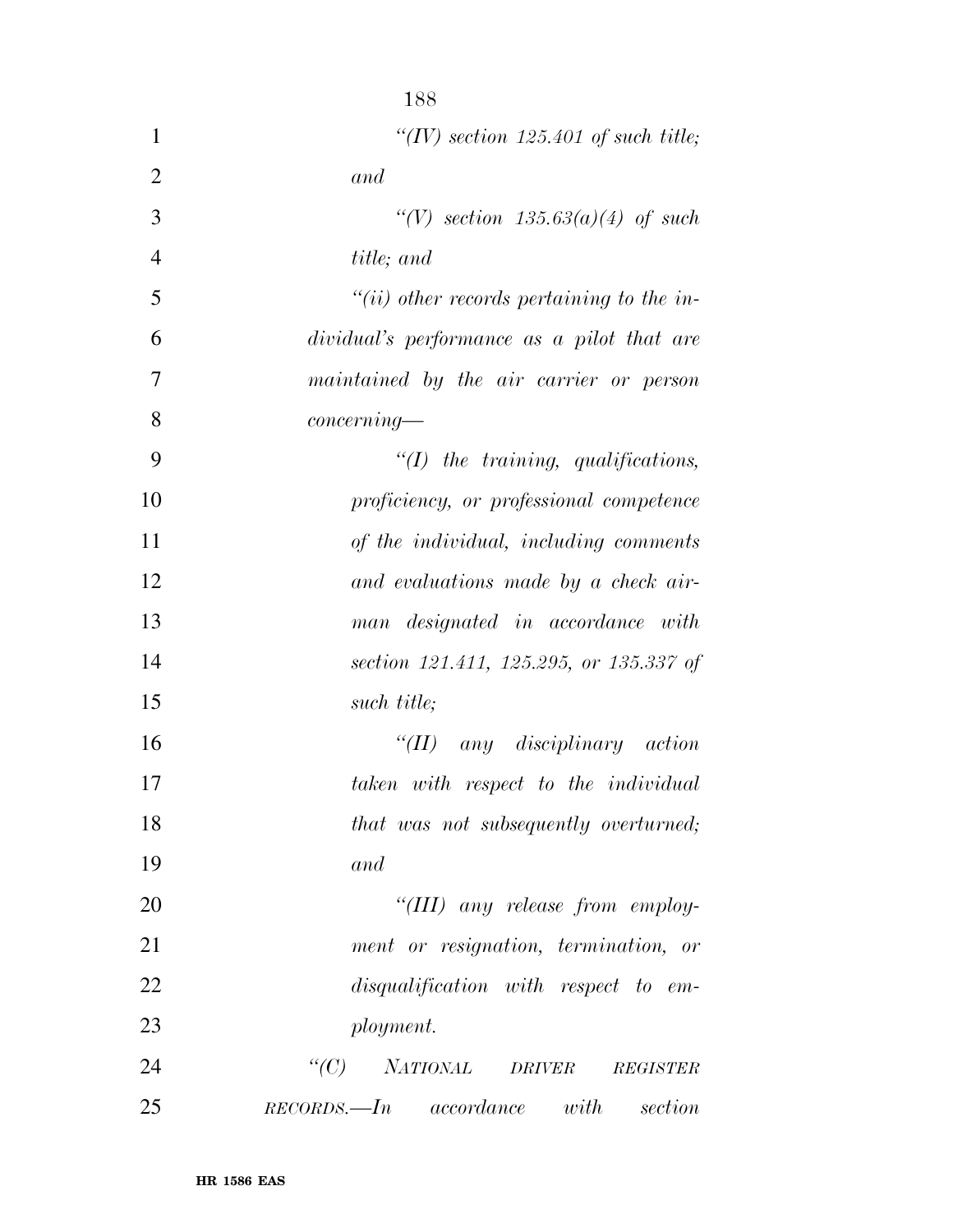*"(IV) section 125.401 of such title; and*

*"(V) section 135.63(a)(4) of such title; and*

*"(ii) other records pertaining to the individual's performance as a pilot that are maintained by the air carrier or person concerning—*

*"(I) the training, qualifications, proficiency, or professional competence of the individual, including comments and evaluations made by a check airman designated in accordance with section 121.411, 125.295, or 135.337 of such title;*

*"(II) any disciplinary action taken with respect to the individual that was not subsequently overturned; and*

*"(III) any release from employment or resignation, termination, or disqualification with respect to employment.*

*"(C) NATIONAL DRIVER REGISTER RECORDS.—In accordance with section*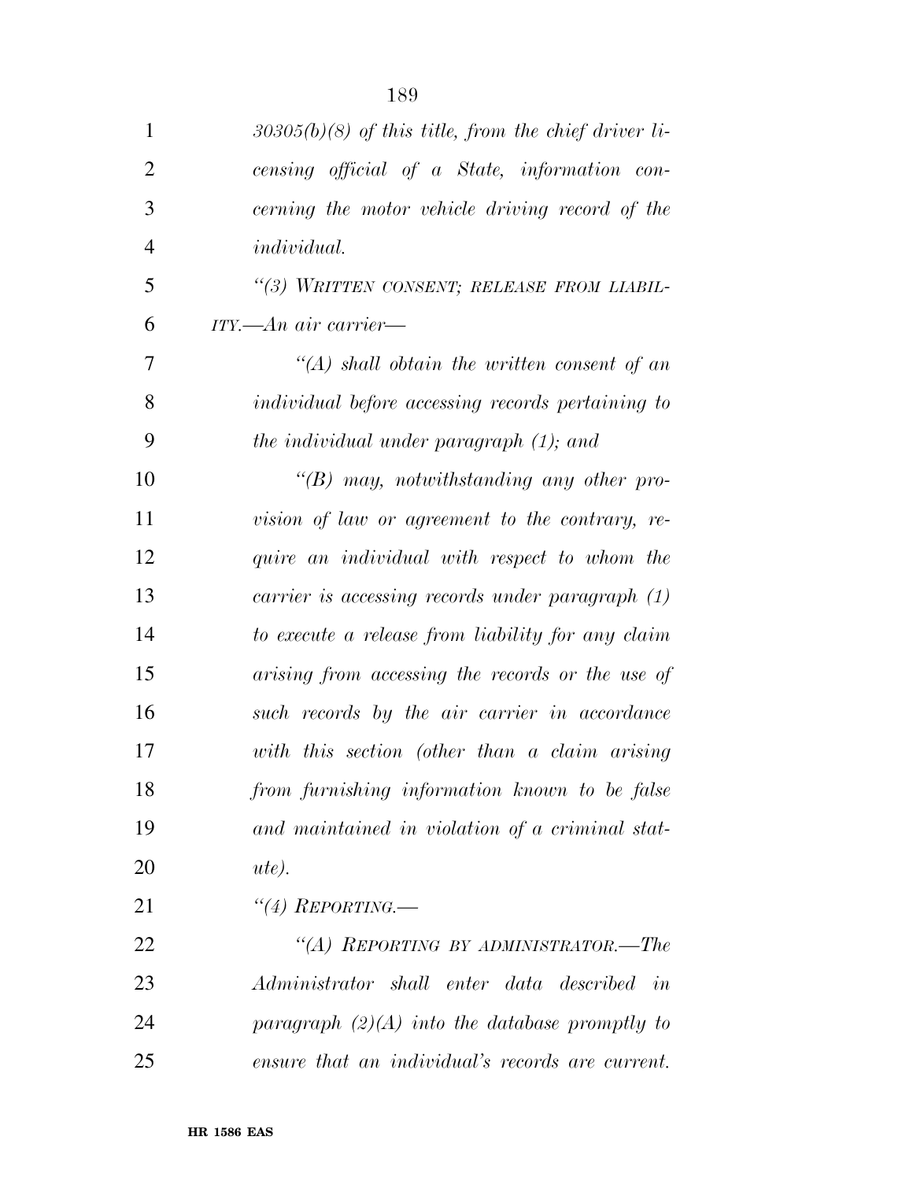*30305(b)(8) of this title, from the chief driver licensing official of a State, information concerning the motor vehicle driving record of the individual.*

*"(3) WRITTEN CONSENT; RELEASE FROM LIABILITY.—An air carrier—*

*"(A) shall obtain the written consent of an individual before accessing records pertaining to the individual under paragraph (1); and*

*"(B) may, notwithstanding any other provision of law or agreement to the contrary, require an individual with respect to whom the carrier is accessing records under paragraph (1) to execute a release from liability for any claim arising from accessing the records or the use of such records by the air carrier in accordance with this section (other than a claim arising from furnishing information known to be false and maintained in violation of a criminal statute).*

*"(4) REPORTING.—*

*"(A) REPORTING BY ADMINISTRATOR.—The Administrator shall enter data described in paragraph (2)(A) into the database promptly to ensure that an individual's records are current.*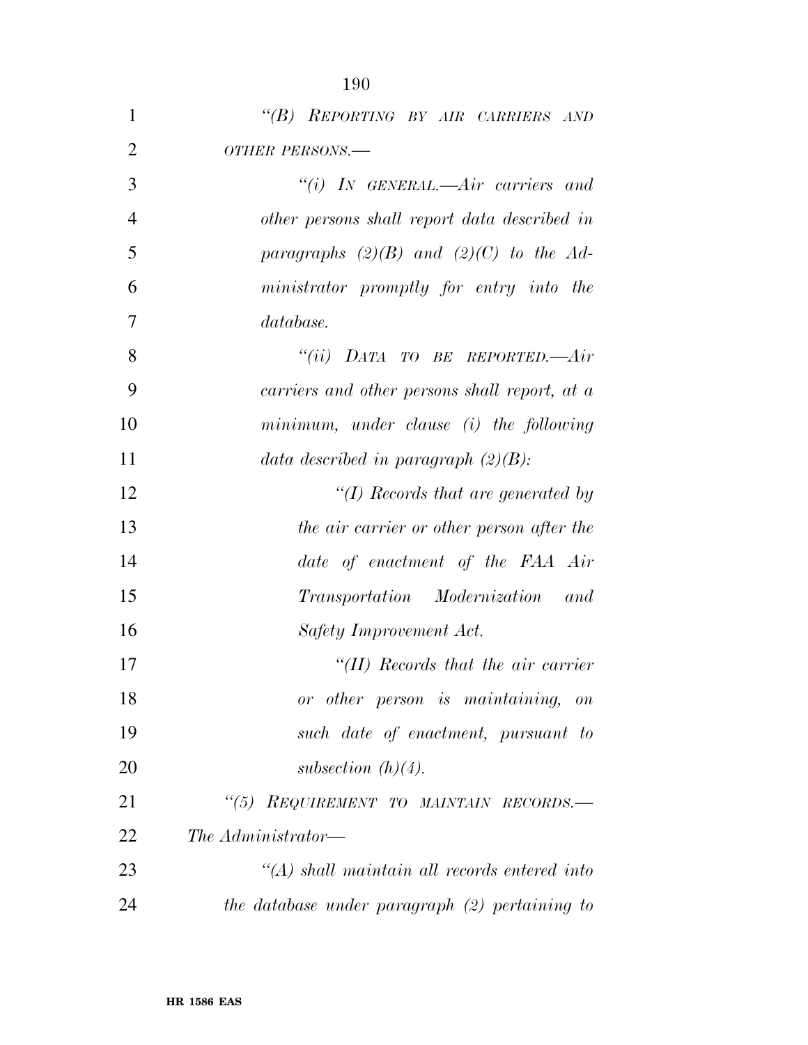*"(B) Reporting by air carriers and other persons.—*

*"(i) In general.—Air carriers and other persons shall report data described in paragraphs (2)(B) and (2)(C) to the Administrator promptly for entry into the database.*

*"(ii) Data to be reported.—Air carriers and other persons shall report, at a minimum, under clause (i) the following data described in paragraph (2)(B):*

*"(I) Records that are generated by the air carrier or other person after the date of enactment of the FAA Air Transportation Modernization and Safety Improvement Act.*

*"(II) Records that the air carrier or other person is maintaining, on such date of enactment, pursuant to subsection (h)(4).*

*"(5) Requirement to maintain records.—The Administrator—*

*"(A) shall maintain all records entered into the database under paragraph (2) pertaining to*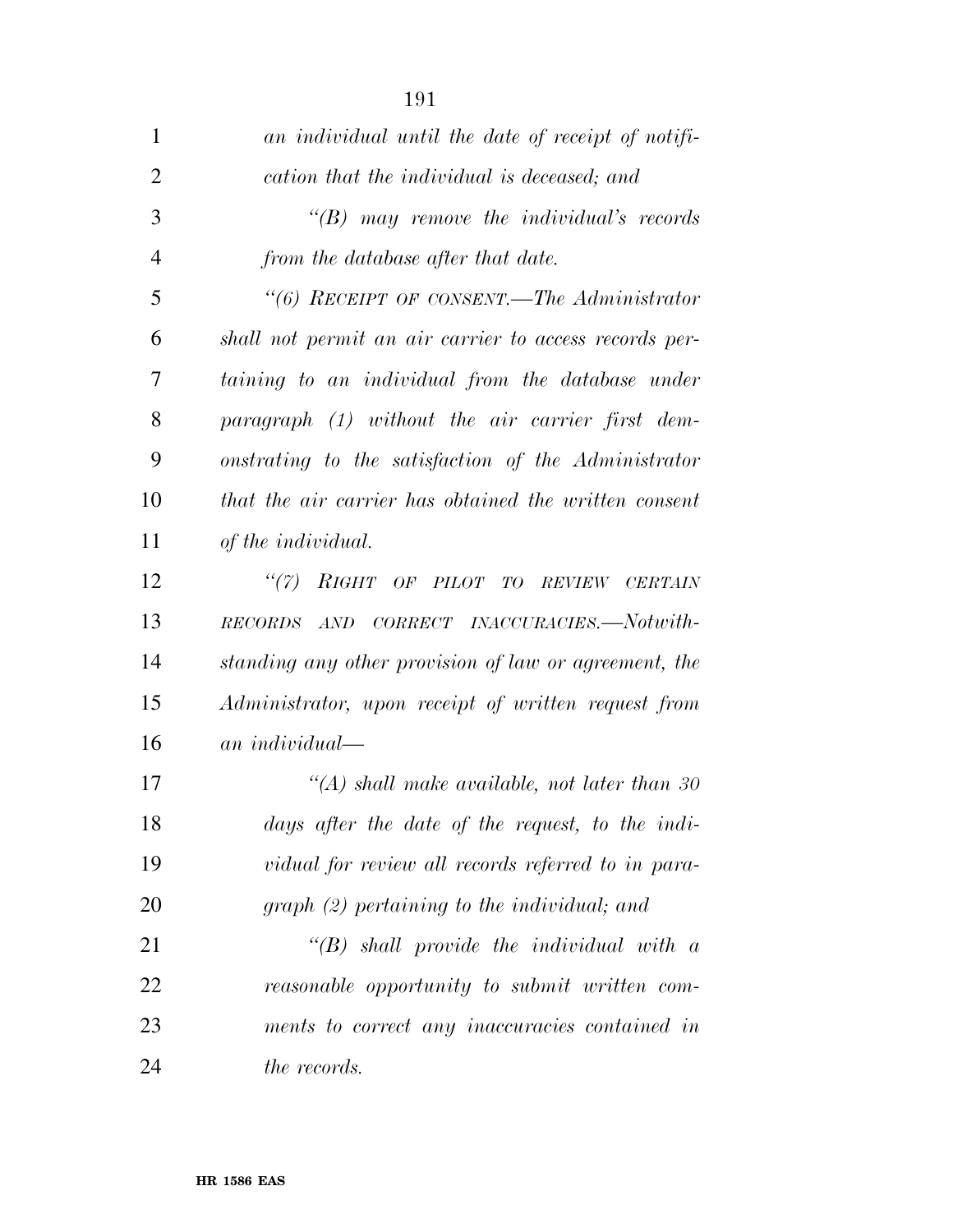*an individual until the date of receipt of notification that the individual is deceased; and*

*"(B) may remove the individual's records from the database after that date.*

*"(6) RECEIPT OF CONSENT.—The Administrator shall not permit an air carrier to access records pertaining to an individual from the database under paragraph (1) without the air carrier first demonstrating to the satisfaction of the Administrator that the air carrier has obtained the written consent of the individual.*

*"(7) RIGHT OF PILOT TO REVIEW CERTAIN RECORDS AND CORRECT INACCURACIES.—Notwithstanding any other provision of law or agreement, the Administrator, upon receipt of written request from an individual—*

*"(A) shall make available, not later than 30 days after the date of the request, to the individual for review all records referred to in paragraph (2) pertaining to the individual; and*

*"(B) shall provide the individual with a reasonable opportunity to submit written comments to correct any inaccuracies contained in the records.*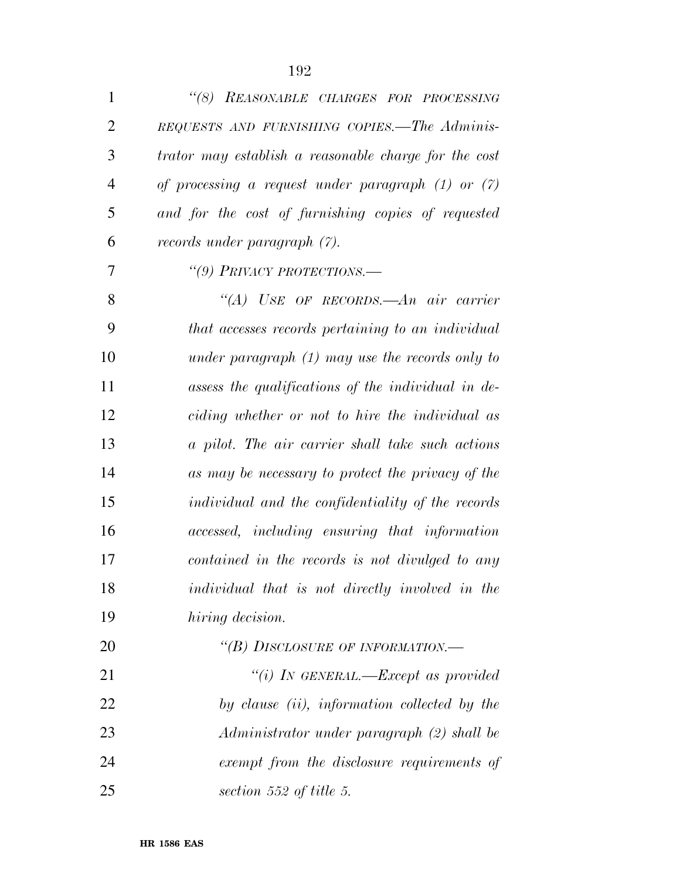*"(8) REASONABLE CHARGES FOR PROCESSING REQUESTS AND FURNISHING COPIES.—The Administrator may establish a reasonable charge for the cost of processing a request under paragraph (1) or (7) and for the cost of furnishing copies of requested records under paragraph (7).*

*"(9) PRIVACY PROTECTIONS.—*

*"(A) USE OF RECORDS.—An air carrier that accesses records pertaining to an individual under paragraph (1) may use the records only to assess the qualifications of the individual in deciding whether or not to hire the individual as a pilot. The air carrier shall take such actions as may be necessary to protect the privacy of the individual and the confidentiality of the records accessed, including ensuring that information contained in the records is not divulged to any individual that is not directly involved in the hiring decision.*

*"(B) DISCLOSURE OF INFORMATION.—*

*"(i) IN GENERAL.—Except as provided by clause (ii), information collected by the Administrator under paragraph (2) shall be exempt from the disclosure requirements of section 552 of title 5.*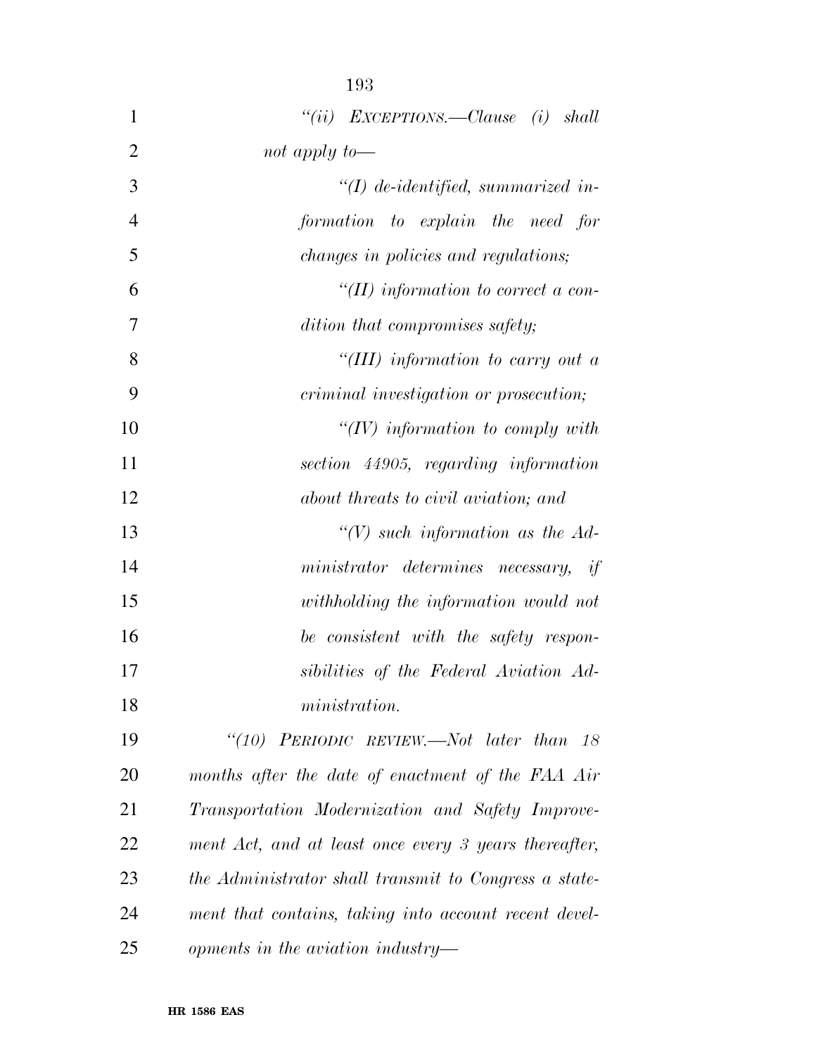*"(ii) EXCEPTIONS.—Clause (i) shall not apply to—*

*"(I) de-identified, summarized information to explain the need for changes in policies and regulations;*

*"(II) information to correct a condition that compromises safety;*

*"(III) information to carry out a criminal investigation or prosecution;*

*"(IV) information to comply with section 44905, regarding information about threats to civil aviation; and*

*"(V) such information as the Administrator determines necessary, if withholding the information would not be consistent with the safety responsibilities of the Federal Aviation Administration.*

*"(10) PERIODIC REVIEW.—Not later than 18 months after the date of enactment of the FAA Air Transportation Modernization and Safety Improvement Act, and at least once every 3 years thereafter, the Administrator shall transmit to Congress a statement that contains, taking into account recent developments in the aviation industry—*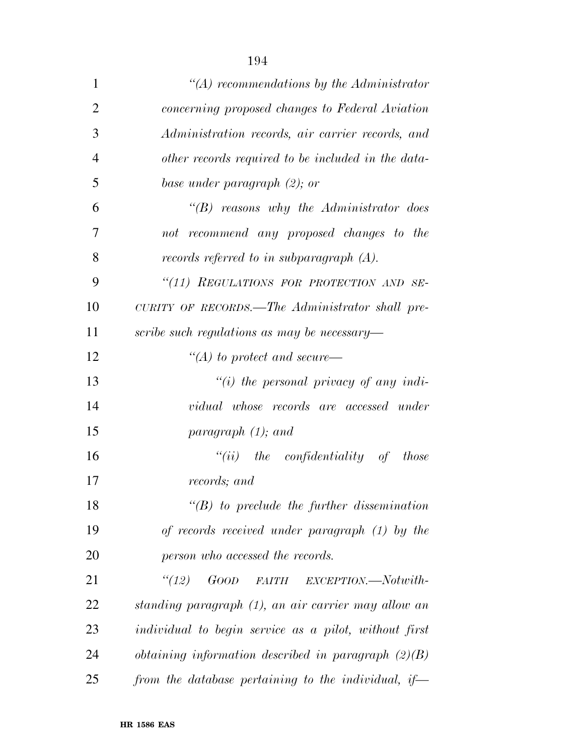*"(A) recommendations by the Administrator concerning proposed changes to Federal Aviation Administration records, air carrier records, and other records required to be included in the database under paragraph (2); or*

*"(B) reasons why the Administrator does not recommend any proposed changes to the records referred to in subparagraph (A).*

*"(11) REGULATIONS FOR PROTECTION AND SECURITY OF RECORDS.—The Administrator shall prescribe such regulations as may be necessary—*

*"(A) to protect and secure—*

*"(i) the personal privacy of any individual whose records are accessed under paragraph (1); and*

*"(ii) the confidentiality of those records; and*

*"(B) to preclude the further dissemination of records received under paragraph (1) by the person who accessed the records.*

*"(12) GOOD FAITH EXCEPTION.—Notwithstanding paragraph (1), an air carrier may allow an individual to begin service as a pilot, without first obtaining information described in paragraph (2)(B) from the database pertaining to the individual, if—*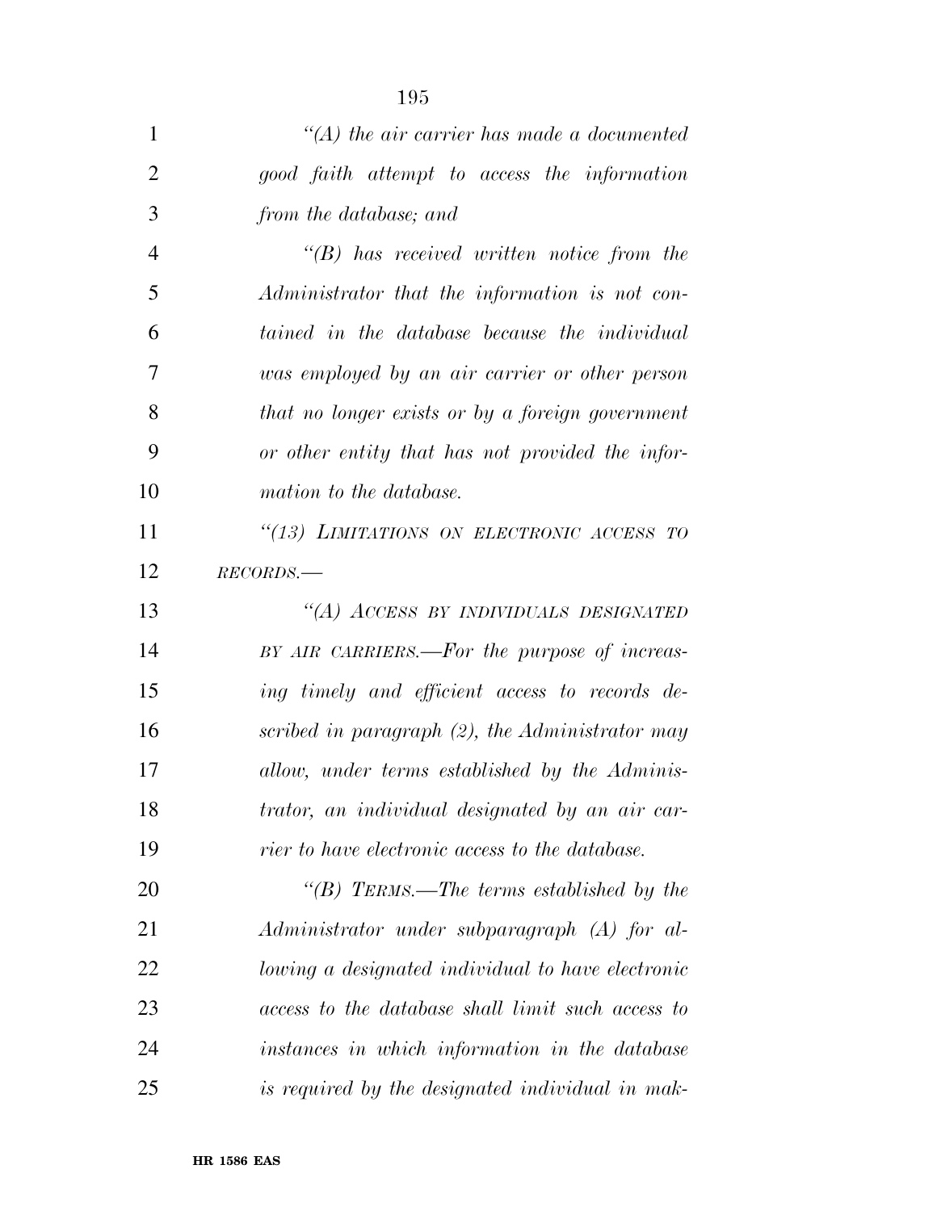*"(A) the air carrier has made a documented good faith attempt to access the information from the database; and*

*"(B) has received written notice from the Administrator that the information is not contained in the database because the individual was employed by an air carrier or other person that no longer exists or by a foreign government or other entity that has not provided the information to the database.*

*"(13) LIMITATIONS ON ELECTRONIC ACCESS TO RECORDS.—*

*"(A) ACCESS BY INDIVIDUALS DESIGNATED BY AIR CARRIERS.—For the purpose of increasing timely and efficient access to records described in paragraph (2), the Administrator may allow, under terms established by the Administrator, an individual designated by an air carrier to have electronic access to the database.*

*"(B) TERMS.—The terms established by the Administrator under subparagraph (A) for allowing a designated individual to have electronic access to the database shall limit such access to instances in which information in the database is required by the designated individual in mak-*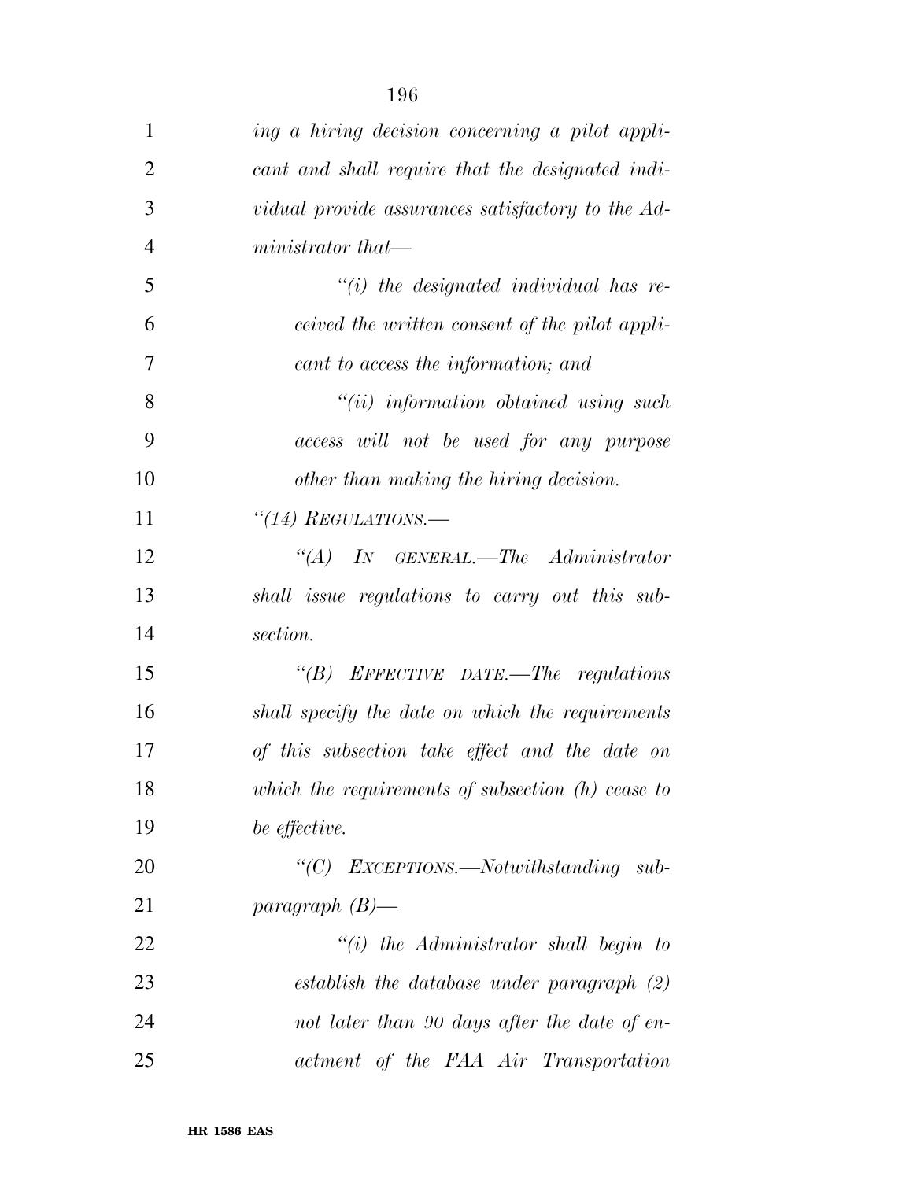*ing a hiring decision concerning a pilot applicant and shall require that the designated individual provide assurances satisfactory to the Administrator that—*

*"(i) the designated individual has received the written consent of the pilot applicant to access the information; and*

*"(ii) information obtained using such access will not be used for any purpose other than making the hiring decision.*

*"(14) REGULATIONS.—*

*"(A) IN GENERAL.—The Administrator shall issue regulations to carry out this subsection.*

*"(B) EFFECTIVE DATE.—The regulations shall specify the date on which the requirements of this subsection take effect and the date on which the requirements of subsection (h) cease to be effective.*

*"(C) EXCEPTIONS.—Notwithstanding subparagraph (B)—*

*"(i) the Administrator shall begin to establish the database under paragraph (2) not later than 90 days after the date of enactment of the FAA Air Transportation*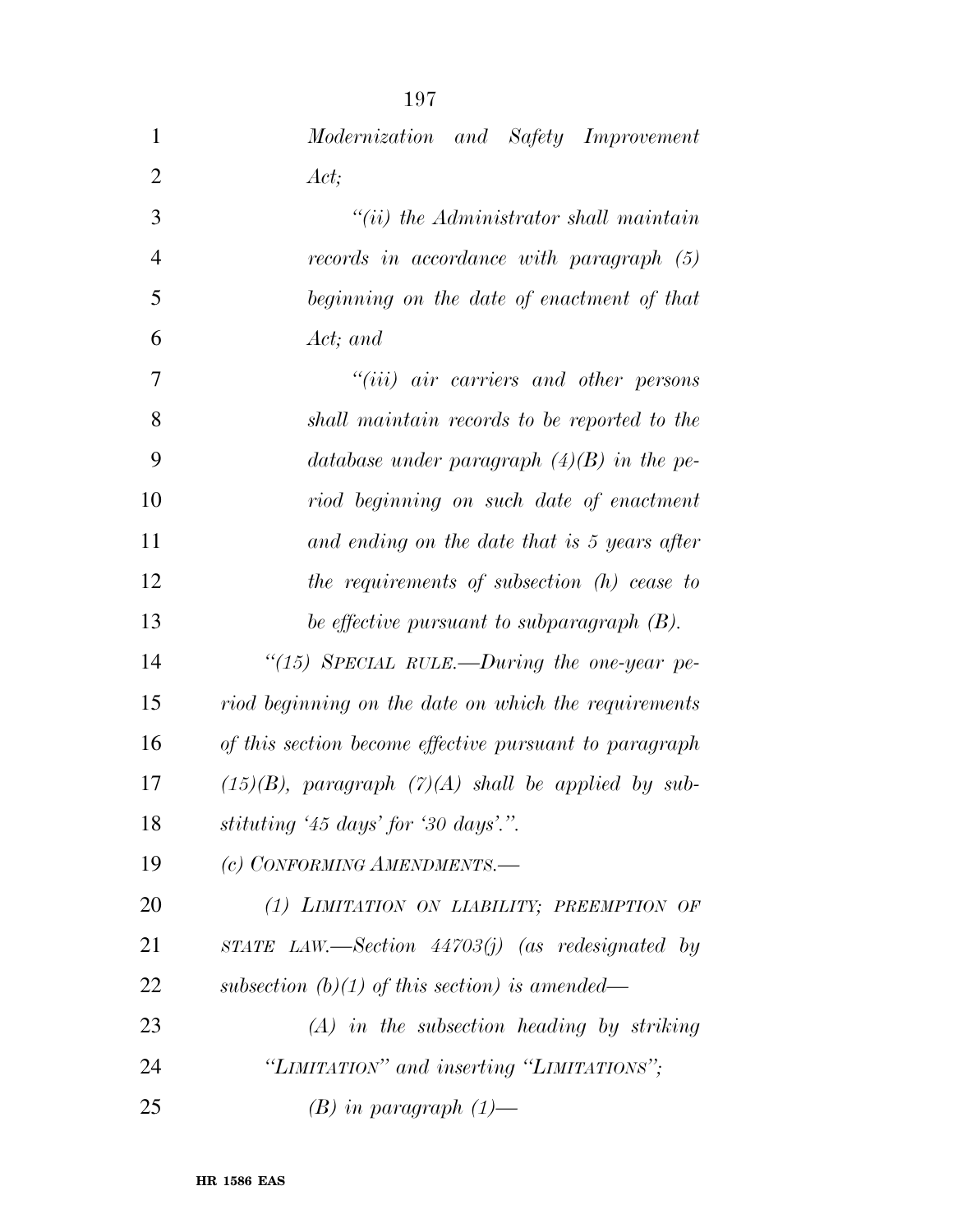*Modernization and Safety Improvement Act;*

*"(ii) the Administrator shall maintain records in accordance with paragraph (5) beginning on the date of enactment of that Act; and*

*"(iii) air carriers and other persons shall maintain records to be reported to the database under paragraph (4)(B) in the period beginning on such date of enactment and ending on the date that is 5 years after the requirements of subsection (h) cease to be effective pursuant to subparagraph (B).*

*"(15) SPECIAL RULE.—During the one-year period beginning on the date on which the requirements of this section become effective pursuant to paragraph (15)(B), paragraph (7)(A) shall be applied by substituting '45 days' for '30 days'.".*

*(c) CONFORMING AMENDMENTS.—*

*(1) LIMITATION ON LIABILITY; PREEMPTION OF STATE LAW.—Section 44703(j) (as redesignated by subsection (b)(1) of this section) is amended—*

*(A) in the subsection heading by striking "LIMITATION" and inserting "LIMITATIONS";*

*(B) in paragraph (1)—*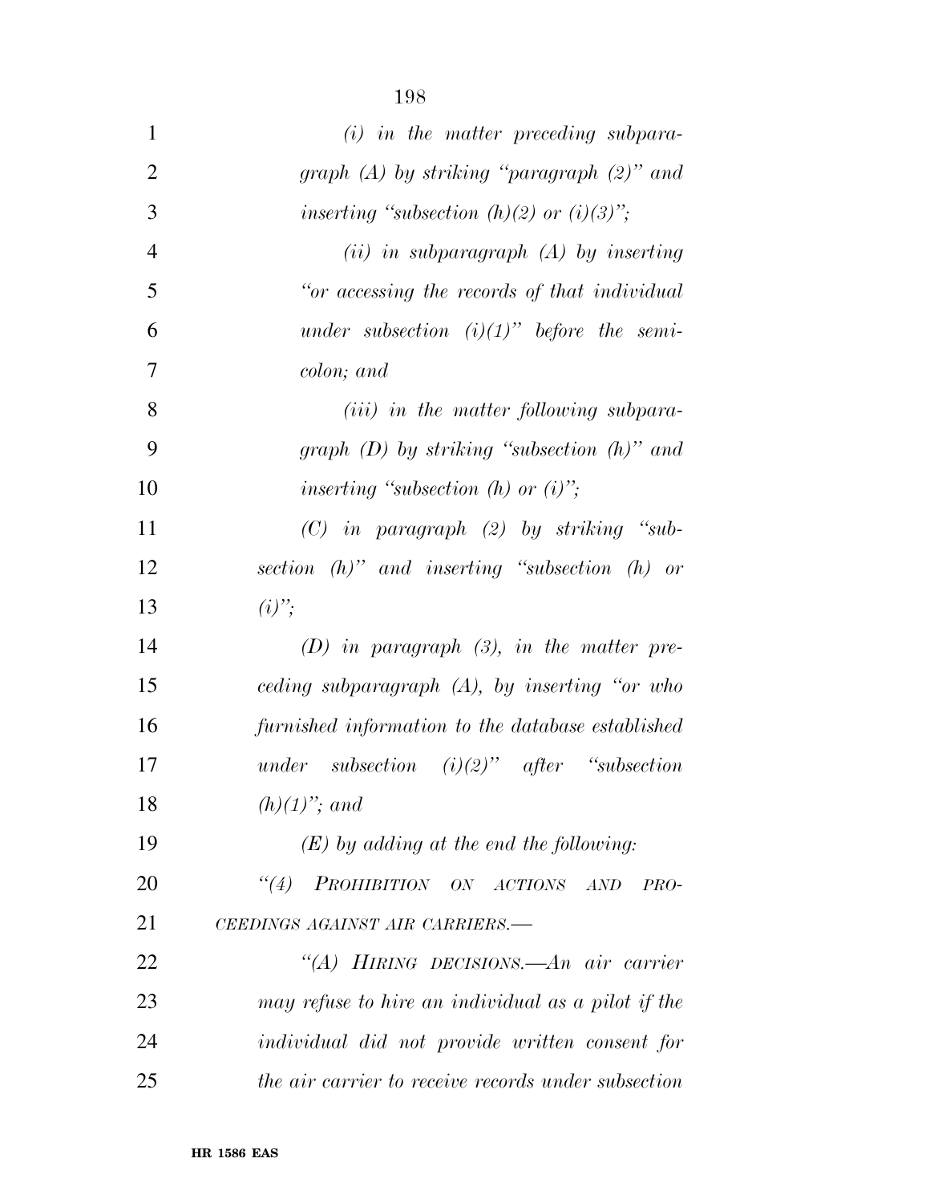*(i) in the matter preceding subparagraph (A) by striking "paragraph (2)" and inserting "subsection (h)(2) or (i)(3)";*

*(ii) in subparagraph (A) by inserting "or accessing the records of that individual under subsection (i)(1)" before the semicolon; and*

*(iii) in the matter following subparagraph (D) by striking "subsection (h)" and inserting "subsection (h) or (i)";*

*(C) in paragraph (2) by striking "subsection (h)" and inserting "subsection (h) or (i)";*

*(D) in paragraph (3), in the matter preceding subparagraph (A), by inserting "or who furnished information to the database established under subsection (i)(2)" after "subsection (h)(1)"; and*

*(E) by adding at the end the following:*

*"(4) PROHIBITION ON ACTIONS AND PROCEEDINGS AGAINST AIR CARRIERS.—*

*"(A) HIRING DECISIONS.—An air carrier may refuse to hire an individual as a pilot if the individual did not provide written consent for the air carrier to receive records under subsection*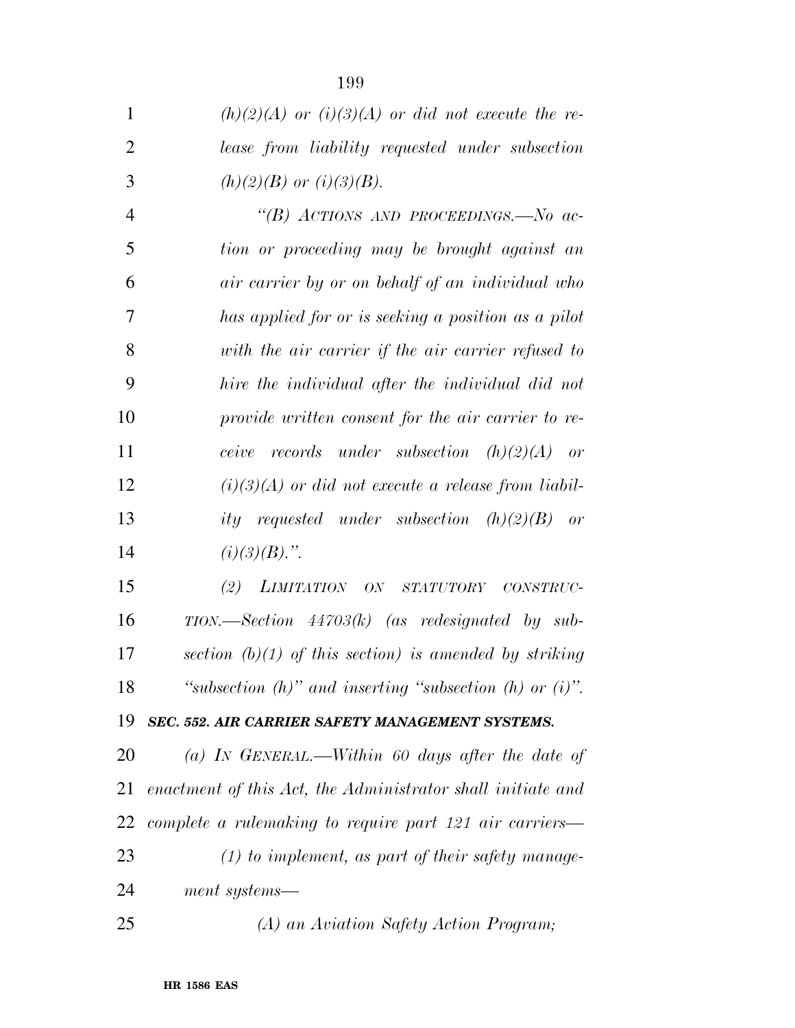*(h)(2)(A) or (i)(3)(A) or did not execute the release from liability requested under subsection (h)(2)(B) or (i)(3)(B).*

*"(B) ACTIONS AND PROCEEDINGS.—No action or proceeding may be brought against an air carrier by or on behalf of an individual who has applied for or is seeking a position as a pilot with the air carrier if the air carrier refused to hire the individual after the individual did not provide written consent for the air carrier to receive records under subsection (h)(2)(A) or (i)(3)(A) or did not execute a release from liability requested under subsection (h)(2)(B) or (i)(3)(B).".*

*(2) LIMITATION ON STATUTORY CONSTRUCTION.—Section 44703(k) (as redesignated by subsection (b)(1) of this section) is amended by striking "subsection (h)" and inserting "subsection (h) or (i)".*

***SEC. 552. AIR CARRIER SAFETY MANAGEMENT SYSTEMS.***

*(a) IN GENERAL.—Within 60 days after the date of enactment of this Act, the Administrator shall initiate and complete a rulemaking to require part 121 air carriers—*

*(1) to implement, as part of their safety management systems—*

*(A) an Aviation Safety Action Program;*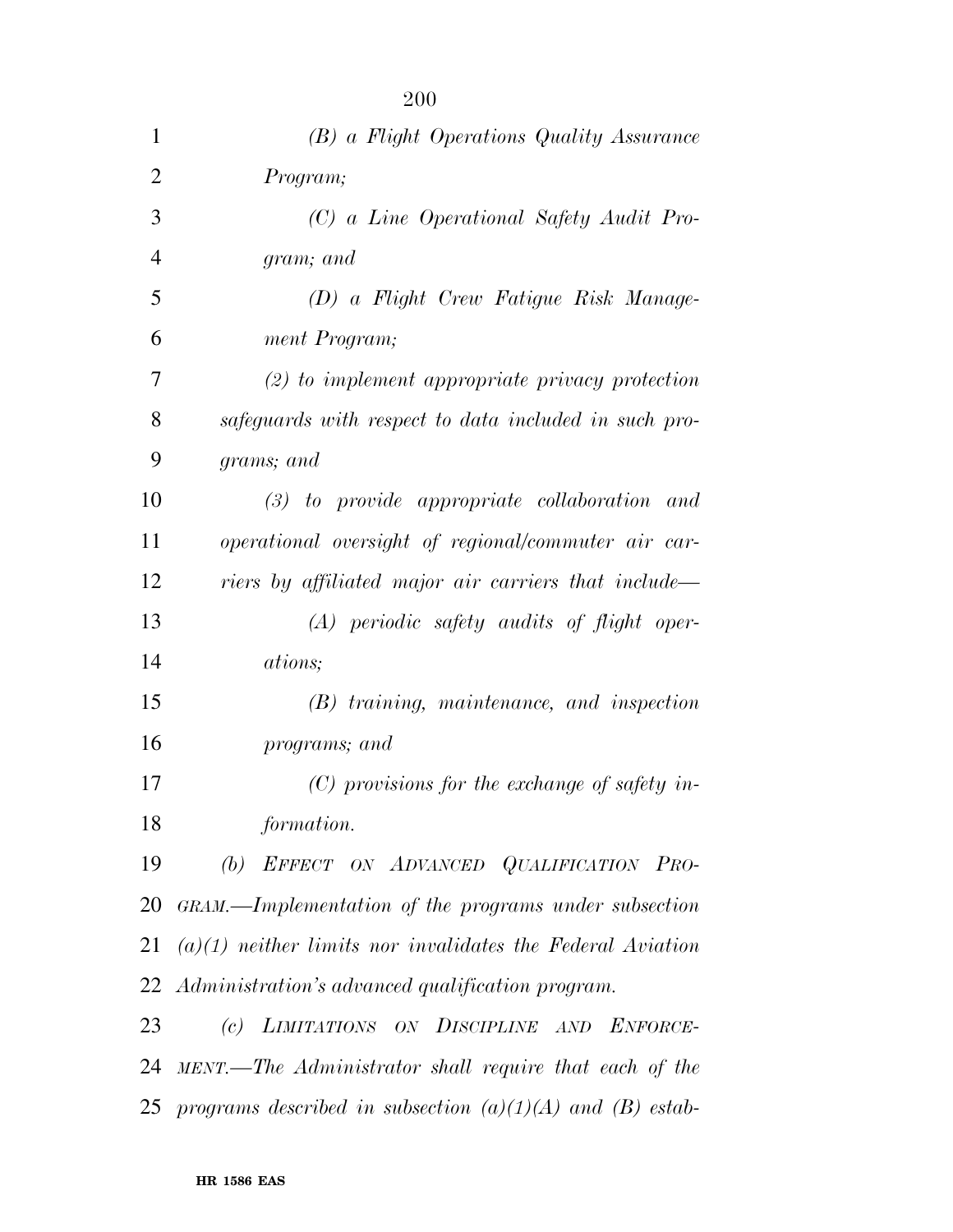*(B) a Flight Operations Quality Assurance Program;*

*(C) a Line Operational Safety Audit Program; and*

*(D) a Flight Crew Fatigue Risk Management Program;*

*(2) to implement appropriate privacy protection safeguards with respect to data included in such programs; and*

*(3) to provide appropriate collaboration and operational oversight of regional/commuter air carriers by affiliated major air carriers that include—*

*(A) periodic safety audits of flight operations;*

*(B) training, maintenance, and inspection programs; and*

*(C) provisions for the exchange of safety information.*

*(b) EFFECT ON ADVANCED QUALIFICATION PROGRAM.—Implementation of the programs under subsection (a)(1) neither limits nor invalidates the Federal Aviation Administration's advanced qualification program.*

*(c) LIMITATIONS ON DISCIPLINE AND ENFORCEMENT.—The Administrator shall require that each of the programs described in subsection (a)(1)(A) and (B) estab-*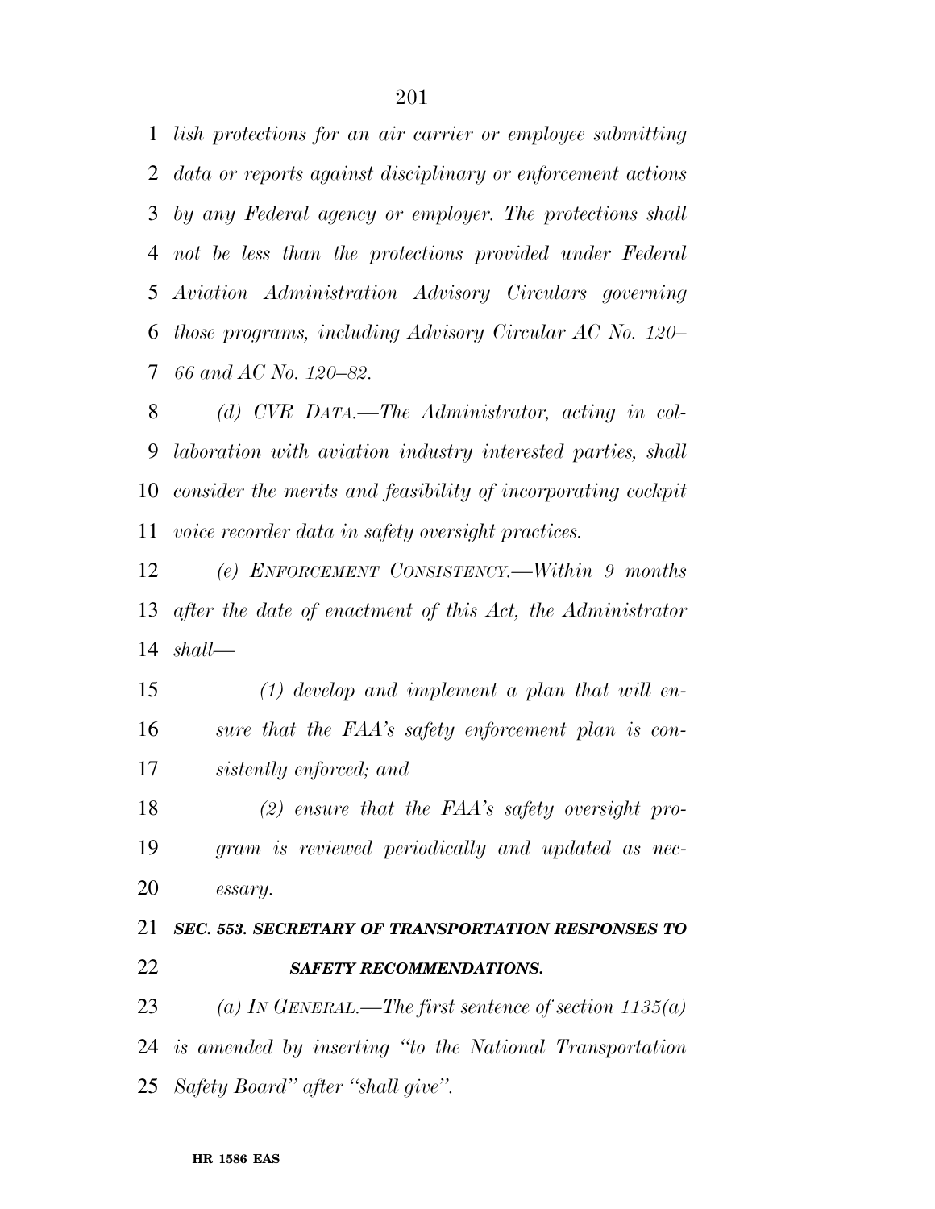*lish protections for an air carrier or employee submitting data or reports against disciplinary or enforcement actions by any Federal agency or employer. The protections shall not be less than the protections provided under Federal Aviation Administration Advisory Circulars governing those programs, including Advisory Circular AC No. 120–66 and AC No. 120–82.*

*(d) CVR DATA.—The Administrator, acting in collaboration with aviation industry interested parties, shall consider the merits and feasibility of incorporating cockpit voice recorder data in safety oversight practices.*

*(e) ENFORCEMENT CONSISTENCY.—Within 9 months after the date of enactment of this Act, the Administrator shall—*

*(1) develop and implement a plan that will ensure that the FAA's safety enforcement plan is consistently enforced; and*

*(2) ensure that the FAA's safety oversight program is reviewed periodically and updated as necessary.*

***SEC. 553. SECRETARY OF TRANSPORTATION RESPONSES TO SAFETY RECOMMENDATIONS.***

*(a) IN GENERAL.—The first sentence of section 1135(a) is amended by inserting "to the National Transportation Safety Board" after "shall give".*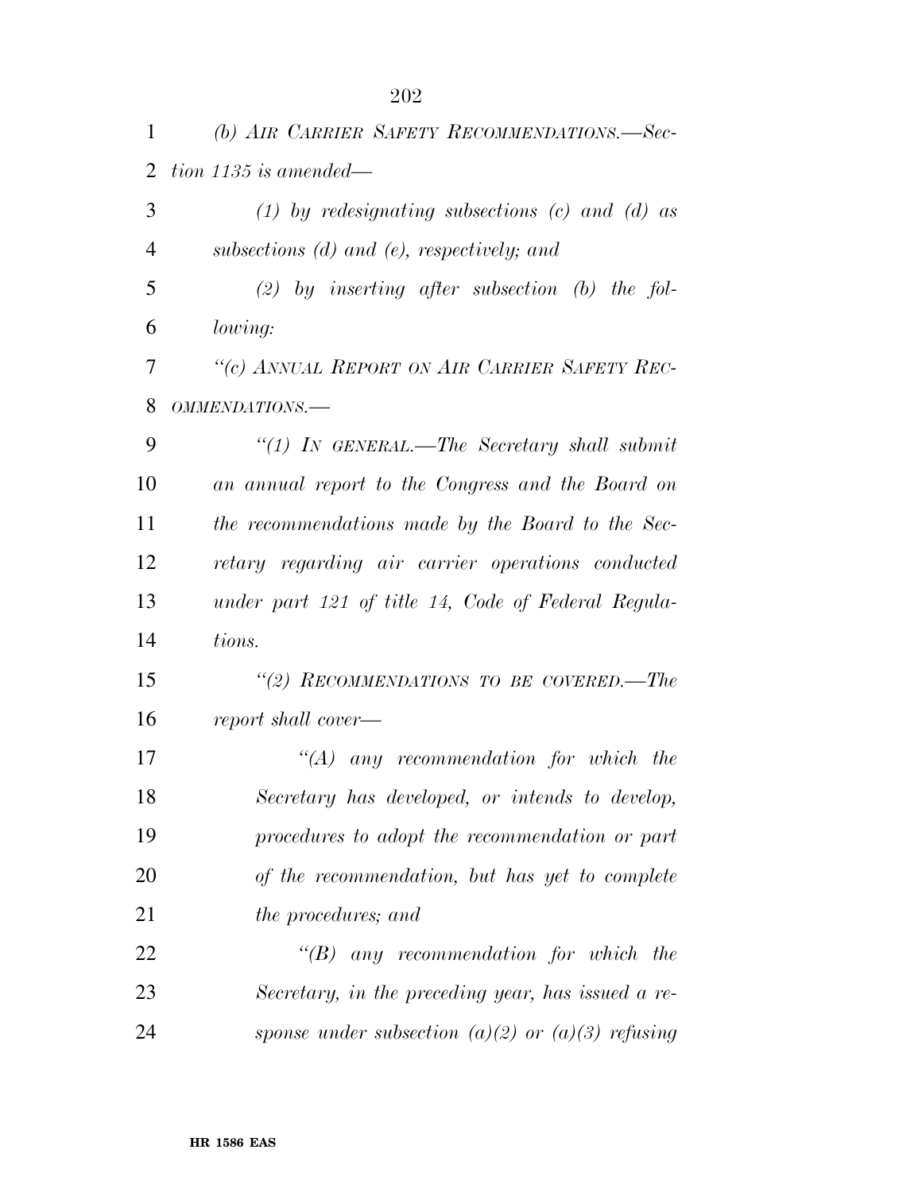*(b) AIR CARRIER SAFETY RECOMMENDATIONS.—Section 1135 is amended—*

*(1) by redesignating subsections (c) and (d) as subsections (d) and (e), respectively; and*

*(2) by inserting after subsection (b) the following:*

*"(c) ANNUAL REPORT ON AIR CARRIER SAFETY RECOMMENDATIONS.—*

*"(1) IN GENERAL.—The Secretary shall submit an annual report to the Congress and the Board on the recommendations made by the Board to the Secretary regarding air carrier operations conducted under part 121 of title 14, Code of Federal Regulations.*

*"(2) RECOMMENDATIONS TO BE COVERED.—The report shall cover—*

*"(A) any recommendation for which the Secretary has developed, or intends to develop, procedures to adopt the recommendation or part of the recommendation, but has yet to complete the procedures; and*

*"(B) any recommendation for which the Secretary, in the preceding year, has issued a response under subsection (a)(2) or (a)(3) refusing*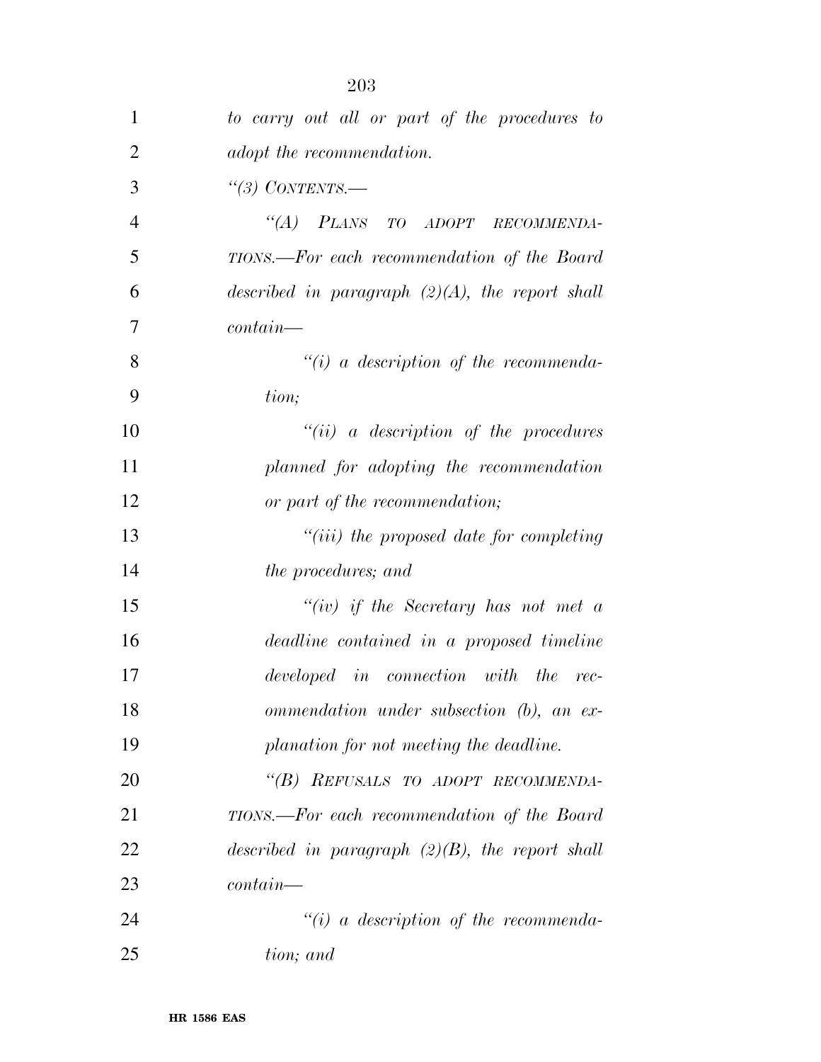*to carry out all or part of the procedures to adopt the recommendation.*

*"(3) CONTENTS.—*

*"(A) PLANS TO ADOPT RECOMMENDATIONS.—For each recommendation of the Board described in paragraph (2)(A), the report shall contain—*

*"(i) a description of the recommendation;*

*"(ii) a description of the procedures planned for adopting the recommendation or part of the recommendation;*

*"(iii) the proposed date for completing the procedures; and*

*"(iv) if the Secretary has not met a deadline contained in a proposed timeline developed in connection with the recommendation under subsection (b), an explanation for not meeting the deadline.*

*"(B) REFUSALS TO ADOPT RECOMMENDATIONS.—For each recommendation of the Board described in paragraph (2)(B), the report shall contain—*

*"(i) a description of the recommendation; and*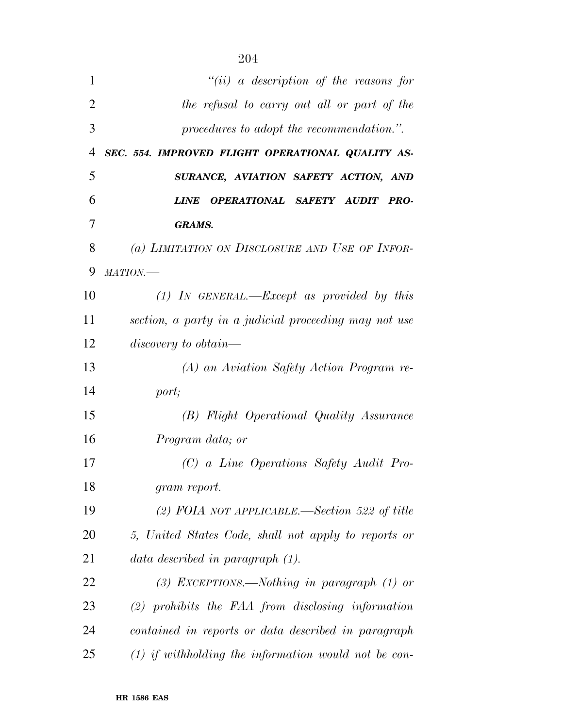*"(ii) a description of the reasons for the refusal to carry out all or part of the procedures to adopt the recommendation.".*

***SEC. 554. IMPROVED FLIGHT OPERATIONAL QUALITY ASSURANCE, AVIATION SAFETY ACTION, AND LINE OPERATIONAL SAFETY AUDIT PROGRAMS.***

*(a) LIMITATION ON DISCLOSURE AND USE OF INFORMATION.—*

*(1) IN GENERAL.—Except as provided by this section, a party in a judicial proceeding may not use discovery to obtain—*

*(A) an Aviation Safety Action Program report;*

*(B) Flight Operational Quality Assurance Program data; or*

*(C) a Line Operations Safety Audit Program report.*

*(2) FOIA NOT APPLICABLE.—Section 522 of title 5, United States Code, shall not apply to reports or data described in paragraph (1).*

*(3) EXCEPTIONS.—Nothing in paragraph (1) or (2) prohibits the FAA from disclosing information contained in reports or data described in paragraph (1) if withholding the information would not be con-*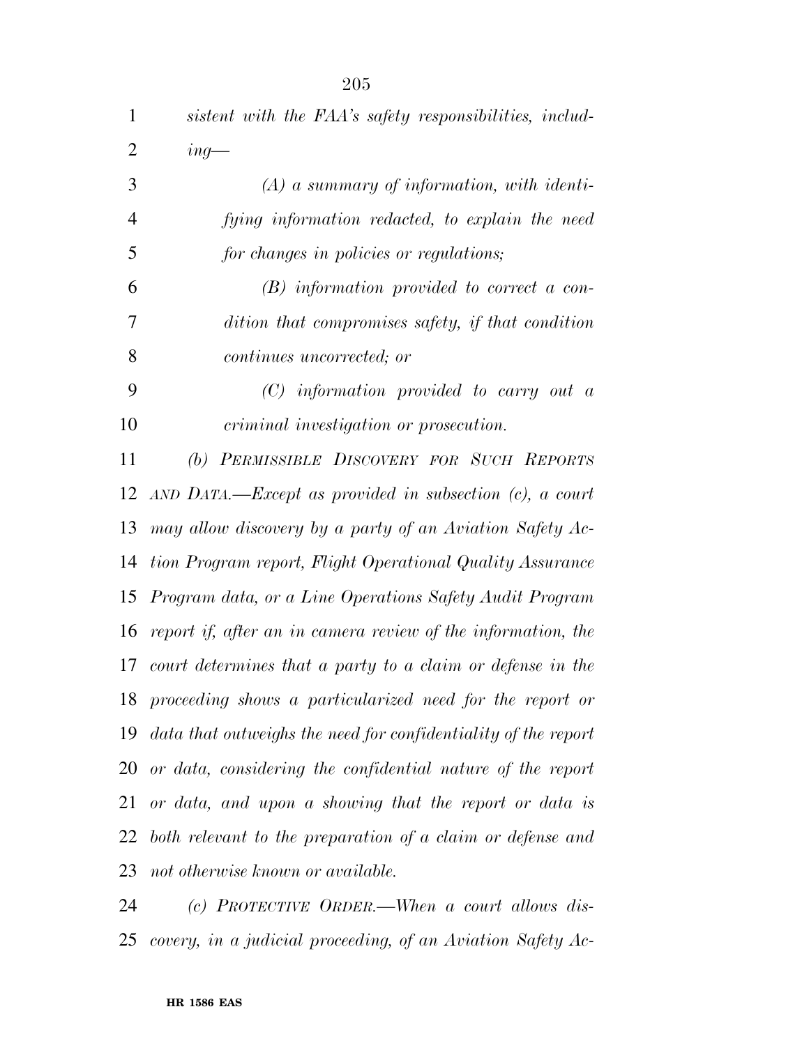*sistent with the FAA's safety responsibilities, including—*

*(A) a summary of information, with identifying information redacted, to explain the need for changes in policies or regulations;*

*(B) information provided to correct a condition that compromises safety, if that condition continues uncorrected; or*

*(C) information provided to carry out a criminal investigation or prosecution.*

*(b) PERMISSIBLE DISCOVERY FOR SUCH REPORTS AND DATA.—Except as provided in subsection (c), a court may allow discovery by a party of an Aviation Safety Action Program report, Flight Operational Quality Assurance Program data, or a Line Operations Safety Audit Program report if, after an in camera review of the information, the court determines that a party to a claim or defense in the proceeding shows a particularized need for the report or data that outweighs the need for confidentiality of the report or data, considering the confidential nature of the report or data, and upon a showing that the report or data is both relevant to the preparation of a claim or defense and not otherwise known or available.*

*(c) PROTECTIVE ORDER.—When a court allows discovery, in a judicial proceeding, of an Aviation Safety Ac-*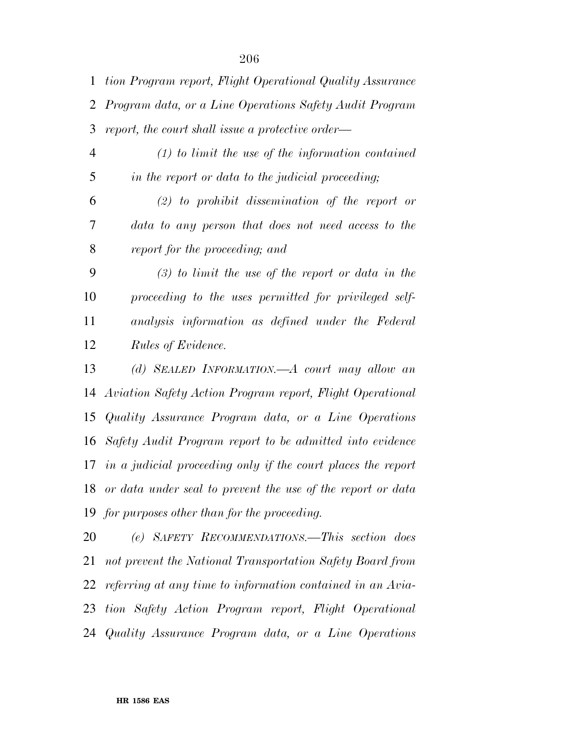*tion Program report, Flight Operational Quality Assurance Program data, or a Line Operations Safety Audit Program report, the court shall issue a protective order—*

*(1) to limit the use of the information contained in the report or data to the judicial proceeding;*

*(2) to prohibit dissemination of the report or data to any person that does not need access to the report for the proceeding; and*

*(3) to limit the use of the report or data in the proceeding to the uses permitted for privileged self-analysis information as defined under the Federal Rules of Evidence.*

*(d) SEALED INFORMATION.—A court may allow an Aviation Safety Action Program report, Flight Operational Quality Assurance Program data, or a Line Operations Safety Audit Program report to be admitted into evidence in a judicial proceeding only if the court places the report or data under seal to prevent the use of the report or data for purposes other than for the proceeding.*

*(e) SAFETY RECOMMENDATIONS.—This section does not prevent the National Transportation Safety Board from referring at any time to information contained in an Aviation Safety Action Program report, Flight Operational Quality Assurance Program data, or a Line Operations*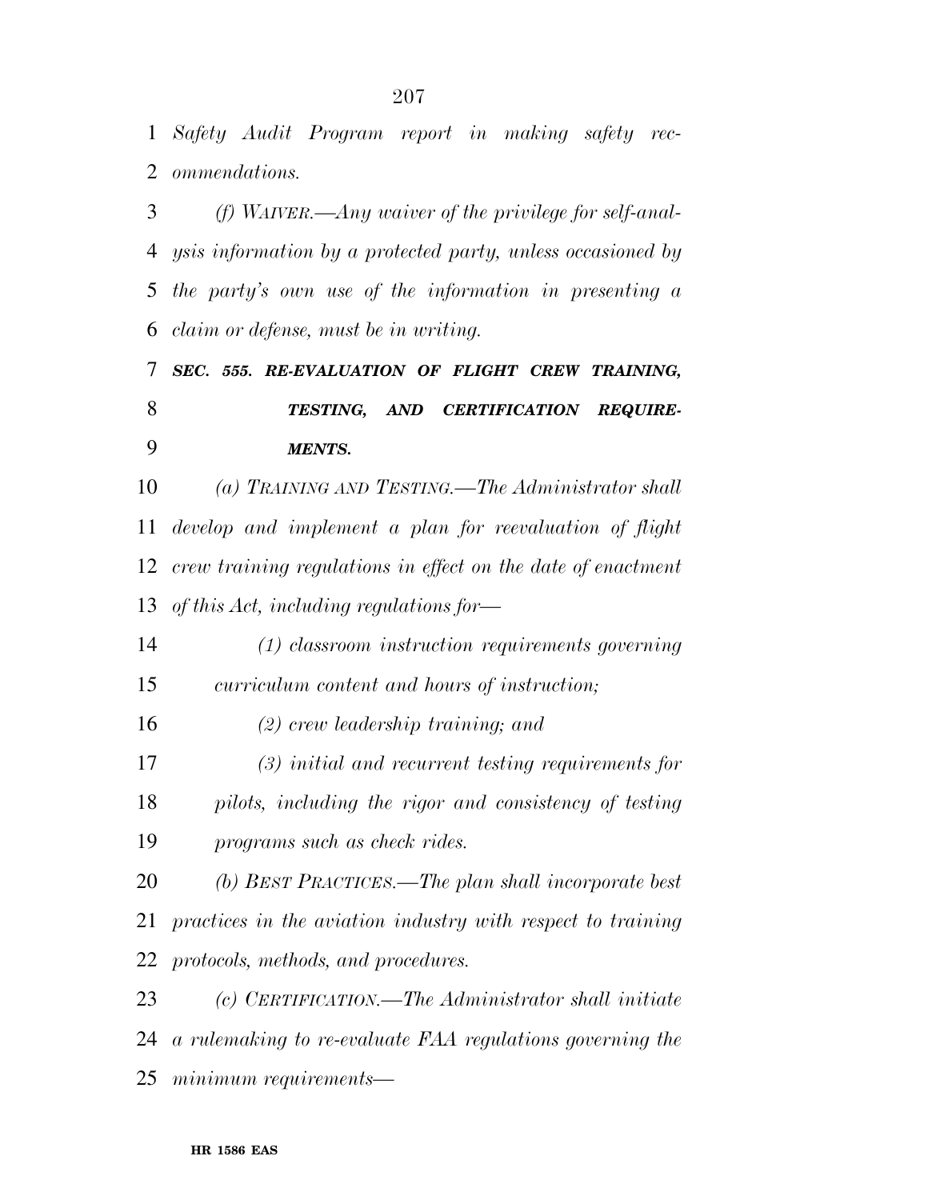*Safety Audit Program report in making safety recommendations.*

*(f) WAIVER.—Any waiver of the privilege for self-analysis information by a protected party, unless occasioned by the party's own use of the information in presenting a claim or defense, must be in writing.*

***SEC. 555. RE-EVALUATION OF FLIGHT CREW TRAINING, TESTING, AND CERTIFICATION REQUIREMENTS.***

*(a) TRAINING AND TESTING.—The Administrator shall develop and implement a plan for reevaluation of flight crew training regulations in effect on the date of enactment of this Act, including regulations for—*

*(1) classroom instruction requirements governing curriculum content and hours of instruction;*

*(2) crew leadership training; and*

*(3) initial and recurrent testing requirements for pilots, including the rigor and consistency of testing programs such as check rides.*

*(b) BEST PRACTICES.—The plan shall incorporate best practices in the aviation industry with respect to training protocols, methods, and procedures.*

*(c) CERTIFICATION.—The Administrator shall initiate a rulemaking to re-evaluate FAA regulations governing the minimum requirements—*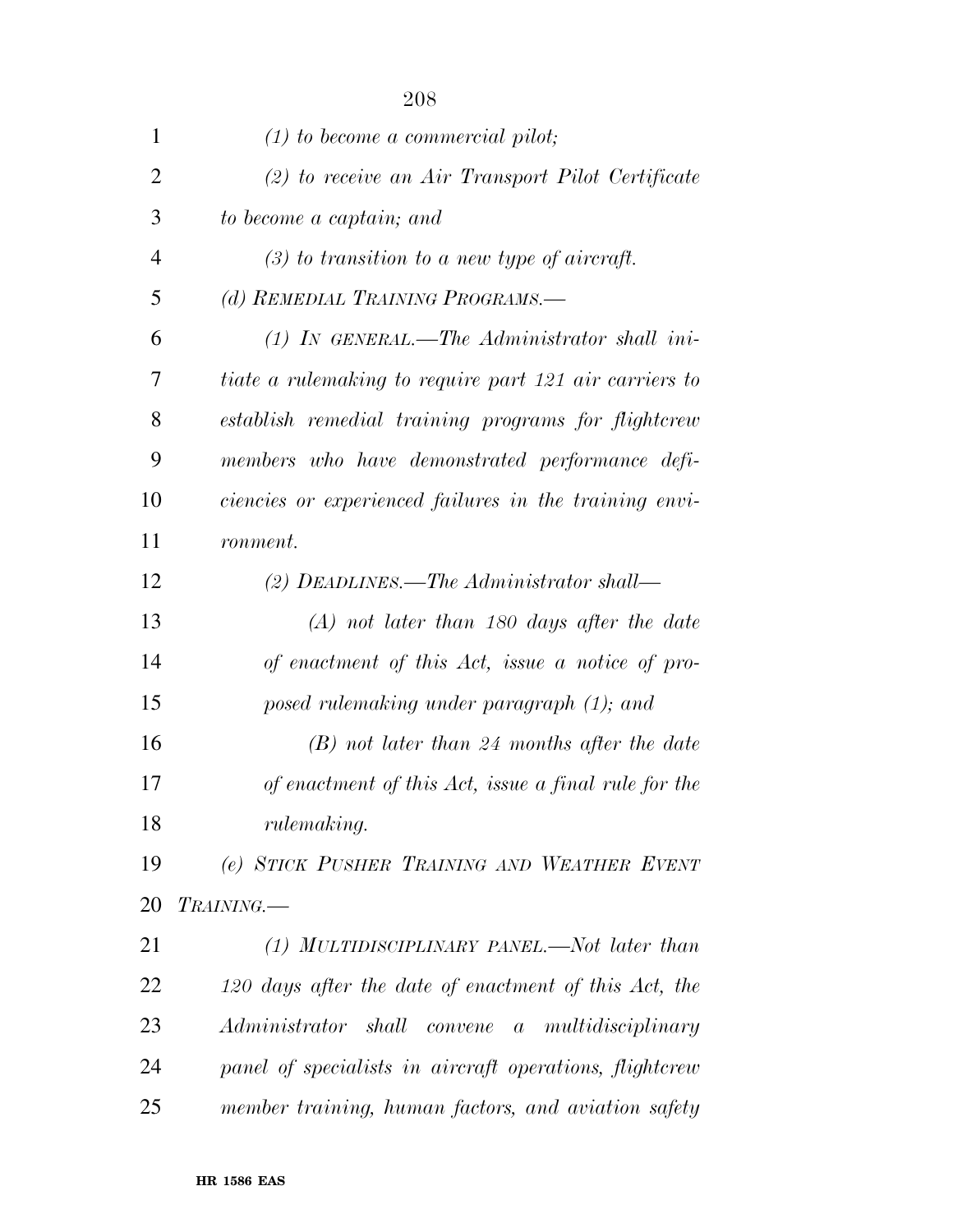*(1) to become a commercial pilot;*

*(2) to receive an Air Transport Pilot Certificate to become a captain; and*

*(3) to transition to a new type of aircraft.*

*(d) REMEDIAL TRAINING PROGRAMS.—*

*(1) IN GENERAL.—The Administrator shall initiate a rulemaking to require part 121 air carriers to establish remedial training programs for flightcrew members who have demonstrated performance deficiencies or experienced failures in the training environment.*

*(2) DEADLINES.—The Administrator shall—*

*(A) not later than 180 days after the date of enactment of this Act, issue a notice of proposed rulemaking under paragraph (1); and*

*(B) not later than 24 months after the date of enactment of this Act, issue a final rule for the rulemaking.*

*(e) STICK PUSHER TRAINING AND WEATHER EVENT TRAINING.—*

*(1) MULTIDISCIPLINARY PANEL.—Not later than 120 days after the date of enactment of this Act, the Administrator shall convene a multidisciplinary panel of specialists in aircraft operations, flightcrew member training, human factors, and aviation safety*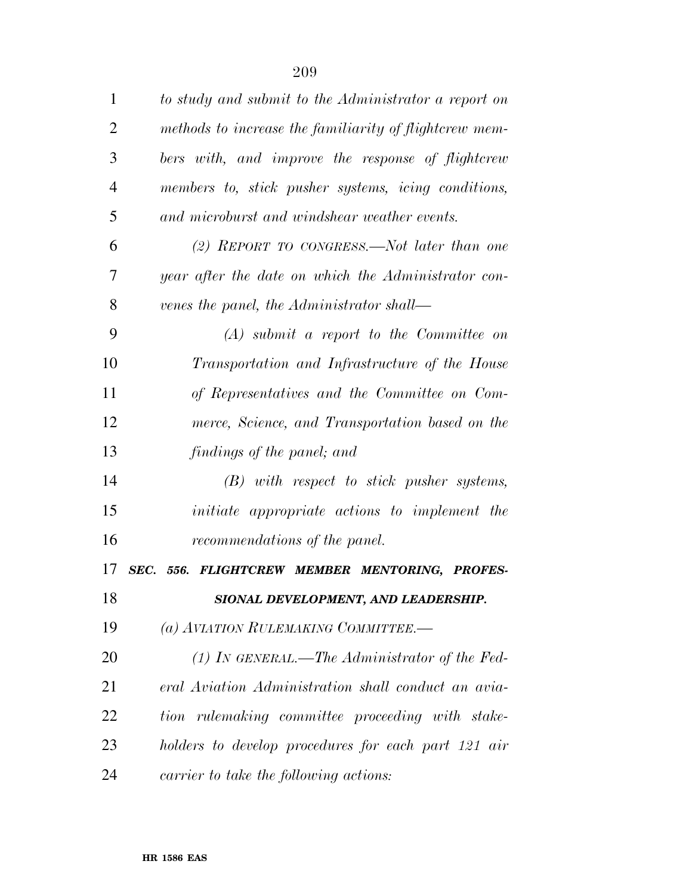*to study and submit to the Administrator a report on methods to increase the familiarity of flightcrew members with, and improve the response of flightcrew members to, stick pusher systems, icing conditions, and microburst and windshear weather events.*

*(2) REPORT TO CONGRESS.—Not later than one year after the date on which the Administrator convenes the panel, the Administrator shall—*

*(A) submit a report to the Committee on Transportation and Infrastructure of the House of Representatives and the Committee on Commerce, Science, and Transportation based on the findings of the panel; and*

*(B) with respect to stick pusher systems, initiate appropriate actions to implement the recommendations of the panel.*

***SEC. 556. FLIGHTCREW MEMBER MENTORING, PROFESSIONAL DEVELOPMENT, AND LEADERSHIP.***

*(a) AVIATION RULEMAKING COMMITTEE.—*

*(1) IN GENERAL.—The Administrator of the Federal Aviation Administration shall conduct an aviation rulemaking committee proceeding with stakeholders to develop procedures for each part 121 air carrier to take the following actions:*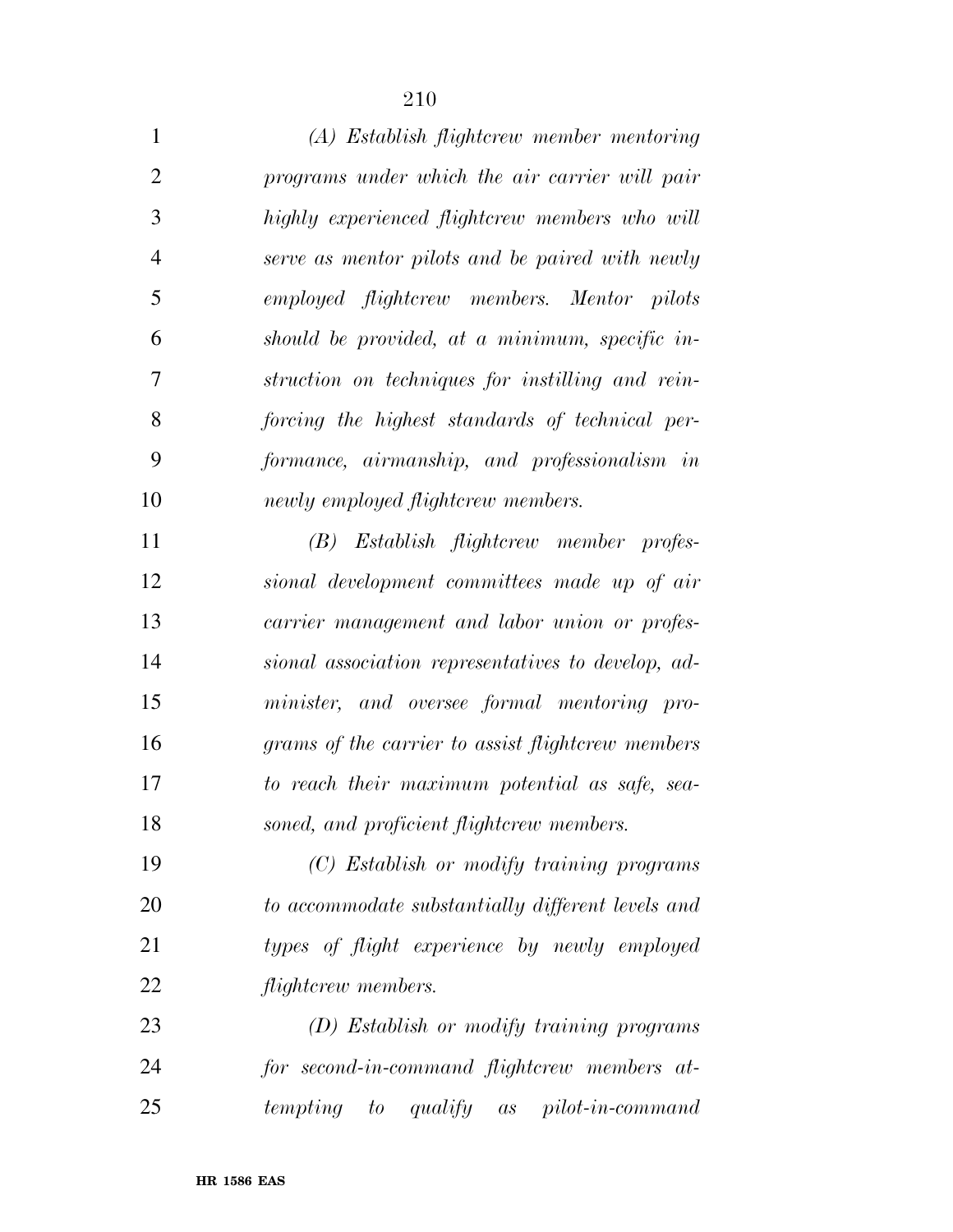*(A) Establish flightcrew member mentoring programs under which the air carrier will pair highly experienced flightcrew members who will serve as mentor pilots and be paired with newly employed flightcrew members. Mentor pilots should be provided, at a minimum, specific instruction on techniques for instilling and reinforcing the highest standards of technical performance, airmanship, and professionalism in newly employed flightcrew members.*

*(B) Establish flightcrew member professional development committees made up of air carrier management and labor union or professional association representatives to develop, administer, and oversee formal mentoring programs of the carrier to assist flightcrew members to reach their maximum potential as safe, seasoned, and proficient flightcrew members.*

*(C) Establish or modify training programs to accommodate substantially different levels and types of flight experience by newly employed flightcrew members.*

*(D) Establish or modify training programs for second-in-command flightcrew members attempting to qualify as pilot-in-command*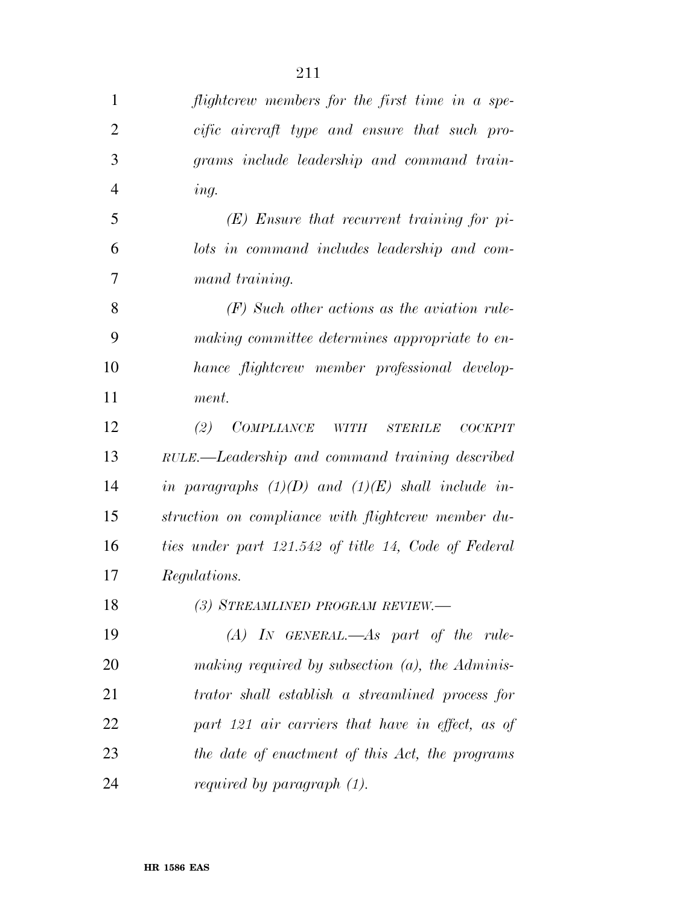*flightcrew members for the first time in a specific aircraft type and ensure that such programs include leadership and command training.*

*(E) Ensure that recurrent training for pilots in command includes leadership and command training.*

*(F) Such other actions as the aviation rulemaking committee determines appropriate to enhance flightcrew member professional development.*

*(2) COMPLIANCE WITH STERILE COCKPIT RULE.—Leadership and command training described in paragraphs (1)(D) and (1)(E) shall include instruction on compliance with flightcrew member duties under part 121.542 of title 14, Code of Federal Regulations.*

*(3) STREAMLINED PROGRAM REVIEW.—*

*(A) IN GENERAL.—As part of the rulemaking required by subsection (a), the Administrator shall establish a streamlined process for part 121 air carriers that have in effect, as of the date of enactment of this Act, the programs required by paragraph (1).*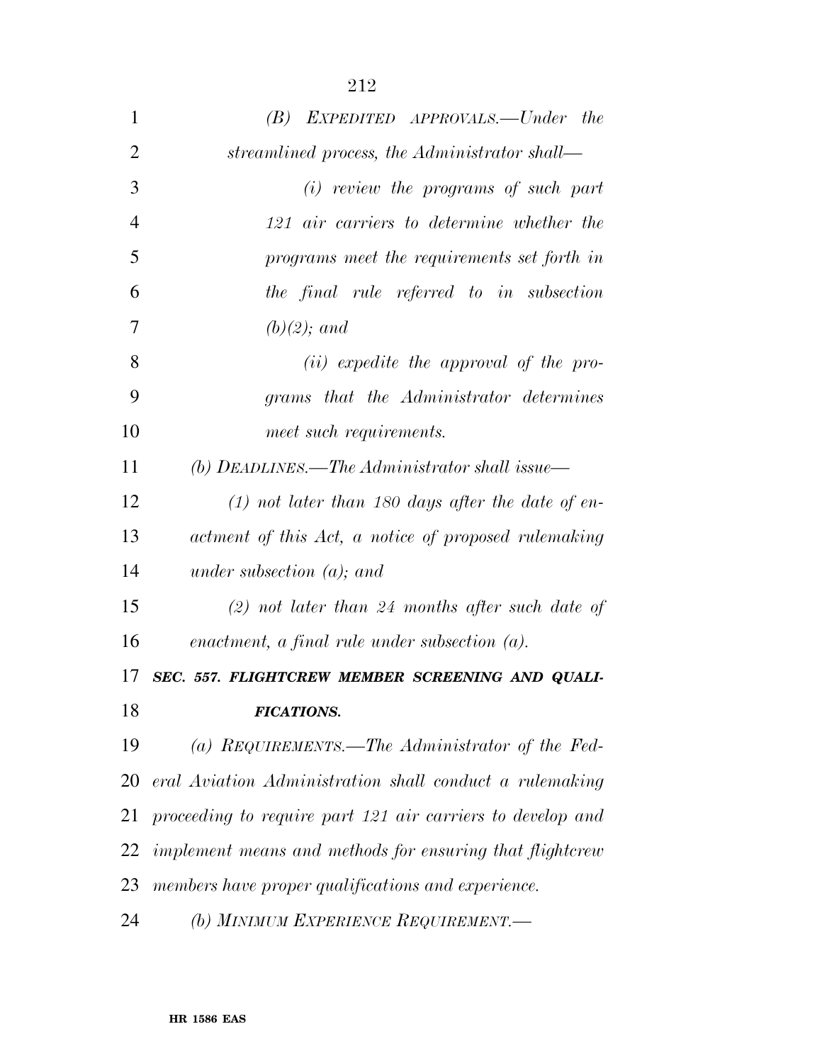*(B) EXPEDITED APPROVALS.—Under the streamlined process, the Administrator shall—*

*(i) review the programs of such part 121 air carriers to determine whether the programs meet the requirements set forth in the final rule referred to in subsection (b)(2); and*

*(ii) expedite the approval of the programs that the Administrator determines meet such requirements.*

*(b) DEADLINES.—The Administrator shall issue—*

*(1) not later than 180 days after the date of enactment of this Act, a notice of proposed rulemaking under subsection (a); and*

*(2) not later than 24 months after such date of enactment, a final rule under subsection (a).*

***SEC. 557. FLIGHTCREW MEMBER SCREENING AND QUALIFICATIONS.***

*(a) REQUIREMENTS.—The Administrator of the Federal Aviation Administration shall conduct a rulemaking proceeding to require part 121 air carriers to develop and implement means and methods for ensuring that flightcrew members have proper qualifications and experience.*

*(b) MINIMUM EXPERIENCE REQUIREMENT.—*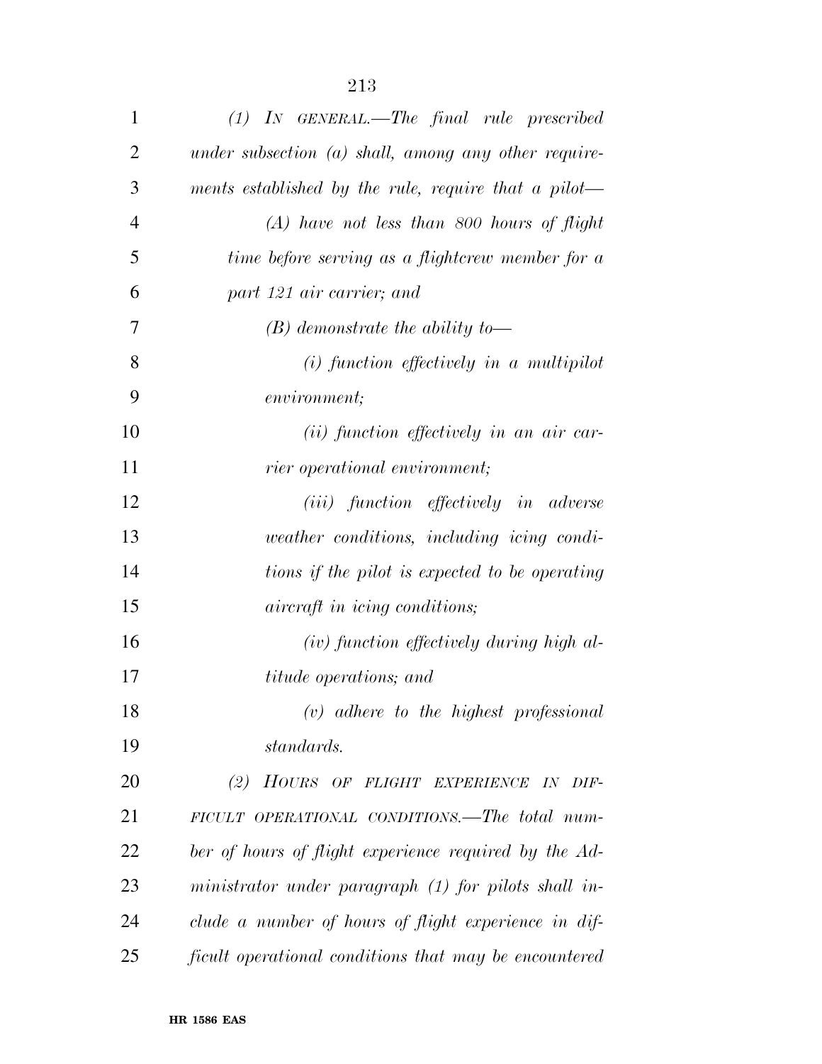*(1) IN GENERAL.—The final rule prescribed under subsection (a) shall, among any other requirements established by the rule, require that a pilot—*

*(A) have not less than 800 hours of flight time before serving as a flightcrew member for a part 121 air carrier; and*

*(B) demonstrate the ability to—*

*(i) function effectively in a multipilot environment;*

*(ii) function effectively in an air carrier operational environment;*

*(iii) function effectively in adverse weather conditions, including icing conditions if the pilot is expected to be operating aircraft in icing conditions;*

*(iv) function effectively during high altitude operations; and*

*(v) adhere to the highest professional standards.*

*(2) HOURS OF FLIGHT EXPERIENCE IN DIFFICULT OPERATIONAL CONDITIONS.—The total number of hours of flight experience required by the Administrator under paragraph (1) for pilots shall include a number of hours of flight experience in difficult operational conditions that may be encountered*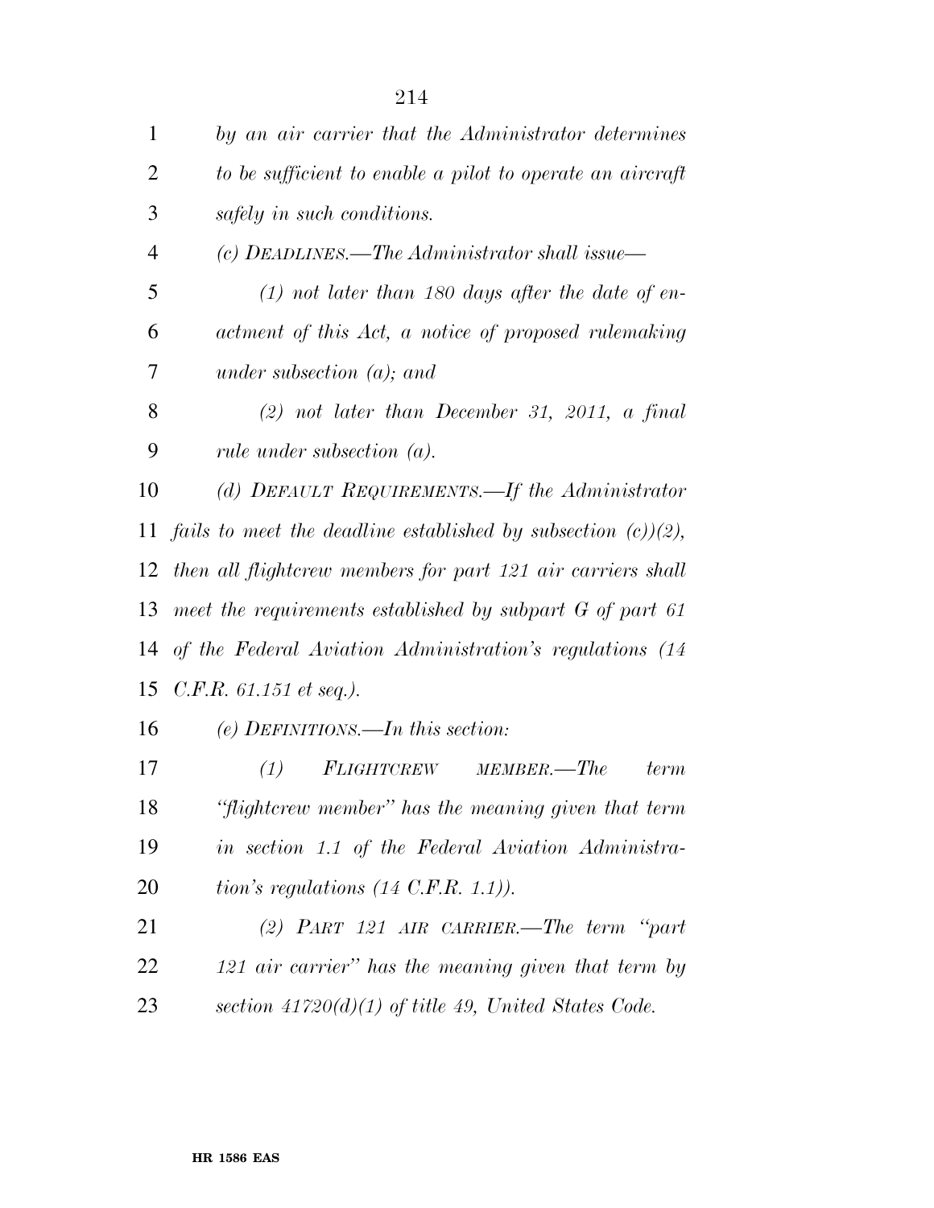*by an air carrier that the Administrator determines to be sufficient to enable a pilot to operate an aircraft safely in such conditions.*

*(c) DEADLINES.—The Administrator shall issue—*

*(1) not later than 180 days after the date of enactment of this Act, a notice of proposed rulemaking under subsection (a); and*

*(2) not later than December 31, 2011, a final rule under subsection (a).*

*(d) DEFAULT REQUIREMENTS.—If the Administrator fails to meet the deadline established by subsection (c))(2), then all flightcrew members for part 121 air carriers shall meet the requirements established by subpart G of part 61 of the Federal Aviation Administration's regulations (14 C.F.R. 61.151 et seq.).*

*(e) DEFINITIONS.—In this section:*

*(1) FLIGHTCREW MEMBER.—The term "flightcrew member" has the meaning given that term in section 1.1 of the Federal Aviation Administration's regulations (14 C.F.R. 1.1)).*

*(2) PART 121 AIR CARRIER.—The term "part 121 air carrier" has the meaning given that term by section 41720(d)(1) of title 49, United States Code.*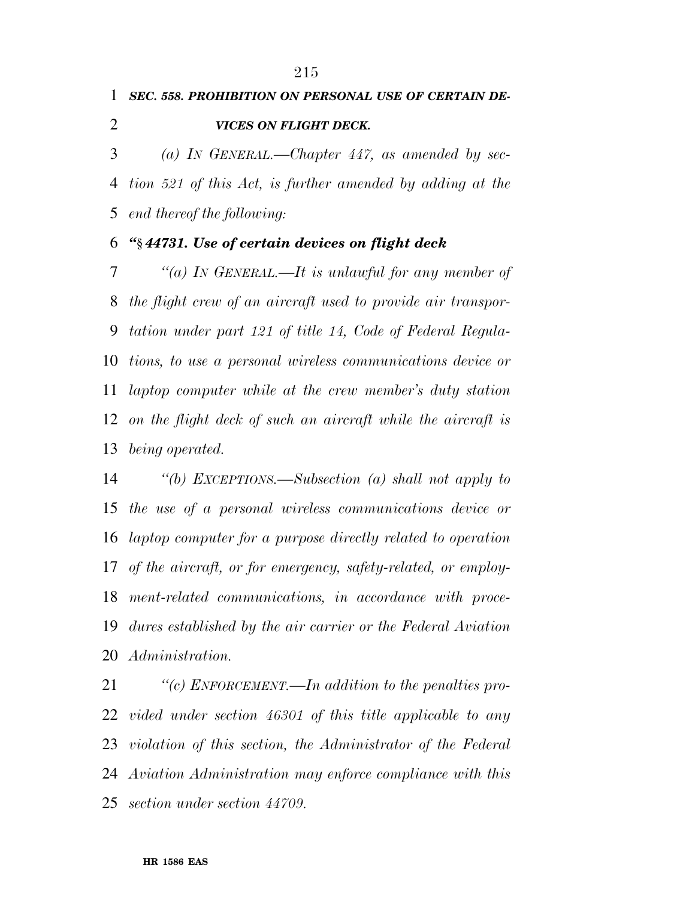***SEC. 558. PROHIBITION ON PERSONAL USE OF CERTAIN DEVICES ON FLIGHT DECK.***

*(a) IN GENERAL.—Chapter 447, as amended by section 521 of this Act, is further amended by adding at the end thereof the following:*

***"§ 44731. Use of certain devices on flight deck***

*"(a) IN GENERAL.—It is unlawful for any member of the flight crew of an aircraft used to provide air transportation under part 121 of title 14, Code of Federal Regulations, to use a personal wireless communications device or laptop computer while at the crew member's duty station on the flight deck of such an aircraft while the aircraft is being operated.*

*"(b) EXCEPTIONS.—Subsection (a) shall not apply to the use of a personal wireless communications device or laptop computer for a purpose directly related to operation of the aircraft, or for emergency, safety-related, or employment-related communications, in accordance with procedures established by the air carrier or the Federal Aviation Administration.*

*"(c) ENFORCEMENT.—In addition to the penalties provided under section 46301 of this title applicable to any violation of this section, the Administrator of the Federal Aviation Administration may enforce compliance with this section under section 44709.*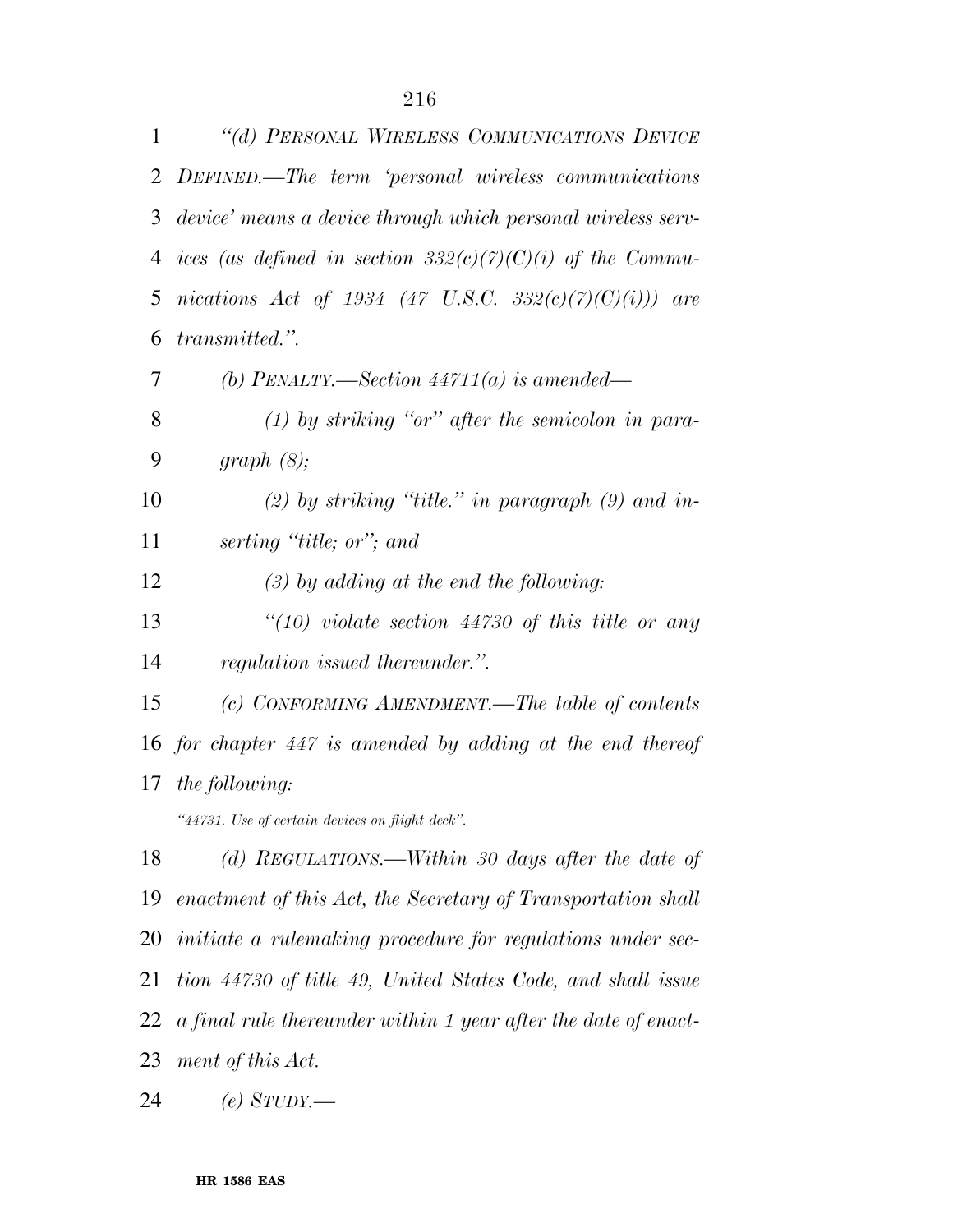*"(d) PERSONAL WIRELESS COMMUNICATIONS DEVICE DEFINED.—The term 'personal wireless communications device' means a device through which personal wireless services (as defined in section 332(c)(7)(C)(i) of the Communications Act of 1934 (47 U.S.C. 332(c)(7)(C)(i))) are transmitted.".*

*(b) PENALTY.—Section 44711(a) is amended—*

*(1) by striking "or" after the semicolon in paragraph (8);*

*(2) by striking "title." in paragraph (9) and inserting "title; or"; and*

*(3) by adding at the end the following:*

*"(10) violate section 44730 of this title or any regulation issued thereunder.".*

*(c) CONFORMING AMENDMENT.—The table of contents for chapter 447 is amended by adding at the end thereof the following:*

*"44731. Use of certain devices on flight deck".*

*(d) REGULATIONS.—Within 30 days after the date of enactment of this Act, the Secretary of Transportation shall initiate a rulemaking procedure for regulations under section 44730 of title 49, United States Code, and shall issue a final rule thereunder within 1 year after the date of enactment of this Act.*

*(e) STUDY.—*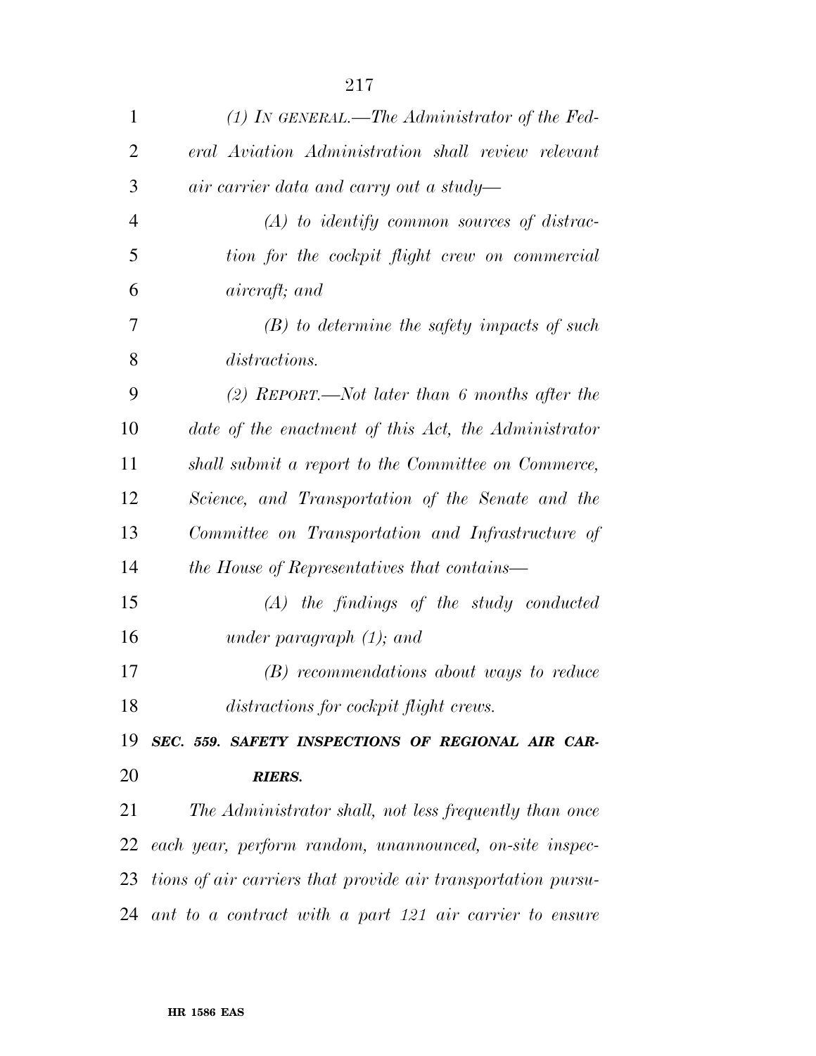*(1) IN GENERAL.—The Administrator of the Federal Aviation Administration shall review relevant air carrier data and carry out a study—*

*(A) to identify common sources of distraction for the cockpit flight crew on commercial aircraft; and*

*(B) to determine the safety impacts of such distractions.*

*(2) REPORT.—Not later than 6 months after the date of the enactment of this Act, the Administrator shall submit a report to the Committee on Commerce, Science, and Transportation of the Senate and the Committee on Transportation and Infrastructure of the House of Representatives that contains—*

*(A) the findings of the study conducted under paragraph (1); and*

*(B) recommendations about ways to reduce distractions for cockpit flight crews.*

***SEC. 559. SAFETY INSPECTIONS OF REGIONAL AIR CARRIERS.***

*The Administrator shall, not less frequently than once each year, perform random, unannounced, on-site inspections of air carriers that provide air transportation pursuant to a contract with a part 121 air carrier to ensure*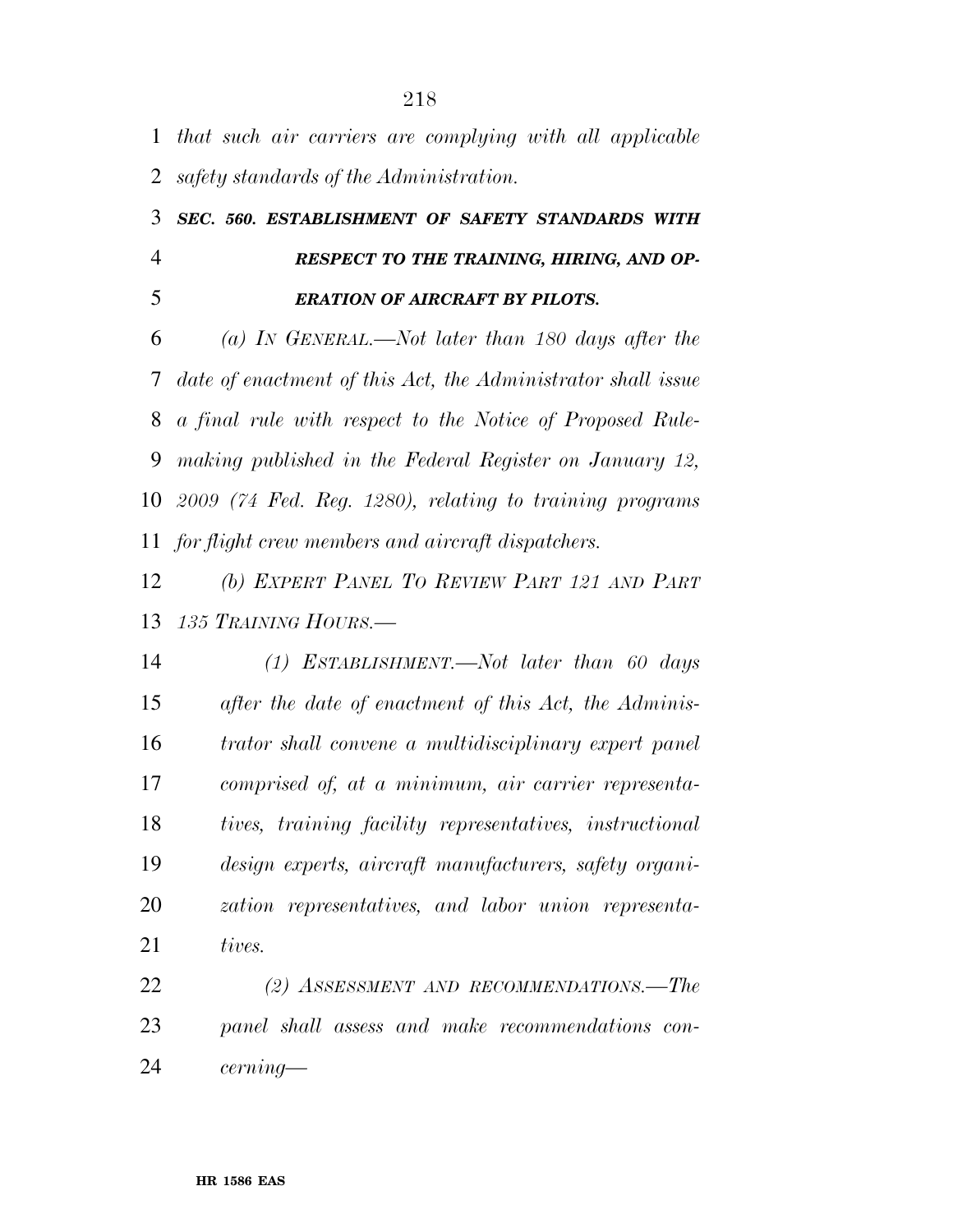*that such air carriers are complying with all applicable safety standards of the Administration.*

### *SEC. 560. ESTABLISHMENT OF SAFETY STANDARDS WITH RESPECT TO THE TRAINING, HIRING, AND OPERATION OF AIRCRAFT BY PILOTS.*

*(a) IN GENERAL.—Not later than 180 days after the date of enactment of this Act, the Administrator shall issue a final rule with respect to the Notice of Proposed Rulemaking published in the Federal Register on January 12, 2009 (74 Fed. Reg. 1280), relating to training programs for flight crew members and aircraft dispatchers.*

*(b) EXPERT PANEL TO REVIEW PART 121 AND PART 135 TRAINING HOURS.—*

*(1) ESTABLISHMENT.—Not later than 60 days after the date of enactment of this Act, the Administrator shall convene a multidisciplinary expert panel comprised of, at a minimum, air carrier representatives, training facility representatives, instructional design experts, aircraft manufacturers, safety organization representatives, and labor union representatives.*

*(2) ASSESSMENT AND RECOMMENDATIONS.—The panel shall assess and make recommendations concerning—*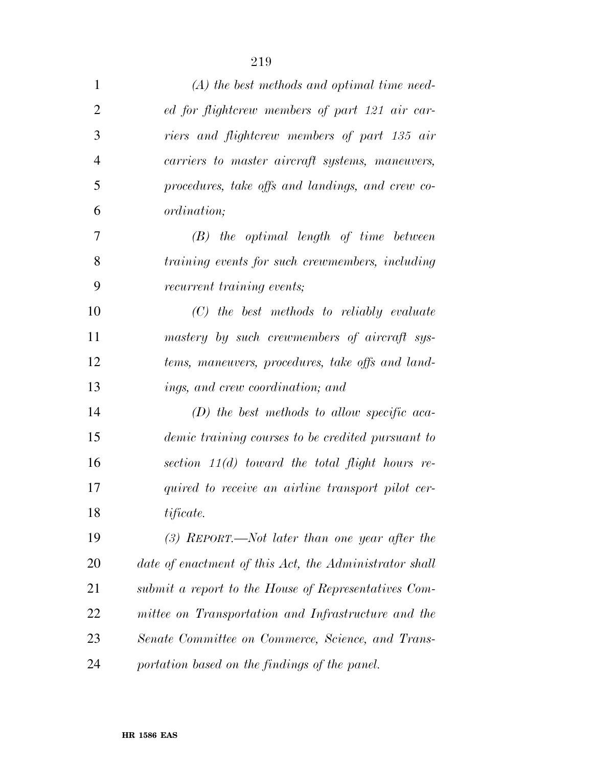*(A) the best methods and optimal time needed for flightcrew members of part 121 air carriers and flightcrew members of part 135 air carriers to master aircraft systems, maneuvers, procedures, take offs and landings, and crew coordination;*

*(B) the optimal length of time between training events for such crewmembers, including recurrent training events;*

*(C) the best methods to reliably evaluate mastery by such crewmembers of aircraft systems, maneuvers, procedures, take offs and landings, and crew coordination; and*

*(D) the best methods to allow specific academic training courses to be credited pursuant to section 11(d) toward the total flight hours required to receive an airline transport pilot certificate.*

*(3) REPORT.—Not later than one year after the date of enactment of this Act, the Administrator shall submit a report to the House of Representatives Committee on Transportation and Infrastructure and the Senate Committee on Commerce, Science, and Transportation based on the findings of the panel.*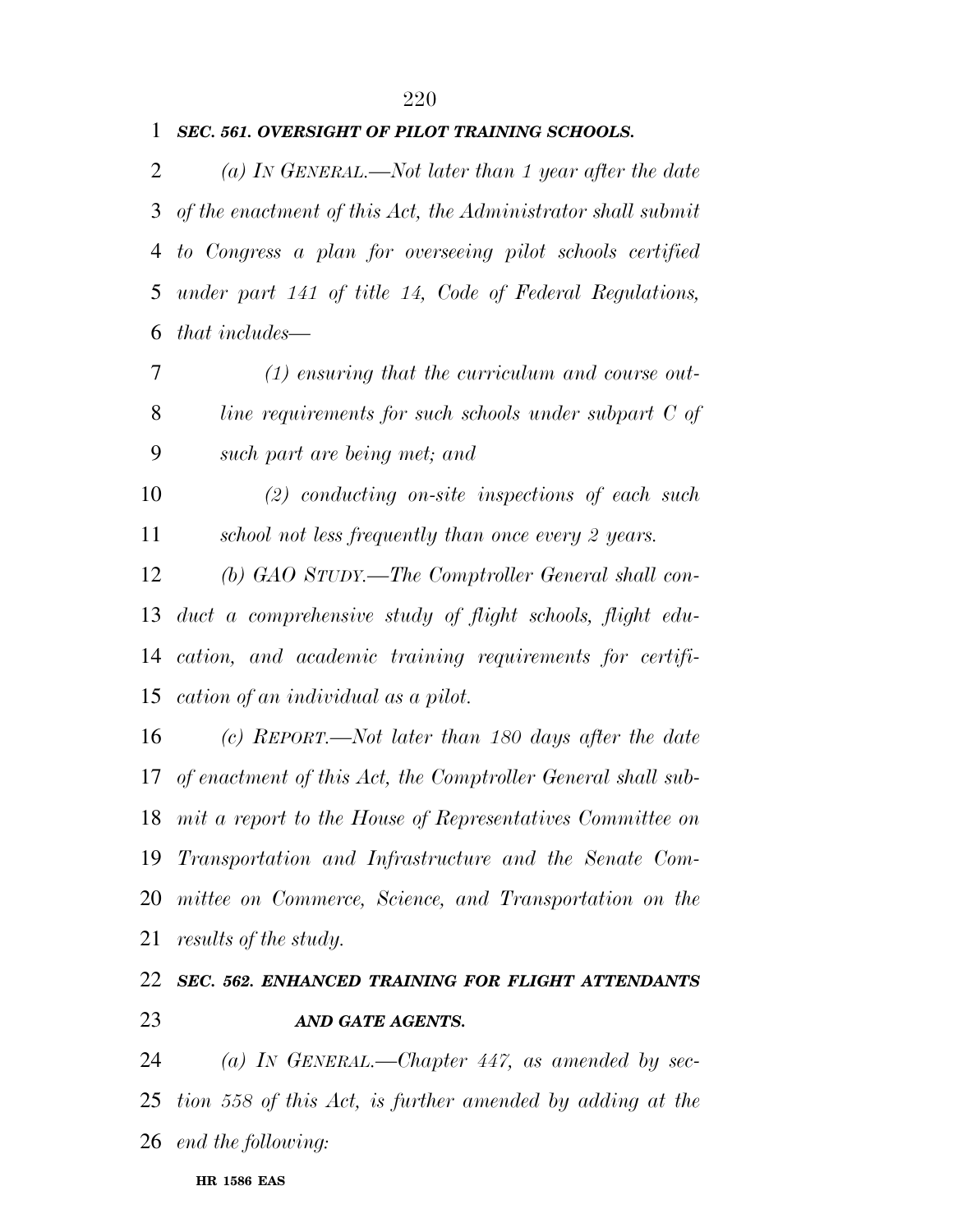***SEC. 561. OVERSIGHT OF PILOT TRAINING SCHOOLS.***

*(a) IN GENERAL.—Not later than 1 year after the date of the enactment of this Act, the Administrator shall submit to Congress a plan for overseeing pilot schools certified under part 141 of title 14, Code of Federal Regulations, that includes—*

*(1) ensuring that the curriculum and course outline requirements for such schools under subpart C of such part are being met; and*

*(2) conducting on-site inspections of each such school not less frequently than once every 2 years.*

*(b) GAO STUDY.—The Comptroller General shall conduct a comprehensive study of flight schools, flight education, and academic training requirements for certification of an individual as a pilot.*

*(c) REPORT.—Not later than 180 days after the date of enactment of this Act, the Comptroller General shall submit a report to the House of Representatives Committee on Transportation and Infrastructure and the Senate Committee on Commerce, Science, and Transportation on the results of the study.*

***SEC. 562. ENHANCED TRAINING FOR FLIGHT ATTENDANTS AND GATE AGENTS.***

*(a) IN GENERAL.—Chapter 447, as amended by section 558 of this Act, is further amended by adding at the end the following:*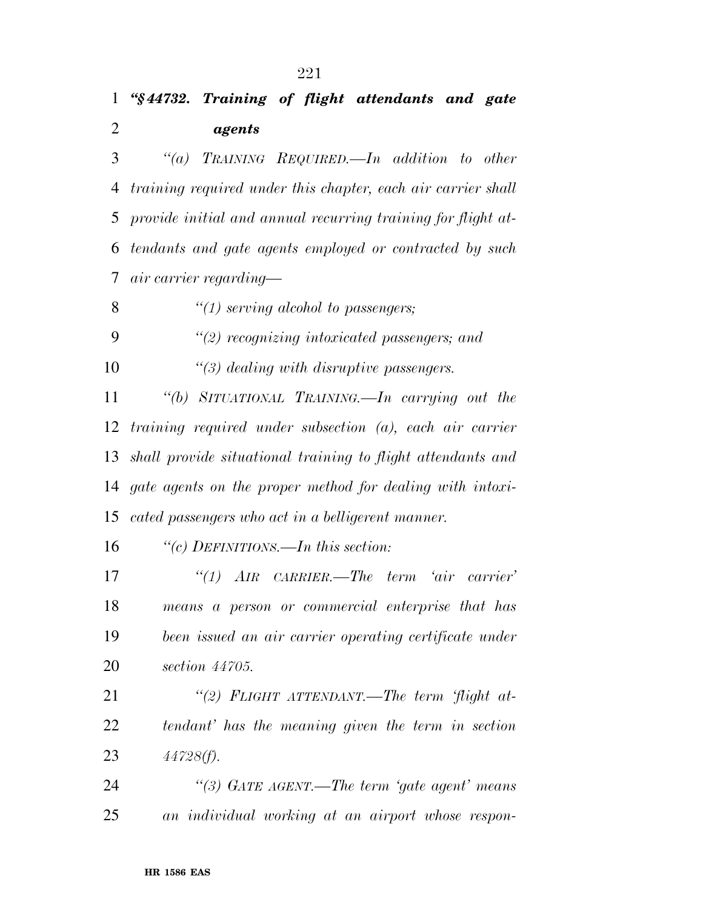***"§44732. Training of flight attendants and gate agents***

*"(a) TRAINING REQUIRED.—In addition to other training required under this chapter, each air carrier shall provide initial and annual recurring training for flight attendants and gate agents employed or contracted by such air carrier regarding—*

*"(1) serving alcohol to passengers;*

*"(2) recognizing intoxicated passengers; and*

*"(3) dealing with disruptive passengers.*

*"(b) SITUATIONAL TRAINING.—In carrying out the training required under subsection (a), each air carrier shall provide situational training to flight attendants and gate agents on the proper method for dealing with intoxicated passengers who act in a belligerent manner.*

*"(c) DEFINITIONS.—In this section:*

*"(1) AIR CARRIER.—The term 'air carrier' means a person or commercial enterprise that has been issued an air carrier operating certificate under section 44705.*

*"(2) FLIGHT ATTENDANT.—The term 'flight attendant' has the meaning given the term in section 44728(f).*

*"(3) GATE AGENT.—The term 'gate agent' means an individual working at an airport whose respon-*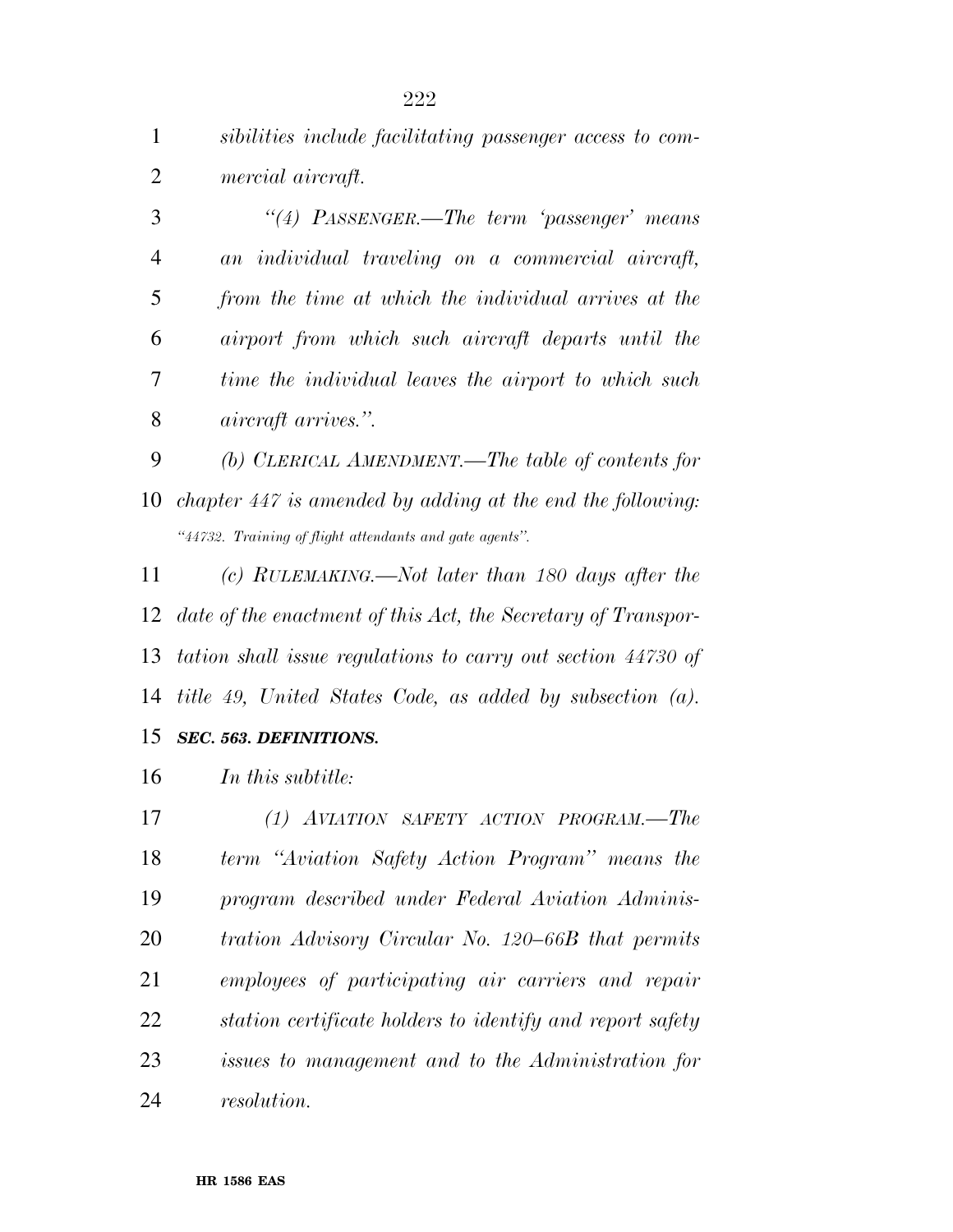*sibilities include facilitating passenger access to commercial aircraft.*

*"(4) PASSENGER.—The term 'passenger' means an individual traveling on a commercial aircraft, from the time at which the individual arrives at the airport from which such aircraft departs until the time the individual leaves the airport to which such aircraft arrives.".*

*(b) CLERICAL AMENDMENT.—The table of contents for chapter 447 is amended by adding at the end the following:*

*"44732. Training of flight attendants and gate agents".*

*(c) RULEMAKING.—Not later than 180 days after the date of the enactment of this Act, the Secretary of Transportation shall issue regulations to carry out section 44730 of title 49, United States Code, as added by subsection (a).*

***SEC. 563. DEFINITIONS.***

*In this subtitle:*

*(1) AVIATION SAFETY ACTION PROGRAM.—The term "Aviation Safety Action Program" means the program described under Federal Aviation Administration Advisory Circular No. 120–66B that permits employees of participating air carriers and repair station certificate holders to identify and report safety issues to management and to the Administration for resolution.*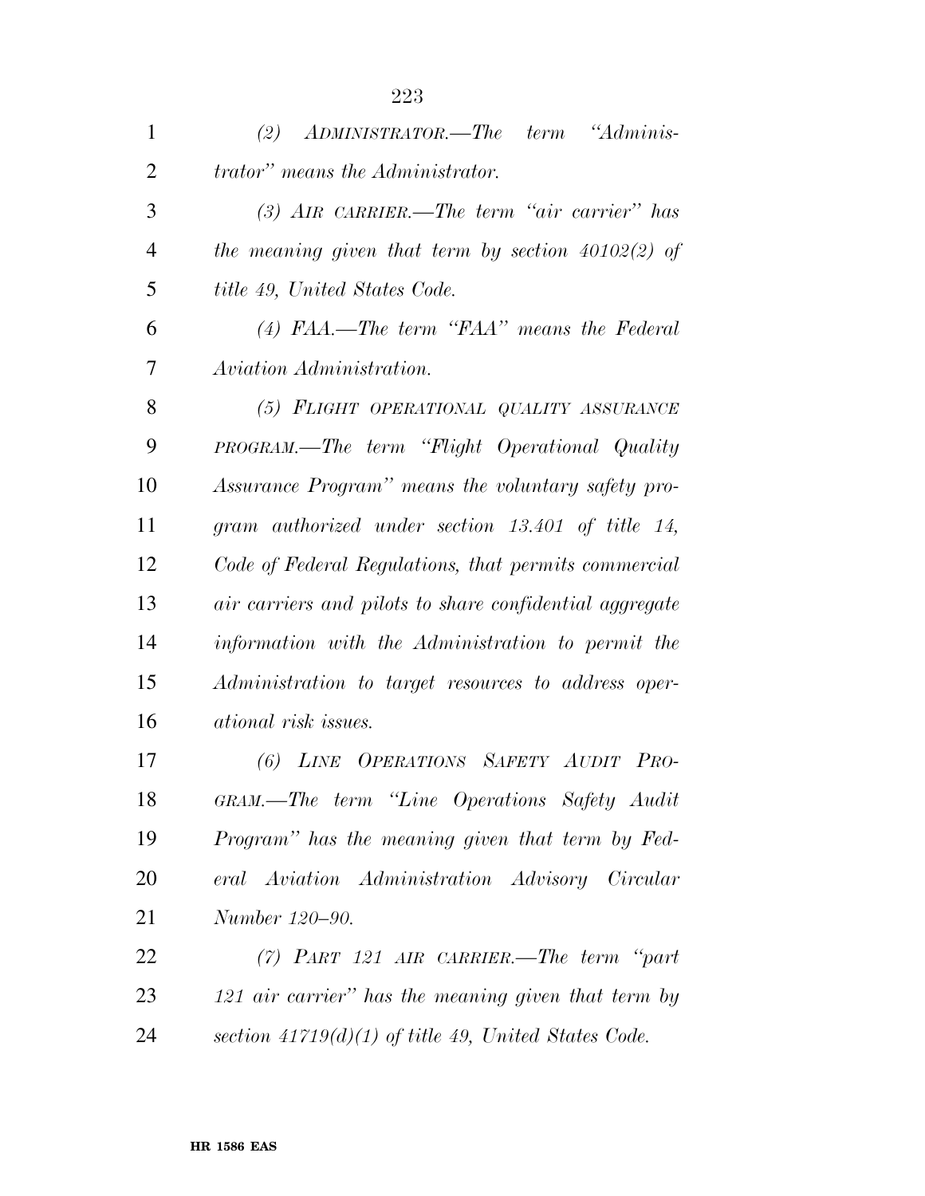*(2) ADMINISTRATOR.—The term "Administrator" means the Administrator.*

*(3) AIR CARRIER.—The term "air carrier" has the meaning given that term by section 40102(2) of title 49, United States Code.*

*(4) FAA.—The term "FAA" means the Federal Aviation Administration.*

*(5) FLIGHT OPERATIONAL QUALITY ASSURANCE PROGRAM.—The term "Flight Operational Quality Assurance Program" means the voluntary safety program authorized under section 13.401 of title 14, Code of Federal Regulations, that permits commercial air carriers and pilots to share confidential aggregate information with the Administration to permit the Administration to target resources to address operational risk issues.*

*(6) LINE OPERATIONS SAFETY AUDIT PROGRAM.—The term "Line Operations Safety Audit Program" has the meaning given that term by Federal Aviation Administration Advisory Circular Number 120–90.*

*(7) PART 121 AIR CARRIER.—The term "part 121 air carrier" has the meaning given that term by section 41719(d)(1) of title 49, United States Code.*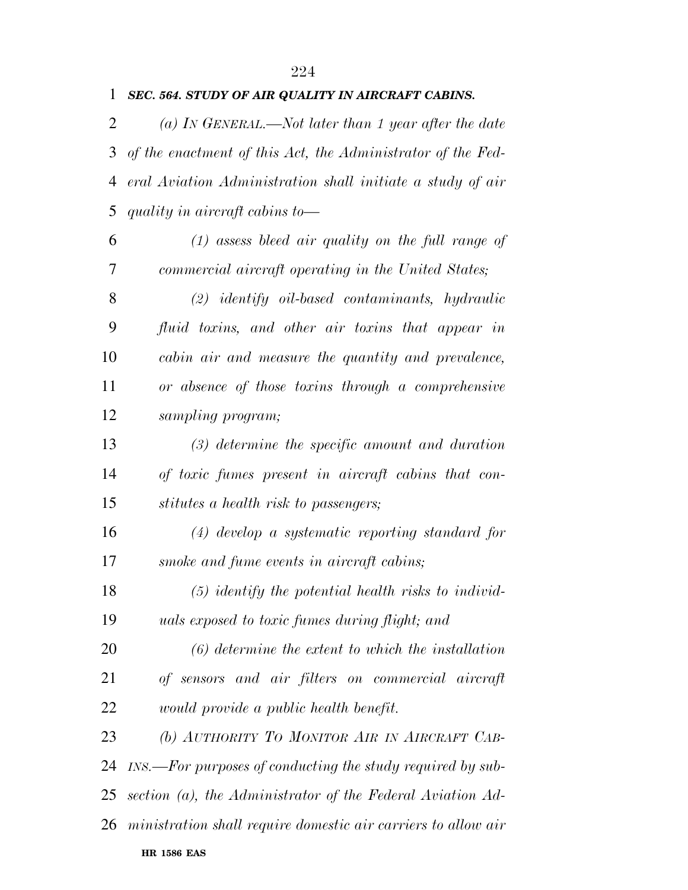***SEC. 564. STUDY OF AIR QUALITY IN AIRCRAFT CABINS.***

*(a) IN GENERAL.—Not later than 1 year after the date of the enactment of this Act, the Administrator of the Federal Aviation Administration shall initiate a study of air quality in aircraft cabins to—*

*(1) assess bleed air quality on the full range of commercial aircraft operating in the United States;*

*(2) identify oil-based contaminants, hydraulic fluid toxins, and other air toxins that appear in cabin air and measure the quantity and prevalence, or absence of those toxins through a comprehensive sampling program;*

*(3) determine the specific amount and duration of toxic fumes present in aircraft cabins that constitutes a health risk to passengers;*

*(4) develop a systematic reporting standard for smoke and fume events in aircraft cabins;*

*(5) identify the potential health risks to individuals exposed to toxic fumes during flight; and*

*(6) determine the extent to which the installation of sensors and air filters on commercial aircraft would provide a public health benefit.*

*(b) AUTHORITY TO MONITOR AIR IN AIRCRAFT CABINS.—For purposes of conducting the study required by subsection (a), the Administrator of the Federal Aviation Administration shall require domestic air carriers to allow air*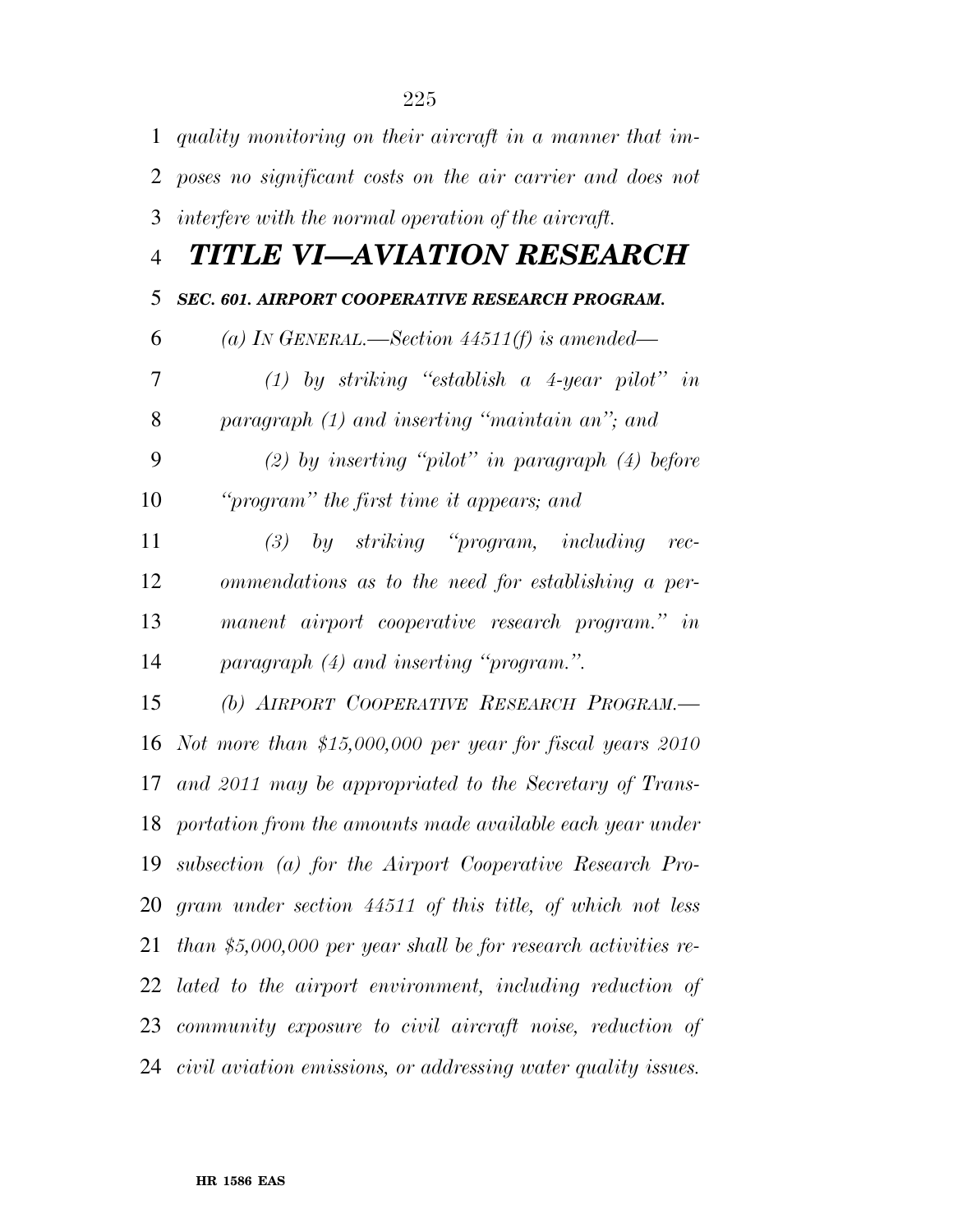*quality monitoring on their aircraft in a manner that imposes no significant costs on the air carrier and does not interfere with the normal operation of the aircraft.*

# *TITLE VI—AVIATION RESEARCH*

### *SEC. 601. AIRPORT COOPERATIVE RESEARCH PROGRAM.*

*(a) IN GENERAL.—Section 44511(f) is amended—*

*(1) by striking "establish a 4-year pilot" in paragraph (1) and inserting "maintain an"; and*

*(2) by inserting "pilot" in paragraph (4) before "program" the first time it appears; and*

*(3) by striking "program, including recommendations as to the need for establishing a permanent airport cooperative research program." in paragraph (4) and inserting "program.".*

*(b) AIRPORT COOPERATIVE RESEARCH PROGRAM.—Not more than $15,000,000 per year for fiscal years 2010 and 2011 may be appropriated to the Secretary of Transportation from the amounts made available each year under subsection (a) for the Airport Cooperative Research Program under section 44511 of this title, of which not less than $5,000,000 per year shall be for research activities related to the airport environment, including reduction of community exposure to civil aircraft noise, reduction of civil aviation emissions, or addressing water quality issues.*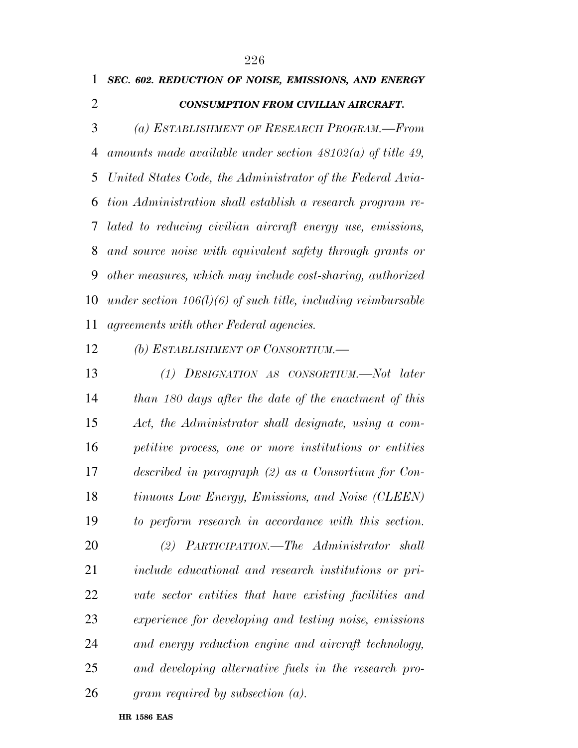***SEC. 602. REDUCTION OF NOISE, EMISSIONS, AND ENERGY CONSUMPTION FROM CIVILIAN AIRCRAFT.***

*(a) ESTABLISHMENT OF RESEARCH PROGRAM.—From amounts made available under section 48102(a) of title 49, United States Code, the Administrator of the Federal Aviation Administration shall establish a research program related to reducing civilian aircraft energy use, emissions, and source noise with equivalent safety through grants or other measures, which may include cost-sharing, authorized under section 106(l)(6) of such title, including reimbursable agreements with other Federal agencies.*

*(b) ESTABLISHMENT OF CONSORTIUM.—*

*(1) DESIGNATION AS CONSORTIUM.—Not later than 180 days after the date of the enactment of this Act, the Administrator shall designate, using a competitive process, one or more institutions or entities described in paragraph (2) as a Consortium for Continuous Low Energy, Emissions, and Noise (CLEEN) to perform research in accordance with this section.*

*(2) PARTICIPATION.—The Administrator shall include educational and research institutions or private sector entities that have existing facilities and experience for developing and testing noise, emissions and energy reduction engine and aircraft technology, and developing alternative fuels in the research program required by subsection (a).*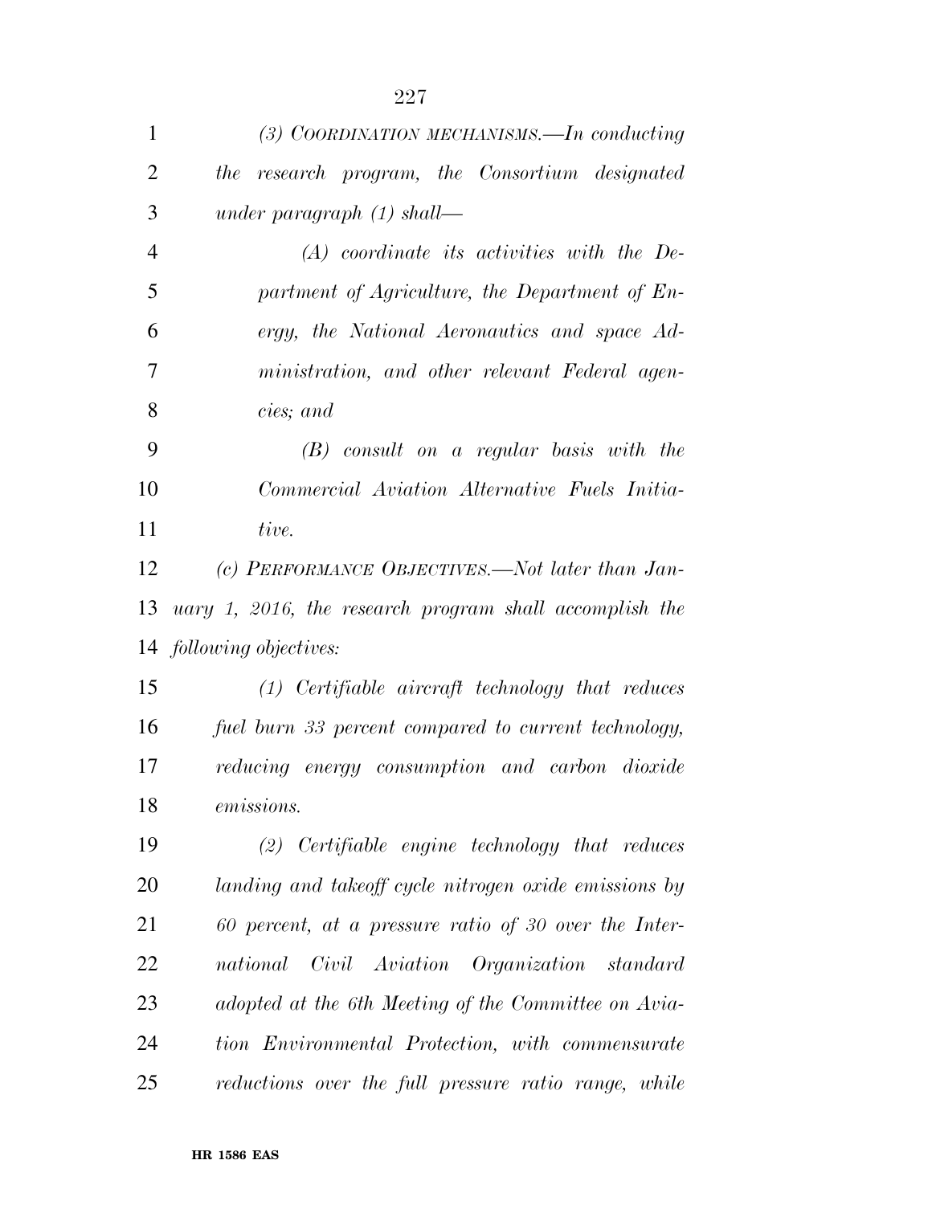*(3) COORDINATION MECHANISMS.—In conducting the research program, the Consortium designated under paragraph (1) shall—*

*(A) coordinate its activities with the Department of Agriculture, the Department of Energy, the National Aeronautics and space Administration, and other relevant Federal agencies; and*

*(B) consult on a regular basis with the Commercial Aviation Alternative Fuels Initiative.*

*(c) PERFORMANCE OBJECTIVES.—Not later than January 1, 2016, the research program shall accomplish the following objectives:*

*(1) Certifiable aircraft technology that reduces fuel burn 33 percent compared to current technology, reducing energy consumption and carbon dioxide emissions.*

*(2) Certifiable engine technology that reduces landing and takeoff cycle nitrogen oxide emissions by 60 percent, at a pressure ratio of 30 over the International Civil Aviation Organization standard adopted at the 6th Meeting of the Committee on Aviation Environmental Protection, with commensurate reductions over the full pressure ratio range, while*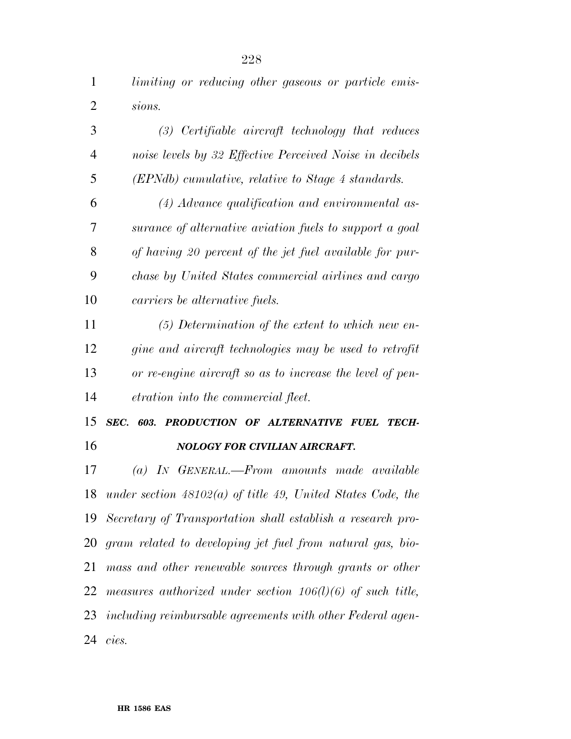*limiting or reducing other gaseous or particle emissions.*

*(3) Certifiable aircraft technology that reduces noise levels by 32 Effective Perceived Noise in decibels (EPNdb) cumulative, relative to Stage 4 standards.*

*(4) Advance qualification and environmental assurance of alternative aviation fuels to support a goal of having 20 percent of the jet fuel available for purchase by United States commercial airlines and cargo carriers be alternative fuels.*

*(5) Determination of the extent to which new engine and aircraft technologies may be used to retrofit or re-engine aircraft so as to increase the level of penetration into the commercial fleet.*

***SEC. 603. PRODUCTION OF ALTERNATIVE FUEL TECHNOLOGY FOR CIVILIAN AIRCRAFT.***

*(a) IN GENERAL.—From amounts made available under section 48102(a) of title 49, United States Code, the Secretary of Transportation shall establish a research program related to developing jet fuel from natural gas, biomass and other renewable sources through grants or other measures authorized under section 106(l)(6) of such title, including reimbursable agreements with other Federal agencies.*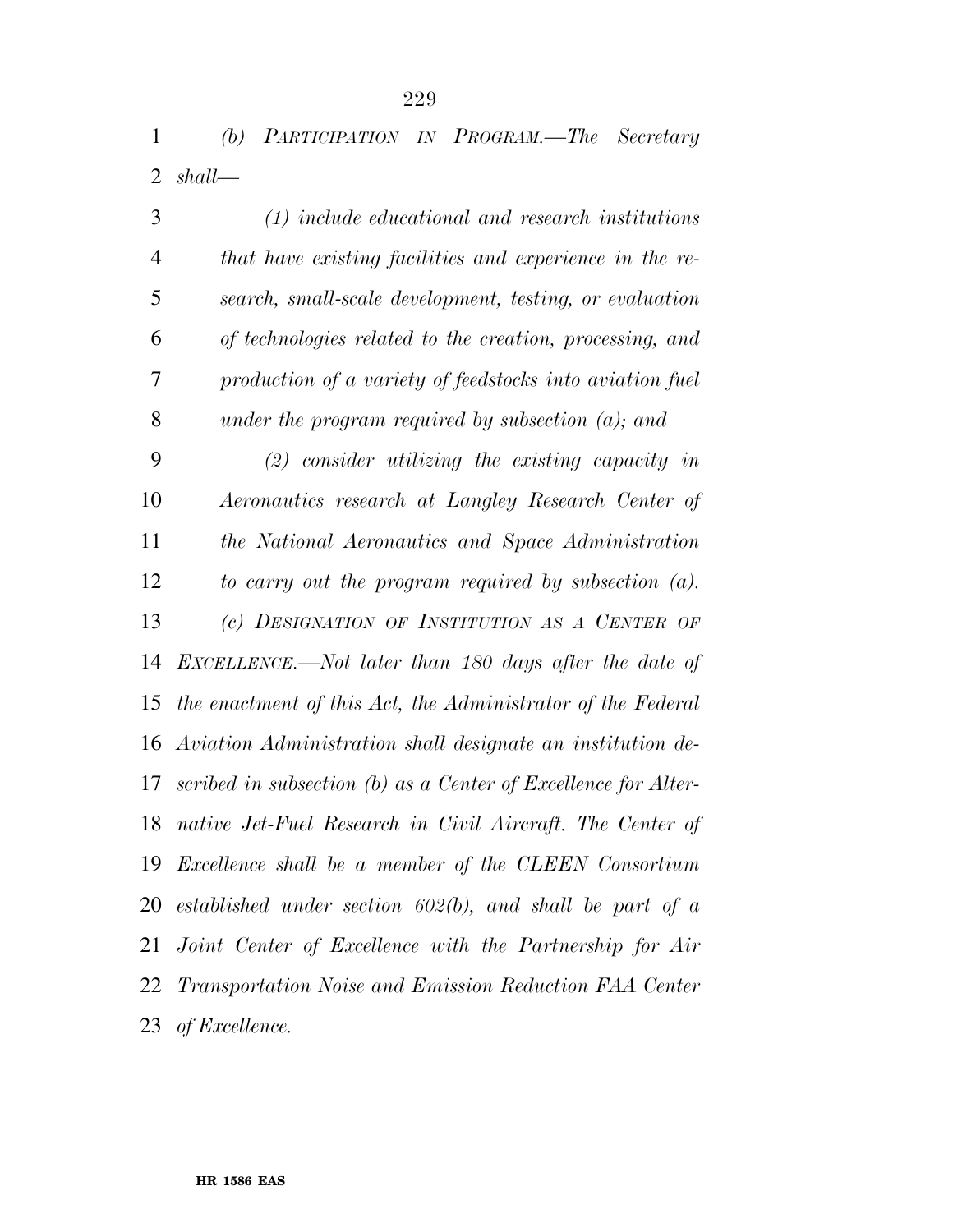*(b) PARTICIPATION IN PROGRAM.—The Secretary shall—*

*(1) include educational and research institutions that have existing facilities and experience in the research, small-scale development, testing, or evaluation of technologies related to the creation, processing, and production of a variety of feedstocks into aviation fuel under the program required by subsection (a); and*

*(2) consider utilizing the existing capacity in Aeronautics research at Langley Research Center of the National Aeronautics and Space Administration to carry out the program required by subsection (a).*

*(c) DESIGNATION OF INSTITUTION AS A CENTER OF EXCELLENCE.—Not later than 180 days after the date of the enactment of this Act, the Administrator of the Federal Aviation Administration shall designate an institution described in subsection (b) as a Center of Excellence for Alternative Jet-Fuel Research in Civil Aircraft. The Center of Excellence shall be a member of the CLEEN Consortium established under section 602(b), and shall be part of a Joint Center of Excellence with the Partnership for Air Transportation Noise and Emission Reduction FAA Center of Excellence.*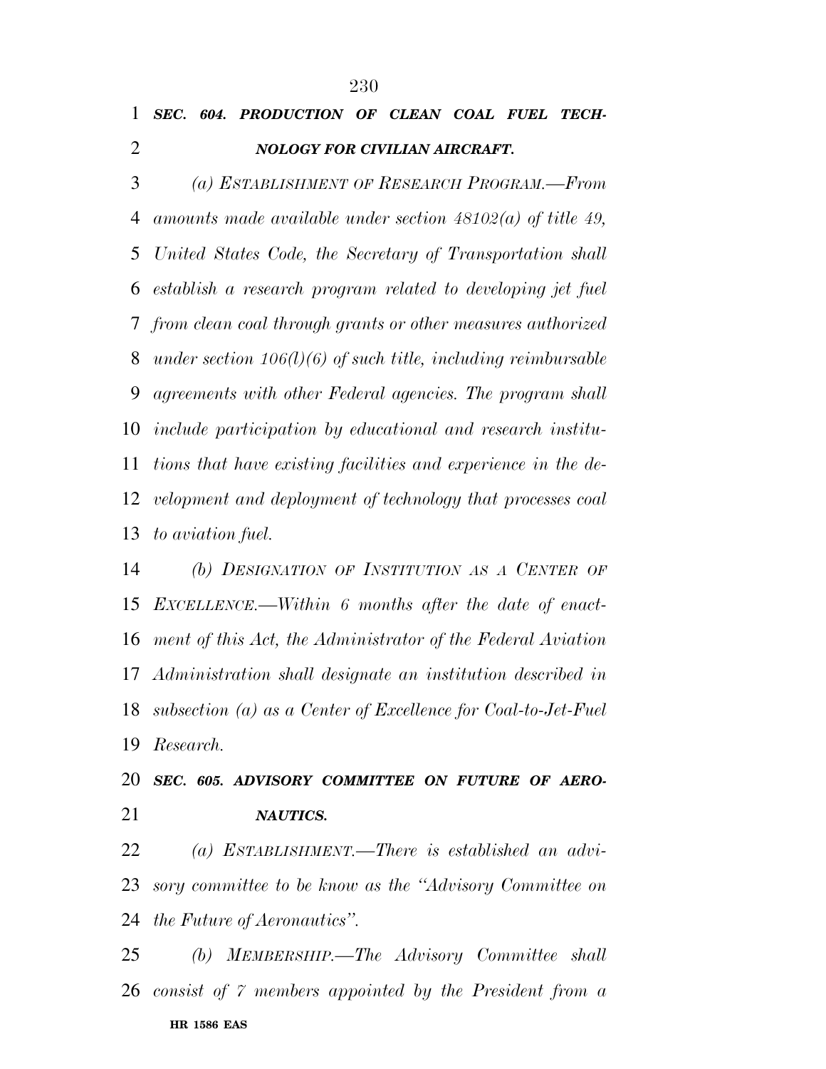***SEC. 604. PRODUCTION OF CLEAN COAL FUEL TECHNOLOGY FOR CIVILIAN AIRCRAFT.***

*(a) ESTABLISHMENT OF RESEARCH PROGRAM.—From amounts made available under section 48102(a) of title 49, United States Code, the Secretary of Transportation shall establish a research program related to developing jet fuel from clean coal through grants or other measures authorized under section 106(l)(6) of such title, including reimbursable agreements with other Federal agencies. The program shall include participation by educational and research institutions that have existing facilities and experience in the development and deployment of technology that processes coal to aviation fuel.*

*(b) DESIGNATION OF INSTITUTION AS A CENTER OF EXCELLENCE.—Within 6 months after the date of enactment of this Act, the Administrator of the Federal Aviation Administration shall designate an institution described in subsection (a) as a Center of Excellence for Coal-to-Jet-Fuel Research.*

***SEC. 605. ADVISORY COMMITTEE ON FUTURE OF AERONAUTICS.***

*(a) ESTABLISHMENT.—There is established an advisory committee to be know as the "Advisory Committee on the Future of Aeronautics".*

*(b) MEMBERSHIP.—The Advisory Committee shall consist of 7 members appointed by the President from a*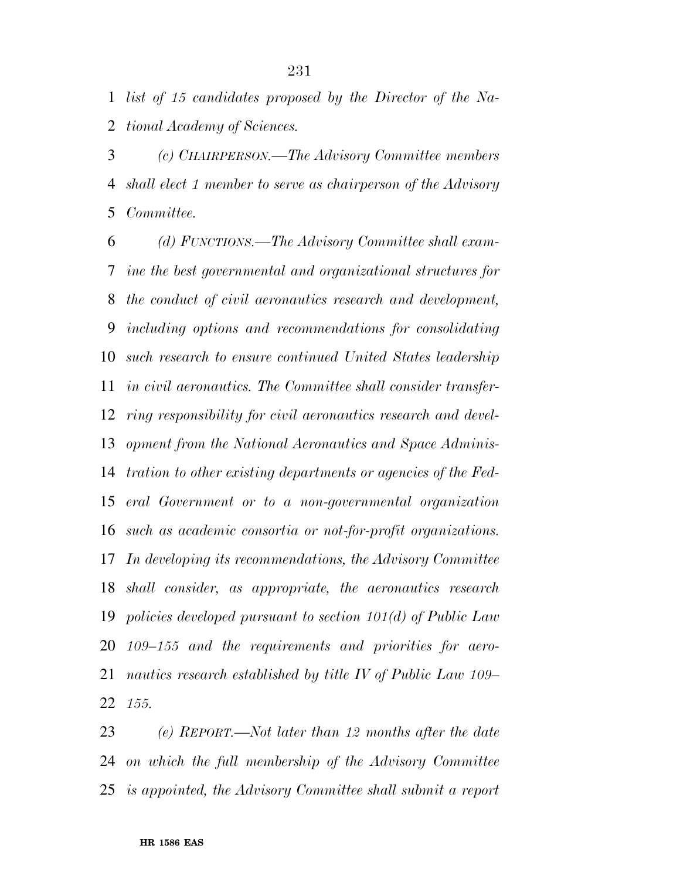*list of 15 candidates proposed by the Director of the National Academy of Sciences.*

*(c) CHAIRPERSON.—The Advisory Committee members shall elect 1 member to serve as chairperson of the Advisory Committee.*

*(d) FUNCTIONS.—The Advisory Committee shall examine the best governmental and organizational structures for the conduct of civil aeronautics research and development, including options and recommendations for consolidating such research to ensure continued United States leadership in civil aeronautics. The Committee shall consider transferring responsibility for civil aeronautics research and development from the National Aeronautics and Space Administration to other existing departments or agencies of the Federal Government or to a non-governmental organization such as academic consortia or not-for-profit organizations. In developing its recommendations, the Advisory Committee shall consider, as appropriate, the aeronautics research policies developed pursuant to section 101(d) of Public Law 109–155 and the requirements and priorities for aeronautics research established by title IV of Public Law 109–155.*

*(e) REPORT.—Not later than 12 months after the date on which the full membership of the Advisory Committee is appointed, the Advisory Committee shall submit a report*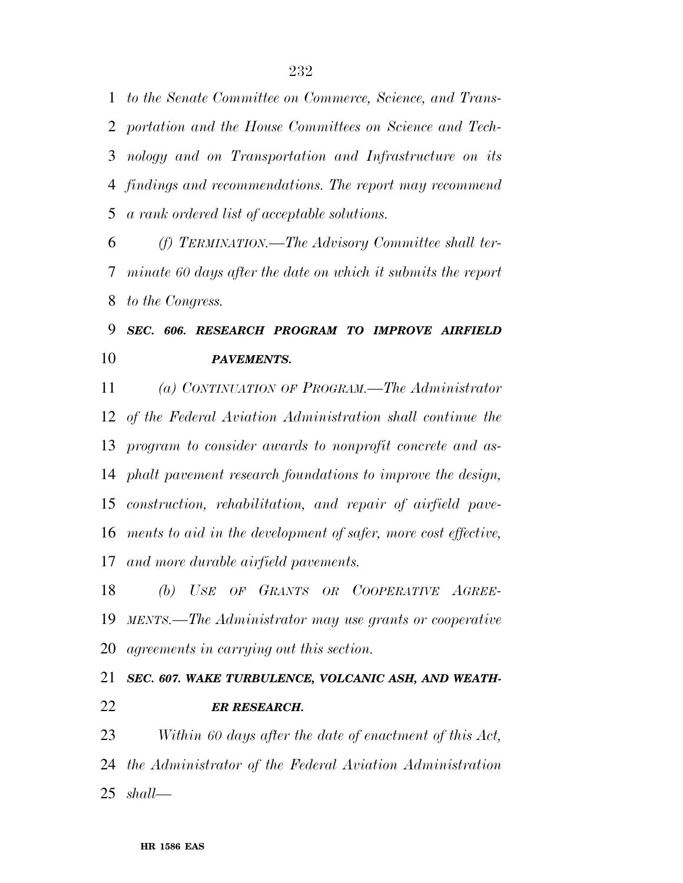*to the Senate Committee on Commerce, Science, and Transportation and the House Committees on Science and Technology and on Transportation and Infrastructure on its findings and recommendations. The report may recommend a rank ordered list of acceptable solutions.*

*(f) TERMINATION.—The Advisory Committee shall terminate 60 days after the date on which it submits the report to the Congress.*

***SEC. 606. RESEARCH PROGRAM TO IMPROVE AIRFIELD PAVEMENTS.***

*(a) CONTINUATION OF PROGRAM.—The Administrator of the Federal Aviation Administration shall continue the program to consider awards to nonprofit concrete and asphalt pavement research foundations to improve the design, construction, rehabilitation, and repair of airfield pavements to aid in the development of safer, more cost effective, and more durable airfield pavements.*

*(b) USE OF GRANTS OR COOPERATIVE AGREEMENTS.—The Administrator may use grants or cooperative agreements in carrying out this section.*

***SEC. 607. WAKE TURBULENCE, VOLCANIC ASH, AND WEATHER RESEARCH.***

*Within 60 days after the date of enactment of this Act, the Administrator of the Federal Aviation Administration shall—*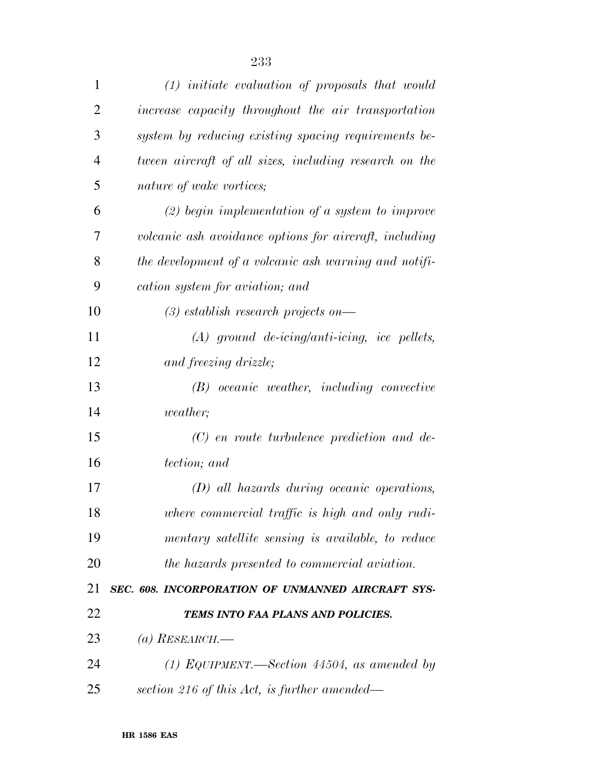*(1) initiate evaluation of proposals that would increase capacity throughout the air transportation system by reducing existing spacing requirements between aircraft of all sizes, including research on the nature of wake vortices;*

*(2) begin implementation of a system to improve volcanic ash avoidance options for aircraft, including the development of a volcanic ash warning and notification system for aviation; and*

*(3) establish research projects on—*

*(A) ground de-icing/anti-icing, ice pellets, and freezing drizzle;*

*(B) oceanic weather, including convective weather;*

*(C) en route turbulence prediction and detection; and*

*(D) all hazards during oceanic operations, where commercial traffic is high and only rudimentary satellite sensing is available, to reduce the hazards presented to commercial aviation.*

***SEC. 608. INCORPORATION OF UNMANNED AIRCRAFT SYSTEMS INTO FAA PLANS AND POLICIES.***

*(a) RESEARCH.—*

*(1) EQUIPMENT.—Section 44504, as amended by section 216 of this Act, is further amended—*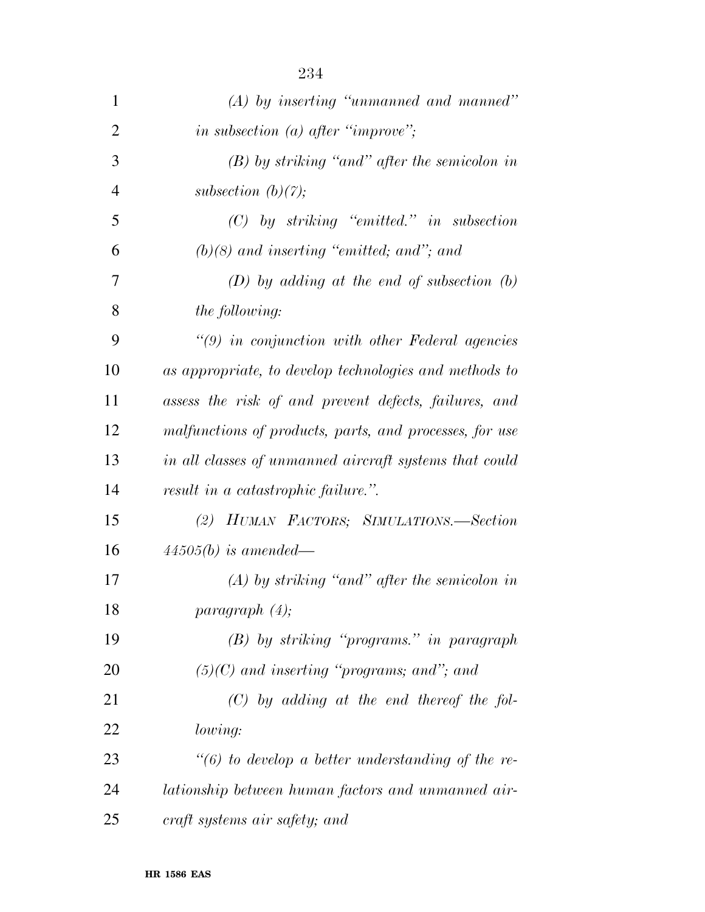*(A) by inserting "unmanned and manned" in subsection (a) after "improve";*

*(B) by striking "and" after the semicolon in subsection (b)(7);*

*(C) by striking "emitted." in subsection (b)(8) and inserting "emitted; and"; and*

*(D) by adding at the end of subsection (b) the following:*

*"(9) in conjunction with other Federal agencies as appropriate, to develop technologies and methods to assess the risk of and prevent defects, failures, and malfunctions of products, parts, and processes, for use in all classes of unmanned aircraft systems that could result in a catastrophic failure.".*

*(2) HUMAN FACTORS; SIMULATIONS.—Section 44505(b) is amended—*

*(A) by striking "and" after the semicolon in paragraph (4);*

*(B) by striking "programs." in paragraph (5)(C) and inserting "programs; and"; and*

*(C) by adding at the end thereof the following:*

*"(6) to develop a better understanding of the relationship between human factors and unmanned aircraft systems air safety; and*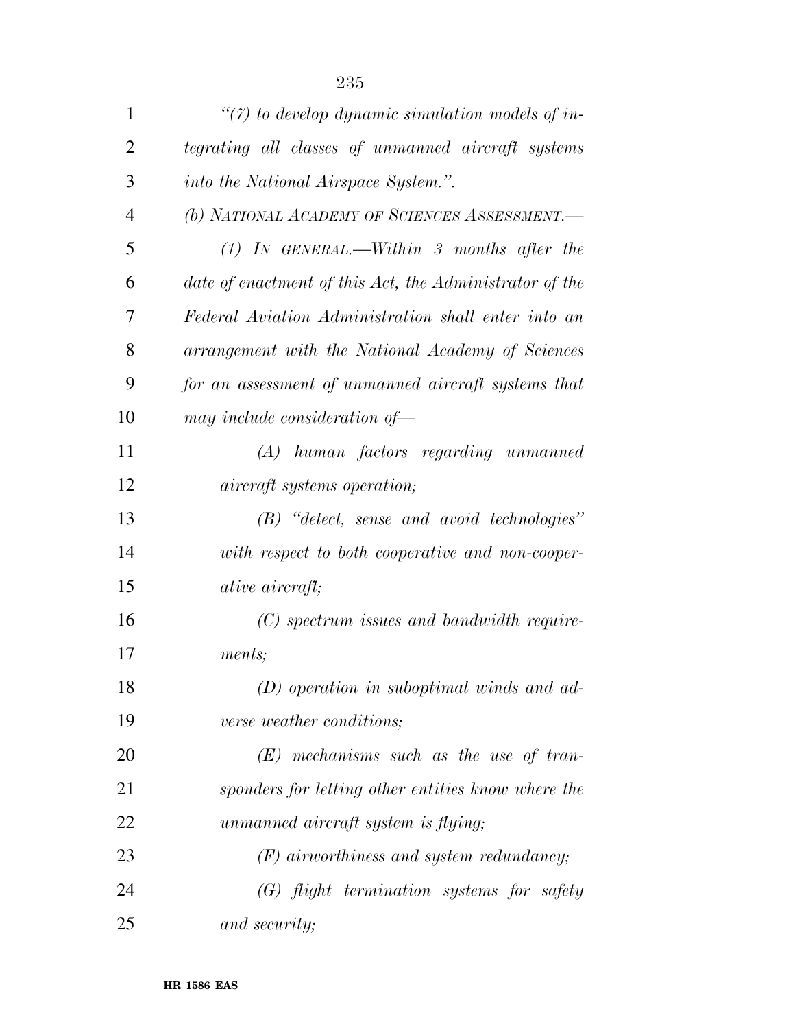*"(7) to develop dynamic simulation models of integrating all classes of unmanned aircraft systems into the National Airspace System.".*

*(b) NATIONAL ACADEMY OF SCIENCES ASSESSMENT.—*

*(1) IN GENERAL.—Within 3 months after the date of enactment of this Act, the Administrator of the Federal Aviation Administration shall enter into an arrangement with the National Academy of Sciences for an assessment of unmanned aircraft systems that may include consideration of—*

*(A) human factors regarding unmanned aircraft systems operation;*

*(B) "detect, sense and avoid technologies" with respect to both cooperative and non-cooperative aircraft;*

*(C) spectrum issues and bandwidth requirements;*

*(D) operation in suboptimal winds and adverse weather conditions;*

*(E) mechanisms such as the use of transponders for letting other entities know where the unmanned aircraft system is flying;*

*(F) airworthiness and system redundancy;*

*(G) flight termination systems for safety and security;*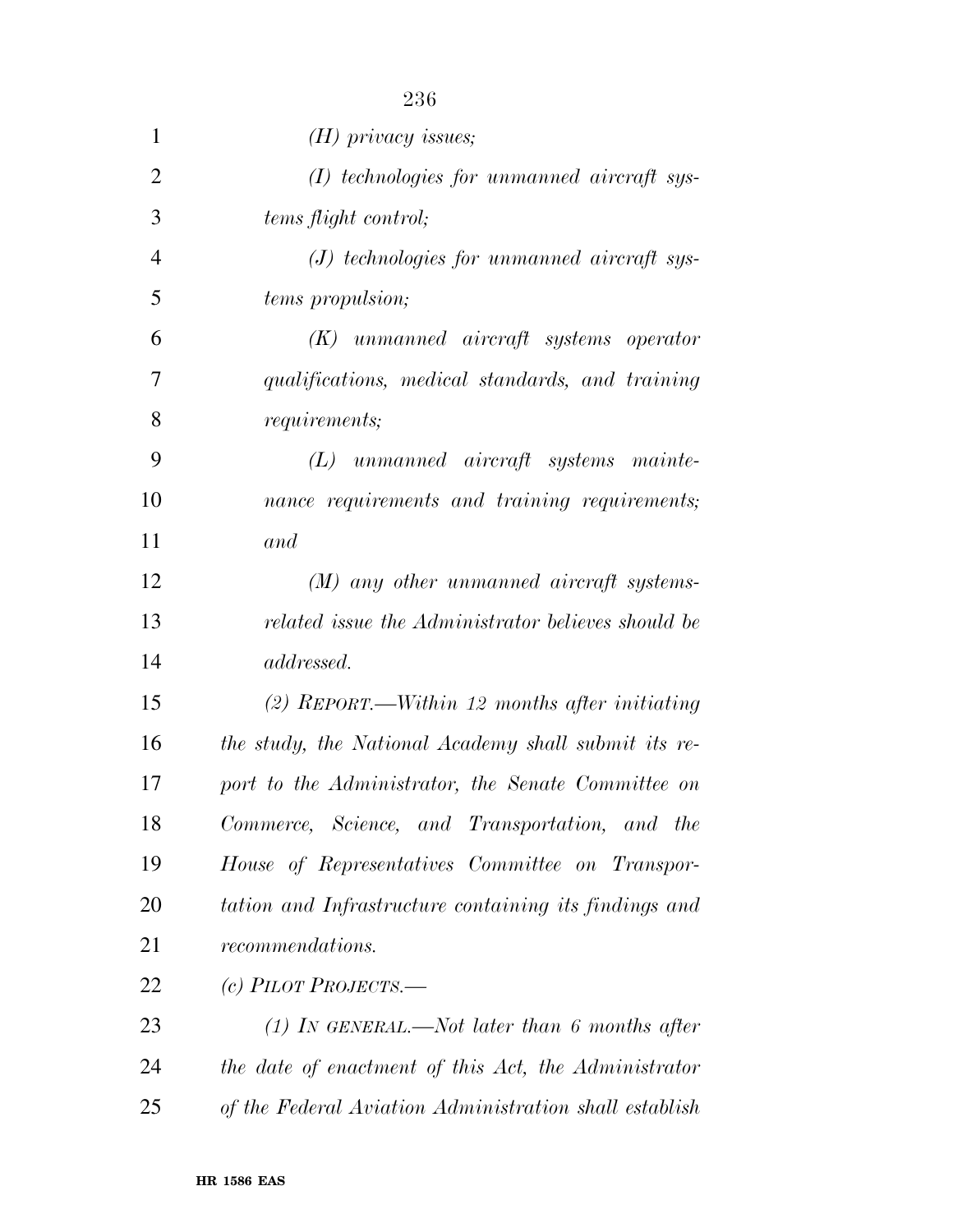*(H) privacy issues;*

*(I) technologies for unmanned aircraft systems flight control;*

*(J) technologies for unmanned aircraft systems propulsion;*

*(K) unmanned aircraft systems operator qualifications, medical standards, and training requirements;*

*(L) unmanned aircraft systems maintenance requirements and training requirements; and*

*(M) any other unmanned aircraft systems-related issue the Administrator believes should be addressed.*

*(2) REPORT.—Within 12 months after initiating the study, the National Academy shall submit its report to the Administrator, the Senate Committee on Commerce, Science, and Transportation, and the House of Representatives Committee on Transportation and Infrastructure containing its findings and recommendations.*

*(c) PILOT PROJECTS.—*

*(1) IN GENERAL.—Not later than 6 months after the date of enactment of this Act, the Administrator of the Federal Aviation Administration shall establish*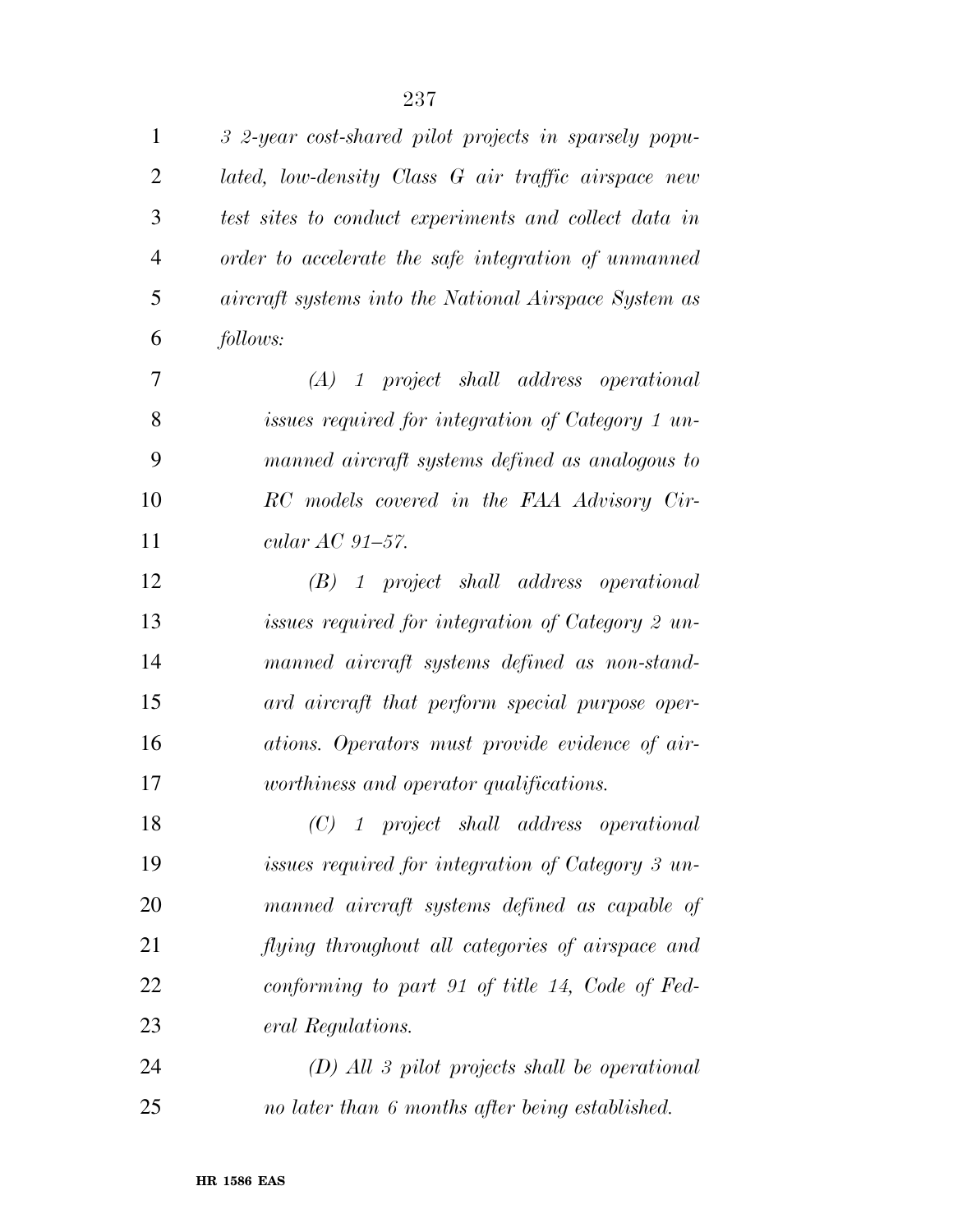*3 2-year cost-shared pilot projects in sparsely populated, low-density Class G air traffic airspace new test sites to conduct experiments and collect data in order to accelerate the safe integration of unmanned aircraft systems into the National Airspace System as follows:*

*(A) 1 project shall address operational issues required for integration of Category 1 unmanned aircraft systems defined as analogous to RC models covered in the FAA Advisory Circular AC 91–57.*

*(B) 1 project shall address operational issues required for integration of Category 2 unmanned aircraft systems defined as non-standard aircraft that perform special purpose operations. Operators must provide evidence of airworthiness and operator qualifications.*

*(C) 1 project shall address operational issues required for integration of Category 3 unmanned aircraft systems defined as capable of flying throughout all categories of airspace and conforming to part 91 of title 14, Code of Federal Regulations.*

*(D) All 3 pilot projects shall be operational no later than 6 months after being established.*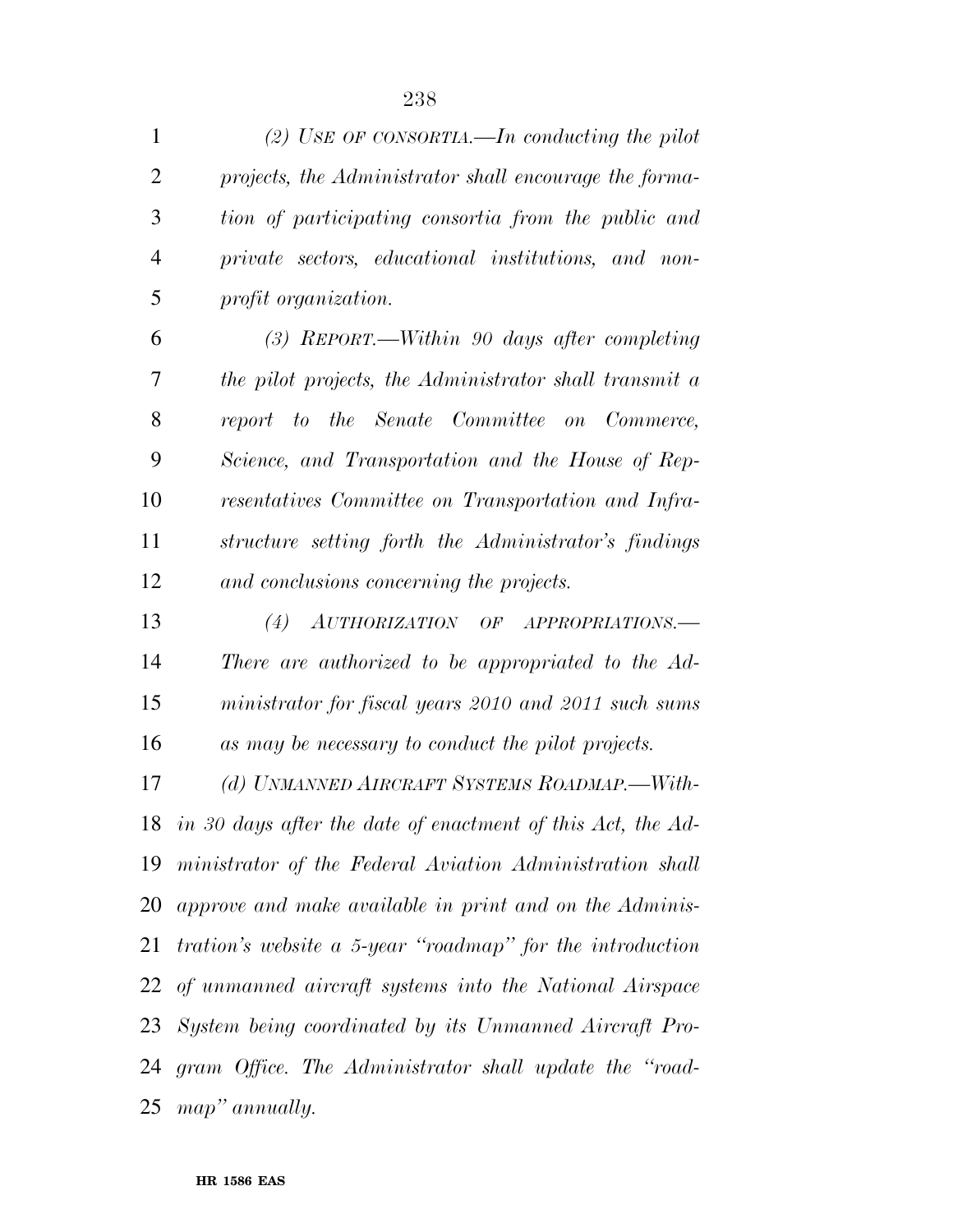*(2) USE OF CONSORTIA.—In conducting the pilot projects, the Administrator shall encourage the formation of participating consortia from the public and private sectors, educational institutions, and non-profit organization.*

*(3) REPORT.—Within 90 days after completing the pilot projects, the Administrator shall transmit a report to the Senate Committee on Commerce, Science, and Transportation and the House of Representatives Committee on Transportation and Infrastructure setting forth the Administrator's findings and conclusions concerning the projects.*

*(4) AUTHORIZATION OF APPROPRIATIONS.—There are authorized to be appropriated to the Administrator for fiscal years 2010 and 2011 such sums as may be necessary to conduct the pilot projects.*

*(d) UNMANNED AIRCRAFT SYSTEMS ROADMAP.—Within 30 days after the date of enactment of this Act, the Administrator of the Federal Aviation Administration shall approve and make available in print and on the Administration's website a 5-year "roadmap" for the introduction of unmanned aircraft systems into the National Airspace System being coordinated by its Unmanned Aircraft Program Office. The Administrator shall update the "roadmap" annually.*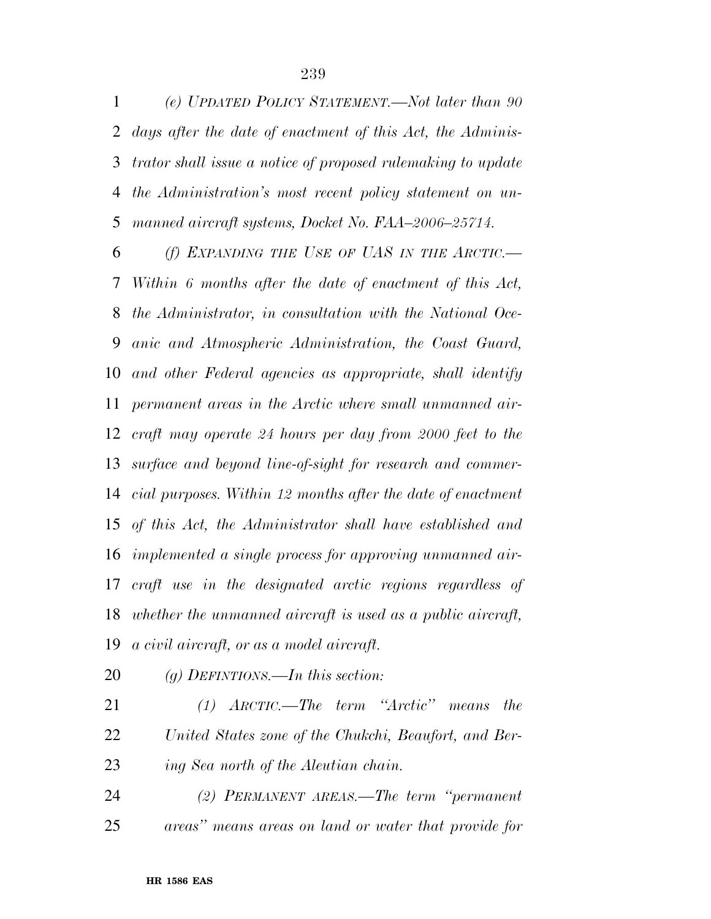*(e) UPDATED POLICY STATEMENT.—Not later than 90 days after the date of enactment of this Act, the Administrator shall issue a notice of proposed rulemaking to update the Administration's most recent policy statement on unmanned aircraft systems, Docket No. FAA–2006–25714.*

*(f) EXPANDING THE USE OF UAS IN THE ARCTIC.—Within 6 months after the date of enactment of this Act, the Administrator, in consultation with the National Oceanic and Atmospheric Administration, the Coast Guard, and other Federal agencies as appropriate, shall identify permanent areas in the Arctic where small unmanned aircraft may operate 24 hours per day from 2000 feet to the surface and beyond line-of-sight for research and commercial purposes. Within 12 months after the date of enactment of this Act, the Administrator shall have established and implemented a single process for approving unmanned aircraft use in the designated arctic regions regardless of whether the unmanned aircraft is used as a public aircraft, a civil aircraft, or as a model aircraft.*

*(g) DEFINTIONS.—In this section:*

*(1) ARCTIC.—The term "Arctic" means the United States zone of the Chukchi, Beaufort, and Bering Sea north of the Aleutian chain.*

*(2) PERMANENT AREAS.—The term "permanent areas" means areas on land or water that provide for*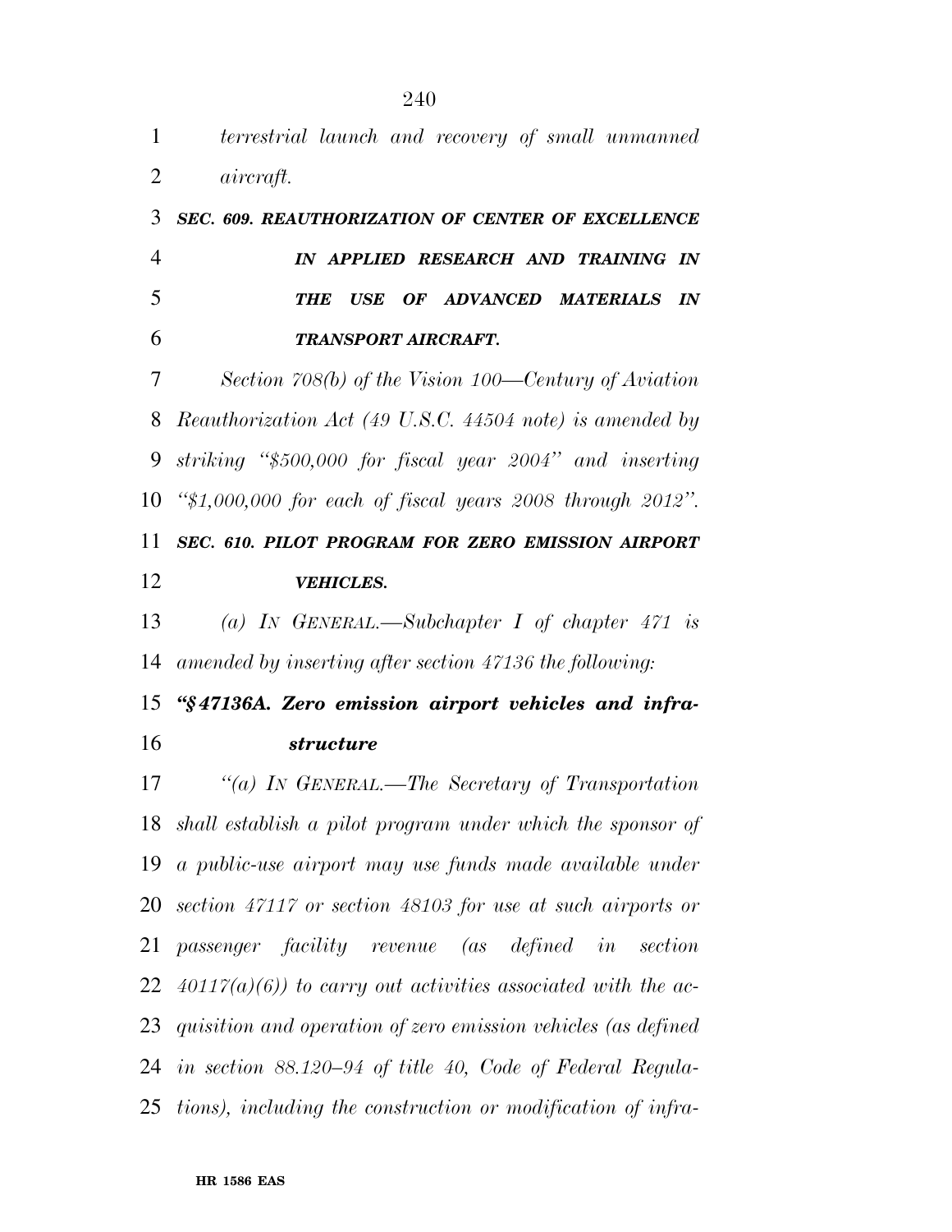*terrestrial launch and recovery of small unmanned aircraft.*

***SEC. 609. REAUTHORIZATION OF CENTER OF EXCELLENCE IN APPLIED RESEARCH AND TRAINING IN THE USE OF ADVANCED MATERIALS IN TRANSPORT AIRCRAFT.***

*Section 708(b) of the Vision 100—Century of Aviation Reauthorization Act (49 U.S.C. 44504 note) is amended by striking "$500,000 for fiscal year 2004" and inserting "$1,000,000 for each of fiscal years 2008 through 2012".*

***SEC. 610. PILOT PROGRAM FOR ZERO EMISSION AIRPORT VEHICLES.***

*(a) IN GENERAL.—Subchapter I of chapter 471 is amended by inserting after section 47136 the following:*

***"§ 47136A. Zero emission airport vehicles and infrastructure***

*"(a) IN GENERAL.—The Secretary of Transportation shall establish a pilot program under which the sponsor of a public-use airport may use funds made available under section 47117 or section 48103 for use at such airports or passenger facility revenue (as defined in section 40117(a)(6)) to carry out activities associated with the acquisition and operation of zero emission vehicles (as defined in section 88.120–94 of title 40, Code of Federal Regulations), including the construction or modification of infra-*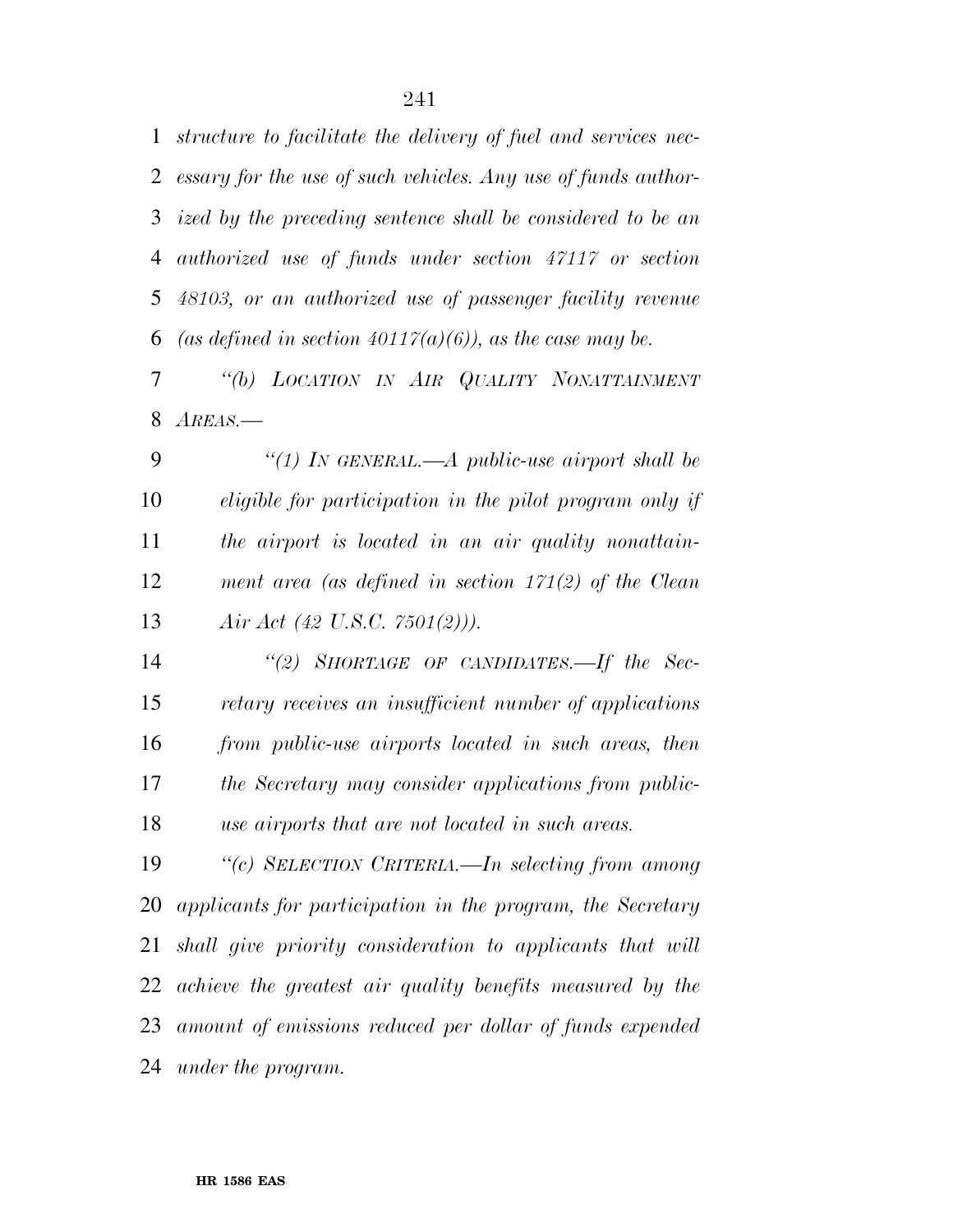*structure to facilitate the delivery of fuel and services necessary for the use of such vehicles. Any use of funds authorized by the preceding sentence shall be considered to be an authorized use of funds under section 47117 or section 48103, or an authorized use of passenger facility revenue (as defined in section 40117(a)(6)), as the case may be.*

*"(b) LOCATION IN AIR QUALITY NONATTAINMENT AREAS.—*

*"(1) IN GENERAL.—A public-use airport shall be eligible for participation in the pilot program only if the airport is located in an air quality nonattainment area (as defined in section 171(2) of the Clean Air Act (42 U.S.C. 7501(2))).*

*"(2) SHORTAGE OF CANDIDATES.—If the Secretary receives an insufficient number of applications from public-use airports located in such areas, then the Secretary may consider applications from public-use airports that are not located in such areas.*

*"(c) SELECTION CRITERIA.—In selecting from among applicants for participation in the program, the Secretary shall give priority consideration to applicants that will achieve the greatest air quality benefits measured by the amount of emissions reduced per dollar of funds expended under the program.*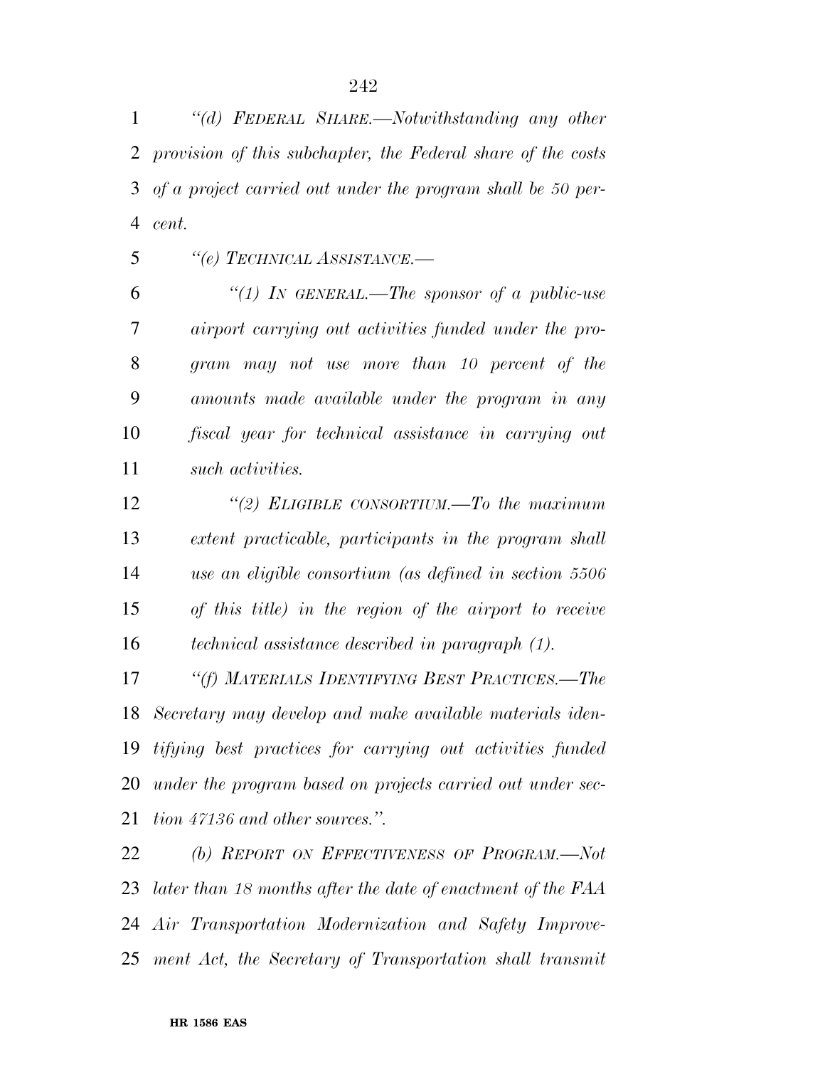*"(d) FEDERAL SHARE.—Notwithstanding any other provision of this subchapter, the Federal share of the costs of a project carried out under the program shall be 50 percent.*

*"(e) TECHNICAL ASSISTANCE.—*

*"(1) IN GENERAL.—The sponsor of a public-use airport carrying out activities funded under the program may not use more than 10 percent of the amounts made available under the program in any fiscal year for technical assistance in carrying out such activities.*

*"(2) ELIGIBLE CONSORTIUM.—To the maximum extent practicable, participants in the program shall use an eligible consortium (as defined in section 5506 of this title) in the region of the airport to receive technical assistance described in paragraph (1).*

*"(f) MATERIALS IDENTIFYING BEST PRACTICES.—The Secretary may develop and make available materials identifying best practices for carrying out activities funded under the program based on projects carried out under section 47136 and other sources.".*

*(b) REPORT ON EFFECTIVENESS OF PROGRAM.—Not later than 18 months after the date of enactment of the FAA Air Transportation Modernization and Safety Improvement Act, the Secretary of Transportation shall transmit*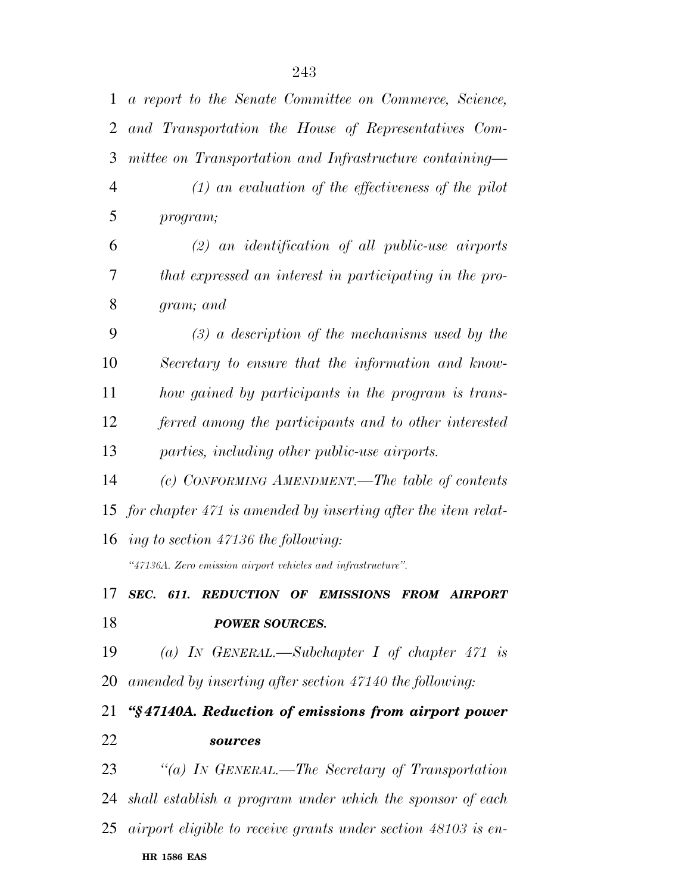*a report to the Senate Committee on Commerce, Science, and Transportation the House of Representatives Committee on Transportation and Infrastructure containing—*

*(1) an evaluation of the effectiveness of the pilot program;*

*(2) an identification of all public-use airports that expressed an interest in participating in the program; and*

*(3) a description of the mechanisms used by the Secretary to ensure that the information and know-how gained by participants in the program is transferred among the participants and to other interested parties, including other public-use airports.*

*(c) CONFORMING AMENDMENT.—The table of contents for chapter 471 is amended by inserting after the item relating to section 47136 the following:*

*"47136A. Zero emission airport vehicles and infrastructure".*

***SEC. 611. REDUCTION OF EMISSIONS FROM AIRPORT POWER SOURCES.***

*(a) IN GENERAL.—Subchapter I of chapter 471 is amended by inserting after section 47140 the following:*

***"§47140A. Reduction of emissions from airport power sources***

*"(a) IN GENERAL.—The Secretary of Transportation shall establish a program under which the sponsor of each airport eligible to receive grants under section 48103 is en-*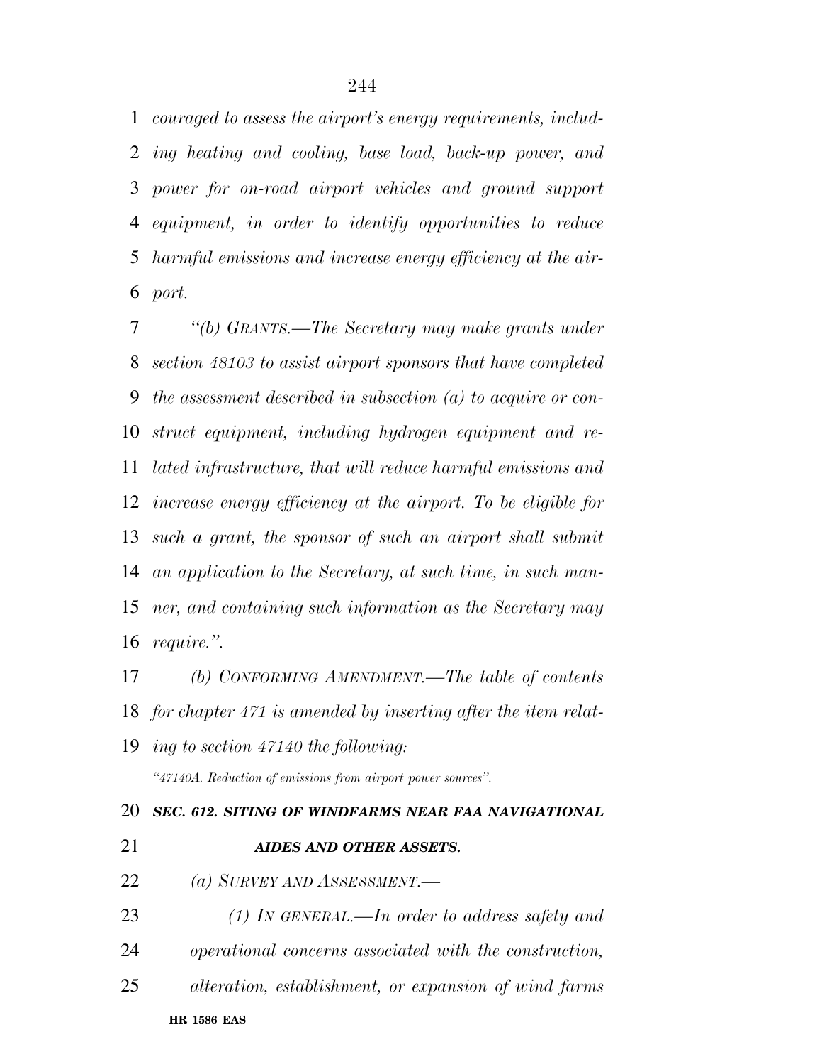*couraged to assess the airport's energy requirements, including heating and cooling, base load, back-up power, and power for on-road airport vehicles and ground support equipment, in order to identify opportunities to reduce harmful emissions and increase energy efficiency at the airport.*

*"(b) GRANTS.—The Secretary may make grants under section 48103 to assist airport sponsors that have completed the assessment described in subsection (a) to acquire or construct equipment, including hydrogen equipment and related infrastructure, that will reduce harmful emissions and increase energy efficiency at the airport. To be eligible for such a grant, the sponsor of such an airport shall submit an application to the Secretary, at such time, in such manner, and containing such information as the Secretary may require.".*

*(b) CONFORMING AMENDMENT.—The table of contents for chapter 471 is amended by inserting after the item relating to section 47140 the following:*

*"47140A. Reduction of emissions from airport power sources".*

***SEC. 612. SITING OF WINDFARMS NEAR FAA NAVIGATIONAL AIDES AND OTHER ASSETS.***

*(a) SURVEY AND ASSESSMENT.—*

*(1) IN GENERAL.—In order to address safety and operational concerns associated with the construction, alteration, establishment, or expansion of wind farms*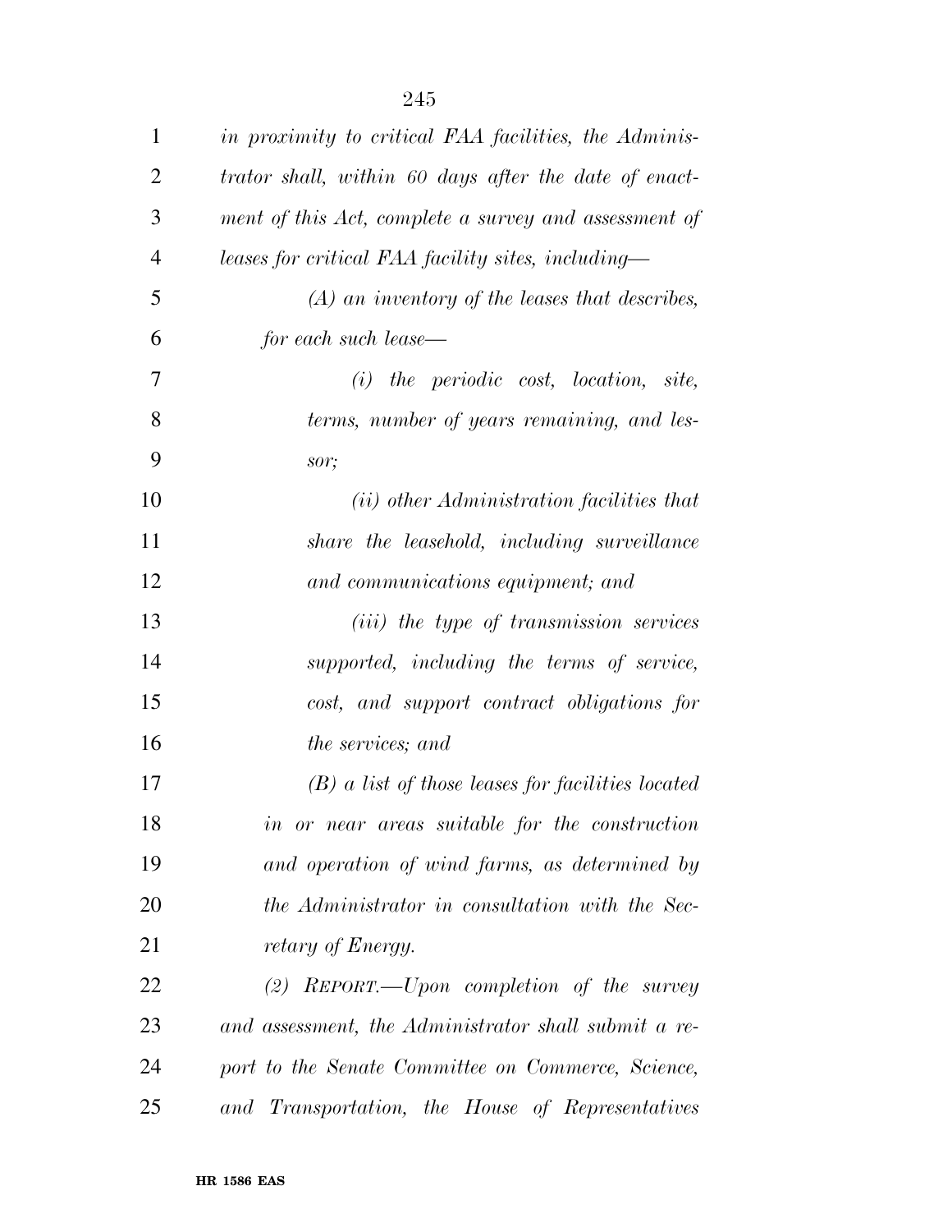*in proximity to critical FAA facilities, the Administrator shall, within 60 days after the date of enactment of this Act, complete a survey and assessment of leases for critical FAA facility sites, including—*

*(A) an inventory of the leases that describes, for each such lease—*

*(i) the periodic cost, location, site, terms, number of years remaining, and lessor;*

*(ii) other Administration facilities that share the leasehold, including surveillance and communications equipment; and*

*(iii) the type of transmission services supported, including the terms of service, cost, and support contract obligations for the services; and*

*(B) a list of those leases for facilities located in or near areas suitable for the construction and operation of wind farms, as determined by the Administrator in consultation with the Secretary of Energy.*

*(2) REPORT.—Upon completion of the survey and assessment, the Administrator shall submit a report to the Senate Committee on Commerce, Science, and Transportation, the House of Representatives*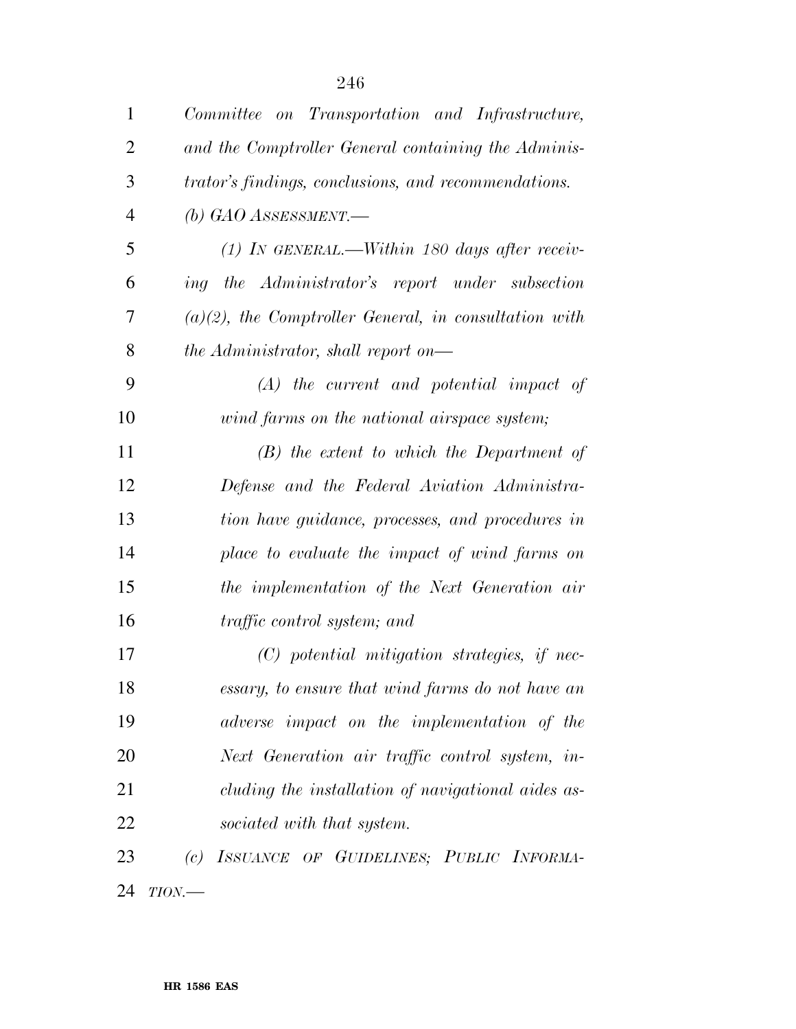*Committee on Transportation and Infrastructure, and the Comptroller General containing the Administrator's findings, conclusions, and recommendations.*

*(b) GAO ASSESSMENT.—*

*(1) IN GENERAL.—Within 180 days after receiving the Administrator's report under subsection (a)(2), the Comptroller General, in consultation with the Administrator, shall report on—*

*(A) the current and potential impact of wind farms on the national airspace system;*

*(B) the extent to which the Department of Defense and the Federal Aviation Administration have guidance, processes, and procedures in place to evaluate the impact of wind farms on the implementation of the Next Generation air traffic control system; and*

*(C) potential mitigation strategies, if necessary, to ensure that wind farms do not have an adverse impact on the implementation of the Next Generation air traffic control system, including the installation of navigational aides associated with that system.*

*(c) ISSUANCE OF GUIDELINES; PUBLIC INFORMATION.—*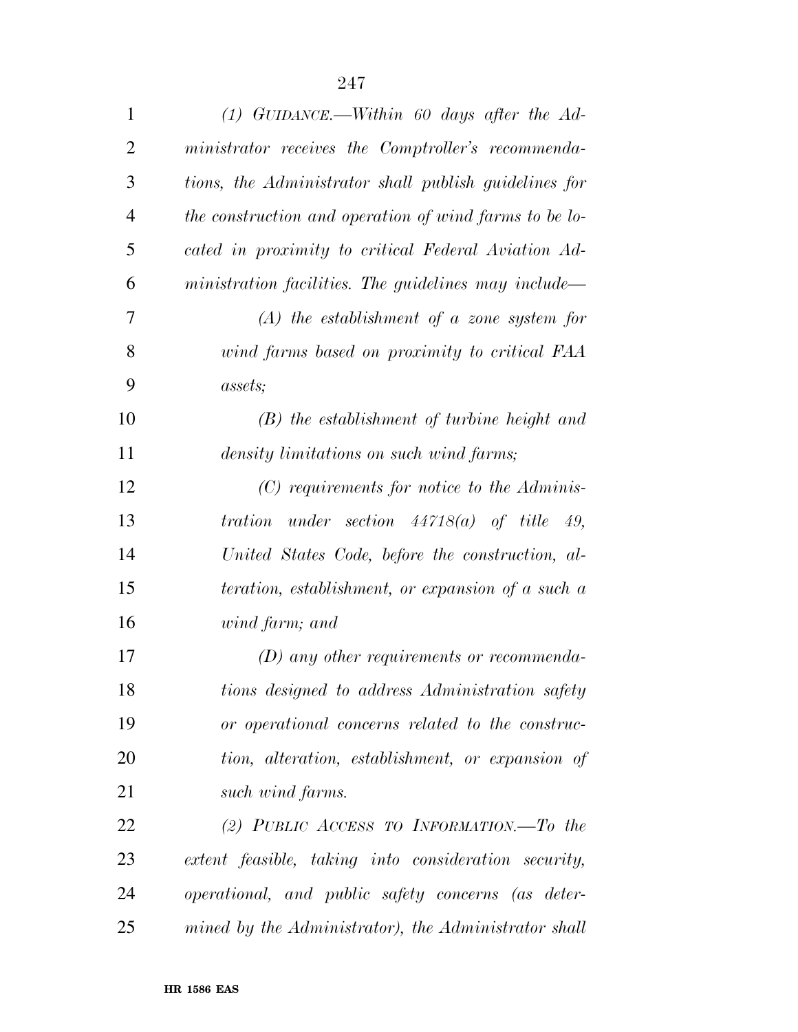*(1) GUIDANCE.—Within 60 days after the Administrator receives the Comptroller's recommendations, the Administrator shall publish guidelines for the construction and operation of wind farms to be located in proximity to critical Federal Aviation Administration facilities. The guidelines may include—*

*(A) the establishment of a zone system for wind farms based on proximity to critical FAA assets;*

*(B) the establishment of turbine height and density limitations on such wind farms;*

*(C) requirements for notice to the Administration under section 44718(a) of title 49, United States Code, before the construction, alteration, establishment, or expansion of a such a wind farm; and*

*(D) any other requirements or recommendations designed to address Administration safety or operational concerns related to the construction, alteration, establishment, or expansion of such wind farms.*

*(2) PUBLIC ACCESS TO INFORMATION.—To the extent feasible, taking into consideration security, operational, and public safety concerns (as determined by the Administrator), the Administrator shall*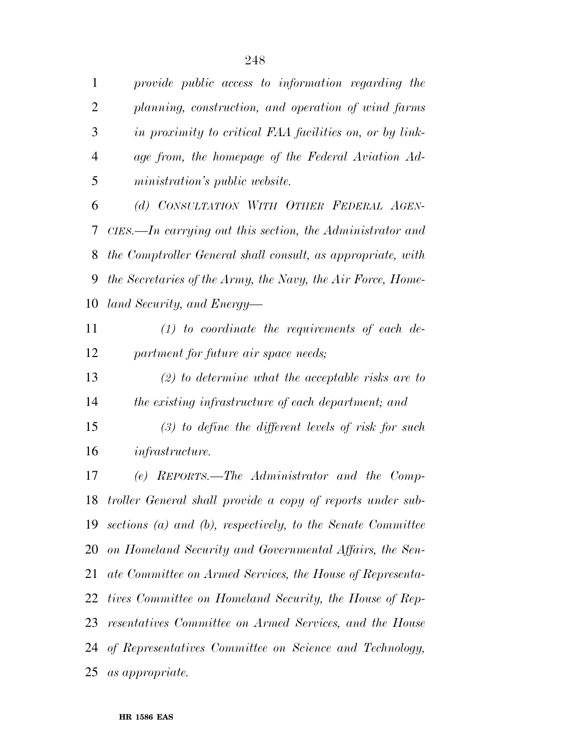*provide public access to information regarding the planning, construction, and operation of wind farms in proximity to critical FAA facilities on, or by linkage from, the homepage of the Federal Aviation Administration's public website.*

*(d) CONSULTATION WITH OTHER FEDERAL AGENCIES.—In carrying out this section, the Administrator and the Comptroller General shall consult, as appropriate, with the Secretaries of the Army, the Navy, the Air Force, Homeland Security, and Energy—*

*(1) to coordinate the requirements of each department for future air space needs;*

*(2) to determine what the acceptable risks are to the existing infrastructure of each department; and*

*(3) to define the different levels of risk for such infrastructure.*

*(e) REPORTS.—The Administrator and the Comptroller General shall provide a copy of reports under subsections (a) and (b), respectively, to the Senate Committee on Homeland Security and Governmental Affairs, the Senate Committee on Armed Services, the House of Representatives Committee on Homeland Security, the House of Representatives Committee on Armed Services, and the House of Representatives Committee on Science and Technology, as appropriate.*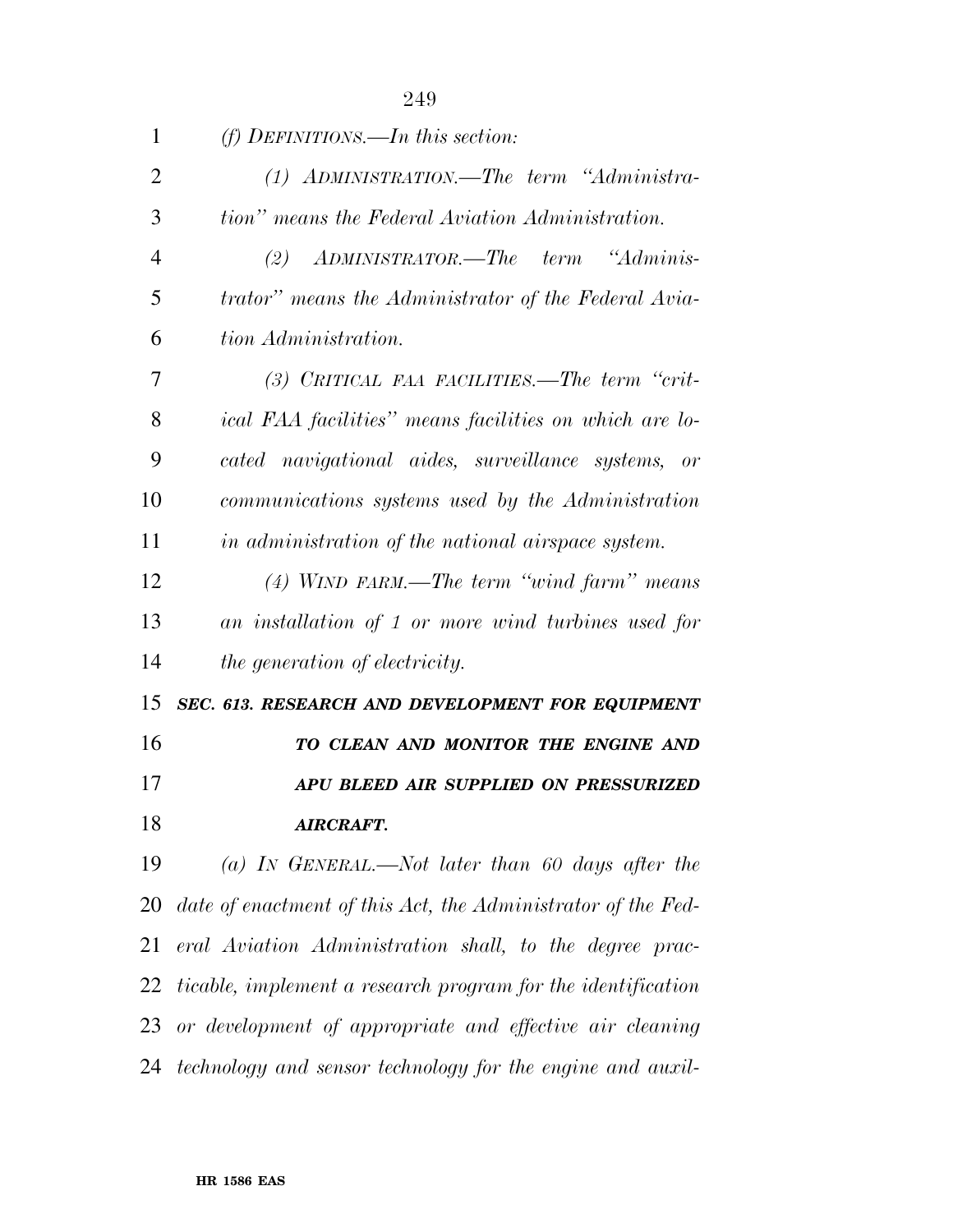*(f) DEFINITIONS.—In this section:*

*(1) ADMINISTRATION.—The term "Administration" means the Federal Aviation Administration.*

*(2) ADMINISTRATOR.—The term "Administrator" means the Administrator of the Federal Aviation Administration.*

*(3) CRITICAL FAA FACILITIES.—The term "critical FAA facilities" means facilities on which are located navigational aides, surveillance systems, or communications systems used by the Administration in administration of the national airspace system.*

*(4) WIND FARM.—The term "wind farm" means an installation of 1 or more wind turbines used for the generation of electricity.*

***SEC. 613. RESEARCH AND DEVELOPMENT FOR EQUIPMENT TO CLEAN AND MONITOR THE ENGINE AND APU BLEED AIR SUPPLIED ON PRESSURIZED AIRCRAFT.***

*(a) IN GENERAL.—Not later than 60 days after the date of enactment of this Act, the Administrator of the Federal Aviation Administration shall, to the degree practicable, implement a research program for the identification or development of appropriate and effective air cleaning technology and sensor technology for the engine and auxil-*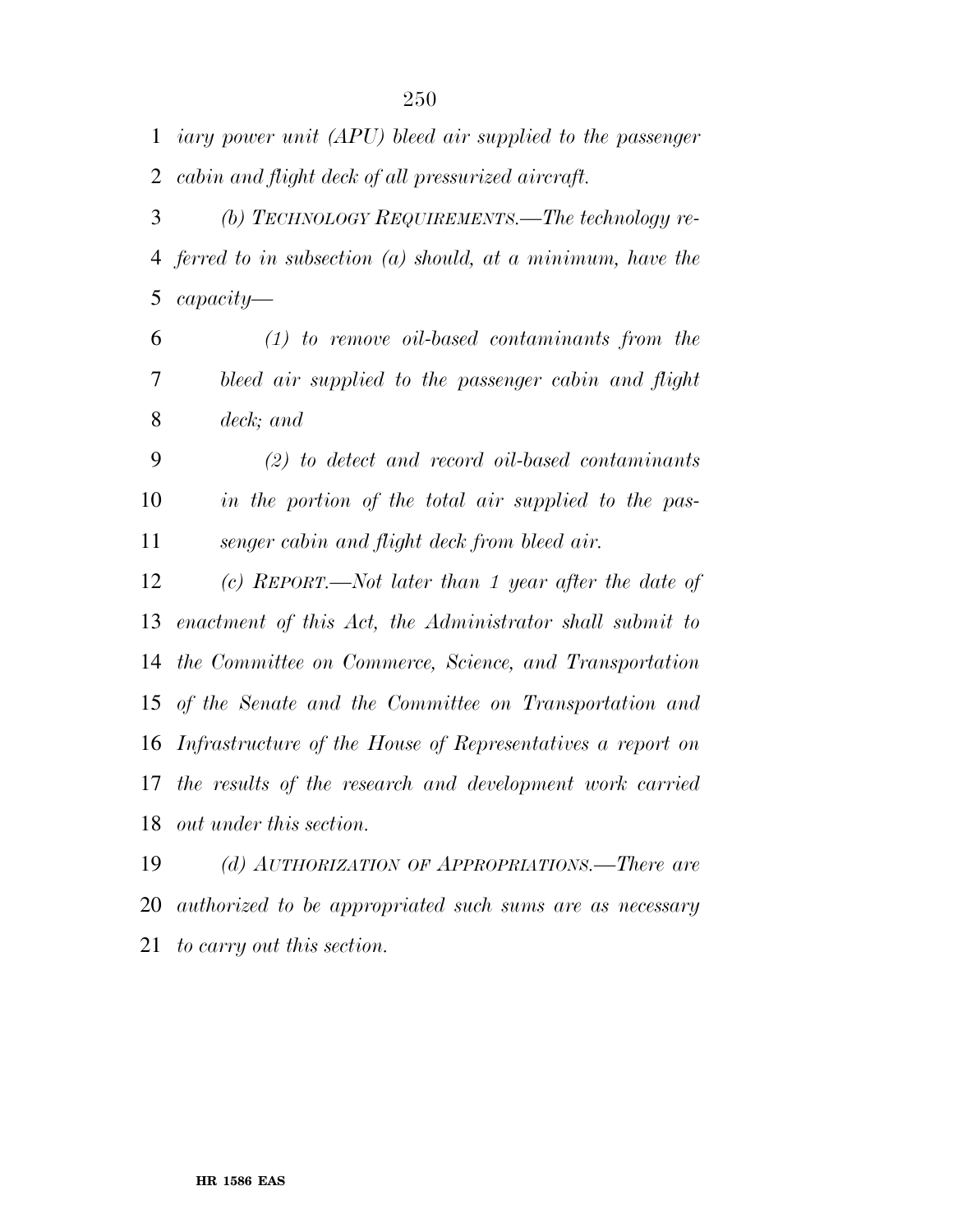*iary power unit (APU) bleed air supplied to the passenger cabin and flight deck of all pressurized aircraft.*

*(b) TECHNOLOGY REQUIREMENTS.—The technology referred to in subsection (a) should, at a minimum, have the capacity—*

*(1) to remove oil-based contaminants from the bleed air supplied to the passenger cabin and flight deck; and*

*(2) to detect and record oil-based contaminants in the portion of the total air supplied to the passenger cabin and flight deck from bleed air.*

*(c) REPORT.—Not later than 1 year after the date of enactment of this Act, the Administrator shall submit to the Committee on Commerce, Science, and Transportation of the Senate and the Committee on Transportation and Infrastructure of the House of Representatives a report on the results of the research and development work carried out under this section.*

*(d) AUTHORIZATION OF APPROPRIATIONS.—There are authorized to be appropriated such sums are as necessary to carry out this section.*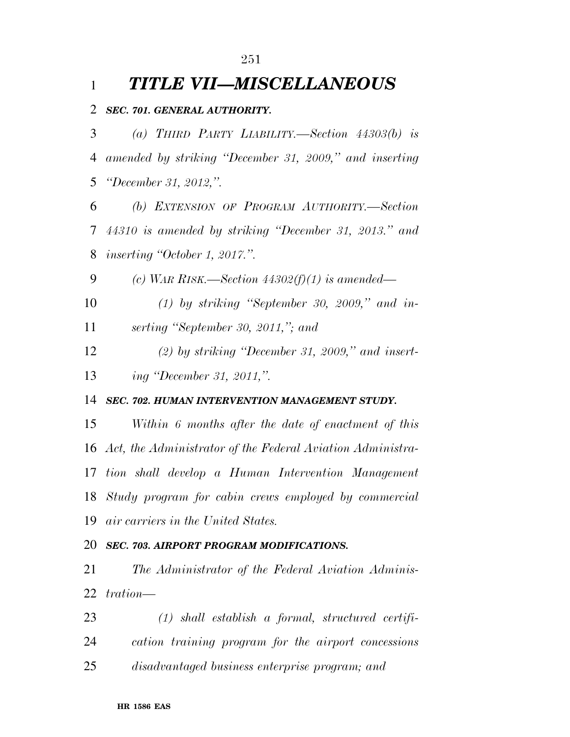# *TITLE VII—MISCELLANEOUS*

### *SEC. 701. GENERAL AUTHORITY.*

*(a) THIRD PARTY LIABILITY.—Section 44303(b) is amended by striking "December 31, 2009," and inserting "December 31, 2012,".*

*(b) EXTENSION OF PROGRAM AUTHORITY.—Section 44310 is amended by striking "December 31, 2013." and inserting "October 1, 2017.".*

*(c) WAR RISK.—Section 44302(f)(1) is amended—*

*(1) by striking "September 30, 2009," and inserting "September 30, 2011,"; and*

*(2) by striking "December 31, 2009," and inserting "December 31, 2011,".*

### *SEC. 702. HUMAN INTERVENTION MANAGEMENT STUDY.*

*Within 6 months after the date of enactment of this Act, the Administrator of the Federal Aviation Administration shall develop a Human Intervention Management Study program for cabin crews employed by commercial air carriers in the United States.*

### *SEC. 703. AIRPORT PROGRAM MODIFICATIONS.*

*The Administrator of the Federal Aviation Administration—*

*(1) shall establish a formal, structured certification training program for the airport concessions disadvantaged business enterprise program; and*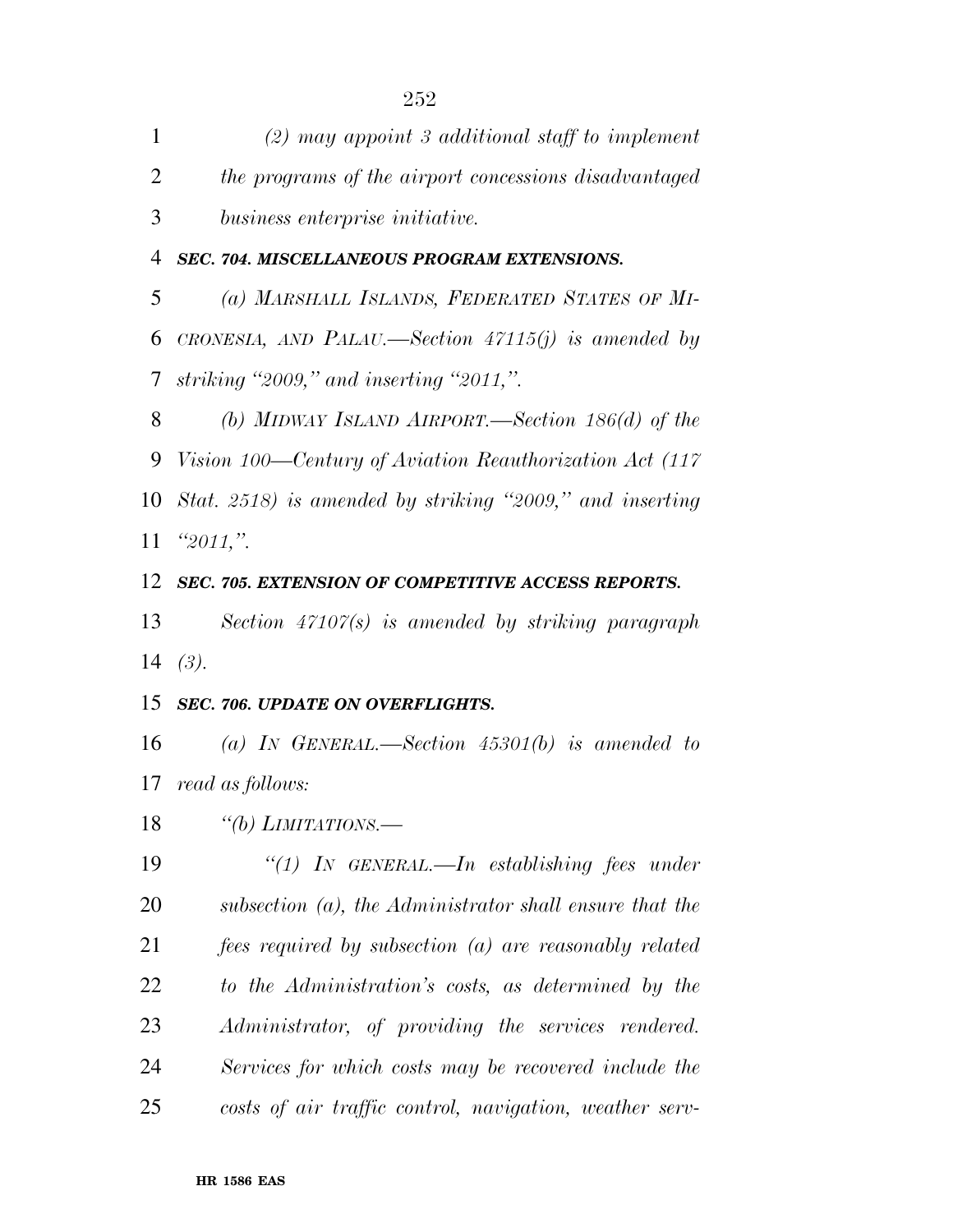*(2) may appoint 3 additional staff to implement the programs of the airport concessions disadvantaged business enterprise initiative.*

***SEC. 704. MISCELLANEOUS PROGRAM EXTENSIONS.***

*(a) MARSHALL ISLANDS, FEDERATED STATES OF MICRONESIA, AND PALAU.—Section 47115(j) is amended by striking "2009," and inserting "2011,".*

*(b) MIDWAY ISLAND AIRPORT.—Section 186(d) of the Vision 100—Century of Aviation Reauthorization Act (117 Stat. 2518) is amended by striking "2009," and inserting "2011,".*

***SEC. 705. EXTENSION OF COMPETITIVE ACCESS REPORTS.***

*Section 47107(s) is amended by striking paragraph (3).*

***SEC. 706. UPDATE ON OVERFLIGHTS.***

*(a) IN GENERAL.—Section 45301(b) is amended to read as follows:*

*"(b) LIMITATIONS.—*

*"(1) IN GENERAL.—In establishing fees under subsection (a), the Administrator shall ensure that the fees required by subsection (a) are reasonably related to the Administration's costs, as determined by the Administrator, of providing the services rendered. Services for which costs may be recovered include the costs of air traffic control, navigation, weather serv-*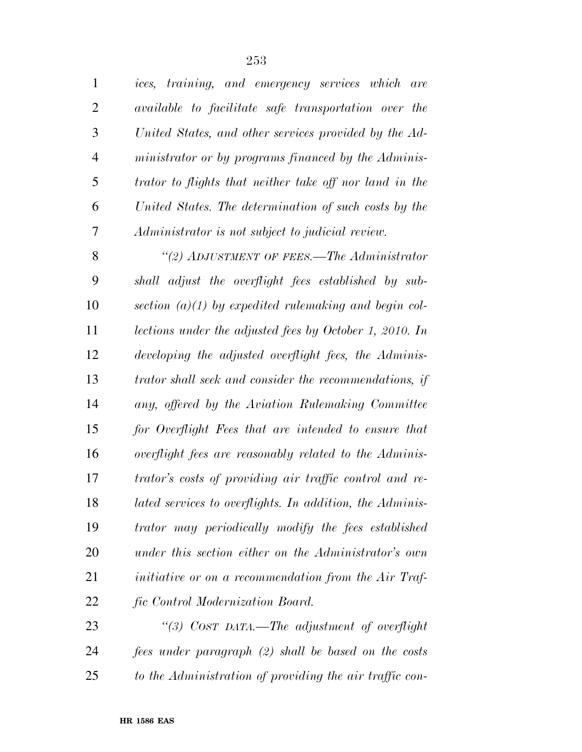*ices, training, and emergency services which are available to facilitate safe transportation over the United States, and other services provided by the Administrator or by programs financed by the Administrator to flights that neither take off nor land in the United States. The determination of such costs by the Administrator is not subject to judicial review.*

*"(2) ADJUSTMENT OF FEES.—The Administrator shall adjust the overflight fees established by subsection (a)(1) by expedited rulemaking and begin collections under the adjusted fees by October 1, 2010. In developing the adjusted overflight fees, the Administrator shall seek and consider the recommendations, if any, offered by the Aviation Rulemaking Committee for Overflight Fees that are intended to ensure that overflight fees are reasonably related to the Administrator's costs of providing air traffic control and related services to overflights. In addition, the Administrator may periodically modify the fees established under this section either on the Administrator's own initiative or on a recommendation from the Air Traffic Control Modernization Board.*

*"(3) COST DATA.—The adjustment of overflight fees under paragraph (2) shall be based on the costs to the Administration of providing the air traffic con-*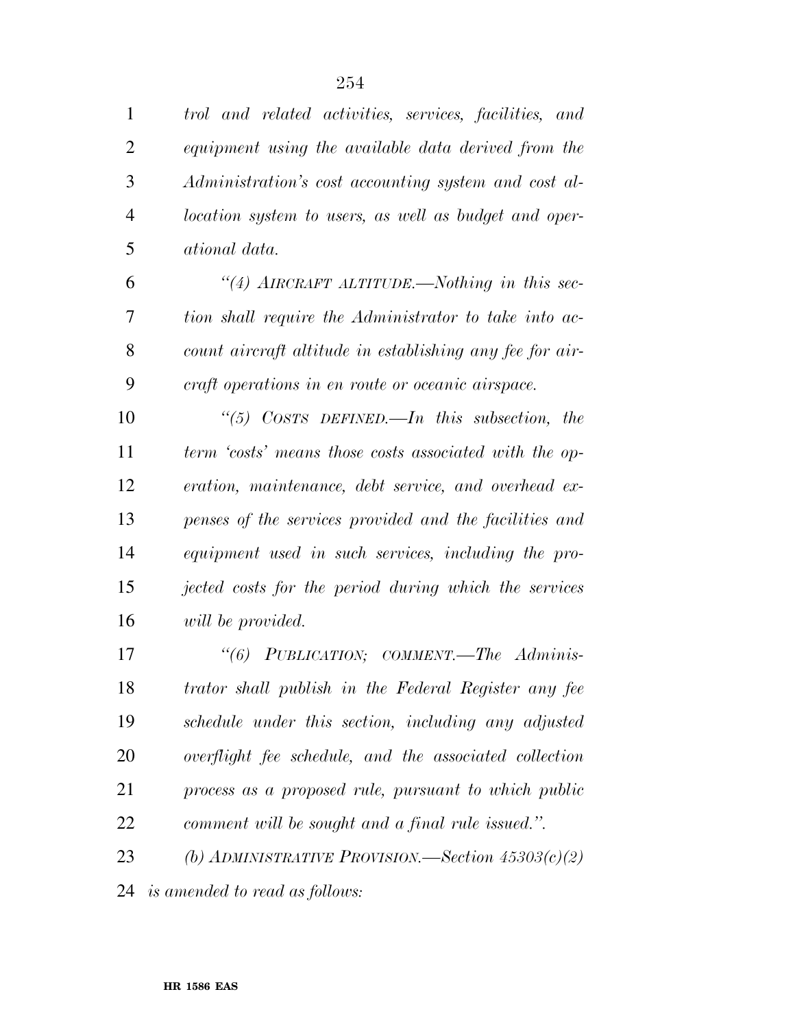*trol and related activities, services, facilities, and equipment using the available data derived from the Administration's cost accounting system and cost allocation system to users, as well as budget and operational data.*

*"(4) AIRCRAFT ALTITUDE.—Nothing in this section shall require the Administrator to take into account aircraft altitude in establishing any fee for aircraft operations in en route or oceanic airspace.*

*"(5) COSTS DEFINED.—In this subsection, the term 'costs' means those costs associated with the operation, maintenance, debt service, and overhead expenses of the services provided and the facilities and equipment used in such services, including the projected costs for the period during which the services will be provided.*

*"(6) PUBLICATION; COMMENT.—The Administrator shall publish in the Federal Register any fee schedule under this section, including any adjusted overflight fee schedule, and the associated collection process as a proposed rule, pursuant to which public comment will be sought and a final rule issued.".*

*(b) ADMINISTRATIVE PROVISION.—Section 45303(c)(2) is amended to read as follows:*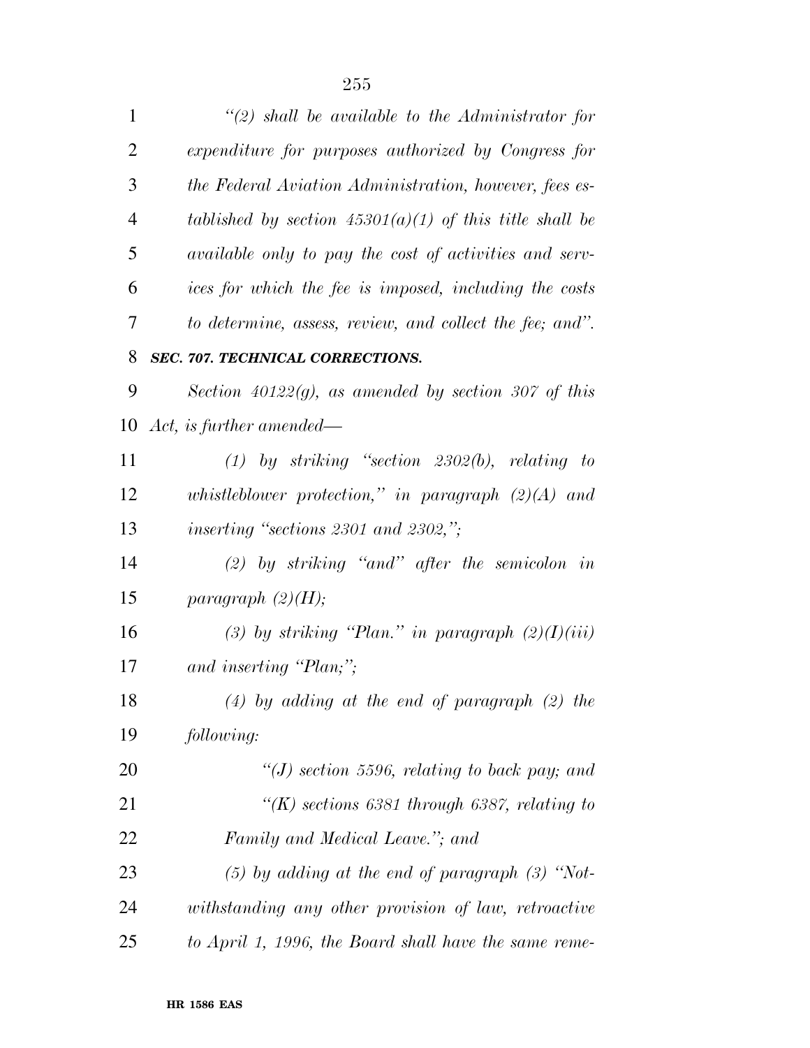*"(2) shall be available to the Administrator for expenditure for purposes authorized by Congress for the Federal Aviation Administration, however, fees established by section 45301(a)(1) of this title shall be available only to pay the cost of activities and services for which the fee is imposed, including the costs to determine, assess, review, and collect the fee; and".*

***SEC. 707. TECHNICAL CORRECTIONS.***

*Section 40122(g), as amended by section 307 of this Act, is further amended—*

*(1) by striking "section 2302(b), relating to whistleblower protection," in paragraph (2)(A) and inserting "sections 2301 and 2302,";*

*(2) by striking "and" after the semicolon in paragraph (2)(H);*

*(3) by striking "Plan." in paragraph (2)(I)(iii) and inserting "Plan;";*

*(4) by adding at the end of paragraph (2) the following:*

*"(J) section 5596, relating to back pay; and*

*"(K) sections 6381 through 6387, relating to Family and Medical Leave."; and*

*(5) by adding at the end of paragraph (3) "Notwithstanding any other provision of law, retroactive to April 1, 1996, the Board shall have the same reme-*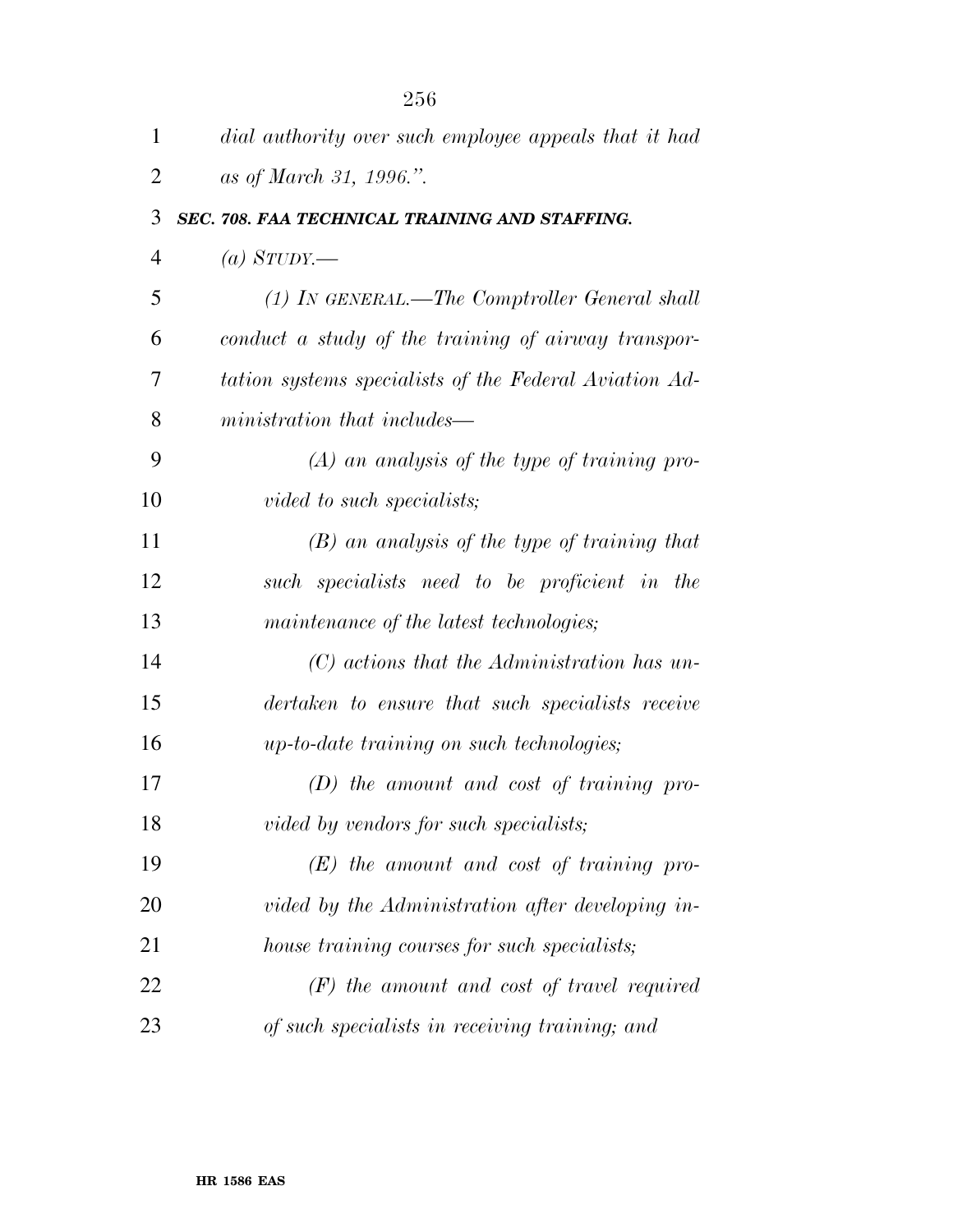*dial authority over such employee appeals that it had as of March 31, 1996.''.*

***SEC. 708. FAA TECHNICAL TRAINING AND STAFFING.***

*(a) STUDY.—*

*(1) IN GENERAL.—The Comptroller General shall conduct a study of the training of airway transportation systems specialists of the Federal Aviation Administration that includes—*

*(A) an analysis of the type of training provided to such specialists;*

*(B) an analysis of the type of training that such specialists need to be proficient in the maintenance of the latest technologies;*

*(C) actions that the Administration has undertaken to ensure that such specialists receive up-to-date training on such technologies;*

*(D) the amount and cost of training provided by vendors for such specialists;*

*(E) the amount and cost of training provided by the Administration after developing in-house training courses for such specialists;*

*(F) the amount and cost of travel required of such specialists in receiving training; and*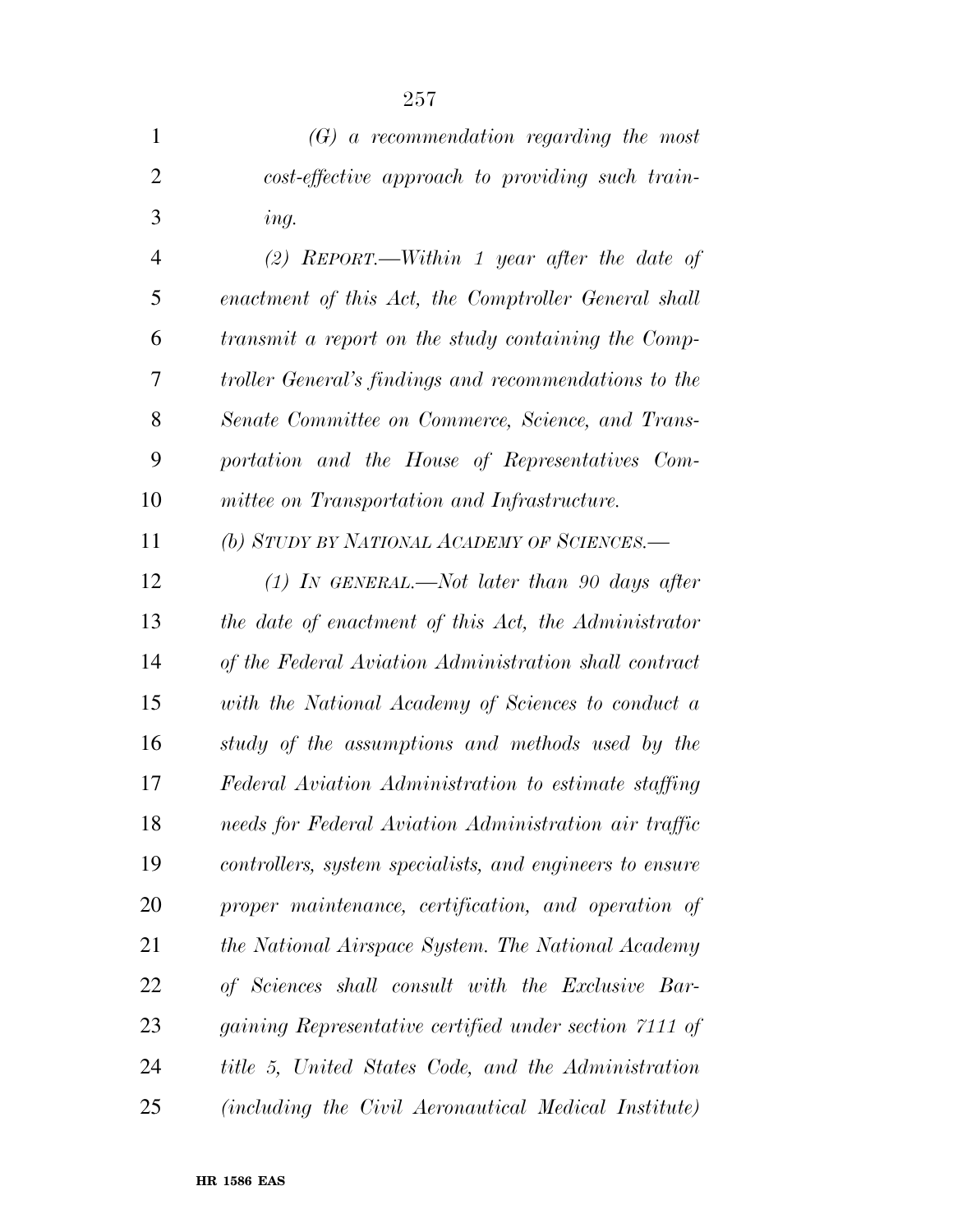*(G) a recommendation regarding the most cost-effective approach to providing such training.*

*(2) REPORT.—Within 1 year after the date of enactment of this Act, the Comptroller General shall transmit a report on the study containing the Comptroller General's findings and recommendations to the Senate Committee on Commerce, Science, and Transportation and the House of Representatives Committee on Transportation and Infrastructure.*

*(b) STUDY BY NATIONAL ACADEMY OF SCIENCES.—*

*(1) IN GENERAL.—Not later than 90 days after the date of enactment of this Act, the Administrator of the Federal Aviation Administration shall contract with the National Academy of Sciences to conduct a study of the assumptions and methods used by the Federal Aviation Administration to estimate staffing needs for Federal Aviation Administration air traffic controllers, system specialists, and engineers to ensure proper maintenance, certification, and operation of the National Airspace System. The National Academy of Sciences shall consult with the Exclusive Bargaining Representative certified under section 7111 of title 5, United States Code, and the Administration (including the Civil Aeronautical Medical Institute)*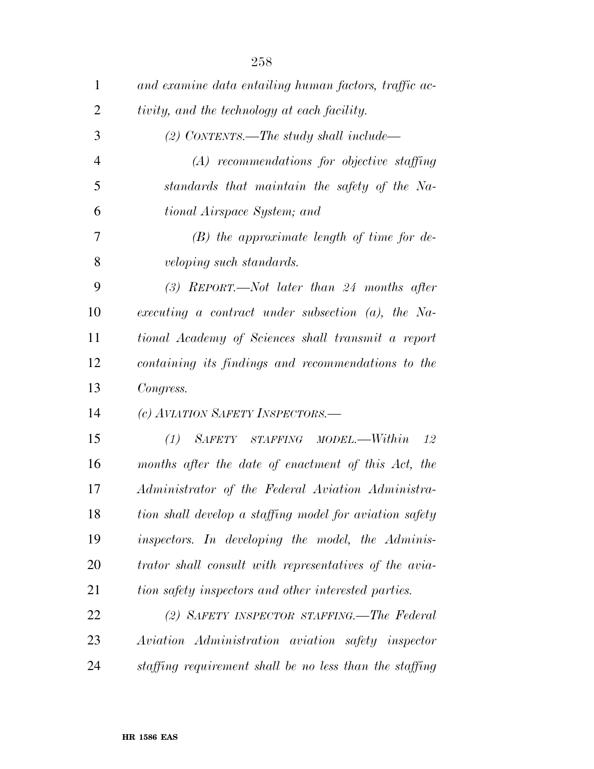*and examine data entailing human factors, traffic activity, and the technology at each facility.*

*(2) CONTENTS.—The study shall include—*

*(A) recommendations for objective staffing standards that maintain the safety of the National Airspace System; and*

*(B) the approximate length of time for developing such standards.*

*(3) REPORT.—Not later than 24 months after executing a contract under subsection (a), the National Academy of Sciences shall transmit a report containing its findings and recommendations to the Congress.*

*(c) AVIATION SAFETY INSPECTORS.—*

*(1) SAFETY STAFFING MODEL.—Within 12 months after the date of enactment of this Act, the Administrator of the Federal Aviation Administration shall develop a staffing model for aviation safety inspectors. In developing the model, the Administrator shall consult with representatives of the aviation safety inspectors and other interested parties.*

*(2) SAFETY INSPECTOR STAFFING.—The Federal Aviation Administration aviation safety inspector staffing requirement shall be no less than the staffing*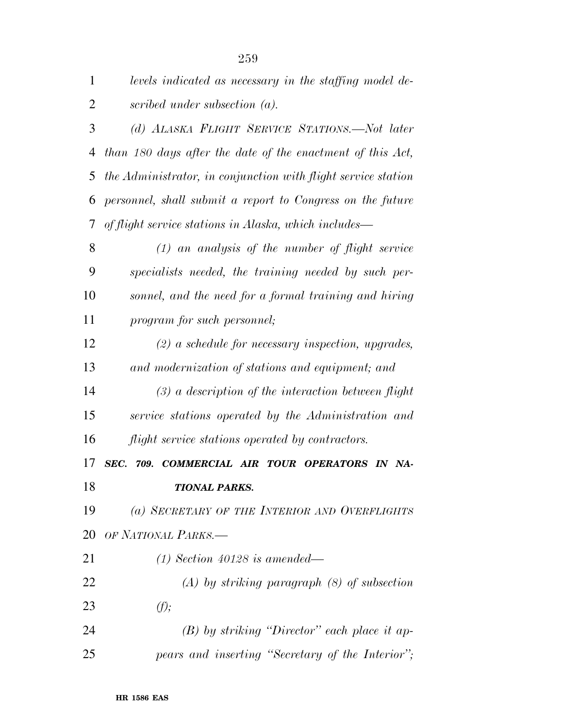*levels indicated as necessary in the staffing model described under subsection (a).*

*(d) ALASKA FLIGHT SERVICE STATIONS.—Not later than 180 days after the date of the enactment of this Act, the Administrator, in conjunction with flight service station personnel, shall submit a report to Congress on the future of flight service stations in Alaska, which includes—*

*(1) an analysis of the number of flight service specialists needed, the training needed by such personnel, and the need for a formal training and hiring program for such personnel;*

*(2) a schedule for necessary inspection, upgrades, and modernization of stations and equipment; and*

*(3) a description of the interaction between flight service stations operated by the Administration and flight service stations operated by contractors.*

***SEC. 709. COMMERCIAL AIR TOUR OPERATORS IN NATIONAL PARKS.***

*(a) SECRETARY OF THE INTERIOR AND OVERFLIGHTS OF NATIONAL PARKS.—*

*(1) Section 40128 is amended—*

*(A) by striking paragraph (8) of subsection (f);*

*(B) by striking "Director" each place it appears and inserting "Secretary of the Interior";*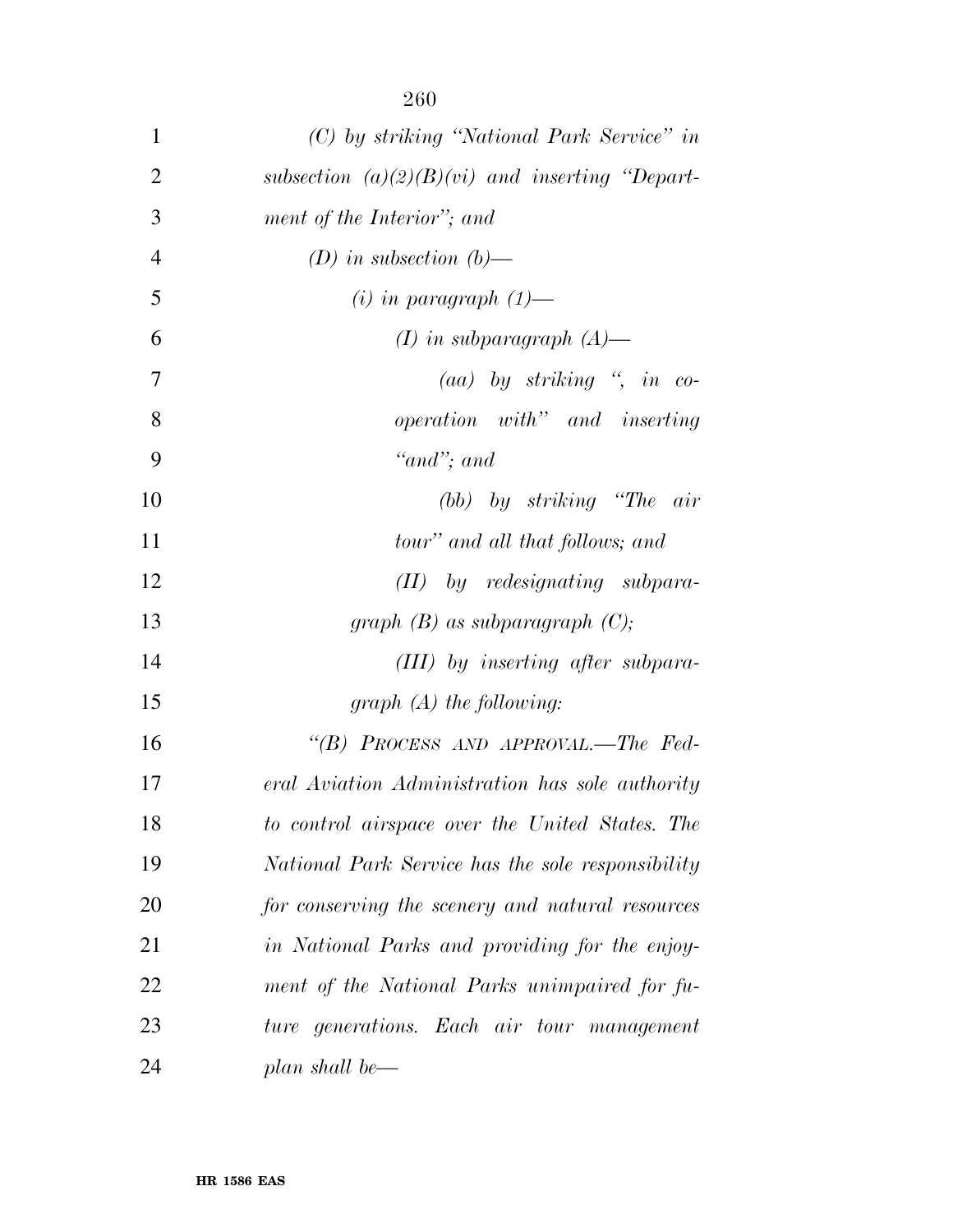*(C) by striking "National Park Service" in subsection (a)(2)(B)(vi) and inserting "Department of the Interior"; and*

*(D) in subsection (b)—*

*(i) in paragraph (1)—*

*(I) in subparagraph (A)—*

*(aa) by striking ", in cooperation with" and inserting "and"; and*

*(bb) by striking "The air tour" and all that follows; and*

*(II) by redesignating subparagraph (B) as subparagraph (C);*

*(III) by inserting after subparagraph (A) the following:*

*"(B) PROCESS AND APPROVAL.—The Federal Aviation Administration has sole authority to control airspace over the United States. The National Park Service has the sole responsibility for conserving the scenery and natural resources in National Parks and providing for the enjoyment of the National Parks unimpaired for future generations. Each air tour management plan shall be—*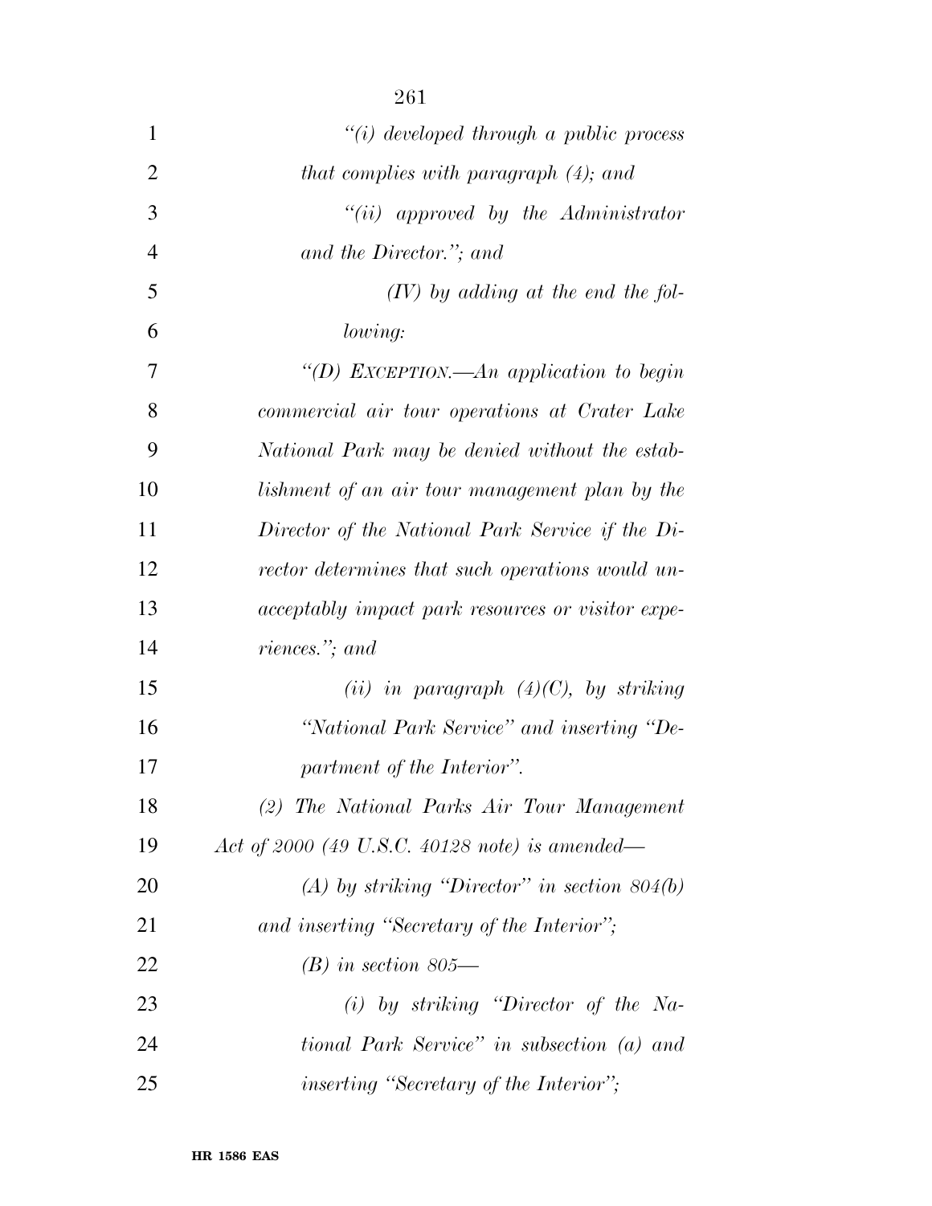*"(i) developed through a public process that complies with paragraph (4); and*

*"(ii) approved by the Administrator and the Director."; and*

*(IV) by adding at the end the following:*

*"(D) EXCEPTION.—An application to begin commercial air tour operations at Crater Lake National Park may be denied without the establishment of an air tour management plan by the Director of the National Park Service if the Director determines that such operations would unacceptably impact park resources or visitor experiences."; and*

*(ii) in paragraph (4)(C), by striking "National Park Service" and inserting "Department of the Interior".*

*(2) The National Parks Air Tour Management Act of 2000 (49 U.S.C. 40128 note) is amended—*

*(A) by striking "Director" in section 804(b) and inserting "Secretary of the Interior";*

*(B) in section 805—*

*(i) by striking "Director of the National Park Service" in subsection (a) and inserting "Secretary of the Interior";*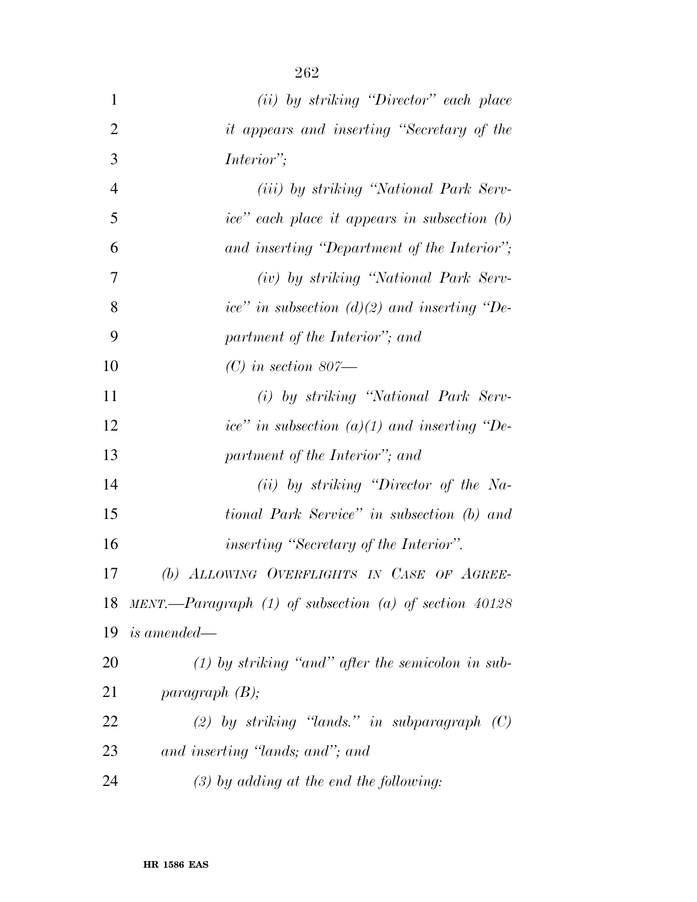*(ii) by striking "Director" each place it appears and inserting "Secretary of the Interior";*

*(iii) by striking "National Park Service" each place it appears in subsection (b) and inserting "Department of the Interior";*

*(iv) by striking "National Park Service" in subsection (d)(2) and inserting "Department of the Interior"; and*

*(C) in section 807—*

*(i) by striking "National Park Service" in subsection (a)(1) and inserting "Department of the Interior"; and*

*(ii) by striking "Director of the National Park Service" in subsection (b) and inserting "Secretary of the Interior".*

*(b) ALLOWING OVERFLIGHTS IN CASE OF AGREEMENT.—Paragraph (1) of subsection (a) of section 40128 is amended—*

*(1) by striking "and" after the semicolon in subparagraph (B);*

*(2) by striking "lands." in subparagraph (C) and inserting "lands; and"; and*

*(3) by adding at the end the following:*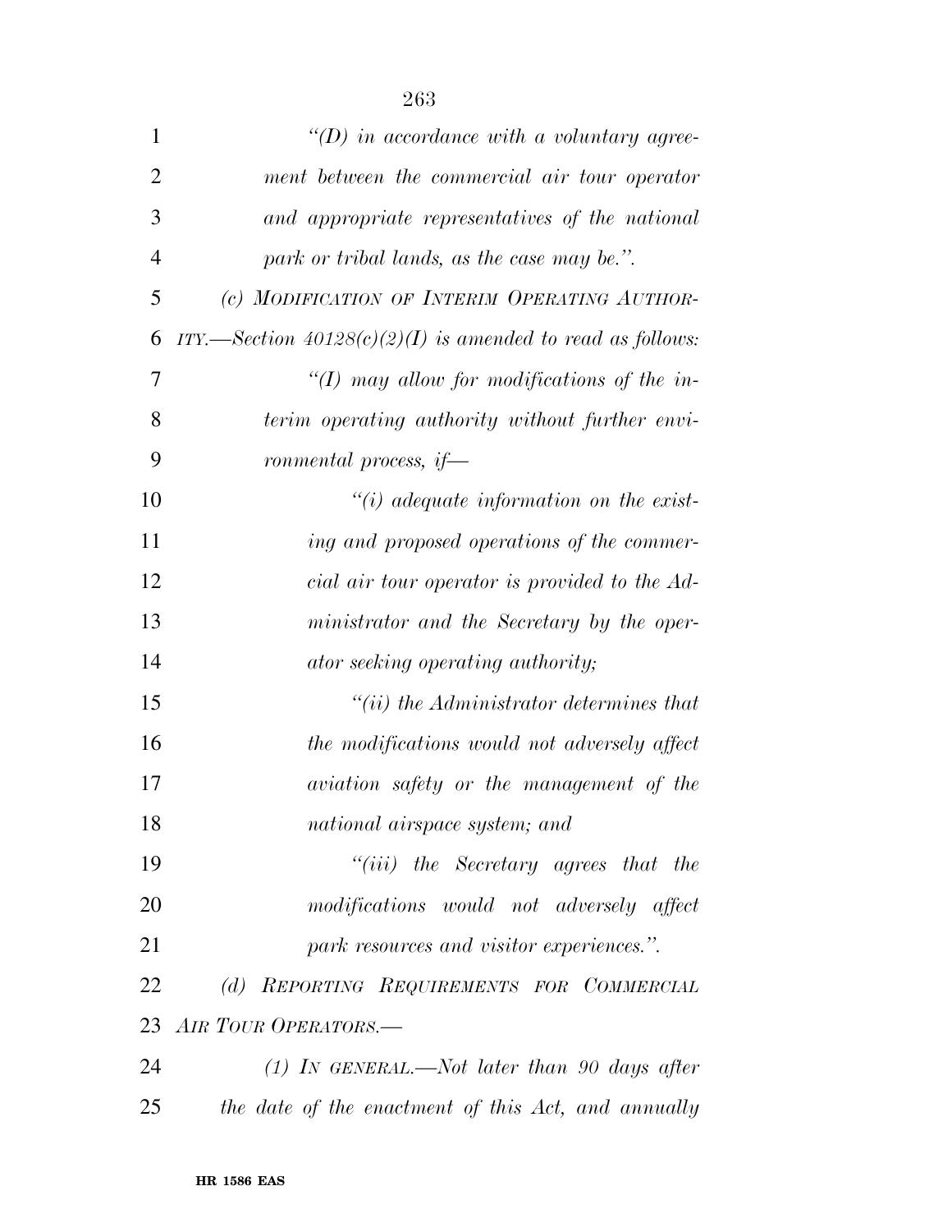*"(D) in accordance with a voluntary agreement between the commercial air tour operator and appropriate representatives of the national park or tribal lands, as the case may be.".*

*(c) MODIFICATION OF INTERIM OPERATING AUTHORITY.—Section 40128(c)(2)(I) is amended to read as follows:*

*"(I) may allow for modifications of the interim operating authority without further environmental process, if—*

*"(i) adequate information on the existing and proposed operations of the commercial air tour operator is provided to the Administrator and the Secretary by the operator seeking operating authority;*

*"(ii) the Administrator determines that the modifications would not adversely affect aviation safety or the management of the national airspace system; and*

*"(iii) the Secretary agrees that the modifications would not adversely affect park resources and visitor experiences.".*

*(d) REPORTING REQUIREMENTS FOR COMMERCIAL AIR TOUR OPERATORS.—*

*(1) IN GENERAL.—Not later than 90 days after the date of the enactment of this Act, and annually*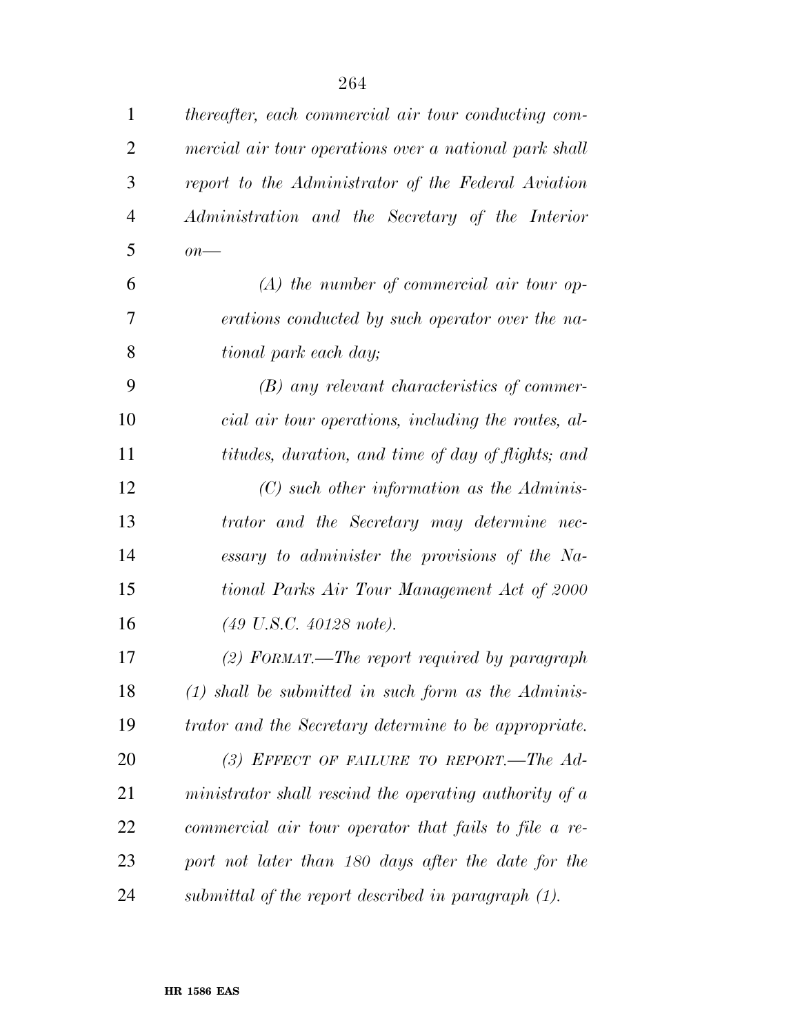*thereafter, each commercial air tour conducting commercial air tour operations over a national park shall report to the Administrator of the Federal Aviation Administration and the Secretary of the Interior on—*

*(A) the number of commercial air tour operations conducted by such operator over the national park each day;*

*(B) any relevant characteristics of commercial air tour operations, including the routes, altitudes, duration, and time of day of flights; and*

*(C) such other information as the Administrator and the Secretary may determine necessary to administer the provisions of the National Parks Air Tour Management Act of 2000 (49 U.S.C. 40128 note).*

*(2) FORMAT.—The report required by paragraph (1) shall be submitted in such form as the Administrator and the Secretary determine to be appropriate.*

*(3) EFFECT OF FAILURE TO REPORT.—The Administrator shall rescind the operating authority of a commercial air tour operator that fails to file a report not later than 180 days after the date for the submittal of the report described in paragraph (1).*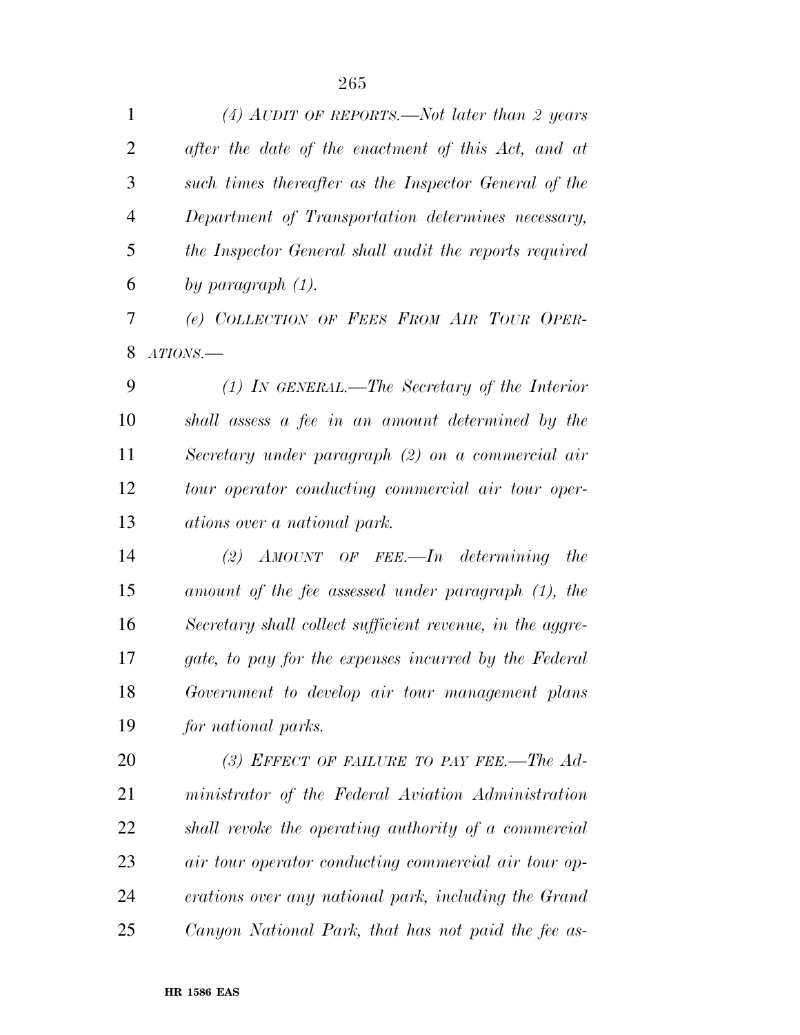*(4) AUDIT OF REPORTS.—Not later than 2 years after the date of the enactment of this Act, and at such times thereafter as the Inspector General of the Department of Transportation determines necessary, the Inspector General shall audit the reports required by paragraph (1).*

*(e) COLLECTION OF FEES FROM AIR TOUR OPERATIONS.—*

*(1) IN GENERAL.—The Secretary of the Interior shall assess a fee in an amount determined by the Secretary under paragraph (2) on a commercial air tour operator conducting commercial air tour operations over a national park.*

*(2) AMOUNT OF FEE.—In determining the amount of the fee assessed under paragraph (1), the Secretary shall collect sufficient revenue, in the aggregate, to pay for the expenses incurred by the Federal Government to develop air tour management plans for national parks.*

*(3) EFFECT OF FAILURE TO PAY FEE.—The Administrator of the Federal Aviation Administration shall revoke the operating authority of a commercial air tour operator conducting commercial air tour operations over any national park, including the Grand Canyon National Park, that has not paid the fee as-*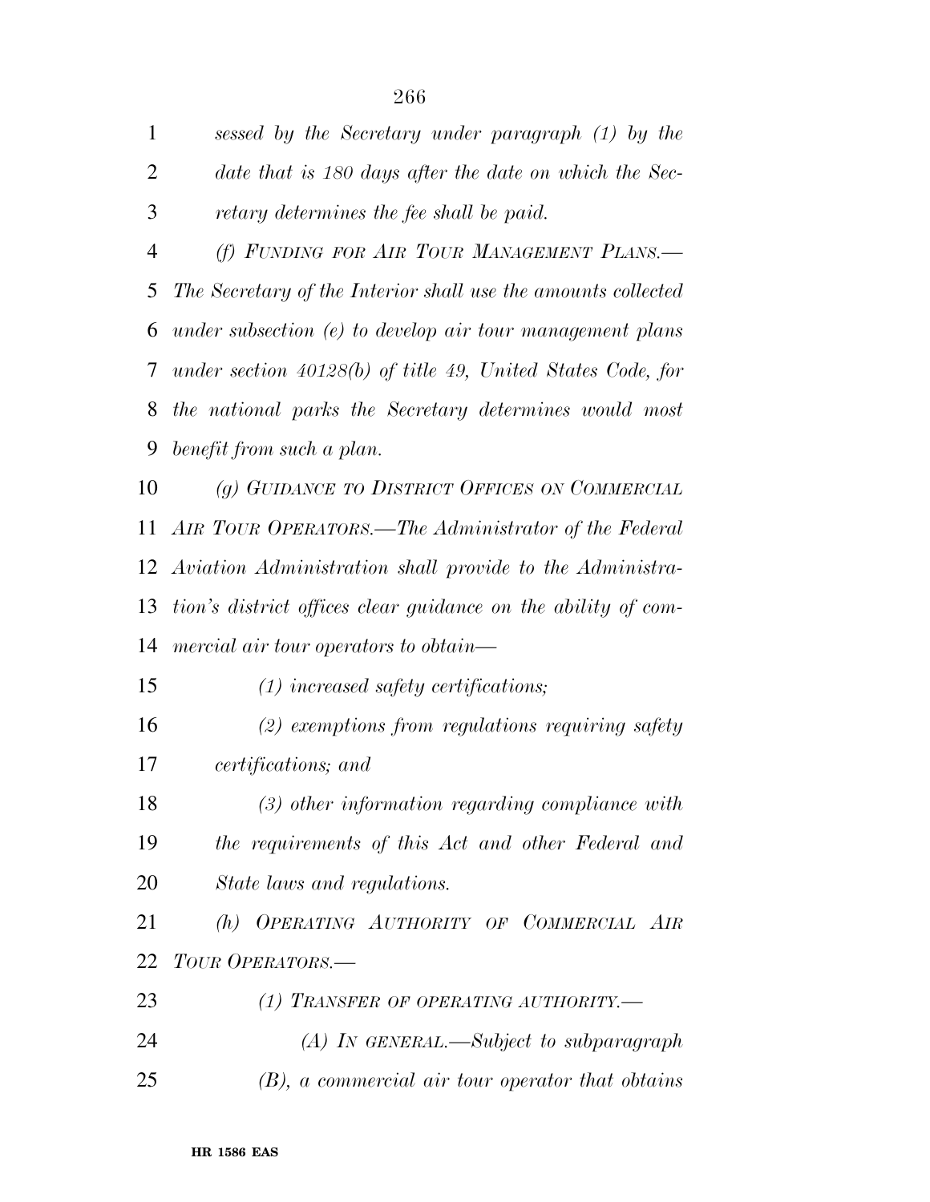*sessed by the Secretary under paragraph (1) by the date that is 180 days after the date on which the Secretary determines the fee shall be paid.*

*(f) FUNDING FOR AIR TOUR MANAGEMENT PLANS.—The Secretary of the Interior shall use the amounts collected under subsection (e) to develop air tour management plans under section 40128(b) of title 49, United States Code, for the national parks the Secretary determines would most benefit from such a plan.*

*(g) GUIDANCE TO DISTRICT OFFICES ON COMMERCIAL AIR TOUR OPERATORS.—The Administrator of the Federal Aviation Administration shall provide to the Administration's district offices clear guidance on the ability of commercial air tour operators to obtain—*

*(1) increased safety certifications;*

*(2) exemptions from regulations requiring safety certifications; and*

*(3) other information regarding compliance with the requirements of this Act and other Federal and State laws and regulations.*

*(h) OPERATING AUTHORITY OF COMMERCIAL AIR TOUR OPERATORS.—*

*(1) TRANSFER OF OPERATING AUTHORITY.—*

*(A) IN GENERAL.—Subject to subparagraph (B), a commercial air tour operator that obtains*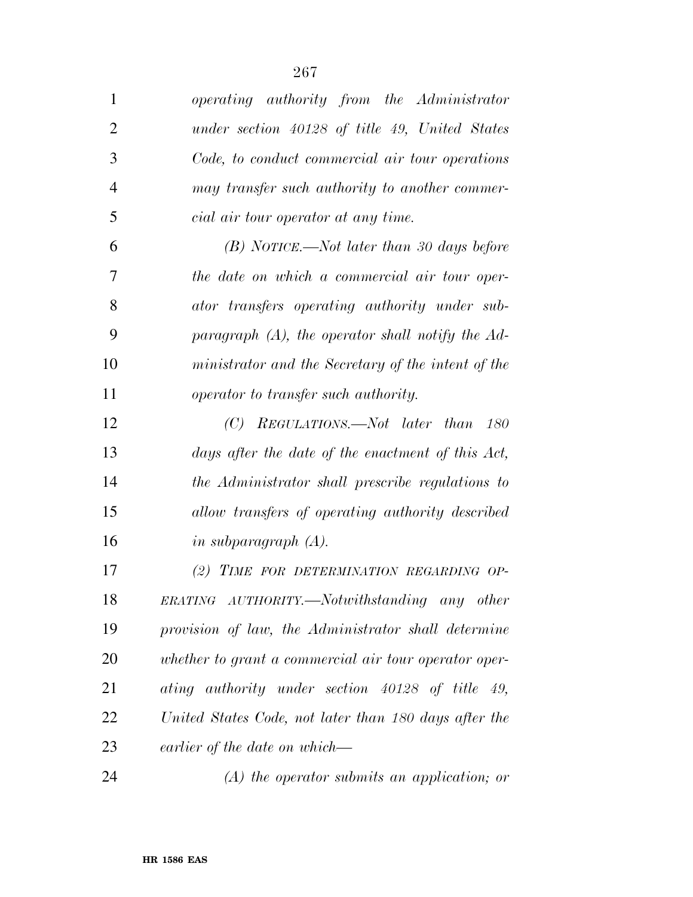*operating authority from the Administrator under section 40128 of title 49, United States Code, to conduct commercial air tour operations may transfer such authority to another commercial air tour operator at any time.*

*(B) NOTICE.—Not later than 30 days before the date on which a commercial air tour operator transfers operating authority under subparagraph (A), the operator shall notify the Administrator and the Secretary of the intent of the operator to transfer such authority.*

*(C) REGULATIONS.—Not later than 180 days after the date of the enactment of this Act, the Administrator shall prescribe regulations to allow transfers of operating authority described in subparagraph (A).*

*(2) TIME FOR DETERMINATION REGARDING OPERATING AUTHORITY.—Notwithstanding any other provision of law, the Administrator shall determine whether to grant a commercial air tour operator operating authority under section 40128 of title 49, United States Code, not later than 180 days after the earlier of the date on which—*

*(A) the operator submits an application; or*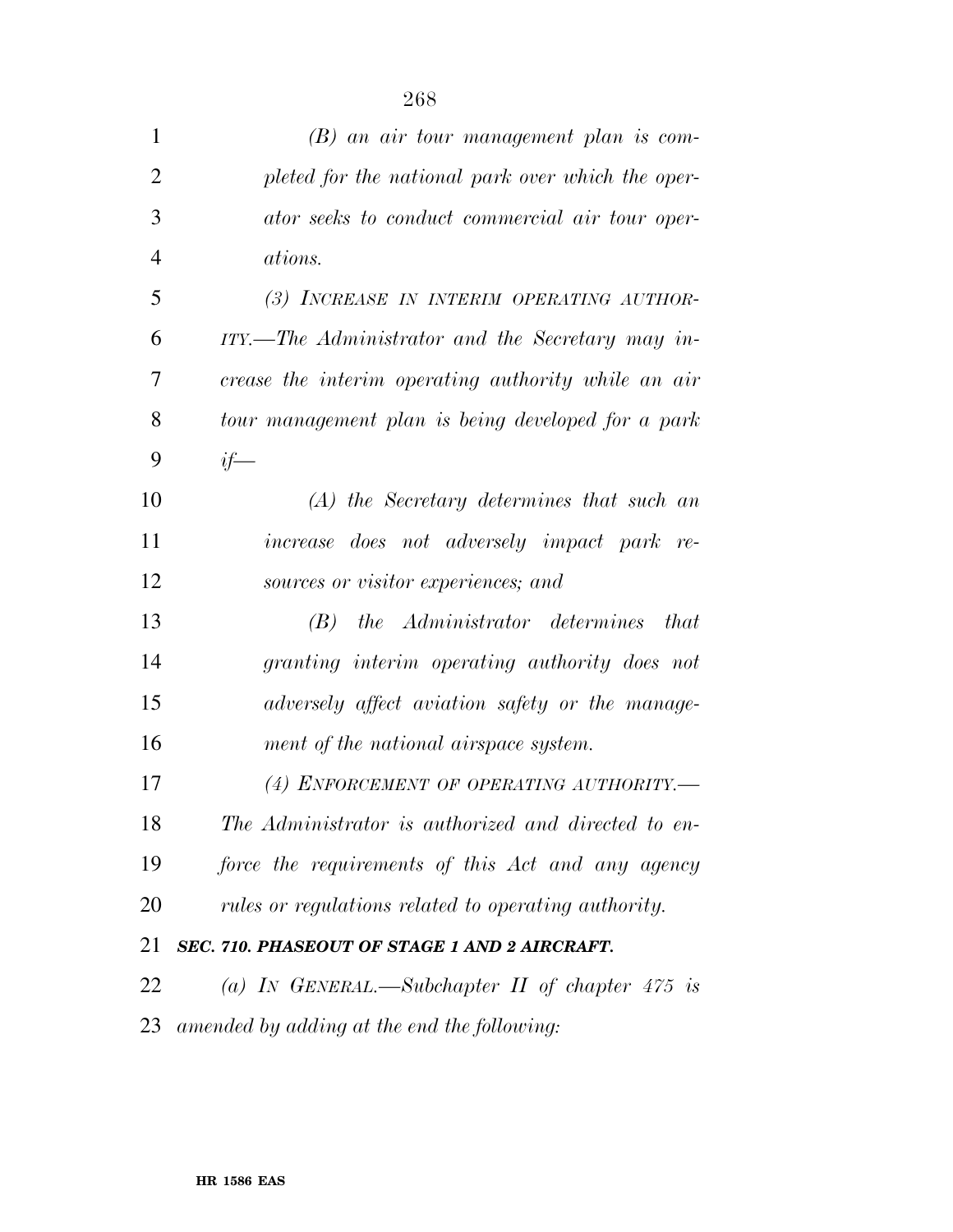*(B) an air tour management plan is completed for the national park over which the operator seeks to conduct commercial air tour operations.*

*(3) INCREASE IN INTERIM OPERATING AUTHORITY.—The Administrator and the Secretary may increase the interim operating authority while an air tour management plan is being developed for a park if—*

*(A) the Secretary determines that such an increase does not adversely impact park resources or visitor experiences; and*

*(B) the Administrator determines that granting interim operating authority does not adversely affect aviation safety or the management of the national airspace system.*

*(4) ENFORCEMENT OF OPERATING AUTHORITY.—The Administrator is authorized and directed to enforce the requirements of this Act and any agency rules or regulations related to operating authority.*

***SEC. 710. PHASEOUT OF STAGE 1 AND 2 AIRCRAFT.***

*(a) IN GENERAL.—Subchapter II of chapter 475 is amended by adding at the end the following:*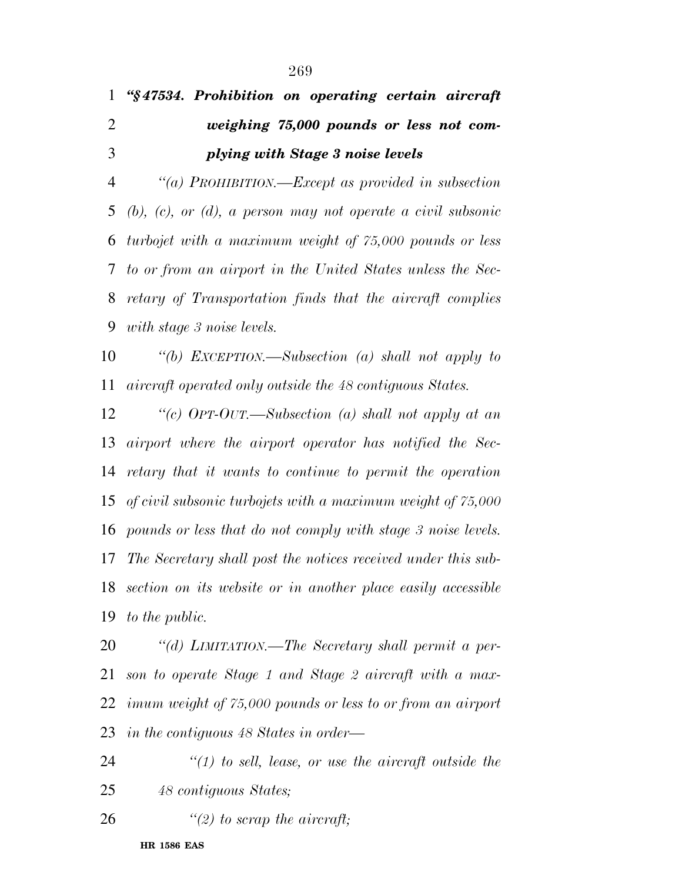***“§ 47534. Prohibition on operating certain aircraft weighing 75,000 pounds or less not complying with Stage 3 noise levels***

*“(a) PROHIBITION.—Except as provided in subsection (b), (c), or (d), a person may not operate a civil subsonic turbojet with a maximum weight of 75,000 pounds or less to or from an airport in the United States unless the Secretary of Transportation finds that the aircraft complies with stage 3 noise levels.*

*“(b) EXCEPTION.—Subsection (a) shall not apply to aircraft operated only outside the 48 contiguous States.*

*“(c) OPT-OUT.—Subsection (a) shall not apply at an airport where the airport operator has notified the Secretary that it wants to continue to permit the operation of civil subsonic turbojets with a maximum weight of 75,000 pounds or less that do not comply with stage 3 noise levels. The Secretary shall post the notices received under this subsection on its website or in another place easily accessible to the public.*

*“(d) LIMITATION.—The Secretary shall permit a person to operate Stage 1 and Stage 2 aircraft with a maximum weight of 75,000 pounds or less to or from an airport in the contiguous 48 States in order—*

*“(1) to sell, lease, or use the aircraft outside the 48 contiguous States;*

*“(2) to scrap the aircraft;*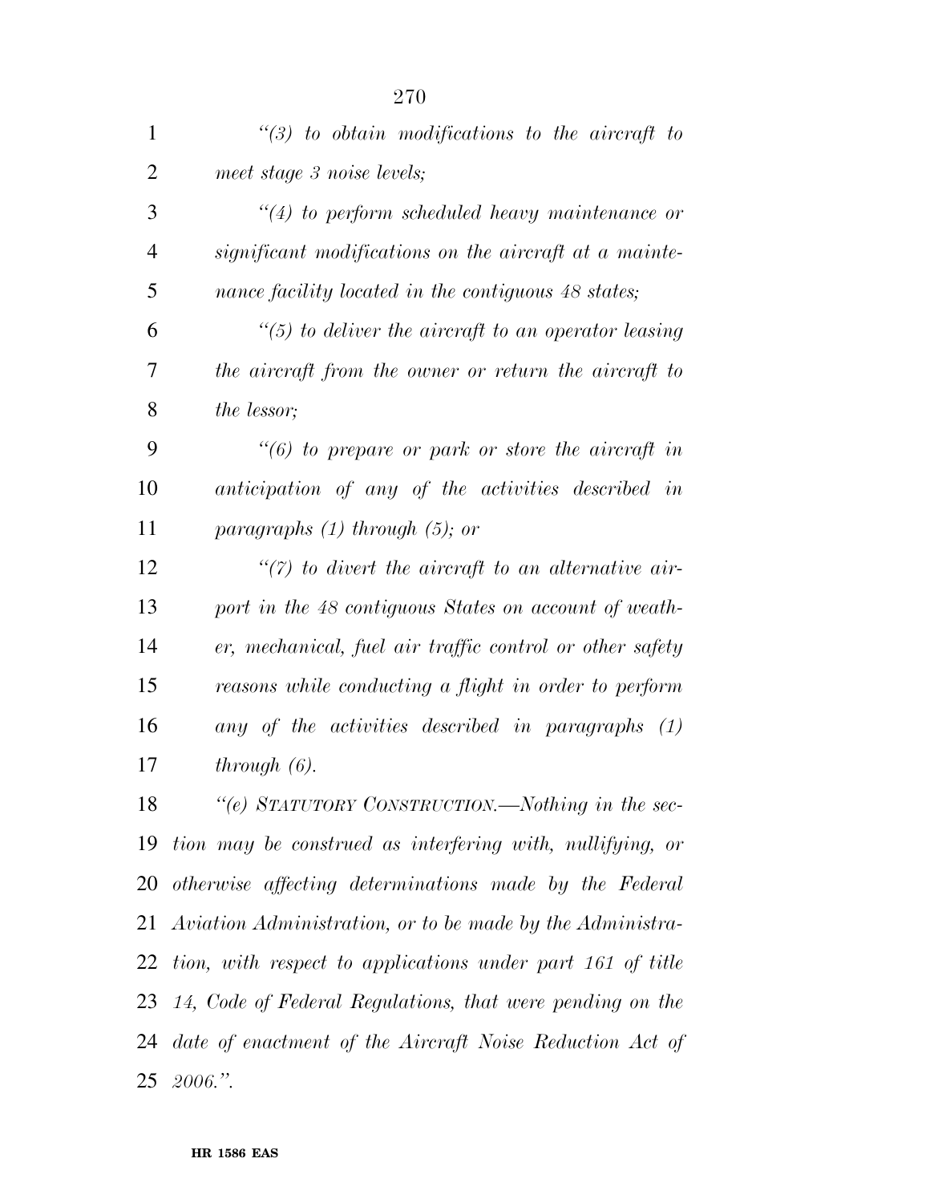*"(3) to obtain modifications to the aircraft to meet stage 3 noise levels;*

*"(4) to perform scheduled heavy maintenance or significant modifications on the aircraft at a maintenance facility located in the contiguous 48 states;*

*"(5) to deliver the aircraft to an operator leasing the aircraft from the owner or return the aircraft to the lessor;*

*"(6) to prepare or park or store the aircraft in anticipation of any of the activities described in paragraphs (1) through (5); or*

*"(7) to divert the aircraft to an alternative airport in the 48 contiguous States on account of weather, mechanical, fuel air traffic control or other safety reasons while conducting a flight in order to perform any of the activities described in paragraphs (1) through (6).*

*"(e) STATUTORY CONSTRUCTION.—Nothing in the section may be construed as interfering with, nullifying, or otherwise affecting determinations made by the Federal Aviation Administration, or to be made by the Administration, with respect to applications under part 161 of title 14, Code of Federal Regulations, that were pending on the date of enactment of the Aircraft Noise Reduction Act of 2006.".*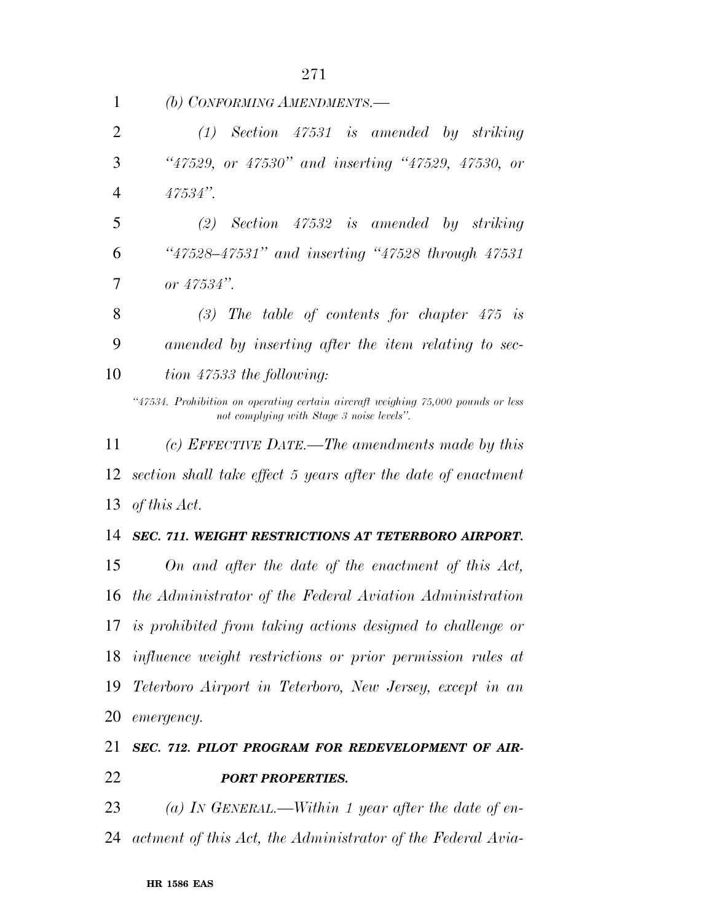*(b) CONFORMING AMENDMENTS.—*

*(1) Section 47531 is amended by striking "47529, or 47530" and inserting "47529, 47530, or 47534".*

*(2) Section 47532 is amended by striking "47528–47531" and inserting "47528 through 47531 or 47534".*

*(3) The table of contents for chapter 475 is amended by inserting after the item relating to section 47533 the following:*

*"47534. Prohibition on operating certain aircraft weighing 75,000 pounds or less not complying with Stage 3 noise levels".*

*(c) EFFECTIVE DATE.—The amendments made by this section shall take effect 5 years after the date of enactment of this Act.*

***SEC. 711. WEIGHT RESTRICTIONS AT TETERBORO AIRPORT.***

*On and after the date of the enactment of this Act, the Administrator of the Federal Aviation Administration is prohibited from taking actions designed to challenge or influence weight restrictions or prior permission rules at Teterboro Airport in Teterboro, New Jersey, except in an emergency.*

***SEC. 712. PILOT PROGRAM FOR REDEVELOPMENT OF AIRPORT PROPERTIES.***

*(a) IN GENERAL.—Within 1 year after the date of enactment of this Act, the Administrator of the Federal Avia-*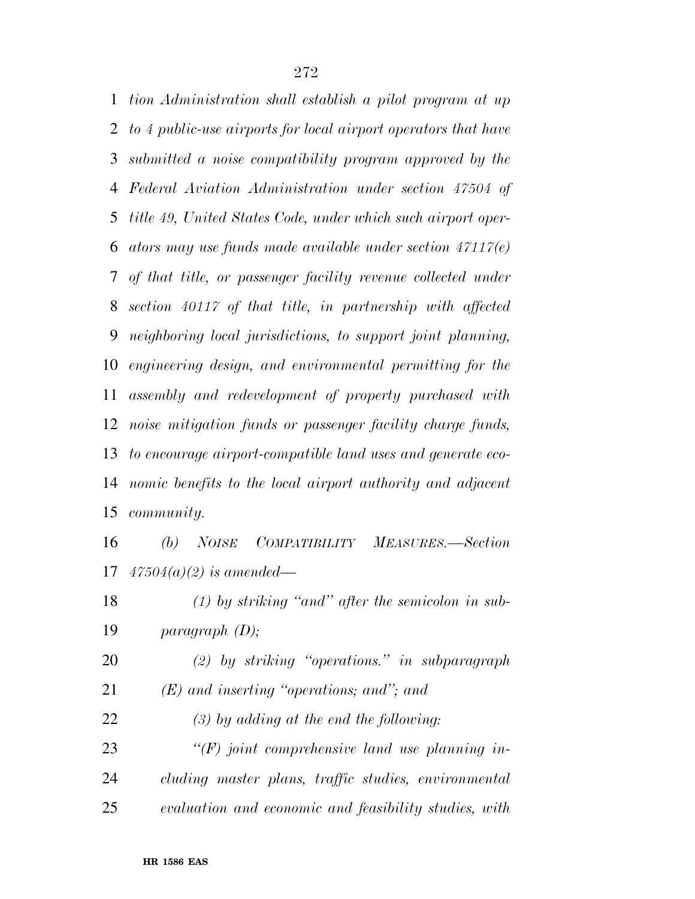*tion Administration shall establish a pilot program at up to 4 public-use airports for local airport operators that have submitted a noise compatibility program approved by the Federal Aviation Administration under section 47504 of title 49, United States Code, under which such airport operators may use funds made available under section 47117(e) of that title, or passenger facility revenue collected under section 40117 of that title, in partnership with affected neighboring local jurisdictions, to support joint planning, engineering design, and environmental permitting for the assembly and redevelopment of property purchased with noise mitigation funds or passenger facility charge funds, to encourage airport-compatible land uses and generate economic benefits to the local airport authority and adjacent community.*

*(b) NOISE COMPATIBILITY MEASURES.—Section 47504(a)(2) is amended—*

*(1) by striking "and" after the semicolon in subparagraph (D);*

*(2) by striking "operations." in subparagraph (E) and inserting "operations; and"; and*

*(3) by adding at the end the following:*

*"(F) joint comprehensive land use planning including master plans, traffic studies, environmental evaluation and economic and feasibility studies, with*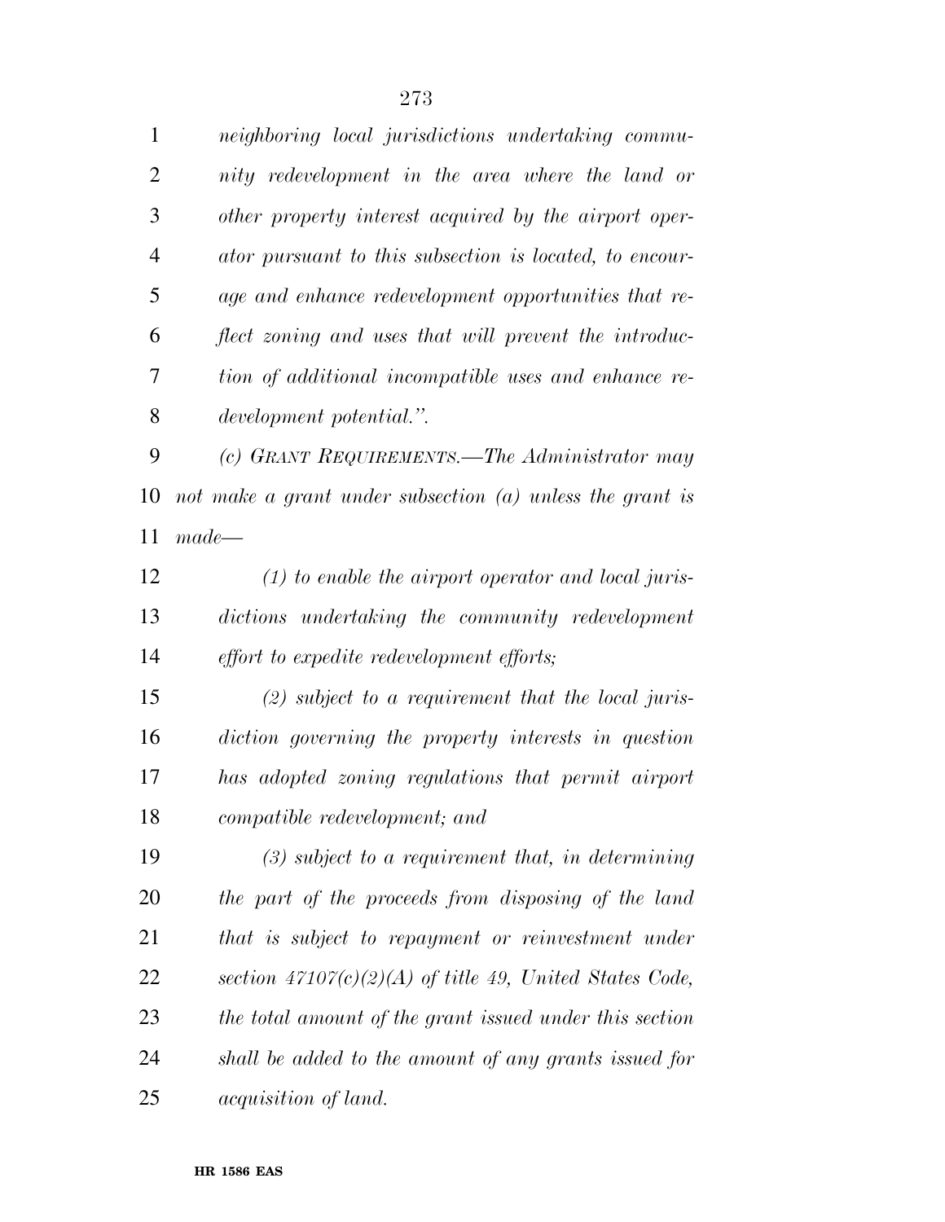*neighboring local jurisdictions undertaking community redevelopment in the area where the land or other property interest acquired by the airport operator pursuant to this subsection is located, to encourage and enhance redevelopment opportunities that reflect zoning and uses that will prevent the introduction of additional incompatible uses and enhance redevelopment potential.".*

*(c) GRANT REQUIREMENTS.—The Administrator may not make a grant under subsection (a) unless the grant is made—*

*(1) to enable the airport operator and local jurisdictions undertaking the community redevelopment effort to expedite redevelopment efforts;*

*(2) subject to a requirement that the local jurisdiction governing the property interests in question has adopted zoning regulations that permit airport compatible redevelopment; and*

*(3) subject to a requirement that, in determining the part of the proceeds from disposing of the land that is subject to repayment or reinvestment under section 47107(c)(2)(A) of title 49, United States Code, the total amount of the grant issued under this section shall be added to the amount of any grants issued for acquisition of land.*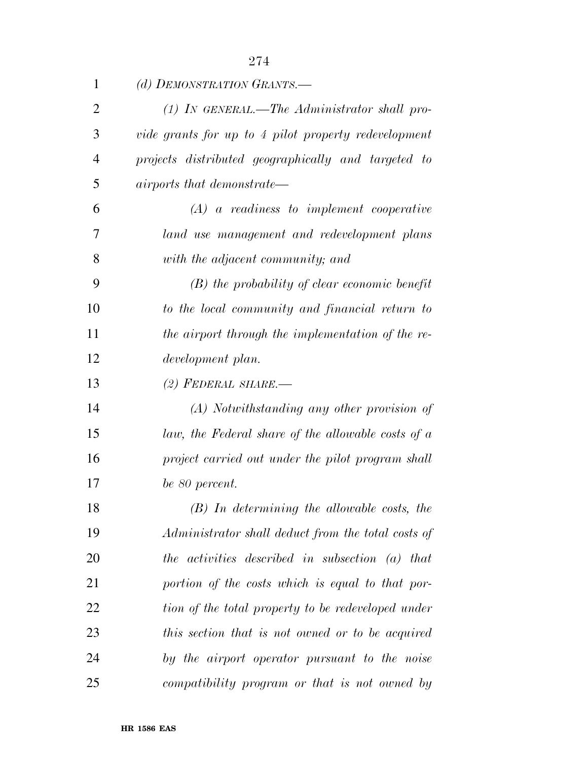*(d) DEMONSTRATION GRANTS.—*

*(1) IN GENERAL.—The Administrator shall provide grants for up to 4 pilot property redevelopment projects distributed geographically and targeted to airports that demonstrate—*

*(A) a readiness to implement cooperative land use management and redevelopment plans with the adjacent community; and*

*(B) the probability of clear economic benefit to the local community and financial return to the airport through the implementation of the redevelopment plan.*

*(2) FEDERAL SHARE.—*

*(A) Notwithstanding any other provision of law, the Federal share of the allowable costs of a project carried out under the pilot program shall be 80 percent.*

*(B) In determining the allowable costs, the Administrator shall deduct from the total costs of the activities described in subsection (a) that portion of the costs which is equal to that portion of the total property to be redeveloped under this section that is not owned or to be acquired by the airport operator pursuant to the noise compatibility program or that is not owned by*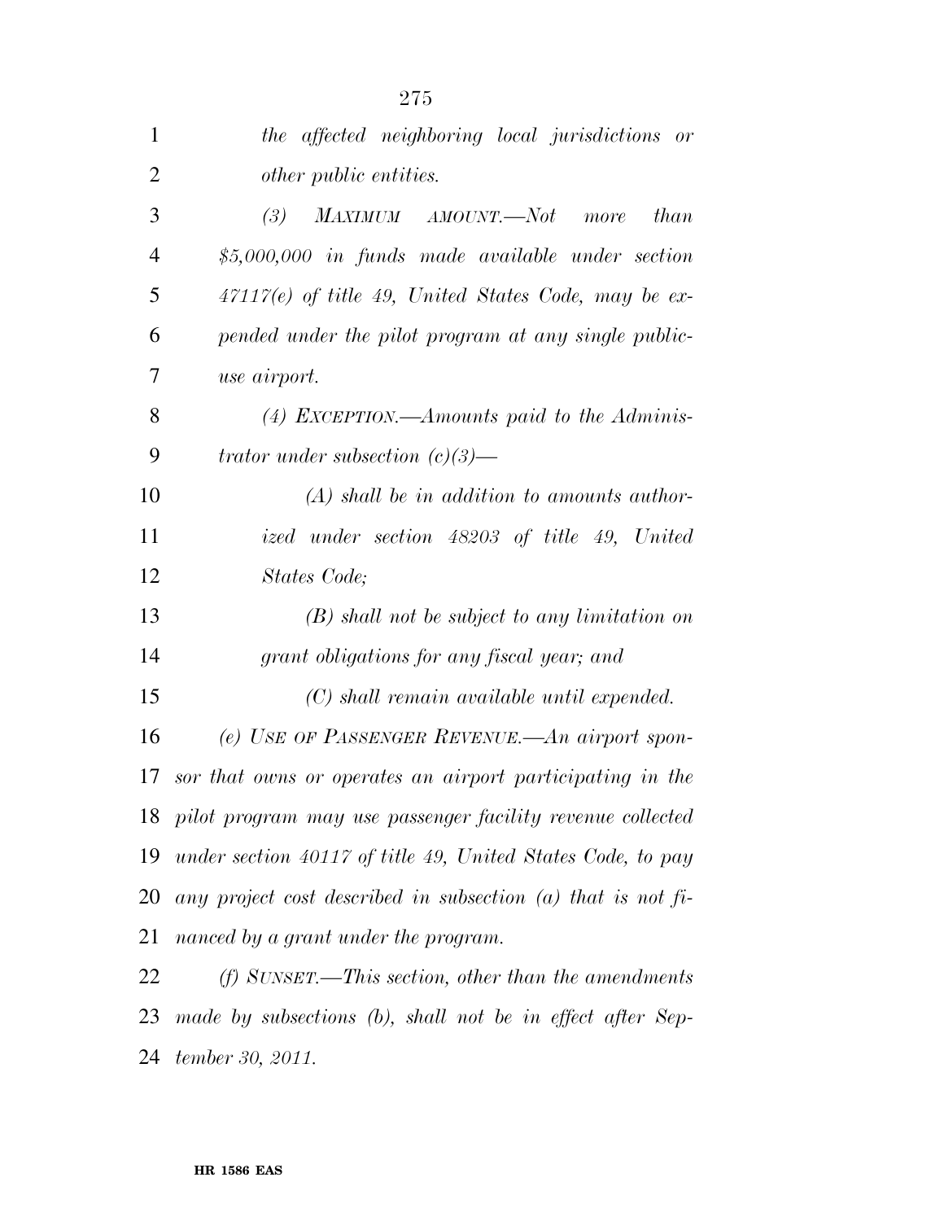*the affected neighboring local jurisdictions or other public entities.*

*(3) MAXIMUM AMOUNT.—Not more than $5,000,000 in funds made available under section 47117(e) of title 49, United States Code, may be expended under the pilot program at any single public-use airport.*

*(4) EXCEPTION.—Amounts paid to the Administrator under subsection (c)(3)—*

*(A) shall be in addition to amounts authorized under section 48203 of title 49, United States Code;*

*(B) shall not be subject to any limitation on grant obligations for any fiscal year; and*

*(C) shall remain available until expended.*

*(e) USE OF PASSENGER REVENUE.—An airport sponsor that owns or operates an airport participating in the pilot program may use passenger facility revenue collected under section 40117 of title 49, United States Code, to pay any project cost described in subsection (a) that is not financed by a grant under the program.*

*(f) SUNSET.—This section, other than the amendments made by subsections (b), shall not be in effect after September 30, 2011.*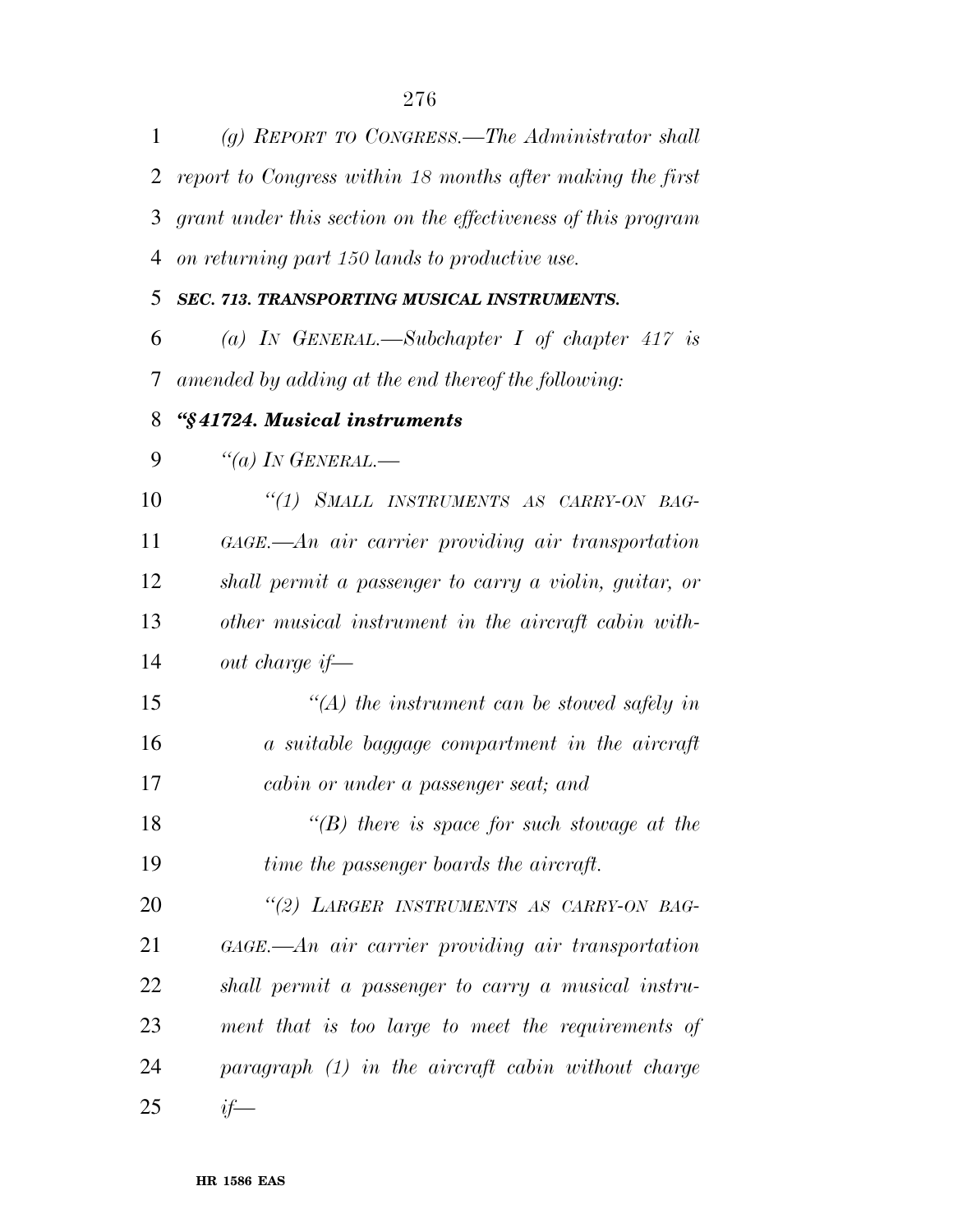*(g) REPORT TO CONGRESS.—The Administrator shall report to Congress within 18 months after making the first grant under this section on the effectiveness of this program on returning part 150 lands to productive use.*

***SEC. 713. TRANSPORTING MUSICAL INSTRUMENTS.***

*(a) IN GENERAL.—Subchapter I of chapter 417 is amended by adding at the end thereof the following:*

***"§ 41724. Musical instruments***

*"(a) IN GENERAL.—*

*"(1) SMALL INSTRUMENTS AS CARRY-ON BAGGAGE.—An air carrier providing air transportation shall permit a passenger to carry a violin, guitar, or other musical instrument in the aircraft cabin without charge if—*

*"(A) the instrument can be stowed safely in a suitable baggage compartment in the aircraft cabin or under a passenger seat; and*

*"(B) there is space for such stowage at the time the passenger boards the aircraft.*

*"(2) LARGER INSTRUMENTS AS CARRY-ON BAGGAGE.—An air carrier providing air transportation shall permit a passenger to carry a musical instrument that is too large to meet the requirements of paragraph (1) in the aircraft cabin without charge if—*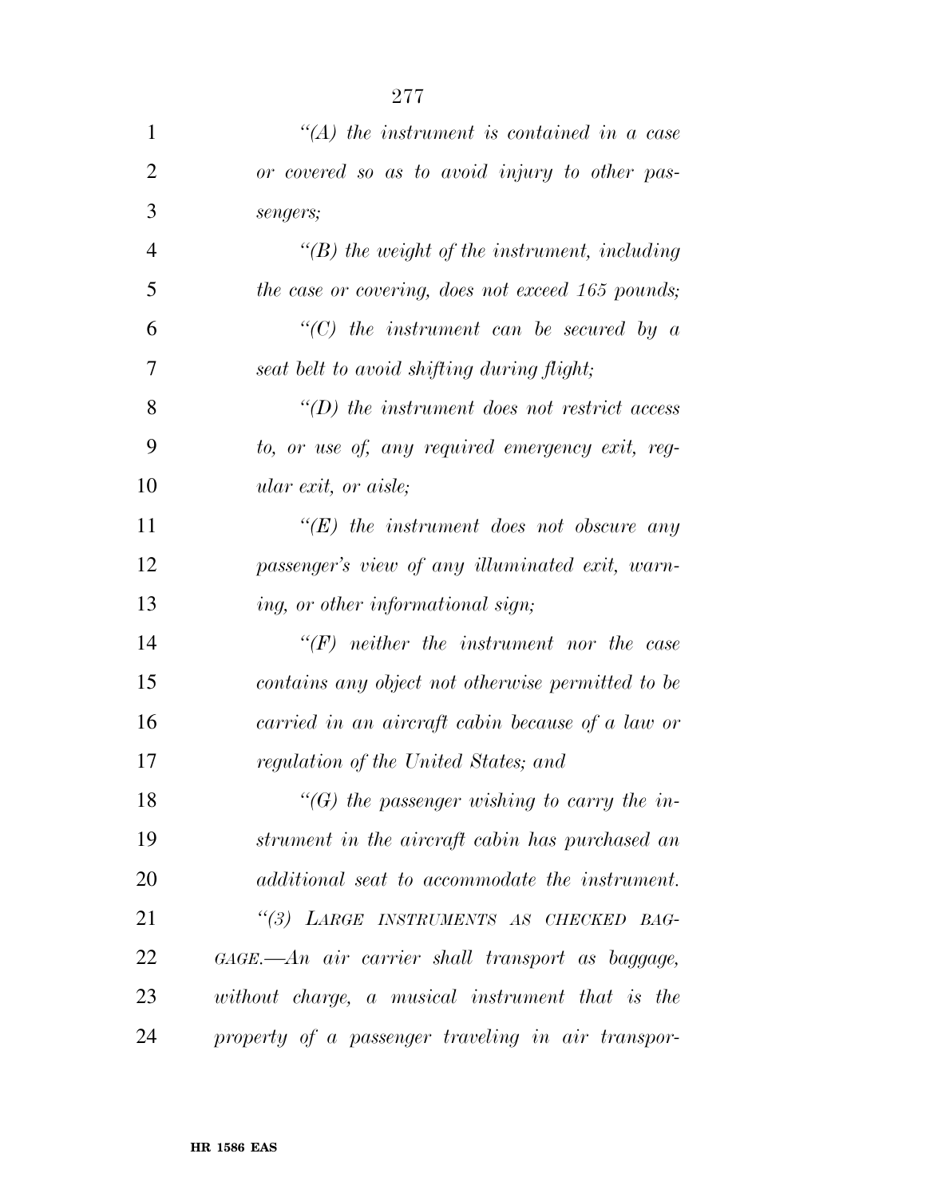*"(A) the instrument is contained in a case or covered so as to avoid injury to other passengers;*

*"(B) the weight of the instrument, including the case or covering, does not exceed 165 pounds;*

*"(C) the instrument can be secured by a seat belt to avoid shifting during flight;*

*"(D) the instrument does not restrict access to, or use of, any required emergency exit, regular exit, or aisle;*

*"(E) the instrument does not obscure any passenger's view of any illuminated exit, warning, or other informational sign;*

*"(F) neither the instrument nor the case contains any object not otherwise permitted to be carried in an aircraft cabin because of a law or regulation of the United States; and*

*"(G) the passenger wishing to carry the instrument in the aircraft cabin has purchased an additional seat to accommodate the instrument.*

*"(3) LARGE INSTRUMENTS AS CHECKED BAGGAGE.—An air carrier shall transport as baggage, without charge, a musical instrument that is the property of a passenger traveling in air transpor-*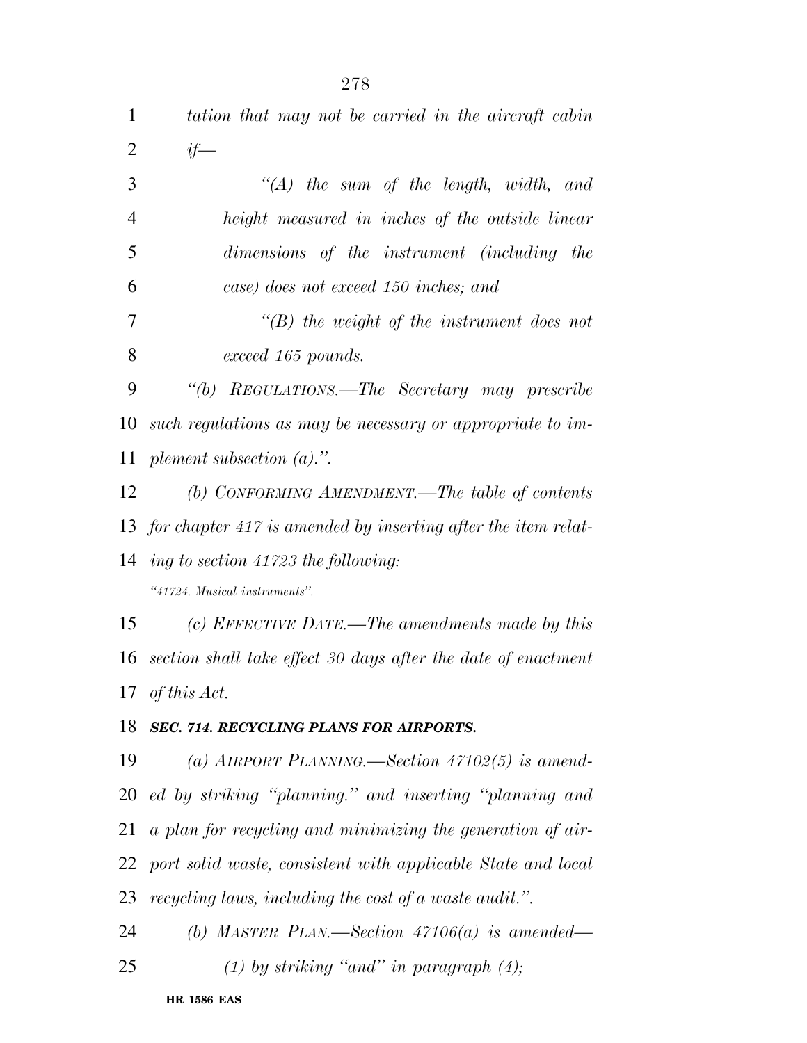*tation that may not be carried in the aircraft cabin if—*

*"(A) the sum of the length, width, and height measured in inches of the outside linear dimensions of the instrument (including the case) does not exceed 150 inches; and*

*"(B) the weight of the instrument does not exceed 165 pounds.*

*"(b) REGULATIONS.—The Secretary may prescribe such regulations as may be necessary or appropriate to implement subsection (a).".*

*(b) CONFORMING AMENDMENT.—The table of contents for chapter 417 is amended by inserting after the item relating to section 41723 the following:*

*"41724. Musical instruments".*

*(c) EFFECTIVE DATE.—The amendments made by this section shall take effect 30 days after the date of enactment of this Act.*

***SEC. 714. RECYCLING PLANS FOR AIRPORTS.***

*(a) AIRPORT PLANNING.—Section 47102(5) is amended by striking "planning." and inserting "planning and a plan for recycling and minimizing the generation of airport solid waste, consistent with applicable State and local recycling laws, including the cost of a waste audit.".*

*(b) MASTER PLAN.—Section 47106(a) is amended—*

*(1) by striking "and" in paragraph (4);*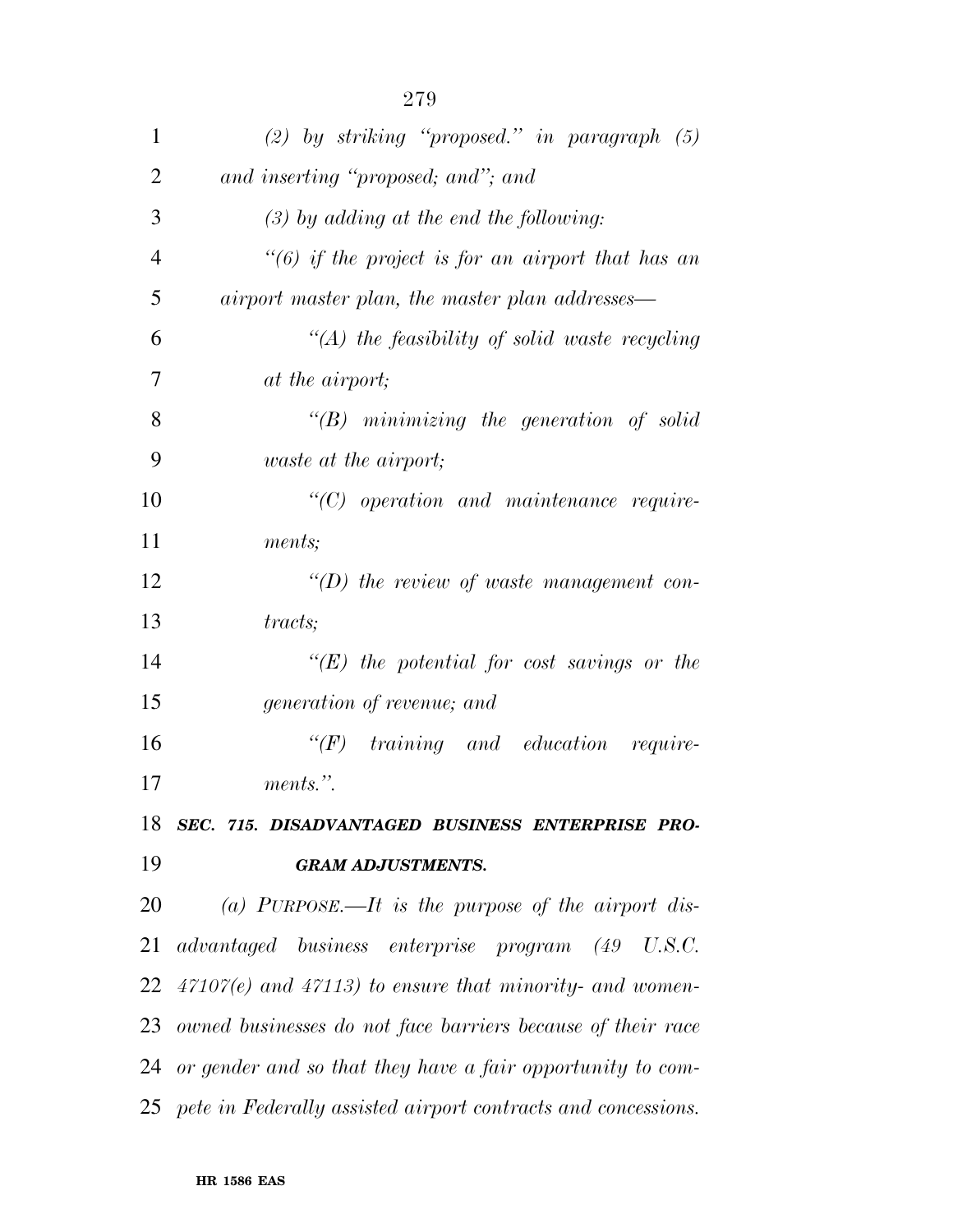*(2) by striking "proposed." in paragraph (5) and inserting "proposed; and"; and*

*(3) by adding at the end the following:*

*"(6) if the project is for an airport that has an airport master plan, the master plan addresses—*

*"(A) the feasibility of solid waste recycling at the airport;*

*"(B) minimizing the generation of solid waste at the airport;*

*"(C) operation and maintenance requirements;*

*"(D) the review of waste management contracts;*

*"(E) the potential for cost savings or the generation of revenue; and*

*"(F) training and education requirements.".*

***SEC. 715. DISADVANTAGED BUSINESS ENTERPRISE PROGRAM ADJUSTMENTS.***

*(a) PURPOSE.—It is the purpose of the airport disadvantaged business enterprise program (49 U.S.C. 47107(e) and 47113) to ensure that minority- and women-owned businesses do not face barriers because of their race or gender and so that they have a fair opportunity to compete in Federally assisted airport contracts and concessions.*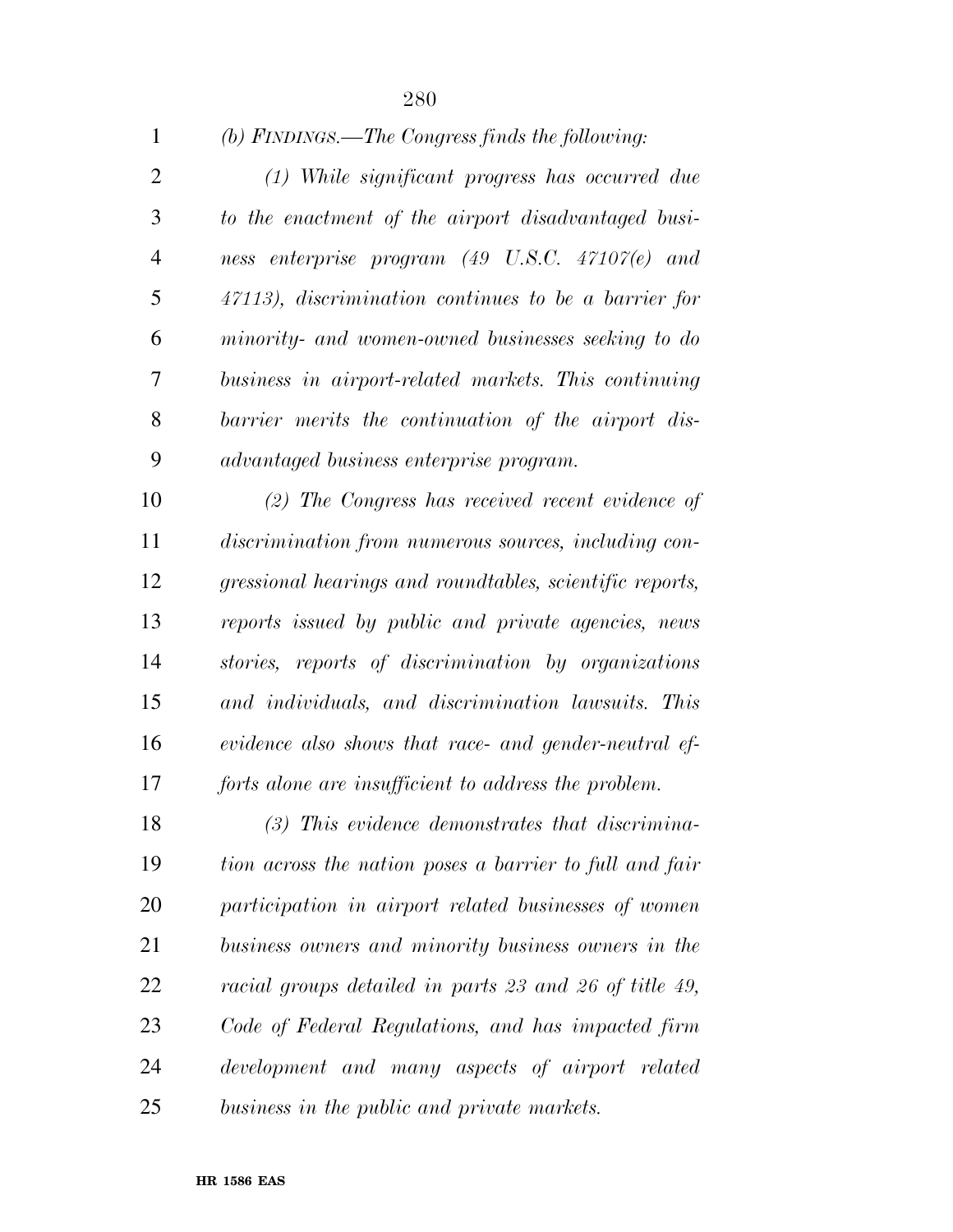*(b) FINDINGS.—The Congress finds the following:*

*(1) While significant progress has occurred due to the enactment of the airport disadvantaged business enterprise program (49 U.S.C. 47107(e) and 47113), discrimination continues to be a barrier for minority- and women-owned businesses seeking to do business in airport-related markets. This continuing barrier merits the continuation of the airport disadvantaged business enterprise program.*

*(2) The Congress has received recent evidence of discrimination from numerous sources, including congressional hearings and roundtables, scientific reports, reports issued by public and private agencies, news stories, reports of discrimination by organizations and individuals, and discrimination lawsuits. This evidence also shows that race- and gender-neutral efforts alone are insufficient to address the problem.*

*(3) This evidence demonstrates that discrimination across the nation poses a barrier to full and fair participation in airport related businesses of women business owners and minority business owners in the racial groups detailed in parts 23 and 26 of title 49, Code of Federal Regulations, and has impacted firm development and many aspects of airport related business in the public and private markets.*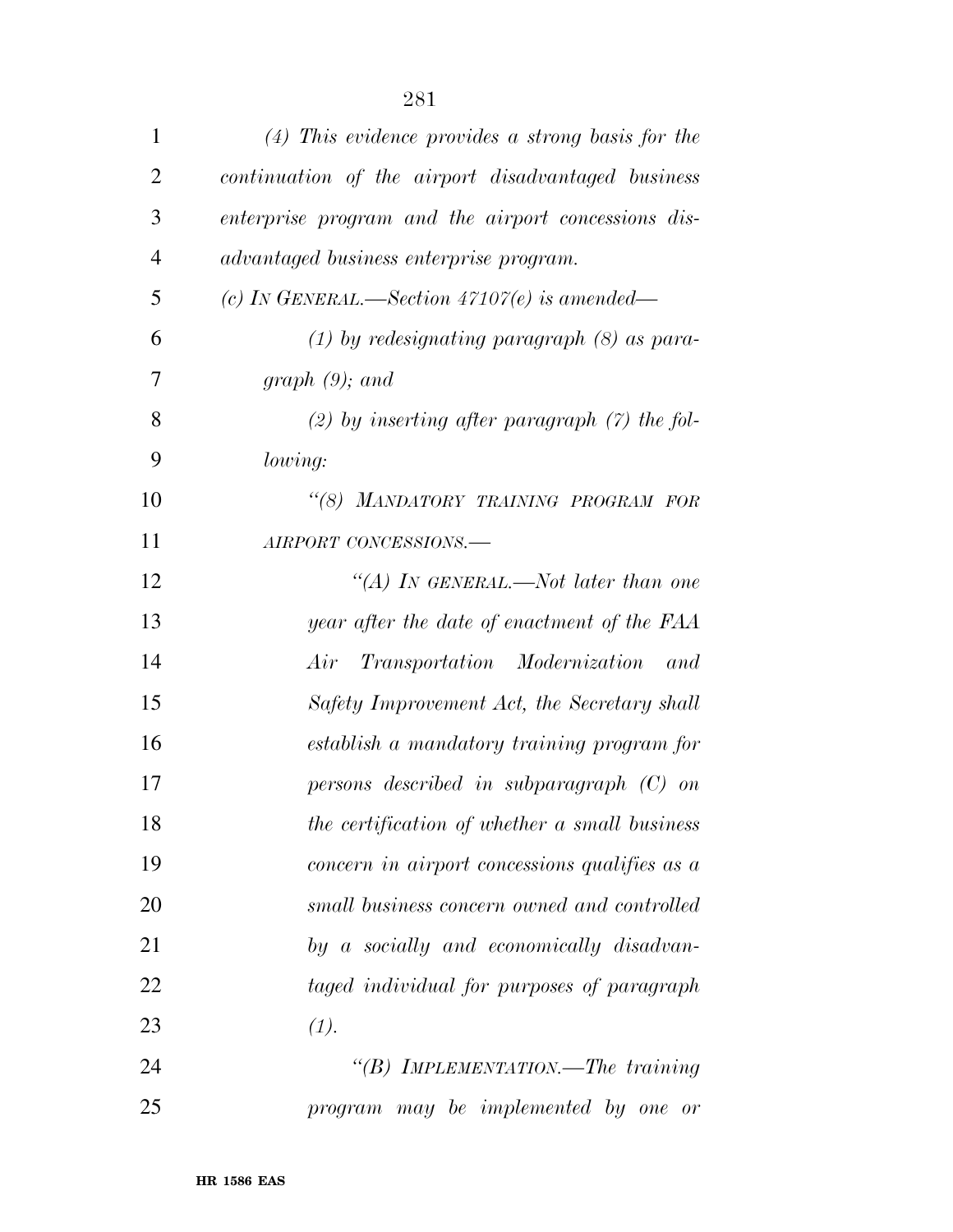*(4) This evidence provides a strong basis for the continuation of the airport disadvantaged business enterprise program and the airport concessions disadvantaged business enterprise program.*

*(c) IN GENERAL.—Section 47107(e) is amended—*

*(1) by redesignating paragraph (8) as paragraph (9); and*

*(2) by inserting after paragraph (7) the following:*

*"(8) MANDATORY TRAINING PROGRAM FOR AIRPORT CONCESSIONS.—*

*"(A) IN GENERAL.—Not later than one year after the date of enactment of the FAA Air Transportation Modernization and Safety Improvement Act, the Secretary shall establish a mandatory training program for persons described in subparagraph (C) on the certification of whether a small business concern in airport concessions qualifies as a small business concern owned and controlled by a socially and economically disadvantaged individual for purposes of paragraph (1).*

*"(B) IMPLEMENTATION.—The training program may be implemented by one or*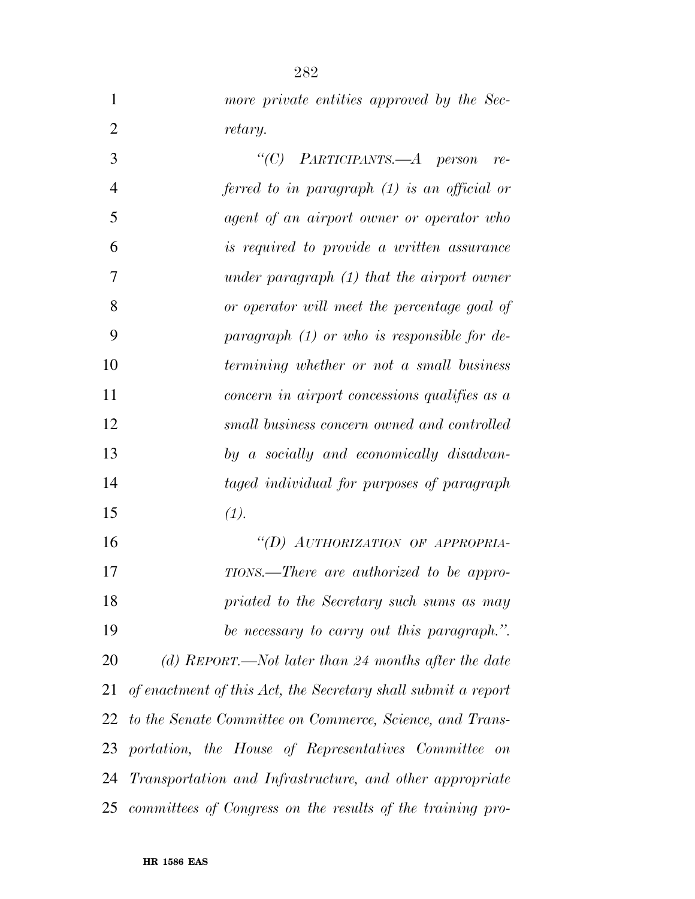*more private entities approved by the Secretary.*

*"(C) PARTICIPANTS.—A person referred to in paragraph (1) is an official or agent of an airport owner or operator who is required to provide a written assurance under paragraph (1) that the airport owner or operator will meet the percentage goal of paragraph (1) or who is responsible for determining whether or not a small business concern in airport concessions qualifies as a small business concern owned and controlled by a socially and economically disadvantaged individual for purposes of paragraph (1).*

*"(D) AUTHORIZATION OF APPROPRIATIONS.—There are authorized to be appropriated to the Secretary such sums as may be necessary to carry out this paragraph.".*

*(d) REPORT.—Not later than 24 months after the date of enactment of this Act, the Secretary shall submit a report to the Senate Committee on Commerce, Science, and Transportation, the House of Representatives Committee on Transportation and Infrastructure, and other appropriate committees of Congress on the results of the training pro-*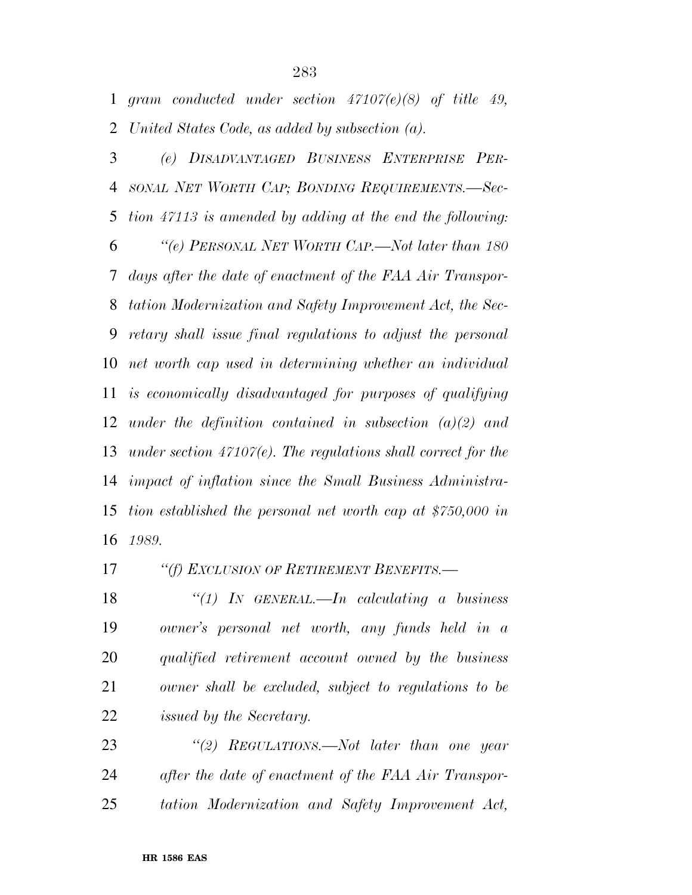*gram conducted under section 47107(e)(8) of title 49, United States Code, as added by subsection (a).*

*(e) DISADVANTAGED BUSINESS ENTERPRISE PERSONAL NET WORTH CAP; BONDING REQUIREMENTS.—Section 47113 is amended by adding at the end the following:*

*"(e) PERSONAL NET WORTH CAP.—Not later than 180 days after the date of enactment of the FAA Air Transportation Modernization and Safety Improvement Act, the Secretary shall issue final regulations to adjust the personal net worth cap used in determining whether an individual is economically disadvantaged for purposes of qualifying under the definition contained in subsection (a)(2) and under section 47107(e). The regulations shall correct for the impact of inflation since the Small Business Administration established the personal net worth cap at $750,000 in 1989.*

*"(f) EXCLUSION OF RETIREMENT BENEFITS.—*

*"(1) IN GENERAL.—In calculating a business owner's personal net worth, any funds held in a qualified retirement account owned by the business owner shall be excluded, subject to regulations to be issued by the Secretary.*

*"(2) REGULATIONS.—Not later than one year after the date of enactment of the FAA Air Transportation Modernization and Safety Improvement Act,*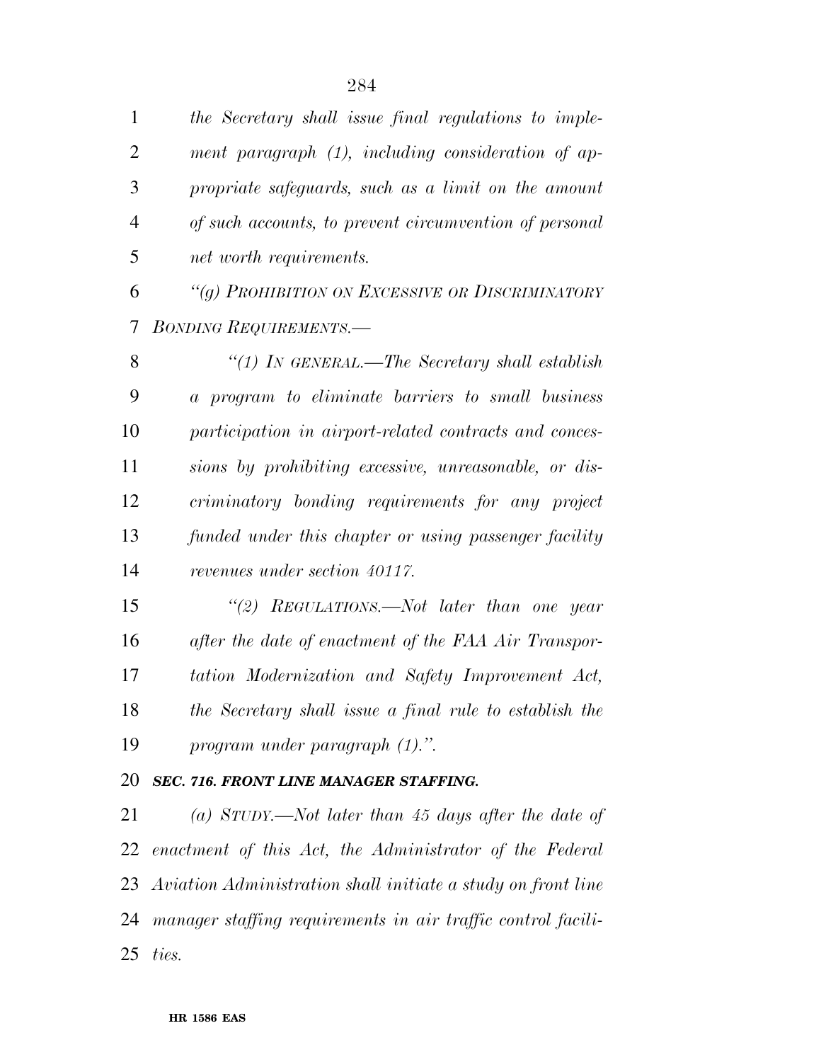*the Secretary shall issue final regulations to implement paragraph (1), including consideration of appropriate safeguards, such as a limit on the amount of such accounts, to prevent circumvention of personal net worth requirements.*

*"(g) PROHIBITION ON EXCESSIVE OR DISCRIMINATORY BONDING REQUIREMENTS.—*

*"(1) IN GENERAL.—The Secretary shall establish a program to eliminate barriers to small business participation in airport-related contracts and concessions by prohibiting excessive, unreasonable, or discriminatory bonding requirements for any project funded under this chapter or using passenger facility revenues under section 40117.*

*"(2) REGULATIONS.—Not later than one year after the date of enactment of the FAA Air Transportation Modernization and Safety Improvement Act, the Secretary shall issue a final rule to establish the program under paragraph (1).".*

***SEC. 716. FRONT LINE MANAGER STAFFING.***

*(a) STUDY.—Not later than 45 days after the date of enactment of this Act, the Administrator of the Federal Aviation Administration shall initiate a study on front line manager staffing requirements in air traffic control facilities.*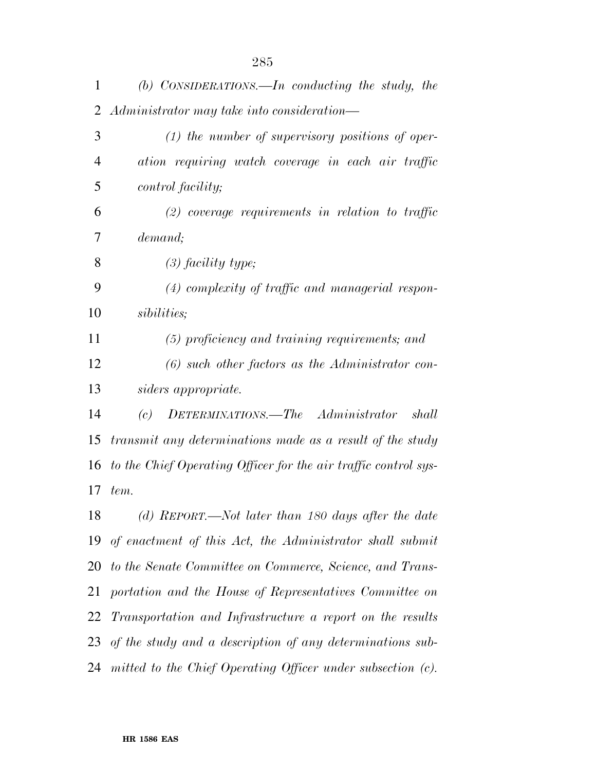*(b) CONSIDERATIONS.—In conducting the study, the Administrator may take into consideration—*

*(1) the number of supervisory positions of operation requiring watch coverage in each air traffic control facility;*

*(2) coverage requirements in relation to traffic demand;*

*(3) facility type;*

*(4) complexity of traffic and managerial responsibilities;*

*(5) proficiency and training requirements; and*

*(6) such other factors as the Administrator considers appropriate.*

*(c) DETERMINATIONS.—The Administrator shall transmit any determinations made as a result of the study to the Chief Operating Officer for the air traffic control system.*

*(d) REPORT.—Not later than 180 days after the date of enactment of this Act, the Administrator shall submit to the Senate Committee on Commerce, Science, and Transportation and the House of Representatives Committee on Transportation and Infrastructure a report on the results of the study and a description of any determinations submitted to the Chief Operating Officer under subsection (c).*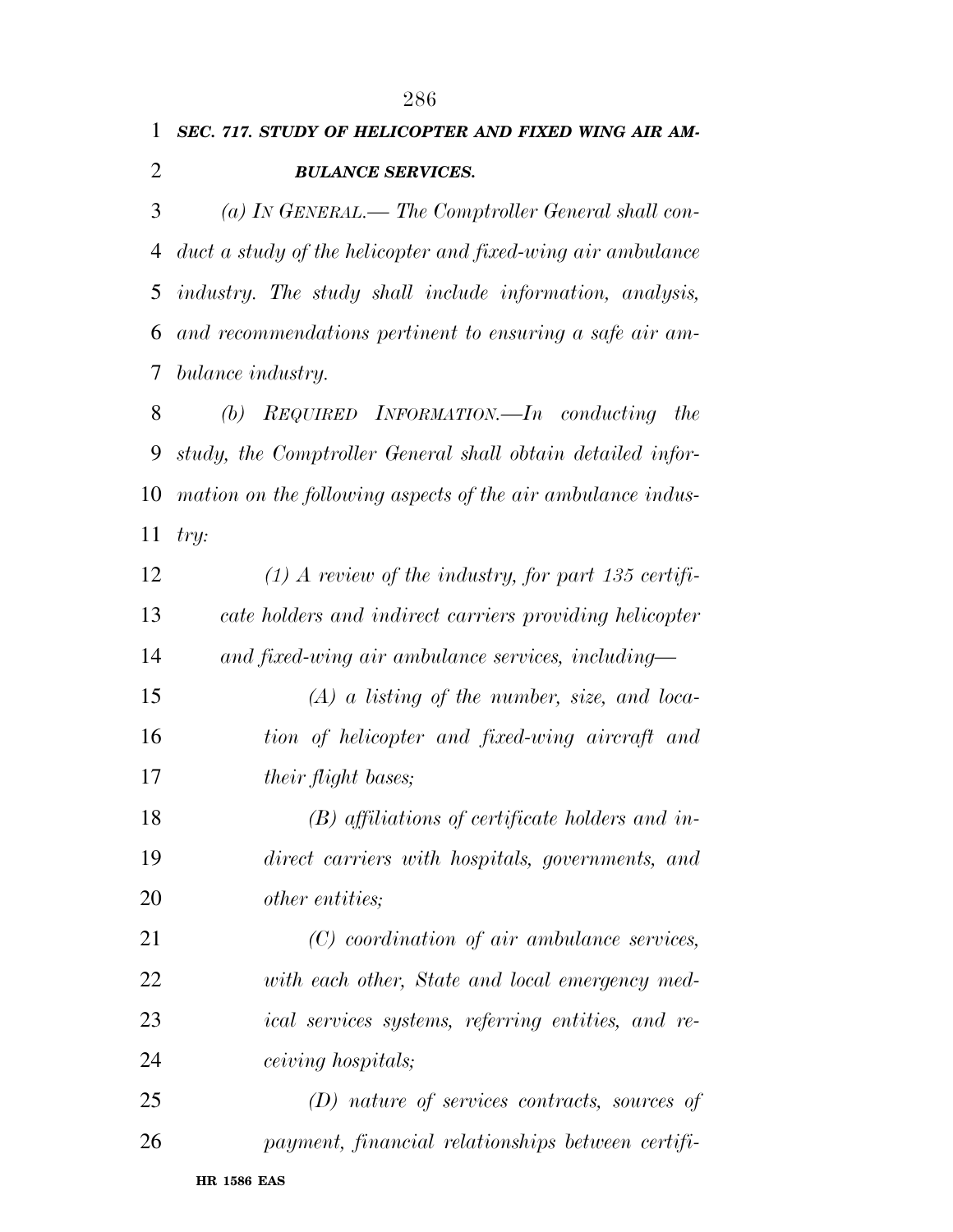***SEC. 717. STUDY OF HELICOPTER AND FIXED WING AIR AMBULANCE SERVICES.***

*(a) IN GENERAL.— The Comptroller General shall conduct a study of the helicopter and fixed-wing air ambulance industry. The study shall include information, analysis, and recommendations pertinent to ensuring a safe air ambulance industry.*

*(b) REQUIRED INFORMATION.—In conducting the study, the Comptroller General shall obtain detailed information on the following aspects of the air ambulance industry:*

*(1) A review of the industry, for part 135 certificate holders and indirect carriers providing helicopter and fixed-wing air ambulance services, including—*

*(A) a listing of the number, size, and location of helicopter and fixed-wing aircraft and their flight bases;*

*(B) affiliations of certificate holders and indirect carriers with hospitals, governments, and other entities;*

*(C) coordination of air ambulance services, with each other, State and local emergency medical services systems, referring entities, and receiving hospitals;*

*(D) nature of services contracts, sources of payment, financial relationships between certifi-*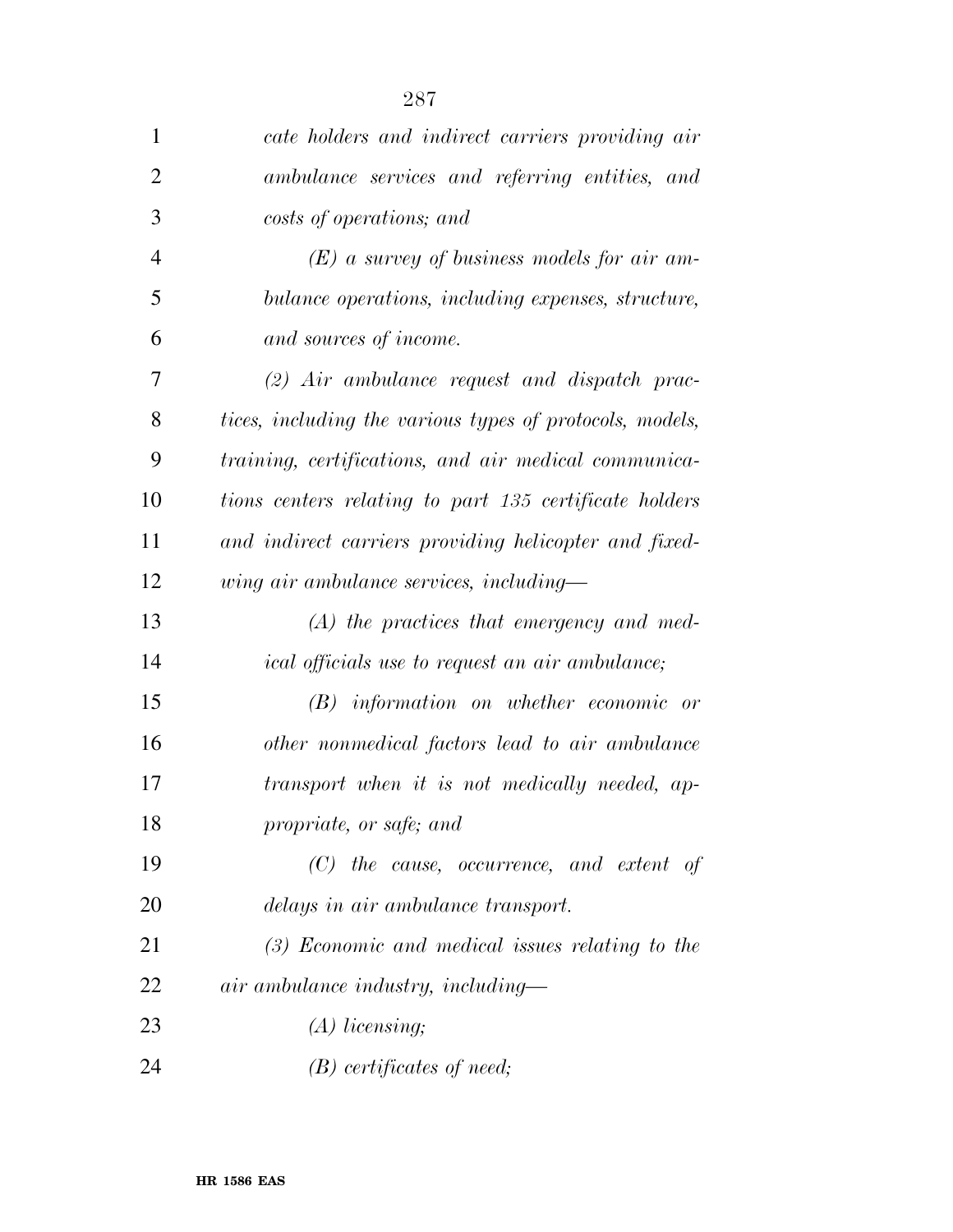*cate holders and indirect carriers providing air ambulance services and referring entities, and costs of operations; and*

*(E) a survey of business models for air ambulance operations, including expenses, structure, and sources of income.*

*(2) Air ambulance request and dispatch practices, including the various types of protocols, models, training, certifications, and air medical communications centers relating to part 135 certificate holders and indirect carriers providing helicopter and fixed-wing air ambulance services, including—*

*(A) the practices that emergency and medical officials use to request an air ambulance;*

*(B) information on whether economic or other nonmedical factors lead to air ambulance transport when it is not medically needed, appropriate, or safe; and*

*(C) the cause, occurrence, and extent of delays in air ambulance transport.*

*(3) Economic and medical issues relating to the air ambulance industry, including—*

*(A) licensing;*

*(B) certificates of need;*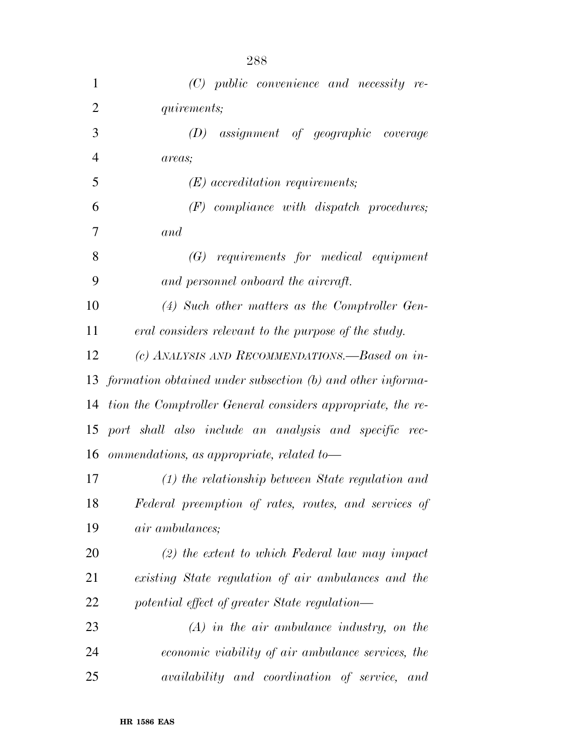*(C) public convenience and necessity requirements;*

*(D) assignment of geographic coverage areas;*

*(E) accreditation requirements;*

*(F) compliance with dispatch procedures; and*

*(G) requirements for medical equipment and personnel onboard the aircraft.*

*(4) Such other matters as the Comptroller General considers relevant to the purpose of the study.*

*(c) ANALYSIS AND RECOMMENDATIONS.—Based on information obtained under subsection (b) and other information the Comptroller General considers appropriate, the report shall also include an analysis and specific recommendations, as appropriate, related to—*

*(1) the relationship between State regulation and Federal preemption of rates, routes, and services of air ambulances;*

*(2) the extent to which Federal law may impact existing State regulation of air ambulances and the potential effect of greater State regulation—*

*(A) in the air ambulance industry, on the economic viability of air ambulance services, the availability and coordination of service, and*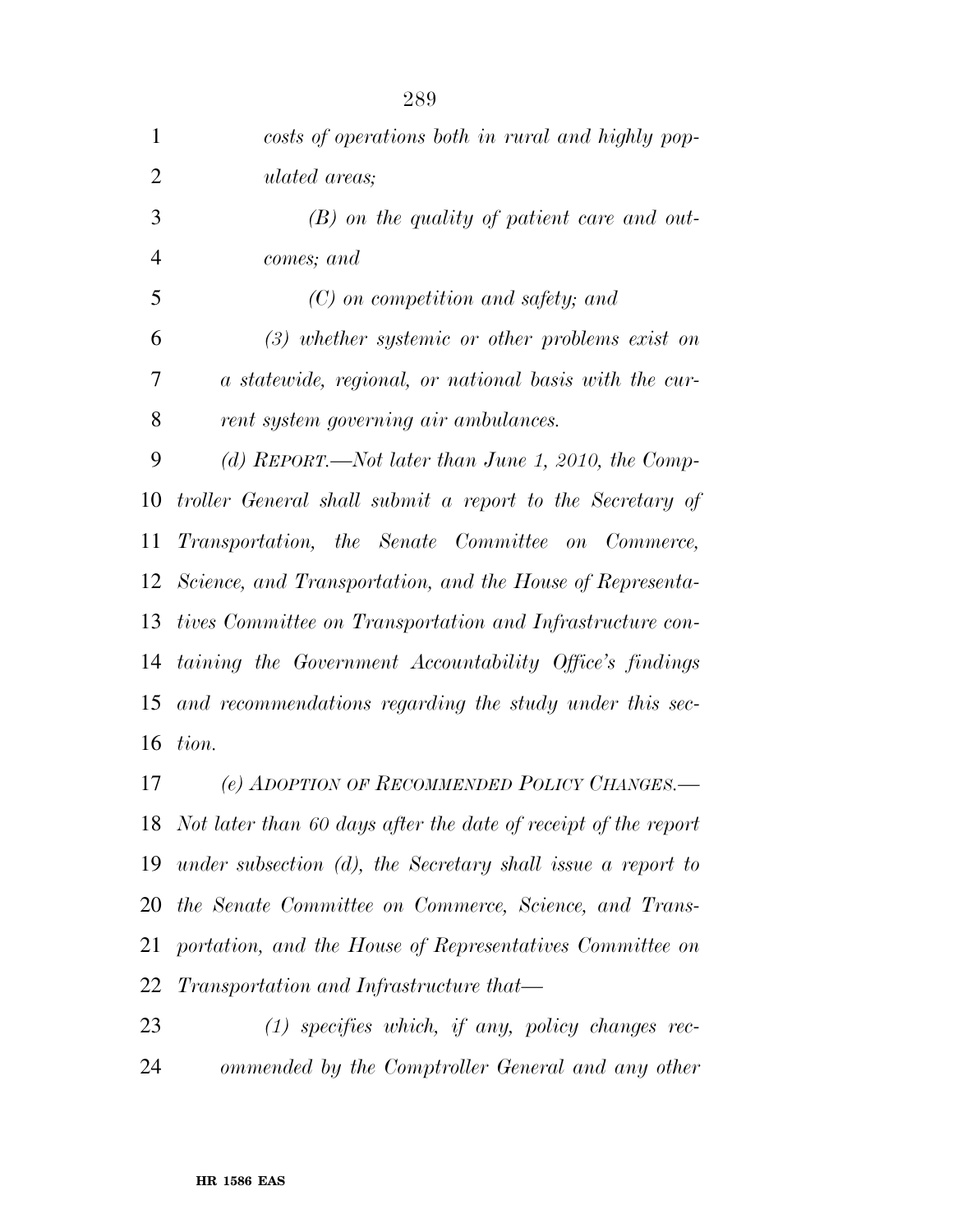*costs of operations both in rural and highly populated areas;*

*(B) on the quality of patient care and outcomes; and*

*(C) on competition and safety; and*

*(3) whether systemic or other problems exist on a statewide, regional, or national basis with the current system governing air ambulances.*

*(d) REPORT.—Not later than June 1, 2010, the Comptroller General shall submit a report to the Secretary of Transportation, the Senate Committee on Commerce, Science, and Transportation, and the House of Representatives Committee on Transportation and Infrastructure containing the Government Accountability Office's findings and recommendations regarding the study under this section.*

*(e) ADOPTION OF RECOMMENDED POLICY CHANGES.—Not later than 60 days after the date of receipt of the report under subsection (d), the Secretary shall issue a report to the Senate Committee on Commerce, Science, and Transportation, and the House of Representatives Committee on Transportation and Infrastructure that—*

*(1) specifies which, if any, policy changes recommended by the Comptroller General and any other*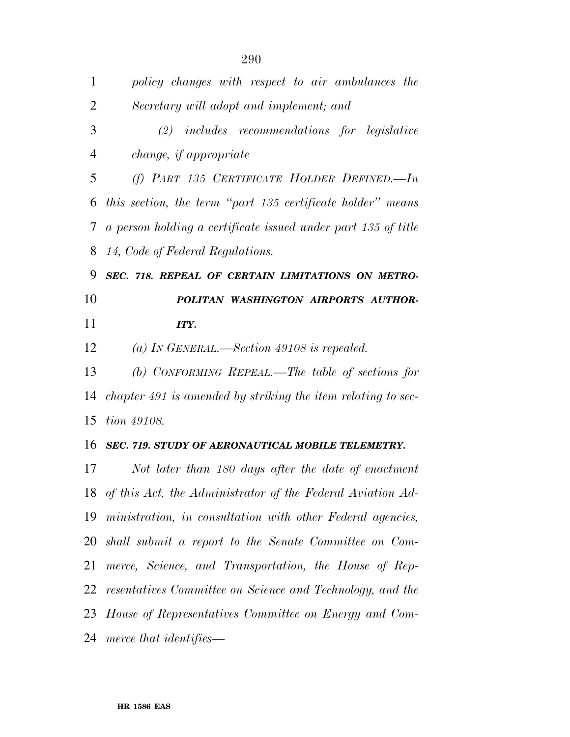*policy changes with respect to air ambulances the Secretary will adopt and implement; and*

*(2) includes recommendations for legislative change, if appropriate*

*(f) PART 135 CERTIFICATE HOLDER DEFINED.—In this section, the term "part 135 certificate holder" means a person holding a certificate issued under part 135 of title 14, Code of Federal Regulations.*

***SEC. 718. REPEAL OF CERTAIN LIMITATIONS ON METROPOLITAN WASHINGTON AIRPORTS AUTHORITY.***

*(a) IN GENERAL.—Section 49108 is repealed.*

*(b) CONFORMING REPEAL.—The table of sections for chapter 491 is amended by striking the item relating to section 49108.*

***SEC. 719. STUDY OF AERONAUTICAL MOBILE TELEMETRY.***

*Not later than 180 days after the date of enactment of this Act, the Administrator of the Federal Aviation Administration, in consultation with other Federal agencies, shall submit a report to the Senate Committee on Commerce, Science, and Transportation, the House of Representatives Committee on Science and Technology, and the House of Representatives Committee on Energy and Commerce that identifies—*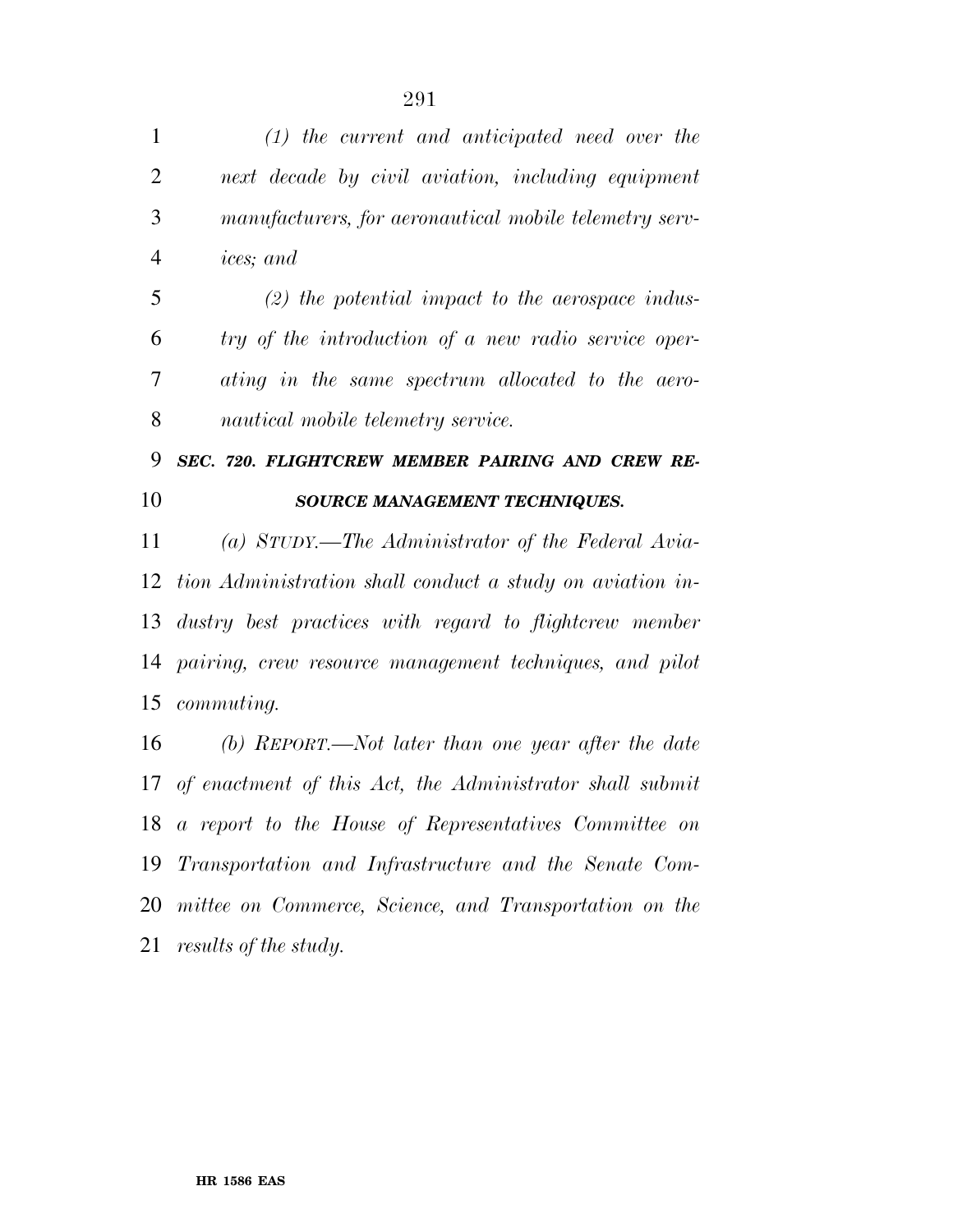*(1) the current and anticipated need over the next decade by civil aviation, including equipment manufacturers, for aeronautical mobile telemetry services; and*

*(2) the potential impact to the aerospace industry of the introduction of a new radio service operating in the same spectrum allocated to the aeronautical mobile telemetry service.*

### *SEC. 720. FLIGHTCREW MEMBER PAIRING AND CREW RESOURCE MANAGEMENT TECHNIQUES.*

*(a) STUDY.—The Administrator of the Federal Aviation Administration shall conduct a study on aviation industry best practices with regard to flightcrew member pairing, crew resource management techniques, and pilot commuting.*

*(b) REPORT.—Not later than one year after the date of enactment of this Act, the Administrator shall submit a report to the House of Representatives Committee on Transportation and Infrastructure and the Senate Committee on Commerce, Science, and Transportation on the results of the study.*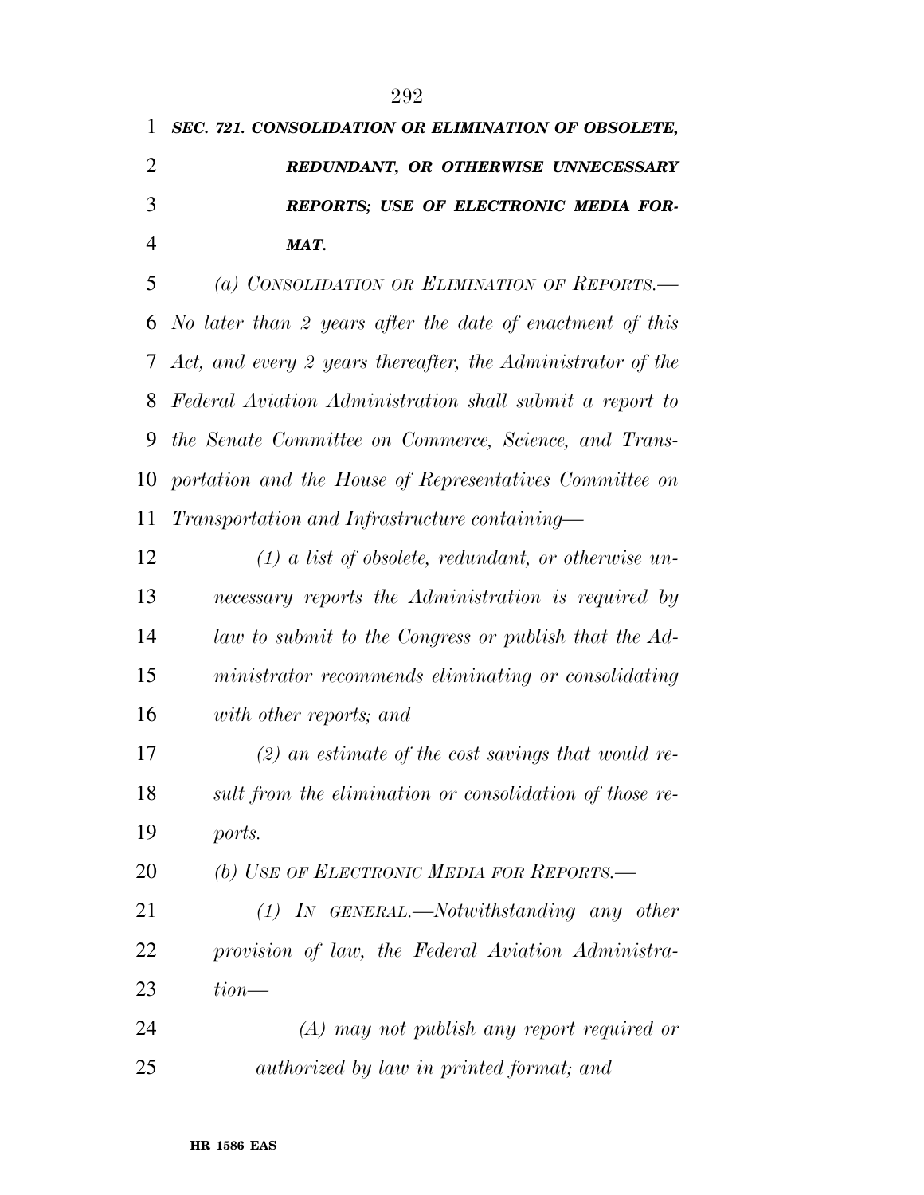***SEC. 721. CONSOLIDATION OR ELIMINATION OF OBSOLETE, REDUNDANT, OR OTHERWISE UNNECESSARY REPORTS; USE OF ELECTRONIC MEDIA FORMAT.***

*(a) CONSOLIDATION OR ELIMINATION OF REPORTS.—No later than 2 years after the date of enactment of this Act, and every 2 years thereafter, the Administrator of the Federal Aviation Administration shall submit a report to the Senate Committee on Commerce, Science, and Transportation and the House of Representatives Committee on Transportation and Infrastructure containing—*

*(1) a list of obsolete, redundant, or otherwise unnecessary reports the Administration is required by law to submit to the Congress or publish that the Administrator recommends eliminating or consolidating with other reports; and*

*(2) an estimate of the cost savings that would result from the elimination or consolidation of those reports.*

*(b) USE OF ELECTRONIC MEDIA FOR REPORTS.—*

*(1) IN GENERAL.—Notwithstanding any other provision of law, the Federal Aviation Administration—*

*(A) may not publish any report required or authorized by law in printed format; and*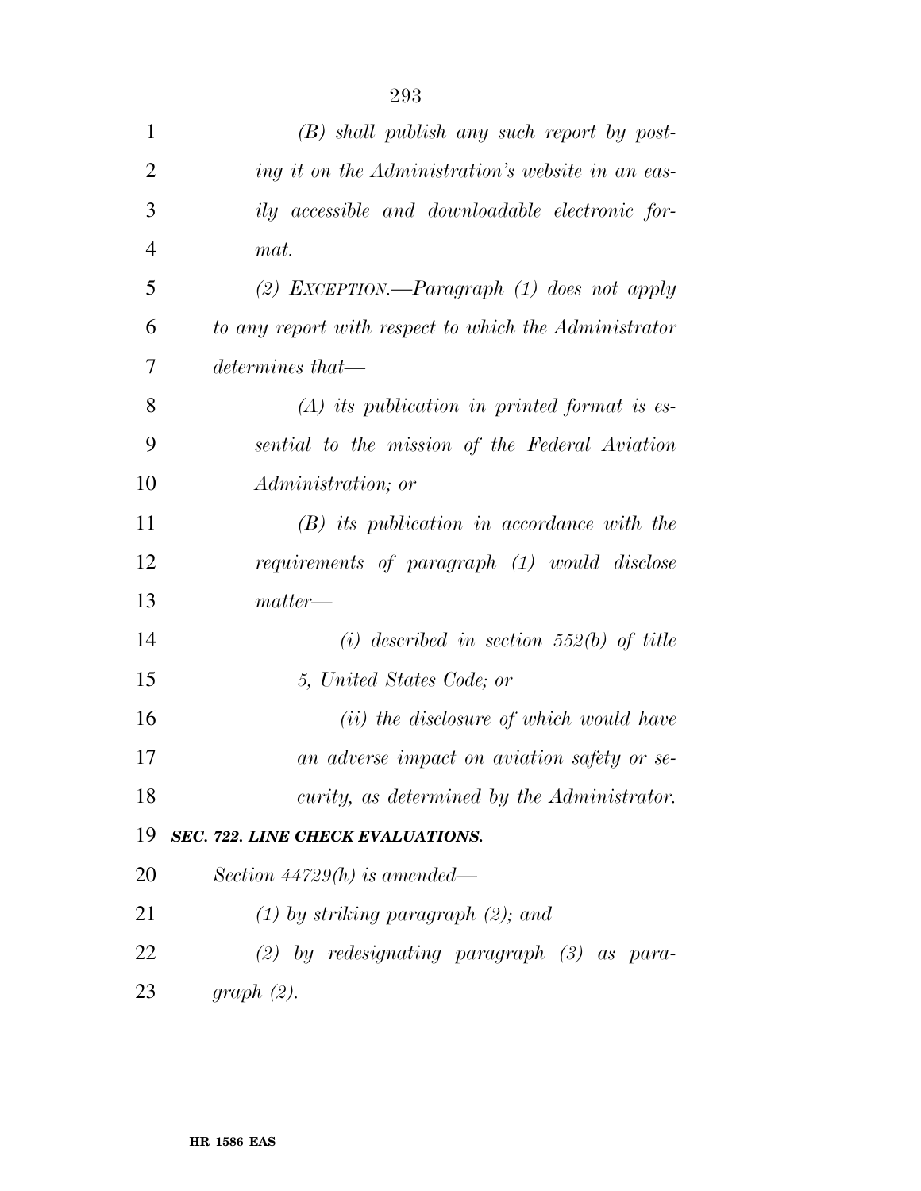*(B) shall publish any such report by posting it on the Administration's website in an easily accessible and downloadable electronic format.*

*(2) EXCEPTION.—Paragraph (1) does not apply to any report with respect to which the Administrator determines that—*

*(A) its publication in printed format is essential to the mission of the Federal Aviation Administration; or*

*(B) its publication in accordance with the requirements of paragraph (1) would disclose matter—*

*(i) described in section 552(b) of title 5, United States Code; or*

*(ii) the disclosure of which would have an adverse impact on aviation safety or security, as determined by the Administrator.*

***SEC. 722. LINE CHECK EVALUATIONS.***

*Section 44729(h) is amended—*

*(1) by striking paragraph (2); and*

*(2) by redesignating paragraph (3) as paragraph (2).*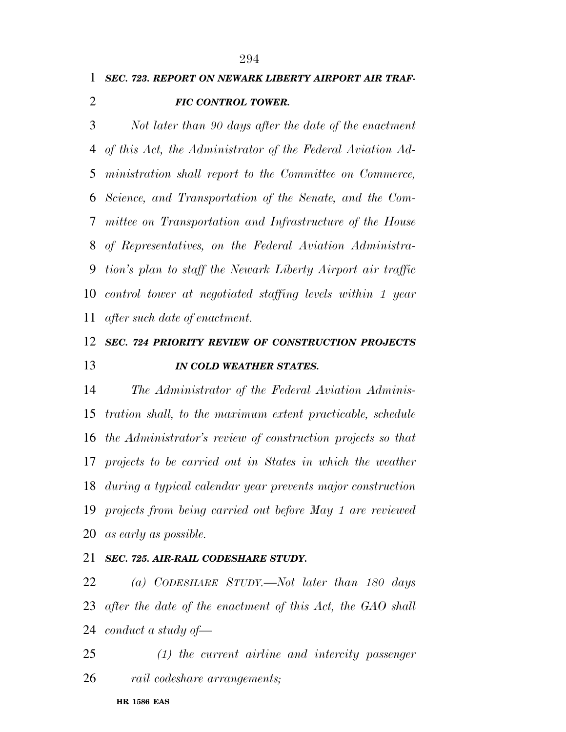***SEC. 723. REPORT ON NEWARK LIBERTY AIRPORT AIR TRAFFIC CONTROL TOWER.***

*Not later than 90 days after the date of the enactment of this Act, the Administrator of the Federal Aviation Administration shall report to the Committee on Commerce, Science, and Transportation of the Senate, and the Committee on Transportation and Infrastructure of the House of Representatives, on the Federal Aviation Administration's plan to staff the Newark Liberty Airport air traffic control tower at negotiated staffing levels within 1 year after such date of enactment.*

***SEC. 724 PRIORITY REVIEW OF CONSTRUCTION PROJECTS IN COLD WEATHER STATES.***

*The Administrator of the Federal Aviation Administration shall, to the maximum extent practicable, schedule the Administrator's review of construction projects so that projects to be carried out in States in which the weather during a typical calendar year prevents major construction projects from being carried out before May 1 are reviewed as early as possible.*

***SEC. 725. AIR-RAIL CODESHARE STUDY.***

*(a) CODESHARE STUDY.—Not later than 180 days after the date of the enactment of this Act, the GAO shall conduct a study of—*

*(1) the current airline and intercity passenger rail codeshare arrangements;*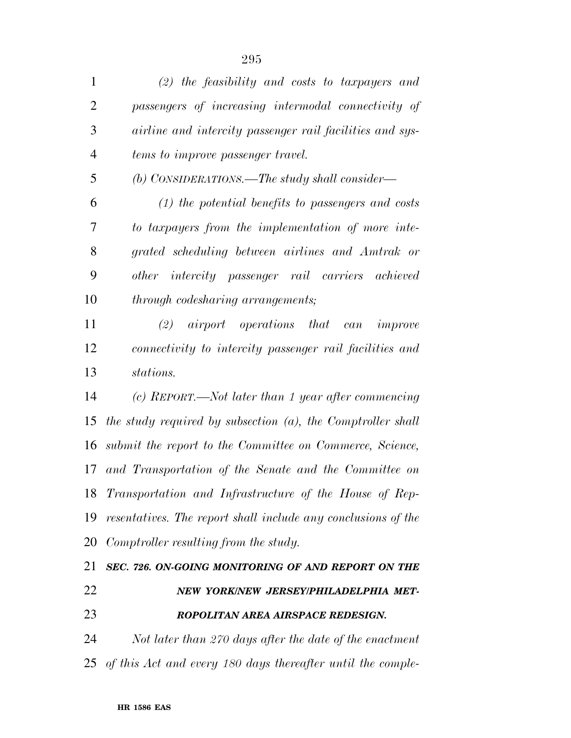*(2) the feasibility and costs to taxpayers and passengers of increasing intermodal connectivity of airline and intercity passenger rail facilities and systems to improve passenger travel.*

*(b) CONSIDERATIONS.—The study shall consider—*

*(1) the potential benefits to passengers and costs to taxpayers from the implementation of more integrated scheduling between airlines and Amtrak or other intercity passenger rail carriers achieved through codesharing arrangements;*

*(2) airport operations that can improve connectivity to intercity passenger rail facilities and stations.*

*(c) REPORT.—Not later than 1 year after commencing the study required by subsection (a), the Comptroller shall submit the report to the Committee on Commerce, Science, and Transportation of the Senate and the Committee on Transportation and Infrastructure of the House of Representatives. The report shall include any conclusions of the Comptroller resulting from the study.*

***SEC. 726. ON-GOING MONITORING OF AND REPORT ON THE NEW YORK/NEW JERSEY/PHILADELPHIA METROPOLITAN AREA AIRSPACE REDESIGN.***

*Not later than 270 days after the date of the enactment of this Act and every 180 days thereafter until the comple-*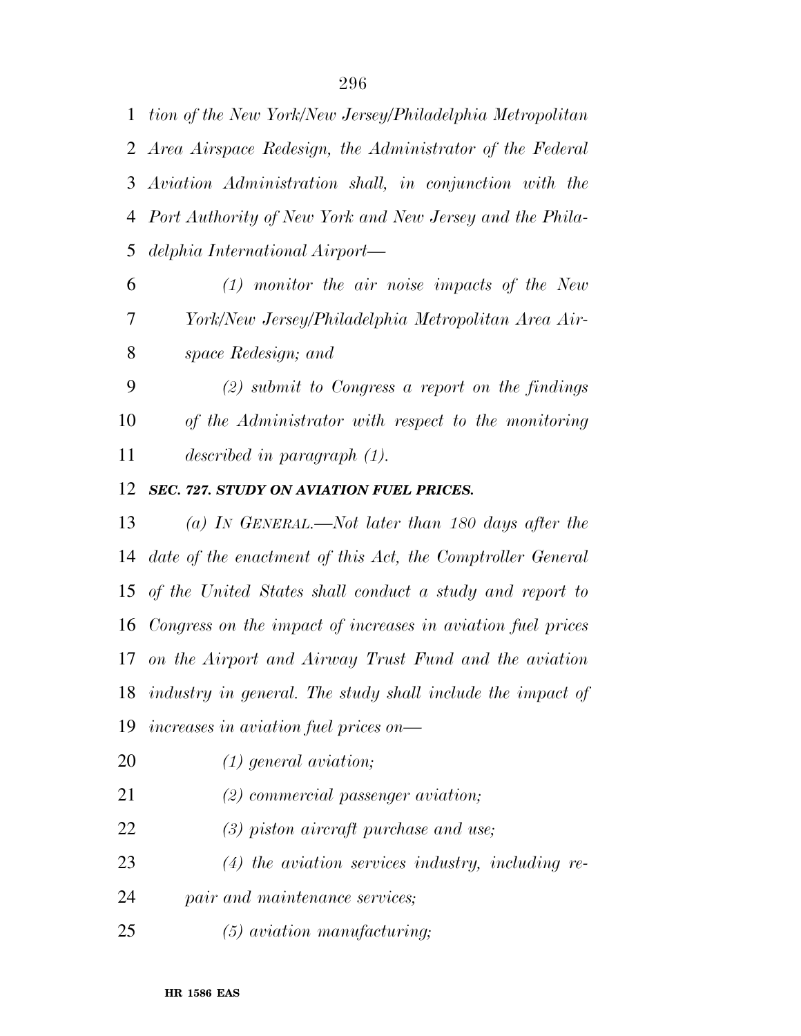*tion of the New York/New Jersey/Philadelphia Metropolitan Area Airspace Redesign, the Administrator of the Federal Aviation Administration shall, in conjunction with the Port Authority of New York and New Jersey and the Philadelphia International Airport—*

*(1) monitor the air noise impacts of the New York/New Jersey/Philadelphia Metropolitan Area Airspace Redesign; and*

*(2) submit to Congress a report on the findings of the Administrator with respect to the monitoring described in paragraph (1).*

***SEC. 727. STUDY ON AVIATION FUEL PRICES.***

*(a) IN GENERAL.—Not later than 180 days after the date of the enactment of this Act, the Comptroller General of the United States shall conduct a study and report to Congress on the impact of increases in aviation fuel prices on the Airport and Airway Trust Fund and the aviation industry in general. The study shall include the impact of increases in aviation fuel prices on—*

*(1) general aviation;*

*(2) commercial passenger aviation;*

*(3) piston aircraft purchase and use;*

*(4) the aviation services industry, including repair and maintenance services;*

*(5) aviation manufacturing;*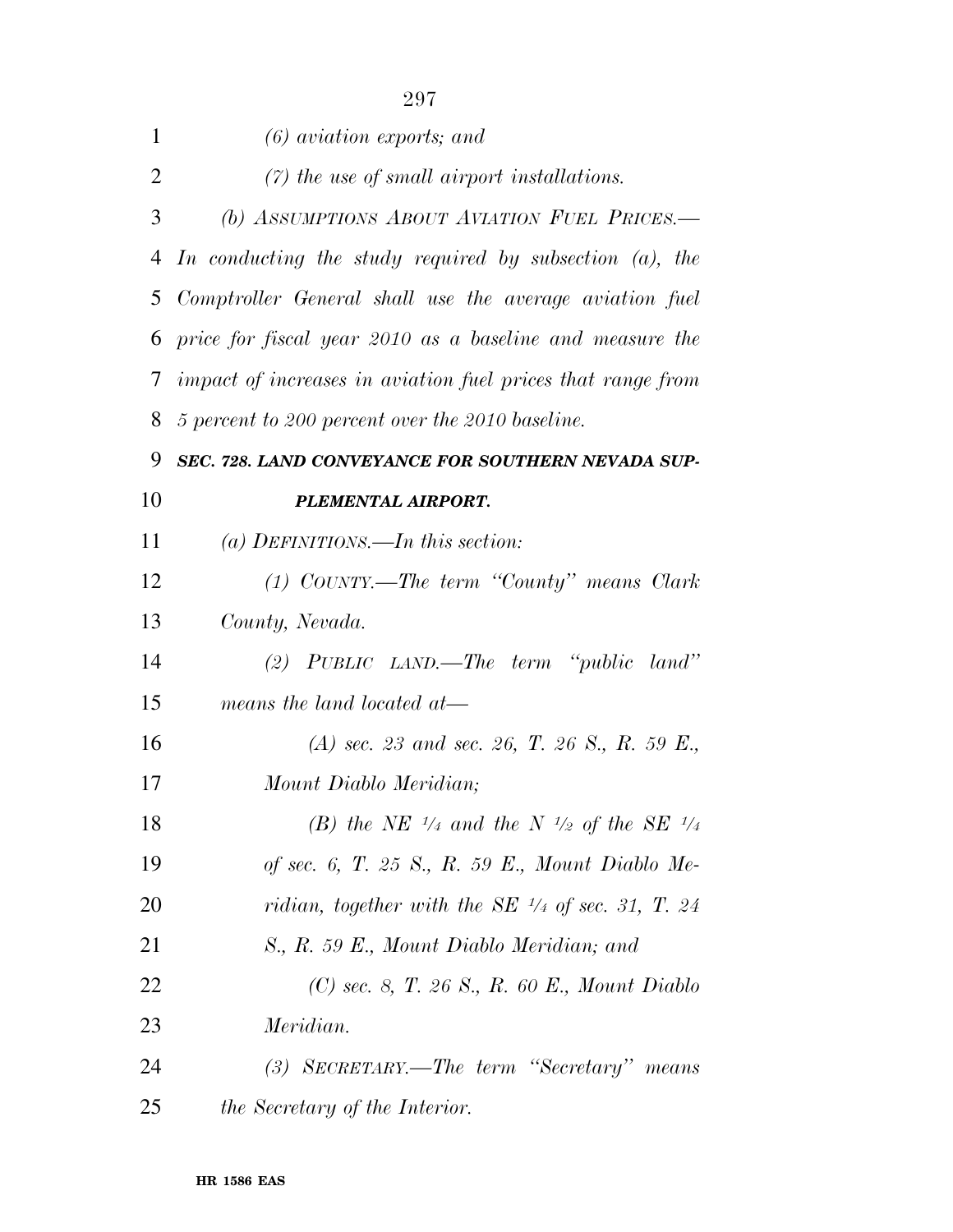*(6) aviation exports; and*

*(7) the use of small airport installations.*

*(b) ASSUMPTIONS ABOUT AVIATION FUEL PRICES.—In conducting the study required by subsection (a), the Comptroller General shall use the average aviation fuel price for fiscal year 2010 as a baseline and measure the impact of increases in aviation fuel prices that range from 5 percent to 200 percent over the 2010 baseline.*

***SEC. 728. LAND CONVEYANCE FOR SOUTHERN NEVADA SUPPLEMENTAL AIRPORT.***

*(a) DEFINITIONS.—In this section:*

*(1) COUNTY.—The term "County" means Clark County, Nevada.*

*(2) PUBLIC LAND.—The term "public land" means the land located at—*

*(A) sec. 23 and sec. 26, T. 26 S., R. 59 E., Mount Diablo Meridian;*

*(B) the NE 1/4 and the N 1/2 of the SE 1/4 of sec. 6, T. 25 S., R. 59 E., Mount Diablo Meridian, together with the SE 1/4 of sec. 31, T. 24 S., R. 59 E., Mount Diablo Meridian; and*

*(C) sec. 8, T. 26 S., R. 60 E., Mount Diablo Meridian.*

*(3) SECRETARY.—The term "Secretary" means the Secretary of the Interior.*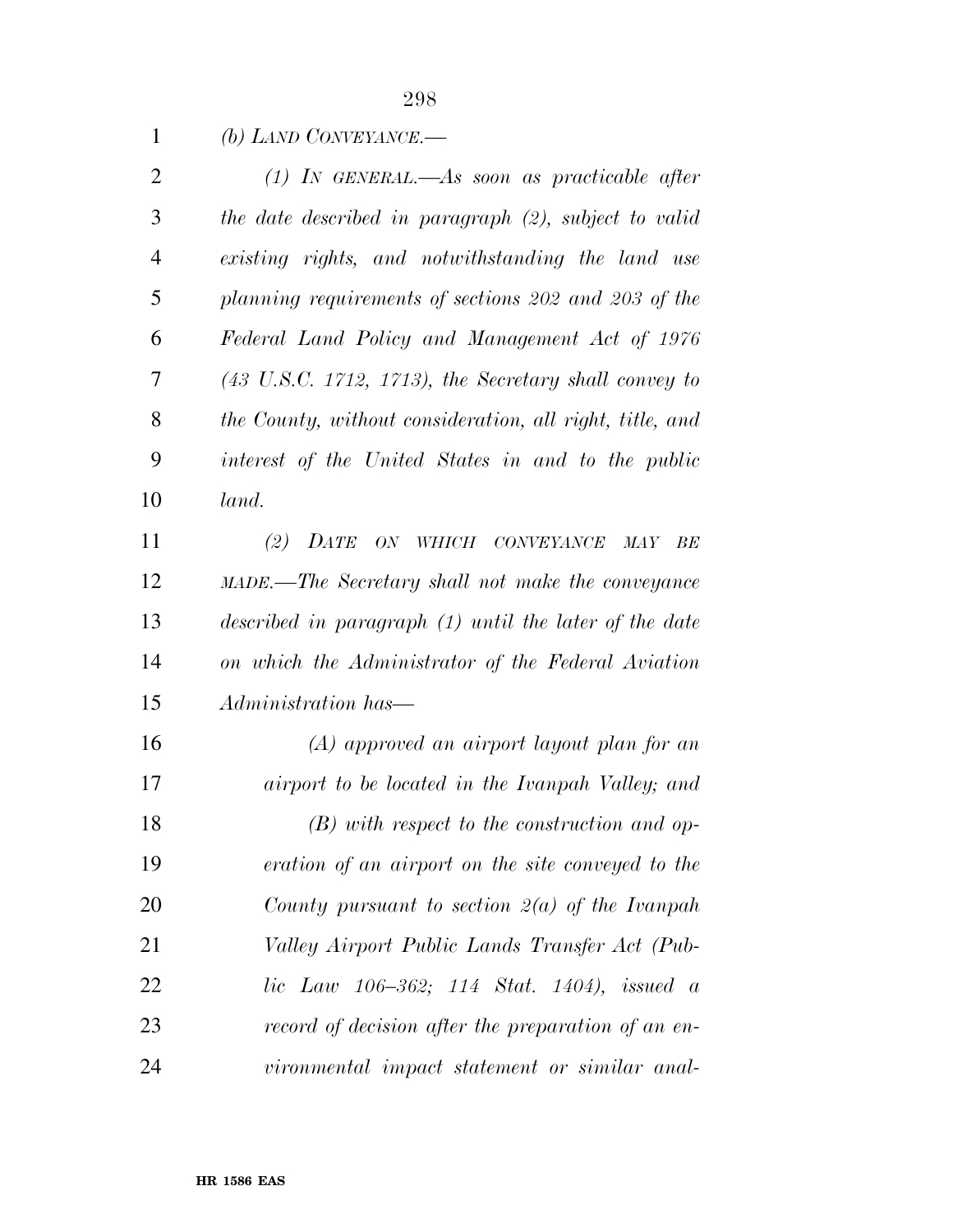*(b) LAND CONVEYANCE.—*

*(1) IN GENERAL.—As soon as practicable after the date described in paragraph (2), subject to valid existing rights, and notwithstanding the land use planning requirements of sections 202 and 203 of the Federal Land Policy and Management Act of 1976 (43 U.S.C. 1712, 1713), the Secretary shall convey to the County, without consideration, all right, title, and interest of the United States in and to the public land.*

*(2) DATE ON WHICH CONVEYANCE MAY BE MADE.—The Secretary shall not make the conveyance described in paragraph (1) until the later of the date on which the Administrator of the Federal Aviation Administration has—*

*(A) approved an airport layout plan for an airport to be located in the Ivanpah Valley; and*

*(B) with respect to the construction and operation of an airport on the site conveyed to the County pursuant to section 2(a) of the Ivanpah Valley Airport Public Lands Transfer Act (Public Law 106–362; 114 Stat. 1404), issued a record of decision after the preparation of an environmental impact statement or similar anal-*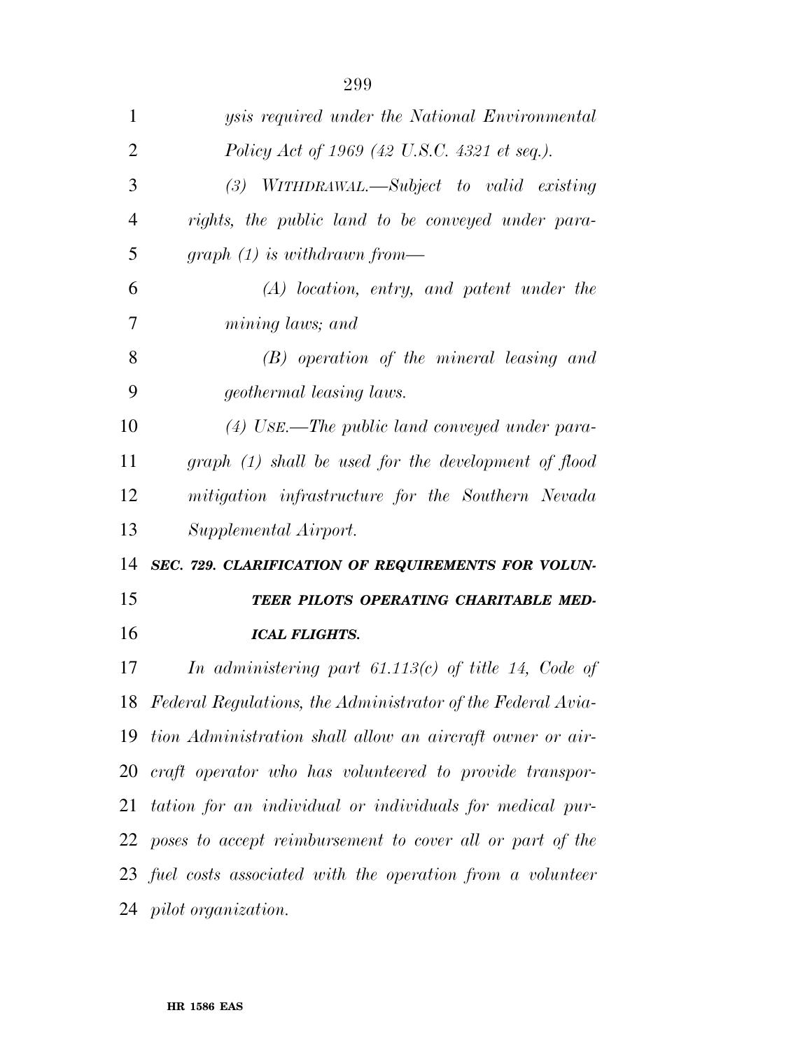*ysis required under the National Environmental Policy Act of 1969 (42 U.S.C. 4321 et seq.).*

*(3) WITHDRAWAL.—Subject to valid existing rights, the public land to be conveyed under paragraph (1) is withdrawn from—*

*(A) location, entry, and patent under the mining laws; and*

*(B) operation of the mineral leasing and geothermal leasing laws.*

*(4) USE.—The public land conveyed under paragraph (1) shall be used for the development of flood mitigation infrastructure for the Southern Nevada Supplemental Airport.*

***SEC. 729. CLARIFICATION OF REQUIREMENTS FOR VOLUNTEER PILOTS OPERATING CHARITABLE MEDICAL FLIGHTS.***

*In administering part 61.113(c) of title 14, Code of Federal Regulations, the Administrator of the Federal Aviation Administration shall allow an aircraft owner or aircraft operator who has volunteered to provide transportation for an individual or individuals for medical purposes to accept reimbursement to cover all or part of the fuel costs associated with the operation from a volunteer pilot organization.*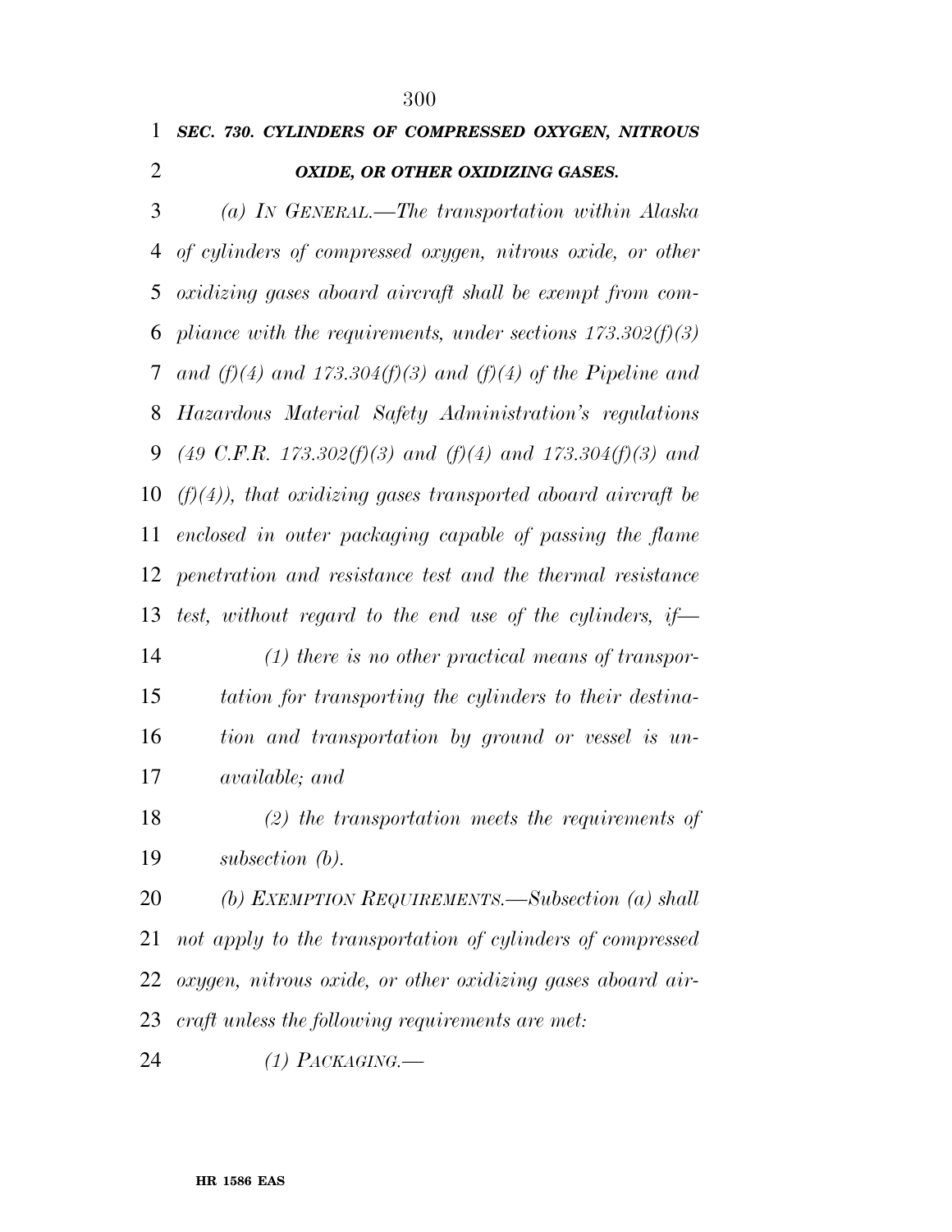***SEC. 730. CYLINDERS OF COMPRESSED OXYGEN, NITROUS OXIDE, OR OTHER OXIDIZING GASES.***

*(a) IN GENERAL.—The transportation within Alaska of cylinders of compressed oxygen, nitrous oxide, or other oxidizing gases aboard aircraft shall be exempt from compliance with the requirements, under sections 173.302(f)(3) and (f)(4) and 173.304(f)(3) and (f)(4) of the Pipeline and Hazardous Material Safety Administration's regulations (49 C.F.R. 173.302(f)(3) and (f)(4) and 173.304(f)(3) and (f)(4)), that oxidizing gases transported aboard aircraft be enclosed in outer packaging capable of passing the flame penetration and resistance test and the thermal resistance test, without regard to the end use of the cylinders, if—*

*(1) there is no other practical means of transportation for transporting the cylinders to their destination and transportation by ground or vessel is unavailable; and*

*(2) the transportation meets the requirements of subsection (b).*

*(b) EXEMPTION REQUIREMENTS.—Subsection (a) shall not apply to the transportation of cylinders of compressed oxygen, nitrous oxide, or other oxidizing gases aboard aircraft unless the following requirements are met:*

*(1) PACKAGING.—*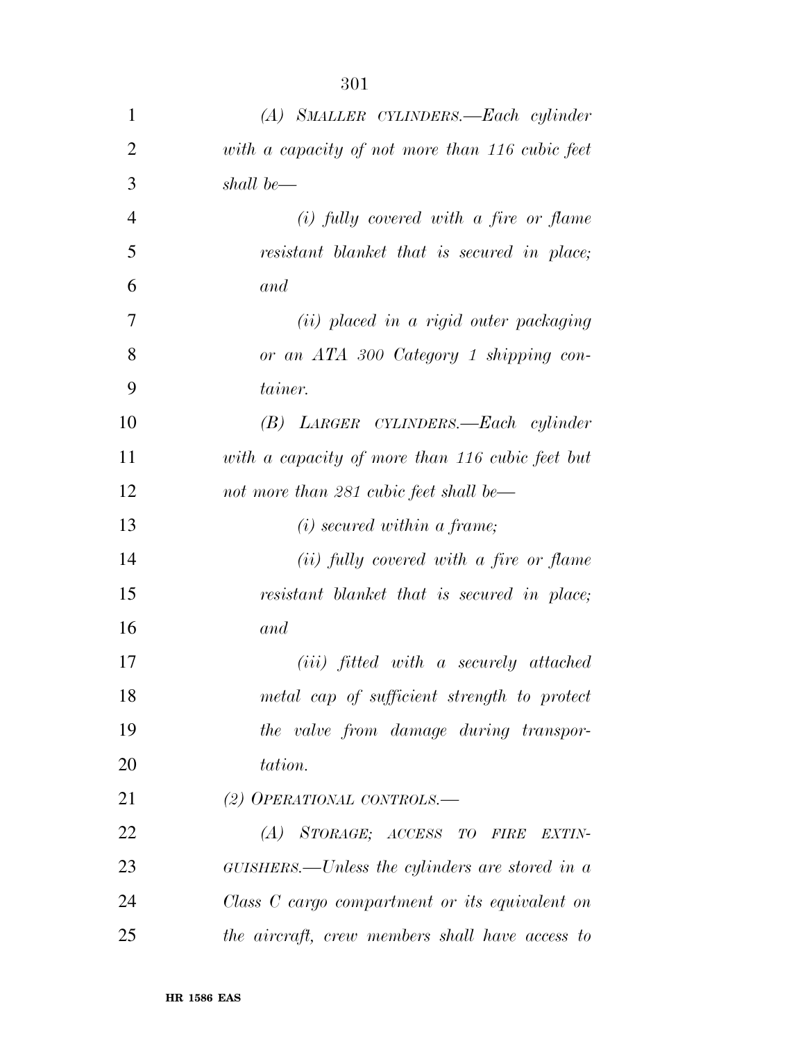*(A) SMALLER CYLINDERS.—Each cylinder with a capacity of not more than 116 cubic feet shall be—*

*(i) fully covered with a fire or flame resistant blanket that is secured in place; and*

*(ii) placed in a rigid outer packaging or an ATA 300 Category 1 shipping container.*

*(B) LARGER CYLINDERS.—Each cylinder with a capacity of more than 116 cubic feet but not more than 281 cubic feet shall be—*

*(i) secured within a frame;*

*(ii) fully covered with a fire or flame resistant blanket that is secured in place; and*

*(iii) fitted with a securely attached metal cap of sufficient strength to protect the valve from damage during transportation.*

*(2) OPERATIONAL CONTROLS.—*

*(A) STORAGE; ACCESS TO FIRE EXTINGUISHERS.—Unless the cylinders are stored in a Class C cargo compartment or its equivalent on the aircraft, crew members shall have access to*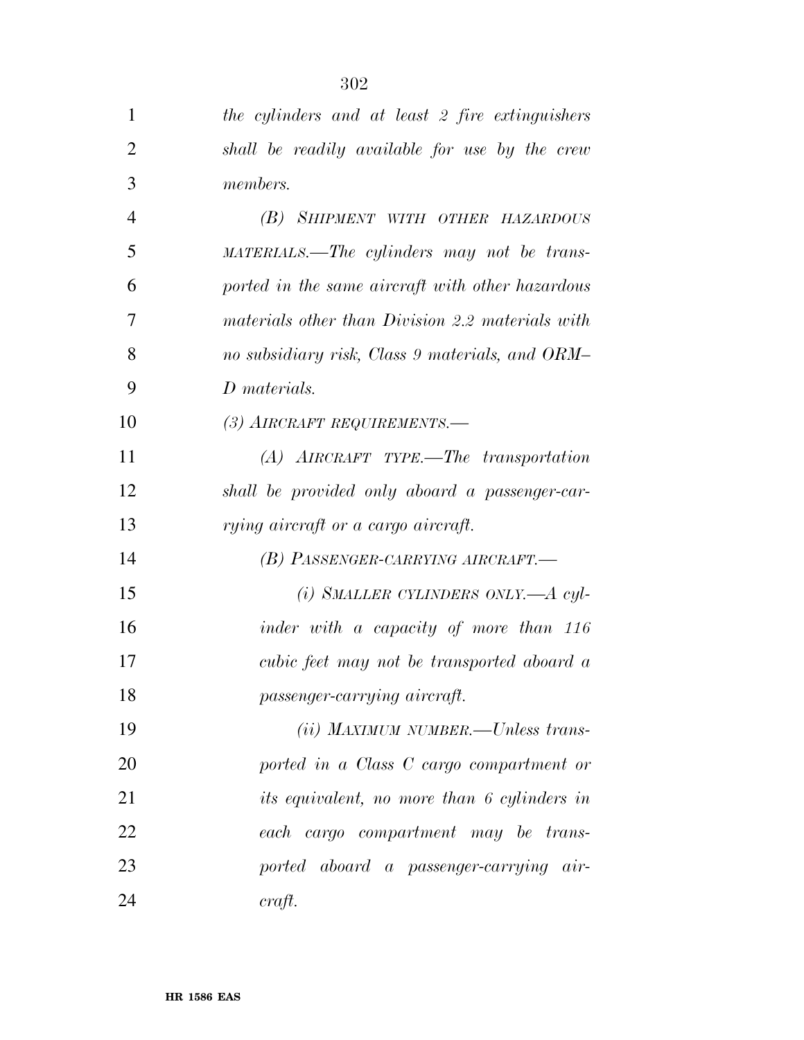*the cylinders and at least 2 fire extinguishers shall be readily available for use by the crew members.*

*(B) SHIPMENT WITH OTHER HAZARDOUS MATERIALS.—The cylinders may not be transported in the same aircraft with other hazardous materials other than Division 2.2 materials with no subsidiary risk, Class 9 materials, and ORM–D materials.*

*(3) AIRCRAFT REQUIREMENTS.—*

*(A) AIRCRAFT TYPE.—The transportation shall be provided only aboard a passenger-carrying aircraft or a cargo aircraft.*

*(B) PASSENGER-CARRYING AIRCRAFT.—*

*(i) SMALLER CYLINDERS ONLY.—A cylinder with a capacity of more than 116 cubic feet may not be transported aboard a passenger-carrying aircraft.*

*(ii) MAXIMUM NUMBER.—Unless transported in a Class C cargo compartment or its equivalent, no more than 6 cylinders in each cargo compartment may be transported aboard a passenger-carrying aircraft.*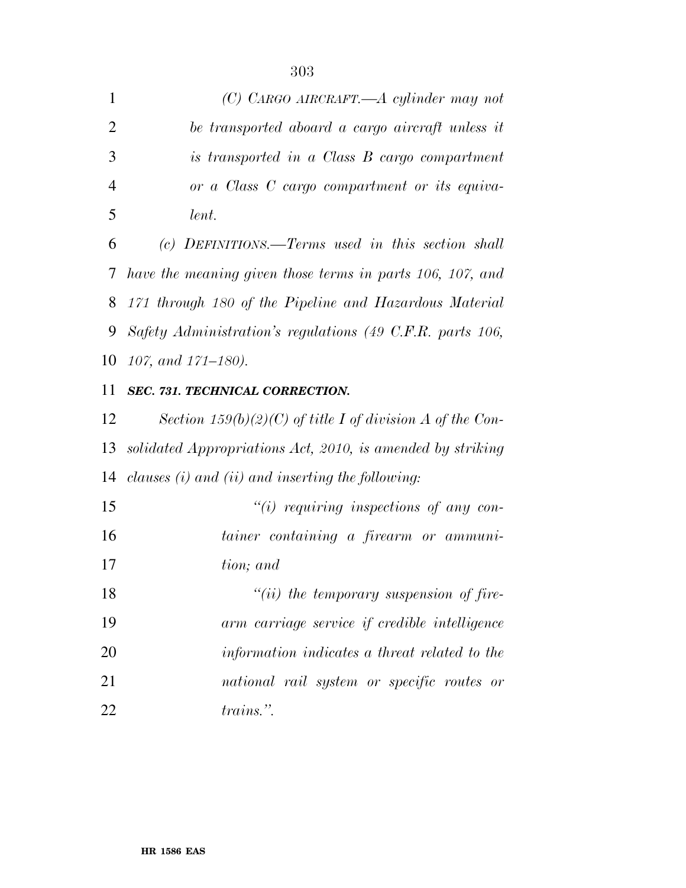*(C) CARGO AIRCRAFT.—A cylinder may not be transported aboard a cargo aircraft unless it is transported in a Class B cargo compartment or a Class C cargo compartment or its equivalent.*

*(c) DEFINITIONS.—Terms used in this section shall have the meaning given those terms in parts 106, 107, and 171 through 180 of the Pipeline and Hazardous Material Safety Administration's regulations (49 C.F.R. parts 106, 107, and 171–180).*

***SEC. 731. TECHNICAL CORRECTION.***

*Section 159(b)(2)(C) of title I of division A of the Consolidated Appropriations Act, 2010, is amended by striking clauses (i) and (ii) and inserting the following:*

*"(i) requiring inspections of any container containing a firearm or ammunition; and*

*"(ii) the temporary suspension of firearm carriage service if credible intelligence information indicates a threat related to the national rail system or specific routes or trains.".*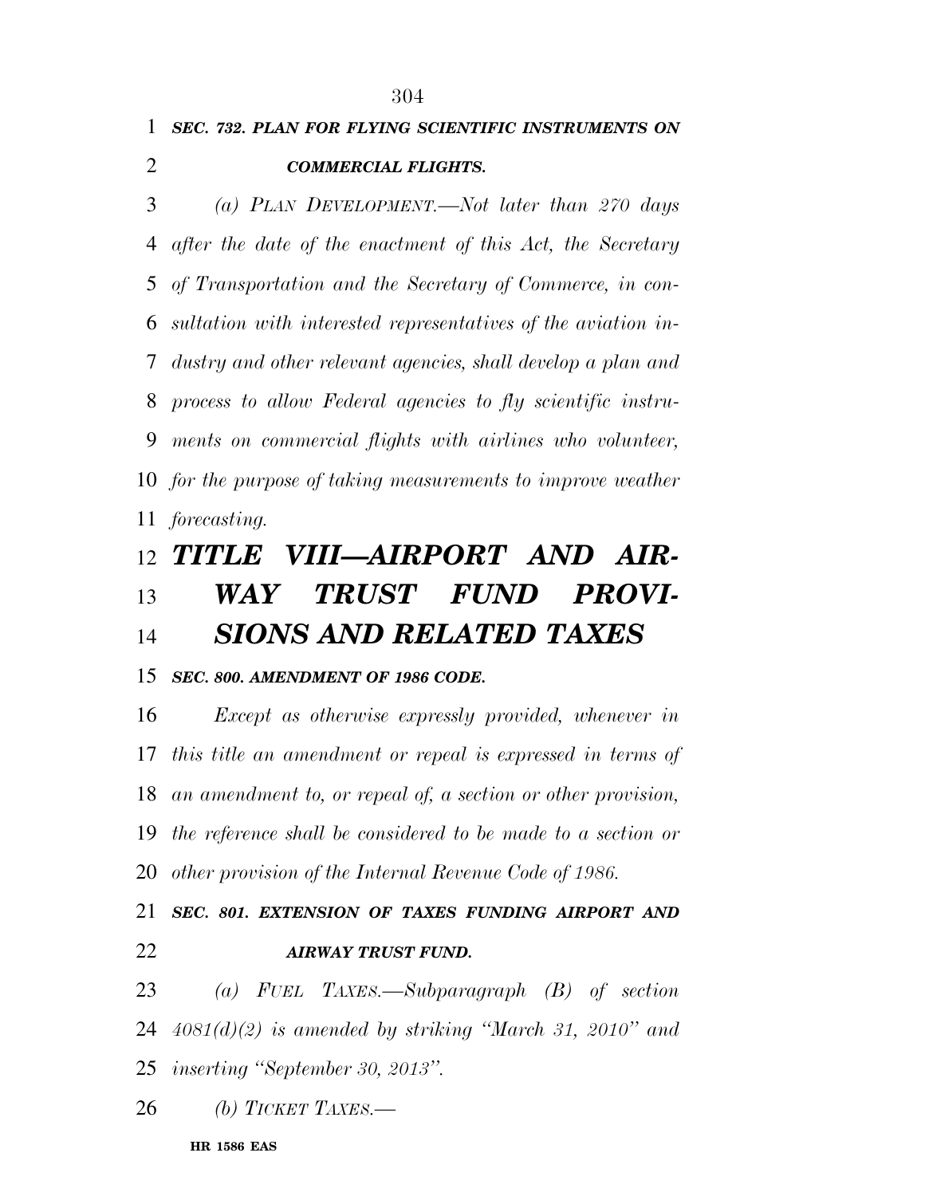***SEC. 732. PLAN FOR FLYING SCIENTIFIC INSTRUMENTS ON COMMERCIAL FLIGHTS.***

*(a) PLAN DEVELOPMENT.—Not later than 270 days after the date of the enactment of this Act, the Secretary of Transportation and the Secretary of Commerce, in consultation with interested representatives of the aviation industry and other relevant agencies, shall develop a plan and process to allow Federal agencies to fly scientific instruments on commercial flights with airlines who volunteer, for the purpose of taking measurements to improve weather forecasting.*

# ***TITLE VIII—AIRPORT AND AIRWAY TRUST FUND PROVISIONS AND RELATED TAXES***

***SEC. 800. AMENDMENT OF 1986 CODE.***

*Except as otherwise expressly provided, whenever in this title an amendment or repeal is expressed in terms of an amendment to, or repeal of, a section or other provision, the reference shall be considered to be made to a section or other provision of the Internal Revenue Code of 1986.*

***SEC. 801. EXTENSION OF TAXES FUNDING AIRPORT AND AIRWAY TRUST FUND.***

*(a) FUEL TAXES.—Subparagraph (B) of section 4081(d)(2) is amended by striking "March 31, 2010" and inserting "September 30, 2013".*

*(b) TICKET TAXES.—*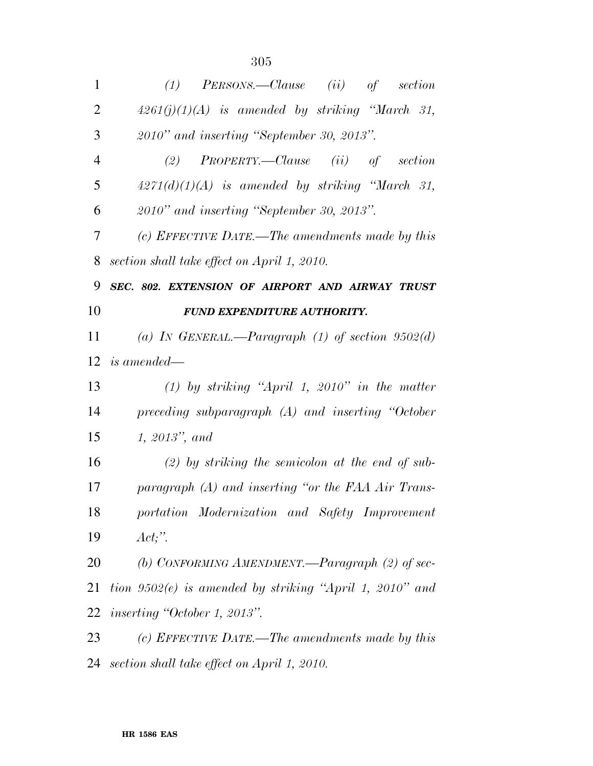*(1) PERSONS.—Clause (ii) of section 4261(j)(1)(A) is amended by striking "March 31, 2010" and inserting "September 30, 2013".*

*(2) PROPERTY.—Clause (ii) of section 4271(d)(1)(A) is amended by striking "March 31, 2010" and inserting "September 30, 2013".*

*(c) EFFECTIVE DATE.—The amendments made by this section shall take effect on April 1, 2010.*

***SEC. 802. EXTENSION OF AIRPORT AND AIRWAY TRUST FUND EXPENDITURE AUTHORITY.***

*(a) IN GENERAL.—Paragraph (1) of section 9502(d) is amended—*

*(1) by striking "April 1, 2010" in the matter preceding subparagraph (A) and inserting "October 1, 2013", and*

*(2) by striking the semicolon at the end of subparagraph (A) and inserting "or the FAA Air Transportation Modernization and Safety Improvement Act;".*

*(b) CONFORMING AMENDMENT.—Paragraph (2) of section 9502(e) is amended by striking "April 1, 2010" and inserting "October 1, 2013".*

*(c) EFFECTIVE DATE.—The amendments made by this section shall take effect on April 1, 2010.*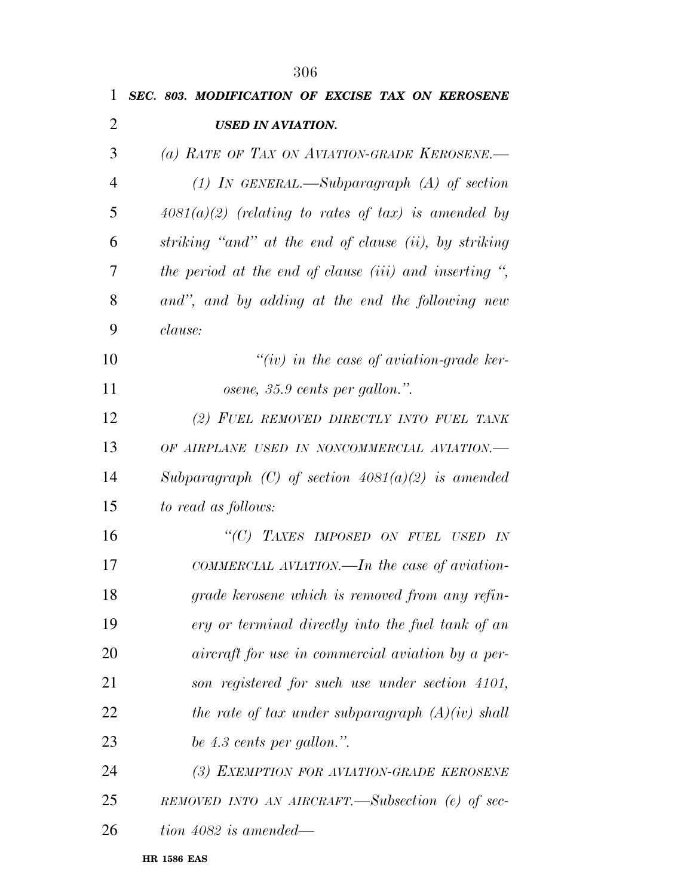***SEC. 803. MODIFICATION OF EXCISE TAX ON KEROSENE USED IN AVIATION.***

*(a) RATE OF TAX ON AVIATION-GRADE KEROSENE.—*

*(1) IN GENERAL.—Subparagraph (A) of section 4081(a)(2) (relating to rates of tax) is amended by striking "and" at the end of clause (ii), by striking the period at the end of clause (iii) and inserting ", and", and by adding at the end the following new clause:*

*"(iv) in the case of aviation-grade kerosene, 35.9 cents per gallon.".*

*(2) FUEL REMOVED DIRECTLY INTO FUEL TANK OF AIRPLANE USED IN NONCOMMERCIAL AVIATION.—Subparagraph (C) of section 4081(a)(2) is amended to read as follows:*

*"(C) TAXES IMPOSED ON FUEL USED IN COMMERCIAL AVIATION.—In the case of aviation-grade kerosene which is removed from any refinery or terminal directly into the fuel tank of an aircraft for use in commercial aviation by a person registered for such use under section 4101, the rate of tax under subparagraph (A)(iv) shall be 4.3 cents per gallon.".*

*(3) EXEMPTION FOR AVIATION-GRADE KEROSENE REMOVED INTO AN AIRCRAFT.—Subsection (e) of section 4082 is amended—*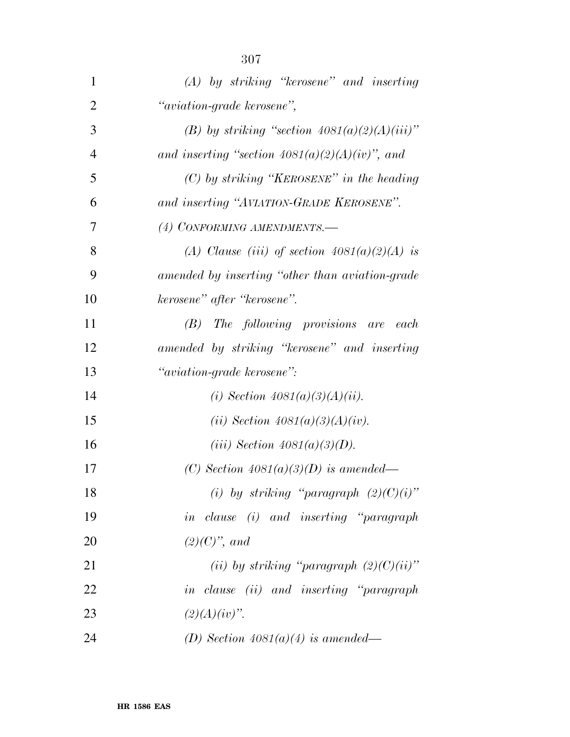*(A) by striking "kerosene" and inserting "aviation-grade kerosene",*

*(B) by striking "section 4081(a)(2)(A)(iii)" and inserting "section 4081(a)(2)(A)(iv)", and*

*(C) by striking "KEROSENE" in the heading and inserting "AVIATION-GRADE KEROSENE".*

*(4) CONFORMING AMENDMENTS.—*

*(A) Clause (iii) of section 4081(a)(2)(A) is amended by inserting "other than aviation-grade kerosene" after "kerosene".*

*(B) The following provisions are each amended by striking "kerosene" and inserting "aviation-grade kerosene":*

*(i) Section 4081(a)(3)(A)(ii).*

*(ii) Section 4081(a)(3)(A)(iv).*

*(iii) Section 4081(a)(3)(D).*

*(C) Section 4081(a)(3)(D) is amended—*

*(i) by striking "paragraph (2)(C)(i)" in clause (i) and inserting "paragraph (2)(C)", and*

*(ii) by striking "paragraph (2)(C)(ii)" in clause (ii) and inserting "paragraph (2)(A)(iv)".*

*(D) Section 4081(a)(4) is amended—*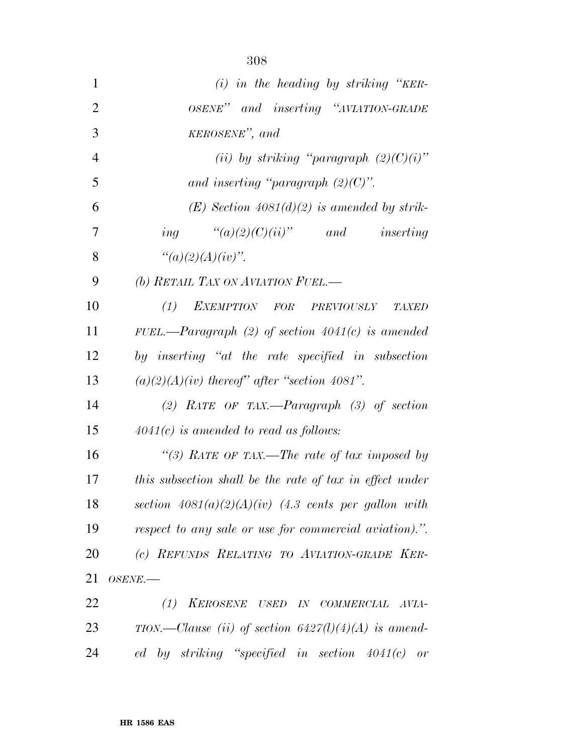*(i) in the heading by striking "KEROSENE" and inserting "AVIATION-GRADE KEROSENE", and*

*(ii) by striking "paragraph (2)(C)(i)" and inserting "paragraph (2)(C)".*

*(E) Section 4081(d)(2) is amended by striking "(a)(2)(C)(ii)" and inserting "(a)(2)(A)(iv)".*

*(b) RETAIL TAX ON AVIATION FUEL.—*

*(1) EXEMPTION FOR PREVIOUSLY TAXED FUEL.—Paragraph (2) of section 4041(c) is amended by inserting "at the rate specified in subsection (a)(2)(A)(iv) thereof" after "section 4081".*

*(2) RATE OF TAX.—Paragraph (3) of section 4041(c) is amended to read as follows:*

*"(3) RATE OF TAX.—The rate of tax imposed by this subsection shall be the rate of tax in effect under section 4081(a)(2)(A)(iv) (4.3 cents per gallon with respect to any sale or use for commercial aviation).".*

*(c) REFUNDS RELATING TO AVIATION-GRADE KEROSENE.—*

*(1) KEROSENE USED IN COMMERCIAL AVIATION.—Clause (ii) of section 6427(l)(4)(A) is amended by striking "specified in section 4041(c) or*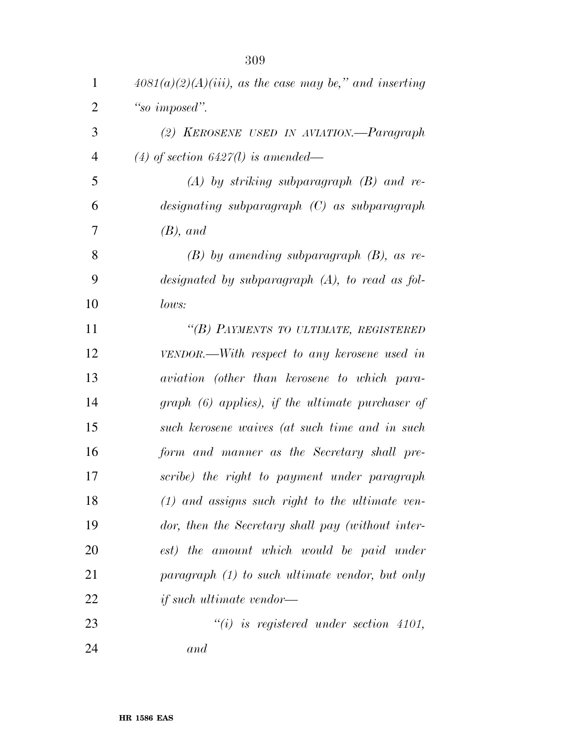*4081(a)(2)(A)(iii), as the case may be,” and inserting “so imposed”.*

*(2) KEROSENE USED IN AVIATION.—Paragraph (4) of section 6427(l) is amended—*

*(A) by striking subparagraph (B) and redesignating subparagraph (C) as subparagraph (B), and*

*(B) by amending subparagraph (B), as redesignated by subparagraph (A), to read as follows:*

*“(B) PAYMENTS TO ULTIMATE, REGISTERED VENDOR.—With respect to any kerosene used in aviation (other than kerosene to which paragraph (6) applies), if the ultimate purchaser of such kerosene waives (at such time and in such form and manner as the Secretary shall prescribe) the right to payment under paragraph (1) and assigns such right to the ultimate vendor, then the Secretary shall pay (without interest) the amount which would be paid under paragraph (1) to such ultimate vendor, but only if such ultimate vendor—*

*“(i) is registered under section 4101, and*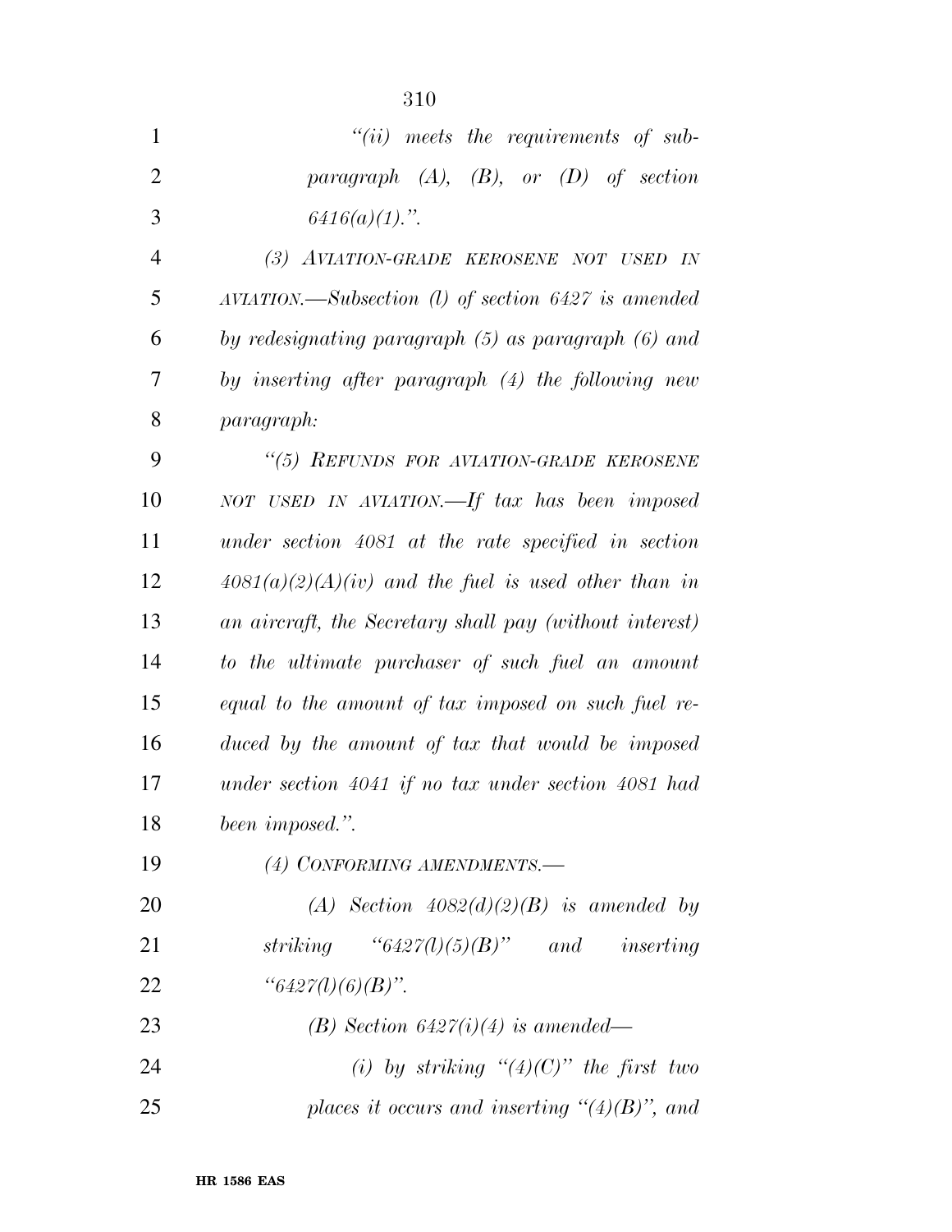*"(ii) meets the requirements of subparagraph (A), (B), or (D) of section 6416(a)(1).".*

*(3) AVIATION-GRADE KEROSENE NOT USED IN AVIATION.—Subsection (l) of section 6427 is amended by redesignating paragraph (5) as paragraph (6) and by inserting after paragraph (4) the following new paragraph:*

*"(5) REFUNDS FOR AVIATION-GRADE KEROSENE NOT USED IN AVIATION.—If tax has been imposed under section 4081 at the rate specified in section 4081(a)(2)(A)(iv) and the fuel is used other than in an aircraft, the Secretary shall pay (without interest) to the ultimate purchaser of such fuel an amount equal to the amount of tax imposed on such fuel reduced by the amount of tax that would be imposed under section 4041 if no tax under section 4081 had been imposed.".*

*(4) CONFORMING AMENDMENTS.—*

*(A) Section 4082(d)(2)(B) is amended by striking "6427(l)(5)(B)" and inserting "6427(l)(6)(B)".*

*(B) Section 6427(i)(4) is amended—*

*(i) by striking "(4)(C)" the first two places it occurs and inserting "(4)(B)", and*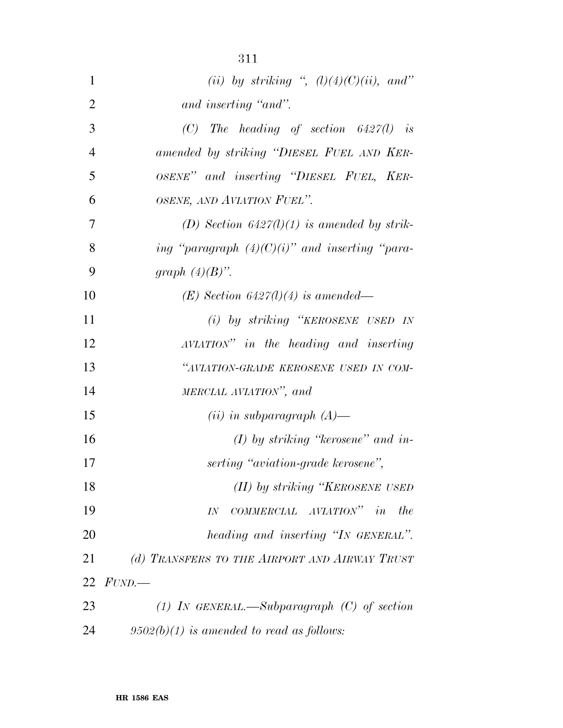*(ii) by striking ", (l)(4)(C)(ii), and" and inserting "and".*

*(C) The heading of section 6427(l) is amended by striking "DIESEL FUEL AND KEROSENE" and inserting "DIESEL FUEL, KEROSENE, AND AVIATION FUEL".*

*(D) Section 6427(l)(1) is amended by striking "paragraph (4)(C)(i)" and inserting "paragraph (4)(B)".*

*(E) Section 6427(l)(4) is amended—*

*(i) by striking "KEROSENE USED IN AVIATION" in the heading and inserting "AVIATION-GRADE KEROSENE USED IN COMMERCIAL AVIATION", and*

*(ii) in subparagraph (A)—*

*(I) by striking "kerosene" and inserting "aviation-grade kerosene",*

*(II) by striking "KEROSENE USED IN COMMERCIAL AVIATION" in the heading and inserting "IN GENERAL".*

*(d) TRANSFERS TO THE AIRPORT AND AIRWAY TRUST FUND.—*

*(1) IN GENERAL.—Subparagraph (C) of section 9502(b)(1) is amended to read as follows:*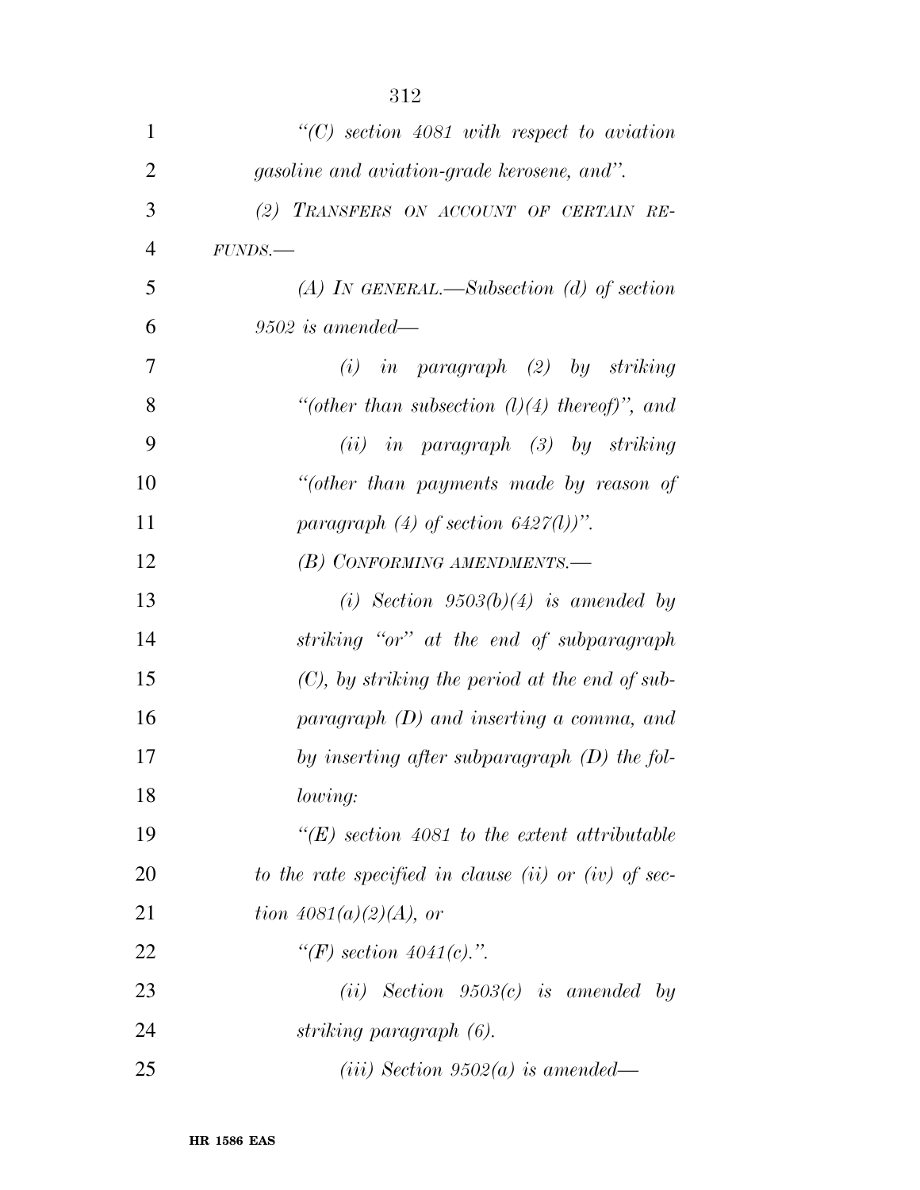*"(C) section 4081 with respect to aviation gasoline and aviation-grade kerosene, and".*

*(2) TRANSFERS ON ACCOUNT OF CERTAIN REFUNDS.—*

*(A) IN GENERAL.—Subsection (d) of section 9502 is amended—*

*(i) in paragraph (2) by striking "(other than subsection (l)(4) thereof)", and*

*(ii) in paragraph (3) by striking "(other than payments made by reason of paragraph (4) of section 6427(l))".*

*(B) CONFORMING AMENDMENTS.—*

*(i) Section 9503(b)(4) is amended by striking "or" at the end of subparagraph (C), by striking the period at the end of subparagraph (D) and inserting a comma, and by inserting after subparagraph (D) the following:*

*"(E) section 4081 to the extent attributable to the rate specified in clause (ii) or (iv) of section 4081(a)(2)(A), or*

*"(F) section 4041(c).".*

*(ii) Section 9503(c) is amended by striking paragraph (6).*

*(iii) Section 9502(a) is amended—*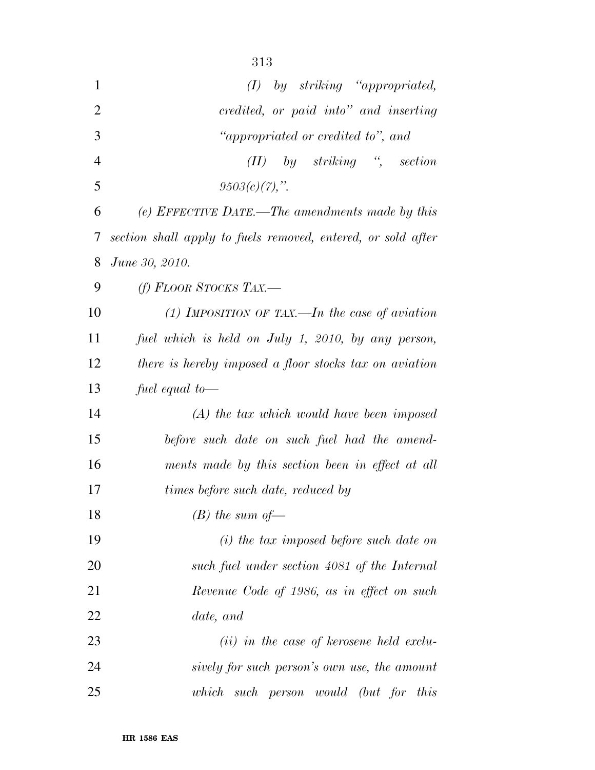*(I) by striking "appropriated, credited, or paid into" and inserting "appropriated or credited to", and*

*(II) by striking ", section 9503(c)(7),".*

*(e) EFFECTIVE DATE.—The amendments made by this section shall apply to fuels removed, entered, or sold after June 30, 2010.*

*(f) FLOOR STOCKS TAX.—*

*(1) IMPOSITION OF TAX.—In the case of aviation fuel which is held on July 1, 2010, by any person, there is hereby imposed a floor stocks tax on aviation fuel equal to—*

*(A) the tax which would have been imposed before such date on such fuel had the amendments made by this section been in effect at all times before such date, reduced by*

*(B) the sum of—*

*(i) the tax imposed before such date on such fuel under section 4081 of the Internal Revenue Code of 1986, as in effect on such date, and*

*(ii) in the case of kerosene held exclusively for such person's own use, the amount which such person would (but for this*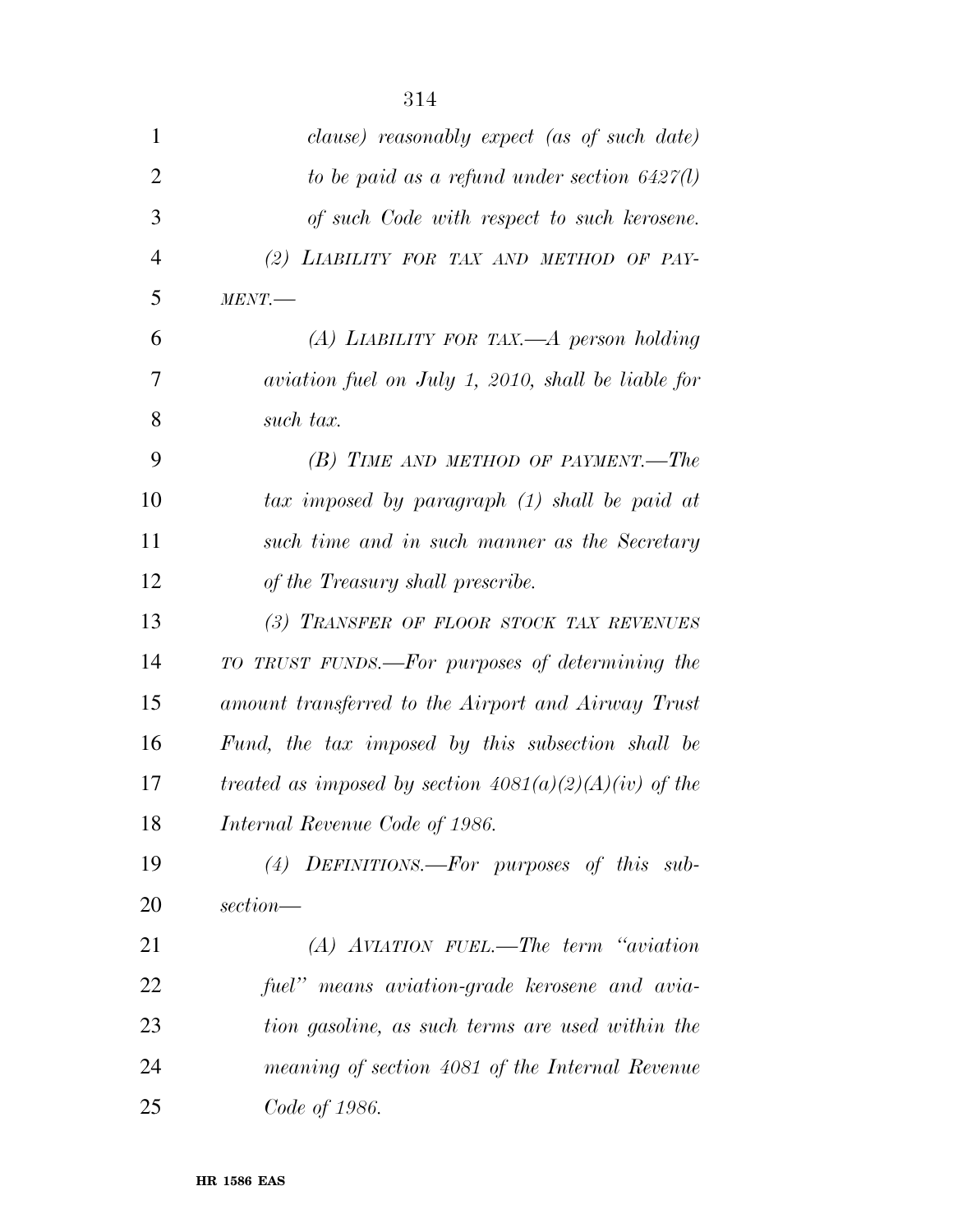*clause) reasonably expect (as of such date) to be paid as a refund under section 6427(l) of such Code with respect to such kerosene.*

*(2) LIABILITY FOR TAX AND METHOD OF PAYMENT.—*

*(A) LIABILITY FOR TAX.—A person holding aviation fuel on July 1, 2010, shall be liable for such tax.*

*(B) TIME AND METHOD OF PAYMENT.—The tax imposed by paragraph (1) shall be paid at such time and in such manner as the Secretary of the Treasury shall prescribe.*

*(3) TRANSFER OF FLOOR STOCK TAX REVENUES TO TRUST FUNDS.—For purposes of determining the amount transferred to the Airport and Airway Trust Fund, the tax imposed by this subsection shall be treated as imposed by section 4081(a)(2)(A)(iv) of the Internal Revenue Code of 1986.*

*(4) DEFINITIONS.—For purposes of this subsection—*

*(A) AVIATION FUEL.—The term "aviation fuel" means aviation-grade kerosene and aviation gasoline, as such terms are used within the meaning of section 4081 of the Internal Revenue Code of 1986.*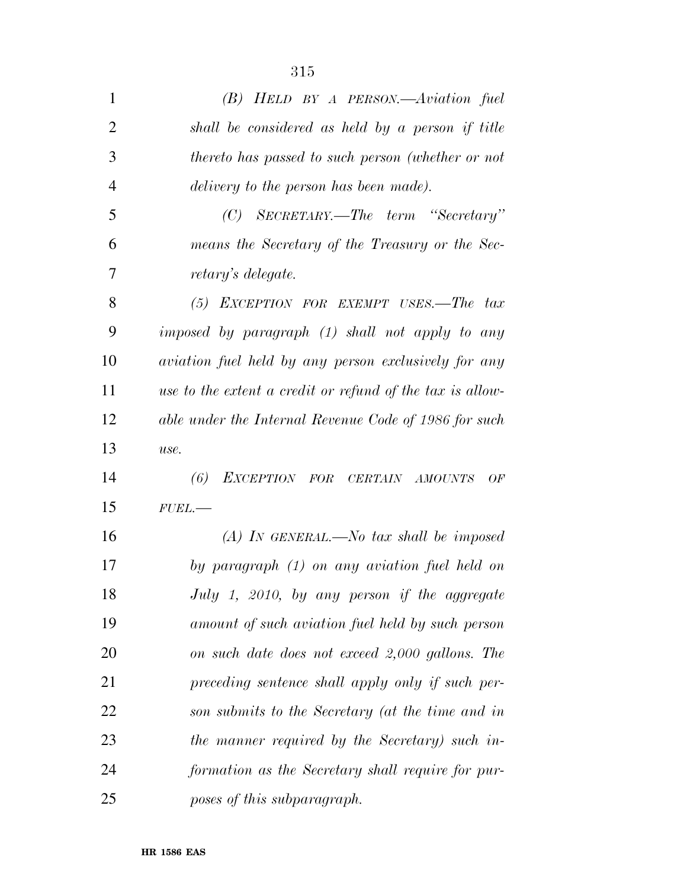*(B) HELD BY A PERSON.—Aviation fuel shall be considered as held by a person if title thereto has passed to such person (whether or not delivery to the person has been made).*

*(C) SECRETARY.—The term "Secretary" means the Secretary of the Treasury or the Secretary's delegate.*

*(5) EXCEPTION FOR EXEMPT USES.—The tax imposed by paragraph (1) shall not apply to any aviation fuel held by any person exclusively for any use to the extent a credit or refund of the tax is allowable under the Internal Revenue Code of 1986 for such use.*

*(6) EXCEPTION FOR CERTAIN AMOUNTS OF FUEL.—*

*(A) IN GENERAL.—No tax shall be imposed by paragraph (1) on any aviation fuel held on July 1, 2010, by any person if the aggregate amount of such aviation fuel held by such person on such date does not exceed 2,000 gallons. The preceding sentence shall apply only if such person submits to the Secretary (at the time and in the manner required by the Secretary) such information as the Secretary shall require for purposes of this subparagraph.*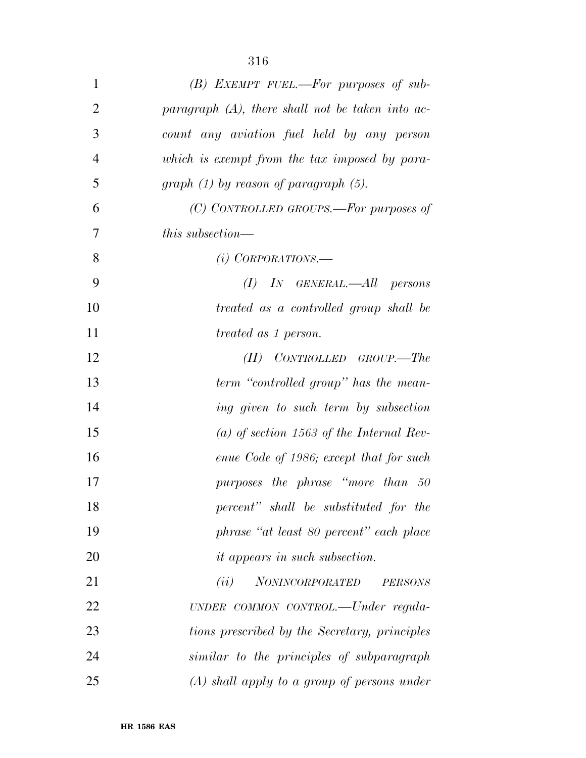*(B) EXEMPT FUEL.—For purposes of subparagraph (A), there shall not be taken into account any aviation fuel held by any person which is exempt from the tax imposed by paragraph (1) by reason of paragraph (5).*

*(C) CONTROLLED GROUPS.—For purposes of this subsection—*

*(i) CORPORATIONS.—*

*(I) IN GENERAL.—All persons treated as a controlled group shall be treated as 1 person.*

*(II) CONTROLLED GROUP.—The term "controlled group" has the meaning given to such term by subsection (a) of section 1563 of the Internal Revenue Code of 1986; except that for such purposes the phrase "more than 50 percent" shall be substituted for the phrase "at least 80 percent" each place it appears in such subsection.*

*(ii) NONINCORPORATED PERSONS UNDER COMMON CONTROL.—Under regulations prescribed by the Secretary, principles similar to the principles of subparagraph (A) shall apply to a group of persons under*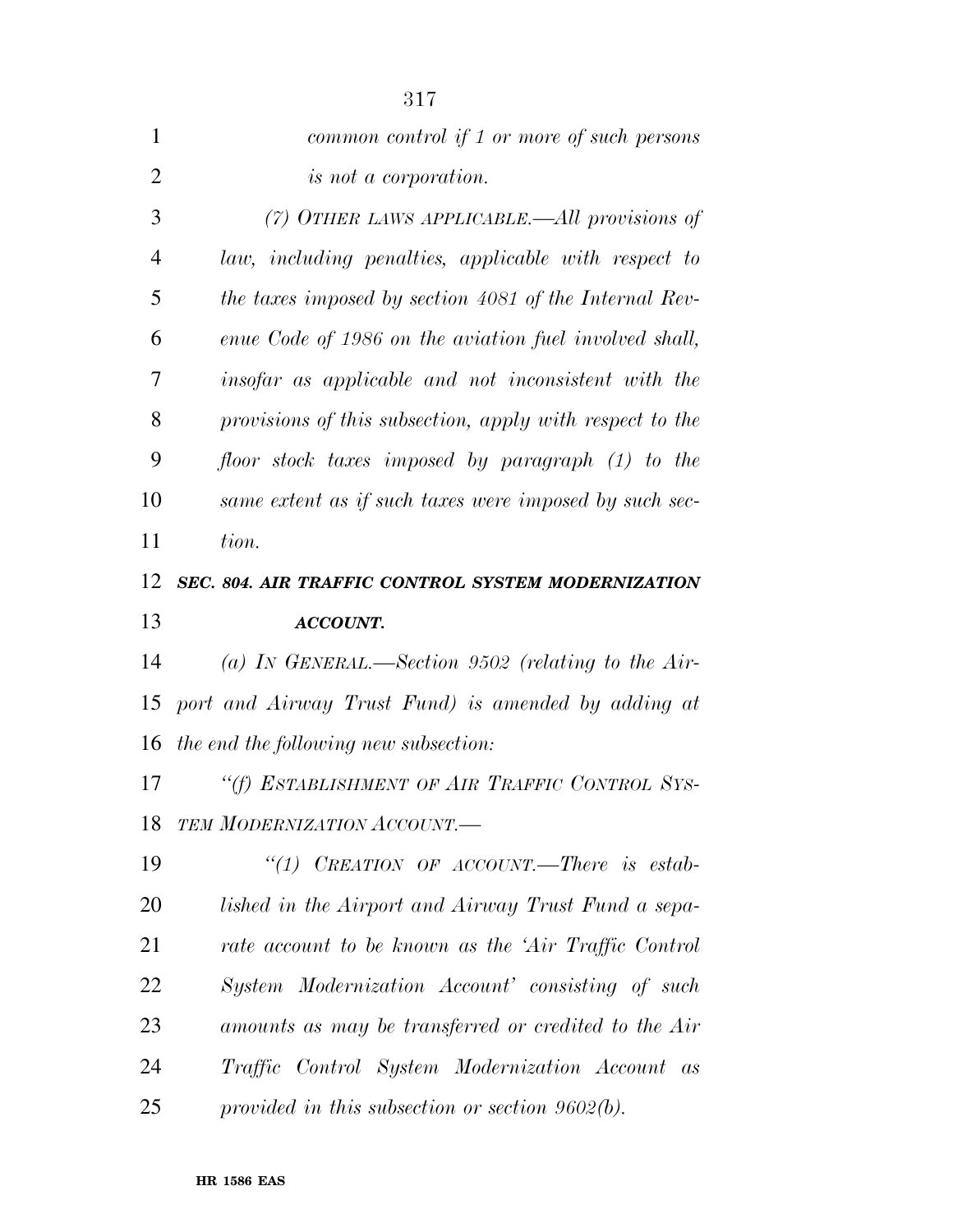*common control if 1 or more of such persons is not a corporation.*

*(7) OTHER LAWS APPLICABLE.—All provisions of law, including penalties, applicable with respect to the taxes imposed by section 4081 of the Internal Revenue Code of 1986 on the aviation fuel involved shall, insofar as applicable and not inconsistent with the provisions of this subsection, apply with respect to the floor stock taxes imposed by paragraph (1) to the same extent as if such taxes were imposed by such section.*

***SEC. 804. AIR TRAFFIC CONTROL SYSTEM MODERNIZATION ACCOUNT.***

*(a) IN GENERAL.—Section 9502 (relating to the Airport and Airway Trust Fund) is amended by adding at the end the following new subsection:*

*"(f) ESTABLISHMENT OF AIR TRAFFIC CONTROL SYSTEM MODERNIZATION ACCOUNT.—*

*"(1) CREATION OF ACCOUNT.—There is established in the Airport and Airway Trust Fund a separate account to be known as the 'Air Traffic Control System Modernization Account' consisting of such amounts as may be transferred or credited to the Air Traffic Control System Modernization Account as provided in this subsection or section 9602(b).*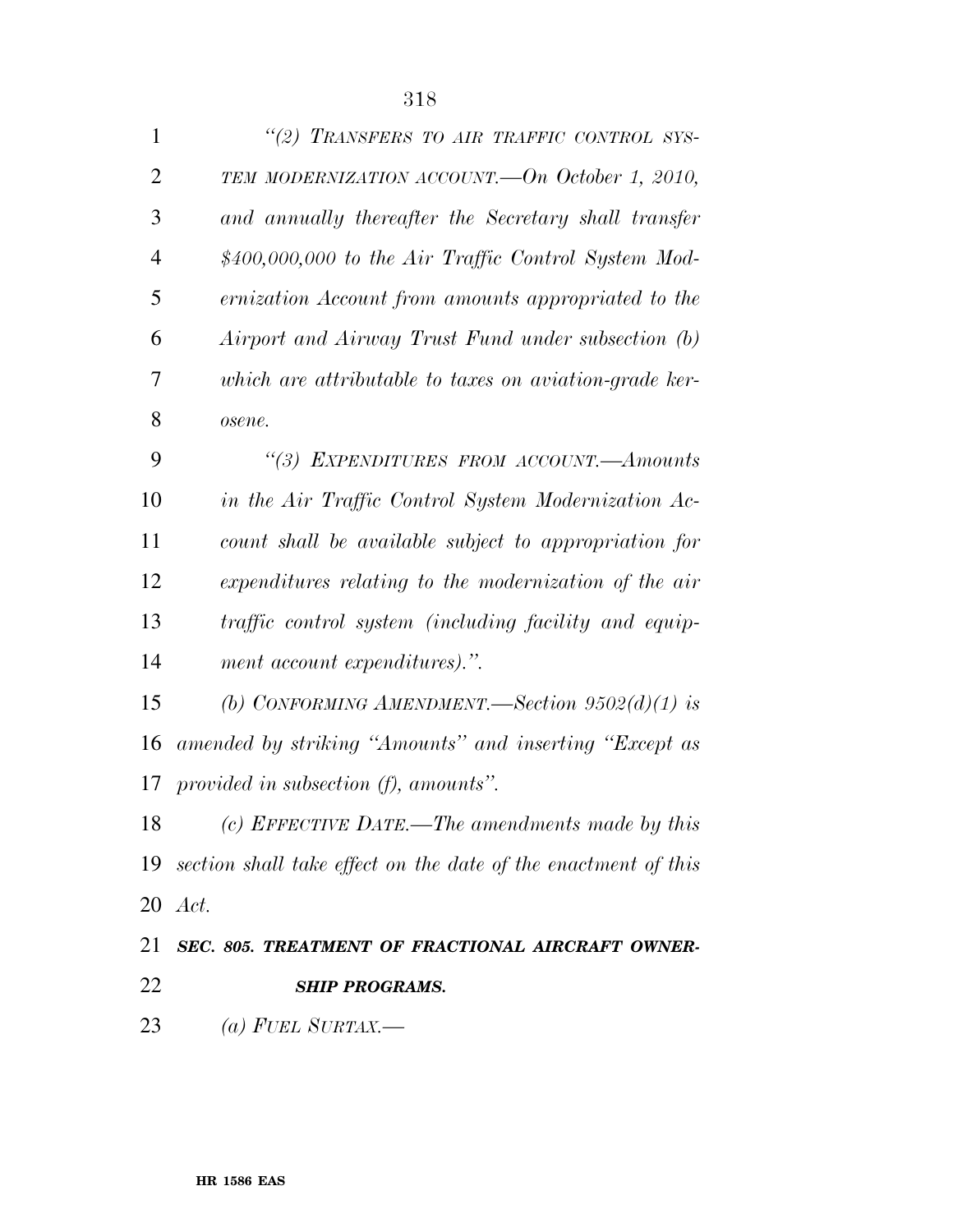*"(2) TRANSFERS TO AIR TRAFFIC CONTROL SYSTEM MODERNIZATION ACCOUNT.—On October 1, 2010, and annually thereafter the Secretary shall transfer $400,000,000 to the Air Traffic Control System Modernization Account from amounts appropriated to the Airport and Airway Trust Fund under subsection (b) which are attributable to taxes on aviation-grade kerosene.*

*"(3) EXPENDITURES FROM ACCOUNT.—Amounts in the Air Traffic Control System Modernization Account shall be available subject to appropriation for expenditures relating to the modernization of the air traffic control system (including facility and equipment account expenditures).".*

*(b) CONFORMING AMENDMENT.—Section 9502(d)(1) is amended by striking "Amounts" and inserting "Except as provided in subsection (f), amounts".*

*(c) EFFECTIVE DATE.—The amendments made by this section shall take effect on the date of the enactment of this Act.*

***SEC. 805. TREATMENT OF FRACTIONAL AIRCRAFT OWNERSHIP PROGRAMS.***

*(a) FUEL SURTAX.—*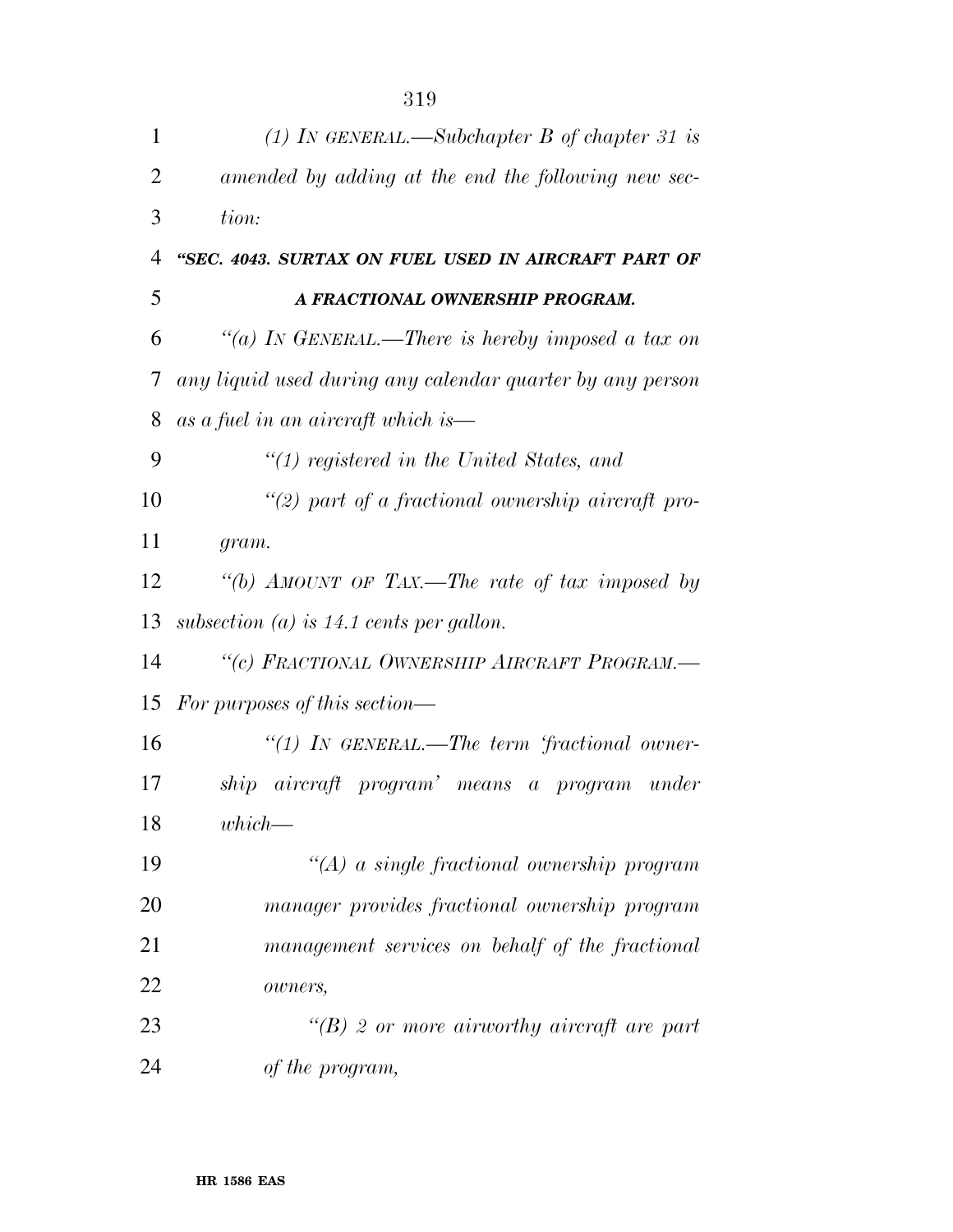*(1) IN GENERAL.—Subchapter B of chapter 31 is amended by adding at the end the following new section:*

***"SEC. 4043. SURTAX ON FUEL USED IN AIRCRAFT PART OF A FRACTIONAL OWNERSHIP PROGRAM.***

*"(a) IN GENERAL.—There is hereby imposed a tax on any liquid used during any calendar quarter by any person as a fuel in an aircraft which is—*

*"(1) registered in the United States, and*

*"(2) part of a fractional ownership aircraft program.*

*"(b) AMOUNT OF TAX.—The rate of tax imposed by subsection (a) is 14.1 cents per gallon.*

*"(c) FRACTIONAL OWNERSHIP AIRCRAFT PROGRAM.—For purposes of this section—*

*"(1) IN GENERAL.—The term 'fractional ownership aircraft program' means a program under which—*

*"(A) a single fractional ownership program manager provides fractional ownership program management services on behalf of the fractional owners,*

*"(B) 2 or more airworthy aircraft are part of the program,*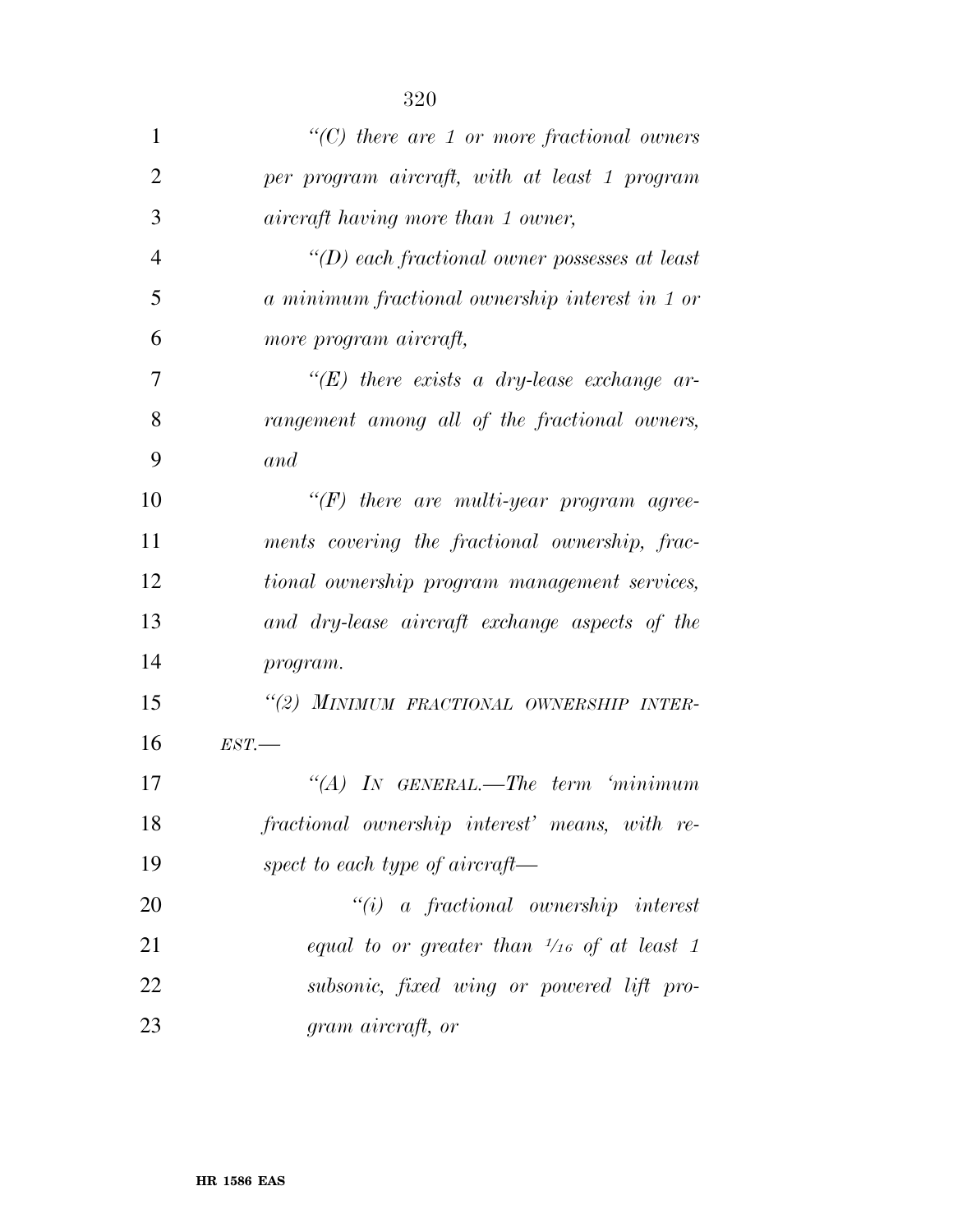*"(C) there are 1 or more fractional owners per program aircraft, with at least 1 program aircraft having more than 1 owner,*

*"(D) each fractional owner possesses at least a minimum fractional ownership interest in 1 or more program aircraft,*

*"(E) there exists a dry-lease exchange arrangement among all of the fractional owners, and*

*"(F) there are multi-year program agreements covering the fractional ownership, fractional ownership program management services, and dry-lease aircraft exchange aspects of the program.*

*"(2) MINIMUM FRACTIONAL OWNERSHIP INTEREST.—*

*"(A) IN GENERAL.—The term 'minimum fractional ownership interest' means, with respect to each type of aircraft—*

*"(i) a fractional ownership interest equal to or greater than $1/16$ of at least 1 subsonic, fixed wing or powered lift program aircraft, or*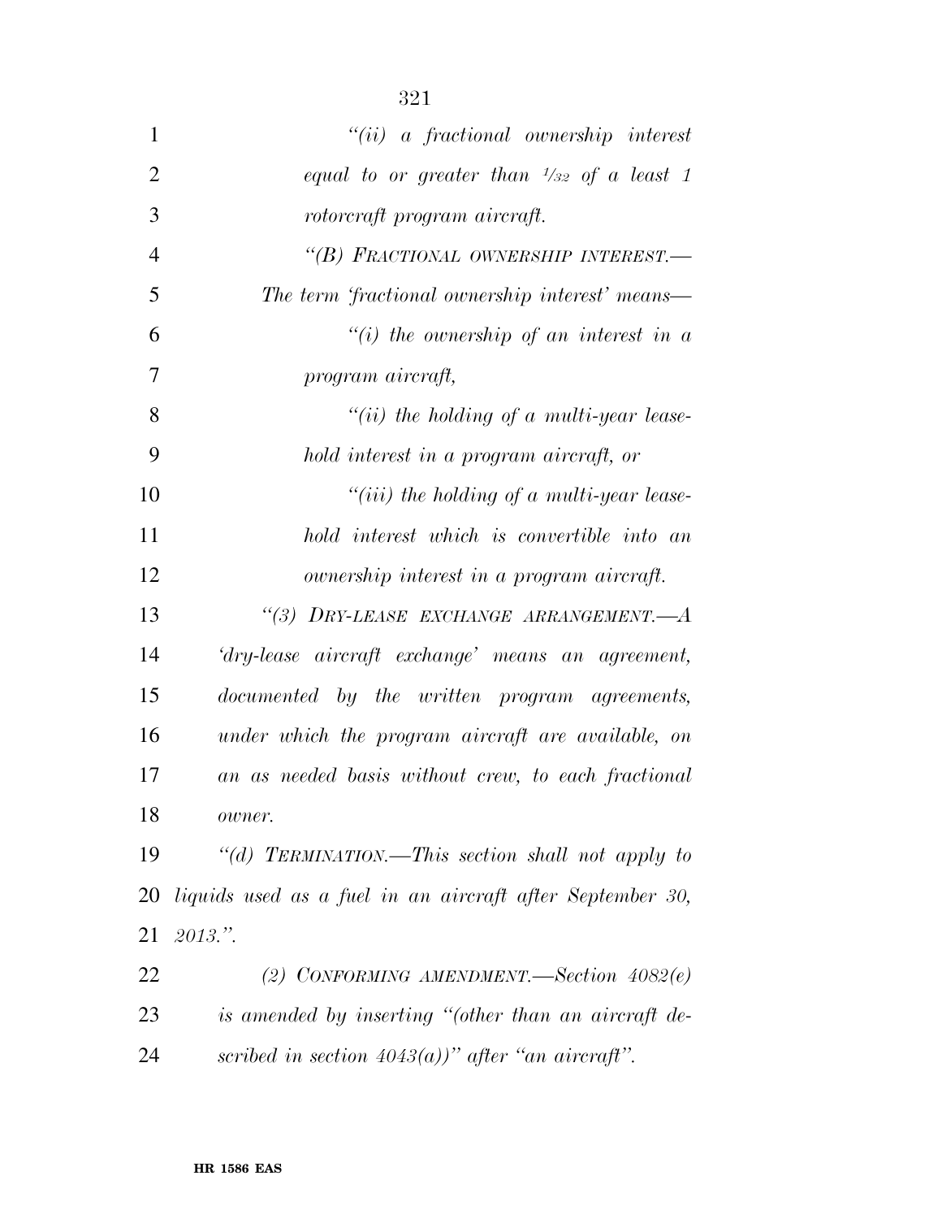*"(ii) a fractional ownership interest equal to or greater than 1/32 of a least 1 rotorcraft program aircraft.*

*"(B) FRACTIONAL OWNERSHIP INTEREST.—The term 'fractional ownership interest' means—*

*"(i) the ownership of an interest in a program aircraft,*

*"(ii) the holding of a multi-year leasehold interest in a program aircraft, or*

*"(iii) the holding of a multi-year leasehold interest which is convertible into an ownership interest in a program aircraft.*

*"(3) DRY-LEASE EXCHANGE ARRANGEMENT.—A 'dry-lease aircraft exchange' means an agreement, documented by the written program agreements, under which the program aircraft are available, on an as needed basis without crew, to each fractional owner.*

*"(d) TERMINATION.—This section shall not apply to liquids used as a fuel in an aircraft after September 30, 2013.".*

*(2) CONFORMING AMENDMENT.—Section 4082(e) is amended by inserting "(other than an aircraft described in section 4043(a))" after "an aircraft".*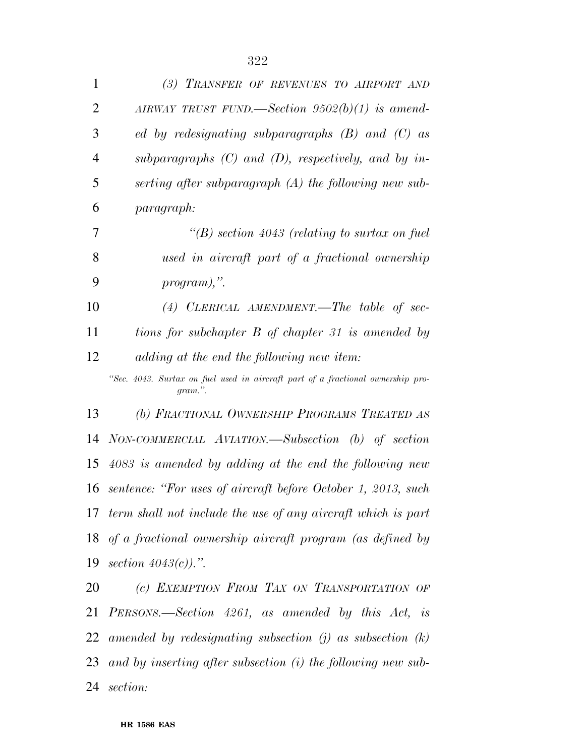*(3) TRANSFER OF REVENUES TO AIRPORT AND AIRWAY TRUST FUND.—Section 9502(b)(1) is amended by redesignating subparagraphs (B) and (C) as subparagraphs (C) and (D), respectively, and by inserting after subparagraph (A) the following new subparagraph:*

*"(B) section 4043 (relating to surtax on fuel used in aircraft part of a fractional ownership program),".*

*(4) CLERICAL AMENDMENT.—The table of sections for subchapter B of chapter 31 is amended by adding at the end the following new item:*

*"Sec. 4043. Surtax on fuel used in aircraft part of a fractional ownership program.".*

*(b) FRACTIONAL OWNERSHIP PROGRAMS TREATED AS NON-COMMERCIAL AVIATION.—Subsection (b) of section 4083 is amended by adding at the end the following new sentence: "For uses of aircraft before October 1, 2013, such term shall not include the use of any aircraft which is part of a fractional ownership aircraft program (as defined by section 4043(c)).".*

*(c) EXEMPTION FROM TAX ON TRANSPORTATION OF PERSONS.—Section 4261, as amended by this Act, is amended by redesignating subsection (j) as subsection (k) and by inserting after subsection (i) the following new subsection:*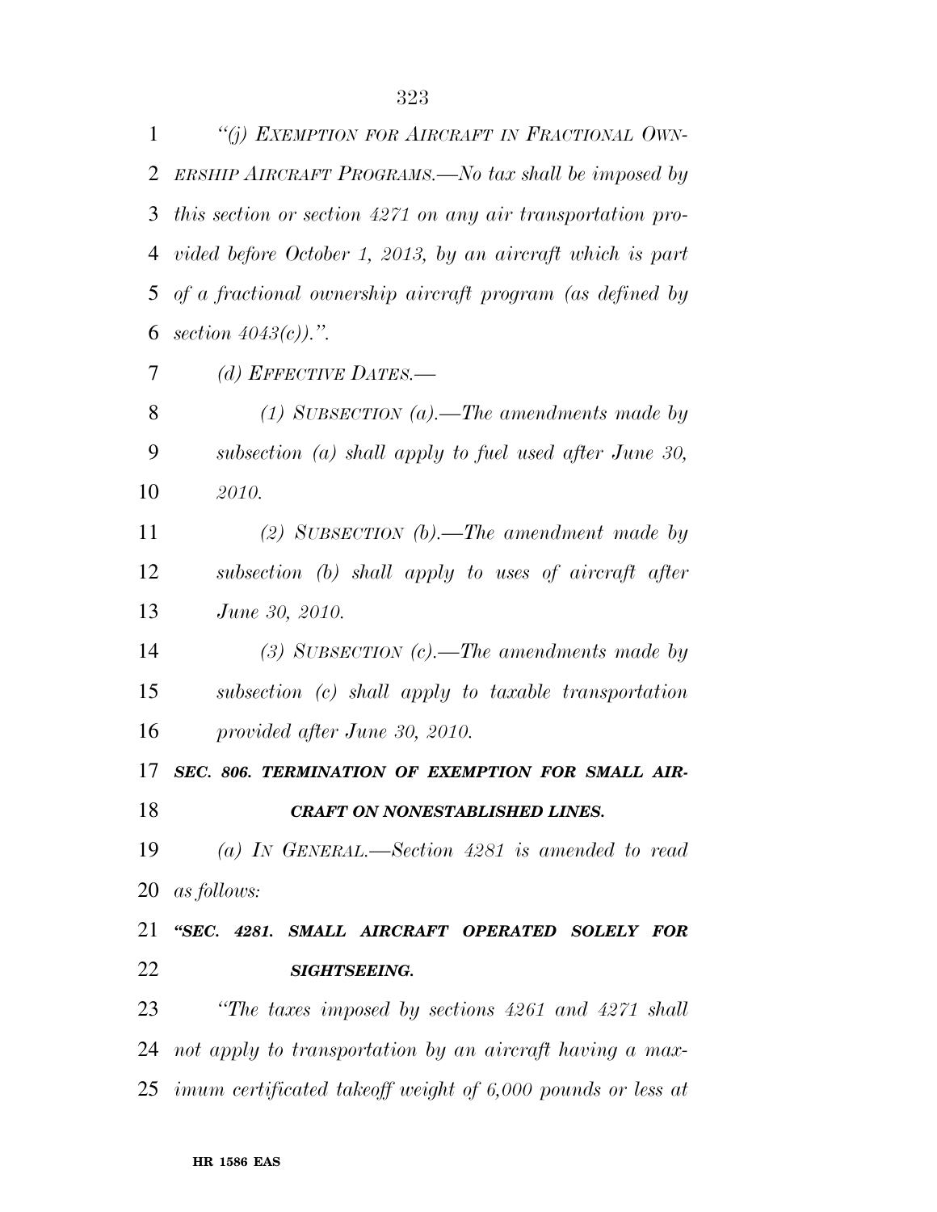*"(j) EXEMPTION FOR AIRCRAFT IN FRACTIONAL OWNERSHIP AIRCRAFT PROGRAMS.—No tax shall be imposed by this section or section 4271 on any air transportation provided before October 1, 2013, by an aircraft which is part of a fractional ownership aircraft program (as defined by section 4043(c)).".*

*(d) EFFECTIVE DATES.—*

*(1) SUBSECTION (a).—The amendments made by subsection (a) shall apply to fuel used after June 30, 2010.*

*(2) SUBSECTION (b).—The amendment made by subsection (b) shall apply to uses of aircraft after June 30, 2010.*

*(3) SUBSECTION (c).—The amendments made by subsection (c) shall apply to taxable transportation provided after June 30, 2010.*

***SEC. 806. TERMINATION OF EXEMPTION FOR SMALL AIRCRAFT ON NONESTABLISHED LINES.***

*(a) IN GENERAL.—Section 4281 is amended to read as follows:*

***"SEC. 4281. SMALL AIRCRAFT OPERATED SOLELY FOR SIGHTSEEING.***

*"The taxes imposed by sections 4261 and 4271 shall not apply to transportation by an aircraft having a maximum certificated takeoff weight of 6,000 pounds or less at*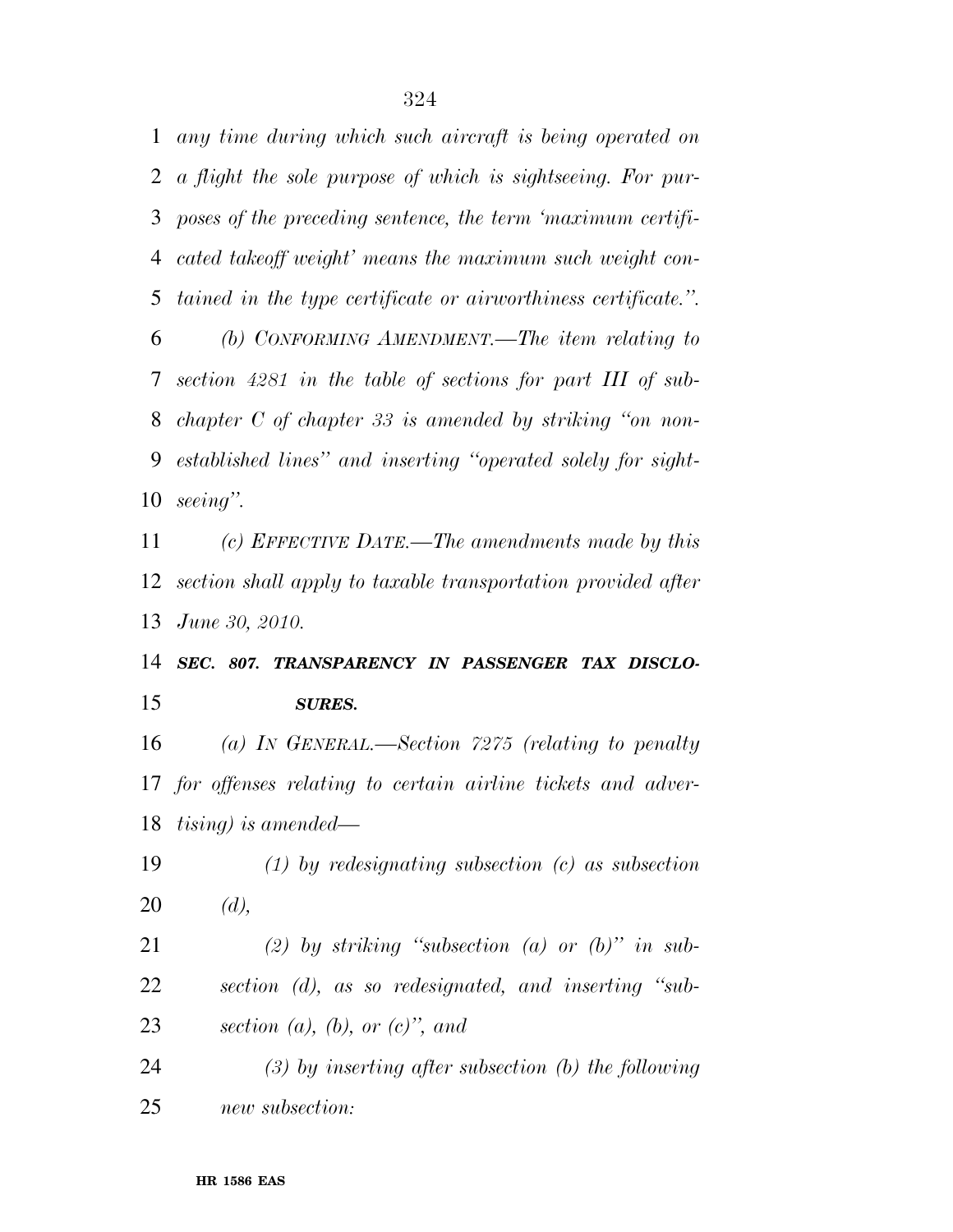*any time during which such aircraft is being operated on a flight the sole purpose of which is sightseeing. For purposes of the preceding sentence, the term 'maximum certificated takeoff weight' means the maximum such weight contained in the type certificate or airworthiness certificate.".*

*(b) CONFORMING AMENDMENT.—The item relating to section 4281 in the table of sections for part III of subchapter C of chapter 33 is amended by striking "on non-established lines" and inserting "operated solely for sightseeing".*

*(c) EFFECTIVE DATE.—The amendments made by this section shall apply to taxable transportation provided after June 30, 2010.*

***SEC. 807. TRANSPARENCY IN PASSENGER TAX DISCLOSURES.***

*(a) IN GENERAL.—Section 7275 (relating to penalty for offenses relating to certain airline tickets and advertising) is amended—*

*(1) by redesignating subsection (c) as subsection (d),*

*(2) by striking "subsection (a) or (b)" in subsection (d), as so redesignated, and inserting "subsection (a), (b), or (c)", and*

*(3) by inserting after subsection (b) the following new subsection:*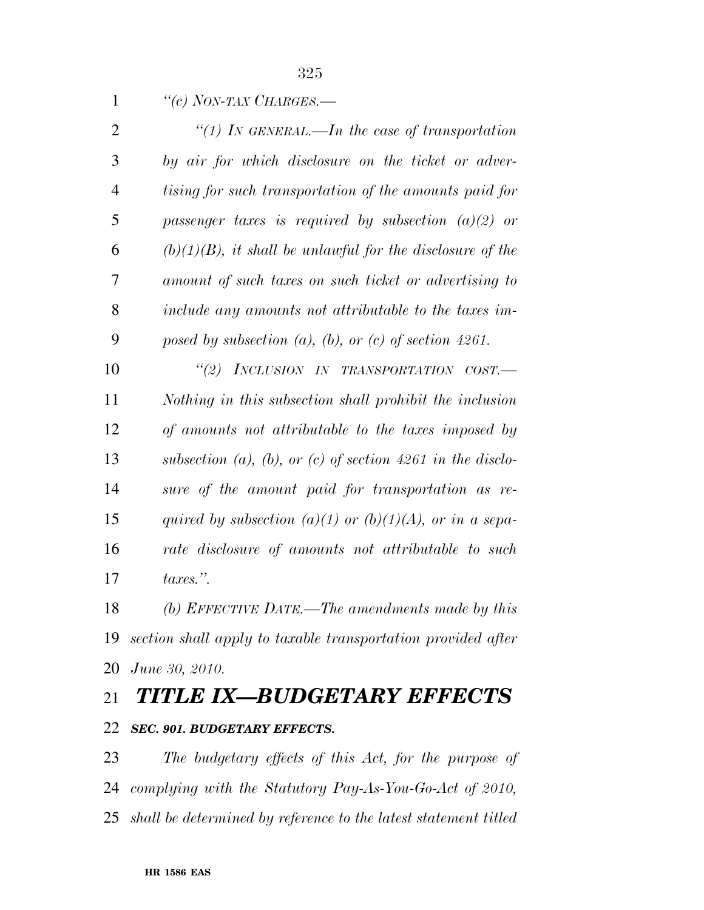*"(c) NON-TAX CHARGES.—*

*"(1) IN GENERAL.—In the case of transportation by air for which disclosure on the ticket or advertising for such transportation of the amounts paid for passenger taxes is required by subsection (a)(2) or (b)(1)(B), it shall be unlawful for the disclosure of the amount of such taxes on such ticket or advertising to include any amounts not attributable to the taxes imposed by subsection (a), (b), or (c) of section 4261.*

*"(2) INCLUSION IN TRANSPORTATION COST.—Nothing in this subsection shall prohibit the inclusion of amounts not attributable to the taxes imposed by subsection (a), (b), or (c) of section 4261 in the disclosure of the amount paid for transportation as required by subsection (a)(1) or (b)(1)(A), or in a separate disclosure of amounts not attributable to such taxes.".*

*(b) EFFECTIVE DATE.—The amendments made by this section shall apply to taxable transportation provided after June 30, 2010.*

# *TITLE IX—BUDGETARY EFFECTS*

## ***SEC. 901. BUDGETARY EFFECTS.***

*The budgetary effects of this Act, for the purpose of complying with the Statutory Pay-As-You-Go-Act of 2010, shall be determined by reference to the latest statement titled*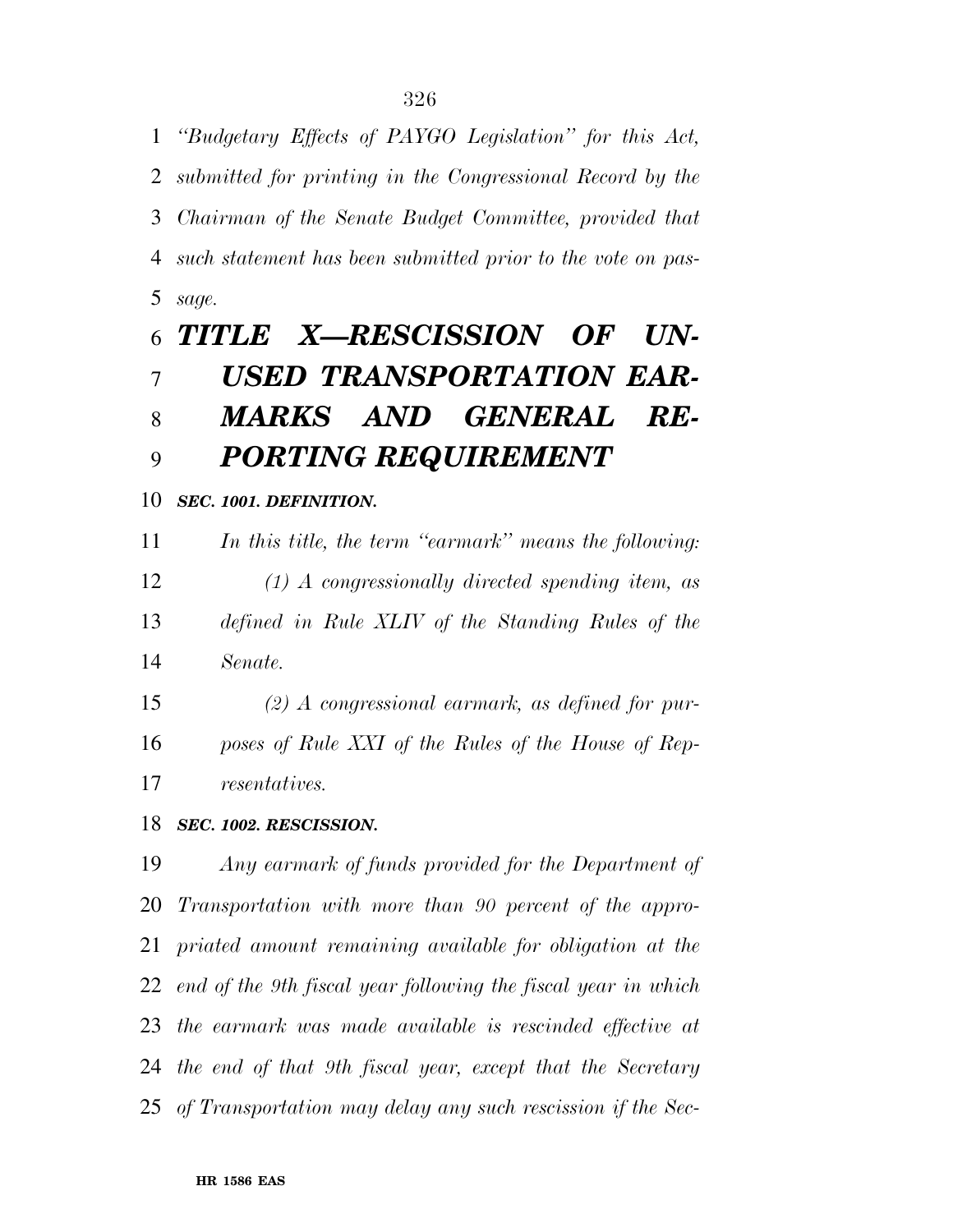*"Budgetary Effects of PAYGO Legislation" for this Act, submitted for printing in the Congressional Record by the Chairman of the Senate Budget Committee, provided that such statement has been submitted prior to the vote on passage.*

# *TITLE X—RESCISSION OF UNUSED TRANSPORTATION EARMARKS AND GENERAL REPORTING REQUIREMENT*

### *SEC. 1001. DEFINITION.*

*In this title, the term "earmark" means the following:*

*(1) A congressionally directed spending item, as defined in Rule XLIV of the Standing Rules of the Senate.*

*(2) A congressional earmark, as defined for purposes of Rule XXI of the Rules of the House of Representatives.*

### *SEC. 1002. RESCISSION.*

*Any earmark of funds provided for the Department of Transportation with more than 90 percent of the appropriated amount remaining available for obligation at the end of the 9th fiscal year following the fiscal year in which the earmark was made available is rescinded effective at the end of that 9th fiscal year, except that the Secretary of Transportation may delay any such rescission if the Sec-*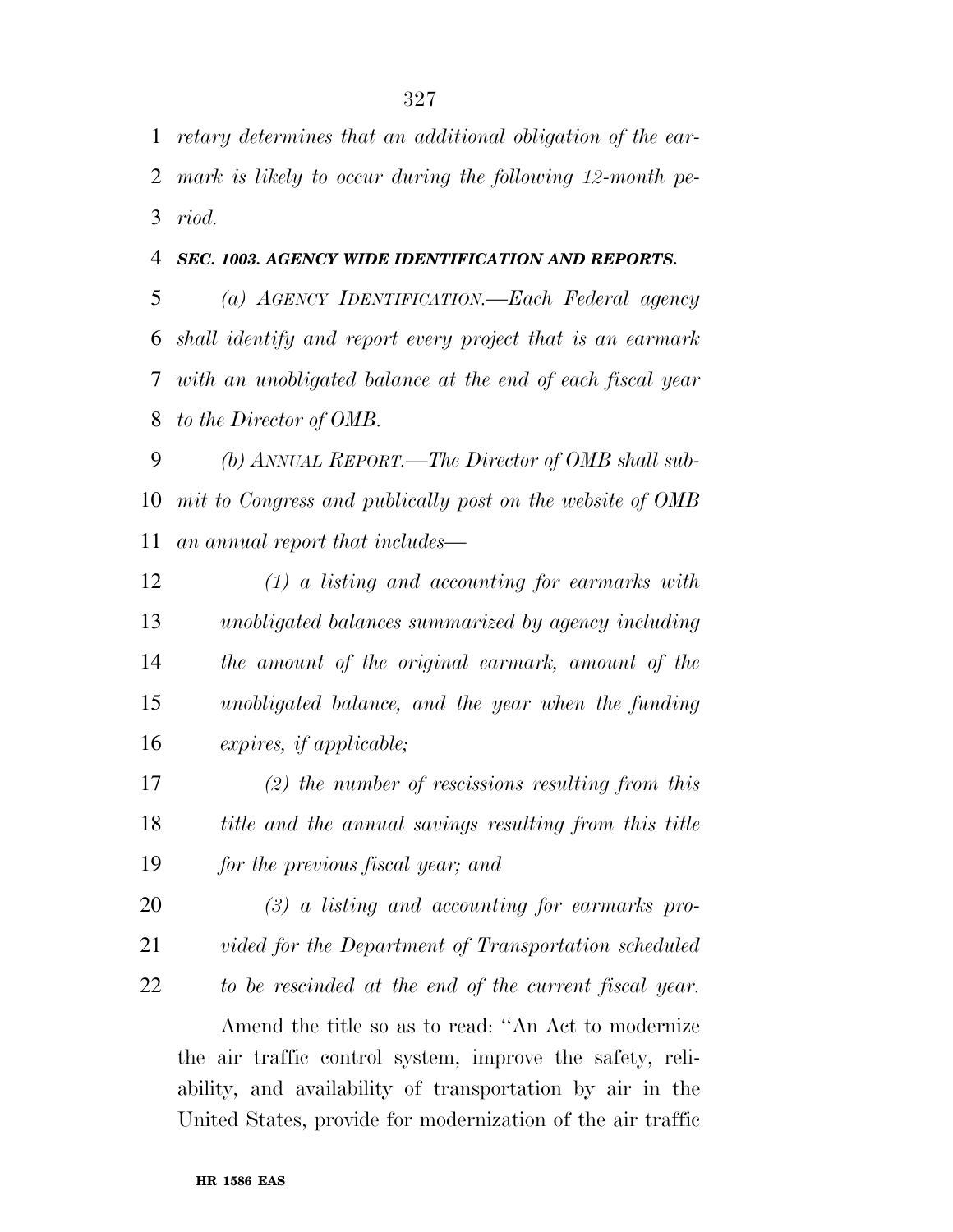*retary determines that an additional obligation of the earmark is likely to occur during the following 12-month period.*

***SEC. 1003. AGENCY WIDE IDENTIFICATION AND REPORTS.***

*(a) AGENCY IDENTIFICATION.—Each Federal agency shall identify and report every project that is an earmark with an unobligated balance at the end of each fiscal year to the Director of OMB.*

*(b) ANNUAL REPORT.—The Director of OMB shall submit to Congress and publically post on the website of OMB an annual report that includes—*

*(1) a listing and accounting for earmarks with unobligated balances summarized by agency including the amount of the original earmark, amount of the unobligated balance, and the year when the funding expires, if applicable;*

*(2) the number of rescissions resulting from this title and the annual savings resulting from this title for the previous fiscal year; and*

*(3) a listing and accounting for earmarks provided for the Department of Transportation scheduled to be rescinded at the end of the current fiscal year.*

Amend the title so as to read: ''An Act to modernize the air traffic control system, improve the safety, reliability, and availability of transportation by air in the United States, provide for modernization of the air traffic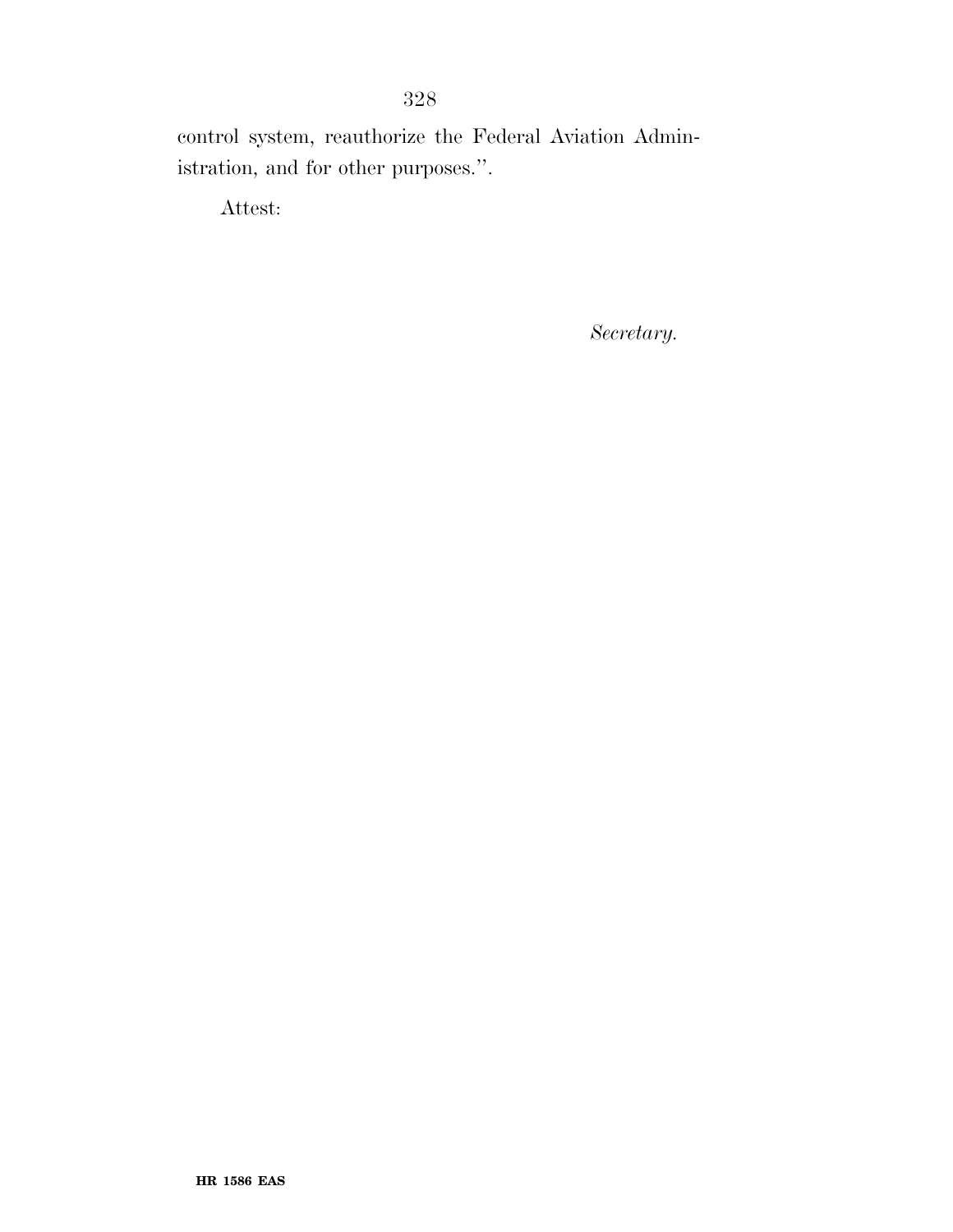control system, reauthorize the Federal Aviation Administration, and for other purposes.''.

Attest:

*Secretary.*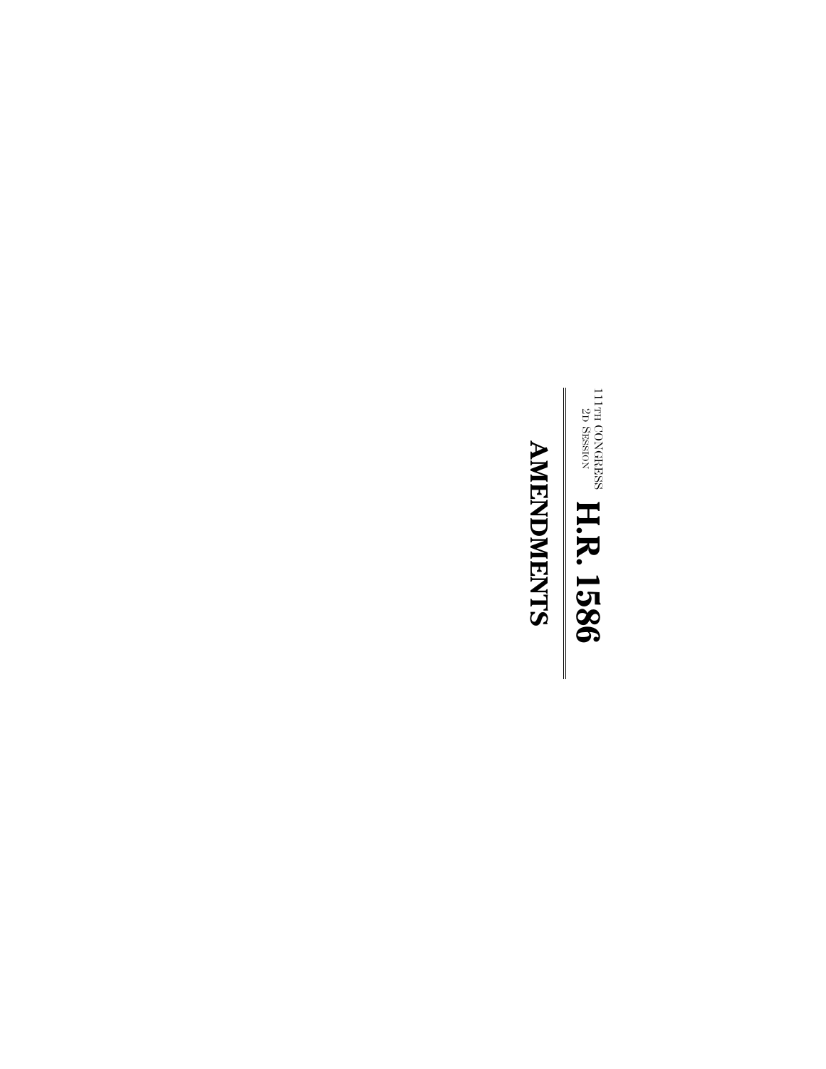111TH CONGRESS
2D SESSION

# H.R. 1586

# AMENDMENTS